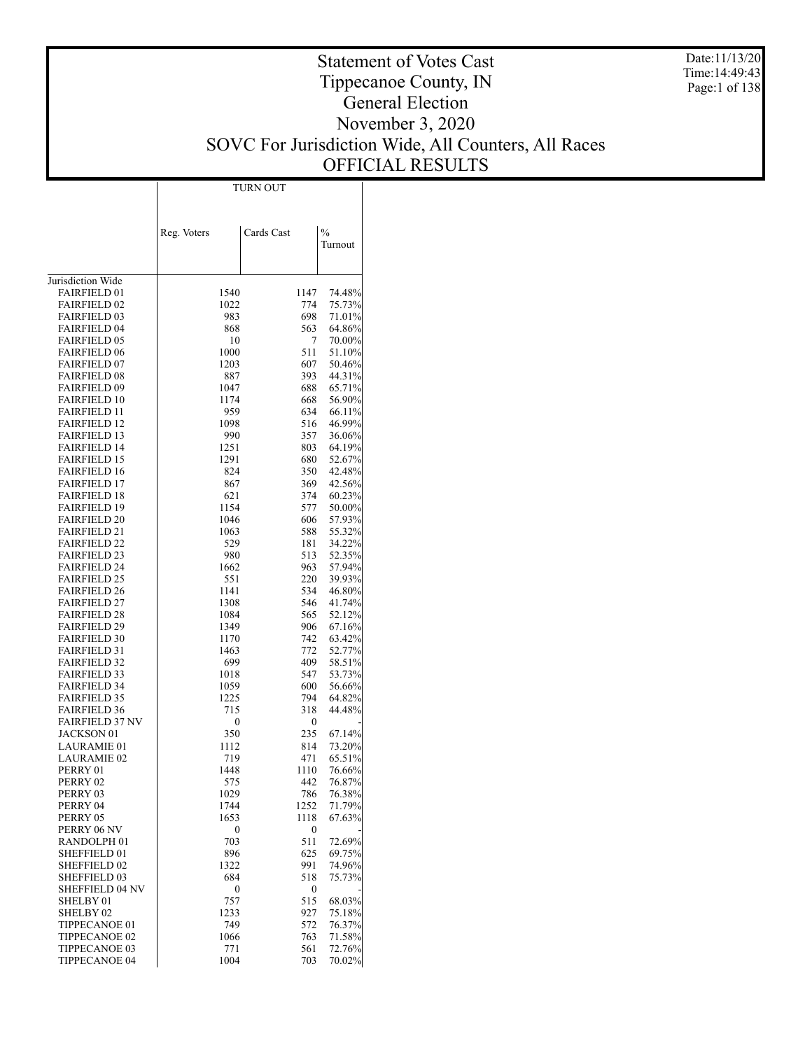# Statement of Votes Cast
## Tippecanoe County, IN
## General Election
## November 3, 2020
## SOVC For Jurisdiction Wide, All Counters, All Races
## OFFICIAL RESULTS

Date:11/13/20
Time:14:49:43

| | TURN OUT | | |
|---|---|---|---|
| | Reg. Voters | Cards Cast | % Turnout |
| Jurisdiction Wide | | | |
| FAIRFIELD 01 | 1540 | 1147 | 74.48% |
| FAIRFIELD 02 | 1022 | 774 | 75.73% |
| FAIRFIELD 03 | 983 | 698 | 71.01% |
| FAIRFIELD 04 | 868 | 563 | 64.86% |
| FAIRFIELD 05 | 10 | 7 | 70.00% |
| FAIRFIELD 06 | 1000 | 511 | 51.10% |
| FAIRFIELD 07 | 1203 | 607 | 50.46% |
| FAIRFIELD 08 | 887 | 393 | 44.31% |
| FAIRFIELD 09 | 1047 | 688 | 65.71% |
| FAIRFIELD 10 | 1174 | 668 | 56.90% |
| FAIRFIELD 11 | 959 | 634 | 66.11% |
| FAIRFIELD 12 | 1098 | 516 | 46.99% |
| FAIRFIELD 13 | 990 | 357 | 36.06% |
| FAIRFIELD 14 | 1251 | 803 | 64.19% |
| FAIRFIELD 15 | 1291 | 680 | 52.67% |
| FAIRFIELD 16 | 824 | 350 | 42.48% |
| FAIRFIELD 17 | 867 | 369 | 42.56% |
| FAIRFIELD 18 | 621 | 374 | 60.23% |
| FAIRFIELD 19 | 1154 | 577 | 50.00% |
| FAIRFIELD 20 | 1046 | 606 | 57.93% |
| FAIRFIELD 21 | 1063 | 588 | 55.32% |
| FAIRFIELD 22 | 529 | 181 | 34.22% |
| FAIRFIELD 23 | 980 | 513 | 52.35% |
| FAIRFIELD 24 | 1662 | 963 | 57.94% |
| FAIRFIELD 25 | 551 | 220 | 39.93% |
| FAIRFIELD 26 | 1141 | 534 | 46.80% |
| FAIRFIELD 27 | 1308 | 546 | 41.74% |
| FAIRFIELD 28 | 1084 | 565 | 52.12% |
| FAIRFIELD 29 | 1349 | 906 | 67.16% |
| FAIRFIELD 30 | 1170 | 742 | 63.42% |
| FAIRFIELD 31 | 1463 | 772 | 52.77% |
| FAIRFIELD 32 | 699 | 409 | 58.51% |
| FAIRFIELD 33 | 1018 | 547 | 53.73% |
| FAIRFIELD 34 | 1059 | 600 | 56.66% |
| FAIRFIELD 35 | 1225 | 794 | 64.82% |
| FAIRFIELD 36 | 715 | 318 | 44.48% |
| FAIRFIELD 37 NV | 0 | 0 | - |
| JACKSON 01 | 350 | 235 | 67.14% |
| LAURAMIE 01 | 1112 | 814 | 73.20% |
| LAURAMIE 02 | 719 | 471 | 65.51% |
| PERRY 01 | 1448 | 1110 | 76.66% |
| PERRY 02 | 575 | 442 | 76.87% |
| PERRY 03 | 1029 | 786 | 76.38% |
| PERRY 04 | 1744 | 1252 | 71.79% |
| PERRY 05 | 1653 | 1118 | 67.63% |
| PERRY 06 NV | 0 | 0 | - |
| RANDOLPH 01 | 703 | 511 | 72.69% |
| SHEFFIELD 01 | 896 | 625 | 69.75% |
| SHEFFIELD 02 | 1322 | 991 | 74.96% |
| SHEFFIELD 03 | 684 | 518 | 75.73% |
| SHEFFIELD 04 NV | 0 | 0 | - |
| SHELBY 01 | 757 | 515 | 68.03% |
| SHELBY 02 | 1233 | 927 | 75.18% |
| TIPPECANOE 01 | 749 | 572 | 76.37% |
| TIPPECANOE 02 | 1066 | 763 | 71.58% |
| TIPPECANOE 03 | 771 | 561 | 72.76% |
| TIPPECANOE 04 | 1004 | 703 | 70.02% |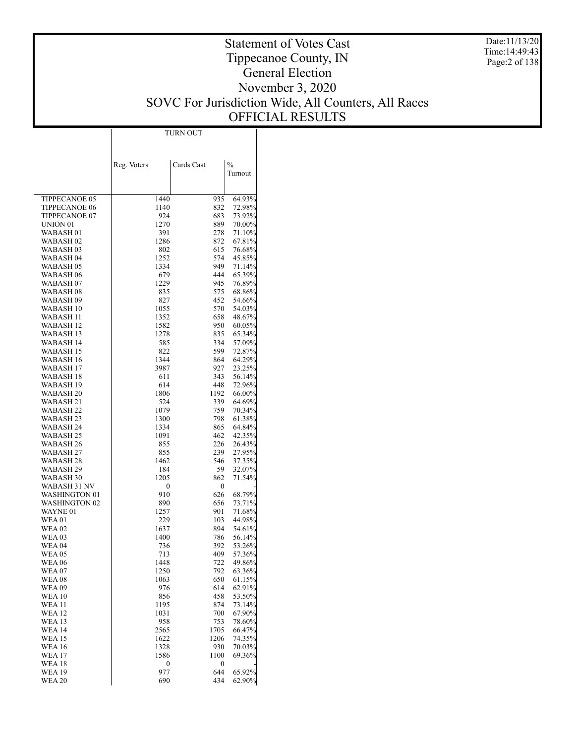# Statement of Votes Cast
# Tippecanoe County, IN
# General Election
# November 3, 2020
# SOVC For Jurisdiction Wide, All Counters, All Races
# OFFICIAL RESULTS

| | TURN OUT | | |
|---|---|---|---|
| | Reg. Voters | Cards Cast | % Turnout |
| TIPPECANOE 05 | 1440 | 935 | 64.93% |
| TIPPECANOE 06 | 1140 | 832 | 72.98% |
| TIPPECANOE 07 | 924 | 683 | 73.92% |
| UNION 01 | 1270 | 889 | 70.00% |
| WABASH 01 | 391 | 278 | 71.10% |
| WABASH 02 | 1286 | 872 | 67.81% |
| WABASH 03 | 802 | 615 | 76.68% |
| WABASH 04 | 1252 | 574 | 45.85% |
| WABASH 05 | 1334 | 949 | 71.14% |
| WABASH 06 | 679 | 444 | 65.39% |
| WABASH 07 | 1229 | 945 | 76.89% |
| WABASH 08 | 835 | 575 | 68.86% |
| WABASH 09 | 827 | 452 | 54.66% |
| WABASH 10 | 1055 | 570 | 54.03% |
| WABASH 11 | 1352 | 658 | 48.67% |
| WABASH 12 | 1582 | 950 | 60.05% |
| WABASH 13 | 1278 | 835 | 65.34% |
| WABASH 14 | 585 | 334 | 57.09% |
| WABASH 15 | 822 | 599 | 72.87% |
| WABASH 16 | 1344 | 864 | 64.29% |
| WABASH 17 | 3987 | 927 | 23.25% |
| WABASH 18 | 611 | 343 | 56.14% |
| WABASH 19 | 614 | 448 | 72.96% |
| WABASH 20 | 1806 | 1192 | 66.00% |
| WABASH 21 | 524 | 339 | 64.69% |
| WABASH 22 | 1079 | 759 | 70.34% |
| WABASH 23 | 1300 | 798 | 61.38% |
| WABASH 24 | 1334 | 865 | 64.84% |
| WABASH 25 | 1091 | 462 | 42.35% |
| WABASH 26 | 855 | 226 | 26.43% |
| WABASH 27 | 855 | 239 | 27.95% |
| WABASH 28 | 1462 | 546 | 37.35% |
| WABASH 29 | 184 | 59 | 32.07% |
| WABASH 30 | 1205 | 862 | 71.54% |
| WABASH 31 NV | 0 | 0 | - |
| WASHINGTON 01 | 910 | 626 | 68.79% |
| WASHINGTON 02 | 890 | 656 | 73.71% |
| WAYNE 01 | 1257 | 901 | 71.68% |
| WEA 01 | 229 | 103 | 44.98% |
| WEA 02 | 1637 | 894 | 54.61% |
| WEA 03 | 1400 | 786 | 56.14% |
| WEA 04 | 736 | 392 | 53.26% |
| WEA 05 | 713 | 409 | 57.36% |
| WEA 06 | 1448 | 722 | 49.86% |
| WEA 07 | 1250 | 792 | 63.36% |
| WEA 08 | 1063 | 650 | 61.15% |
| WEA 09 | 976 | 614 | 62.91% |
| WEA 10 | 856 | 458 | 53.50% |
| WEA 11 | 1195 | 874 | 73.14% |
| WEA 12 | 1031 | 700 | 67.90% |
| WEA 13 | 958 | 753 | 78.60% |
| WEA 14 | 2565 | 1705 | 66.47% |
| WEA 15 | 1622 | 1206 | 74.35% |
| WEA 16 | 1328 | 930 | 70.03% |
| WEA 17 | 1586 | 1100 | 69.36% |
| WEA 18 | 0 | 0 | - |
| WEA 19 | 977 | 644 | 65.92% |
| WEA 20 | 690 | 434 | 62.90% |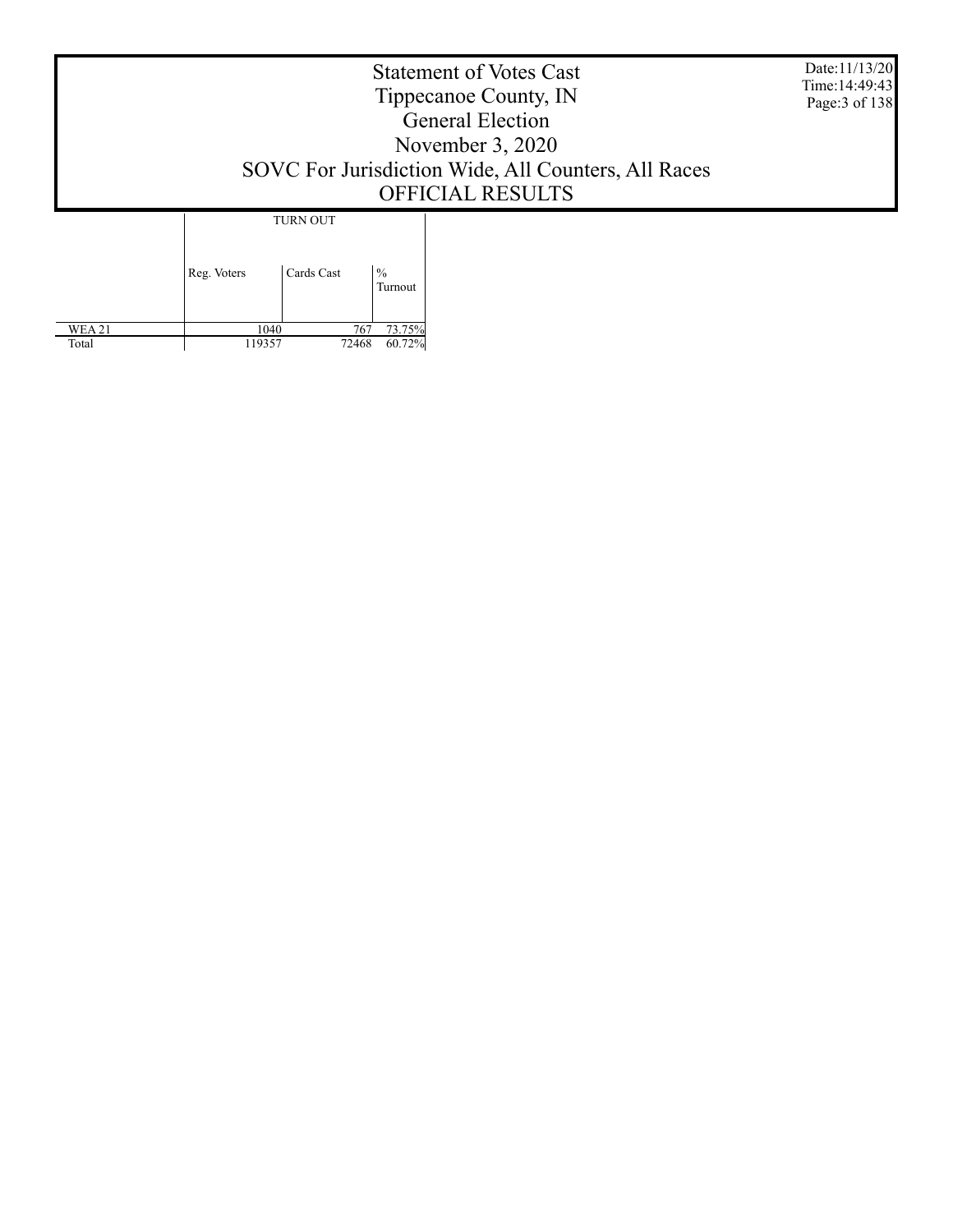# Statement of Votes Cast
## Tippecanoe County, IN
## General Election
## November 3, 2020
## SOVC For Jurisdiction Wide, All Counters, All Races
## OFFICIAL RESULTS

| | TURN OUT | | |
|---|---|---|---|
| | Reg. Voters | Cards Cast | % Turnout |
| WEA 21 | 1040 | 767 | 73.75% |
| Total | 119357 | 72468 | 60.72% |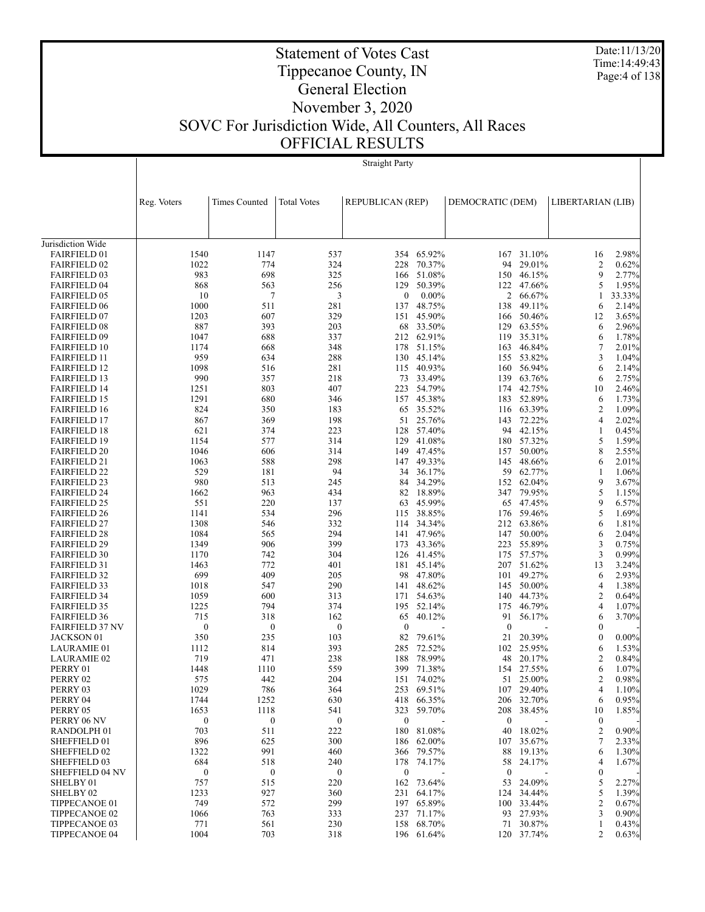# Statement of Votes Cast
## Tippecanoe County, IN
## General Election
## November 3, 2020
## SOVC For Jurisdiction Wide, All Counters, All Races
## OFFICIAL RESULTS

Straight Party

| | Reg. Voters | Times Counted | Total Votes | REPUBLICAN (REP) | | DEMOCRATIC (DEM) | | LIBERTARIAN (LIB) | |
|---|---|---|---|---|---|---|---|---|---|
| Jurisdiction Wide | | | | | | | | | |
| FAIRFIELD 01 | 1540 | 1147 | 537 | 354 | 65.92% | 167 | 31.10% | 16 | 2.98% |
| FAIRFIELD 02 | 1022 | 774 | 324 | 228 | 70.37% | 94 | 29.01% | 2 | 0.62% |
| FAIRFIELD 03 | 983 | 698 | 325 | 166 | 51.08% | 150 | 46.15% | 9 | 2.77% |
| FAIRFIELD 04 | 868 | 563 | 256 | 129 | 50.39% | 122 | 47.66% | 5 | 1.95% |
| FAIRFIELD 05 | 10 | 7 | 3 | 0 | 0.00% | 2 | 66.67% | 1 | 33.33% |
| FAIRFIELD 06 | 1000 | 511 | 281 | 137 | 48.75% | 138 | 49.11% | 6 | 2.14% |
| FAIRFIELD 07 | 1203 | 607 | 329 | 151 | 45.90% | 166 | 50.46% | 12 | 3.65% |
| FAIRFIELD 08 | 887 | 393 | 203 | 68 | 33.50% | 129 | 63.55% | 6 | 2.96% |
| FAIRFIELD 09 | 1047 | 688 | 337 | 212 | 62.91% | 119 | 35.31% | 6 | 1.78% |
| FAIRFIELD 10 | 1174 | 668 | 348 | 178 | 51.15% | 163 | 46.84% | 7 | 2.01% |
| FAIRFIELD 11 | 959 | 634 | 288 | 130 | 45.14% | 155 | 53.82% | 3 | 1.04% |
| FAIRFIELD 12 | 1098 | 516 | 281 | 115 | 40.93% | 160 | 56.94% | 6 | 2.14% |
| FAIRFIELD 13 | 990 | 357 | 218 | 73 | 33.49% | 139 | 63.76% | 6 | 2.75% |
| FAIRFIELD 14 | 1251 | 803 | 407 | 223 | 54.79% | 174 | 42.75% | 10 | 2.46% |
| FAIRFIELD 15 | 1291 | 680 | 346 | 157 | 45.38% | 183 | 52.89% | 6 | 1.73% |
| FAIRFIELD 16 | 824 | 350 | 183 | 65 | 35.52% | 116 | 63.39% | 2 | 1.09% |
| FAIRFIELD 17 | 867 | 369 | 198 | 51 | 25.76% | 143 | 72.22% | 4 | 2.02% |
| FAIRFIELD 18 | 621 | 374 | 223 | 128 | 57.40% | 94 | 42.15% | 1 | 0.45% |
| FAIRFIELD 19 | 1154 | 577 | 314 | 129 | 41.08% | 180 | 57.32% | 5 | 1.59% |
| FAIRFIELD 20 | 1046 | 606 | 314 | 149 | 47.45% | 157 | 50.00% | 8 | 2.55% |
| FAIRFIELD 21 | 1063 | 588 | 298 | 147 | 49.33% | 145 | 48.66% | 6 | 2.01% |
| FAIRFIELD 22 | 529 | 181 | 94 | 34 | 36.17% | 59 | 62.77% | 1 | 1.06% |
| FAIRFIELD 23 | 980 | 513 | 245 | 84 | 34.29% | 152 | 62.04% | 9 | 3.67% |
| FAIRFIELD 24 | 1662 | 963 | 434 | 82 | 18.89% | 347 | 79.95% | 5 | 1.15% |
| FAIRFIELD 25 | 551 | 220 | 137 | 63 | 45.99% | 65 | 47.45% | 9 | 6.57% |
| FAIRFIELD 26 | 1141 | 534 | 296 | 115 | 38.85% | 176 | 59.46% | 5 | 1.69% |
| FAIRFIELD 27 | 1308 | 546 | 332 | 114 | 34.34% | 212 | 63.86% | 6 | 1.81% |
| FAIRFIELD 28 | 1084 | 565 | 294 | 141 | 47.96% | 147 | 50.00% | 6 | 2.04% |
| FAIRFIELD 29 | 1349 | 906 | 399 | 173 | 43.36% | 223 | 55.89% | 3 | 0.75% |
| FAIRFIELD 30 | 1170 | 742 | 304 | 126 | 41.45% | 175 | 57.57% | 3 | 0.99% |
| FAIRFIELD 31 | 1463 | 772 | 401 | 181 | 45.14% | 207 | 51.62% | 13 | 3.24% |
| FAIRFIELD 32 | 699 | 409 | 205 | 98 | 47.80% | 101 | 49.27% | 6 | 2.93% |
| FAIRFIELD 33 | 1018 | 547 | 290 | 141 | 48.62% | 145 | 50.00% | 4 | 1.38% |
| FAIRFIELD 34 | 1059 | 600 | 313 | 171 | 54.63% | 140 | 44.73% | 2 | 0.64% |
| FAIRFIELD 35 | 1225 | 794 | 374 | 195 | 52.14% | 175 | 46.79% | 4 | 1.07% |
| FAIRFIELD 36 | 715 | 318 | 162 | 65 | 40.12% | 91 | 56.17% | 6 | 3.70% |
| FAIRFIELD 37 NV | 0 | 0 | 0 | 0 | - | 0 | - | 0 | - |
| JACKSON 01 | 350 | 235 | 103 | 82 | 79.61% | 21 | 20.39% | 0 | 0.00% |
| LAURAMIE 01 | 1112 | 814 | 393 | 285 | 72.52% | 102 | 25.95% | 6 | 1.53% |
| LAURAMIE 02 | 719 | 471 | 238 | 188 | 78.99% | 48 | 20.17% | 2 | 0.84% |
| PERRY 01 | 1448 | 1110 | 559 | 399 | 71.38% | 154 | 27.55% | 6 | 1.07% |
| PERRY 02 | 575 | 442 | 204 | 151 | 74.02% | 51 | 25.00% | 2 | 0.98% |
| PERRY 03 | 1029 | 786 | 364 | 253 | 69.51% | 107 | 29.40% | 4 | 1.10% |
| PERRY 04 | 1744 | 1252 | 630 | 418 | 66.35% | 206 | 32.70% | 6 | 0.95% |
| PERRY 05 | 1653 | 1118 | 541 | 323 | 59.70% | 208 | 38.45% | 10 | 1.85% |
| PERRY 06 NV | 0 | 0 | 0 | 0 | - | 0 | - | 0 | - |
| RANDOLPH 01 | 703 | 511 | 222 | 180 | 81.08% | 40 | 18.02% | 2 | 0.90% |
| SHEFFIELD 01 | 896 | 625 | 300 | 186 | 62.00% | 107 | 35.67% | 7 | 2.33% |
| SHEFFIELD 02 | 1322 | 991 | 460 | 366 | 79.57% | 88 | 19.13% | 6 | 1.30% |
| SHEFFIELD 03 | 684 | 518 | 240 | 178 | 74.17% | 58 | 24.17% | 4 | 1.67% |
| SHEFFIELD 04 NV | 0 | 0 | 0 | 0 | - | 0 | - | 0 | - |
| SHELBY 01 | 757 | 515 | 220 | 162 | 73.64% | 53 | 24.09% | 5 | 2.27% |
| SHELBY 02 | 1233 | 927 | 360 | 231 | 64.17% | 124 | 34.44% | 5 | 1.39% |
| TIPPECANOE 01 | 749 | 572 | 299 | 197 | 65.89% | 100 | 33.44% | 2 | 0.67% |
| TIPPECANOE 02 | 1066 | 763 | 333 | 237 | 71.17% | 93 | 27.93% | 3 | 0.90% |
| TIPPECANOE 03 | 771 | 561 | 230 | 158 | 68.70% | 71 | 30.87% | 1 | 0.43% |
| TIPPECANOE 04 | 1004 | 703 | 318 | 196 | 61.64% | 120 | 37.74% | 2 | 0.63% |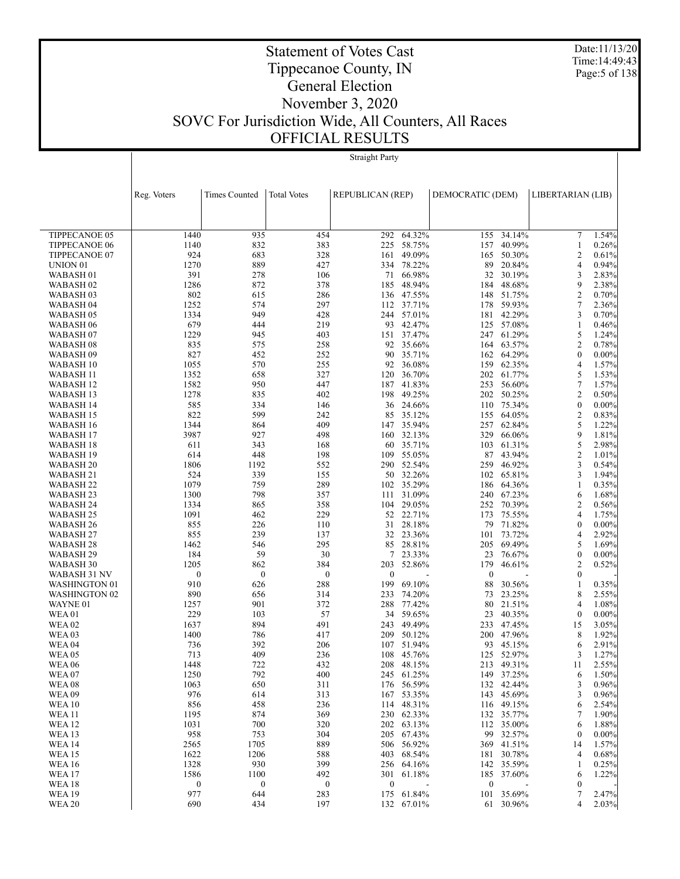# Statement of Votes Cast
# Tippecanoe County, IN
# General Election
# November 3, 2020
# SOVC For Jurisdiction Wide, All Counters, All Races
# OFFICIAL RESULTS

Date:11/13/20
Time:14:49:43

Straight Party

| | Reg. Voters | Times Counted | Total Votes | REPUBLICAN (REP) | | DEMOCRATIC (DEM) | | LIBERTARIAN (LIB) | |
|---|---|---|---|---|---|---|---|---|---|
| TIPPECANOE 05 | 1440 | 935 | 454 | 292 | 64.32% | 155 | 34.14% | 7 | 1.54% |
| TIPPECANOE 06 | 1140 | 832 | 383 | 225 | 58.75% | 157 | 40.99% | 1 | 0.26% |
| TIPPECANOE 07 | 924 | 683 | 328 | 161 | 49.09% | 165 | 50.30% | 2 | 0.61% |
| UNION 01 | 1270 | 889 | 427 | 334 | 78.22% | 89 | 20.84% | 4 | 0.94% |
| WABASH 01 | 391 | 278 | 106 | 71 | 66.98% | 32 | 30.19% | 3 | 2.83% |
| WABASH 02 | 1286 | 872 | 378 | 185 | 48.94% | 184 | 48.68% | 9 | 2.38% |
| WABASH 03 | 802 | 615 | 286 | 136 | 47.55% | 148 | 51.75% | 2 | 0.70% |
| WABASH 04 | 1252 | 574 | 297 | 112 | 37.71% | 178 | 59.93% | 7 | 2.36% |
| WABASH 05 | 1334 | 949 | 428 | 244 | 57.01% | 181 | 42.29% | 3 | 0.70% |
| WABASH 06 | 679 | 444 | 219 | 93 | 42.47% | 125 | 57.08% | 1 | 0.46% |
| WABASH 07 | 1229 | 945 | 403 | 151 | 37.47% | 247 | 61.29% | 5 | 1.24% |
| WABASH 08 | 835 | 575 | 258 | 92 | 35.66% | 164 | 63.57% | 2 | 0.78% |
| WABASH 09 | 827 | 452 | 252 | 90 | 35.71% | 162 | 64.29% | 0 | 0.00% |
| WABASH 10 | 1055 | 570 | 255 | 92 | 36.08% | 159 | 62.35% | 4 | 1.57% |
| WABASH 11 | 1352 | 658 | 327 | 120 | 36.70% | 202 | 61.77% | 5 | 1.53% |
| WABASH 12 | 1582 | 950 | 447 | 187 | 41.83% | 253 | 56.60% | 7 | 1.57% |
| WABASH 13 | 1278 | 835 | 402 | 198 | 49.25% | 202 | 50.25% | 2 | 0.50% |
| WABASH 14 | 585 | 334 | 146 | 36 | 24.66% | 110 | 75.34% | 0 | 0.00% |
| WABASH 15 | 822 | 599 | 242 | 85 | 35.12% | 155 | 64.05% | 2 | 0.83% |
| WABASH 16 | 1344 | 864 | 409 | 147 | 35.94% | 257 | 62.84% | 5 | 1.22% |
| WABASH 17 | 3987 | 927 | 498 | 160 | 32.13% | 329 | 66.06% | 9 | 1.81% |
| WABASH 18 | 611 | 343 | 168 | 60 | 35.71% | 103 | 61.31% | 5 | 2.98% |
| WABASH 19 | 614 | 448 | 198 | 109 | 55.05% | 87 | 43.94% | 2 | 1.01% |
| WABASH 20 | 1806 | 1192 | 552 | 290 | 52.54% | 259 | 46.92% | 3 | 0.54% |
| WABASH 21 | 524 | 339 | 155 | 50 | 32.26% | 102 | 65.81% | 3 | 1.94% |
| WABASH 22 | 1079 | 759 | 289 | 102 | 35.29% | 186 | 64.36% | 1 | 0.35% |
| WABASH 23 | 1300 | 798 | 357 | 111 | 31.09% | 240 | 67.23% | 6 | 1.68% |
| WABASH 24 | 1334 | 865 | 358 | 104 | 29.05% | 252 | 70.39% | 2 | 0.56% |
| WABASH 25 | 1091 | 462 | 229 | 52 | 22.71% | 173 | 75.55% | 4 | 1.75% |
| WABASH 26 | 855 | 226 | 110 | 31 | 28.18% | 79 | 71.82% | 0 | 0.00% |
| WABASH 27 | 855 | 239 | 137 | 32 | 23.36% | 101 | 73.72% | 4 | 2.92% |
| WABASH 28 | 1462 | 546 | 295 | 85 | 28.81% | 205 | 69.49% | 5 | 1.69% |
| WABASH 29 | 184 | 59 | 30 | 7 | 23.33% | 23 | 76.67% | 0 | 0.00% |
| WABASH 30 | 1205 | 862 | 384 | 203 | 52.86% | 179 | 46.61% | 2 | 0.52% |
| WABASH 31 NV | 0 | 0 | 0 | 0 | - | 0 | - | 0 | - |
| WASHINGTON 01 | 910 | 626 | 288 | 199 | 69.10% | 88 | 30.56% | 1 | 0.35% |
| WASHINGTON 02 | 890 | 656 | 314 | 233 | 74.20% | 73 | 23.25% | 8 | 2.55% |
| WAYNE 01 | 1257 | 901 | 372 | 288 | 77.42% | 80 | 21.51% | 4 | 1.08% |
| WEA 01 | 229 | 103 | 57 | 34 | 59.65% | 23 | 40.35% | 0 | 0.00% |
| WEA 02 | 1637 | 894 | 491 | 243 | 49.49% | 233 | 47.45% | 15 | 3.05% |
| WEA 03 | 1400 | 786 | 417 | 209 | 50.12% | 200 | 47.96% | 8 | 1.92% |
| WEA 04 | 736 | 392 | 206 | 107 | 51.94% | 93 | 45.15% | 6 | 2.91% |
| WEA 05 | 713 | 409 | 236 | 108 | 45.76% | 125 | 52.97% | 3 | 1.27% |
| WEA 06 | 1448 | 722 | 432 | 208 | 48.15% | 213 | 49.31% | 11 | 2.55% |
| WEA 07 | 1250 | 792 | 400 | 245 | 61.25% | 149 | 37.25% | 6 | 1.50% |
| WEA 08 | 1063 | 650 | 311 | 176 | 56.59% | 132 | 42.44% | 3 | 0.96% |
| WEA 09 | 976 | 614 | 313 | 167 | 53.35% | 143 | 45.69% | 3 | 0.96% |
| WEA 10 | 856 | 458 | 236 | 114 | 48.31% | 116 | 49.15% | 6 | 2.54% |
| WEA 11 | 1195 | 874 | 369 | 230 | 62.33% | 132 | 35.77% | 7 | 1.90% |
| WEA 12 | 1031 | 700 | 320 | 202 | 63.13% | 112 | 35.00% | 6 | 1.88% |
| WEA 13 | 958 | 753 | 304 | 205 | 67.43% | 99 | 32.57% | 0 | 0.00% |
| WEA 14 | 2565 | 1705 | 889 | 506 | 56.92% | 369 | 41.51% | 14 | 1.57% |
| WEA 15 | 1622 | 1206 | 588 | 403 | 68.54% | 181 | 30.78% | 4 | 0.68% |
| WEA 16 | 1328 | 930 | 399 | 256 | 64.16% | 142 | 35.59% | 1 | 0.25% |
| WEA 17 | 1586 | 1100 | 492 | 301 | 61.18% | 185 | 37.60% | 6 | 1.22% |
| WEA 18 | 0 | 0 | 0 | 0 | - | 0 | - | 0 | - |
| WEA 19 | 977 | 644 | 283 | 175 | 61.84% | 101 | 35.69% | 7 | 2.47% |
| WEA 20 | 690 | 434 | 197 | 132 | 67.01% | 61 | 30.96% | 4 | 2.03% |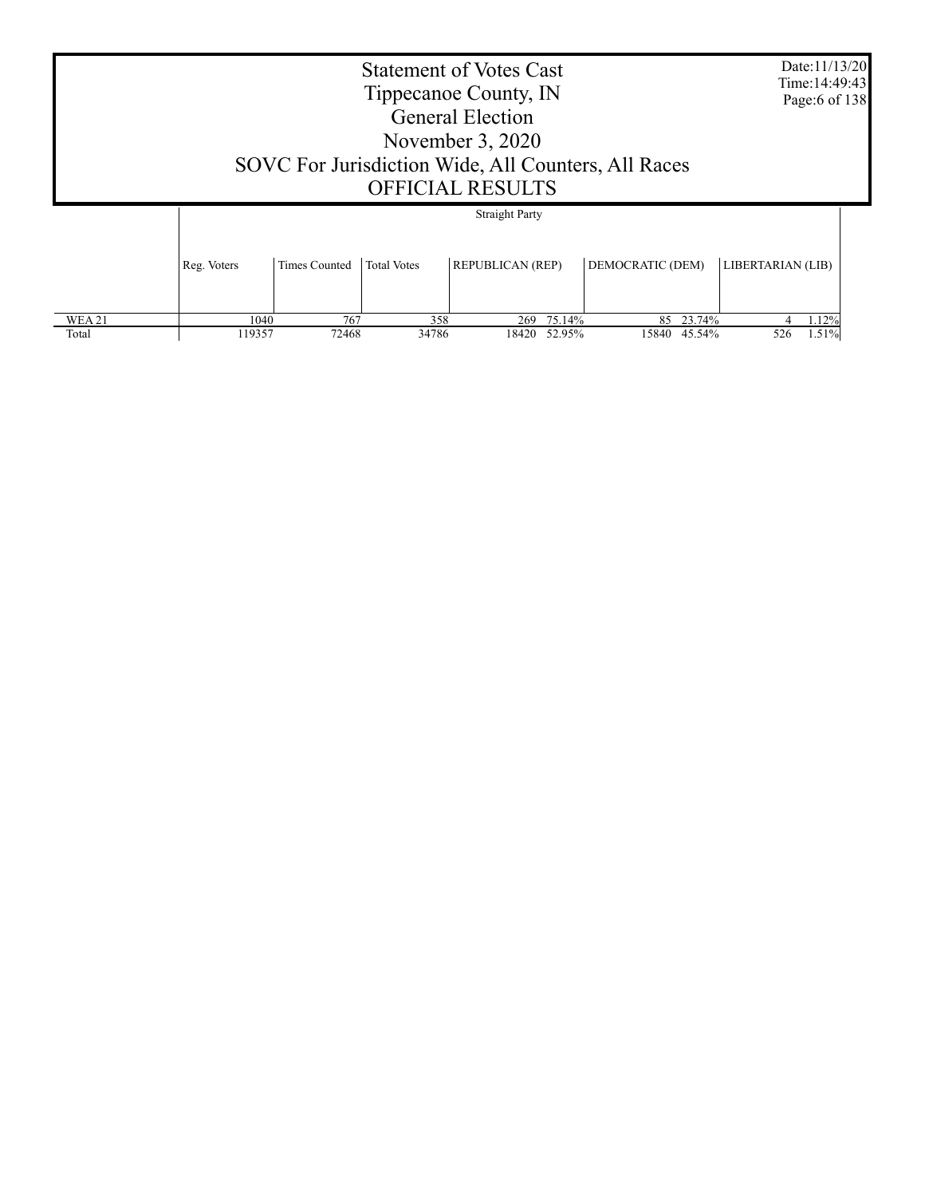# Statement of Votes Cast
## Tippecanoe County, IN
## General Election
## November 3, 2020
## SOVC For Jurisdiction Wide, All Counters, All Races
## OFFICIAL RESULTS

Date:11/13/20
Time:14:49:43

| | Straight Party | | | | | | | | |
|---|---|---|---|---|---|---|---|---|---|
| | Reg. Voters | Times Counted | Total Votes | REPUBLICAN (REP) | | DEMOCRATIC (DEM) | | LIBERTARIAN (LIB) | |
| WEA 21 | 1040 | 767 | 358 | 269 | 75.14% | 85 | 23.74% | 4 | 1.12% |
| Total | 119357 | 72468 | 34786 | 18420 | 52.95% | 15840 | 45.54% | 526 | 1.51% |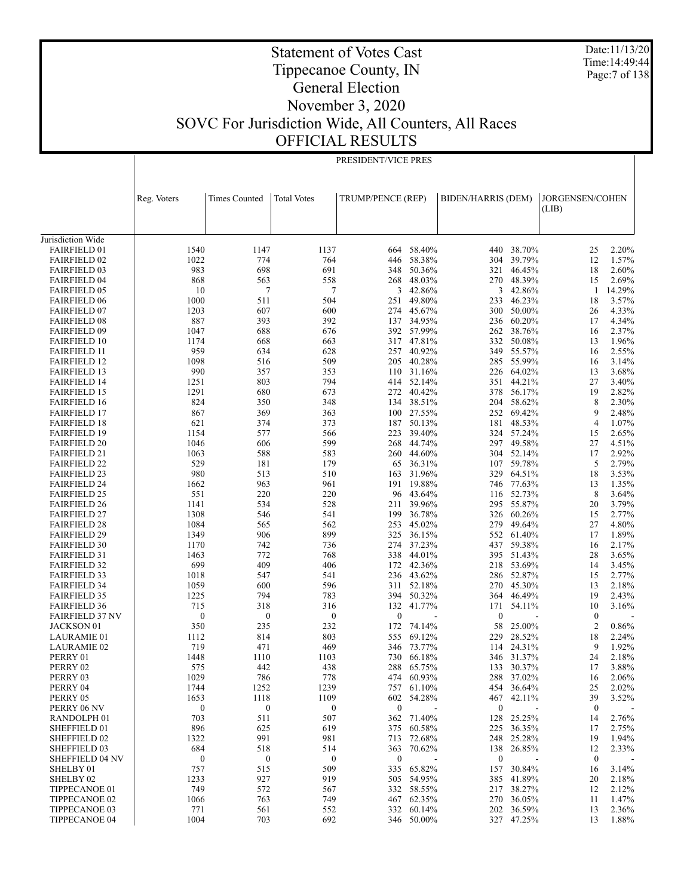# Statement of Votes Cast
# Tippecanoe County, IN
# General Election
# November 3, 2020
# SOVC For Jurisdiction Wide, All Counters, All Races
# OFFICIAL RESULTS

Date:11/13/20
Time:14:49:44

PRESIDENT/VICE PRES

| | Reg. Voters | Times Counted | Total Votes | TRUMP/PENCE (REP) | | BIDEN/HARRIS (DEM) | | JORGENSEN/COHEN (LIB) | |
|---|---|---|---|---|---|---|---|---|---|
| Jurisdiction Wide | | | | | | | | | |
| FAIRFIELD 01 | 1540 | 1147 | 1137 | 664 | 58.40% | 440 | 38.70% | 25 | 2.20% |
| FAIRFIELD 02 | 1022 | 774 | 764 | 446 | 58.38% | 304 | 39.79% | 12 | 1.57% |
| FAIRFIELD 03 | 983 | 698 | 691 | 348 | 50.36% | 321 | 46.45% | 18 | 2.60% |
| FAIRFIELD 04 | 868 | 563 | 558 | 268 | 48.03% | 270 | 48.39% | 15 | 2.69% |
| FAIRFIELD 05 | 10 | 7 | 7 | 3 | 42.86% | 3 | 42.86% | 1 | 14.29% |
| FAIRFIELD 06 | 1000 | 511 | 504 | 251 | 49.80% | 233 | 46.23% | 18 | 3.57% |
| FAIRFIELD 07 | 1203 | 607 | 600 | 274 | 45.67% | 300 | 50.00% | 26 | 4.33% |
| FAIRFIELD 08 | 887 | 393 | 392 | 137 | 34.95% | 236 | 60.20% | 17 | 4.34% |
| FAIRFIELD 09 | 1047 | 688 | 676 | 392 | 57.99% | 262 | 38.76% | 16 | 2.37% |
| FAIRFIELD 10 | 1174 | 668 | 663 | 317 | 47.81% | 332 | 50.08% | 13 | 1.96% |
| FAIRFIELD 11 | 959 | 634 | 628 | 257 | 40.92% | 349 | 55.57% | 16 | 2.55% |
| FAIRFIELD 12 | 1098 | 516 | 509 | 205 | 40.28% | 285 | 55.99% | 16 | 3.14% |
| FAIRFIELD 13 | 990 | 357 | 353 | 110 | 31.16% | 226 | 64.02% | 13 | 3.68% |
| FAIRFIELD 14 | 1251 | 803 | 794 | 414 | 52.14% | 351 | 44.21% | 27 | 3.40% |
| FAIRFIELD 15 | 1291 | 680 | 673 | 272 | 40.42% | 378 | 56.17% | 19 | 2.82% |
| FAIRFIELD 16 | 824 | 350 | 348 | 134 | 38.51% | 204 | 58.62% | 8 | 2.30% |
| FAIRFIELD 17 | 867 | 369 | 363 | 100 | 27.55% | 252 | 69.42% | 9 | 2.48% |
| FAIRFIELD 18 | 621 | 374 | 373 | 187 | 50.13% | 181 | 48.53% | 4 | 1.07% |
| FAIRFIELD 19 | 1154 | 577 | 566 | 223 | 39.40% | 324 | 57.24% | 15 | 2.65% |
| FAIRFIELD 20 | 1046 | 606 | 599 | 268 | 44.74% | 297 | 49.58% | 27 | 4.51% |
| FAIRFIELD 21 | 1063 | 588 | 583 | 260 | 44.60% | 304 | 52.14% | 17 | 2.92% |
| FAIRFIELD 22 | 529 | 181 | 179 | 65 | 36.31% | 107 | 59.78% | 5 | 2.79% |
| FAIRFIELD 23 | 980 | 513 | 510 | 163 | 31.96% | 329 | 64.51% | 18 | 3.53% |
| FAIRFIELD 24 | 1662 | 963 | 961 | 191 | 19.88% | 746 | 77.63% | 13 | 1.35% |
| FAIRFIELD 25 | 551 | 220 | 220 | 96 | 43.64% | 116 | 52.73% | 8 | 3.64% |
| FAIRFIELD 26 | 1141 | 534 | 528 | 211 | 39.96% | 295 | 55.87% | 20 | 3.79% |
| FAIRFIELD 27 | 1308 | 546 | 541 | 199 | 36.78% | 326 | 60.26% | 15 | 2.77% |
| FAIRFIELD 28 | 1084 | 565 | 562 | 253 | 45.02% | 279 | 49.64% | 27 | 4.80% |
| FAIRFIELD 29 | 1349 | 906 | 899 | 325 | 36.15% | 552 | 61.40% | 17 | 1.89% |
| FAIRFIELD 30 | 1170 | 742 | 736 | 274 | 37.23% | 437 | 59.38% | 16 | 2.17% |
| FAIRFIELD 31 | 1463 | 772 | 768 | 338 | 44.01% | 395 | 51.43% | 28 | 3.65% |
| FAIRFIELD 32 | 699 | 409 | 406 | 172 | 42.36% | 218 | 53.69% | 14 | 3.45% |
| FAIRFIELD 33 | 1018 | 547 | 541 | 236 | 43.62% | 286 | 52.87% | 15 | 2.77% |
| FAIRFIELD 34 | 1059 | 600 | 596 | 311 | 52.18% | 270 | 45.30% | 13 | 2.18% |
| FAIRFIELD 35 | 1225 | 794 | 783 | 394 | 50.32% | 364 | 46.49% | 19 | 2.43% |
| FAIRFIELD 36 | 715 | 318 | 316 | 132 | 41.77% | 171 | 54.11% | 10 | 3.16% |
| FAIRFIELD 37 NV | 0 | 0 | 0 | 0 | - | 0 | - | 0 | - |
| JACKSON 01 | 350 | 235 | 232 | 172 | 74.14% | 58 | 25.00% | 2 | 0.86% |
| LAURAMIE 01 | 1112 | 814 | 803 | 555 | 69.12% | 229 | 28.52% | 18 | 2.24% |
| LAURAMIE 02 | 719 | 471 | 469 | 346 | 73.77% | 114 | 24.31% | 9 | 1.92% |
| PERRY 01 | 1448 | 1110 | 1103 | 730 | 66.18% | 346 | 31.37% | 24 | 2.18% |
| PERRY 02 | 575 | 442 | 438 | 288 | 65.75% | 133 | 30.37% | 17 | 3.88% |
| PERRY 03 | 1029 | 786 | 778 | 474 | 60.93% | 288 | 37.02% | 16 | 2.06% |
| PERRY 04 | 1744 | 1252 | 1239 | 757 | 61.10% | 454 | 36.64% | 25 | 2.02% |
| PERRY 05 | 1653 | 1118 | 1109 | 602 | 54.28% | 467 | 42.11% | 39 | 3.52% |
| PERRY 06 NV | 0 | 0 | 0 | 0 | - | 0 | - | 0 | - |
| RANDOLPH 01 | 703 | 511 | 507 | 362 | 71.40% | 128 | 25.25% | 14 | 2.76% |
| SHEFFIELD 01 | 896 | 625 | 619 | 375 | 60.58% | 225 | 36.35% | 17 | 2.75% |
| SHEFFIELD 02 | 1322 | 991 | 981 | 713 | 72.68% | 248 | 25.28% | 19 | 1.94% |
| SHEFFIELD 03 | 684 | 518 | 514 | 363 | 70.62% | 138 | 26.85% | 12 | 2.33% |
| SHEFFIELD 04 NV | 0 | 0 | 0 | 0 | - | 0 | - | 0 | - |
| SHELBY 01 | 757 | 515 | 509 | 335 | 65.82% | 157 | 30.84% | 16 | 3.14% |
| SHELBY 02 | 1233 | 927 | 919 | 505 | 54.95% | 385 | 41.89% | 20 | 2.18% |
| TIPPECANOE 01 | 749 | 572 | 567 | 332 | 58.55% | 217 | 38.27% | 12 | 2.12% |
| TIPPECANOE 02 | 1066 | 763 | 749 | 467 | 62.35% | 270 | 36.05% | 11 | 1.47% |
| TIPPECANOE 03 | 771 | 561 | 552 | 332 | 60.14% | 202 | 36.59% | 13 | 2.36% |
| TIPPECANOE 04 | 1004 | 703 | 692 | 346 | 50.00% | 327 | 47.25% | 13 | 1.88% |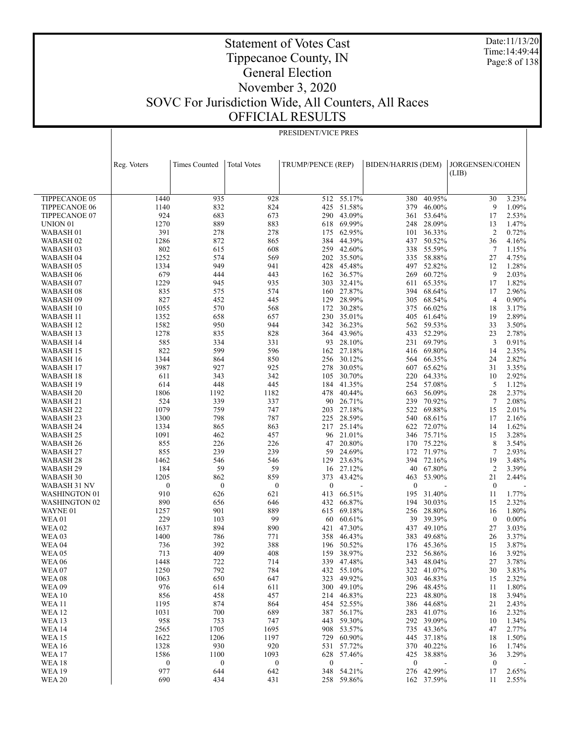# Statement of Votes Cast
# Tippecanoe County, IN
# General Election
# November 3, 2020
# SOVC For Jurisdiction Wide, All Counters, All Races
# OFFICIAL RESULTS

Date:11/13/20
Time:14:49:44

PRESIDENT/VICE PRES

| | Reg. Voters | Times Counted | Total Votes | TRUMP/PENCE (REP) | | BIDEN/HARRIS (DEM) | | JORGENSEN/COHEN (LIB) | |
|---|---|---|---|---|---|---|---|---|---|
| TIPPECANOE 05 | 1440 | 935 | 928 | 512 | 55.17% | 380 | 40.95% | 30 | 3.23% |
| TIPPECANOE 06 | 1140 | 832 | 824 | 425 | 51.58% | 379 | 46.00% | 9 | 1.09% |
| TIPPECANOE 07 | 924 | 683 | 673 | 290 | 43.09% | 361 | 53.64% | 17 | 2.53% |
| UNION 01 | 1270 | 889 | 883 | 618 | 69.99% | 248 | 28.09% | 13 | 1.47% |
| WABASH 01 | 391 | 278 | 278 | 175 | 62.95% | 101 | 36.33% | 2 | 0.72% |
| WABASH 02 | 1286 | 872 | 865 | 384 | 44.39% | 437 | 50.52% | 36 | 4.16% |
| WABASH 03 | 802 | 615 | 608 | 259 | 42.60% | 338 | 55.59% | 7 | 1.15% |
| WABASH 04 | 1252 | 574 | 569 | 202 | 35.50% | 335 | 58.88% | 27 | 4.75% |
| WABASH 05 | 1334 | 949 | 941 | 428 | 45.48% | 497 | 52.82% | 12 | 1.28% |
| WABASH 06 | 679 | 444 | 443 | 162 | 36.57% | 269 | 60.72% | 9 | 2.03% |
| WABASH 07 | 1229 | 945 | 935 | 303 | 32.41% | 611 | 65.35% | 17 | 1.82% |
| WABASH 08 | 835 | 575 | 574 | 160 | 27.87% | 394 | 68.64% | 17 | 2.96% |
| WABASH 09 | 827 | 452 | 445 | 129 | 28.99% | 305 | 68.54% | 4 | 0.90% |
| WABASH 10 | 1055 | 570 | 568 | 172 | 30.28% | 375 | 66.02% | 18 | 3.17% |
| WABASH 11 | 1352 | 658 | 657 | 230 | 35.01% | 405 | 61.64% | 19 | 2.89% |
| WABASH 12 | 1582 | 950 | 944 | 342 | 36.23% | 562 | 59.53% | 33 | 3.50% |
| WABASH 13 | 1278 | 835 | 828 | 364 | 43.96% | 433 | 52.29% | 23 | 2.78% |
| WABASH 14 | 585 | 334 | 331 | 93 | 28.10% | 231 | 69.79% | 3 | 0.91% |
| WABASH 15 | 822 | 599 | 596 | 162 | 27.18% | 416 | 69.80% | 14 | 2.35% |
| WABASH 16 | 1344 | 864 | 850 | 256 | 30.12% | 564 | 66.35% | 24 | 2.82% |
| WABASH 17 | 3987 | 927 | 925 | 278 | 30.05% | 607 | 65.62% | 31 | 3.35% |
| WABASH 18 | 611 | 343 | 342 | 105 | 30.70% | 220 | 64.33% | 10 | 2.92% |
| WABASH 19 | 614 | 448 | 445 | 184 | 41.35% | 254 | 57.08% | 5 | 1.12% |
| WABASH 20 | 1806 | 1192 | 1182 | 478 | 40.44% | 663 | 56.09% | 28 | 2.37% |
| WABASH 21 | 524 | 339 | 337 | 90 | 26.71% | 239 | 70.92% | 7 | 2.08% |
| WABASH 22 | 1079 | 759 | 747 | 203 | 27.18% | 522 | 69.88% | 15 | 2.01% |
| WABASH 23 | 1300 | 798 | 787 | 225 | 28.59% | 540 | 68.61% | 17 | 2.16% |
| WABASH 24 | 1334 | 865 | 863 | 217 | 25.14% | 622 | 72.07% | 14 | 1.62% |
| WABASH 25 | 1091 | 462 | 457 | 96 | 21.01% | 346 | 75.71% | 15 | 3.28% |
| WABASH 26 | 855 | 226 | 226 | 47 | 20.80% | 170 | 75.22% | 8 | 3.54% |
| WABASH 27 | 855 | 239 | 239 | 59 | 24.69% | 172 | 71.97% | 7 | 2.93% |
| WABASH 28 | 1462 | 546 | 546 | 129 | 23.63% | 394 | 72.16% | 19 | 3.48% |
| WABASH 29 | 184 | 59 | 59 | 16 | 27.12% | 40 | 67.80% | 2 | 3.39% |
| WABASH 30 | 1205 | 862 | 859 | 373 | 43.42% | 463 | 53.90% | 21 | 2.44% |
| WABASH 31 NV | 0 | 0 | 0 | 0 | - | 0 | - | 0 | - |
| WASHINGTON 01 | 910 | 626 | 621 | 413 | 66.51% | 195 | 31.40% | 11 | 1.77% |
| WASHINGTON 02 | 890 | 656 | 646 | 432 | 66.87% | 194 | 30.03% | 15 | 2.32% |
| WAYNE 01 | 1257 | 901 | 889 | 615 | 69.18% | 256 | 28.80% | 16 | 1.80% |
| WEA 01 | 229 | 103 | 99 | 60 | 60.61% | 39 | 39.39% | 0 | 0.00% |
| WEA 02 | 1637 | 894 | 890 | 421 | 47.30% | 437 | 49.10% | 27 | 3.03% |
| WEA 03 | 1400 | 786 | 771 | 358 | 46.43% | 383 | 49.68% | 26 | 3.37% |
| WEA 04 | 736 | 392 | 388 | 196 | 50.52% | 176 | 45.36% | 15 | 3.87% |
| WEA 05 | 713 | 409 | 408 | 159 | 38.97% | 232 | 56.86% | 16 | 3.92% |
| WEA 06 | 1448 | 722 | 714 | 339 | 47.48% | 343 | 48.04% | 27 | 3.78% |
| WEA 07 | 1250 | 792 | 784 | 432 | 55.10% | 322 | 41.07% | 30 | 3.83% |
| WEA 08 | 1063 | 650 | 647 | 323 | 49.92% | 303 | 46.83% | 15 | 2.32% |
| WEA 09 | 976 | 614 | 611 | 300 | 49.10% | 296 | 48.45% | 11 | 1.80% |
| WEA 10 | 856 | 458 | 457 | 214 | 46.83% | 223 | 48.80% | 18 | 3.94% |
| WEA 11 | 1195 | 874 | 864 | 454 | 52.55% | 386 | 44.68% | 21 | 2.43% |
| WEA 12 | 1031 | 700 | 689 | 387 | 56.17% | 283 | 41.07% | 16 | 2.32% |
| WEA 13 | 958 | 753 | 747 | 443 | 59.30% | 292 | 39.09% | 10 | 1.34% |
| WEA 14 | 2565 | 1705 | 1695 | 908 | 53.57% | 735 | 43.36% | 47 | 2.77% |
| WEA 15 | 1622 | 1206 | 1197 | 729 | 60.90% | 445 | 37.18% | 18 | 1.50% |
| WEA 16 | 1328 | 930 | 920 | 531 | 57.72% | 370 | 40.22% | 16 | 1.74% |
| WEA 17 | 1586 | 1100 | 1093 | 628 | 57.46% | 425 | 38.88% | 36 | 3.29% |
| WEA 18 | 0 | 0 | 0 | 0 | - | 0 | - | 0 | - |
| WEA 19 | 977 | 644 | 642 | 348 | 54.21% | 276 | 42.99% | 17 | 2.65% |
| WEA 20 | 690 | 434 | 431 | 258 | 59.86% | 162 | 37.59% | 11 | 2.55% |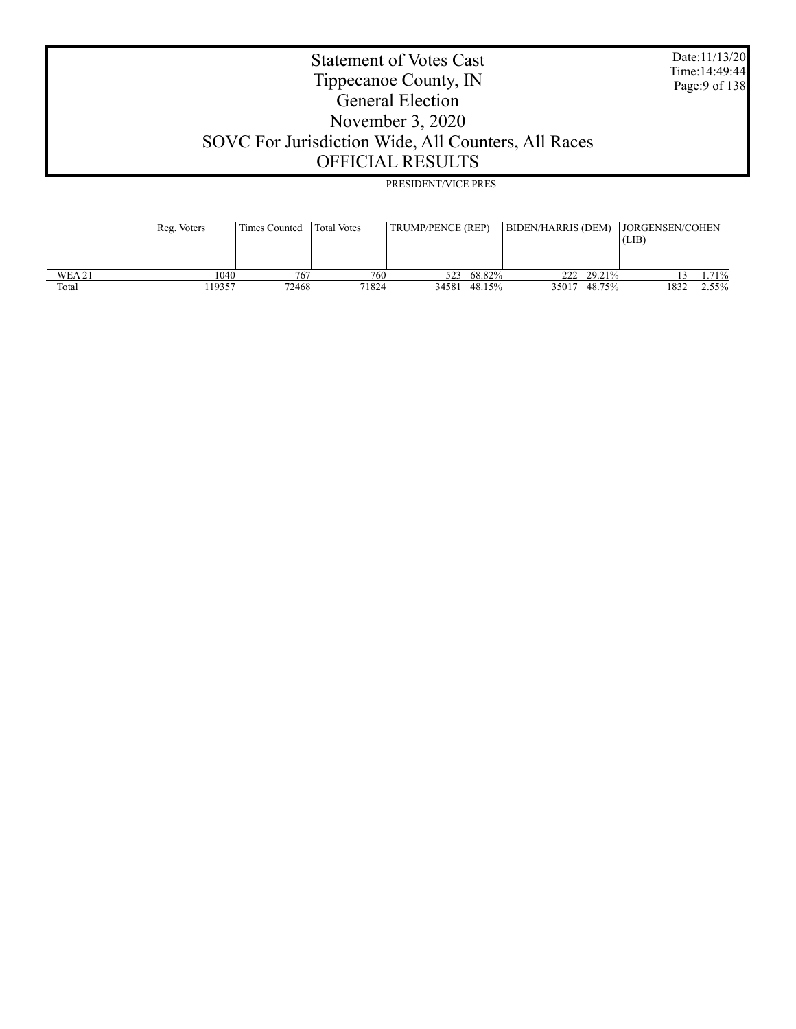# Statement of Votes Cast
## Tippecanoe County, IN
## General Election
## November 3, 2020
## SOVC For Jurisdiction Wide, All Counters, All Races
## OFFICIAL RESULTS

Date:11/13/20
Time:14:49:44

| | PRESIDENT/VICE PRES | | | | | | | | | |
|---|---|---|---|---|---|---|---|---|---|---|
| | Reg. Voters | Times Counted | Total Votes | TRUMP/PENCE (REP) | | BIDEN/HARRIS (DEM) | | JORGENSEN/COHEN (LIB) | | |
| WEA 21 | 1040 | 767 | 760 | 523 | 68.82% | 222 | 29.21% | 13 | 1.71% | |
| Total | 119357 | 72468 | 71824 | 34581 | 48.15% | 35017 | 48.75% | 1832 | 2.55% | |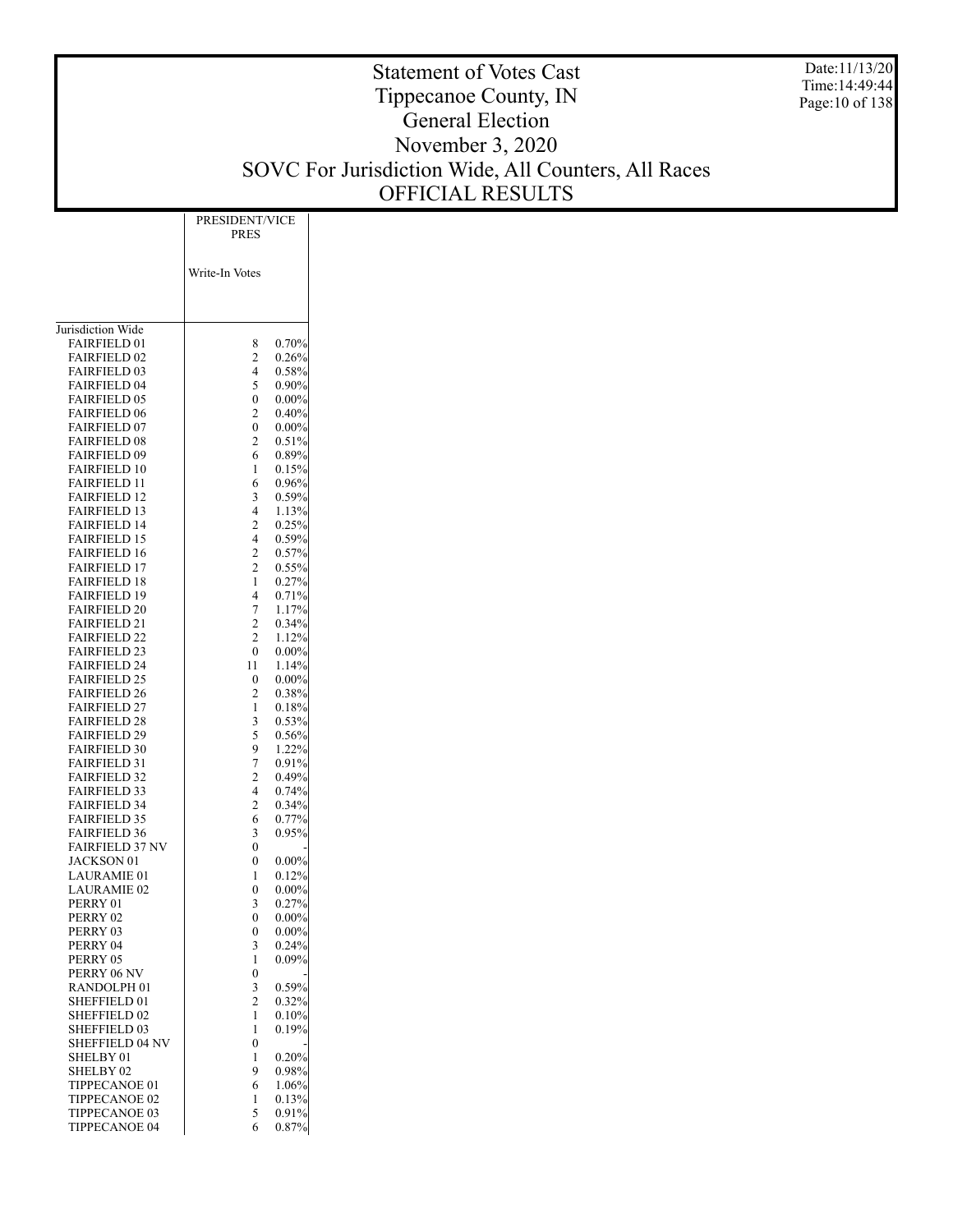# Statement of Votes Cast
# Tippecanoe County, IN
# General Election
# November 3, 2020
# SOVC For Jurisdiction Wide, All Counters, All Races
# OFFICIAL RESULTS

Date:11/13/20
Time:14:49:44

| | PRESIDENT/VICE PRES | |
|---|---|---|
| | Write-In Votes | |
| Jurisdiction Wide | | |
| FAIRFIELD 01 | 8 | 0.70% |
| FAIRFIELD 02 | 2 | 0.26% |
| FAIRFIELD 03 | 4 | 0.58% |
| FAIRFIELD 04 | 5 | 0.90% |
| FAIRFIELD 05 | 0 | 0.00% |
| FAIRFIELD 06 | 2 | 0.40% |
| FAIRFIELD 07 | 0 | 0.00% |
| FAIRFIELD 08 | 2 | 0.51% |
| FAIRFIELD 09 | 6 | 0.89% |
| FAIRFIELD 10 | 1 | 0.15% |
| FAIRFIELD 11 | 6 | 0.96% |
| FAIRFIELD 12 | 3 | 0.59% |
| FAIRFIELD 13 | 4 | 1.13% |
| FAIRFIELD 14 | 2 | 0.25% |
| FAIRFIELD 15 | 4 | 0.59% |
| FAIRFIELD 16 | 2 | 0.57% |
| FAIRFIELD 17 | 2 | 0.55% |
| FAIRFIELD 18 | 1 | 0.27% |
| FAIRFIELD 19 | 4 | 0.71% |
| FAIRFIELD 20 | 7 | 1.17% |
| FAIRFIELD 21 | 2 | 0.34% |
| FAIRFIELD 22 | 2 | 1.12% |
| FAIRFIELD 23 | 0 | 0.00% |
| FAIRFIELD 24 | 11 | 1.14% |
| FAIRFIELD 25 | 0 | 0.00% |
| FAIRFIELD 26 | 2 | 0.38% |
| FAIRFIELD 27 | 1 | 0.18% |
| FAIRFIELD 28 | 3 | 0.53% |
| FAIRFIELD 29 | 5 | 0.56% |
| FAIRFIELD 30 | 9 | 1.22% |
| FAIRFIELD 31 | 7 | 0.91% |
| FAIRFIELD 32 | 2 | 0.49% |
| FAIRFIELD 33 | 4 | 0.74% |
| FAIRFIELD 34 | 2 | 0.34% |
| FAIRFIELD 35 | 6 | 0.77% |
| FAIRFIELD 36 | 3 | 0.95% |
| FAIRFIELD 37 NV | 0 | - |
| JACKSON 01 | 0 | 0.00% |
| LAURAMIE 01 | 1 | 0.12% |
| LAURAMIE 02 | 0 | 0.00% |
| PERRY 01 | 3 | 0.27% |
| PERRY 02 | 0 | 0.00% |
| PERRY 03 | 0 | 0.00% |
| PERRY 04 | 3 | 0.24% |
| PERRY 05 | 1 | 0.09% |
| PERRY 06 NV | 0 | - |
| RANDOLPH 01 | 3 | 0.59% |
| SHEFFIELD 01 | 2 | 0.32% |
| SHEFFIELD 02 | 1 | 0.10% |
| SHEFFIELD 03 | 1 | 0.19% |
| SHEFFIELD 04 NV | 0 | - |
| SHELBY 01 | 1 | 0.20% |
| SHELBY 02 | 9 | 0.98% |
| TIPPECANOE 01 | 6 | 1.06% |
| TIPPECANOE 02 | 1 | 0.13% |
| TIPPECANOE 03 | 5 | 0.91% |
| TIPPECANOE 04 | 6 | 0.87% |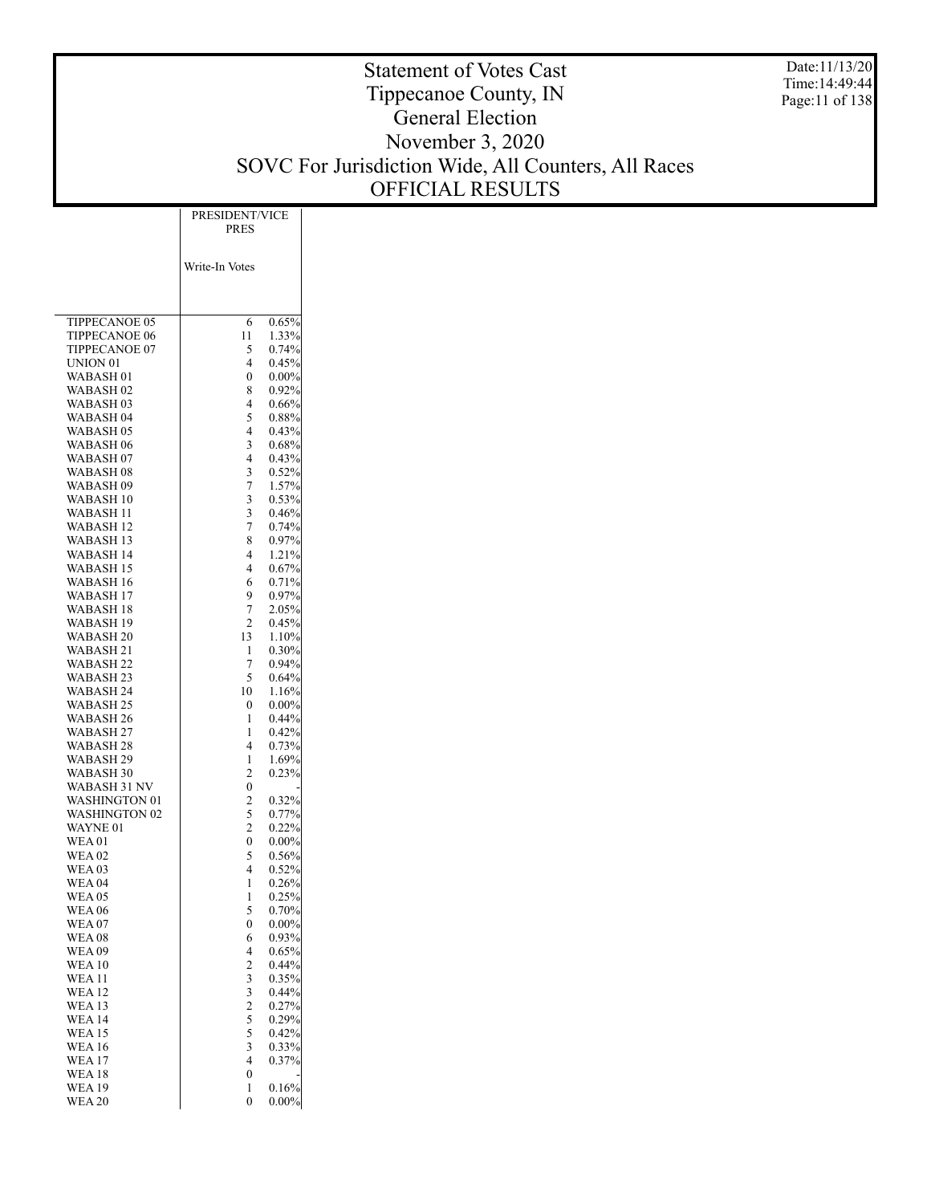# Statement of Votes Cast
# Tippecanoe County, IN
# General Election
# November 3, 2020
# SOVC For Jurisdiction Wide, All Counters, All Races
# OFFICIAL RESULTS

Date:11/13/20
Time:14:49:44

| | PRESIDENT/VICE PRES | |
|---|---|---|
| | Write-In Votes | |
| TIPPECANOE 05 | 6 | 0.65% |
| TIPPECANOE 06 | 11 | 1.33% |
| TIPPECANOE 07 | 5 | 0.74% |
| UNION 01 | 4 | 0.45% |
| WABASH 01 | 0 | 0.00% |
| WABASH 02 | 8 | 0.92% |
| WABASH 03 | 4 | 0.66% |
| WABASH 04 | 5 | 0.88% |
| WABASH 05 | 4 | 0.43% |
| WABASH 06 | 3 | 0.68% |
| WABASH 07 | 4 | 0.43% |
| WABASH 08 | 3 | 0.52% |
| WABASH 09 | 7 | 1.57% |
| WABASH 10 | 3 | 0.53% |
| WABASH 11 | 3 | 0.46% |
| WABASH 12 | 7 | 0.74% |
| WABASH 13 | 8 | 0.97% |
| WABASH 14 | 4 | 1.21% |
| WABASH 15 | 4 | 0.67% |
| WABASH 16 | 6 | 0.71% |
| WABASH 17 | 9 | 0.97% |
| WABASH 18 | 7 | 2.05% |
| WABASH 19 | 2 | 0.45% |
| WABASH 20 | 13 | 1.10% |
| WABASH 21 | 1 | 0.30% |
| WABASH 22 | 7 | 0.94% |
| WABASH 23 | 5 | 0.64% |
| WABASH 24 | 10 | 1.16% |
| WABASH 25 | 0 | 0.00% |
| WABASH 26 | 1 | 0.44% |
| WABASH 27 | 1 | 0.42% |
| WABASH 28 | 4 | 0.73% |
| WABASH 29 | 1 | 1.69% |
| WABASH 30 | 2 | 0.23% |
| WABASH 31 NV | 0 | - |
| WASHINGTON 01 | 2 | 0.32% |
| WASHINGTON 02 | 5 | 0.77% |
| WAYNE 01 | 2 | 0.22% |
| WEA 01 | 0 | 0.00% |
| WEA 02 | 5 | 0.56% |
| WEA 03 | 4 | 0.52% |
| WEA 04 | 1 | 0.26% |
| WEA 05 | 1 | 0.25% |
| WEA 06 | 5 | 0.70% |
| WEA 07 | 0 | 0.00% |
| WEA 08 | 6 | 0.93% |
| WEA 09 | 4 | 0.65% |
| WEA 10 | 2 | 0.44% |
| WEA 11 | 3 | 0.35% |
| WEA 12 | 3 | 0.44% |
| WEA 13 | 2 | 0.27% |
| WEA 14 | 5 | 0.29% |
| WEA 15 | 5 | 0.42% |
| WEA 16 | 3 | 0.33% |
| WEA 17 | 4 | 0.37% |
| WEA 18 | 0 | - |
| WEA 19 | 1 | 0.16% |
| WEA 20 | 0 | 0.00% |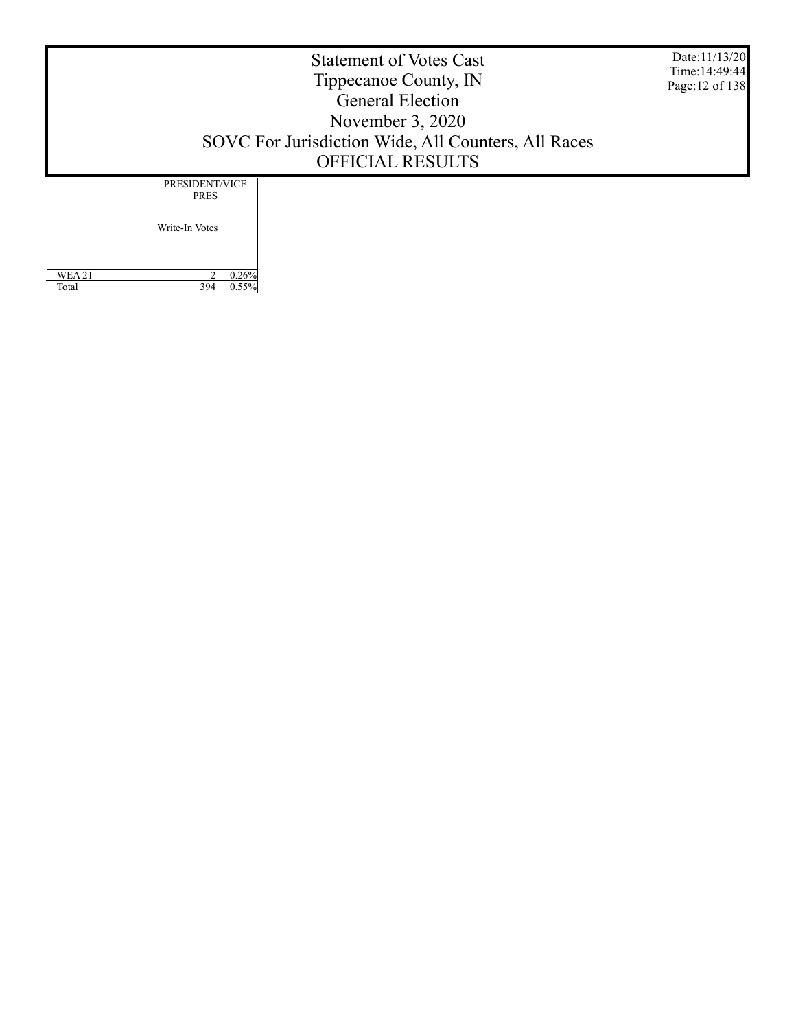# Statement of Votes Cast
## Tippecanoe County, IN
## General Election
## November 3, 2020
## SOVC For Jurisdiction Wide, All Counters, All Races
## OFFICIAL RESULTS

Date:11/13/20
Time:14:49:44

| | PRESIDENT/VICE PRES | |
|---|---|---|
| | Write-In Votes | |
| WEA 21 | 2 | 0.26% |
| Total | 394 | 0.55% |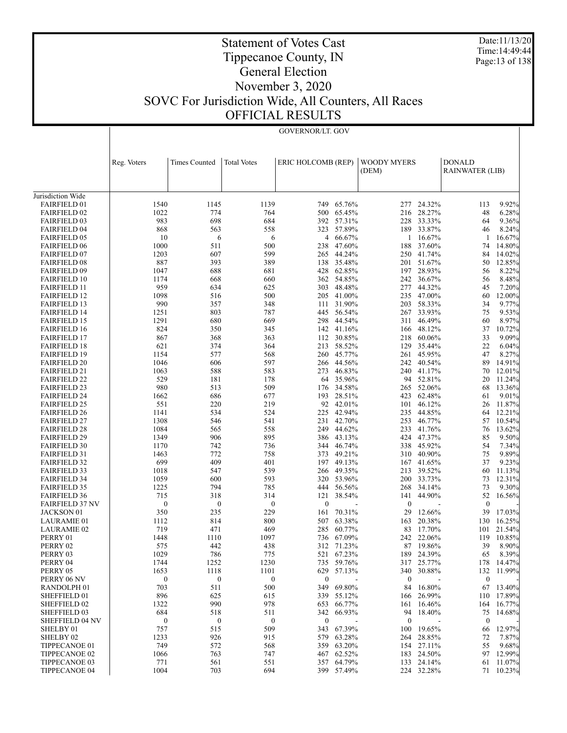# Statement of Votes Cast
## Tippecanoe County, IN
## General Election
## November 3, 2020
## SOVC For Jurisdiction Wide, All Counters, All Races
## OFFICIAL RESULTS

Date:11/13/20
Time:14:49:44

GOVERNOR/LT. GOV

| | Reg. Voters | Times Counted | Total Votes | ERIC HOLCOMB (REP) | | WOODY MYERS (DEM) | | DONALD RAINWATER (LIB) | |
|---|---|---|---|---|---|---|---|---|---|
| Jurisdiction Wide | | | | | | | | | |
| FAIRFIELD 01 | 1540 | 1145 | 1139 | 749 | 65.76% | 277 | 24.32% | 113 | 9.92% |
| FAIRFIELD 02 | 1022 | 774 | 764 | 500 | 65.45% | 216 | 28.27% | 48 | 6.28% |
| FAIRFIELD 03 | 983 | 698 | 684 | 392 | 57.31% | 228 | 33.33% | 64 | 9.36% |
| FAIRFIELD 04 | 868 | 563 | 558 | 323 | 57.89% | 189 | 33.87% | 46 | 8.24% |
| FAIRFIELD 05 | 10 | 6 | 6 | 4 | 66.67% | 1 | 16.67% | 1 | 16.67% |
| FAIRFIELD 06 | 1000 | 511 | 500 | 238 | 47.60% | 188 | 37.60% | 74 | 14.80% |
| FAIRFIELD 07 | 1203 | 607 | 599 | 265 | 44.24% | 250 | 41.74% | 84 | 14.02% |
| FAIRFIELD 08 | 887 | 393 | 389 | 138 | 35.48% | 201 | 51.67% | 50 | 12.85% |
| FAIRFIELD 09 | 1047 | 688 | 681 | 428 | 62.85% | 197 | 28.93% | 56 | 8.22% |
| FAIRFIELD 10 | 1174 | 668 | 660 | 362 | 54.85% | 242 | 36.67% | 56 | 8.48% |
| FAIRFIELD 11 | 959 | 634 | 625 | 303 | 48.48% | 277 | 44.32% | 45 | 7.20% |
| FAIRFIELD 12 | 1098 | 516 | 500 | 205 | 41.00% | 235 | 47.00% | 60 | 12.00% |
| FAIRFIELD 13 | 990 | 357 | 348 | 111 | 31.90% | 203 | 58.33% | 34 | 9.77% |
| FAIRFIELD 14 | 1251 | 803 | 787 | 445 | 56.54% | 267 | 33.93% | 75 | 9.53% |
| FAIRFIELD 15 | 1291 | 680 | 669 | 298 | 44.54% | 311 | 46.49% | 60 | 8.97% |
| FAIRFIELD 16 | 824 | 350 | 345 | 142 | 41.16% | 166 | 48.12% | 37 | 10.72% |
| FAIRFIELD 17 | 867 | 368 | 363 | 112 | 30.85% | 218 | 60.06% | 33 | 9.09% |
| FAIRFIELD 18 | 621 | 374 | 364 | 213 | 58.52% | 129 | 35.44% | 22 | 6.04% |
| FAIRFIELD 19 | 1154 | 577 | 568 | 260 | 45.77% | 261 | 45.95% | 47 | 8.27% |
| FAIRFIELD 20 | 1046 | 606 | 597 | 266 | 44.56% | 242 | 40.54% | 89 | 14.91% |
| FAIRFIELD 21 | 1063 | 588 | 583 | 273 | 46.83% | 240 | 41.17% | 70 | 12.01% |
| FAIRFIELD 22 | 529 | 181 | 178 | 64 | 35.96% | 94 | 52.81% | 20 | 11.24% |
| FAIRFIELD 23 | 980 | 513 | 509 | 176 | 34.58% | 265 | 52.06% | 68 | 13.36% |
| FAIRFIELD 24 | 1662 | 686 | 677 | 193 | 28.51% | 423 | 62.48% | 61 | 9.01% |
| FAIRFIELD 25 | 551 | 220 | 219 | 92 | 42.01% | 101 | 46.12% | 26 | 11.87% |
| FAIRFIELD 26 | 1141 | 534 | 524 | 225 | 42.94% | 235 | 44.85% | 64 | 12.21% |
| FAIRFIELD 27 | 1308 | 546 | 541 | 231 | 42.70% | 253 | 46.77% | 57 | 10.54% |
| FAIRFIELD 28 | 1084 | 565 | 558 | 249 | 44.62% | 233 | 41.76% | 76 | 13.62% |
| FAIRFIELD 29 | 1349 | 906 | 895 | 386 | 43.13% | 424 | 47.37% | 85 | 9.50% |
| FAIRFIELD 30 | 1170 | 742 | 736 | 344 | 46.74% | 338 | 45.92% | 54 | 7.34% |
| FAIRFIELD 31 | 1463 | 772 | 758 | 373 | 49.21% | 310 | 40.90% | 75 | 9.89% |
| FAIRFIELD 32 | 699 | 409 | 401 | 197 | 49.13% | 167 | 41.65% | 37 | 9.23% |
| FAIRFIELD 33 | 1018 | 547 | 539 | 266 | 49.35% | 213 | 39.52% | 60 | 11.13% |
| FAIRFIELD 34 | 1059 | 600 | 593 | 320 | 53.96% | 200 | 33.73% | 73 | 12.31% |
| FAIRFIELD 35 | 1225 | 794 | 785 | 444 | 56.56% | 268 | 34.14% | 73 | 9.30% |
| FAIRFIELD 36 | 715 | 318 | 314 | 121 | 38.54% | 141 | 44.90% | 52 | 16.56% |
| FAIRFIELD 37 NV | 0 | 0 | 0 | 0 | - | 0 | - | 0 | - |
| JACKSON 01 | 350 | 235 | 229 | 161 | 70.31% | 29 | 12.66% | 39 | 17.03% |
| LAURAMIE 01 | 1112 | 814 | 800 | 507 | 63.38% | 163 | 20.38% | 130 | 16.25% |
| LAURAMIE 02 | 719 | 471 | 469 | 285 | 60.77% | 83 | 17.70% | 101 | 21.54% |
| PERRY 01 | 1448 | 1110 | 1097 | 736 | 67.09% | 242 | 22.06% | 119 | 10.85% |
| PERRY 02 | 575 | 442 | 438 | 312 | 71.23% | 87 | 19.86% | 39 | 8.90% |
| PERRY 03 | 1029 | 786 | 775 | 521 | 67.23% | 189 | 24.39% | 65 | 8.39% |
| PERRY 04 | 1744 | 1252 | 1230 | 735 | 59.76% | 317 | 25.77% | 178 | 14.47% |
| PERRY 05 | 1653 | 1118 | 1101 | 629 | 57.13% | 340 | 30.88% | 132 | 11.99% |
| PERRY 06 NV | 0 | 0 | 0 | 0 | - | 0 | - | 0 | - |
| RANDOLPH 01 | 703 | 511 | 500 | 349 | 69.80% | 84 | 16.80% | 67 | 13.40% |
| SHEFFIELD 01 | 896 | 625 | 615 | 339 | 55.12% | 166 | 26.99% | 110 | 17.89% |
| SHEFFIELD 02 | 1322 | 990 | 978 | 653 | 66.77% | 161 | 16.46% | 164 | 16.77% |
| SHEFFIELD 03 | 684 | 518 | 511 | 342 | 66.93% | 94 | 18.40% | 75 | 14.68% |
| SHEFFIELD 04 NV | 0 | 0 | 0 | 0 | - | 0 | - | 0 | - |
| SHELBY 01 | 757 | 515 | 509 | 343 | 67.39% | 100 | 19.65% | 66 | 12.97% |
| SHELBY 02 | 1233 | 926 | 915 | 579 | 63.28% | 264 | 28.85% | 72 | 7.87% |
| TIPPECANOE 01 | 749 | 572 | 568 | 359 | 63.20% | 154 | 27.11% | 55 | 9.68% |
| TIPPECANOE 02 | 1066 | 763 | 747 | 467 | 62.52% | 183 | 24.50% | 97 | 12.99% |
| TIPPECANOE 03 | 771 | 561 | 551 | 357 | 64.79% | 133 | 24.14% | 61 | 11.07% |
| TIPPECANOE 04 | 1004 | 703 | 694 | 399 | 57.49% | 224 | 32.28% | 71 | 10.23% |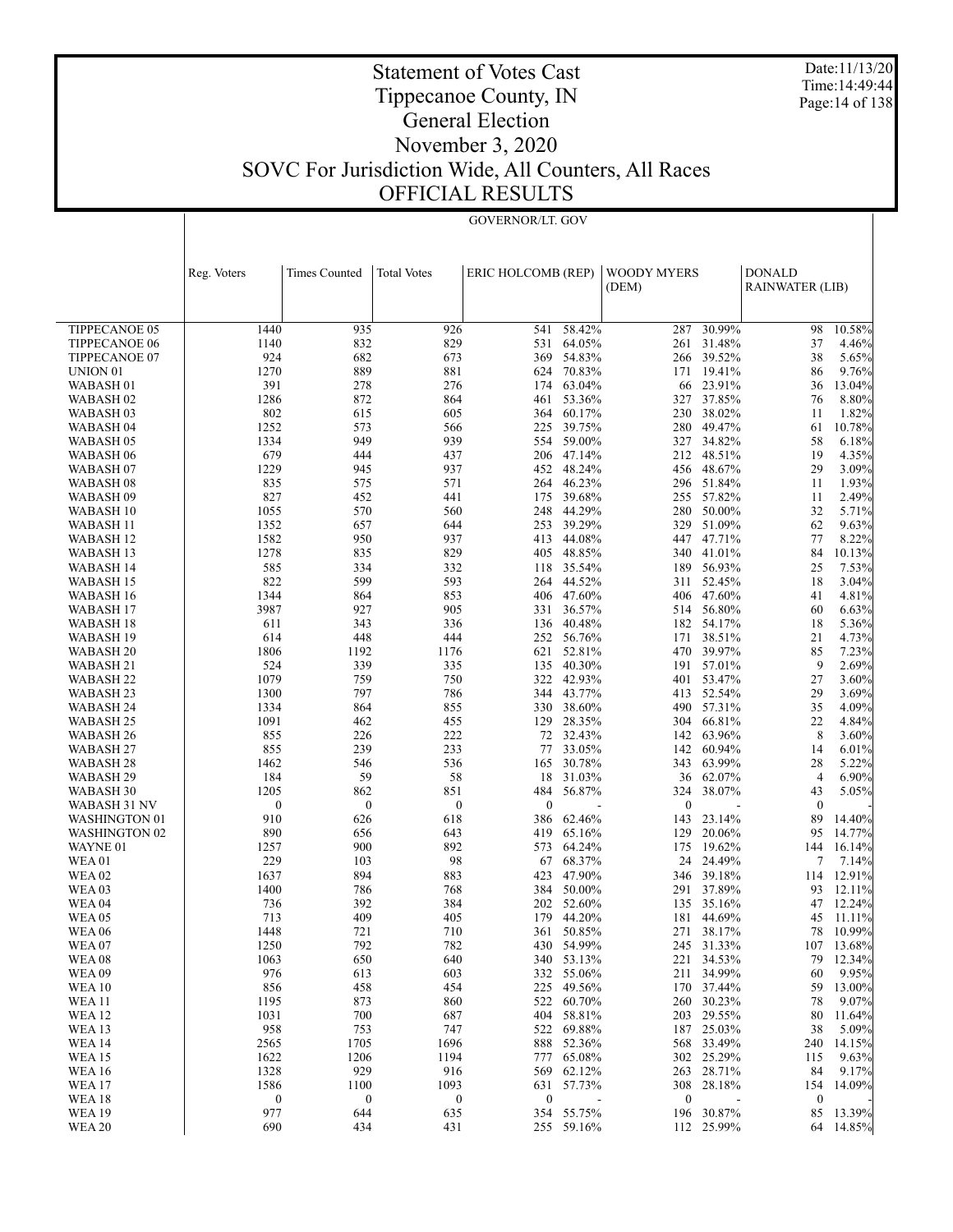# Statement of Votes Cast
# Tippecanoe County, IN
# General Election
# November 3, 2020
# SOVC For Jurisdiction Wide, All Counters, All Races
# OFFICIAL RESULTS

Date:11/13/20
Time:14:49:44

## GOVERNOR/LT. GOV

| | Reg. Voters | Times Counted | Total Votes | ERIC HOLCOMB (REP) | | WOODY MYERS (DEM) | | DONALD RAINWATER (LIB) | |
|---|---|---|---|---|---|---|---|---|---|
| TIPPECANOE 05 | 1440 | 935 | 926 | 541 | 58.42% | 287 | 30.99% | 98 | 10.58% |
| TIPPECANOE 06 | 1140 | 832 | 829 | 531 | 64.05% | 261 | 31.48% | 37 | 4.46% |
| TIPPECANOE 07 | 924 | 682 | 673 | 369 | 54.83% | 266 | 39.52% | 38 | 5.65% |
| UNION 01 | 1270 | 889 | 881 | 624 | 70.83% | 171 | 19.41% | 86 | 9.76% |
| WABASH 01 | 391 | 278 | 276 | 174 | 63.04% | 66 | 23.91% | 36 | 13.04% |
| WABASH 02 | 1286 | 872 | 864 | 461 | 53.36% | 327 | 37.85% | 76 | 8.80% |
| WABASH 03 | 802 | 615 | 605 | 364 | 60.17% | 230 | 38.02% | 11 | 1.82% |
| WABASH 04 | 1252 | 573 | 566 | 225 | 39.75% | 280 | 49.47% | 61 | 10.78% |
| WABASH 05 | 1334 | 949 | 939 | 554 | 59.00% | 327 | 34.82% | 58 | 6.18% |
| WABASH 06 | 679 | 444 | 437 | 206 | 47.14% | 212 | 48.51% | 19 | 4.35% |
| WABASH 07 | 1229 | 945 | 937 | 452 | 48.24% | 456 | 48.67% | 29 | 3.09% |
| WABASH 08 | 835 | 575 | 571 | 264 | 46.23% | 296 | 51.84% | 11 | 1.93% |
| WABASH 09 | 827 | 452 | 441 | 175 | 39.68% | 255 | 57.82% | 11 | 2.49% |
| WABASH 10 | 1055 | 570 | 560 | 248 | 44.29% | 280 | 50.00% | 32 | 5.71% |
| WABASH 11 | 1352 | 657 | 644 | 253 | 39.29% | 329 | 51.09% | 62 | 9.63% |
| WABASH 12 | 1582 | 950 | 937 | 413 | 44.08% | 447 | 47.71% | 77 | 8.22% |
| WABASH 13 | 1278 | 835 | 829 | 405 | 48.85% | 340 | 41.01% | 84 | 10.13% |
| WABASH 14 | 585 | 334 | 332 | 118 | 35.54% | 189 | 56.93% | 25 | 7.53% |
| WABASH 15 | 822 | 599 | 593 | 264 | 44.52% | 311 | 52.45% | 18 | 3.04% |
| WABASH 16 | 1344 | 864 | 853 | 406 | 47.60% | 406 | 47.60% | 41 | 4.81% |
| WABASH 17 | 3987 | 927 | 905 | 331 | 36.57% | 514 | 56.80% | 60 | 6.63% |
| WABASH 18 | 611 | 343 | 336 | 136 | 40.48% | 182 | 54.17% | 18 | 5.36% |
| WABASH 19 | 614 | 448 | 444 | 252 | 56.76% | 171 | 38.51% | 21 | 4.73% |
| WABASH 20 | 1806 | 1192 | 1176 | 621 | 52.81% | 470 | 39.97% | 85 | 7.23% |
| WABASH 21 | 524 | 339 | 335 | 135 | 40.30% | 191 | 57.01% | 9 | 2.69% |
| WABASH 22 | 1079 | 759 | 750 | 322 | 42.93% | 401 | 53.47% | 27 | 3.60% |
| WABASH 23 | 1300 | 797 | 786 | 344 | 43.77% | 413 | 52.54% | 29 | 3.69% |
| WABASH 24 | 1334 | 864 | 855 | 330 | 38.60% | 490 | 57.31% | 35 | 4.09% |
| WABASH 25 | 1091 | 462 | 455 | 129 | 28.35% | 304 | 66.81% | 22 | 4.84% |
| WABASH 26 | 855 | 226 | 222 | 72 | 32.43% | 142 | 63.96% | 8 | 3.60% |
| WABASH 27 | 855 | 239 | 233 | 77 | 33.05% | 142 | 60.94% | 14 | 6.01% |
| WABASH 28 | 1462 | 546 | 536 | 165 | 30.78% | 343 | 63.99% | 28 | 5.22% |
| WABASH 29 | 184 | 59 | 58 | 18 | 31.03% | 36 | 62.07% | 4 | 6.90% |
| WABASH 30 | 1205 | 862 | 851 | 484 | 56.87% | 324 | 38.07% | 43 | 5.05% |
| WABASH 31 NV | 0 | 0 | 0 | 0 | - | 0 | - | 0 | - |
| WASHINGTON 01 | 910 | 626 | 618 | 386 | 62.46% | 143 | 23.14% | 89 | 14.40% |
| WASHINGTON 02 | 890 | 656 | 643 | 419 | 65.16% | 129 | 20.06% | 95 | 14.77% |
| WAYNE 01 | 1257 | 900 | 892 | 573 | 64.24% | 175 | 19.62% | 144 | 16.14% |
| WEA 01 | 229 | 103 | 98 | 67 | 68.37% | 24 | 24.49% | 7 | 7.14% |
| WEA 02 | 1637 | 894 | 883 | 423 | 47.90% | 346 | 39.18% | 114 | 12.91% |
| WEA 03 | 1400 | 786 | 768 | 384 | 50.00% | 291 | 37.89% | 93 | 12.11% |
| WEA 04 | 736 | 392 | 384 | 202 | 52.60% | 135 | 35.16% | 47 | 12.24% |
| WEA 05 | 713 | 409 | 405 | 179 | 44.20% | 181 | 44.69% | 45 | 11.11% |
| WEA 06 | 1448 | 721 | 710 | 361 | 50.85% | 271 | 38.17% | 78 | 10.99% |
| WEA 07 | 1250 | 792 | 782 | 430 | 54.99% | 245 | 31.33% | 107 | 13.68% |
| WEA 08 | 1063 | 650 | 640 | 340 | 53.13% | 221 | 34.53% | 79 | 12.34% |
| WEA 09 | 976 | 613 | 603 | 332 | 55.06% | 211 | 34.99% | 60 | 9.95% |
| WEA 10 | 856 | 458 | 454 | 225 | 49.56% | 170 | 37.44% | 59 | 13.00% |
| WEA 11 | 1195 | 873 | 860 | 522 | 60.70% | 260 | 30.23% | 78 | 9.07% |
| WEA 12 | 1031 | 700 | 687 | 404 | 58.81% | 203 | 29.55% | 80 | 11.64% |
| WEA 13 | 958 | 753 | 747 | 522 | 69.88% | 187 | 25.03% | 38 | 5.09% |
| WEA 14 | 2565 | 1705 | 1696 | 888 | 52.36% | 568 | 33.49% | 240 | 14.15% |
| WEA 15 | 1622 | 1206 | 1194 | 777 | 65.08% | 302 | 25.29% | 115 | 9.63% |
| WEA 16 | 1328 | 929 | 916 | 569 | 62.12% | 263 | 28.71% | 84 | 9.17% |
| WEA 17 | 1586 | 1100 | 1093 | 631 | 57.73% | 308 | 28.18% | 154 | 14.09% |
| WEA 18 | 0 | 0 | 0 | 0 | - | 0 | - | 0 | - |
| WEA 19 | 977 | 644 | 635 | 354 | 55.75% | 196 | 30.87% | 85 | 13.39% |
| WEA 20 | 690 | 434 | 431 | 255 | 59.16% | 112 | 25.99% | 64 | 14.85% |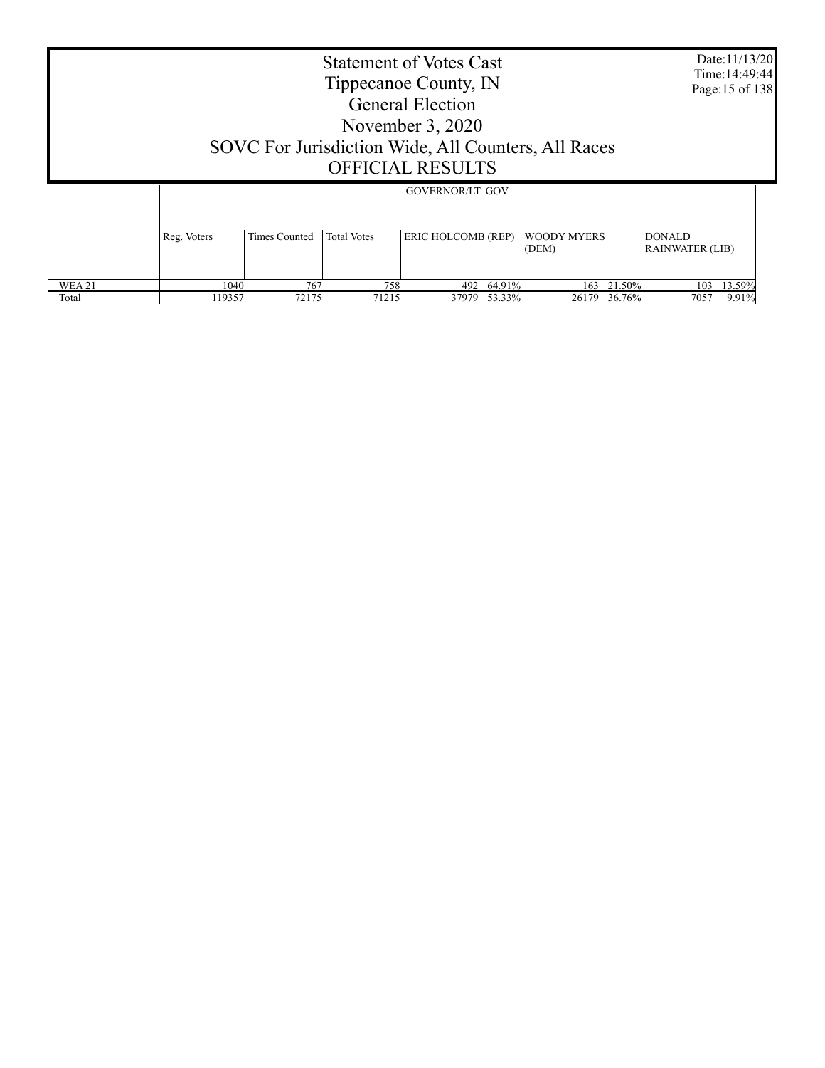# Statement of Votes Cast
# Tippecanoe County, IN
# General Election
# November 3, 2020
# SOVC For Jurisdiction Wide, All Counters, All Races
# OFFICIAL RESULTS

Date:11/13/20
Time:14:49:44

| | GOVERNOR/LT. GOV | | | | | | | | |
|---|---|---|---|---|---|---|---|---|---|
| | Reg. Voters | Times Counted | Total Votes | ERIC HOLCOMB (REP) | | WOODY MYERS (DEM) | | DONALD RAINWATER (LIB) | |
| WEA 21 | 1040 | 767 | 758 | 492 | 64.91% | 163 | 21.50% | 103 | 13.59% |
| Total | 119357 | 72175 | 71215 | 37979 | 53.33% | 26179 | 36.76% | 7057 | 9.91% |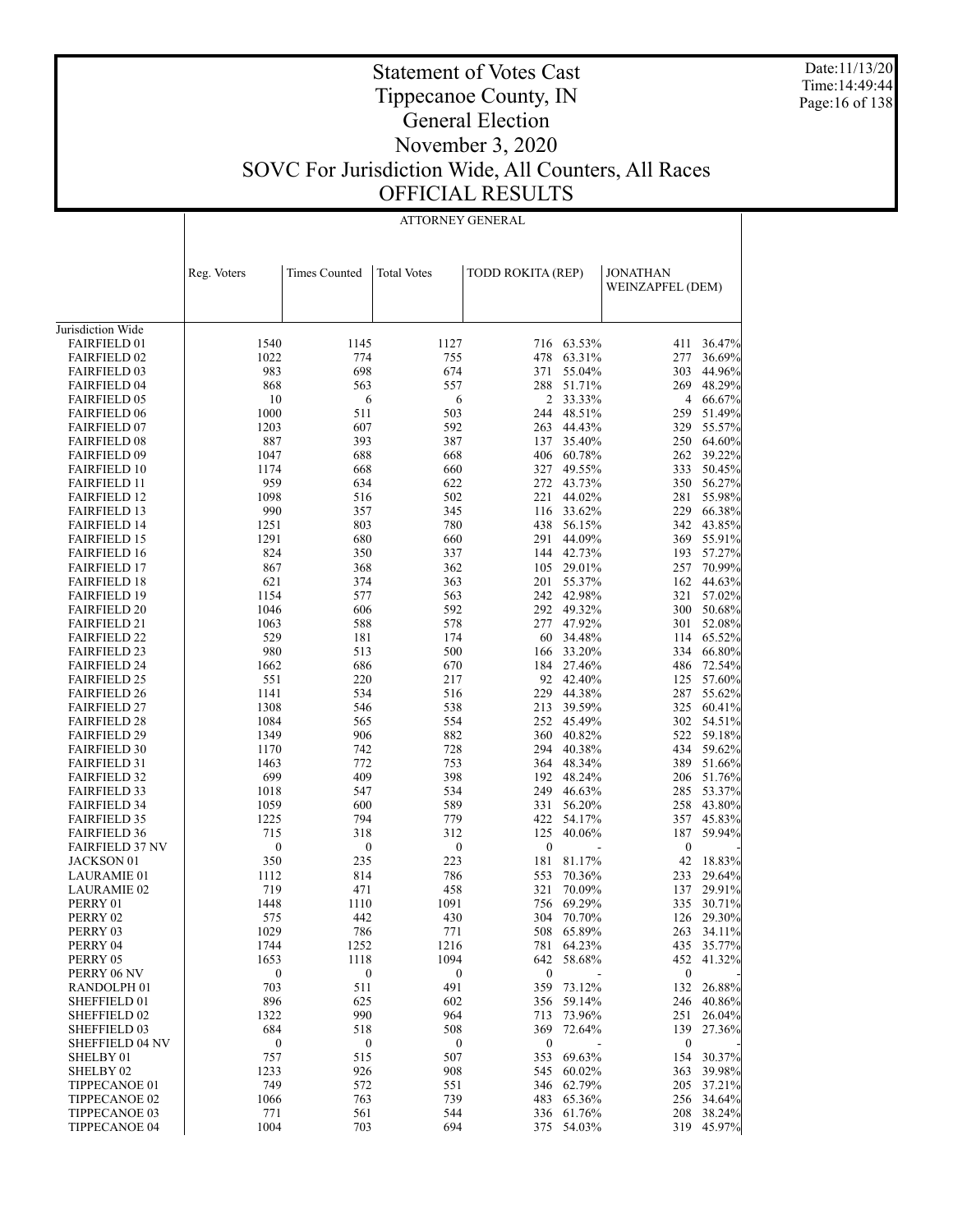# Statement of Votes Cast
# Tippecanoe County, IN
# General Election
# November 3, 2020
# SOVC For Jurisdiction Wide, All Counters, All Races
# OFFICIAL RESULTS

Date:11/13/20
Time:14:49:44

ATTORNEY GENERAL

| | Reg. Voters | Times Counted | Total Votes | TODD ROKITA (REP) | | JONATHAN WEINZAPFEL (DEM) | |
|---|---|---|---|---|---|---|---|
| Jurisdiction Wide | | | | | | | |
| FAIRFIELD 01 | 1540 | 1145 | 1127 | 716 | 63.53% | 411 | 36.47% |
| FAIRFIELD 02 | 1022 | 774 | 755 | 478 | 63.31% | 277 | 36.69% |
| FAIRFIELD 03 | 983 | 698 | 674 | 371 | 55.04% | 303 | 44.96% |
| FAIRFIELD 04 | 868 | 563 | 557 | 288 | 51.71% | 269 | 48.29% |
| FAIRFIELD 05 | 10 | 6 | 6 | 2 | 33.33% | 4 | 66.67% |
| FAIRFIELD 06 | 1000 | 511 | 503 | 244 | 48.51% | 259 | 51.49% |
| FAIRFIELD 07 | 1203 | 607 | 592 | 263 | 44.43% | 329 | 55.57% |
| FAIRFIELD 08 | 887 | 393 | 387 | 137 | 35.40% | 250 | 64.60% |
| FAIRFIELD 09 | 1047 | 688 | 668 | 406 | 60.78% | 262 | 39.22% |
| FAIRFIELD 10 | 1174 | 668 | 660 | 327 | 49.55% | 333 | 50.45% |
| FAIRFIELD 11 | 959 | 634 | 622 | 272 | 43.73% | 350 | 56.27% |
| FAIRFIELD 12 | 1098 | 516 | 502 | 221 | 44.02% | 281 | 55.98% |
| FAIRFIELD 13 | 990 | 357 | 345 | 116 | 33.62% | 229 | 66.38% |
| FAIRFIELD 14 | 1251 | 803 | 780 | 438 | 56.15% | 342 | 43.85% |
| FAIRFIELD 15 | 1291 | 680 | 660 | 291 | 44.09% | 369 | 55.91% |
| FAIRFIELD 16 | 824 | 350 | 337 | 144 | 42.73% | 193 | 57.27% |
| FAIRFIELD 17 | 867 | 368 | 362 | 105 | 29.01% | 257 | 70.99% |
| FAIRFIELD 18 | 621 | 374 | 363 | 201 | 55.37% | 162 | 44.63% |
| FAIRFIELD 19 | 1154 | 577 | 563 | 242 | 42.98% | 321 | 57.02% |
| FAIRFIELD 20 | 1046 | 606 | 592 | 292 | 49.32% | 300 | 50.68% |
| FAIRFIELD 21 | 1063 | 588 | 578 | 277 | 47.92% | 301 | 52.08% |
| FAIRFIELD 22 | 529 | 181 | 174 | 60 | 34.48% | 114 | 65.52% |
| FAIRFIELD 23 | 980 | 513 | 500 | 166 | 33.20% | 334 | 66.80% |
| FAIRFIELD 24 | 1662 | 686 | 670 | 184 | 27.46% | 486 | 72.54% |
| FAIRFIELD 25 | 551 | 220 | 217 | 92 | 42.40% | 125 | 57.60% |
| FAIRFIELD 26 | 1141 | 534 | 516 | 229 | 44.38% | 287 | 55.62% |
| FAIRFIELD 27 | 1308 | 546 | 538 | 213 | 39.59% | 325 | 60.41% |
| FAIRFIELD 28 | 1084 | 565 | 554 | 252 | 45.49% | 302 | 54.51% |
| FAIRFIELD 29 | 1349 | 906 | 882 | 360 | 40.82% | 522 | 59.18% |
| FAIRFIELD 30 | 1170 | 742 | 728 | 294 | 40.38% | 434 | 59.62% |
| FAIRFIELD 31 | 1463 | 772 | 753 | 364 | 48.34% | 389 | 51.66% |
| FAIRFIELD 32 | 699 | 409 | 398 | 192 | 48.24% | 206 | 51.76% |
| FAIRFIELD 33 | 1018 | 547 | 534 | 249 | 46.63% | 285 | 53.37% |
| FAIRFIELD 34 | 1059 | 600 | 589 | 331 | 56.20% | 258 | 43.80% |
| FAIRFIELD 35 | 1225 | 794 | 779 | 422 | 54.17% | 357 | 45.83% |
| FAIRFIELD 36 | 715 | 318 | 312 | 125 | 40.06% | 187 | 59.94% |
| FAIRFIELD 37 NV | 0 | 0 | 0 | 0 | - | 0 | - |
| JACKSON 01 | 350 | 235 | 223 | 181 | 81.17% | 42 | 18.83% |
| LAURAMIE 01 | 1112 | 814 | 786 | 553 | 70.36% | 233 | 29.64% |
| LAURAMIE 02 | 719 | 471 | 458 | 321 | 70.09% | 137 | 29.91% |
| PERRY 01 | 1448 | 1110 | 1091 | 756 | 69.29% | 335 | 30.71% |
| PERRY 02 | 575 | 442 | 430 | 304 | 70.70% | 126 | 29.30% |
| PERRY 03 | 1029 | 786 | 771 | 508 | 65.89% | 263 | 34.11% |
| PERRY 04 | 1744 | 1252 | 1216 | 781 | 64.23% | 435 | 35.77% |
| PERRY 05 | 1653 | 1118 | 1094 | 642 | 58.68% | 452 | 41.32% |
| PERRY 06 NV | 0 | 0 | 0 | 0 | - | 0 | - |
| RANDOLPH 01 | 703 | 511 | 491 | 359 | 73.12% | 132 | 26.88% |
| SHEFFIELD 01 | 896 | 625 | 602 | 356 | 59.14% | 246 | 40.86% |
| SHEFFIELD 02 | 1322 | 990 | 964 | 713 | 73.96% | 251 | 26.04% |
| SHEFFIELD 03 | 684 | 518 | 508 | 369 | 72.64% | 139 | 27.36% |
| SHEFFIELD 04 NV | 0 | 0 | 0 | 0 | - | 0 | - |
| SHELBY 01 | 757 | 515 | 507 | 353 | 69.63% | 154 | 30.37% |
| SHELBY 02 | 1233 | 926 | 908 | 545 | 60.02% | 363 | 39.98% |
| TIPPECANOE 01 | 749 | 572 | 551 | 346 | 62.79% | 205 | 37.21% |
| TIPPECANOE 02 | 1066 | 763 | 739 | 483 | 65.36% | 256 | 34.64% |
| TIPPECANOE 03 | 771 | 561 | 544 | 336 | 61.76% | 208 | 38.24% |
| TIPPECANOE 04 | 1004 | 703 | 694 | 375 | 54.03% | 319 | 45.97% |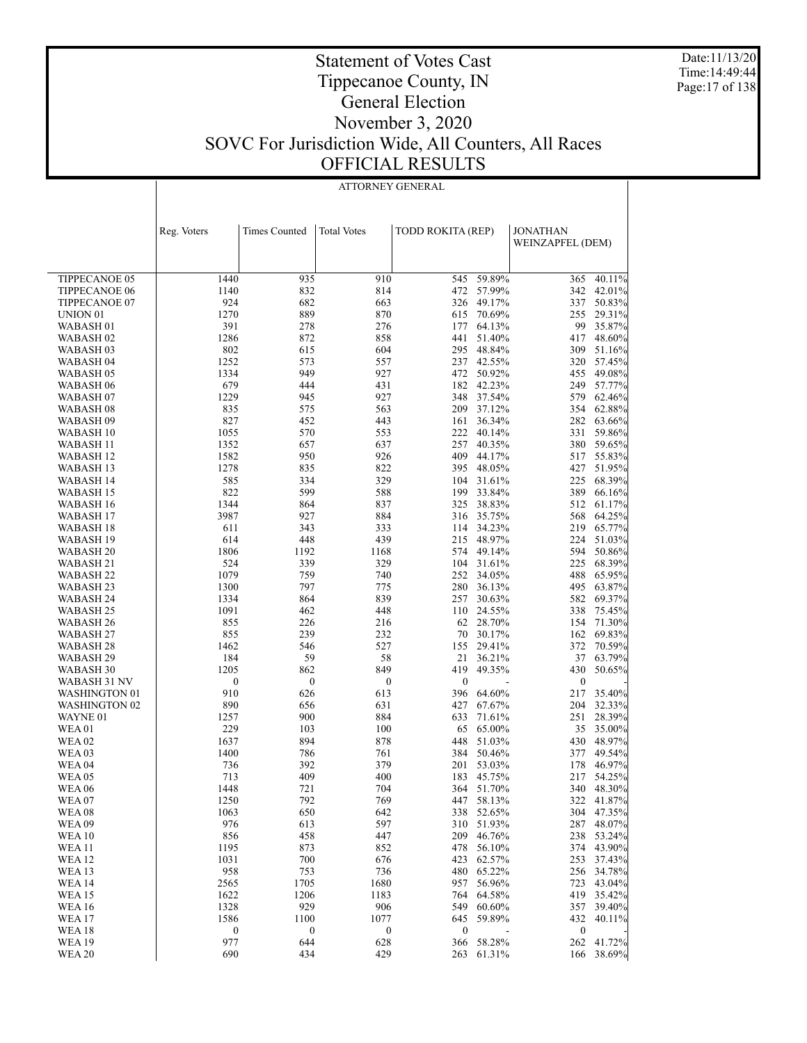# Statement of Votes Cast
# Tippecanoe County, IN
# General Election
# November 3, 2020
# SOVC For Jurisdiction Wide, All Counters, All Races
# OFFICIAL RESULTS

Date:11/13/20
Time:14:49:44

## ATTORNEY GENERAL

| | Reg. Voters | Times Counted | Total Votes | TODD ROKITA (REP) | | JONATHAN WEINZAPFEL (DEM) | |
|---|---|---|---|---|---|---|---|
| TIPPECANOE 05 | 1440 | 935 | 910 | 545 | 59.89% | 365 | 40.11% |
| TIPPECANOE 06 | 1140 | 832 | 814 | 472 | 57.99% | 342 | 42.01% |
| TIPPECANOE 07 | 924 | 682 | 663 | 326 | 49.17% | 337 | 50.83% |
| UNION 01 | 1270 | 889 | 870 | 615 | 70.69% | 255 | 29.31% |
| WABASH 01 | 391 | 278 | 276 | 177 | 64.13% | 99 | 35.87% |
| WABASH 02 | 1286 | 872 | 858 | 441 | 51.40% | 417 | 48.60% |
| WABASH 03 | 802 | 615 | 604 | 295 | 48.84% | 309 | 51.16% |
| WABASH 04 | 1252 | 573 | 557 | 237 | 42.55% | 320 | 57.45% |
| WABASH 05 | 1334 | 949 | 927 | 472 | 50.92% | 455 | 49.08% |
| WABASH 06 | 679 | 444 | 431 | 182 | 42.23% | 249 | 57.77% |
| WABASH 07 | 1229 | 945 | 927 | 348 | 37.54% | 579 | 62.46% |
| WABASH 08 | 835 | 575 | 563 | 209 | 37.12% | 354 | 62.88% |
| WABASH 09 | 827 | 452 | 443 | 161 | 36.34% | 282 | 63.66% |
| WABASH 10 | 1055 | 570 | 553 | 222 | 40.14% | 331 | 59.86% |
| WABASH 11 | 1352 | 657 | 637 | 257 | 40.35% | 380 | 59.65% |
| WABASH 12 | 1582 | 950 | 926 | 409 | 44.17% | 517 | 55.83% |
| WABASH 13 | 1278 | 835 | 822 | 395 | 48.05% | 427 | 51.95% |
| WABASH 14 | 585 | 334 | 329 | 104 | 31.61% | 225 | 68.39% |
| WABASH 15 | 822 | 599 | 588 | 199 | 33.84% | 389 | 66.16% |
| WABASH 16 | 1344 | 864 | 837 | 325 | 38.83% | 512 | 61.17% |
| WABASH 17 | 3987 | 927 | 884 | 316 | 35.75% | 568 | 64.25% |
| WABASH 18 | 611 | 343 | 333 | 114 | 34.23% | 219 | 65.77% |
| WABASH 19 | 614 | 448 | 439 | 215 | 48.97% | 224 | 51.03% |
| WABASH 20 | 1806 | 1192 | 1168 | 574 | 49.14% | 594 | 50.86% |
| WABASH 21 | 524 | 339 | 329 | 104 | 31.61% | 225 | 68.39% |
| WABASH 22 | 1079 | 759 | 740 | 252 | 34.05% | 488 | 65.95% |
| WABASH 23 | 1300 | 797 | 775 | 280 | 36.13% | 495 | 63.87% |
| WABASH 24 | 1334 | 864 | 839 | 257 | 30.63% | 582 | 69.37% |
| WABASH 25 | 1091 | 462 | 448 | 110 | 24.55% | 338 | 75.45% |
| WABASH 26 | 855 | 226 | 216 | 62 | 28.70% | 154 | 71.30% |
| WABASH 27 | 855 | 239 | 232 | 70 | 30.17% | 162 | 69.83% |
| WABASH 28 | 1462 | 546 | 527 | 155 | 29.41% | 372 | 70.59% |
| WABASH 29 | 184 | 59 | 58 | 21 | 36.21% | 37 | 63.79% |
| WABASH 30 | 1205 | 862 | 849 | 419 | 49.35% | 430 | 50.65% |
| WABASH 31 NV | 0 | 0 | 0 | 0 | - | 0 | - |
| WASHINGTON 01 | 910 | 626 | 613 | 396 | 64.60% | 217 | 35.40% |
| WASHINGTON 02 | 890 | 656 | 631 | 427 | 67.67% | 204 | 32.33% |
| WAYNE 01 | 1257 | 900 | 884 | 633 | 71.61% | 251 | 28.39% |
| WEA 01 | 229 | 103 | 100 | 65 | 65.00% | 35 | 35.00% |
| WEA 02 | 1637 | 894 | 878 | 448 | 51.03% | 430 | 48.97% |
| WEA 03 | 1400 | 786 | 761 | 384 | 50.46% | 377 | 49.54% |
| WEA 04 | 736 | 392 | 379 | 201 | 53.03% | 178 | 46.97% |
| WEA 05 | 713 | 409 | 400 | 183 | 45.75% | 217 | 54.25% |
| WEA 06 | 1448 | 721 | 704 | 364 | 51.70% | 340 | 48.30% |
| WEA 07 | 1250 | 792 | 769 | 447 | 58.13% | 322 | 41.87% |
| WEA 08 | 1063 | 650 | 642 | 338 | 52.65% | 304 | 47.35% |
| WEA 09 | 976 | 613 | 597 | 310 | 51.93% | 287 | 48.07% |
| WEA 10 | 856 | 458 | 447 | 209 | 46.76% | 238 | 53.24% |
| WEA 11 | 1195 | 873 | 852 | 478 | 56.10% | 374 | 43.90% |
| WEA 12 | 1031 | 700 | 676 | 423 | 62.57% | 253 | 37.43% |
| WEA 13 | 958 | 753 | 736 | 480 | 65.22% | 256 | 34.78% |
| WEA 14 | 2565 | 1705 | 1680 | 957 | 56.96% | 723 | 43.04% |
| WEA 15 | 1622 | 1206 | 1183 | 764 | 64.58% | 419 | 35.42% |
| WEA 16 | 1328 | 929 | 906 | 549 | 60.60% | 357 | 39.40% |
| WEA 17 | 1586 | 1100 | 1077 | 645 | 59.89% | 432 | 40.11% |
| WEA 18 | 0 | 0 | 0 | 0 | - | 0 | - |
| WEA 19 | 977 | 644 | 628 | 366 | 58.28% | 262 | 41.72% |
| WEA 20 | 690 | 434 | 429 | 263 | 61.31% | 166 | 38.69% |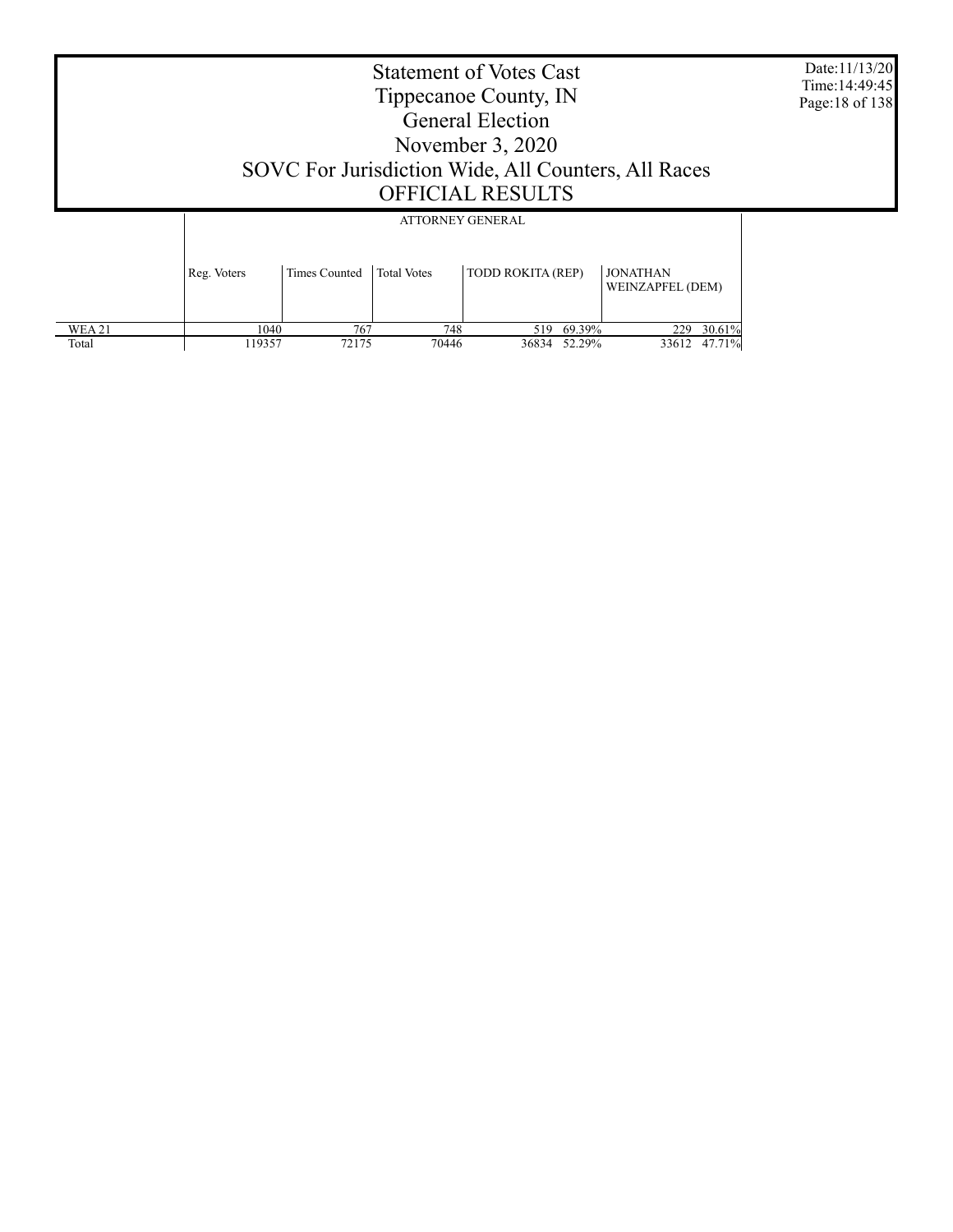# Statement of Votes Cast
## Tippecanoe County, IN
## General Election
## November 3, 2020
## SOVC For Jurisdiction Wide, All Counters, All Races
## OFFICIAL RESULTS

| | ATTORNEY GENERAL | | | | | | |
|---|---|---|---|---|---|---|---|
| | Reg. Voters | Times Counted | Total Votes | TODD ROKITA (REP) | | JONATHAN WEINZAPFEL (DEM) | |
| WEA 21 | 1040 | 767 | 748 | 519 | 69.39% | 229 | 30.61% |
| Total | 119357 | 72175 | 70446 | 36834 | 52.29% | 33612 | 47.71% |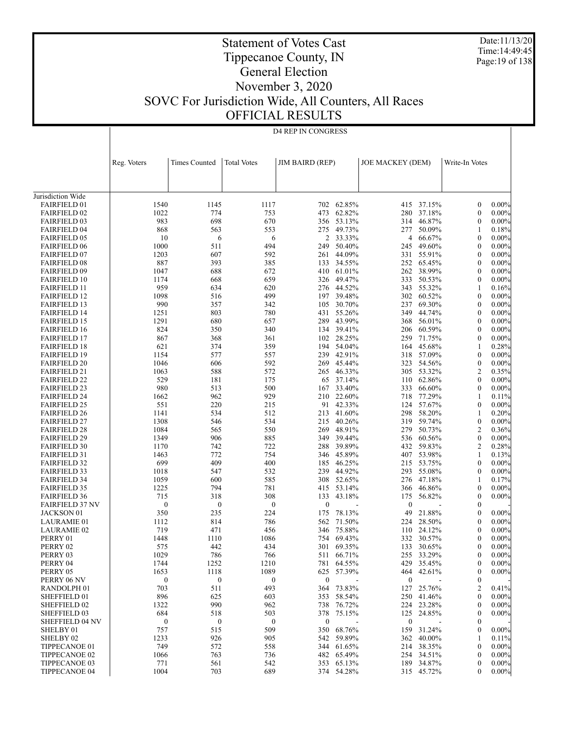# Statement of Votes Cast
# Tippecanoe County, IN
# General Election
# November 3, 2020
# SOVC For Jurisdiction Wide, All Counters, All Races
# OFFICIAL RESULTS

Date:11/13/20
Time:14:49:45

## D4 REP IN CONGRESS

| | Reg. Voters | Times Counted | Total Votes | JIM BAIRD (REP) | | JOE MACKEY (DEM) | | Write-In Votes | |
|---|---|---|---|---|---|---|---|---|---|
| Jurisdiction Wide | | | | | | | | | |
| FAIRFIELD 01 | 1540 | 1145 | 1117 | 702 | 62.85% | 415 | 37.15% | 0 | 0.00% |
| FAIRFIELD 02 | 1022 | 774 | 753 | 473 | 62.82% | 280 | 37.18% | 0 | 0.00% |
| FAIRFIELD 03 | 983 | 698 | 670 | 356 | 53.13% | 314 | 46.87% | 0 | 0.00% |
| FAIRFIELD 04 | 868 | 563 | 553 | 275 | 49.73% | 277 | 50.09% | 1 | 0.18% |
| FAIRFIELD 05 | 10 | 6 | 6 | 2 | 33.33% | 4 | 66.67% | 0 | 0.00% |
| FAIRFIELD 06 | 1000 | 511 | 494 | 249 | 50.40% | 245 | 49.60% | 0 | 0.00% |
| FAIRFIELD 07 | 1203 | 607 | 592 | 261 | 44.09% | 331 | 55.91% | 0 | 0.00% |
| FAIRFIELD 08 | 887 | 393 | 385 | 133 | 34.55% | 252 | 65.45% | 0 | 0.00% |
| FAIRFIELD 09 | 1047 | 688 | 672 | 410 | 61.01% | 262 | 38.99% | 0 | 0.00% |
| FAIRFIELD 10 | 1174 | 668 | 659 | 326 | 49.47% | 333 | 50.53% | 0 | 0.00% |
| FAIRFIELD 11 | 959 | 634 | 620 | 276 | 44.52% | 343 | 55.32% | 1 | 0.16% |
| FAIRFIELD 12 | 1098 | 516 | 499 | 197 | 39.48% | 302 | 60.52% | 0 | 0.00% |
| FAIRFIELD 13 | 990 | 357 | 342 | 105 | 30.70% | 237 | 69.30% | 0 | 0.00% |
| FAIRFIELD 14 | 1251 | 803 | 780 | 431 | 55.26% | 349 | 44.74% | 0 | 0.00% |
| FAIRFIELD 15 | 1291 | 680 | 657 | 289 | 43.99% | 368 | 56.01% | 0 | 0.00% |
| FAIRFIELD 16 | 824 | 350 | 340 | 134 | 39.41% | 206 | 60.59% | 0 | 0.00% |
| FAIRFIELD 17 | 867 | 368 | 361 | 102 | 28.25% | 259 | 71.75% | 0 | 0.00% |
| FAIRFIELD 18 | 621 | 374 | 359 | 194 | 54.04% | 164 | 45.68% | 1 | 0.28% |
| FAIRFIELD 19 | 1154 | 577 | 557 | 239 | 42.91% | 318 | 57.09% | 0 | 0.00% |
| FAIRFIELD 20 | 1046 | 606 | 592 | 269 | 45.44% | 323 | 54.56% | 0 | 0.00% |
| FAIRFIELD 21 | 1063 | 588 | 572 | 265 | 46.33% | 305 | 53.32% | 2 | 0.35% |
| FAIRFIELD 22 | 529 | 181 | 175 | 65 | 37.14% | 110 | 62.86% | 0 | 0.00% |
| FAIRFIELD 23 | 980 | 513 | 500 | 167 | 33.40% | 333 | 66.60% | 0 | 0.00% |
| FAIRFIELD 24 | 1662 | 962 | 929 | 210 | 22.60% | 718 | 77.29% | 1 | 0.11% |
| FAIRFIELD 25 | 551 | 220 | 215 | 91 | 42.33% | 124 | 57.67% | 0 | 0.00% |
| FAIRFIELD 26 | 1141 | 534 | 512 | 213 | 41.60% | 298 | 58.20% | 1 | 0.20% |
| FAIRFIELD 27 | 1308 | 546 | 534 | 215 | 40.26% | 319 | 59.74% | 0 | 0.00% |
| FAIRFIELD 28 | 1084 | 565 | 550 | 269 | 48.91% | 279 | 50.73% | 2 | 0.36% |
| FAIRFIELD 29 | 1349 | 906 | 885 | 349 | 39.44% | 536 | 60.56% | 0 | 0.00% |
| FAIRFIELD 30 | 1170 | 742 | 722 | 288 | 39.89% | 432 | 59.83% | 2 | 0.28% |
| FAIRFIELD 31 | 1463 | 772 | 754 | 346 | 45.89% | 407 | 53.98% | 1 | 0.13% |
| FAIRFIELD 32 | 699 | 409 | 400 | 185 | 46.25% | 215 | 53.75% | 0 | 0.00% |
| FAIRFIELD 33 | 1018 | 547 | 532 | 239 | 44.92% | 293 | 55.08% | 0 | 0.00% |
| FAIRFIELD 34 | 1059 | 600 | 585 | 308 | 52.65% | 276 | 47.18% | 1 | 0.17% |
| FAIRFIELD 35 | 1225 | 794 | 781 | 415 | 53.14% | 366 | 46.86% | 0 | 0.00% |
| FAIRFIELD 36 | 715 | 318 | 308 | 133 | 43.18% | 175 | 56.82% | 0 | 0.00% |
| FAIRFIELD 37 NV | 0 | 0 | 0 | 0 | - | 0 | - | 0 | - |
| JACKSON 01 | 350 | 235 | 224 | 175 | 78.13% | 49 | 21.88% | 0 | 0.00% |
| LAURAMIE 01 | 1112 | 814 | 786 | 562 | 71.50% | 224 | 28.50% | 0 | 0.00% |
| LAURAMIE 02 | 719 | 471 | 456 | 346 | 75.88% | 110 | 24.12% | 0 | 0.00% |
| PERRY 01 | 1448 | 1110 | 1086 | 754 | 69.43% | 332 | 30.57% | 0 | 0.00% |
| PERRY 02 | 575 | 442 | 434 | 301 | 69.35% | 133 | 30.65% | 0 | 0.00% |
| PERRY 03 | 1029 | 786 | 766 | 511 | 66.71% | 255 | 33.29% | 0 | 0.00% |
| PERRY 04 | 1744 | 1252 | 1210 | 781 | 64.55% | 429 | 35.45% | 0 | 0.00% |
| PERRY 05 | 1653 | 1118 | 1089 | 625 | 57.39% | 464 | 42.61% | 0 | 0.00% |
| PERRY 06 NV | 0 | 0 | 0 | 0 | - | 0 | - | 0 | - |
| RANDOLPH 01 | 703 | 511 | 493 | 364 | 73.83% | 127 | 25.76% | 2 | 0.41% |
| SHEFFIELD 01 | 896 | 625 | 603 | 353 | 58.54% | 250 | 41.46% | 0 | 0.00% |
| SHEFFIELD 02 | 1322 | 990 | 962 | 738 | 76.72% | 224 | 23.28% | 0 | 0.00% |
| SHEFFIELD 03 | 684 | 518 | 503 | 378 | 75.15% | 125 | 24.85% | 0 | 0.00% |
| SHEFFIELD 04 NV | 0 | 0 | 0 | 0 | - | 0 | - | 0 | - |
| SHELBY 01 | 757 | 515 | 509 | 350 | 68.76% | 159 | 31.24% | 0 | 0.00% |
| SHELBY 02 | 1233 | 926 | 905 | 542 | 59.89% | 362 | 40.00% | 1 | 0.11% |
| TIPPECANOE 01 | 749 | 572 | 558 | 344 | 61.65% | 214 | 38.35% | 0 | 0.00% |
| TIPPECANOE 02 | 1066 | 763 | 736 | 482 | 65.49% | 254 | 34.51% | 0 | 0.00% |
| TIPPECANOE 03 | 771 | 561 | 542 | 353 | 65.13% | 189 | 34.87% | 0 | 0.00% |
| TIPPECANOE 04 | 1004 | 703 | 689 | 374 | 54.28% | 315 | 45.72% | 0 | 0.00% |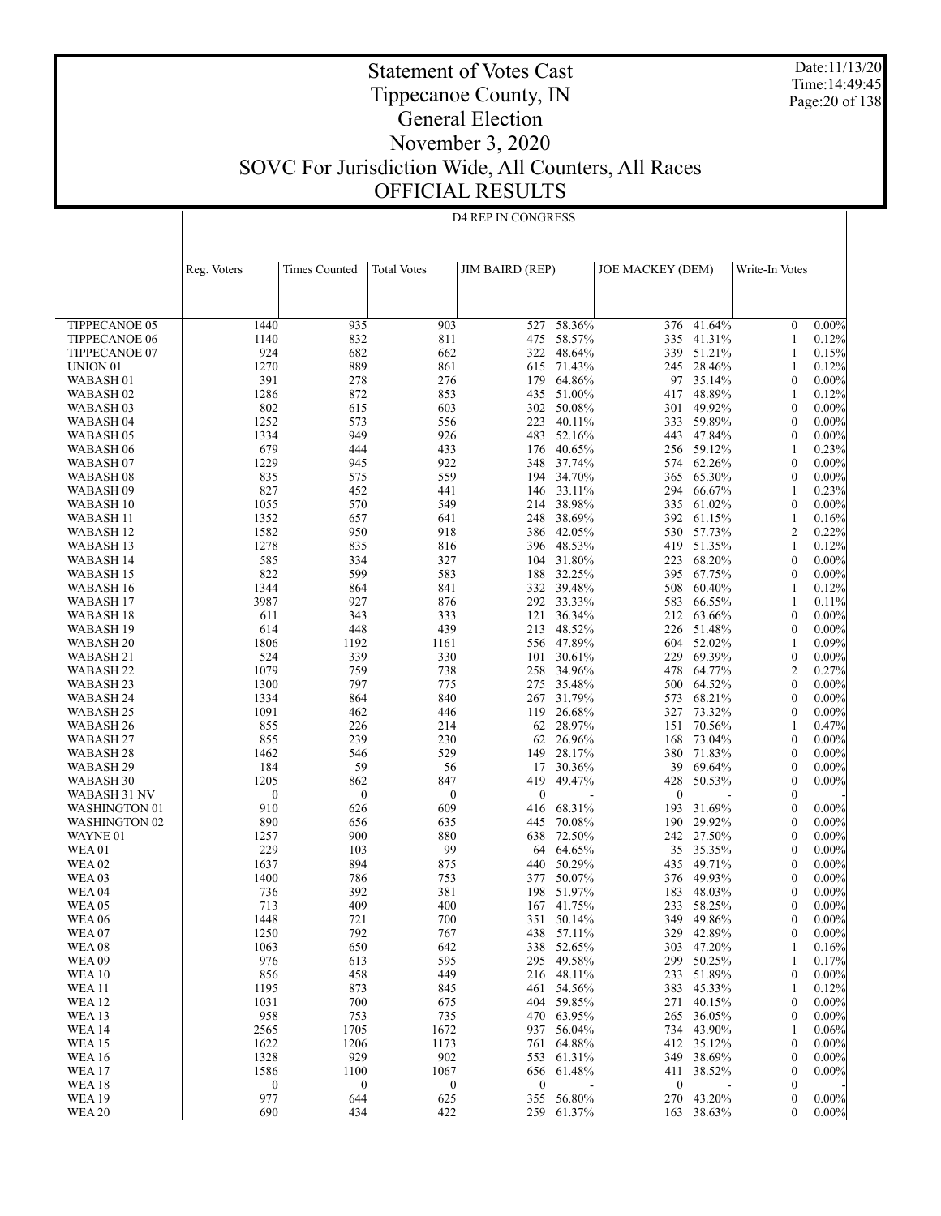# Statement of Votes Cast
## Tippecanoe County, IN
## General Election
## November 3, 2020
## SOVC For Jurisdiction Wide, All Counters, All Races
## OFFICIAL RESULTS

Date:11/13/20
Time:14:49:45

### D4 REP IN CONGRESS

| | Reg. Voters | Times Counted | Total Votes | JIM BAIRD (REP) | | JOE MACKEY (DEM) | | Write-In Votes | |
|---|---|---|---|---|---|---|---|---|---|
| TIPPECANOE 05 | 1440 | 935 | 903 | 527 | 58.36% | 376 | 41.64% | 0 | 0.00% |
| TIPPECANOE 06 | 1140 | 832 | 811 | 475 | 58.57% | 335 | 41.31% | 1 | 0.12% |
| TIPPECANOE 07 | 924 | 682 | 662 | 322 | 48.64% | 339 | 51.21% | 1 | 0.15% |
| UNION 01 | 1270 | 889 | 861 | 615 | 71.43% | 245 | 28.46% | 1 | 0.12% |
| WABASH 01 | 391 | 278 | 276 | 179 | 64.86% | 97 | 35.14% | 0 | 0.00% |
| WABASH 02 | 1286 | 872 | 853 | 435 | 51.00% | 417 | 48.89% | 1 | 0.12% |
| WABASH 03 | 802 | 615 | 603 | 302 | 50.08% | 301 | 49.92% | 0 | 0.00% |
| WABASH 04 | 1252 | 573 | 556 | 223 | 40.11% | 333 | 59.89% | 0 | 0.00% |
| WABASH 05 | 1334 | 949 | 926 | 483 | 52.16% | 443 | 47.84% | 0 | 0.00% |
| WABASH 06 | 679 | 444 | 433 | 176 | 40.65% | 256 | 59.12% | 1 | 0.23% |
| WABASH 07 | 1229 | 945 | 922 | 348 | 37.74% | 574 | 62.26% | 0 | 0.00% |
| WABASH 08 | 835 | 575 | 559 | 194 | 34.70% | 365 | 65.30% | 0 | 0.00% |
| WABASH 09 | 827 | 452 | 441 | 146 | 33.11% | 294 | 66.67% | 1 | 0.23% |
| WABASH 10 | 1055 | 570 | 549 | 214 | 38.98% | 335 | 61.02% | 0 | 0.00% |
| WABASH 11 | 1352 | 657 | 641 | 248 | 38.69% | 392 | 61.15% | 1 | 0.16% |
| WABASH 12 | 1582 | 950 | 918 | 386 | 42.05% | 530 | 57.73% | 2 | 0.22% |
| WABASH 13 | 1278 | 835 | 816 | 396 | 48.53% | 419 | 51.35% | 1 | 0.12% |
| WABASH 14 | 585 | 334 | 327 | 104 | 31.80% | 223 | 68.20% | 0 | 0.00% |
| WABASH 15 | 822 | 599 | 583 | 188 | 32.25% | 395 | 67.75% | 0 | 0.00% |
| WABASH 16 | 1344 | 864 | 841 | 332 | 39.48% | 508 | 60.40% | 1 | 0.12% |
| WABASH 17 | 3987 | 927 | 876 | 292 | 33.33% | 583 | 66.55% | 1 | 0.11% |
| WABASH 18 | 611 | 343 | 333 | 121 | 36.34% | 212 | 63.66% | 0 | 0.00% |
| WABASH 19 | 614 | 448 | 439 | 213 | 48.52% | 226 | 51.48% | 0 | 0.00% |
| WABASH 20 | 1806 | 1192 | 1161 | 556 | 47.89% | 604 | 52.02% | 1 | 0.09% |
| WABASH 21 | 524 | 339 | 330 | 101 | 30.61% | 229 | 69.39% | 0 | 0.00% |
| WABASH 22 | 1079 | 759 | 738 | 258 | 34.96% | 478 | 64.77% | 2 | 0.27% |
| WABASH 23 | 1300 | 797 | 775 | 275 | 35.48% | 500 | 64.52% | 0 | 0.00% |
| WABASH 24 | 1334 | 864 | 840 | 267 | 31.79% | 573 | 68.21% | 0 | 0.00% |
| WABASH 25 | 1091 | 462 | 446 | 119 | 26.68% | 327 | 73.32% | 0 | 0.00% |
| WABASH 26 | 855 | 226 | 214 | 62 | 28.97% | 151 | 70.56% | 1 | 0.47% |
| WABASH 27 | 855 | 239 | 230 | 62 | 26.96% | 168 | 73.04% | 0 | 0.00% |
| WABASH 28 | 1462 | 546 | 529 | 149 | 28.17% | 380 | 71.83% | 0 | 0.00% |
| WABASH 29 | 184 | 59 | 56 | 17 | 30.36% | 39 | 69.64% | 0 | 0.00% |
| WABASH 30 | 1205 | 862 | 847 | 419 | 49.47% | 428 | 50.53% | 0 | 0.00% |
| WABASH 31 NV | 0 | 0 | 0 | 0 | - | 0 | - | 0 | - |
| WASHINGTON 01 | 910 | 626 | 609 | 416 | 68.31% | 193 | 31.69% | 0 | 0.00% |
| WASHINGTON 02 | 890 | 656 | 635 | 445 | 70.08% | 190 | 29.92% | 0 | 0.00% |
| WAYNE 01 | 1257 | 900 | 880 | 638 | 72.50% | 242 | 27.50% | 0 | 0.00% |
| WEA 01 | 229 | 103 | 99 | 64 | 64.65% | 35 | 35.35% | 0 | 0.00% |
| WEA 02 | 1637 | 894 | 875 | 440 | 50.29% | 435 | 49.71% | 0 | 0.00% |
| WEA 03 | 1400 | 786 | 753 | 377 | 50.07% | 376 | 49.93% | 0 | 0.00% |
| WEA 04 | 736 | 392 | 381 | 198 | 51.97% | 183 | 48.03% | 0 | 0.00% |
| WEA 05 | 713 | 409 | 400 | 167 | 41.75% | 233 | 58.25% | 0 | 0.00% |
| WEA 06 | 1448 | 721 | 700 | 351 | 50.14% | 349 | 49.86% | 0 | 0.00% |
| WEA 07 | 1250 | 792 | 767 | 438 | 57.11% | 329 | 42.89% | 0 | 0.00% |
| WEA 08 | 1063 | 650 | 642 | 338 | 52.65% | 303 | 47.20% | 1 | 0.16% |
| WEA 09 | 976 | 613 | 595 | 295 | 49.58% | 299 | 50.25% | 1 | 0.17% |
| WEA 10 | 856 | 458 | 449 | 216 | 48.11% | 233 | 51.89% | 0 | 0.00% |
| WEA 11 | 1195 | 873 | 845 | 461 | 54.56% | 383 | 45.33% | 1 | 0.12% |
| WEA 12 | 1031 | 700 | 675 | 404 | 59.85% | 271 | 40.15% | 0 | 0.00% |
| WEA 13 | 958 | 753 | 735 | 470 | 63.95% | 265 | 36.05% | 0 | 0.00% |
| WEA 14 | 2565 | 1705 | 1672 | 937 | 56.04% | 734 | 43.90% | 1 | 0.06% |
| WEA 15 | 1622 | 1206 | 1173 | 761 | 64.88% | 412 | 35.12% | 0 | 0.00% |
| WEA 16 | 1328 | 929 | 902 | 553 | 61.31% | 349 | 38.69% | 0 | 0.00% |
| WEA 17 | 1586 | 1100 | 1067 | 656 | 61.48% | 411 | 38.52% | 0 | 0.00% |
| WEA 18 | 0 | 0 | 0 | 0 | - | 0 | - | 0 | - |
| WEA 19 | 977 | 644 | 625 | 355 | 56.80% | 270 | 43.20% | 0 | 0.00% |
| WEA 20 | 690 | 434 | 422 | 259 | 61.37% | 163 | 38.63% | 0 | 0.00% |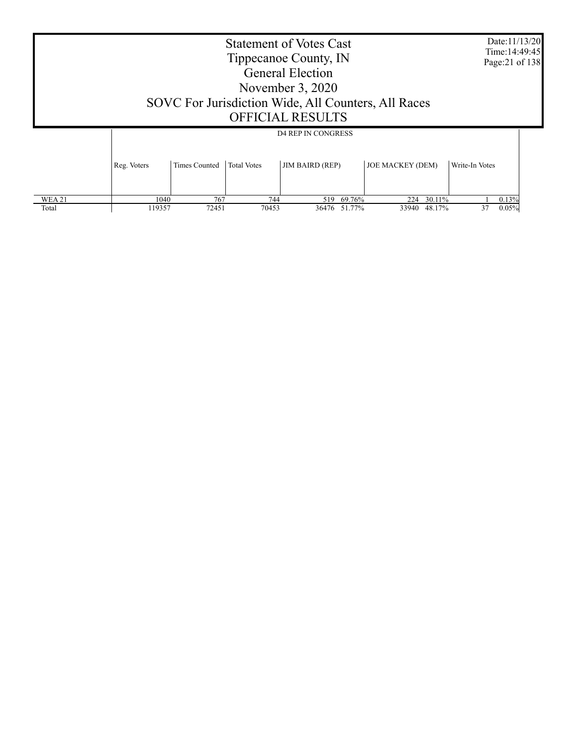# Statement of Votes Cast
## Tippecanoe County, IN
## General Election
## November 3, 2020
## SOVC For Jurisdiction Wide, All Counters, All Races
## OFFICIAL RESULTS

Date:11/13/20
Time:14:49:45

| | D4 REP IN CONGRESS | | | | | | | | |
|---|---|---|---|---|---|---|---|---|---|
| | Reg. Voters | Times Counted | Total Votes | JIM BAIRD (REP) | | JOE MACKEY (DEM) | | Write-In Votes | |
| WEA 21 | 1040 | 767 | 744 | 519 | 69.76% | 224 | 30.11% | 1 | 0.13% |
| Total | 119357 | 72451 | 70453 | 36476 | 51.77% | 33940 | 48.17% | 37 | 0.05% |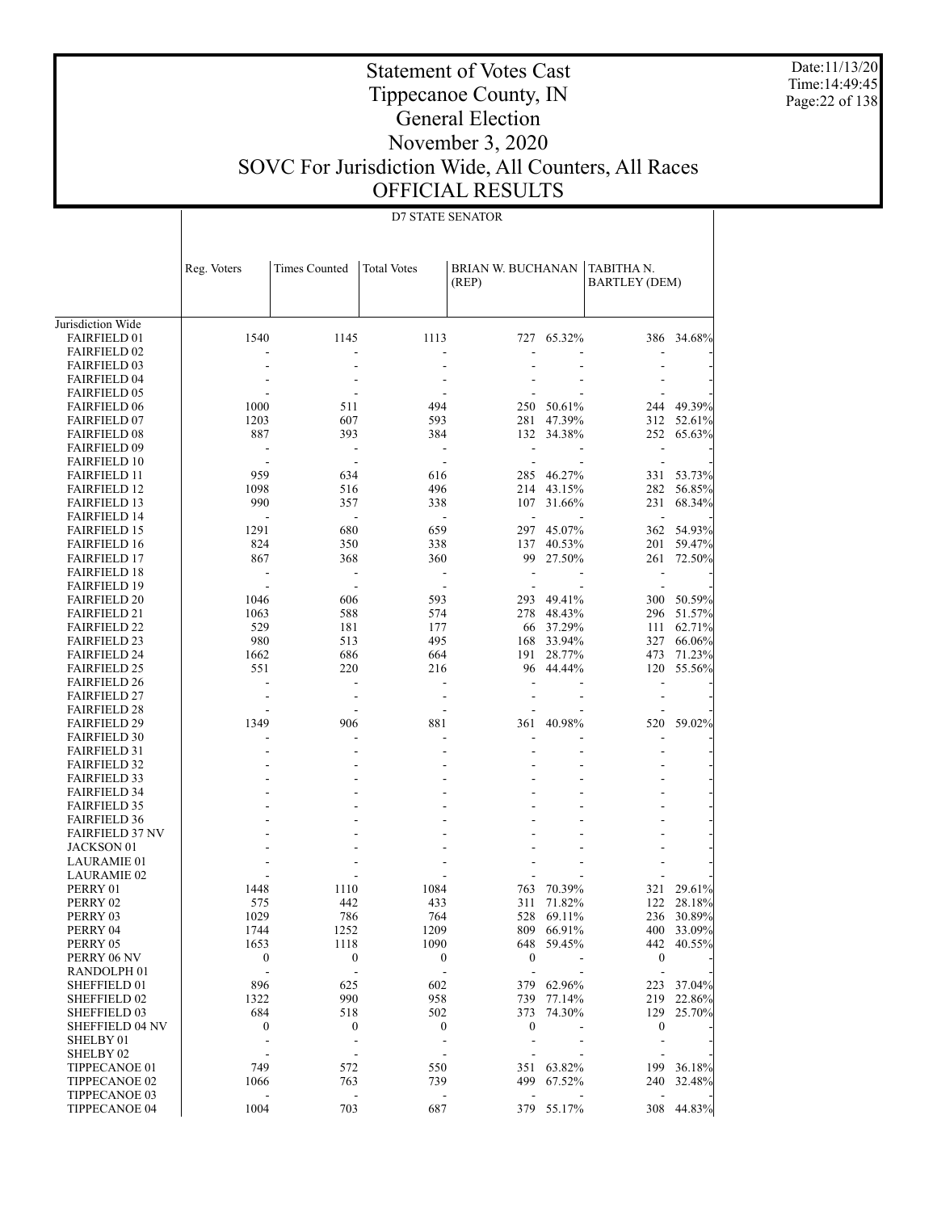# Statement of Votes Cast
# Tippecanoe County, IN
# General Election
# November 3, 2020
# SOVC For Jurisdiction Wide, All Counters, All Races
# OFFICIAL RESULTS

Date:11/13/20
Time:14:49:45

## D7 STATE SENATOR

| | Reg. Voters | Times Counted | Total Votes | BRIAN W. BUCHANAN (REP) | | TABITHA N. BARTLEY (DEM) | |
|---|---|---|---|---|---|---|---|
| Jurisdiction Wide | | | | | | | |
| FAIRFIELD 01 | 1540 | 1145 | 1113 | 727 | 65.32% | 386 | 34.68% |
| FAIRFIELD 02 | - | - | - | - | - | - | - |
| FAIRFIELD 03 | - | - | - | - | - | - | - |
| FAIRFIELD 04 | - | - | - | - | - | - | - |
| FAIRFIELD 05 | - | - | - | - | - | - | - |
| FAIRFIELD 06 | 1000 | 511 | 494 | 250 | 50.61% | 244 | 49.39% |
| FAIRFIELD 07 | 1203 | 607 | 593 | 281 | 47.39% | 312 | 52.61% |
| FAIRFIELD 08 | 887 | 393 | 384 | 132 | 34.38% | 252 | 65.63% |
| FAIRFIELD 09 | - | - | - | - | - | - | - |
| FAIRFIELD 10 | - | - | - | - | - | - | - |
| FAIRFIELD 11 | 959 | 634 | 616 | 285 | 46.27% | 331 | 53.73% |
| FAIRFIELD 12 | 1098 | 516 | 496 | 214 | 43.15% | 282 | 56.85% |
| FAIRFIELD 13 | 990 | 357 | 338 | 107 | 31.66% | 231 | 68.34% |
| FAIRFIELD 14 | - | - | - | - | - | - | - |
| FAIRFIELD 15 | 1291 | 680 | 659 | 297 | 45.07% | 362 | 54.93% |
| FAIRFIELD 16 | 824 | 350 | 338 | 137 | 40.53% | 201 | 59.47% |
| FAIRFIELD 17 | 867 | 368 | 360 | 99 | 27.50% | 261 | 72.50% |
| FAIRFIELD 18 | - | - | - | - | - | - | - |
| FAIRFIELD 19 | - | - | - | - | - | - | - |
| FAIRFIELD 20 | 1046 | 606 | 593 | 293 | 49.41% | 300 | 50.59% |
| FAIRFIELD 21 | 1063 | 588 | 574 | 278 | 48.43% | 296 | 51.57% |
| FAIRFIELD 22 | 529 | 181 | 177 | 66 | 37.29% | 111 | 62.71% |
| FAIRFIELD 23 | 980 | 513 | 495 | 168 | 33.94% | 327 | 66.06% |
| FAIRFIELD 24 | 1662 | 686 | 664 | 191 | 28.77% | 473 | 71.23% |
| FAIRFIELD 25 | 551 | 220 | 216 | 96 | 44.44% | 120 | 55.56% |
| FAIRFIELD 26 | - | - | - | - | - | - | - |
| FAIRFIELD 27 | - | - | - | - | - | - | - |
| FAIRFIELD 28 | - | - | - | - | - | - | - |
| FAIRFIELD 29 | 1349 | 906 | 881 | 361 | 40.98% | 520 | 59.02% |
| FAIRFIELD 30 | - | - | - | - | - | - | - |
| FAIRFIELD 31 | - | - | - | - | - | - | - |
| FAIRFIELD 32 | - | - | - | - | - | - | - |
| FAIRFIELD 33 | - | - | - | - | - | - | - |
| FAIRFIELD 34 | - | - | - | - | - | - | - |
| FAIRFIELD 35 | - | - | - | - | - | - | - |
| FAIRFIELD 36 | - | - | - | - | - | - | - |
| FAIRFIELD 37 NV | - | - | - | - | - | - | - |
| JACKSON 01 | - | - | - | - | - | - | - |
| LAURAMIE 01 | - | - | - | - | - | - | - |
| LAURAMIE 02 | - | - | - | - | - | - | - |
| PERRY 01 | 1448 | 1110 | 1084 | 763 | 70.39% | 321 | 29.61% |
| PERRY 02 | 575 | 442 | 433 | 311 | 71.82% | 122 | 28.18% |
| PERRY 03 | 1029 | 786 | 764 | 528 | 69.11% | 236 | 30.89% |
| PERRY 04 | 1744 | 1252 | 1209 | 809 | 66.91% | 400 | 33.09% |
| PERRY 05 | 1653 | 1118 | 1090 | 648 | 59.45% | 442 | 40.55% |
| PERRY 06 NV | 0 | 0 | 0 | 0 | - | 0 | - |
| RANDOLPH 01 | - | - | - | - | - | - | - |
| SHEFFIELD 01 | 896 | 625 | 602 | 379 | 62.96% | 223 | 37.04% |
| SHEFFIELD 02 | 1322 | 990 | 958 | 739 | 77.14% | 219 | 22.86% |
| SHEFFIELD 03 | 684 | 518 | 502 | 373 | 74.30% | 129 | 25.70% |
| SHEFFIELD 04 NV | 0 | 0 | 0 | 0 | - | 0 | - |
| SHELBY 01 | - | - | - | - | - | - | - |
| SHELBY 02 | - | - | - | - | - | - | - |
| TIPPECANOE 01 | 749 | 572 | 550 | 351 | 63.82% | 199 | 36.18% |
| TIPPECANOE 02 | 1066 | 763 | 739 | 499 | 67.52% | 240 | 32.48% |
| TIPPECANOE 03 | - | - | - | - | - | - | - |
| TIPPECANOE 04 | 1004 | 703 | 687 | 379 | 55.17% | 308 | 44.83% |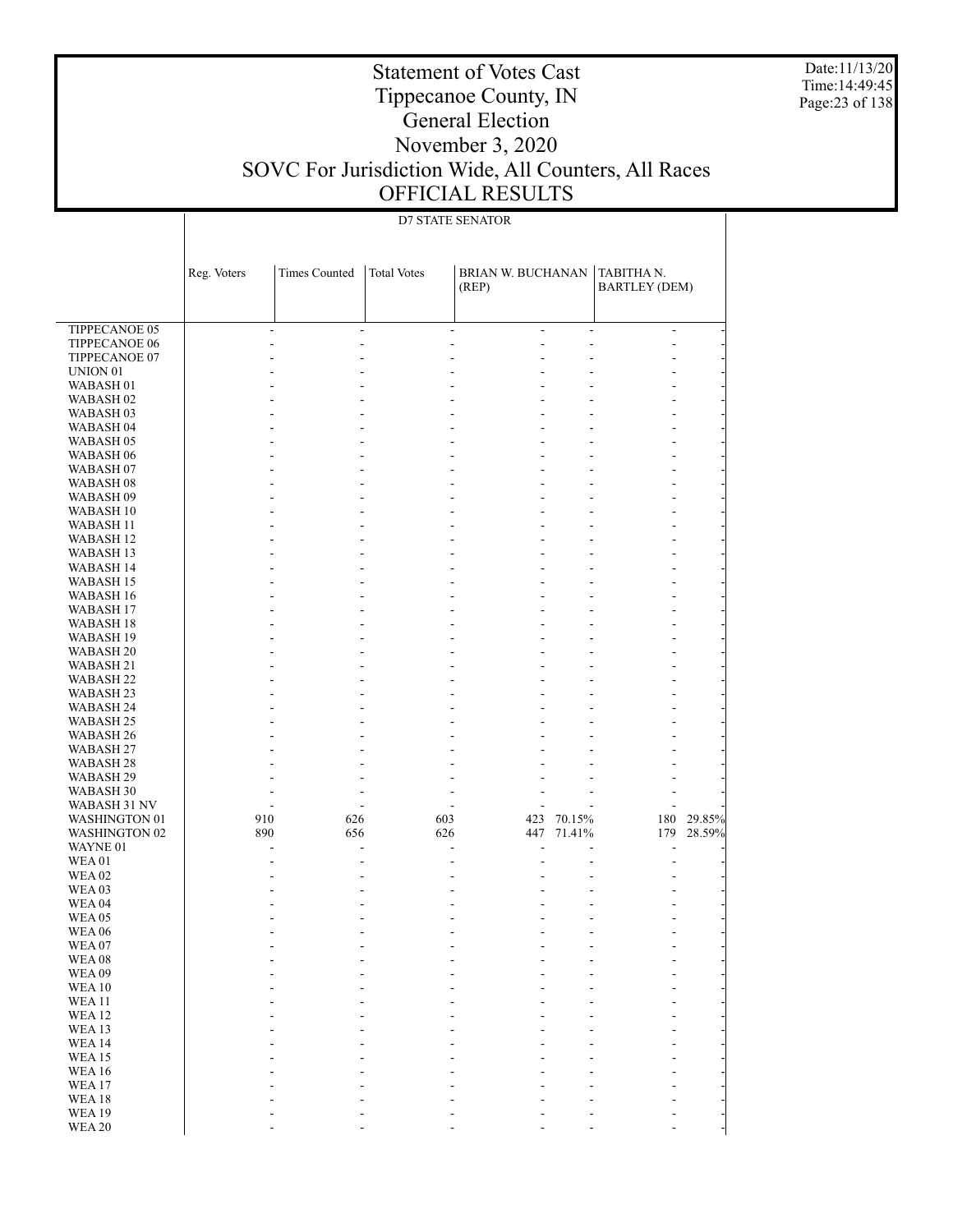# Statement of Votes Cast
# Tippecanoe County, IN
# General Election
# November 3, 2020
# SOVC For Jurisdiction Wide, All Counters, All Races
# OFFICIAL RESULTS

Date:11/13/20
Time:14:49:45

D7 STATE SENATOR

| | Reg. Voters | Times Counted | Total Votes | BRIAN W. BUCHANAN (REP) | | TABITHA N. BARTLEY (DEM) | |
|---|---|---|---|---|---|---|---|
| TIPPECANOE 05 | - | - | - | - | - | - | - |
| TIPPECANOE 06 | - | - | - | - | - | - | - |
| TIPPECANOE 07 | - | - | - | - | - | - | - |
| UNION 01 | - | - | - | - | - | - | - |
| WABASH 01 | - | - | - | - | - | - | - |
| WABASH 02 | - | - | - | - | - | - | - |
| WABASH 03 | - | - | - | - | - | - | - |
| WABASH 04 | - | - | - | - | - | - | - |
| WABASH 05 | - | - | - | - | - | - | - |
| WABASH 06 | - | - | - | - | - | - | - |
| WABASH 07 | - | - | - | - | - | - | - |
| WABASH 08 | - | - | - | - | - | - | - |
| WABASH 09 | - | - | - | - | - | - | - |
| WABASH 10 | - | - | - | - | - | - | - |
| WABASH 11 | - | - | - | - | - | - | - |
| WABASH 12 | - | - | - | - | - | - | - |
| WABASH 13 | - | - | - | - | - | - | - |
| WABASH 14 | - | - | - | - | - | - | - |
| WABASH 15 | - | - | - | - | - | - | - |
| WABASH 16 | - | - | - | - | - | - | - |
| WABASH 17 | - | - | - | - | - | - | - |
| WABASH 18 | - | - | - | - | - | - | - |
| WABASH 19 | - | - | - | - | - | - | - |
| WABASH 20 | - | - | - | - | - | - | - |
| WABASH 21 | - | - | - | - | - | - | - |
| WABASH 22 | - | - | - | - | - | - | - |
| WABASH 23 | - | - | - | - | - | - | - |
| WABASH 24 | - | - | - | - | - | - | - |
| WABASH 25 | - | - | - | - | - | - | - |
| WABASH 26 | - | - | - | - | - | - | - |
| WABASH 27 | - | - | - | - | - | - | - |
| WABASH 28 | - | - | - | - | - | - | - |
| WABASH 29 | - | - | - | - | - | - | - |
| WABASH 30 | - | - | - | - | - | - | - |
| WABASH 31 NV | - | - | - | - | - | - | - |
| WASHINGTON 01 | 910 | 626 | 603 | 423 | 70.15% | 180 | 29.85% |
| WASHINGTON 02 | 890 | 656 | 626 | 447 | 71.41% | 179 | 28.59% |
| WAYNE 01 | - | - | - | - | - | - | - |
| WEA 01 | - | - | - | - | - | - | - |
| WEA 02 | - | - | - | - | - | - | - |
| WEA 03 | - | - | - | - | - | - | - |
| WEA 04 | - | - | - | - | - | - | - |
| WEA 05 | - | - | - | - | - | - | - |
| WEA 06 | - | - | - | - | - | - | - |
| WEA 07 | - | - | - | - | - | - | - |
| WEA 08 | - | - | - | - | - | - | - |
| WEA 09 | - | - | - | - | - | - | - |
| WEA 10 | - | - | - | - | - | - | - |
| WEA 11 | - | - | - | - | - | - | - |
| WEA 12 | - | - | - | - | - | - | - |
| WEA 13 | - | - | - | - | - | - | - |
| WEA 14 | - | - | - | - | - | - | - |
| WEA 15 | - | - | - | - | - | - | - |
| WEA 16 | - | - | - | - | - | - | - |
| WEA 17 | - | - | - | - | - | - | - |
| WEA 18 | - | - | - | - | - | - | - |
| WEA 19 | - | - | - | - | - | - | - |
| WEA 20 | - | - | - | - | - | - | - |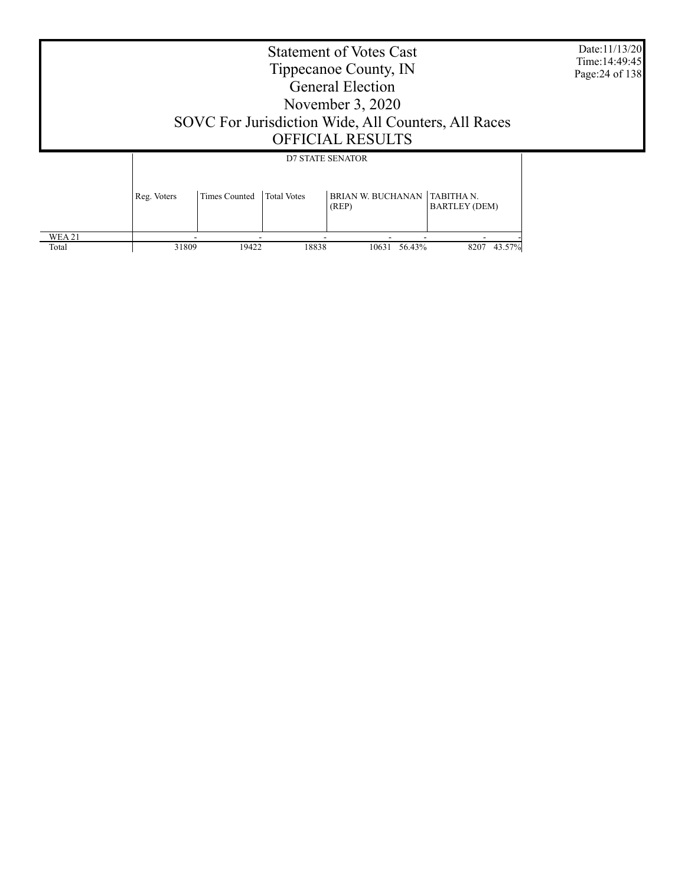# Statement of Votes Cast
## Tippecanoe County, IN
## General Election
## November 3, 2020
## SOVC For Jurisdiction Wide, All Counters, All Races
## OFFICIAL RESULTS

| | D7 STATE SENATOR | | | | | | |
|---|---|---|---|---|---|---|---|
| | Reg. Voters | Times Counted | Total Votes | BRIAN W. BUCHANAN (REP) | | TABITHA N. BARTLEY (DEM) | |
| WEA 21 | - | - | - | - | - | - | - |
| Total | 31809 | 19422 | 18838 | 10631 | 56.43% | 8207 | 43.57% |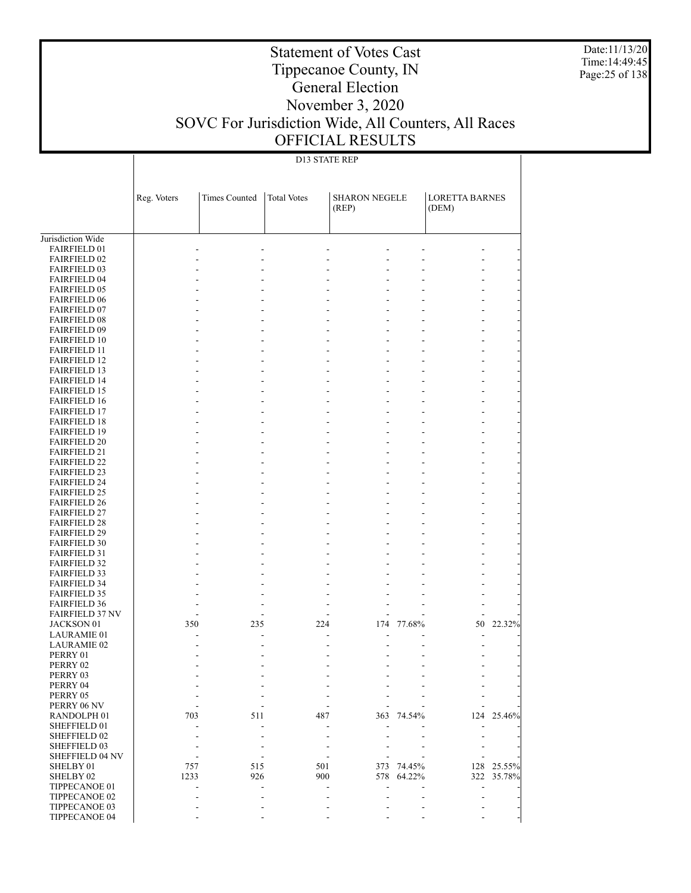# Statement of Votes Cast
# Tippecanoe County, IN
# General Election
# November 3, 2020
# SOVC For Jurisdiction Wide, All Counters, All Races
# OFFICIAL RESULTS

Date:11/13/20
Time:14:49:45

D13 STATE REP

| | Reg. Voters | Times Counted | Total Votes | SHARON NEGELE (REP) | | LORETTA BARNES (DEM) | |
|---|---|---|---|---|---|---|---|
| Jurisdiction Wide | | | | | | | |
| FAIRFIELD 01 | - | - | - | - | - | - | - |
| FAIRFIELD 02 | - | - | - | - | - | - | - |
| FAIRFIELD 03 | - | - | - | - | - | - | - |
| FAIRFIELD 04 | - | - | - | - | - | - | - |
| FAIRFIELD 05 | - | - | - | - | - | - | - |
| FAIRFIELD 06 | - | - | - | - | - | - | - |
| FAIRFIELD 07 | - | - | - | - | - | - | - |
| FAIRFIELD 08 | - | - | - | - | - | - | - |
| FAIRFIELD 09 | - | - | - | - | - | - | - |
| FAIRFIELD 10 | - | - | - | - | - | - | - |
| FAIRFIELD 11 | - | - | - | - | - | - | - |
| FAIRFIELD 12 | - | - | - | - | - | - | - |
| FAIRFIELD 13 | - | - | - | - | - | - | - |
| FAIRFIELD 14 | - | - | - | - | - | - | - |
| FAIRFIELD 15 | - | - | - | - | - | - | - |
| FAIRFIELD 16 | - | - | - | - | - | - | - |
| FAIRFIELD 17 | - | - | - | - | - | - | - |
| FAIRFIELD 18 | - | - | - | - | - | - | - |
| FAIRFIELD 19 | - | - | - | - | - | - | - |
| FAIRFIELD 20 | - | - | - | - | - | - | - |
| FAIRFIELD 21 | - | - | - | - | - | - | - |
| FAIRFIELD 22 | - | - | - | - | - | - | - |
| FAIRFIELD 23 | - | - | - | - | - | - | - |
| FAIRFIELD 24 | - | - | - | - | - | - | - |
| FAIRFIELD 25 | - | - | - | - | - | - | - |
| FAIRFIELD 26 | - | - | - | - | - | - | - |
| FAIRFIELD 27 | - | - | - | - | - | - | - |
| FAIRFIELD 28 | - | - | - | - | - | - | - |
| FAIRFIELD 29 | - | - | - | - | - | - | - |
| FAIRFIELD 30 | - | - | - | - | - | - | - |
| FAIRFIELD 31 | - | - | - | - | - | - | - |
| FAIRFIELD 32 | - | - | - | - | - | - | - |
| FAIRFIELD 33 | - | - | - | - | - | - | - |
| FAIRFIELD 34 | - | - | - | - | - | - | - |
| FAIRFIELD 35 | - | - | - | - | - | - | - |
| FAIRFIELD 36 | - | - | - | - | - | - | - |
| FAIRFIELD 37 NV | - | - | - | - | - | - | - |
| JACKSON 01 | 350 | 235 | 224 | 174 | 77.68% | 50 | 22.32% |
| LAURAMIE 01 | - | - | - | - | - | - | - |
| LAURAMIE 02 | - | - | - | - | - | - | - |
| PERRY 01 | - | - | - | - | - | - | - |
| PERRY 02 | - | - | - | - | - | - | - |
| PERRY 03 | - | - | - | - | - | - | - |
| PERRY 04 | - | - | - | - | - | - | - |
| PERRY 05 | - | - | - | - | - | - | - |
| PERRY 06 NV | - | - | - | - | - | - | - |
| RANDOLPH 01 | 703 | 511 | 487 | 363 | 74.54% | 124 | 25.46% |
| SHEFFIELD 01 | - | - | - | - | - | - | - |
| SHEFFIELD 02 | - | - | - | - | - | - | - |
| SHEFFIELD 03 | - | - | - | - | - | - | - |
| SHEFFIELD 04 NV | - | - | - | - | - | - | - |
| SHELBY 01 | 757 | 515 | 501 | 373 | 74.45% | 128 | 25.55% |
| SHELBY 02 | 1233 | 926 | 900 | 578 | 64.22% | 322 | 35.78% |
| TIPPECANOE 01 | - | - | - | - | - | - | - |
| TIPPECANOE 02 | - | - | - | - | - | - | - |
| TIPPECANOE 03 | - | - | - | - | - | - | - |
| TIPPECANOE 04 | - | - | - | - | - | - | - |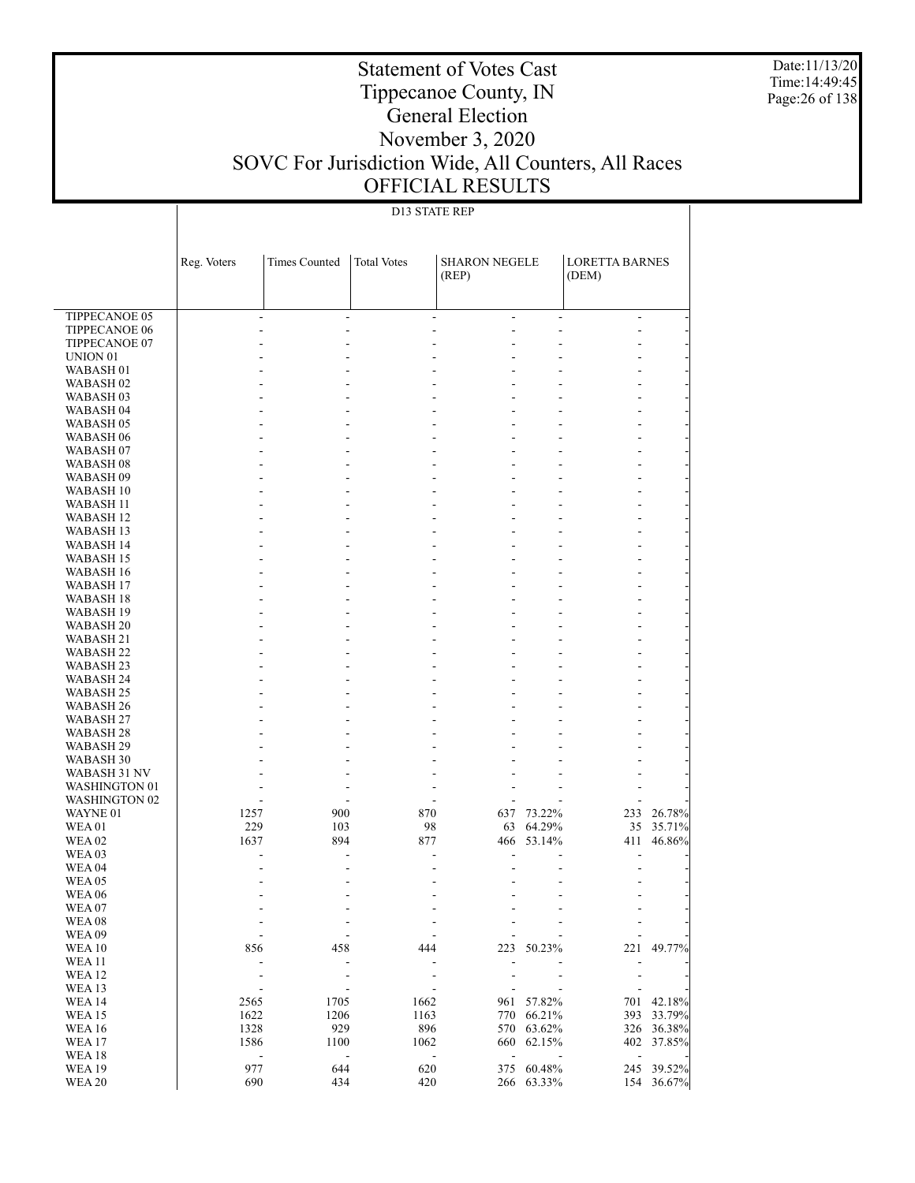# Statement of Votes Cast
# Tippecanoe County, IN
# General Election
# November 3, 2020
# SOVC For Jurisdiction Wide, All Counters, All Races
# OFFICIAL RESULTS

Date:11/13/20
Time:14:49:45

D13 STATE REP

| | Reg. Voters | Times Counted | Total Votes | SHARON NEGELE (REP) | | LORETTA BARNES (DEM) | |
|---|---|---|---|---|---|---|---|
| TIPPECANOE 05 | - | - | - | - | - | - | - |
| TIPPECANOE 06 | - | - | - | - | - | - | - |
| TIPPECANOE 07 | - | - | - | - | - | - | - |
| UNION 01 | - | - | - | - | - | - | - |
| WABASH 01 | - | - | - | - | - | - | - |
| WABASH 02 | - | - | - | - | - | - | - |
| WABASH 03 | - | - | - | - | - | - | - |
| WABASH 04 | - | - | - | - | - | - | - |
| WABASH 05 | - | - | - | - | - | - | - |
| WABASH 06 | - | - | - | - | - | - | - |
| WABASH 07 | - | - | - | - | - | - | - |
| WABASH 08 | - | - | - | - | - | - | - |
| WABASH 09 | - | - | - | - | - | - | - |
| WABASH 10 | - | - | - | - | - | - | - |
| WABASH 11 | - | - | - | - | - | - | - |
| WABASH 12 | - | - | - | - | - | - | - |
| WABASH 13 | - | - | - | - | - | - | - |
| WABASH 14 | - | - | - | - | - | - | - |
| WABASH 15 | - | - | - | - | - | - | - |
| WABASH 16 | - | - | - | - | - | - | - |
| WABASH 17 | - | - | - | - | - | - | - |
| WABASH 18 | - | - | - | - | - | - | - |
| WABASH 19 | - | - | - | - | - | - | - |
| WABASH 20 | - | - | - | - | - | - | - |
| WABASH 21 | - | - | - | - | - | - | - |
| WABASH 22 | - | - | - | - | - | - | - |
| WABASH 23 | - | - | - | - | - | - | - |
| WABASH 24 | - | - | - | - | - | - | - |
| WABASH 25 | - | - | - | - | - | - | - |
| WABASH 26 | - | - | - | - | - | - | - |
| WABASH 27 | - | - | - | - | - | - | - |
| WABASH 28 | - | - | - | - | - | - | - |
| WABASH 29 | - | - | - | - | - | - | - |
| WABASH 30 | - | - | - | - | - | - | - |
| WABASH 31 NV | - | - | - | - | - | - | - |
| WASHINGTON 01 | - | - | - | - | - | - | - |
| WASHINGTON 02 | - | - | - | - | - | - | - |
| WAYNE 01 | 1257 | 900 | 870 | 637 | 73.22% | 233 | 26.78% |
| WEA 01 | 229 | 103 | 98 | 63 | 64.29% | 35 | 35.71% |
| WEA 02 | 1637 | 894 | 877 | 466 | 53.14% | 411 | 46.86% |
| WEA 03 | - | - | - | - | - | - | - |
| WEA 04 | - | - | - | - | - | - | - |
| WEA 05 | - | - | - | - | - | - | - |
| WEA 06 | - | - | - | - | - | - | - |
| WEA 07 | - | - | - | - | - | - | - |
| WEA 08 | - | - | - | - | - | - | - |
| WEA 09 | - | - | - | - | - | - | - |
| WEA 10 | 856 | 458 | 444 | 223 | 50.23% | 221 | 49.77% |
| WEA 11 | - | - | - | - | - | - | - |
| WEA 12 | - | - | - | - | - | - | - |
| WEA 13 | - | - | - | - | - | - | - |
| WEA 14 | 2565 | 1705 | 1662 | 961 | 57.82% | 701 | 42.18% |
| WEA 15 | 1622 | 1206 | 1163 | 770 | 66.21% | 393 | 33.79% |
| WEA 16 | 1328 | 929 | 896 | 570 | 63.62% | 326 | 36.38% |
| WEA 17 | 1586 | 1100 | 1062 | 660 | 62.15% | 402 | 37.85% |
| WEA 18 | - | - | - | - | - | - | - |
| WEA 19 | 977 | 644 | 620 | 375 | 60.48% | 245 | 39.52% |
| WEA 20 | 690 | 434 | 420 | 266 | 63.33% | 154 | 36.67% |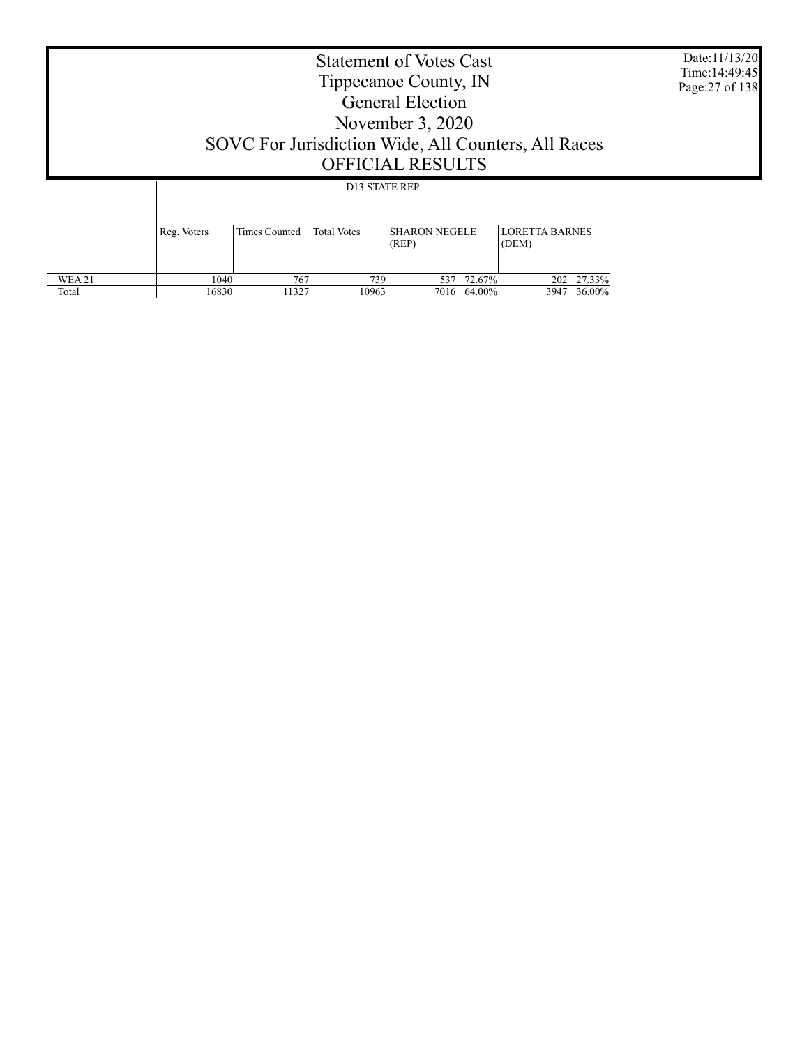# Statement of Votes Cast
## Tippecanoe County, IN
## General Election
## November 3, 2020
## SOVC For Jurisdiction Wide, All Counters, All Races
## OFFICIAL RESULTS

Date:11/13/20
Time:14:49:45

| | D13 STATE REP | | | | | | |
|---|---|---|---|---|---|---|---|
| | Reg. Voters | Times Counted | Total Votes | SHARON NEGELE (REP) | | LORETTA BARNES (DEM) | |
| WEA 21 | 1040 | 767 | 739 | 537 | 72.67% | 202 | 27.33% |
| Total | 16830 | 11327 | 10963 | 7016 | 64.00% | 3947 | 36.00% |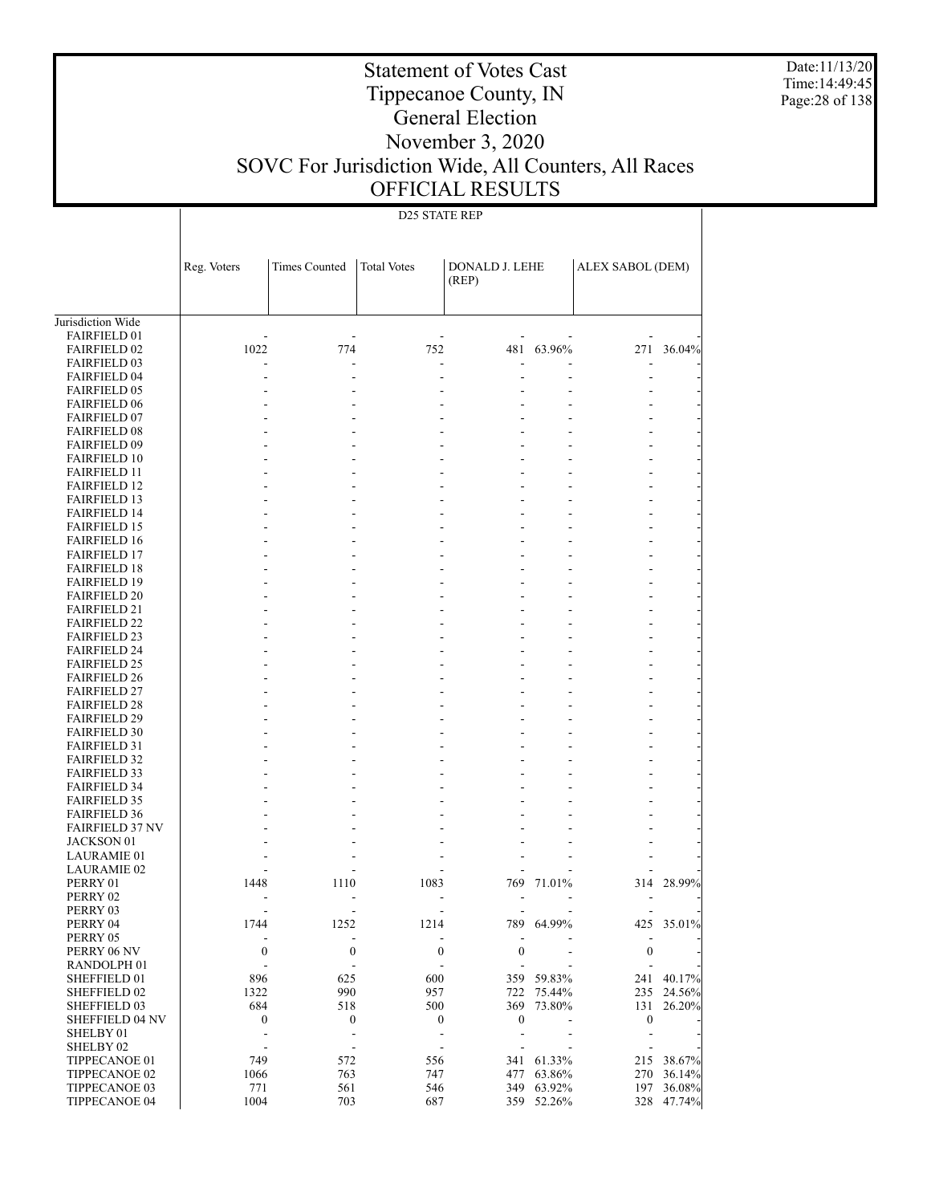# Statement of Votes Cast
# Tippecanoe County, IN
# General Election
# November 3, 2020
# SOVC For Jurisdiction Wide, All Counters, All Races
# OFFICIAL RESULTS

Date:11/13/20
Time:14:49:45

## D25 STATE REP

| | Reg. Voters | Times Counted | Total Votes | DONALD J. LEHE (REP) | | ALEX SABOL (DEM) | |
|---|---|---|---|---|---|---|---|
| Jurisdiction Wide | | | | | | | |
| FAIRFIELD 01 | - | - | - | - | - | - | - |
| FAIRFIELD 02 | 1022 | 774 | 752 | 481 | 63.96% | 271 | 36.04% |
| FAIRFIELD 03 | - | - | - | - | - | - | - |
| FAIRFIELD 04 | - | - | - | - | - | - | - |
| FAIRFIELD 05 | - | - | - | - | - | - | - |
| FAIRFIELD 06 | - | - | - | - | - | - | - |
| FAIRFIELD 07 | - | - | - | - | - | - | - |
| FAIRFIELD 08 | - | - | - | - | - | - | - |
| FAIRFIELD 09 | - | - | - | - | - | - | - |
| FAIRFIELD 10 | - | - | - | - | - | - | - |
| FAIRFIELD 11 | - | - | - | - | - | - | - |
| FAIRFIELD 12 | - | - | - | - | - | - | - |
| FAIRFIELD 13 | - | - | - | - | - | - | - |
| FAIRFIELD 14 | - | - | - | - | - | - | - |
| FAIRFIELD 15 | - | - | - | - | - | - | - |
| FAIRFIELD 16 | - | - | - | - | - | - | - |
| FAIRFIELD 17 | - | - | - | - | - | - | - |
| FAIRFIELD 18 | - | - | - | - | - | - | - |
| FAIRFIELD 19 | - | - | - | - | - | - | - |
| FAIRFIELD 20 | - | - | - | - | - | - | - |
| FAIRFIELD 21 | - | - | - | - | - | - | - |
| FAIRFIELD 22 | - | - | - | - | - | - | - |
| FAIRFIELD 23 | - | - | - | - | - | - | - |
| FAIRFIELD 24 | - | - | - | - | - | - | - |
| FAIRFIELD 25 | - | - | - | - | - | - | - |
| FAIRFIELD 26 | - | - | - | - | - | - | - |
| FAIRFIELD 27 | - | - | - | - | - | - | - |
| FAIRFIELD 28 | - | - | - | - | - | - | - |
| FAIRFIELD 29 | - | - | - | - | - | - | - |
| FAIRFIELD 30 | - | - | - | - | - | - | - |
| FAIRFIELD 31 | - | - | - | - | - | - | - |
| FAIRFIELD 32 | - | - | - | - | - | - | - |
| FAIRFIELD 33 | - | - | - | - | - | - | - |
| FAIRFIELD 34 | - | - | - | - | - | - | - |
| FAIRFIELD 35 | - | - | - | - | - | - | - |
| FAIRFIELD 36 | - | - | - | - | - | - | - |
| FAIRFIELD 37 NV | - | - | - | - | - | - | - |
| JACKSON 01 | - | - | - | - | - | - | - |
| LAURAMIE 01 | - | - | - | - | - | - | - |
| LAURAMIE 02 | - | - | - | - | - | - | - |
| PERRY 01 | 1448 | 1110 | 1083 | 769 | 71.01% | 314 | 28.99% |
| PERRY 02 | - | - | - | - | - | - | - |
| PERRY 03 | - | - | - | - | - | - | - |
| PERRY 04 | 1744 | 1252 | 1214 | 789 | 64.99% | 425 | 35.01% |
| PERRY 05 | - | - | - | - | - | - | - |
| PERRY 06 NV | 0 | 0 | 0 | 0 | - | 0 | - |
| RANDOLPH 01 | - | - | - | - | - | - | - |
| SHEFFIELD 01 | 896 | 625 | 600 | 359 | 59.83% | 241 | 40.17% |
| SHEFFIELD 02 | 1322 | 990 | 957 | 722 | 75.44% | 235 | 24.56% |
| SHEFFIELD 03 | 684 | 518 | 500 | 369 | 73.80% | 131 | 26.20% |
| SHEFFIELD 04 NV | 0 | 0 | 0 | 0 | - | 0 | - |
| SHELBY 01 | - | - | - | - | - | - | - |
| SHELBY 02 | - | - | - | - | - | - | - |
| TIPPECANOE 01 | 749 | 572 | 556 | 341 | 61.33% | 215 | 38.67% |
| TIPPECANOE 02 | 1066 | 763 | 747 | 477 | 63.86% | 270 | 36.14% |
| TIPPECANOE 03 | 771 | 561 | 546 | 349 | 63.92% | 197 | 36.08% |
| TIPPECANOE 04 | 1004 | 703 | 687 | 359 | 52.26% | 328 | 47.74% |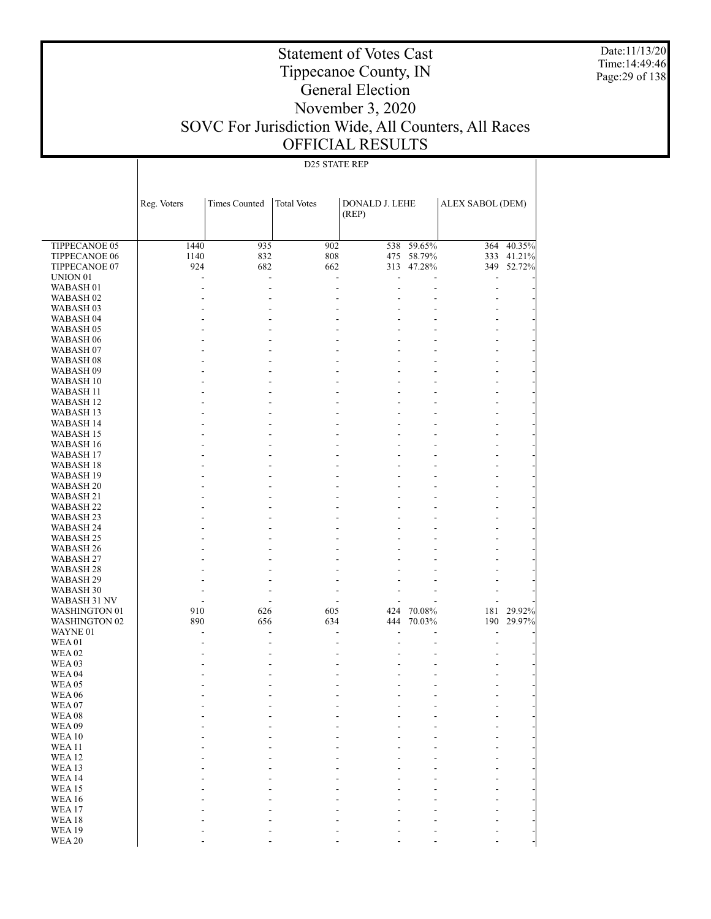# Statement of Votes Cast
# Tippecanoe County, IN
# General Election
# November 3, 2020
# SOVC For Jurisdiction Wide, All Counters, All Races
# OFFICIAL RESULTS

Date:11/13/20
Time:14:49:46

## D25 STATE REP

| | Reg. Voters | Times Counted | Total Votes | DONALD J. LEHE (REP) | | ALEX SABOL (DEM) | |
|---|---|---|---|---|---|---|---|
| TIPPECANOE 05 | 1440 | 935 | 902 | 538 | 59.65% | 364 | 40.35% |
| TIPPECANOE 06 | 1140 | 832 | 808 | 475 | 58.79% | 333 | 41.21% |
| TIPPECANOE 07 | 924 | 682 | 662 | 313 | 47.28% | 349 | 52.72% |
| UNION 01 | - | - | - | - | - | - | - |
| WABASH 01 | - | - | - | - | - | - | - |
| WABASH 02 | - | - | - | - | - | - | - |
| WABASH 03 | - | - | - | - | - | - | - |
| WABASH 04 | - | - | - | - | - | - | - |
| WABASH 05 | - | - | - | - | - | - | - |
| WABASH 06 | - | - | - | - | - | - | - |
| WABASH 07 | - | - | - | - | - | - | - |
| WABASH 08 | - | - | - | - | - | - | - |
| WABASH 09 | - | - | - | - | - | - | - |
| WABASH 10 | - | - | - | - | - | - | - |
| WABASH 11 | - | - | - | - | - | - | - |
| WABASH 12 | - | - | - | - | - | - | - |
| WABASH 13 | - | - | - | - | - | - | - |
| WABASH 14 | - | - | - | - | - | - | - |
| WABASH 15 | - | - | - | - | - | - | - |
| WABASH 16 | - | - | - | - | - | - | - |
| WABASH 17 | - | - | - | - | - | - | - |
| WABASH 18 | - | - | - | - | - | - | - |
| WABASH 19 | - | - | - | - | - | - | - |
| WABASH 20 | - | - | - | - | - | - | - |
| WABASH 21 | - | - | - | - | - | - | - |
| WABASH 22 | - | - | - | - | - | - | - |
| WABASH 23 | - | - | - | - | - | - | - |
| WABASH 24 | - | - | - | - | - | - | - |
| WABASH 25 | - | - | - | - | - | - | - |
| WABASH 26 | - | - | - | - | - | - | - |
| WABASH 27 | - | - | - | - | - | - | - |
| WABASH 28 | - | - | - | - | - | - | - |
| WABASH 29 | - | - | - | - | - | - | - |
| WABASH 30 | - | - | - | - | - | - | - |
| WABASH 31 NV | - | - | - | - | - | - | - |
| WASHINGTON 01 | 910 | 626 | 605 | 424 | 70.08% | 181 | 29.92% |
| WASHINGTON 02 | 890 | 656 | 634 | 444 | 70.03% | 190 | 29.97% |
| WAYNE 01 | - | - | - | - | - | - | - |
| WEA 01 | - | - | - | - | - | - | - |
| WEA 02 | - | - | - | - | - | - | - |
| WEA 03 | - | - | - | - | - | - | - |
| WEA 04 | - | - | - | - | - | - | - |
| WEA 05 | - | - | - | - | - | - | - |
| WEA 06 | - | - | - | - | - | - | - |
| WEA 07 | - | - | - | - | - | - | - |
| WEA 08 | - | - | - | - | - | - | - |
| WEA 09 | - | - | - | - | - | - | - |
| WEA 10 | - | - | - | - | - | - | - |
| WEA 11 | - | - | - | - | - | - | - |
| WEA 12 | - | - | - | - | - | - | - |
| WEA 13 | - | - | - | - | - | - | - |
| WEA 14 | - | - | - | - | - | - | - |
| WEA 15 | - | - | - | - | - | - | - |
| WEA 16 | - | - | - | - | - | - | - |
| WEA 17 | - | - | - | - | - | - | - |
| WEA 18 | - | - | - | - | - | - | - |
| WEA 19 | - | - | - | - | - | - | - |
| WEA 20 | - | - | - | - | - | - | - |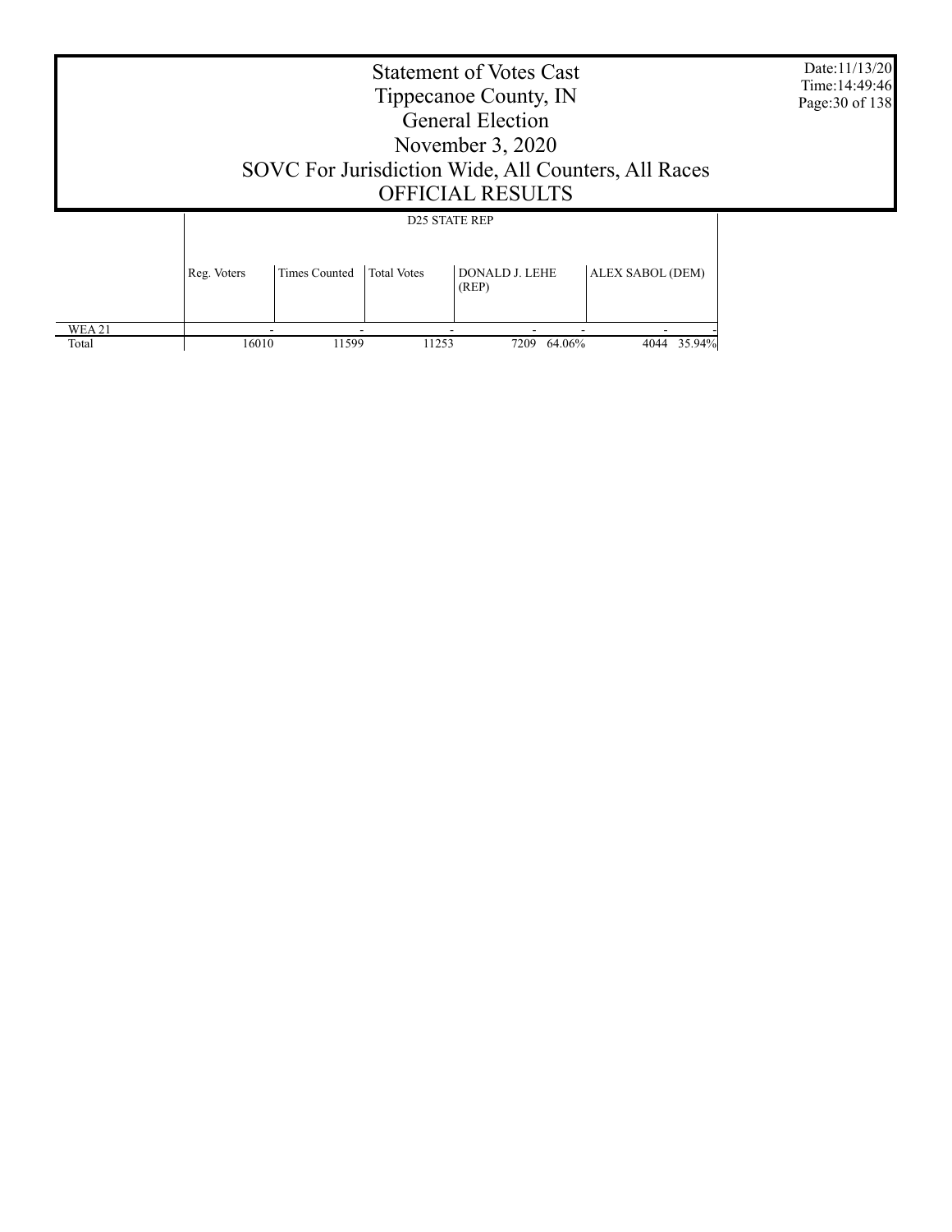# Statement of Votes Cast
## Tippecanoe County, IN
## General Election
## November 3, 2020
## SOVC For Jurisdiction Wide, All Counters, All Races
## OFFICIAL RESULTS

Date:11/13/20
Time:14:49:46

| | D25 STATE REP | | | | | | |
|---|---|---|---|---|---|---|---|
| | Reg. Voters | Times Counted | Total Votes | DONALD J. LEHE (REP) | | ALEX SABOL (DEM) | |
| WEA 21 | - | - | - | - | - | - | - |
| Total | 16010 | 11599 | 11253 | 7209 | 64.06% | 4044 | 35.94% |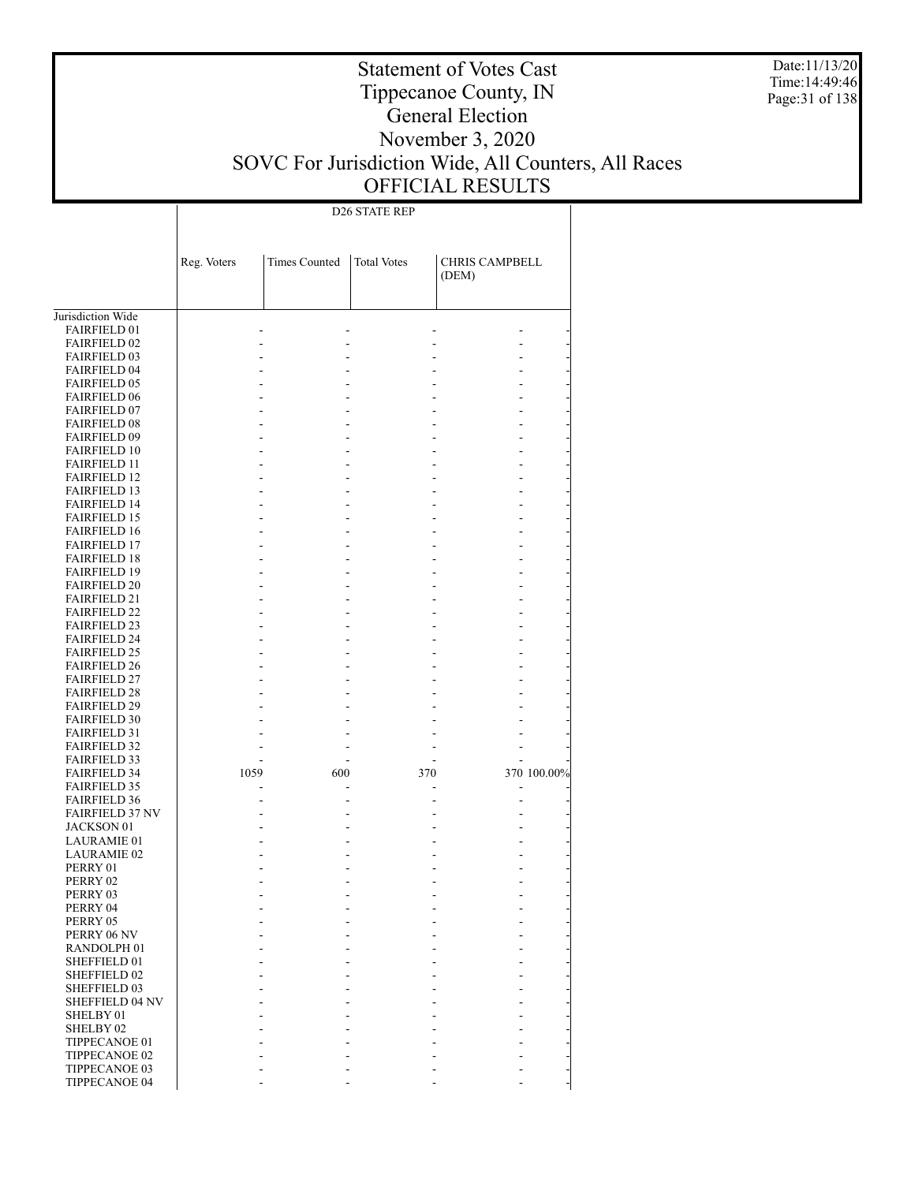# Statement of Votes Cast
# Tippecanoe County, IN
# General Election
# November 3, 2020
# SOVC For Jurisdiction Wide, All Counters, All Races
# OFFICIAL RESULTS

Date:11/13/20
Time:14:49:46

| | D26 STATE REP | | | | |
|---|---|---|---|---|---|
| | Reg. Voters | Times Counted | Total Votes | CHRIS CAMPBELL (DEM) | |
| Jurisdiction Wide | | | | | |
| FAIRFIELD 01 | - | - | - | - | - |
| FAIRFIELD 02 | - | - | - | - | - |
| FAIRFIELD 03 | - | - | - | - | - |
| FAIRFIELD 04 | - | - | - | - | - |
| FAIRFIELD 05 | - | - | - | - | - |
| FAIRFIELD 06 | - | - | - | - | - |
| FAIRFIELD 07 | - | - | - | - | - |
| FAIRFIELD 08 | - | - | - | - | - |
| FAIRFIELD 09 | - | - | - | - | - |
| FAIRFIELD 10 | - | - | - | - | - |
| FAIRFIELD 11 | - | - | - | - | - |
| FAIRFIELD 12 | - | - | - | - | - |
| FAIRFIELD 13 | - | - | - | - | - |
| FAIRFIELD 14 | - | - | - | - | - |
| FAIRFIELD 15 | - | - | - | - | - |
| FAIRFIELD 16 | - | - | - | - | - |
| FAIRFIELD 17 | - | - | - | - | - |
| FAIRFIELD 18 | - | - | - | - | - |
| FAIRFIELD 19 | - | - | - | - | - |
| FAIRFIELD 20 | - | - | - | - | - |
| FAIRFIELD 21 | - | - | - | - | - |
| FAIRFIELD 22 | - | - | - | - | - |
| FAIRFIELD 23 | - | - | - | - | - |
| FAIRFIELD 24 | - | - | - | - | - |
| FAIRFIELD 25 | - | - | - | - | - |
| FAIRFIELD 26 | - | - | - | - | - |
| FAIRFIELD 27 | - | - | - | - | - |
| FAIRFIELD 28 | - | - | - | - | - |
| FAIRFIELD 29 | - | - | - | - | - |
| FAIRFIELD 30 | - | - | - | - | - |
| FAIRFIELD 31 | - | - | - | - | - |
| FAIRFIELD 32 | - | - | - | - | - |
| FAIRFIELD 33 | - | - | - | - | - |
| FAIRFIELD 34 | 1059 | 600 | 370 | 370 | 100.00% |
| FAIRFIELD 35 | - | - | - | - | - |
| FAIRFIELD 36 | - | - | - | - | - |
| FAIRFIELD 37 NV | - | - | - | - | - |
| JACKSON 01 | - | - | - | - | - |
| LAURAMIE 01 | - | - | - | - | - |
| LAURAMIE 02 | - | - | - | - | - |
| PERRY 01 | - | - | - | - | - |
| PERRY 02 | - | - | - | - | - |
| PERRY 03 | - | - | - | - | - |
| PERRY 04 | - | - | - | - | - |
| PERRY 05 | - | - | - | - | - |
| PERRY 06 NV | - | - | - | - | - |
| RANDOLPH 01 | - | - | - | - | - |
| SHEFFIELD 01 | - | - | - | - | - |
| SHEFFIELD 02 | - | - | - | - | - |
| SHEFFIELD 03 | - | - | - | - | - |
| SHEFFIELD 04 NV | - | - | - | - | - |
| SHELBY 01 | - | - | - | - | - |
| SHELBY 02 | - | - | - | - | - |
| TIPPECANOE 01 | - | - | - | - | - |
| TIPPECANOE 02 | - | - | - | - | - |
| TIPPECANOE 03 | - | - | - | - | - |
| TIPPECANOE 04 | - | - | - | - | - |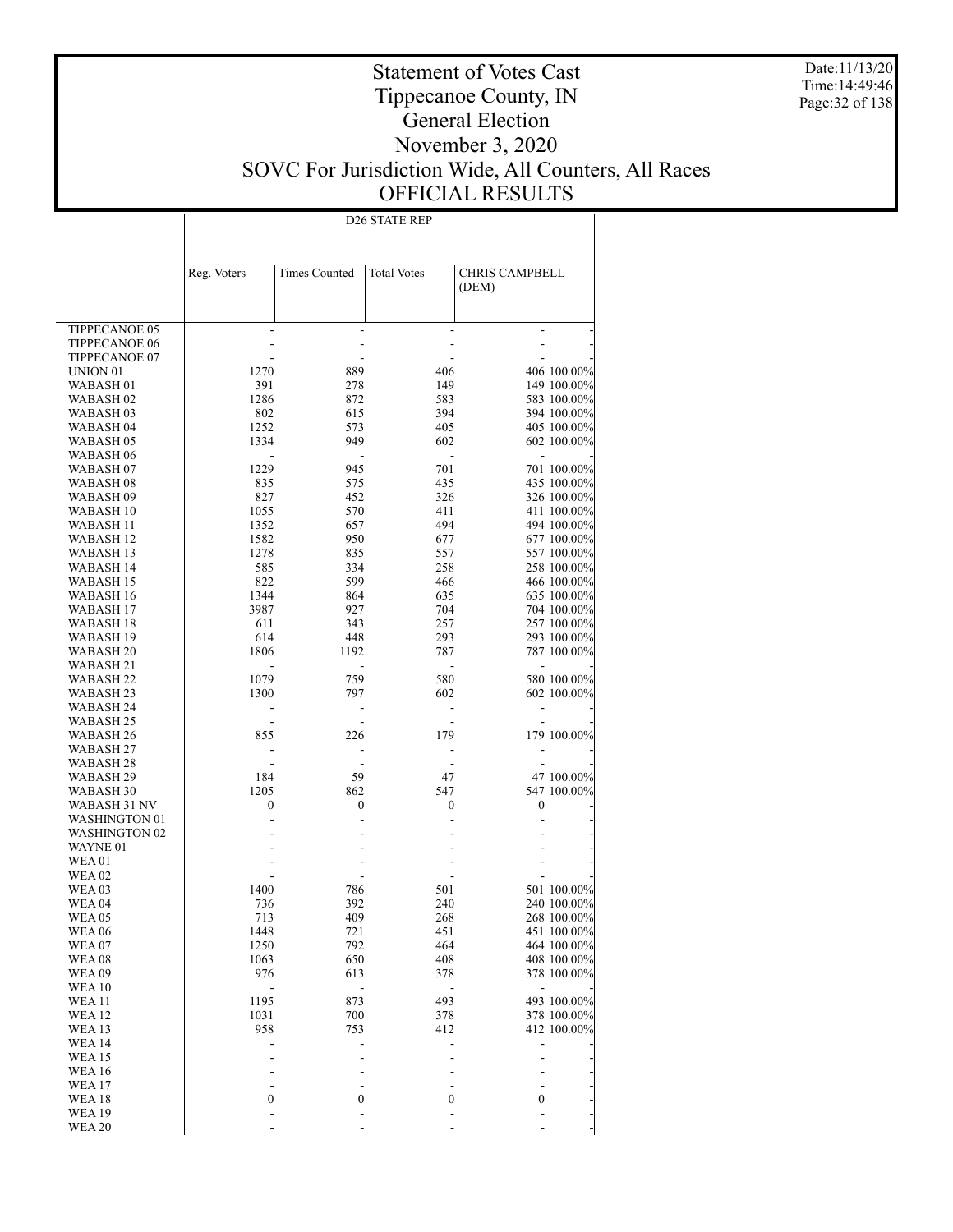# Statement of Votes Cast
# Tippecanoe County, IN
# General Election
# November 3, 2020
# SOVC For Jurisdiction Wide, All Counters, All Races
# OFFICIAL RESULTS

Date:11/13/20
Time:14:49:46

| | D26 STATE REP | | | | |
|---|---|---|---|---|---|
| | Reg. Voters | Times Counted | Total Votes | CHRIS CAMPBELL (DEM) | |
| TIPPECANOE 05 | - | - | - | - | - |
| TIPPECANOE 06 | - | - | - | - | - |
| TIPPECANOE 07 | - | - | - | - | - |
| UNION 01 | 1270 | 889 | 406 | 406 | 100.00% |
| WABASH 01 | 391 | 278 | 149 | 149 | 100.00% |
| WABASH 02 | 1286 | 872 | 583 | 583 | 100.00% |
| WABASH 03 | 802 | 615 | 394 | 394 | 100.00% |
| WABASH 04 | 1252 | 573 | 405 | 405 | 100.00% |
| WABASH 05 | 1334 | 949 | 602 | 602 | 100.00% |
| WABASH 06 | - | - | - | - | - |
| WABASH 07 | 1229 | 945 | 701 | 701 | 100.00% |
| WABASH 08 | 835 | 575 | 435 | 435 | 100.00% |
| WABASH 09 | 827 | 452 | 326 | 326 | 100.00% |
| WABASH 10 | 1055 | 570 | 411 | 411 | 100.00% |
| WABASH 11 | 1352 | 657 | 494 | 494 | 100.00% |
| WABASH 12 | 1582 | 950 | 677 | 677 | 100.00% |
| WABASH 13 | 1278 | 835 | 557 | 557 | 100.00% |
| WABASH 14 | 585 | 334 | 258 | 258 | 100.00% |
| WABASH 15 | 822 | 599 | 466 | 466 | 100.00% |
| WABASH 16 | 1344 | 864 | 635 | 635 | 100.00% |
| WABASH 17 | 3987 | 927 | 704 | 704 | 100.00% |
| WABASH 18 | 611 | 343 | 257 | 257 | 100.00% |
| WABASH 19 | 614 | 448 | 293 | 293 | 100.00% |
| WABASH 20 | 1806 | 1192 | 787 | 787 | 100.00% |
| WABASH 21 | - | - | - | - | - |
| WABASH 22 | 1079 | 759 | 580 | 580 | 100.00% |
| WABASH 23 | 1300 | 797 | 602 | 602 | 100.00% |
| WABASH 24 | - | - | - | - | - |
| WABASH 25 | - | - | - | - | - |
| WABASH 26 | 855 | 226 | 179 | 179 | 100.00% |
| WABASH 27 | - | - | - | - | - |
| WABASH 28 | - | - | - | - | - |
| WABASH 29 | 184 | 59 | 47 | 47 | 100.00% |
| WABASH 30 | 1205 | 862 | 547 | 547 | 100.00% |
| WABASH 31 NV | 0 | 0 | 0 | 0 | - |
| WASHINGTON 01 | - | - | - | - | - |
| WASHINGTON 02 | - | - | - | - | - |
| WAYNE 01 | - | - | - | - | - |
| WEA 01 | - | - | - | - | - |
| WEA 02 | - | - | - | - | - |
| WEA 03 | 1400 | 786 | 501 | 501 | 100.00% |
| WEA 04 | 736 | 392 | 240 | 240 | 100.00% |
| WEA 05 | 713 | 409 | 268 | 268 | 100.00% |
| WEA 06 | 1448 | 721 | 451 | 451 | 100.00% |
| WEA 07 | 1250 | 792 | 464 | 464 | 100.00% |
| WEA 08 | 1063 | 650 | 408 | 408 | 100.00% |
| WEA 09 | 976 | 613 | 378 | 378 | 100.00% |
| WEA 10 | - | - | - | - | - |
| WEA 11 | 1195 | 873 | 493 | 493 | 100.00% |
| WEA 12 | 1031 | 700 | 378 | 378 | 100.00% |
| WEA 13 | 958 | 753 | 412 | 412 | 100.00% |
| WEA 14 | - | - | - | - | - |
| WEA 15 | - | - | - | - | - |
| WEA 16 | - | - | - | - | - |
| WEA 17 | - | - | - | - | - |
| WEA 18 | 0 | 0 | 0 | 0 | - |
| WEA 19 | - | - | - | - | - |
| WEA 20 | - | - | - | - | - |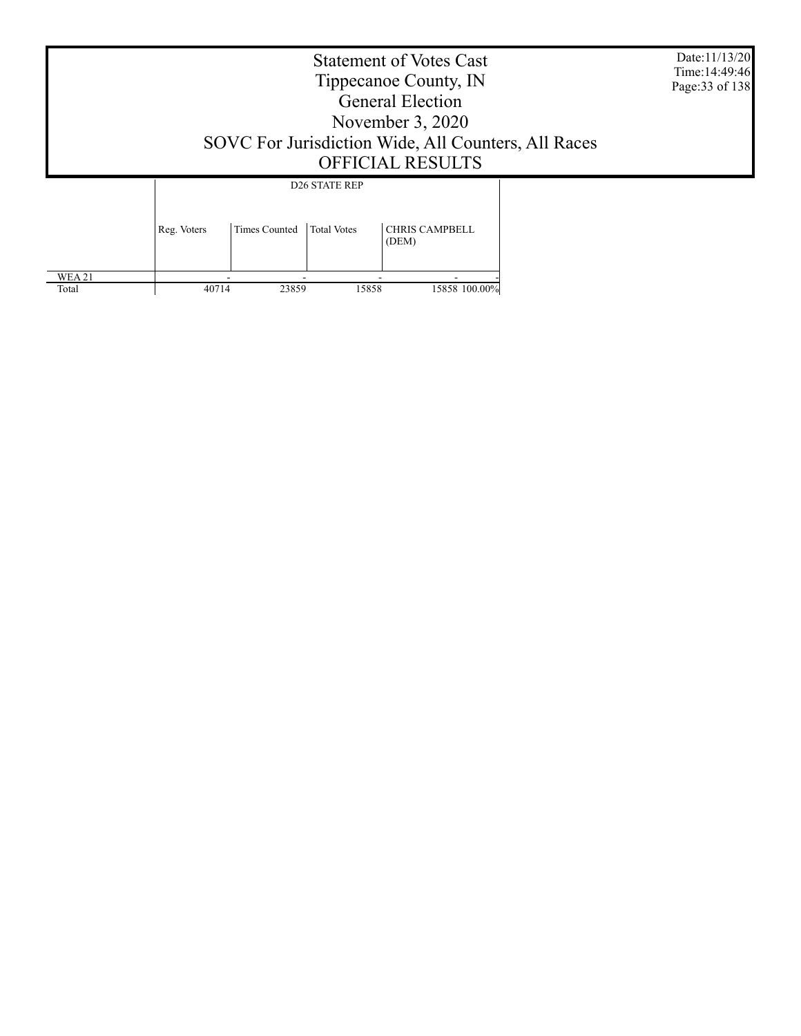# Statement of Votes Cast
## Tippecanoe County, IN
## General Election
## November 3, 2020
## SOVC For Jurisdiction Wide, All Counters, All Races
## OFFICIAL RESULTS

Date:11/13/20
Time:14:49:46

| | D26 STATE REP | | | | |
|---|---|---|---|---|---|
| | Reg. Voters | Times Counted | Total Votes | CHRIS CAMPBELL (DEM) | |
| WEA 21 | - | - | - | - | - |
| Total | 40714 | 23859 | 15858 | 15858 | 100.00% |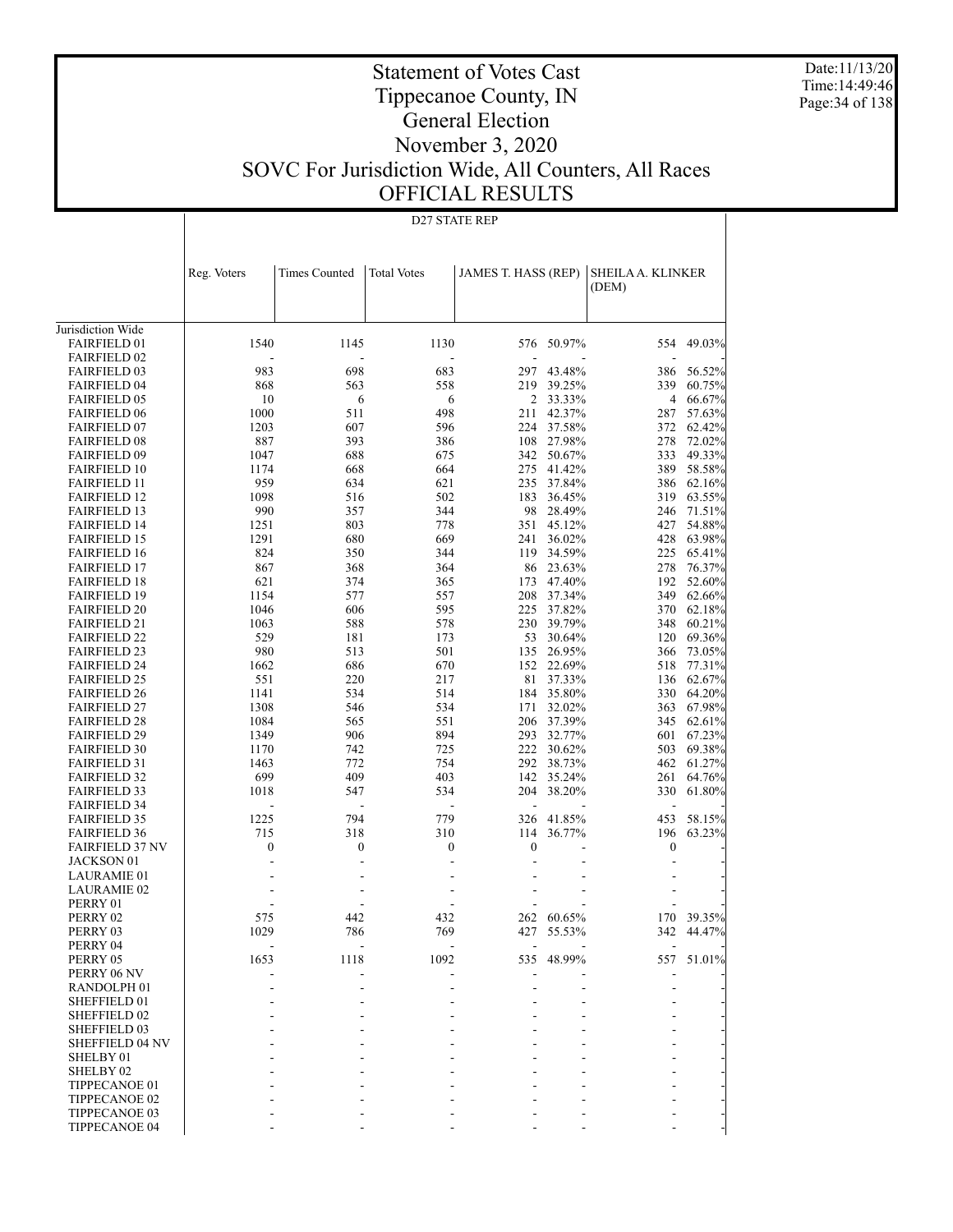# Statement of Votes Cast
# Tippecanoe County, IN
# General Election
# November 3, 2020
# SOVC For Jurisdiction Wide, All Counters, All Races
# OFFICIAL RESULTS

Date:11/13/20
Time:14:49:46

## D27 STATE REP

| | Reg. Voters | Times Counted | Total Votes | JAMES T. HASS (REP) | | SHEILA A. KLINKER (DEM) | |
|---|---|---|---|---|---|---|---|
| Jurisdiction Wide | | | | | | | |
| FAIRFIELD 01 | 1540 | 1145 | 1130 | 576 | 50.97% | 554 | 49.03% |
| FAIRFIELD 02 | - | - | - | - | - | - | - |
| FAIRFIELD 03 | 983 | 698 | 683 | 297 | 43.48% | 386 | 56.52% |
| FAIRFIELD 04 | 868 | 563 | 558 | 219 | 39.25% | 339 | 60.75% |
| FAIRFIELD 05 | 10 | 6 | 6 | 2 | 33.33% | 4 | 66.67% |
| FAIRFIELD 06 | 1000 | 511 | 498 | 211 | 42.37% | 287 | 57.63% |
| FAIRFIELD 07 | 1203 | 607 | 596 | 224 | 37.58% | 372 | 62.42% |
| FAIRFIELD 08 | 887 | 393 | 386 | 108 | 27.98% | 278 | 72.02% |
| FAIRFIELD 09 | 1047 | 688 | 675 | 342 | 50.67% | 333 | 49.33% |
| FAIRFIELD 10 | 1174 | 668 | 664 | 275 | 41.42% | 389 | 58.58% |
| FAIRFIELD 11 | 959 | 634 | 621 | 235 | 37.84% | 386 | 62.16% |
| FAIRFIELD 12 | 1098 | 516 | 502 | 183 | 36.45% | 319 | 63.55% |
| FAIRFIELD 13 | 990 | 357 | 344 | 98 | 28.49% | 246 | 71.51% |
| FAIRFIELD 14 | 1251 | 803 | 778 | 351 | 45.12% | 427 | 54.88% |
| FAIRFIELD 15 | 1291 | 680 | 669 | 241 | 36.02% | 428 | 63.98% |
| FAIRFIELD 16 | 824 | 350 | 344 | 119 | 34.59% | 225 | 65.41% |
| FAIRFIELD 17 | 867 | 368 | 364 | 86 | 23.63% | 278 | 76.37% |
| FAIRFIELD 18 | 621 | 374 | 365 | 173 | 47.40% | 192 | 52.60% |
| FAIRFIELD 19 | 1154 | 577 | 557 | 208 | 37.34% | 349 | 62.66% |
| FAIRFIELD 20 | 1046 | 606 | 595 | 225 | 37.82% | 370 | 62.18% |
| FAIRFIELD 21 | 1063 | 588 | 578 | 230 | 39.79% | 348 | 60.21% |
| FAIRFIELD 22 | 529 | 181 | 173 | 53 | 30.64% | 120 | 69.36% |
| FAIRFIELD 23 | 980 | 513 | 501 | 135 | 26.95% | 366 | 73.05% |
| FAIRFIELD 24 | 1662 | 686 | 670 | 152 | 22.69% | 518 | 77.31% |
| FAIRFIELD 25 | 551 | 220 | 217 | 81 | 37.33% | 136 | 62.67% |
| FAIRFIELD 26 | 1141 | 534 | 514 | 184 | 35.80% | 330 | 64.20% |
| FAIRFIELD 27 | 1308 | 546 | 534 | 171 | 32.02% | 363 | 67.98% |
| FAIRFIELD 28 | 1084 | 565 | 551 | 206 | 37.39% | 345 | 62.61% |
| FAIRFIELD 29 | 1349 | 906 | 894 | 293 | 32.77% | 601 | 67.23% |
| FAIRFIELD 30 | 1170 | 742 | 725 | 222 | 30.62% | 503 | 69.38% |
| FAIRFIELD 31 | 1463 | 772 | 754 | 292 | 38.73% | 462 | 61.27% |
| FAIRFIELD 32 | 699 | 409 | 403 | 142 | 35.24% | 261 | 64.76% |
| FAIRFIELD 33 | 1018 | 547 | 534 | 204 | 38.20% | 330 | 61.80% |
| FAIRFIELD 34 | - | - | - | - | - | - | - |
| FAIRFIELD 35 | 1225 | 794 | 779 | 326 | 41.85% | 453 | 58.15% |
| FAIRFIELD 36 | 715 | 318 | 310 | 114 | 36.77% | 196 | 63.23% |
| FAIRFIELD 37 NV | 0 | 0 | 0 | 0 | - | 0 | - |
| JACKSON 01 | - | - | - | - | - | - | - |
| LAURAMIE 01 | - | - | - | - | - | - | - |
| LAURAMIE 02 | - | - | - | - | - | - | - |
| PERRY 01 | - | - | - | - | - | - | - |
| PERRY 02 | 575 | 442 | 432 | 262 | 60.65% | 170 | 39.35% |
| PERRY 03 | 1029 | 786 | 769 | 427 | 55.53% | 342 | 44.47% |
| PERRY 04 | - | - | - | - | - | - | - |
| PERRY 05 | 1653 | 1118 | 1092 | 535 | 48.99% | 557 | 51.01% |
| PERRY 06 NV | - | - | - | - | - | - | - |
| RANDOLPH 01 | - | - | - | - | - | - | - |
| SHEFFIELD 01 | - | - | - | - | - | - | - |
| SHEFFIELD 02 | - | - | - | - | - | - | - |
| SHEFFIELD 03 | - | - | - | - | - | - | - |
| SHEFFIELD 04 NV | - | - | - | - | - | - | - |
| SHELBY 01 | - | - | - | - | - | - | - |
| SHELBY 02 | - | - | - | - | - | - | - |
| TIPPECANOE 01 | - | - | - | - | - | - | - |
| TIPPECANOE 02 | - | - | - | - | - | - | - |
| TIPPECANOE 03 | - | - | - | - | - | - | - |
| TIPPECANOE 04 | - | - | - | - | - | - | - |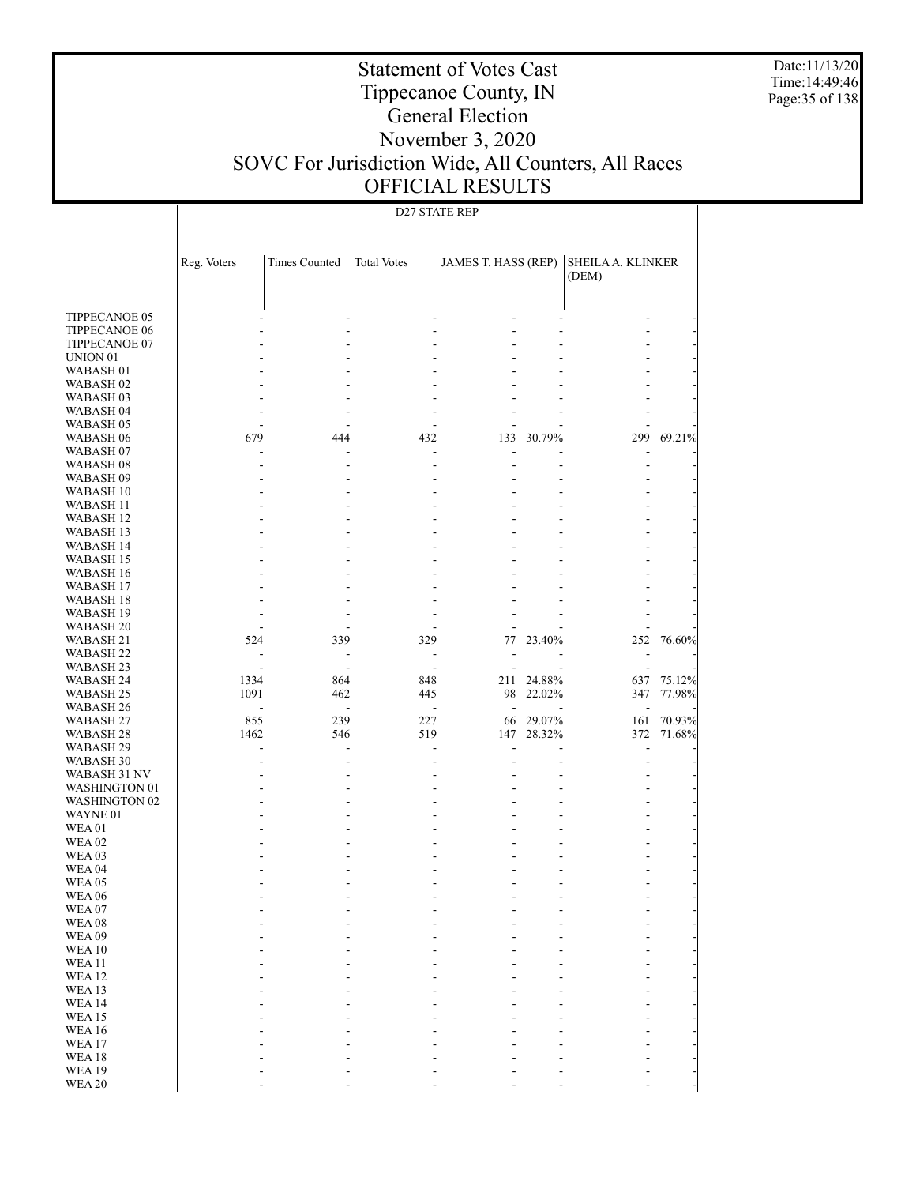# Statement of Votes Cast
# Tippecanoe County, IN
# General Election
# November 3, 2020
# SOVC For Jurisdiction Wide, All Counters, All Races
# OFFICIAL RESULTS

Date:11/13/20
Time:14:49:46

D27 STATE REP

| | Reg. Voters | Times Counted | Total Votes | JAMES T. HASS (REP) | | SHEILA A. KLINKER (DEM) | |
|---|---|---|---|---|---|---|---|
| TIPPECANOE 05 | - | - | - | - | - | - | - |
| TIPPECANOE 06 | - | - | - | - | - | - | - |
| TIPPECANOE 07 | - | - | - | - | - | - | - |
| UNION 01 | - | - | - | - | - | - | - |
| WABASH 01 | - | - | - | - | - | - | - |
| WABASH 02 | - | - | - | - | - | - | - |
| WABASH 03 | - | - | - | - | - | - | - |
| WABASH 04 | - | - | - | - | - | - | - |
| WABASH 05 | - | - | - | - | - | - | - |
| WABASH 06 | 679 | 444 | 432 | 133 | 30.79% | 299 | 69.21% |
| WABASH 07 | - | - | - | - | - | - | - |
| WABASH 08 | - | - | - | - | - | - | - |
| WABASH 09 | - | - | - | - | - | - | - |
| WABASH 10 | - | - | - | - | - | - | - |
| WABASH 11 | - | - | - | - | - | - | - |
| WABASH 12 | - | - | - | - | - | - | - |
| WABASH 13 | - | - | - | - | - | - | - |
| WABASH 14 | - | - | - | - | - | - | - |
| WABASH 15 | - | - | - | - | - | - | - |
| WABASH 16 | - | - | - | - | - | - | - |
| WABASH 17 | - | - | - | - | - | - | - |
| WABASH 18 | - | - | - | - | - | - | - |
| WABASH 19 | - | - | - | - | - | - | - |
| WABASH 20 | - | - | - | - | - | - | - |
| WABASH 21 | 524 | 339 | 329 | 77 | 23.40% | 252 | 76.60% |
| WABASH 22 | - | - | - | - | - | - | - |
| WABASH 23 | - | - | - | - | - | - | - |
| WABASH 24 | 1334 | 864 | 848 | 211 | 24.88% | 637 | 75.12% |
| WABASH 25 | 1091 | 462 | 445 | 98 | 22.02% | 347 | 77.98% |
| WABASH 26 | - | - | - | - | - | - | - |
| WABASH 27 | 855 | 239 | 227 | 66 | 29.07% | 161 | 70.93% |
| WABASH 28 | 1462 | 546 | 519 | 147 | 28.32% | 372 | 71.68% |
| WABASH 29 | - | - | - | - | - | - | - |
| WABASH 30 | - | - | - | - | - | - | - |
| WABASH 31 NV | - | - | - | - | - | - | - |
| WASHINGTON 01 | - | - | - | - | - | - | - |
| WASHINGTON 02 | - | - | - | - | - | - | - |
| WAYNE 01 | - | - | - | - | - | - | - |
| WEA 01 | - | - | - | - | - | - | - |
| WEA 02 | - | - | - | - | - | - | - |
| WEA 03 | - | - | - | - | - | - | - |
| WEA 04 | - | - | - | - | - | - | - |
| WEA 05 | - | - | - | - | - | - | - |
| WEA 06 | - | - | - | - | - | - | - |
| WEA 07 | - | - | - | - | - | - | - |
| WEA 08 | - | - | - | - | - | - | - |
| WEA 09 | - | - | - | - | - | - | - |
| WEA 10 | - | - | - | - | - | - | - |
| WEA 11 | - | - | - | - | - | - | - |
| WEA 12 | - | - | - | - | - | - | - |
| WEA 13 | - | - | - | - | - | - | - |
| WEA 14 | - | - | - | - | - | - | - |
| WEA 15 | - | - | - | - | - | - | - |
| WEA 16 | - | - | - | - | - | - | - |
| WEA 17 | - | - | - | - | - | - | - |
| WEA 18 | - | - | - | - | - | - | - |
| WEA 19 | - | - | - | - | - | - | - |
| WEA 20 | - | - | - | - | - | - | - |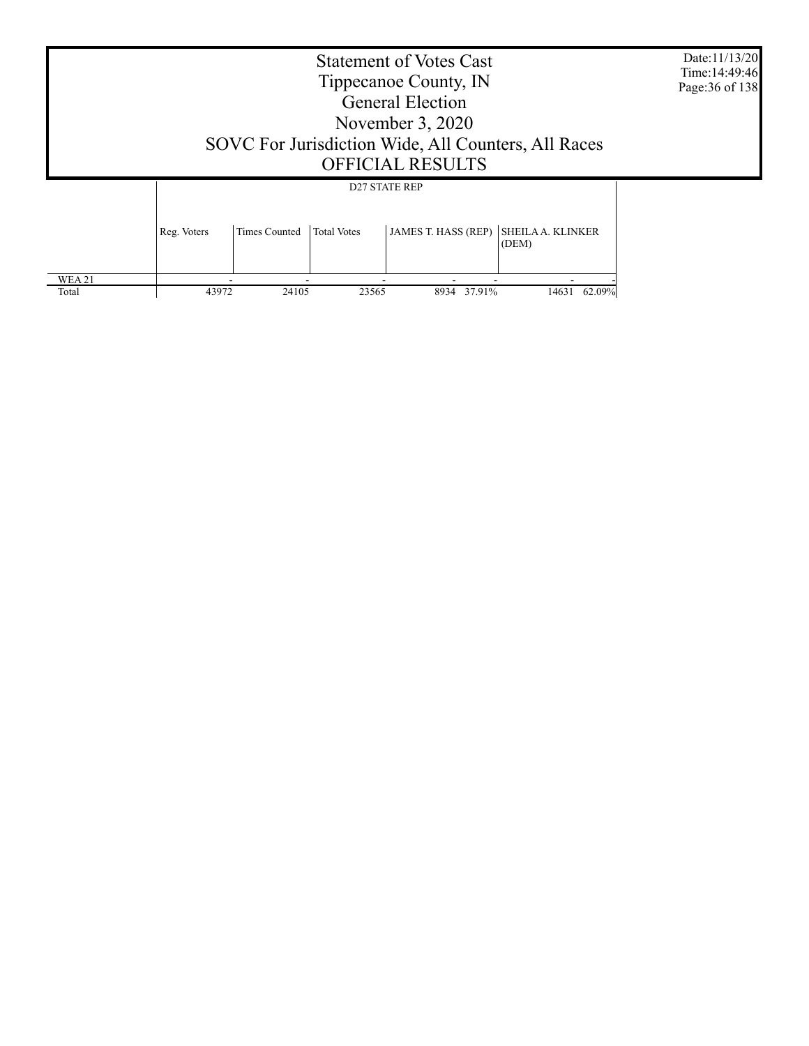# Statement of Votes Cast
## Tippecanoe County, IN
## General Election
## November 3, 2020
## SOVC For Jurisdiction Wide, All Counters, All Races
## OFFICIAL RESULTS

Date:11/13/20
Time:14:49:46

| | D27 STATE REP | | | | | | |
|---|---|---|---|---|---|---|---|
| | Reg. Voters | Times Counted | Total Votes | JAMES T. HASS (REP) | | SHEILA A. KLINKER (DEM) | |
| WEA 21 | - | - | - | - | - | - | - |
| Total | 43972 | 24105 | 23565 | 8934 | 37.91% | 14631 | 62.09% |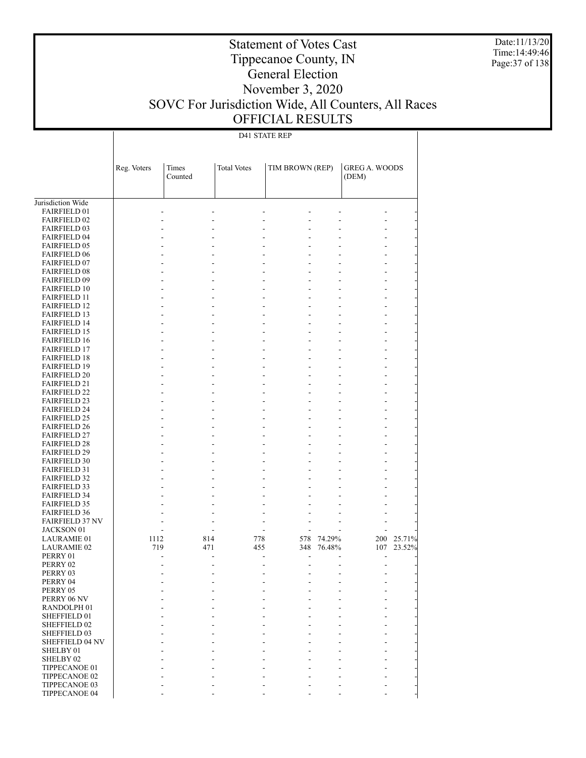# Statement of Votes Cast
# Tippecanoe County, IN
# General Election
# November 3, 2020
# SOVC For Jurisdiction Wide, All Counters, All Races
# OFFICIAL RESULTS

Date:11/13/20
Time:14:49:46

| | D41 STATE REP | | | | | | |
|---|---|---|---|---|---|---|---|
| | Reg. Voters | Times Counted | Total Votes | TIM BROWN (REP) | | GREG A. WOODS (DEM) | |
| Jurisdiction Wide | | | | | | | |
| FAIRFIELD 01 | - | - | - | - | - | - | - |
| FAIRFIELD 02 | - | - | - | - | - | - | - |
| FAIRFIELD 03 | - | - | - | - | - | - | - |
| FAIRFIELD 04 | - | - | - | - | - | - | - |
| FAIRFIELD 05 | - | - | - | - | - | - | - |
| FAIRFIELD 06 | - | - | - | - | - | - | - |
| FAIRFIELD 07 | - | - | - | - | - | - | - |
| FAIRFIELD 08 | - | - | - | - | - | - | - |
| FAIRFIELD 09 | - | - | - | - | - | - | - |
| FAIRFIELD 10 | - | - | - | - | - | - | - |
| FAIRFIELD 11 | - | - | - | - | - | - | - |
| FAIRFIELD 12 | - | - | - | - | - | - | - |
| FAIRFIELD 13 | - | - | - | - | - | - | - |
| FAIRFIELD 14 | - | - | - | - | - | - | - |
| FAIRFIELD 15 | - | - | - | - | - | - | - |
| FAIRFIELD 16 | - | - | - | - | - | - | - |
| FAIRFIELD 17 | - | - | - | - | - | - | - |
| FAIRFIELD 18 | - | - | - | - | - | - | - |
| FAIRFIELD 19 | - | - | - | - | - | - | - |
| FAIRFIELD 20 | - | - | - | - | - | - | - |
| FAIRFIELD 21 | - | - | - | - | - | - | - |
| FAIRFIELD 22 | - | - | - | - | - | - | - |
| FAIRFIELD 23 | - | - | - | - | - | - | - |
| FAIRFIELD 24 | - | - | - | - | - | - | - |
| FAIRFIELD 25 | - | - | - | - | - | - | - |
| FAIRFIELD 26 | - | - | - | - | - | - | - |
| FAIRFIELD 27 | - | - | - | - | - | - | - |
| FAIRFIELD 28 | - | - | - | - | - | - | - |
| FAIRFIELD 29 | - | - | - | - | - | - | - |
| FAIRFIELD 30 | - | - | - | - | - | - | - |
| FAIRFIELD 31 | - | - | - | - | - | - | - |
| FAIRFIELD 32 | - | - | - | - | - | - | - |
| FAIRFIELD 33 | - | - | - | - | - | - | - |
| FAIRFIELD 34 | - | - | - | - | - | - | - |
| FAIRFIELD 35 | - | - | - | - | - | - | - |
| FAIRFIELD 36 | - | - | - | - | - | - | - |
| FAIRFIELD 37 NV | - | - | - | - | - | - | - |
| JACKSON 01 | - | - | - | - | - | - | - |
| LAURAMIE 01 | 1112 | 814 | 778 | 578 | 74.29% | 200 | 25.71% |
| LAURAMIE 02 | 719 | 471 | 455 | 348 | 76.48% | 107 | 23.52% |
| PERRY 01 | - | - | - | - | - | - | - |
| PERRY 02 | - | - | - | - | - | - | - |
| PERRY 03 | - | - | - | - | - | - | - |
| PERRY 04 | - | - | - | - | - | - | - |
| PERRY 05 | - | - | - | - | - | - | - |
| PERRY 06 NV | - | - | - | - | - | - | - |
| RANDOLPH 01 | - | - | - | - | - | - | - |
| SHEFFIELD 01 | - | - | - | - | - | - | - |
| SHEFFIELD 02 | - | - | - | - | - | - | - |
| SHEFFIELD 03 | - | - | - | - | - | - | - |
| SHEFFIELD 04 NV | - | - | - | - | - | - | - |
| SHELBY 01 | - | - | - | - | - | - | - |
| SHELBY 02 | - | - | - | - | - | - | - |
| TIPPECANOE 01 | - | - | - | - | - | - | - |
| TIPPECANOE 02 | - | - | - | - | - | - | - |
| TIPPECANOE 03 | - | - | - | - | - | - | - |
| TIPPECANOE 04 | - | - | - | - | - | - | - |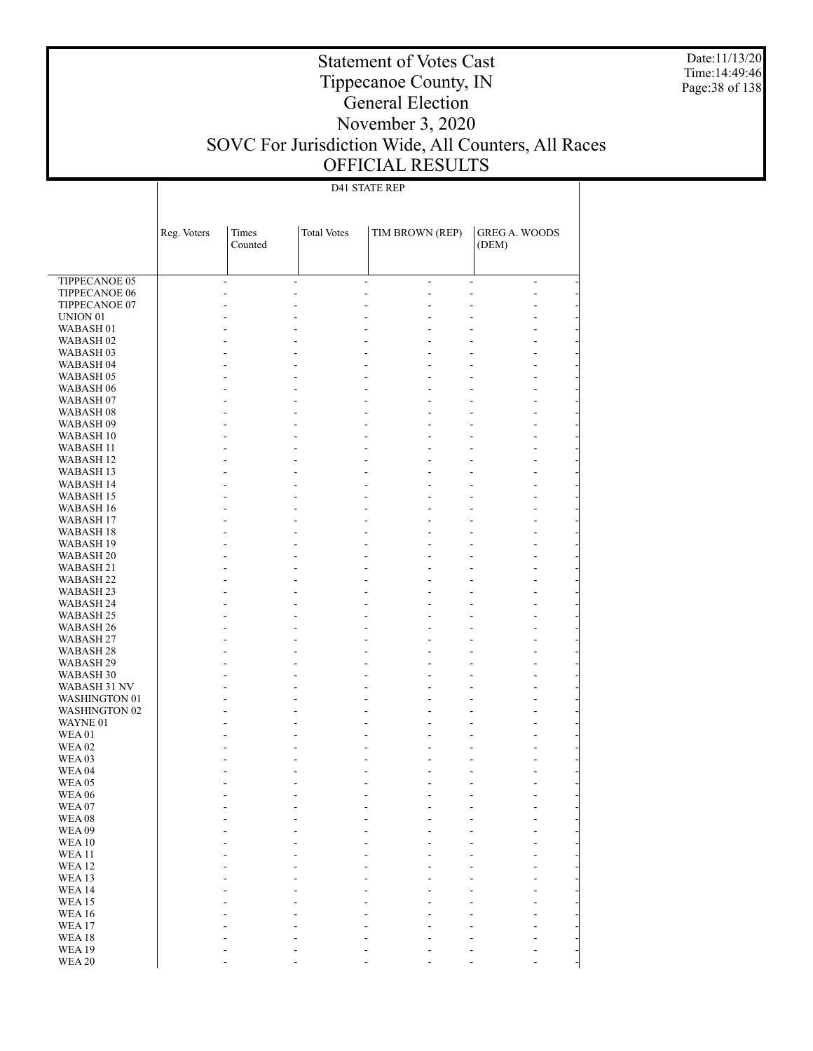## D41 STATE REP

| | Reg. Voters | Times Counted | Total Votes | TIM BROWN (REP) | | GREG A. WOODS (DEM) | |
|---|---|---|---|---|---|---|---|
| TIPPECANOE 05 | - | - | - | - | - | - | - |
| TIPPECANOE 06 | - | - | - | - | - | - | - |
| TIPPECANOE 07 | - | - | - | - | - | - | - |
| UNION 01 | - | - | - | - | - | - | - |
| WABASH 01 | - | - | - | - | - | - | - |
| WABASH 02 | - | - | - | - | - | - | - |
| WABASH 03 | - | - | - | - | - | - | - |
| WABASH 04 | - | - | - | - | - | - | - |
| WABASH 05 | - | - | - | - | - | - | - |
| WABASH 06 | - | - | - | - | - | - | - |
| WABASH 07 | - | - | - | - | - | - | - |
| WABASH 08 | - | - | - | - | - | - | - |
| WABASH 09 | - | - | - | - | - | - | - |
| WABASH 10 | - | - | - | - | - | - | - |
| WABASH 11 | - | - | - | - | - | - | - |
| WABASH 12 | - | - | - | - | - | - | - |
| WABASH 13 | - | - | - | - | - | - | - |
| WABASH 14 | - | - | - | - | - | - | - |
| WABASH 15 | - | - | - | - | - | - | - |
| WABASH 16 | - | - | - | - | - | - | - |
| WABASH 17 | - | - | - | - | - | - | - |
| WABASH 18 | - | - | - | - | - | - | - |
| WABASH 19 | - | - | - | - | - | - | - |
| WABASH 20 | - | - | - | - | - | - | - |
| WABASH 21 | - | - | - | - | - | - | - |
| WABASH 22 | - | - | - | - | - | - | - |
| WABASH 23 | - | - | - | - | - | - | - |
| WABASH 24 | - | - | - | - | - | - | - |
| WABASH 25 | - | - | - | - | - | - | - |
| WABASH 26 | - | - | - | - | - | - | - |
| WABASH 27 | - | - | - | - | - | - | - |
| WABASH 28 | - | - | - | - | - | - | - |
| WABASH 29 | - | - | - | - | - | - | - |
| WABASH 30 | - | - | - | - | - | - | - |
| WABASH 31 NV | - | - | - | - | - | - | - |
| WASHINGTON 01 | - | - | - | - | - | - | - |
| WASHINGTON 02 | - | - | - | - | - | - | - |
| WAYNE 01 | - | - | - | - | - | - | - |
| WEA 01 | - | - | - | - | - | - | - |
| WEA 02 | - | - | - | - | - | - | - |
| WEA 03 | - | - | - | - | - | - | - |
| WEA 04 | - | - | - | - | - | - | - |
| WEA 05 | - | - | - | - | - | - | - |
| WEA 06 | - | - | - | - | - | - | - |
| WEA 07 | - | - | - | - | - | - | - |
| WEA 08 | - | - | - | - | - | - | - |
| WEA 09 | - | - | - | - | - | - | - |
| WEA 10 | - | - | - | - | - | - | - |
| WEA 11 | - | - | - | - | - | - | - |
| WEA 12 | - | - | - | - | - | - | - |
| WEA 13 | - | - | - | - | - | - | - |
| WEA 14 | - | - | - | - | - | - | - |
| WEA 15 | - | - | - | - | - | - | - |
| WEA 16 | - | - | - | - | - | - | - |
| WEA 17 | - | - | - | - | - | - | - |
| WEA 18 | - | - | - | - | - | - | - |
| WEA 19 | - | - | - | - | - | - | - |
| WEA 20 | - | - | - | - | - | - | - |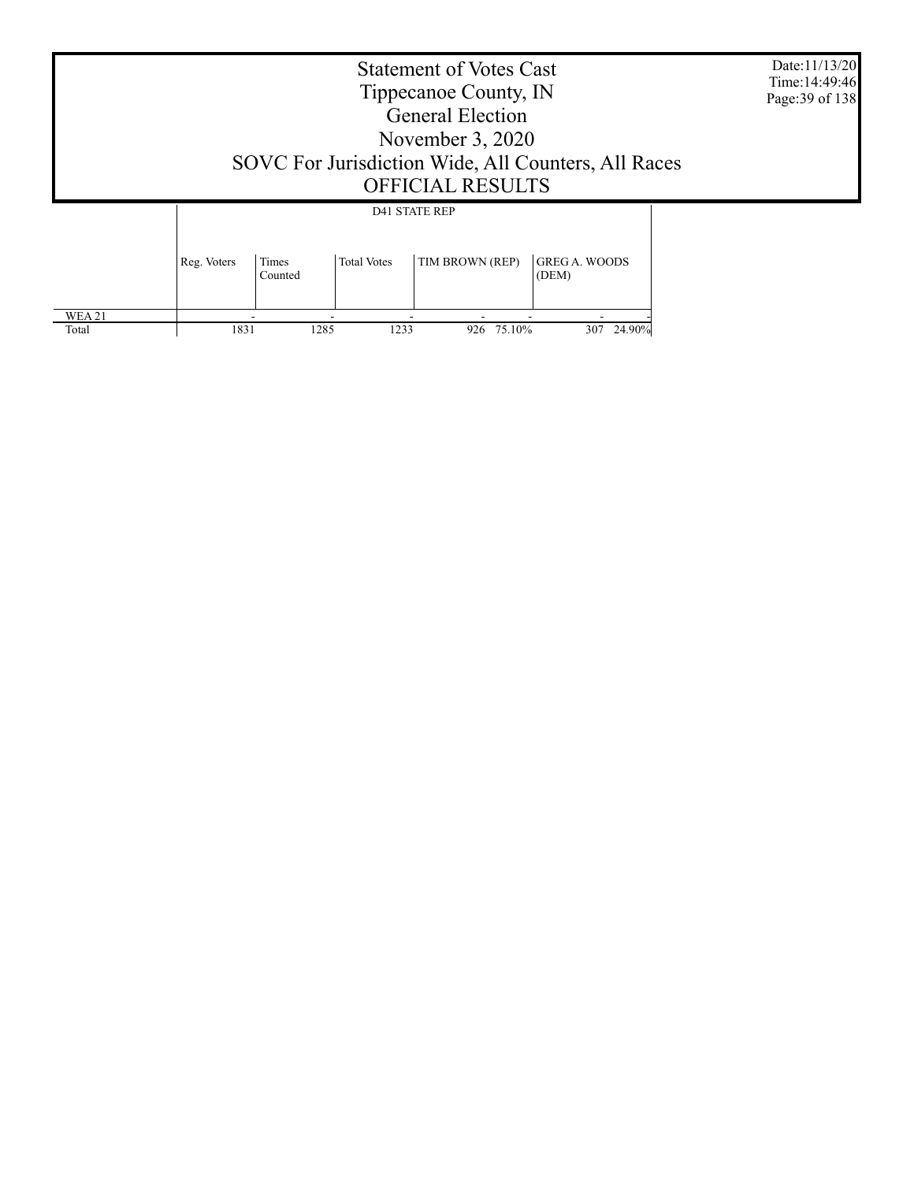# Statement of Votes Cast
# Tippecanoe County, IN
# General Election
# November 3, 2020
# SOVC For Jurisdiction Wide, All Counters, All Races
# OFFICIAL RESULTS

Date:11/13/20
Time:14:49:46

| | D41 STATE REP | | | | | | |
|---|---|---|---|---|---|---|---|
| | Reg. Voters | Times Counted | Total Votes | TIM BROWN (REP) | | GREG A. WOODS (DEM) | |
| WEA 21 | - | - | - | - | - | - | - |
| Total | 1831 | 1285 | 1233 | 926 | 75.10% | 307 | 24.90% |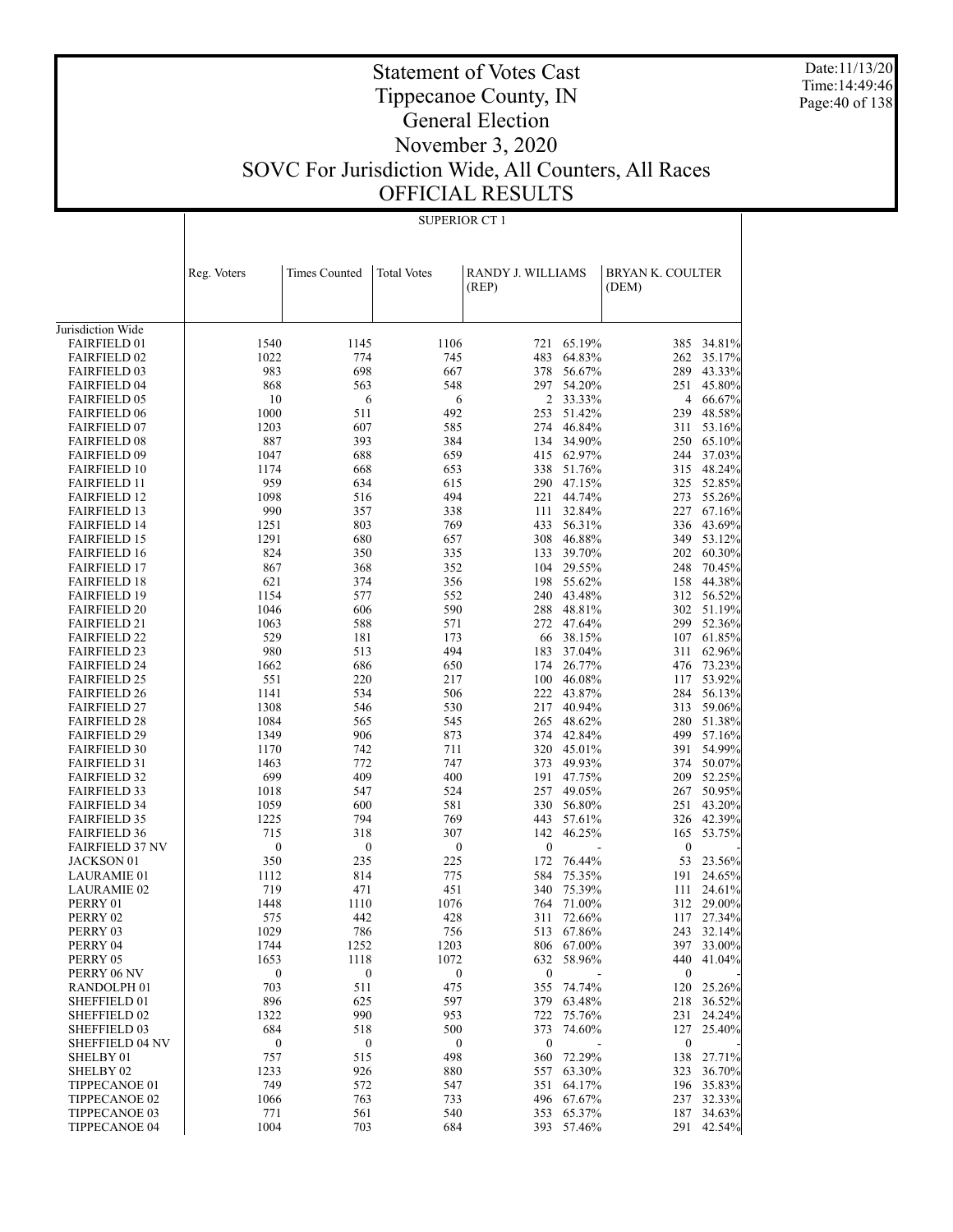# Statement of Votes Cast
# Tippecanoe County, IN
# General Election
# November 3, 2020
# SOVC For Jurisdiction Wide, All Counters, All Races
# OFFICIAL RESULTS

Date:11/13/20
Time:14:49:46

## SUPERIOR CT 1

| | Reg. Voters | Times Counted | Total Votes | RANDY J. WILLIAMS (REP) | | BRYAN K. COULTER (DEM) | |
|---|---|---|---|---|---|---|---|
| Jurisdiction Wide | | | | | | | |
| FAIRFIELD 01 | 1540 | 1145 | 1106 | 721 | 65.19% | 385 | 34.81% |
| FAIRFIELD 02 | 1022 | 774 | 745 | 483 | 64.83% | 262 | 35.17% |
| FAIRFIELD 03 | 983 | 698 | 667 | 378 | 56.67% | 289 | 43.33% |
| FAIRFIELD 04 | 868 | 563 | 548 | 297 | 54.20% | 251 | 45.80% |
| FAIRFIELD 05 | 10 | 6 | 6 | 2 | 33.33% | 4 | 66.67% |
| FAIRFIELD 06 | 1000 | 511 | 492 | 253 | 51.42% | 239 | 48.58% |
| FAIRFIELD 07 | 1203 | 607 | 585 | 274 | 46.84% | 311 | 53.16% |
| FAIRFIELD 08 | 887 | 393 | 384 | 134 | 34.90% | 250 | 65.10% |
| FAIRFIELD 09 | 1047 | 688 | 659 | 415 | 62.97% | 244 | 37.03% |
| FAIRFIELD 10 | 1174 | 668 | 653 | 338 | 51.76% | 315 | 48.24% |
| FAIRFIELD 11 | 959 | 634 | 615 | 290 | 47.15% | 325 | 52.85% |
| FAIRFIELD 12 | 1098 | 516 | 494 | 221 | 44.74% | 273 | 55.26% |
| FAIRFIELD 13 | 990 | 357 | 338 | 111 | 32.84% | 227 | 67.16% |
| FAIRFIELD 14 | 1251 | 803 | 769 | 433 | 56.31% | 336 | 43.69% |
| FAIRFIELD 15 | 1291 | 680 | 657 | 308 | 46.88% | 349 | 53.12% |
| FAIRFIELD 16 | 824 | 350 | 335 | 133 | 39.70% | 202 | 60.30% |
| FAIRFIELD 17 | 867 | 368 | 352 | 104 | 29.55% | 248 | 70.45% |
| FAIRFIELD 18 | 621 | 374 | 356 | 198 | 55.62% | 158 | 44.38% |
| FAIRFIELD 19 | 1154 | 577 | 552 | 240 | 43.48% | 312 | 56.52% |
| FAIRFIELD 20 | 1046 | 606 | 590 | 288 | 48.81% | 302 | 51.19% |
| FAIRFIELD 21 | 1063 | 588 | 571 | 272 | 47.64% | 299 | 52.36% |
| FAIRFIELD 22 | 529 | 181 | 173 | 66 | 38.15% | 107 | 61.85% |
| FAIRFIELD 23 | 980 | 513 | 494 | 183 | 37.04% | 311 | 62.96% |
| FAIRFIELD 24 | 1662 | 686 | 650 | 174 | 26.77% | 476 | 73.23% |
| FAIRFIELD 25 | 551 | 220 | 217 | 100 | 46.08% | 117 | 53.92% |
| FAIRFIELD 26 | 1141 | 534 | 506 | 222 | 43.87% | 284 | 56.13% |
| FAIRFIELD 27 | 1308 | 546 | 530 | 217 | 40.94% | 313 | 59.06% |
| FAIRFIELD 28 | 1084 | 565 | 545 | 265 | 48.62% | 280 | 51.38% |
| FAIRFIELD 29 | 1349 | 906 | 873 | 374 | 42.84% | 499 | 57.16% |
| FAIRFIELD 30 | 1170 | 742 | 711 | 320 | 45.01% | 391 | 54.99% |
| FAIRFIELD 31 | 1463 | 772 | 747 | 373 | 49.93% | 374 | 50.07% |
| FAIRFIELD 32 | 699 | 409 | 400 | 191 | 47.75% | 209 | 52.25% |
| FAIRFIELD 33 | 1018 | 547 | 524 | 257 | 49.05% | 267 | 50.95% |
| FAIRFIELD 34 | 1059 | 600 | 581 | 330 | 56.80% | 251 | 43.20% |
| FAIRFIELD 35 | 1225 | 794 | 769 | 443 | 57.61% | 326 | 42.39% |
| FAIRFIELD 36 | 715 | 318 | 307 | 142 | 46.25% | 165 | 53.75% |
| FAIRFIELD 37 NV | 0 | 0 | 0 | 0 | - | 0 | - |
| JACKSON 01 | 350 | 235 | 225 | 172 | 76.44% | 53 | 23.56% |
| LAURAMIE 01 | 1112 | 814 | 775 | 584 | 75.35% | 191 | 24.65% |
| LAURAMIE 02 | 719 | 471 | 451 | 340 | 75.39% | 111 | 24.61% |
| PERRY 01 | 1448 | 1110 | 1076 | 764 | 71.00% | 312 | 29.00% |
| PERRY 02 | 575 | 442 | 428 | 311 | 72.66% | 117 | 27.34% |
| PERRY 03 | 1029 | 786 | 756 | 513 | 67.86% | 243 | 32.14% |
| PERRY 04 | 1744 | 1252 | 1203 | 806 | 67.00% | 397 | 33.00% |
| PERRY 05 | 1653 | 1118 | 1072 | 632 | 58.96% | 440 | 41.04% |
| PERRY 06 NV | 0 | 0 | 0 | 0 | - | 0 | - |
| RANDOLPH 01 | 703 | 511 | 475 | 355 | 74.74% | 120 | 25.26% |
| SHEFFIELD 01 | 896 | 625 | 597 | 379 | 63.48% | 218 | 36.52% |
| SHEFFIELD 02 | 1322 | 990 | 953 | 722 | 75.76% | 231 | 24.24% |
| SHEFFIELD 03 | 684 | 518 | 500 | 373 | 74.60% | 127 | 25.40% |
| SHEFFIELD 04 NV | 0 | 0 | 0 | 0 | - | 0 | - |
| SHELBY 01 | 757 | 515 | 498 | 360 | 72.29% | 138 | 27.71% |
| SHELBY 02 | 1233 | 926 | 880 | 557 | 63.30% | 323 | 36.70% |
| TIPPECANOE 01 | 749 | 572 | 547 | 351 | 64.17% | 196 | 35.83% |
| TIPPECANOE 02 | 1066 | 763 | 733 | 496 | 67.67% | 237 | 32.33% |
| TIPPECANOE 03 | 771 | 561 | 540 | 353 | 65.37% | 187 | 34.63% |
| TIPPECANOE 04 | 1004 | 703 | 684 | 393 | 57.46% | 291 | 42.54% |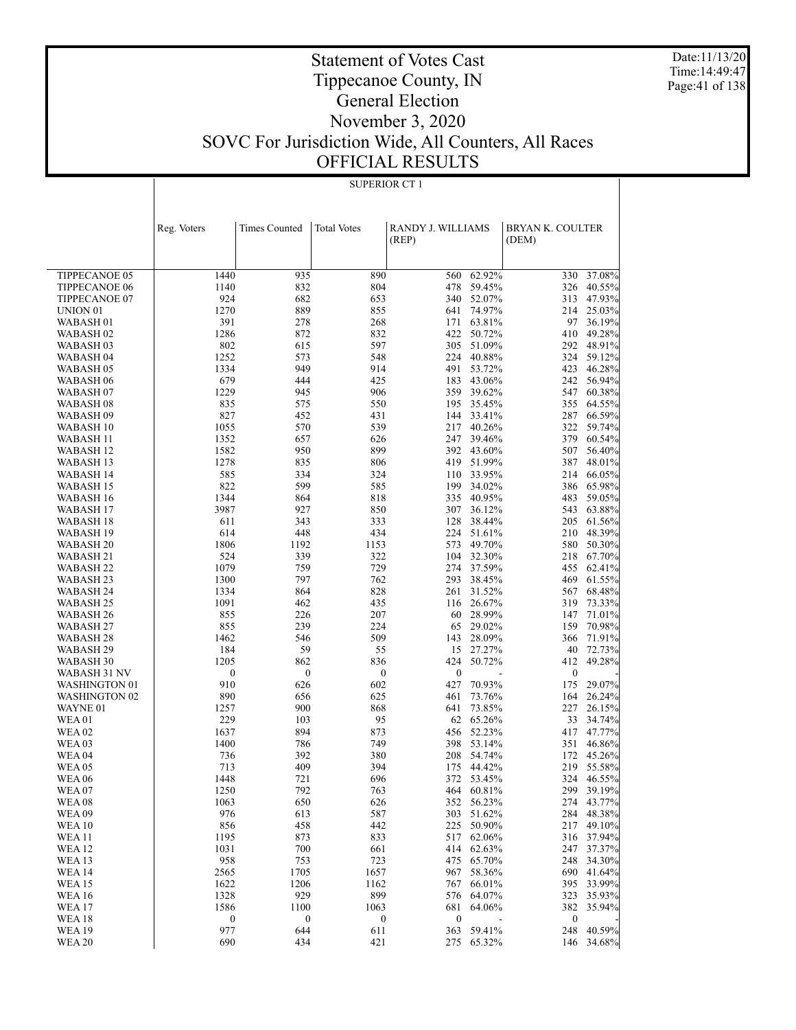# Statement of Votes Cast
# Tippecanoe County, IN
# General Election
# November 3, 2020
# SOVC For Jurisdiction Wide, All Counters, All Races
# OFFICIAL RESULTS

Date:11/13/20
Time:14:49:47

## SUPERIOR CT 1

| | Reg. Voters | Times Counted | Total Votes | RANDY J. WILLIAMS (REP) | | BRYAN K. COULTER (DEM) | |
|---|---|---|---|---|---|---|---|
| TIPPECANOE 05 | 1440 | 935 | 890 | 560 | 62.92% | 330 | 37.08% |
| TIPPECANOE 06 | 1140 | 832 | 804 | 478 | 59.45% | 326 | 40.55% |
| TIPPECANOE 07 | 924 | 682 | 653 | 340 | 52.07% | 313 | 47.93% |
| UNION 01 | 1270 | 889 | 855 | 641 | 74.97% | 214 | 25.03% |
| WABASH 01 | 391 | 278 | 268 | 171 | 63.81% | 97 | 36.19% |
| WABASH 02 | 1286 | 872 | 832 | 422 | 50.72% | 410 | 49.28% |
| WABASH 03 | 802 | 615 | 597 | 305 | 51.09% | 292 | 48.91% |
| WABASH 04 | 1252 | 573 | 548 | 224 | 40.88% | 324 | 59.12% |
| WABASH 05 | 1334 | 949 | 914 | 491 | 53.72% | 423 | 46.28% |
| WABASH 06 | 679 | 444 | 425 | 183 | 43.06% | 242 | 56.94% |
| WABASH 07 | 1229 | 945 | 906 | 359 | 39.62% | 547 | 60.38% |
| WABASH 08 | 835 | 575 | 550 | 195 | 35.45% | 355 | 64.55% |
| WABASH 09 | 827 | 452 | 431 | 144 | 33.41% | 287 | 66.59% |
| WABASH 10 | 1055 | 570 | 539 | 217 | 40.26% | 322 | 59.74% |
| WABASH 11 | 1352 | 657 | 626 | 247 | 39.46% | 379 | 60.54% |
| WABASH 12 | 1582 | 950 | 899 | 392 | 43.60% | 507 | 56.40% |
| WABASH 13 | 1278 | 835 | 806 | 419 | 51.99% | 387 | 48.01% |
| WABASH 14 | 585 | 334 | 324 | 110 | 33.95% | 214 | 66.05% |
| WABASH 15 | 822 | 599 | 585 | 199 | 34.02% | 386 | 65.98% |
| WABASH 16 | 1344 | 864 | 818 | 335 | 40.95% | 483 | 59.05% |
| WABASH 17 | 3987 | 927 | 850 | 307 | 36.12% | 543 | 63.88% |
| WABASH 18 | 611 | 343 | 333 | 128 | 38.44% | 205 | 61.56% |
| WABASH 19 | 614 | 448 | 434 | 224 | 51.61% | 210 | 48.39% |
| WABASH 20 | 1806 | 1192 | 1153 | 573 | 49.70% | 580 | 50.30% |
| WABASH 21 | 524 | 339 | 322 | 104 | 32.30% | 218 | 67.70% |
| WABASH 22 | 1079 | 759 | 729 | 274 | 37.59% | 455 | 62.41% |
| WABASH 23 | 1300 | 797 | 762 | 293 | 38.45% | 469 | 61.55% |
| WABASH 24 | 1334 | 864 | 828 | 261 | 31.52% | 567 | 68.48% |
| WABASH 25 | 1091 | 462 | 435 | 116 | 26.67% | 319 | 73.33% |
| WABASH 26 | 855 | 226 | 207 | 60 | 28.99% | 147 | 71.01% |
| WABASH 27 | 855 | 239 | 224 | 65 | 29.02% | 159 | 70.98% |
| WABASH 28 | 1462 | 546 | 509 | 143 | 28.09% | 366 | 71.91% |
| WABASH 29 | 184 | 59 | 55 | 15 | 27.27% | 40 | 72.73% |
| WABASH 30 | 1205 | 862 | 836 | 424 | 50.72% | 412 | 49.28% |
| WABASH 31 NV | 0 | 0 | 0 | 0 | - | 0 | - |
| WASHINGTON 01 | 910 | 626 | 602 | 427 | 70.93% | 175 | 29.07% |
| WASHINGTON 02 | 890 | 656 | 625 | 461 | 73.76% | 164 | 26.24% |
| WAYNE 01 | 1257 | 900 | 868 | 641 | 73.85% | 227 | 26.15% |
| WEA 01 | 229 | 103 | 95 | 62 | 65.26% | 33 | 34.74% |
| WEA 02 | 1637 | 894 | 873 | 456 | 52.23% | 417 | 47.77% |
| WEA 03 | 1400 | 786 | 749 | 398 | 53.14% | 351 | 46.86% |
| WEA 04 | 736 | 392 | 380 | 208 | 54.74% | 172 | 45.26% |
| WEA 05 | 713 | 409 | 394 | 175 | 44.42% | 219 | 55.58% |
| WEA 06 | 1448 | 721 | 696 | 372 | 53.45% | 324 | 46.55% |
| WEA 07 | 1250 | 792 | 763 | 464 | 60.81% | 299 | 39.19% |
| WEA 08 | 1063 | 650 | 626 | 352 | 56.23% | 274 | 43.77% |
| WEA 09 | 976 | 613 | 587 | 303 | 51.62% | 284 | 48.38% |
| WEA 10 | 856 | 458 | 442 | 225 | 50.90% | 217 | 49.10% |
| WEA 11 | 1195 | 873 | 833 | 517 | 62.06% | 316 | 37.94% |
| WEA 12 | 1031 | 700 | 661 | 414 | 62.63% | 247 | 37.37% |
| WEA 13 | 958 | 753 | 723 | 475 | 65.70% | 248 | 34.30% |
| WEA 14 | 2565 | 1705 | 1657 | 967 | 58.36% | 690 | 41.64% |
| WEA 15 | 1622 | 1206 | 1162 | 767 | 66.01% | 395 | 33.99% |
| WEA 16 | 1328 | 929 | 899 | 576 | 64.07% | 323 | 35.93% |
| WEA 17 | 1586 | 1100 | 1063 | 681 | 64.06% | 382 | 35.94% |
| WEA 18 | 0 | 0 | 0 | 0 | - | 0 | - |
| WEA 19 | 977 | 644 | 611 | 363 | 59.41% | 248 | 40.59% |
| WEA 20 | 690 | 434 | 421 | 275 | 65.32% | 146 | 34.68% |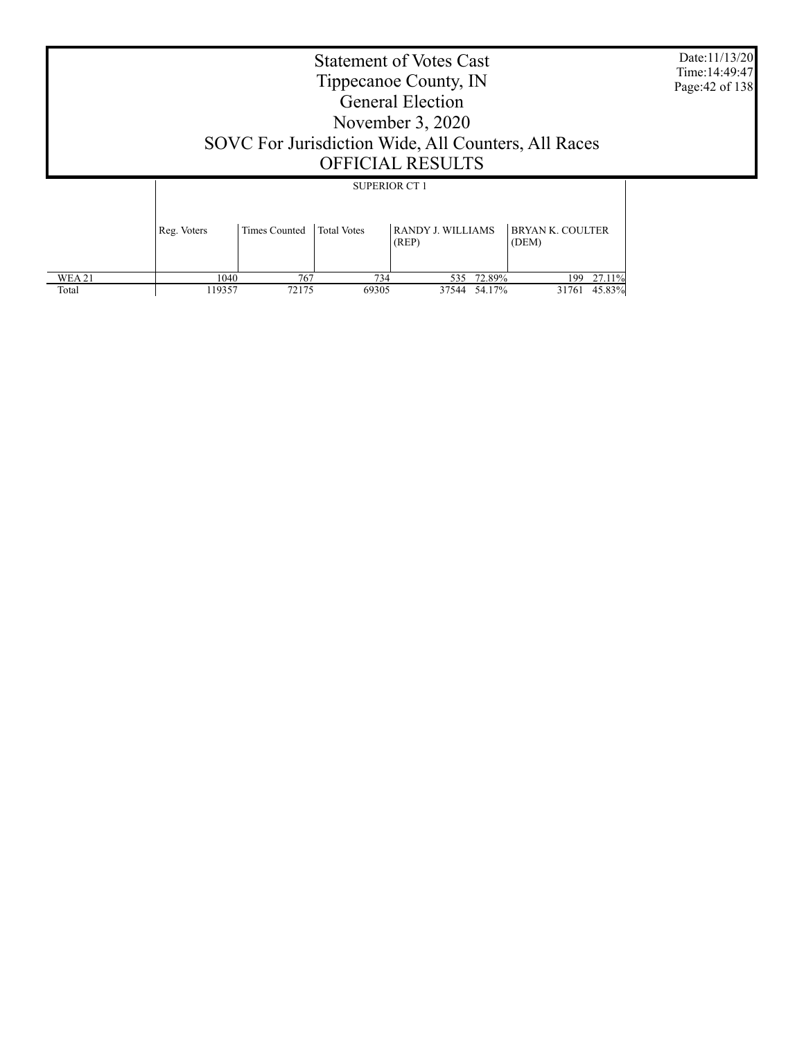# Statement of Votes Cast
# Tippecanoe County, IN
# General Election
# November 3, 2020
# SOVC For Jurisdiction Wide, All Counters, All Races
# OFFICIAL RESULTS

Date:11/13/20
Time:14:49:47

| | SUPERIOR CT 1 | | | | | | |
|---|---|---|---|---|---|---|---|
| | Reg. Voters | Times Counted | Total Votes | RANDY J. WILLIAMS (REP) | | BRYAN K. COULTER (DEM) | |
| WEA 21 | 1040 | 767 | 734 | 535 | 72.89% | 199 | 27.11% |
| Total | 119357 | 72175 | 69305 | 37544 | 54.17% | 31761 | 45.83% |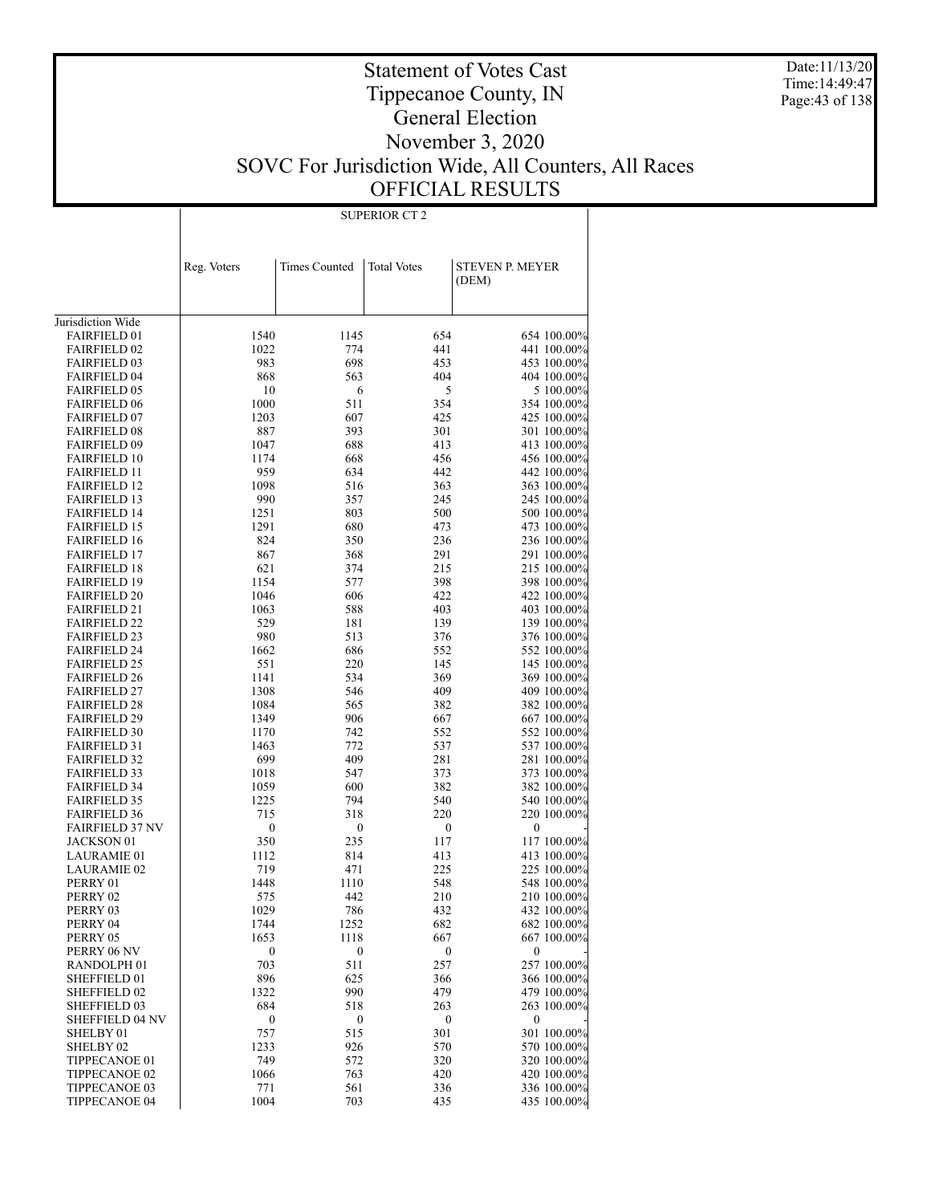# Statement of Votes Cast
# Tippecanoe County, IN
# General Election
# November 3, 2020
# SOVC For Jurisdiction Wide, All Counters, All Races
# OFFICIAL RESULTS

Date:11/13/20
Time:14:49:47

| | SUPERIOR CT 2 | | | | |
|---|---|---|---|---|---|
| | Reg. Voters | Times Counted | Total Votes | STEVEN P. MEYER (DEM) | |
| Jurisdiction Wide | | | | | |
| FAIRFIELD 01 | 1540 | 1145 | 654 | 654 | 100.00% |
| FAIRFIELD 02 | 1022 | 774 | 441 | 441 | 100.00% |
| FAIRFIELD 03 | 983 | 698 | 453 | 453 | 100.00% |
| FAIRFIELD 04 | 868 | 563 | 404 | 404 | 100.00% |
| FAIRFIELD 05 | 10 | 6 | 5 | 5 | 100.00% |
| FAIRFIELD 06 | 1000 | 511 | 354 | 354 | 100.00% |
| FAIRFIELD 07 | 1203 | 607 | 425 | 425 | 100.00% |
| FAIRFIELD 08 | 887 | 393 | 301 | 301 | 100.00% |
| FAIRFIELD 09 | 1047 | 688 | 413 | 413 | 100.00% |
| FAIRFIELD 10 | 1174 | 668 | 456 | 456 | 100.00% |
| FAIRFIELD 11 | 959 | 634 | 442 | 442 | 100.00% |
| FAIRFIELD 12 | 1098 | 516 | 363 | 363 | 100.00% |
| FAIRFIELD 13 | 990 | 357 | 245 | 245 | 100.00% |
| FAIRFIELD 14 | 1251 | 803 | 500 | 500 | 100.00% |
| FAIRFIELD 15 | 1291 | 680 | 473 | 473 | 100.00% |
| FAIRFIELD 16 | 824 | 350 | 236 | 236 | 100.00% |
| FAIRFIELD 17 | 867 | 368 | 291 | 291 | 100.00% |
| FAIRFIELD 18 | 621 | 374 | 215 | 215 | 100.00% |
| FAIRFIELD 19 | 1154 | 577 | 398 | 398 | 100.00% |
| FAIRFIELD 20 | 1046 | 606 | 422 | 422 | 100.00% |
| FAIRFIELD 21 | 1063 | 588 | 403 | 403 | 100.00% |
| FAIRFIELD 22 | 529 | 181 | 139 | 139 | 100.00% |
| FAIRFIELD 23 | 980 | 513 | 376 | 376 | 100.00% |
| FAIRFIELD 24 | 1662 | 686 | 552 | 552 | 100.00% |
| FAIRFIELD 25 | 551 | 220 | 145 | 145 | 100.00% |
| FAIRFIELD 26 | 1141 | 534 | 369 | 369 | 100.00% |
| FAIRFIELD 27 | 1308 | 546 | 409 | 409 | 100.00% |
| FAIRFIELD 28 | 1084 | 565 | 382 | 382 | 100.00% |
| FAIRFIELD 29 | 1349 | 906 | 667 | 667 | 100.00% |
| FAIRFIELD 30 | 1170 | 742 | 552 | 552 | 100.00% |
| FAIRFIELD 31 | 1463 | 772 | 537 | 537 | 100.00% |
| FAIRFIELD 32 | 699 | 409 | 281 | 281 | 100.00% |
| FAIRFIELD 33 | 1018 | 547 | 373 | 373 | 100.00% |
| FAIRFIELD 34 | 1059 | 600 | 382 | 382 | 100.00% |
| FAIRFIELD 35 | 1225 | 794 | 540 | 540 | 100.00% |
| FAIRFIELD 36 | 715 | 318 | 220 | 220 | 100.00% |
| FAIRFIELD 37 NV | 0 | 0 | 0 | 0 | - |
| JACKSON 01 | 350 | 235 | 117 | 117 | 100.00% |
| LAURAMIE 01 | 1112 | 814 | 413 | 413 | 100.00% |
| LAURAMIE 02 | 719 | 471 | 225 | 225 | 100.00% |
| PERRY 01 | 1448 | 1110 | 548 | 548 | 100.00% |
| PERRY 02 | 575 | 442 | 210 | 210 | 100.00% |
| PERRY 03 | 1029 | 786 | 432 | 432 | 100.00% |
| PERRY 04 | 1744 | 1252 | 682 | 682 | 100.00% |
| PERRY 05 | 1653 | 1118 | 667 | 667 | 100.00% |
| PERRY 06 NV | 0 | 0 | 0 | 0 | - |
| RANDOLPH 01 | 703 | 511 | 257 | 257 | 100.00% |
| SHEFFIELD 01 | 896 | 625 | 366 | 366 | 100.00% |
| SHEFFIELD 02 | 1322 | 990 | 479 | 479 | 100.00% |
| SHEFFIELD 03 | 684 | 518 | 263 | 263 | 100.00% |
| SHEFFIELD 04 NV | 0 | 0 | 0 | 0 | - |
| SHELBY 01 | 757 | 515 | 301 | 301 | 100.00% |
| SHELBY 02 | 1233 | 926 | 570 | 570 | 100.00% |
| TIPPECANOE 01 | 749 | 572 | 320 | 320 | 100.00% |
| TIPPECANOE 02 | 1066 | 763 | 420 | 420 | 100.00% |
| TIPPECANOE 03 | 771 | 561 | 336 | 336 | 100.00% |
| TIPPECANOE 04 | 1004 | 703 | 435 | 435 | 100.00% |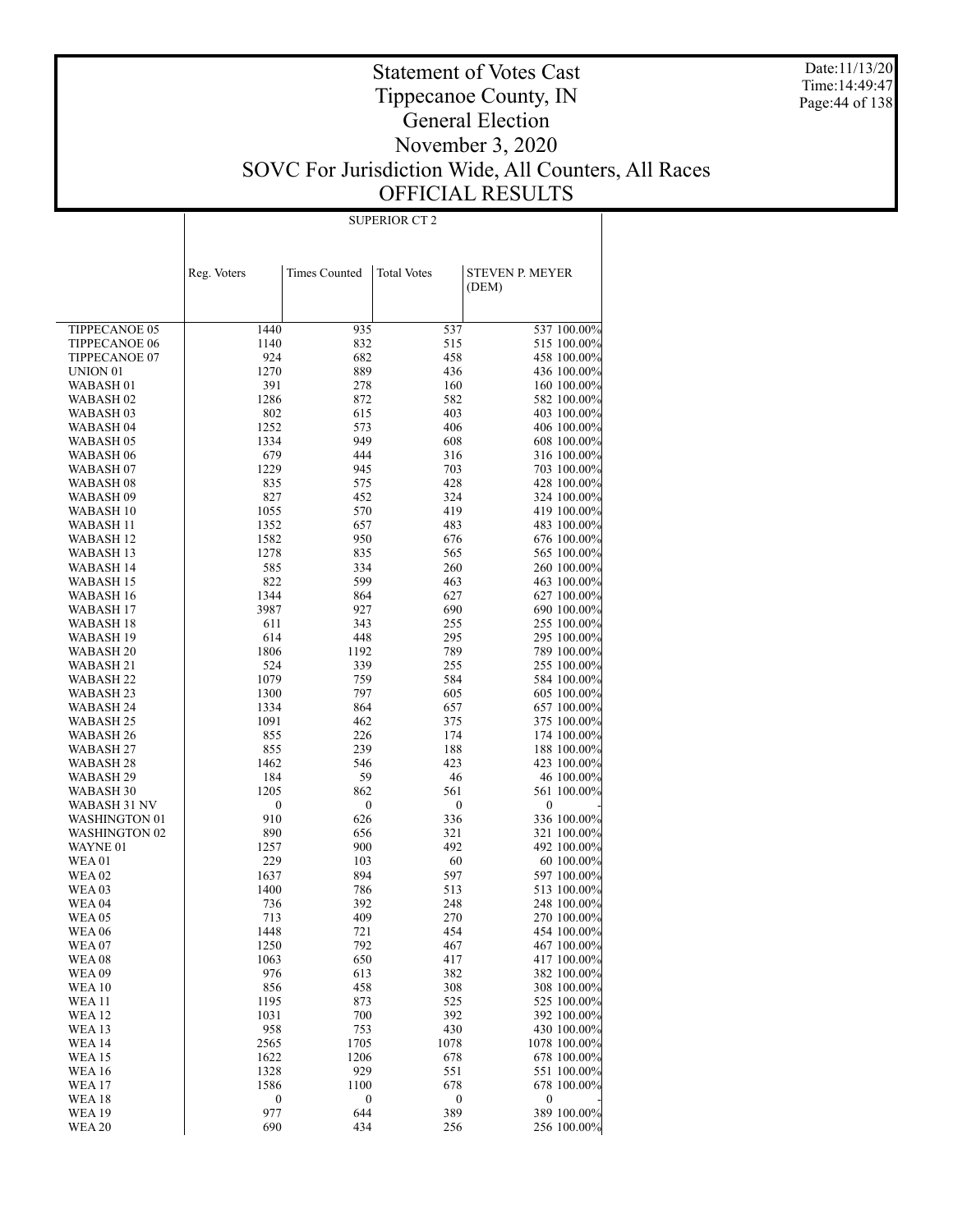# Statement of Votes Cast
# Tippecanoe County, IN
# General Election
# November 3, 2020
# SOVC For Jurisdiction Wide, All Counters, All Races
# OFFICIAL RESULTS

Date:11/13/20
Time:14:49:47

| | SUPERIOR CT 2 | | | | |
|---|---|---|---|---|---|
| | Reg. Voters | Times Counted | Total Votes | STEVEN P. MEYER (DEM) | |
| TIPPECANOE 05 | 1440 | 935 | 537 | 537 | 100.00% |
| TIPPECANOE 06 | 1140 | 832 | 515 | 515 | 100.00% |
| TIPPECANOE 07 | 924 | 682 | 458 | 458 | 100.00% |
| UNION 01 | 1270 | 889 | 436 | 436 | 100.00% |
| WABASH 01 | 391 | 278 | 160 | 160 | 100.00% |
| WABASH 02 | 1286 | 872 | 582 | 582 | 100.00% |
| WABASH 03 | 802 | 615 | 403 | 403 | 100.00% |
| WABASH 04 | 1252 | 573 | 406 | 406 | 100.00% |
| WABASH 05 | 1334 | 949 | 608 | 608 | 100.00% |
| WABASH 06 | 679 | 444 | 316 | 316 | 100.00% |
| WABASH 07 | 1229 | 945 | 703 | 703 | 100.00% |
| WABASH 08 | 835 | 575 | 428 | 428 | 100.00% |
| WABASH 09 | 827 | 452 | 324 | 324 | 100.00% |
| WABASH 10 | 1055 | 570 | 419 | 419 | 100.00% |
| WABASH 11 | 1352 | 657 | 483 | 483 | 100.00% |
| WABASH 12 | 1582 | 950 | 676 | 676 | 100.00% |
| WABASH 13 | 1278 | 835 | 565 | 565 | 100.00% |
| WABASH 14 | 585 | 334 | 260 | 260 | 100.00% |
| WABASH 15 | 822 | 599 | 463 | 463 | 100.00% |
| WABASH 16 | 1344 | 864 | 627 | 627 | 100.00% |
| WABASH 17 | 3987 | 927 | 690 | 690 | 100.00% |
| WABASH 18 | 611 | 343 | 255 | 255 | 100.00% |
| WABASH 19 | 614 | 448 | 295 | 295 | 100.00% |
| WABASH 20 | 1806 | 1192 | 789 | 789 | 100.00% |
| WABASH 21 | 524 | 339 | 255 | 255 | 100.00% |
| WABASH 22 | 1079 | 759 | 584 | 584 | 100.00% |
| WABASH 23 | 1300 | 797 | 605 | 605 | 100.00% |
| WABASH 24 | 1334 | 864 | 657 | 657 | 100.00% |
| WABASH 25 | 1091 | 462 | 375 | 375 | 100.00% |
| WABASH 26 | 855 | 226 | 174 | 174 | 100.00% |
| WABASH 27 | 855 | 239 | 188 | 188 | 100.00% |
| WABASH 28 | 1462 | 546 | 423 | 423 | 100.00% |
| WABASH 29 | 184 | 59 | 46 | 46 | 100.00% |
| WABASH 30 | 1205 | 862 | 561 | 561 | 100.00% |
| WABASH 31 NV | 0 | 0 | 0 | 0 | - |
| WASHINGTON 01 | 910 | 626 | 336 | 336 | 100.00% |
| WASHINGTON 02 | 890 | 656 | 321 | 321 | 100.00% |
| WAYNE 01 | 1257 | 900 | 492 | 492 | 100.00% |
| WEA 01 | 229 | 103 | 60 | 60 | 100.00% |
| WEA 02 | 1637 | 894 | 597 | 597 | 100.00% |
| WEA 03 | 1400 | 786 | 513 | 513 | 100.00% |
| WEA 04 | 736 | 392 | 248 | 248 | 100.00% |
| WEA 05 | 713 | 409 | 270 | 270 | 100.00% |
| WEA 06 | 1448 | 721 | 454 | 454 | 100.00% |
| WEA 07 | 1250 | 792 | 467 | 467 | 100.00% |
| WEA 08 | 1063 | 650 | 417 | 417 | 100.00% |
| WEA 09 | 976 | 613 | 382 | 382 | 100.00% |
| WEA 10 | 856 | 458 | 308 | 308 | 100.00% |
| WEA 11 | 1195 | 873 | 525 | 525 | 100.00% |
| WEA 12 | 1031 | 700 | 392 | 392 | 100.00% |
| WEA 13 | 958 | 753 | 430 | 430 | 100.00% |
| WEA 14 | 2565 | 1705 | 1078 | 1078 | 100.00% |
| WEA 15 | 1622 | 1206 | 678 | 678 | 100.00% |
| WEA 16 | 1328 | 929 | 551 | 551 | 100.00% |
| WEA 17 | 1586 | 1100 | 678 | 678 | 100.00% |
| WEA 18 | 0 | 0 | 0 | 0 | - |
| WEA 19 | 977 | 644 | 389 | 389 | 100.00% |
| WEA 20 | 690 | 434 | 256 | 256 | 100.00% |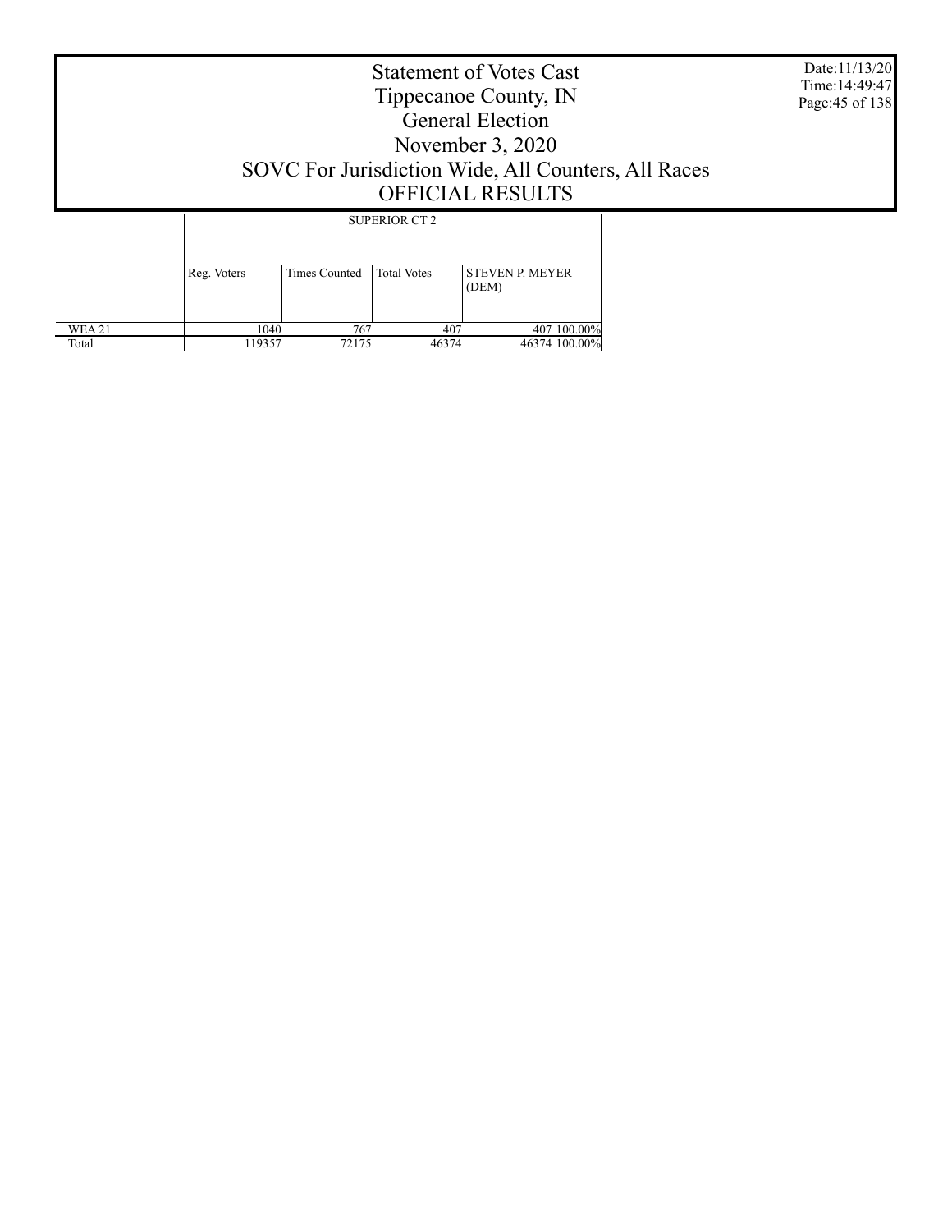# Statement of Votes Cast
## Tippecanoe County, IN
## General Election
## November 3, 2020
## SOVC For Jurisdiction Wide, All Counters, All Races
## OFFICIAL RESULTS

Date:11/13/20
Time:14:49:47

| | SUPERIOR CT 2 | | | | |
|---|---|---|---|---|---|
| | Reg. Voters | Times Counted | Total Votes | STEVEN P. MEYER (DEM) | |
| WEA 21 | 1040 | 767 | 407 | 407 | 100.00% |
| Total | 119357 | 72175 | 46374 | 46374 | 100.00% |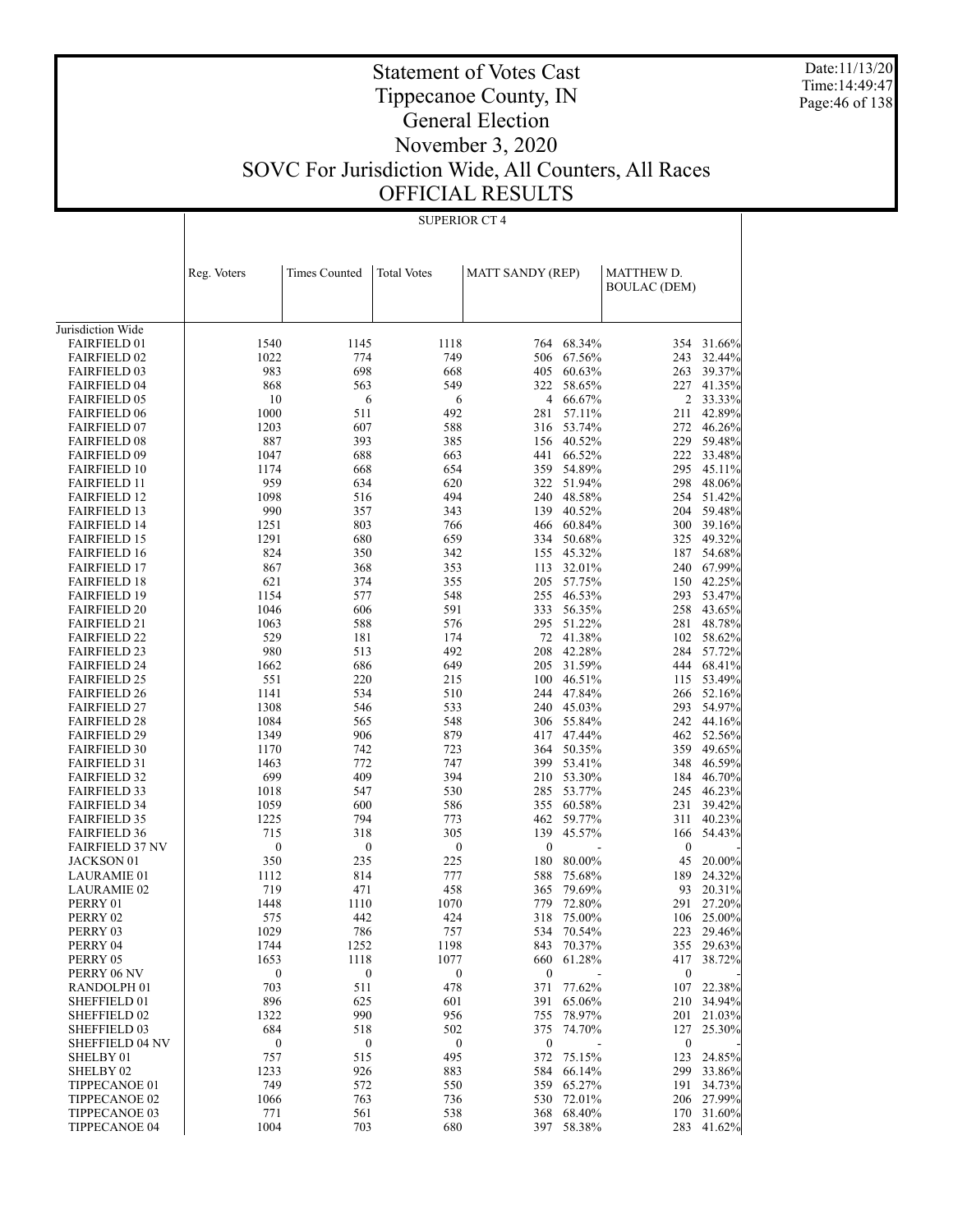# Statement of Votes Cast
# Tippecanoe County, IN
# General Election
# November 3, 2020
# SOVC For Jurisdiction Wide, All Counters, All Races
# OFFICIAL RESULTS

Date:11/13/20
Time:14:49:47

SUPERIOR CT 4

| | Reg. Voters | Times Counted | Total Votes | MATT SANDY (REP) | | MATTHEW D. BOULAC (DEM) | |
|---|---|---|---|---|---|---|---|
| Jurisdiction Wide | | | | | | | |
| FAIRFIELD 01 | 1540 | 1145 | 1118 | 764 | 68.34% | 354 | 31.66% |
| FAIRFIELD 02 | 1022 | 774 | 749 | 506 | 67.56% | 243 | 32.44% |
| FAIRFIELD 03 | 983 | 698 | 668 | 405 | 60.63% | 263 | 39.37% |
| FAIRFIELD 04 | 868 | 563 | 549 | 322 | 58.65% | 227 | 41.35% |
| FAIRFIELD 05 | 10 | 6 | 6 | 4 | 66.67% | 2 | 33.33% |
| FAIRFIELD 06 | 1000 | 511 | 492 | 281 | 57.11% | 211 | 42.89% |
| FAIRFIELD 07 | 1203 | 607 | 588 | 316 | 53.74% | 272 | 46.26% |
| FAIRFIELD 08 | 887 | 393 | 385 | 156 | 40.52% | 229 | 59.48% |
| FAIRFIELD 09 | 1047 | 688 | 663 | 441 | 66.52% | 222 | 33.48% |
| FAIRFIELD 10 | 1174 | 668 | 654 | 359 | 54.89% | 295 | 45.11% |
| FAIRFIELD 11 | 959 | 634 | 620 | 322 | 51.94% | 298 | 48.06% |
| FAIRFIELD 12 | 1098 | 516 | 494 | 240 | 48.58% | 254 | 51.42% |
| FAIRFIELD 13 | 990 | 357 | 343 | 139 | 40.52% | 204 | 59.48% |
| FAIRFIELD 14 | 1251 | 803 | 766 | 466 | 60.84% | 300 | 39.16% |
| FAIRFIELD 15 | 1291 | 680 | 659 | 334 | 50.68% | 325 | 49.32% |
| FAIRFIELD 16 | 824 | 350 | 342 | 155 | 45.32% | 187 | 54.68% |
| FAIRFIELD 17 | 867 | 368 | 353 | 113 | 32.01% | 240 | 67.99% |
| FAIRFIELD 18 | 621 | 374 | 355 | 205 | 57.75% | 150 | 42.25% |
| FAIRFIELD 19 | 1154 | 577 | 548 | 255 | 46.53% | 293 | 53.47% |
| FAIRFIELD 20 | 1046 | 606 | 591 | 333 | 56.35% | 258 | 43.65% |
| FAIRFIELD 21 | 1063 | 588 | 576 | 295 | 51.22% | 281 | 48.78% |
| FAIRFIELD 22 | 529 | 181 | 174 | 72 | 41.38% | 102 | 58.62% |
| FAIRFIELD 23 | 980 | 513 | 492 | 208 | 42.28% | 284 | 57.72% |
| FAIRFIELD 24 | 1662 | 686 | 649 | 205 | 31.59% | 444 | 68.41% |
| FAIRFIELD 25 | 551 | 220 | 215 | 100 | 46.51% | 115 | 53.49% |
| FAIRFIELD 26 | 1141 | 534 | 510 | 244 | 47.84% | 266 | 52.16% |
| FAIRFIELD 27 | 1308 | 546 | 533 | 240 | 45.03% | 293 | 54.97% |
| FAIRFIELD 28 | 1084 | 565 | 548 | 306 | 55.84% | 242 | 44.16% |
| FAIRFIELD 29 | 1349 | 906 | 879 | 417 | 47.44% | 462 | 52.56% |
| FAIRFIELD 30 | 1170 | 742 | 723 | 364 | 50.35% | 359 | 49.65% |
| FAIRFIELD 31 | 1463 | 772 | 747 | 399 | 53.41% | 348 | 46.59% |
| FAIRFIELD 32 | 699 | 409 | 394 | 210 | 53.30% | 184 | 46.70% |
| FAIRFIELD 33 | 1018 | 547 | 530 | 285 | 53.77% | 245 | 46.23% |
| FAIRFIELD 34 | 1059 | 600 | 586 | 355 | 60.58% | 231 | 39.42% |
| FAIRFIELD 35 | 1225 | 794 | 773 | 462 | 59.77% | 311 | 40.23% |
| FAIRFIELD 36 | 715 | 318 | 305 | 139 | 45.57% | 166 | 54.43% |
| FAIRFIELD 37 NV | 0 | 0 | 0 | 0 | - | 0 | - |
| JACKSON 01 | 350 | 235 | 225 | 180 | 80.00% | 45 | 20.00% |
| LAURAMIE 01 | 1112 | 814 | 777 | 588 | 75.68% | 189 | 24.32% |
| LAURAMIE 02 | 719 | 471 | 458 | 365 | 79.69% | 93 | 20.31% |
| PERRY 01 | 1448 | 1110 | 1070 | 779 | 72.80% | 291 | 27.20% |
| PERRY 02 | 575 | 442 | 424 | 318 | 75.00% | 106 | 25.00% |
| PERRY 03 | 1029 | 786 | 757 | 534 | 70.54% | 223 | 29.46% |
| PERRY 04 | 1744 | 1252 | 1198 | 843 | 70.37% | 355 | 29.63% |
| PERRY 05 | 1653 | 1118 | 1077 | 660 | 61.28% | 417 | 38.72% |
| PERRY 06 NV | 0 | 0 | 0 | 0 | - | 0 | - |
| RANDOLPH 01 | 703 | 511 | 478 | 371 | 77.62% | 107 | 22.38% |
| SHEFFIELD 01 | 896 | 625 | 601 | 391 | 65.06% | 210 | 34.94% |
| SHEFFIELD 02 | 1322 | 990 | 956 | 755 | 78.97% | 201 | 21.03% |
| SHEFFIELD 03 | 684 | 518 | 502 | 375 | 74.70% | 127 | 25.30% |
| SHEFFIELD 04 NV | 0 | 0 | 0 | 0 | - | 0 | - |
| SHELBY 01 | 757 | 515 | 495 | 372 | 75.15% | 123 | 24.85% |
| SHELBY 02 | 1233 | 926 | 883 | 584 | 66.14% | 299 | 33.86% |
| TIPPECANOE 01 | 749 | 572 | 550 | 359 | 65.27% | 191 | 34.73% |
| TIPPECANOE 02 | 1066 | 763 | 736 | 530 | 72.01% | 206 | 27.99% |
| TIPPECANOE 03 | 771 | 561 | 538 | 368 | 68.40% | 170 | 31.60% |
| TIPPECANOE 04 | 1004 | 703 | 680 | 397 | 58.38% | 283 | 41.62% |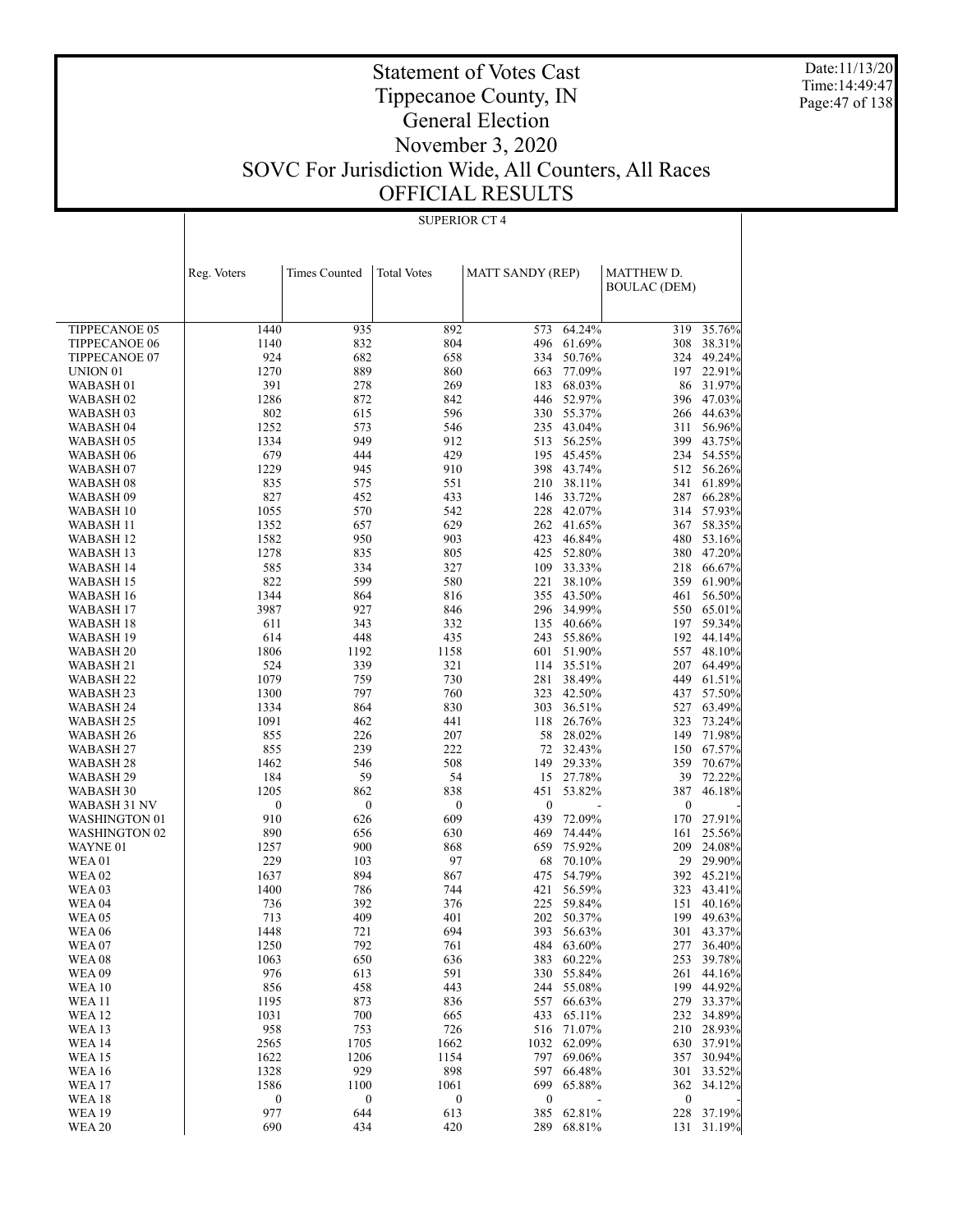# Statement of Votes Cast
# Tippecanoe County, IN
# General Election
# November 3, 2020
# SOVC For Jurisdiction Wide, All Counters, All Races
# OFFICIAL RESULTS

Date:11/13/20
Time:14:49:47

## SUPERIOR CT 4

| | Reg. Voters | Times Counted | Total Votes | MATT SANDY (REP) | | MATTHEW D. BOULAC (DEM) | |
|---|---|---|---|---|---|---|---|
| TIPPECANOE 05 | 1440 | 935 | 892 | 573 | 64.24% | 319 | 35.76% |
| TIPPECANOE 06 | 1140 | 832 | 804 | 496 | 61.69% | 308 | 38.31% |
| TIPPECANOE 07 | 924 | 682 | 658 | 334 | 50.76% | 324 | 49.24% |
| UNION 01 | 1270 | 889 | 860 | 663 | 77.09% | 197 | 22.91% |
| WABASH 01 | 391 | 278 | 269 | 183 | 68.03% | 86 | 31.97% |
| WABASH 02 | 1286 | 872 | 842 | 446 | 52.97% | 396 | 47.03% |
| WABASH 03 | 802 | 615 | 596 | 330 | 55.37% | 266 | 44.63% |
| WABASH 04 | 1252 | 573 | 546 | 235 | 43.04% | 311 | 56.96% |
| WABASH 05 | 1334 | 949 | 912 | 513 | 56.25% | 399 | 43.75% |
| WABASH 06 | 679 | 444 | 429 | 195 | 45.45% | 234 | 54.55% |
| WABASH 07 | 1229 | 945 | 910 | 398 | 43.74% | 512 | 56.26% |
| WABASH 08 | 835 | 575 | 551 | 210 | 38.11% | 341 | 61.89% |
| WABASH 09 | 827 | 452 | 433 | 146 | 33.72% | 287 | 66.28% |
| WABASH 10 | 1055 | 570 | 542 | 228 | 42.07% | 314 | 57.93% |
| WABASH 11 | 1352 | 657 | 629 | 262 | 41.65% | 367 | 58.35% |
| WABASH 12 | 1582 | 950 | 903 | 423 | 46.84% | 480 | 53.16% |
| WABASH 13 | 1278 | 835 | 805 | 425 | 52.80% | 380 | 47.20% |
| WABASH 14 | 585 | 334 | 327 | 109 | 33.33% | 218 | 66.67% |
| WABASH 15 | 822 | 599 | 580 | 221 | 38.10% | 359 | 61.90% |
| WABASH 16 | 1344 | 864 | 816 | 355 | 43.50% | 461 | 56.50% |
| WABASH 17 | 3987 | 927 | 846 | 296 | 34.99% | 550 | 65.01% |
| WABASH 18 | 611 | 343 | 332 | 135 | 40.66% | 197 | 59.34% |
| WABASH 19 | 614 | 448 | 435 | 243 | 55.86% | 192 | 44.14% |
| WABASH 20 | 1806 | 1192 | 1158 | 601 | 51.90% | 557 | 48.10% |
| WABASH 21 | 524 | 339 | 321 | 114 | 35.51% | 207 | 64.49% |
| WABASH 22 | 1079 | 759 | 730 | 281 | 38.49% | 449 | 61.51% |
| WABASH 23 | 1300 | 797 | 760 | 323 | 42.50% | 437 | 57.50% |
| WABASH 24 | 1334 | 864 | 830 | 303 | 36.51% | 527 | 63.49% |
| WABASH 25 | 1091 | 462 | 441 | 118 | 26.76% | 323 | 73.24% |
| WABASH 26 | 855 | 226 | 207 | 58 | 28.02% | 149 | 71.98% |
| WABASH 27 | 855 | 239 | 222 | 72 | 32.43% | 150 | 67.57% |
| WABASH 28 | 1462 | 546 | 508 | 149 | 29.33% | 359 | 70.67% |
| WABASH 29 | 184 | 59 | 54 | 15 | 27.78% | 39 | 72.22% |
| WABASH 30 | 1205 | 862 | 838 | 451 | 53.82% | 387 | 46.18% |
| WABASH 31 NV | 0 | 0 | 0 | 0 | - | 0 | - |
| WASHINGTON 01 | 910 | 626 | 609 | 439 | 72.09% | 170 | 27.91% |
| WASHINGTON 02 | 890 | 656 | 630 | 469 | 74.44% | 161 | 25.56% |
| WAYNE 01 | 1257 | 900 | 868 | 659 | 75.92% | 209 | 24.08% |
| WEA 01 | 229 | 103 | 97 | 68 | 70.10% | 29 | 29.90% |
| WEA 02 | 1637 | 894 | 867 | 475 | 54.79% | 392 | 45.21% |
| WEA 03 | 1400 | 786 | 744 | 421 | 56.59% | 323 | 43.41% |
| WEA 04 | 736 | 392 | 376 | 225 | 59.84% | 151 | 40.16% |
| WEA 05 | 713 | 409 | 401 | 202 | 50.37% | 199 | 49.63% |
| WEA 06 | 1448 | 721 | 694 | 393 | 56.63% | 301 | 43.37% |
| WEA 07 | 1250 | 792 | 761 | 484 | 63.60% | 277 | 36.40% |
| WEA 08 | 1063 | 650 | 636 | 383 | 60.22% | 253 | 39.78% |
| WEA 09 | 976 | 613 | 591 | 330 | 55.84% | 261 | 44.16% |
| WEA 10 | 856 | 458 | 443 | 244 | 55.08% | 199 | 44.92% |
| WEA 11 | 1195 | 873 | 836 | 557 | 66.63% | 279 | 33.37% |
| WEA 12 | 1031 | 700 | 665 | 433 | 65.11% | 232 | 34.89% |
| WEA 13 | 958 | 753 | 726 | 516 | 71.07% | 210 | 28.93% |
| WEA 14 | 2565 | 1705 | 1662 | 1032 | 62.09% | 630 | 37.91% |
| WEA 15 | 1622 | 1206 | 1154 | 797 | 69.06% | 357 | 30.94% |
| WEA 16 | 1328 | 929 | 898 | 597 | 66.48% | 301 | 33.52% |
| WEA 17 | 1586 | 1100 | 1061 | 699 | 65.88% | 362 | 34.12% |
| WEA 18 | 0 | 0 | 0 | 0 | - | 0 | - |
| WEA 19 | 977 | 644 | 613 | 385 | 62.81% | 228 | 37.19% |
| WEA 20 | 690 | 434 | 420 | 289 | 68.81% | 131 | 31.19% |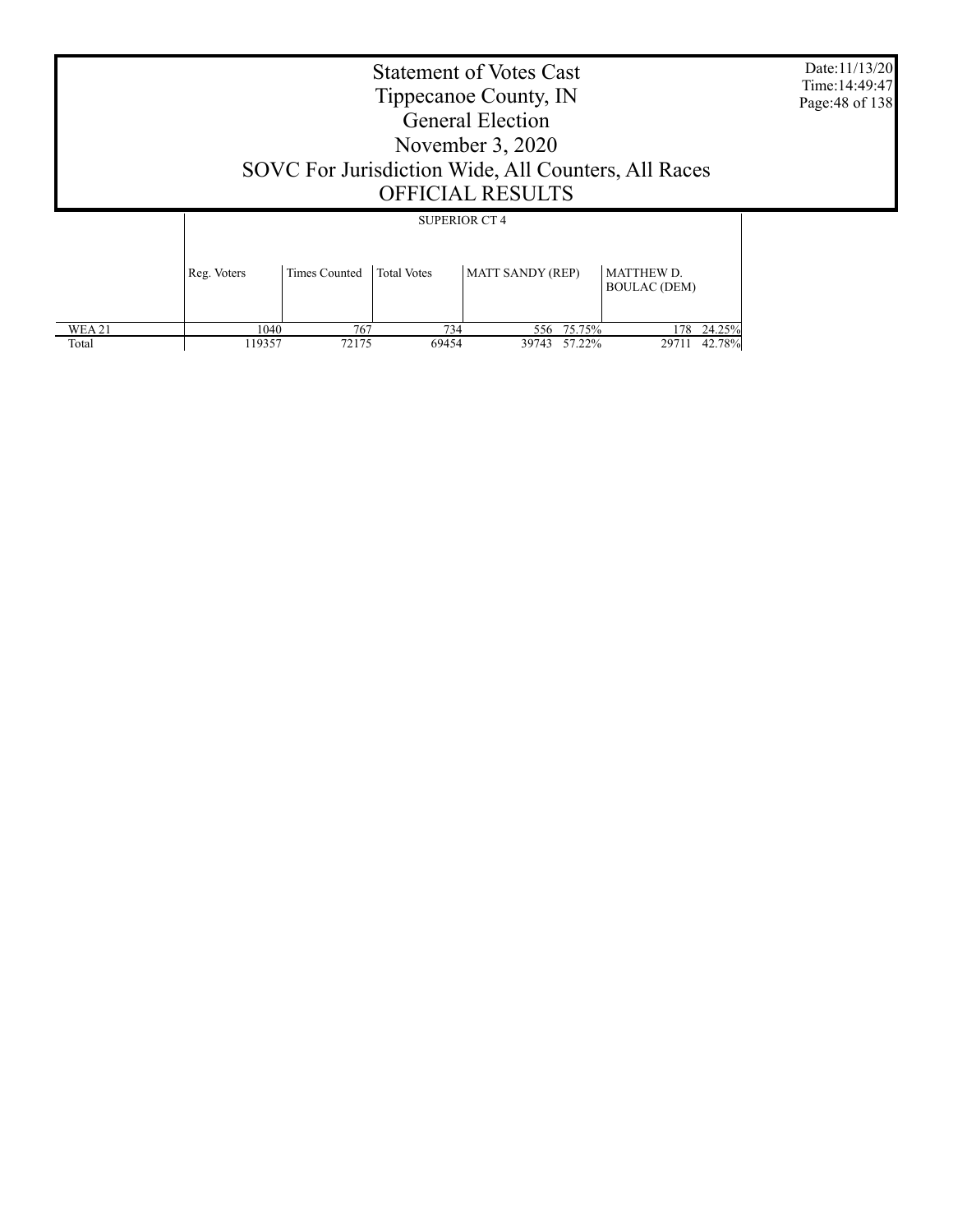# Statement of Votes Cast
# Tippecanoe County, IN
# General Election
# November 3, 2020
# SOVC For Jurisdiction Wide, All Counters, All Races
# OFFICIAL RESULTS

Date:11/13/20
Time:14:49:47

| | SUPERIOR CT 4 | | | | | | |
|---|---|---|---|---|---|---|---|
| | Reg. Voters | Times Counted | Total Votes | MATT SANDY (REP) | | MATTHEW D. BOULAC (DEM) | |
| WEA 21 | 1040 | 767 | 734 | 556 | 75.75% | 178 | 24.25% |
| Total | 119357 | 72175 | 69454 | 39743 | 57.22% | 29711 | 42.78% |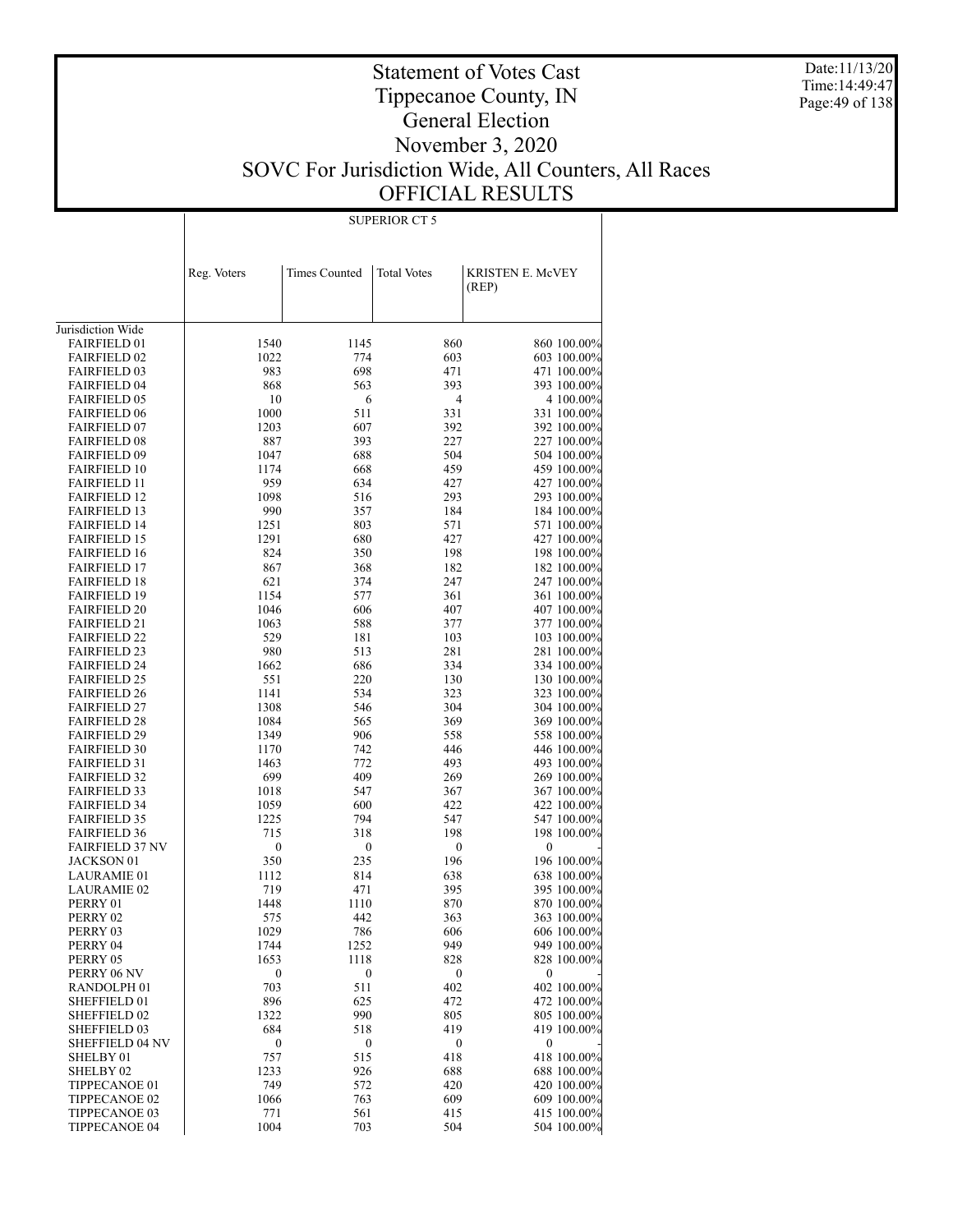# Statement of Votes Cast
# Tippecanoe County, IN
# General Election
# November 3, 2020
# SOVC For Jurisdiction Wide, All Counters, All Races
# OFFICIAL RESULTS

Date:11/13/20
Time:14:49:47

## SUPERIOR CT 5

| | Reg. Voters | Times Counted | Total Votes | KRISTEN E. McVEY (REP) | |
|---|---|---|---|---|---|
| Jurisdiction Wide | | | | | |
| FAIRFIELD 01 | 1540 | 1145 | 860 | 860 | 100.00% |
| FAIRFIELD 02 | 1022 | 774 | 603 | 603 | 100.00% |
| FAIRFIELD 03 | 983 | 698 | 471 | 471 | 100.00% |
| FAIRFIELD 04 | 868 | 563 | 393 | 393 | 100.00% |
| FAIRFIELD 05 | 10 | 6 | 4 | 4 | 100.00% |
| FAIRFIELD 06 | 1000 | 511 | 331 | 331 | 100.00% |
| FAIRFIELD 07 | 1203 | 607 | 392 | 392 | 100.00% |
| FAIRFIELD 08 | 887 | 393 | 227 | 227 | 100.00% |
| FAIRFIELD 09 | 1047 | 688 | 504 | 504 | 100.00% |
| FAIRFIELD 10 | 1174 | 668 | 459 | 459 | 100.00% |
| FAIRFIELD 11 | 959 | 634 | 427 | 427 | 100.00% |
| FAIRFIELD 12 | 1098 | 516 | 293 | 293 | 100.00% |
| FAIRFIELD 13 | 990 | 357 | 184 | 184 | 100.00% |
| FAIRFIELD 14 | 1251 | 803 | 571 | 571 | 100.00% |
| FAIRFIELD 15 | 1291 | 680 | 427 | 427 | 100.00% |
| FAIRFIELD 16 | 824 | 350 | 198 | 198 | 100.00% |
| FAIRFIELD 17 | 867 | 368 | 182 | 182 | 100.00% |
| FAIRFIELD 18 | 621 | 374 | 247 | 247 | 100.00% |
| FAIRFIELD 19 | 1154 | 577 | 361 | 361 | 100.00% |
| FAIRFIELD 20 | 1046 | 606 | 407 | 407 | 100.00% |
| FAIRFIELD 21 | 1063 | 588 | 377 | 377 | 100.00% |
| FAIRFIELD 22 | 529 | 181 | 103 | 103 | 100.00% |
| FAIRFIELD 23 | 980 | 513 | 281 | 281 | 100.00% |
| FAIRFIELD 24 | 1662 | 686 | 334 | 334 | 100.00% |
| FAIRFIELD 25 | 551 | 220 | 130 | 130 | 100.00% |
| FAIRFIELD 26 | 1141 | 534 | 323 | 323 | 100.00% |
| FAIRFIELD 27 | 1308 | 546 | 304 | 304 | 100.00% |
| FAIRFIELD 28 | 1084 | 565 | 369 | 369 | 100.00% |
| FAIRFIELD 29 | 1349 | 906 | 558 | 558 | 100.00% |
| FAIRFIELD 30 | 1170 | 742 | 446 | 446 | 100.00% |
| FAIRFIELD 31 | 1463 | 772 | 493 | 493 | 100.00% |
| FAIRFIELD 32 | 699 | 409 | 269 | 269 | 100.00% |
| FAIRFIELD 33 | 1018 | 547 | 367 | 367 | 100.00% |
| FAIRFIELD 34 | 1059 | 600 | 422 | 422 | 100.00% |
| FAIRFIELD 35 | 1225 | 794 | 547 | 547 | 100.00% |
| FAIRFIELD 36 | 715 | 318 | 198 | 198 | 100.00% |
| FAIRFIELD 37 NV | 0 | 0 | 0 | 0 | - |
| JACKSON 01 | 350 | 235 | 196 | 196 | 100.00% |
| LAURAMIE 01 | 1112 | 814 | 638 | 638 | 100.00% |
| LAURAMIE 02 | 719 | 471 | 395 | 395 | 100.00% |
| PERRY 01 | 1448 | 1110 | 870 | 870 | 100.00% |
| PERRY 02 | 575 | 442 | 363 | 363 | 100.00% |
| PERRY 03 | 1029 | 786 | 606 | 606 | 100.00% |
| PERRY 04 | 1744 | 1252 | 949 | 949 | 100.00% |
| PERRY 05 | 1653 | 1118 | 828 | 828 | 100.00% |
| PERRY 06 NV | 0 | 0 | 0 | 0 | - |
| RANDOLPH 01 | 703 | 511 | 402 | 402 | 100.00% |
| SHEFFIELD 01 | 896 | 625 | 472 | 472 | 100.00% |
| SHEFFIELD 02 | 1322 | 990 | 805 | 805 | 100.00% |
| SHEFFIELD 03 | 684 | 518 | 419 | 419 | 100.00% |
| SHEFFIELD 04 NV | 0 | 0 | 0 | 0 | - |
| SHELBY 01 | 757 | 515 | 418 | 418 | 100.00% |
| SHELBY 02 | 1233 | 926 | 688 | 688 | 100.00% |
| TIPPECANOE 01 | 749 | 572 | 420 | 420 | 100.00% |
| TIPPECANOE 02 | 1066 | 763 | 609 | 609 | 100.00% |
| TIPPECANOE 03 | 771 | 561 | 415 | 415 | 100.00% |
| TIPPECANOE 04 | 1004 | 703 | 504 | 504 | 100.00% |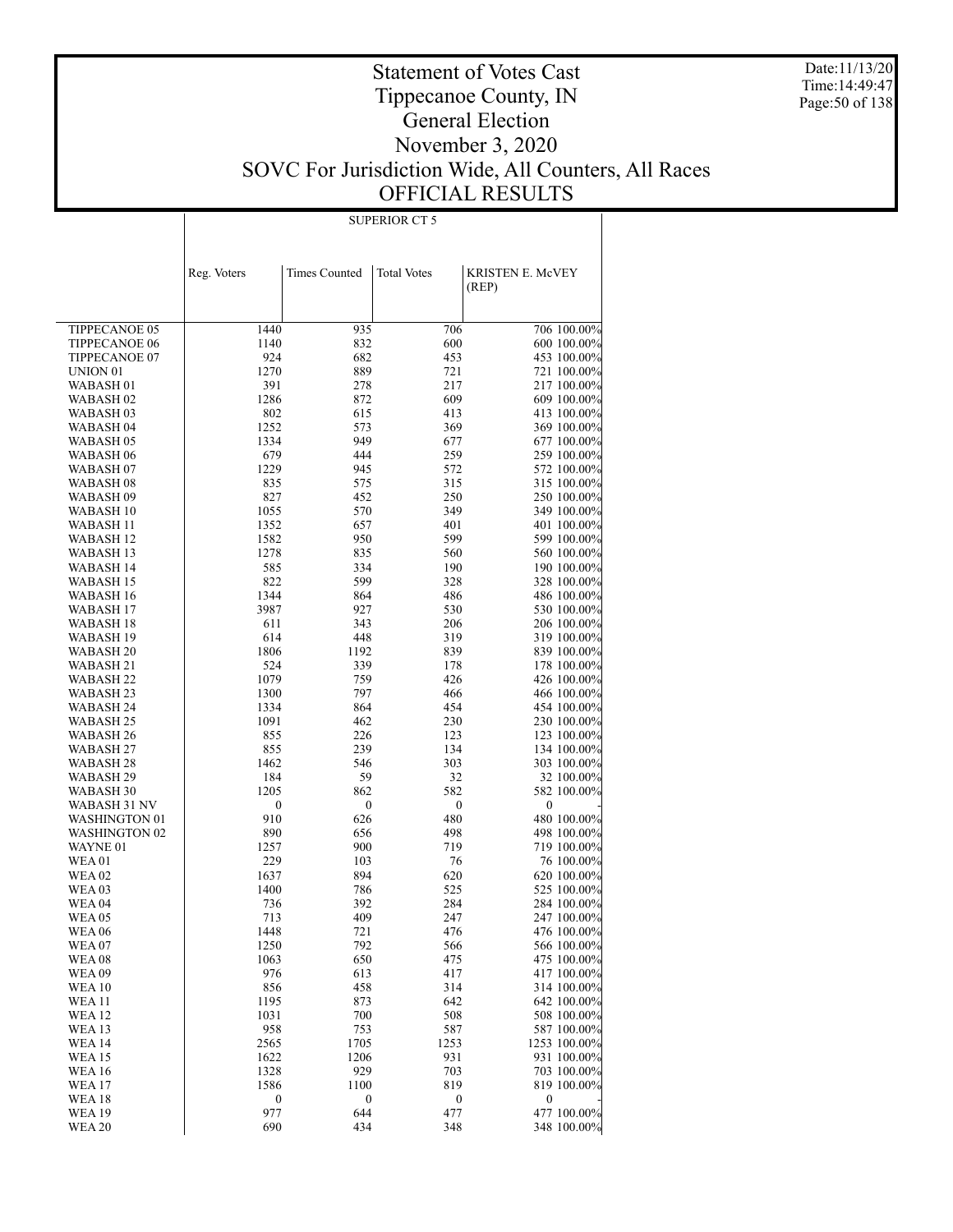# Statement of Votes Cast
# Tippecanoe County, IN
# General Election
# November 3, 2020
# SOVC For Jurisdiction Wide, All Counters, All Races
# OFFICIAL RESULTS

Date:11/13/20
Time:14:49:47

## SUPERIOR CT 5

| | Reg. Voters | Times Counted | Total Votes | KRISTEN E. McVEY (REP) | |
|---|---|---|---|---|---|
| TIPPECANOE 05 | 1440 | 935 | 706 | 706 | 100.00% |
| TIPPECANOE 06 | 1140 | 832 | 600 | 600 | 100.00% |
| TIPPECANOE 07 | 924 | 682 | 453 | 453 | 100.00% |
| UNION 01 | 1270 | 889 | 721 | 721 | 100.00% |
| WABASH 01 | 391 | 278 | 217 | 217 | 100.00% |
| WABASH 02 | 1286 | 872 | 609 | 609 | 100.00% |
| WABASH 03 | 802 | 615 | 413 | 413 | 100.00% |
| WABASH 04 | 1252 | 573 | 369 | 369 | 100.00% |
| WABASH 05 | 1334 | 949 | 677 | 677 | 100.00% |
| WABASH 06 | 679 | 444 | 259 | 259 | 100.00% |
| WABASH 07 | 1229 | 945 | 572 | 572 | 100.00% |
| WABASH 08 | 835 | 575 | 315 | 315 | 100.00% |
| WABASH 09 | 827 | 452 | 250 | 250 | 100.00% |
| WABASH 10 | 1055 | 570 | 349 | 349 | 100.00% |
| WABASH 11 | 1352 | 657 | 401 | 401 | 100.00% |
| WABASH 12 | 1582 | 950 | 599 | 599 | 100.00% |
| WABASH 13 | 1278 | 835 | 560 | 560 | 100.00% |
| WABASH 14 | 585 | 334 | 190 | 190 | 100.00% |
| WABASH 15 | 822 | 599 | 328 | 328 | 100.00% |
| WABASH 16 | 1344 | 864 | 486 | 486 | 100.00% |
| WABASH 17 | 3987 | 927 | 530 | 530 | 100.00% |
| WABASH 18 | 611 | 343 | 206 | 206 | 100.00% |
| WABASH 19 | 614 | 448 | 319 | 319 | 100.00% |
| WABASH 20 | 1806 | 1192 | 839 | 839 | 100.00% |
| WABASH 21 | 524 | 339 | 178 | 178 | 100.00% |
| WABASH 22 | 1079 | 759 | 426 | 426 | 100.00% |
| WABASH 23 | 1300 | 797 | 466 | 466 | 100.00% |
| WABASH 24 | 1334 | 864 | 454 | 454 | 100.00% |
| WABASH 25 | 1091 | 462 | 230 | 230 | 100.00% |
| WABASH 26 | 855 | 226 | 123 | 123 | 100.00% |
| WABASH 27 | 855 | 239 | 134 | 134 | 100.00% |
| WABASH 28 | 1462 | 546 | 303 | 303 | 100.00% |
| WABASH 29 | 184 | 59 | 32 | 32 | 100.00% |
| WABASH 30 | 1205 | 862 | 582 | 582 | 100.00% |
| WABASH 31 NV | 0 | 0 | 0 | 0 | - |
| WASHINGTON 01 | 910 | 626 | 480 | 480 | 100.00% |
| WASHINGTON 02 | 890 | 656 | 498 | 498 | 100.00% |
| WAYNE 01 | 1257 | 900 | 719 | 719 | 100.00% |
| WEA 01 | 229 | 103 | 76 | 76 | 100.00% |
| WEA 02 | 1637 | 894 | 620 | 620 | 100.00% |
| WEA 03 | 1400 | 786 | 525 | 525 | 100.00% |
| WEA 04 | 736 | 392 | 284 | 284 | 100.00% |
| WEA 05 | 713 | 409 | 247 | 247 | 100.00% |
| WEA 06 | 1448 | 721 | 476 | 476 | 100.00% |
| WEA 07 | 1250 | 792 | 566 | 566 | 100.00% |
| WEA 08 | 1063 | 650 | 475 | 475 | 100.00% |
| WEA 09 | 976 | 613 | 417 | 417 | 100.00% |
| WEA 10 | 856 | 458 | 314 | 314 | 100.00% |
| WEA 11 | 1195 | 873 | 642 | 642 | 100.00% |
| WEA 12 | 1031 | 700 | 508 | 508 | 100.00% |
| WEA 13 | 958 | 753 | 587 | 587 | 100.00% |
| WEA 14 | 2565 | 1705 | 1253 | 1253 | 100.00% |
| WEA 15 | 1622 | 1206 | 931 | 931 | 100.00% |
| WEA 16 | 1328 | 929 | 703 | 703 | 100.00% |
| WEA 17 | 1586 | 1100 | 819 | 819 | 100.00% |
| WEA 18 | 0 | 0 | 0 | 0 | - |
| WEA 19 | 977 | 644 | 477 | 477 | 100.00% |
| WEA 20 | 690 | 434 | 348 | 348 | 100.00% |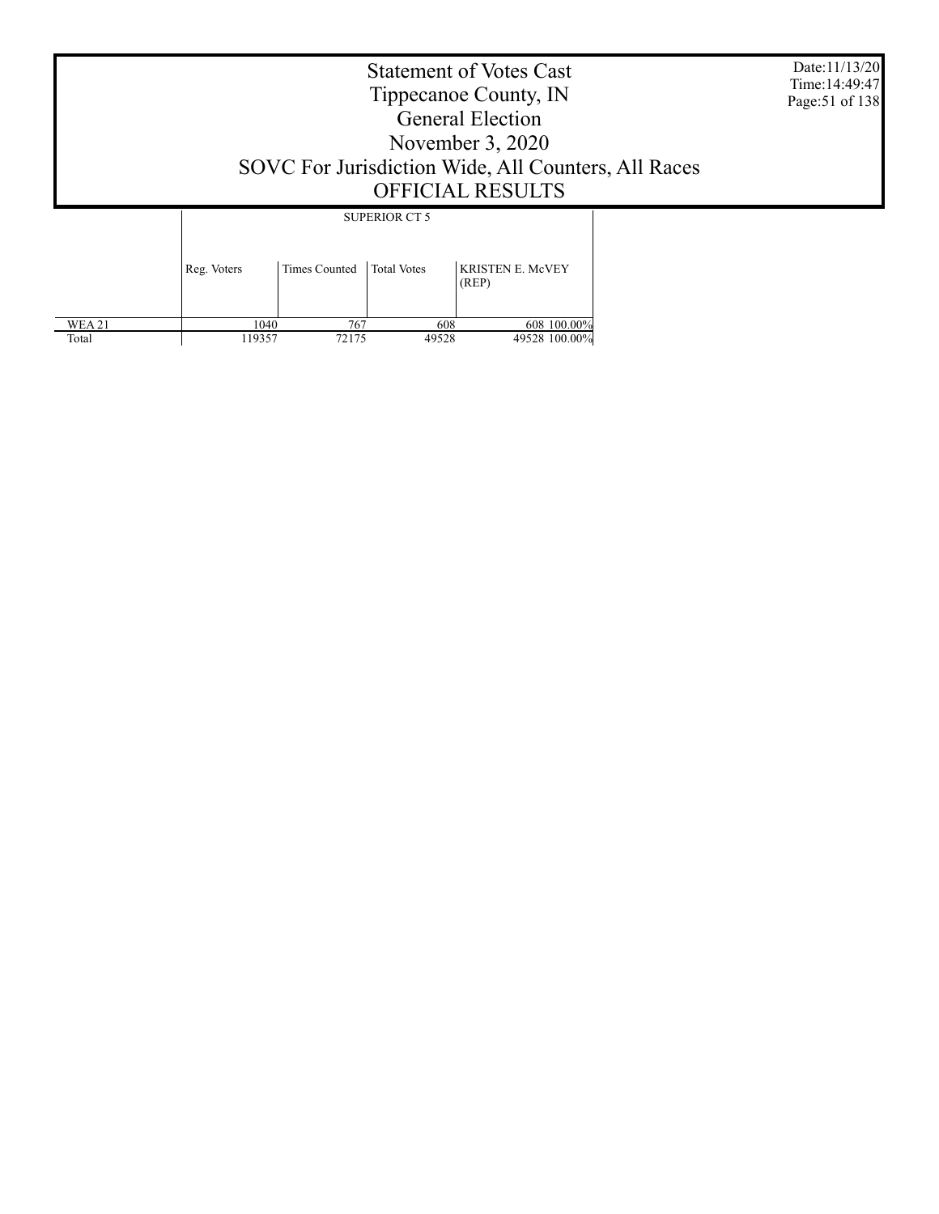# Statement of Votes Cast
Tippecanoe County, IN
General Election
November 3, 2020
SOVC For Jurisdiction Wide, All Counters, All Races
OFFICIAL RESULTS

Date:11/13/20
Time:14:49:47

| | SUPERIOR CT 5 | | | | |
|---|---|---|---|---|---|
| | Reg. Voters | Times Counted | Total Votes | KRISTEN E. McVEY (REP) | |
| WEA 21 | 1040 | 767 | 608 | 608 | 100.00% |
| Total | 119357 | 72175 | 49528 | 49528 | 100.00% |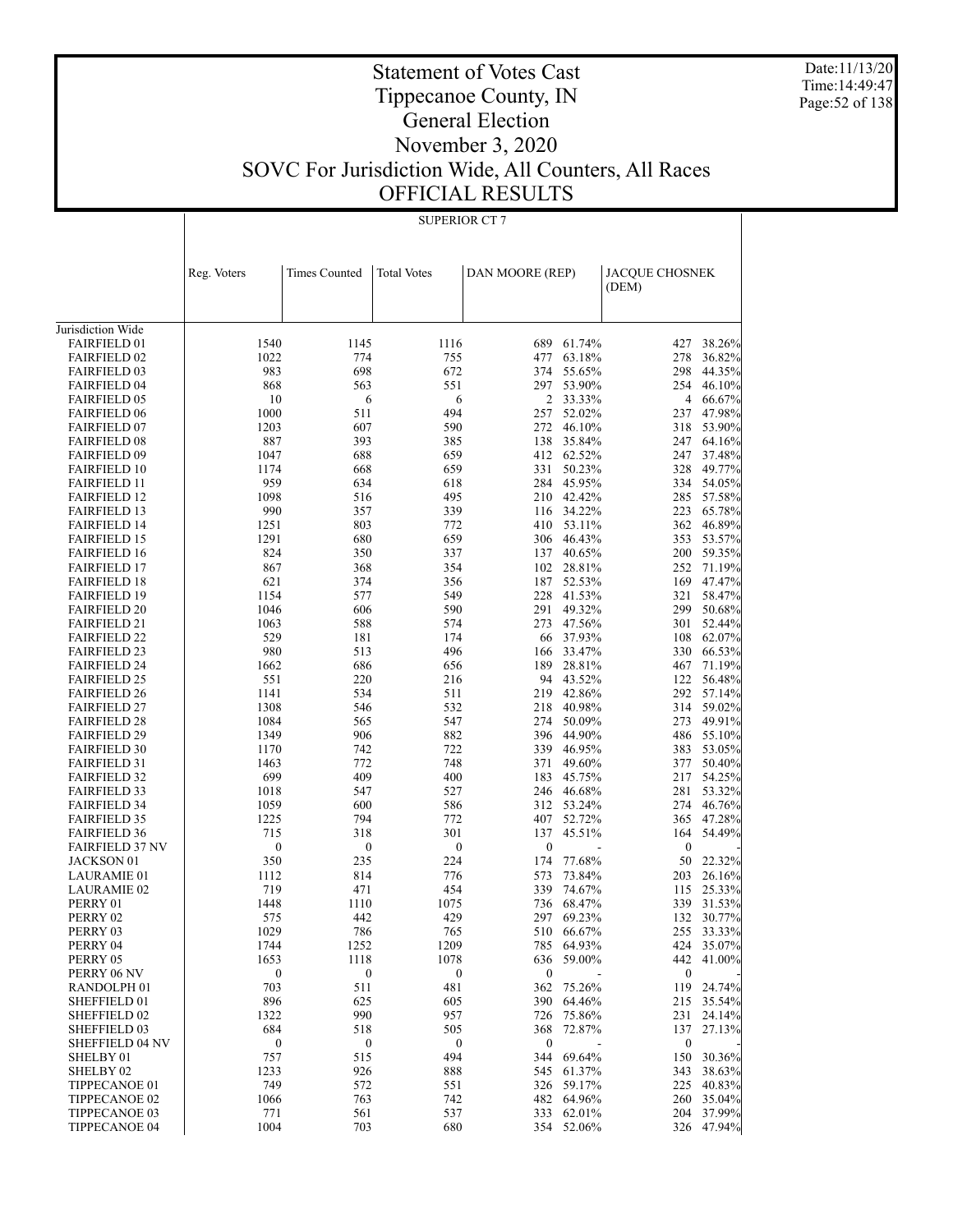# Statement of Votes Cast
# Tippecanoe County, IN
# General Election
# November 3, 2020
# SOVC For Jurisdiction Wide, All Counters, All Races
# OFFICIAL RESULTS

SUPERIOR CT 7

| | Reg. Voters | Times Counted | Total Votes | DAN MOORE (REP) | | JACQUE CHOSNEK (DEM) | |
|---|---|---|---|---|---|---|---|
| Jurisdiction Wide | | | | | | | |
| FAIRFIELD 01 | 1540 | 1145 | 1116 | 689 | 61.74% | 427 | 38.26% |
| FAIRFIELD 02 | 1022 | 774 | 755 | 477 | 63.18% | 278 | 36.82% |
| FAIRFIELD 03 | 983 | 698 | 672 | 374 | 55.65% | 298 | 44.35% |
| FAIRFIELD 04 | 868 | 563 | 551 | 297 | 53.90% | 254 | 46.10% |
| FAIRFIELD 05 | 10 | 6 | 6 | 2 | 33.33% | 4 | 66.67% |
| FAIRFIELD 06 | 1000 | 511 | 494 | 257 | 52.02% | 237 | 47.98% |
| FAIRFIELD 07 | 1203 | 607 | 590 | 272 | 46.10% | 318 | 53.90% |
| FAIRFIELD 08 | 887 | 393 | 385 | 138 | 35.84% | 247 | 64.16% |
| FAIRFIELD 09 | 1047 | 688 | 659 | 412 | 62.52% | 247 | 37.48% |
| FAIRFIELD 10 | 1174 | 668 | 659 | 331 | 50.23% | 328 | 49.77% |
| FAIRFIELD 11 | 959 | 634 | 618 | 284 | 45.95% | 334 | 54.05% |
| FAIRFIELD 12 | 1098 | 516 | 495 | 210 | 42.42% | 285 | 57.58% |
| FAIRFIELD 13 | 990 | 357 | 339 | 116 | 34.22% | 223 | 65.78% |
| FAIRFIELD 14 | 1251 | 803 | 772 | 410 | 53.11% | 362 | 46.89% |
| FAIRFIELD 15 | 1291 | 680 | 659 | 306 | 46.43% | 353 | 53.57% |
| FAIRFIELD 16 | 824 | 350 | 337 | 137 | 40.65% | 200 | 59.35% |
| FAIRFIELD 17 | 867 | 368 | 354 | 102 | 28.81% | 252 | 71.19% |
| FAIRFIELD 18 | 621 | 374 | 356 | 187 | 52.53% | 169 | 47.47% |
| FAIRFIELD 19 | 1154 | 577 | 549 | 228 | 41.53% | 321 | 58.47% |
| FAIRFIELD 20 | 1046 | 606 | 590 | 291 | 49.32% | 299 | 50.68% |
| FAIRFIELD 21 | 1063 | 588 | 574 | 273 | 47.56% | 301 | 52.44% |
| FAIRFIELD 22 | 529 | 181 | 174 | 66 | 37.93% | 108 | 62.07% |
| FAIRFIELD 23 | 980 | 513 | 496 | 166 | 33.47% | 330 | 66.53% |
| FAIRFIELD 24 | 1662 | 686 | 656 | 189 | 28.81% | 467 | 71.19% |
| FAIRFIELD 25 | 551 | 220 | 216 | 94 | 43.52% | 122 | 56.48% |
| FAIRFIELD 26 | 1141 | 534 | 511 | 219 | 42.86% | 292 | 57.14% |
| FAIRFIELD 27 | 1308 | 546 | 532 | 218 | 40.98% | 314 | 59.02% |
| FAIRFIELD 28 | 1084 | 565 | 547 | 274 | 50.09% | 273 | 49.91% |
| FAIRFIELD 29 | 1349 | 906 | 882 | 396 | 44.90% | 486 | 55.10% |
| FAIRFIELD 30 | 1170 | 742 | 722 | 339 | 46.95% | 383 | 53.05% |
| FAIRFIELD 31 | 1463 | 772 | 748 | 371 | 49.60% | 377 | 50.40% |
| FAIRFIELD 32 | 699 | 409 | 400 | 183 | 45.75% | 217 | 54.25% |
| FAIRFIELD 33 | 1018 | 547 | 527 | 246 | 46.68% | 281 | 53.32% |
| FAIRFIELD 34 | 1059 | 600 | 586 | 312 | 53.24% | 274 | 46.76% |
| FAIRFIELD 35 | 1225 | 794 | 772 | 407 | 52.72% | 365 | 47.28% |
| FAIRFIELD 36 | 715 | 318 | 301 | 137 | 45.51% | 164 | 54.49% |
| FAIRFIELD 37 NV | 0 | 0 | 0 | 0 | - | 0 | - |
| JACKSON 01 | 350 | 235 | 224 | 174 | 77.68% | 50 | 22.32% |
| LAURAMIE 01 | 1112 | 814 | 776 | 573 | 73.84% | 203 | 26.16% |
| LAURAMIE 02 | 719 | 471 | 454 | 339 | 74.67% | 115 | 25.33% |
| PERRY 01 | 1448 | 1110 | 1075 | 736 | 68.47% | 339 | 31.53% |
| PERRY 02 | 575 | 442 | 429 | 297 | 69.23% | 132 | 30.77% |
| PERRY 03 | 1029 | 786 | 765 | 510 | 66.67% | 255 | 33.33% |
| PERRY 04 | 1744 | 1252 | 1209 | 785 | 64.93% | 424 | 35.07% |
| PERRY 05 | 1653 | 1118 | 1078 | 636 | 59.00% | 442 | 41.00% |
| PERRY 06 NV | 0 | 0 | 0 | 0 | - | 0 | - |
| RANDOLPH 01 | 703 | 511 | 481 | 362 | 75.26% | 119 | 24.74% |
| SHEFFIELD 01 | 896 | 625 | 605 | 390 | 64.46% | 215 | 35.54% |
| SHEFFIELD 02 | 1322 | 990 | 957 | 726 | 75.86% | 231 | 24.14% |
| SHEFFIELD 03 | 684 | 518 | 505 | 368 | 72.87% | 137 | 27.13% |
| SHEFFIELD 04 NV | 0 | 0 | 0 | 0 | - | 0 | - |
| SHELBY 01 | 757 | 515 | 494 | 344 | 69.64% | 150 | 30.36% |
| SHELBY 02 | 1233 | 926 | 888 | 545 | 61.37% | 343 | 38.63% |
| TIPPECANOE 01 | 749 | 572 | 551 | 326 | 59.17% | 225 | 40.83% |
| TIPPECANOE 02 | 1066 | 763 | 742 | 482 | 64.96% | 260 | 35.04% |
| TIPPECANOE 03 | 771 | 561 | 537 | 333 | 62.01% | 204 | 37.99% |
| TIPPECANOE 04 | 1004 | 703 | 680 | 354 | 52.06% | 326 | 47.94% |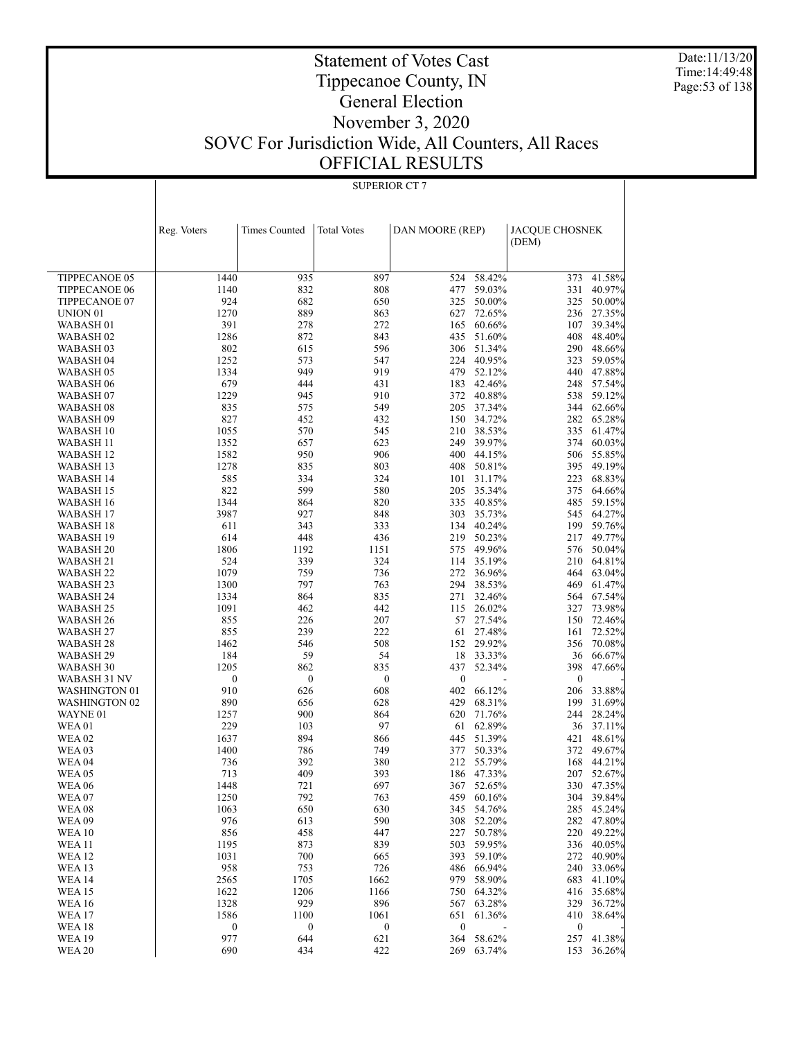# Statement of Votes Cast
# Tippecanoe County, IN
# General Election
# November 3, 2020
# SOVC For Jurisdiction Wide, All Counters, All Races
# OFFICIAL RESULTS

Date:11/13/20
Time:14:49:48

SUPERIOR CT 7

| | Reg. Voters | Times Counted | Total Votes | DAN MOORE (REP) | | JACQUE CHOSNEK (DEM) | |
|---|---|---|---|---|---|---|---|
| TIPPECANOE 05 | 1440 | 935 | 897 | 524 | 58.42% | 373 | 41.58% |
| TIPPECANOE 06 | 1140 | 832 | 808 | 477 | 59.03% | 331 | 40.97% |
| TIPPECANOE 07 | 924 | 682 | 650 | 325 | 50.00% | 325 | 50.00% |
| UNION 01 | 1270 | 889 | 863 | 627 | 72.65% | 236 | 27.35% |
| WABASH 01 | 391 | 278 | 272 | 165 | 60.66% | 107 | 39.34% |
| WABASH 02 | 1286 | 872 | 843 | 435 | 51.60% | 408 | 48.40% |
| WABASH 03 | 802 | 615 | 596 | 306 | 51.34% | 290 | 48.66% |
| WABASH 04 | 1252 | 573 | 547 | 224 | 40.95% | 323 | 59.05% |
| WABASH 05 | 1334 | 949 | 919 | 479 | 52.12% | 440 | 47.88% |
| WABASH 06 | 679 | 444 | 431 | 183 | 42.46% | 248 | 57.54% |
| WABASH 07 | 1229 | 945 | 910 | 372 | 40.88% | 538 | 59.12% |
| WABASH 08 | 835 | 575 | 549 | 205 | 37.34% | 344 | 62.66% |
| WABASH 09 | 827 | 452 | 432 | 150 | 34.72% | 282 | 65.28% |
| WABASH 10 | 1055 | 570 | 545 | 210 | 38.53% | 335 | 61.47% |
| WABASH 11 | 1352 | 657 | 623 | 249 | 39.97% | 374 | 60.03% |
| WABASH 12 | 1582 | 950 | 906 | 400 | 44.15% | 506 | 55.85% |
| WABASH 13 | 1278 | 835 | 803 | 408 | 50.81% | 395 | 49.19% |
| WABASH 14 | 585 | 334 | 324 | 101 | 31.17% | 223 | 68.83% |
| WABASH 15 | 822 | 599 | 580 | 205 | 35.34% | 375 | 64.66% |
| WABASH 16 | 1344 | 864 | 820 | 335 | 40.85% | 485 | 59.15% |
| WABASH 17 | 3987 | 927 | 848 | 303 | 35.73% | 545 | 64.27% |
| WABASH 18 | 611 | 343 | 333 | 134 | 40.24% | 199 | 59.76% |
| WABASH 19 | 614 | 448 | 436 | 219 | 50.23% | 217 | 49.77% |
| WABASH 20 | 1806 | 1192 | 1151 | 575 | 49.96% | 576 | 50.04% |
| WABASH 21 | 524 | 339 | 324 | 114 | 35.19% | 210 | 64.81% |
| WABASH 22 | 1079 | 759 | 736 | 272 | 36.96% | 464 | 63.04% |
| WABASH 23 | 1300 | 797 | 763 | 294 | 38.53% | 469 | 61.47% |
| WABASH 24 | 1334 | 864 | 835 | 271 | 32.46% | 564 | 67.54% |
| WABASH 25 | 1091 | 462 | 442 | 115 | 26.02% | 327 | 73.98% |
| WABASH 26 | 855 | 226 | 207 | 57 | 27.54% | 150 | 72.46% |
| WABASH 27 | 855 | 239 | 222 | 61 | 27.48% | 161 | 72.52% |
| WABASH 28 | 1462 | 546 | 508 | 152 | 29.92% | 356 | 70.08% |
| WABASH 29 | 184 | 59 | 54 | 18 | 33.33% | 36 | 66.67% |
| WABASH 30 | 1205 | 862 | 835 | 437 | 52.34% | 398 | 47.66% |
| WABASH 31 NV | 0 | 0 | 0 | 0 | - | 0 | - |
| WASHINGTON 01 | 910 | 626 | 608 | 402 | 66.12% | 206 | 33.88% |
| WASHINGTON 02 | 890 | 656 | 628 | 429 | 68.31% | 199 | 31.69% |
| WAYNE 01 | 1257 | 900 | 864 | 620 | 71.76% | 244 | 28.24% |
| WEA 01 | 229 | 103 | 97 | 61 | 62.89% | 36 | 37.11% |
| WEA 02 | 1637 | 894 | 866 | 445 | 51.39% | 421 | 48.61% |
| WEA 03 | 1400 | 786 | 749 | 377 | 50.33% | 372 | 49.67% |
| WEA 04 | 736 | 392 | 380 | 212 | 55.79% | 168 | 44.21% |
| WEA 05 | 713 | 409 | 393 | 186 | 47.33% | 207 | 52.67% |
| WEA 06 | 1448 | 721 | 697 | 367 | 52.65% | 330 | 47.35% |
| WEA 07 | 1250 | 792 | 763 | 459 | 60.16% | 304 | 39.84% |
| WEA 08 | 1063 | 650 | 630 | 345 | 54.76% | 285 | 45.24% |
| WEA 09 | 976 | 613 | 590 | 308 | 52.20% | 282 | 47.80% |
| WEA 10 | 856 | 458 | 447 | 227 | 50.78% | 220 | 49.22% |
| WEA 11 | 1195 | 873 | 839 | 503 | 59.95% | 336 | 40.05% |
| WEA 12 | 1031 | 700 | 665 | 393 | 59.10% | 272 | 40.90% |
| WEA 13 | 958 | 753 | 726 | 486 | 66.94% | 240 | 33.06% |
| WEA 14 | 2565 | 1705 | 1662 | 979 | 58.90% | 683 | 41.10% |
| WEA 15 | 1622 | 1206 | 1166 | 750 | 64.32% | 416 | 35.68% |
| WEA 16 | 1328 | 929 | 896 | 567 | 63.28% | 329 | 36.72% |
| WEA 17 | 1586 | 1100 | 1061 | 651 | 61.36% | 410 | 38.64% |
| WEA 18 | 0 | 0 | 0 | 0 | - | 0 | - |
| WEA 19 | 977 | 644 | 621 | 364 | 58.62% | 257 | 41.38% |
| WEA 20 | 690 | 434 | 422 | 269 | 63.74% | 153 | 36.26% |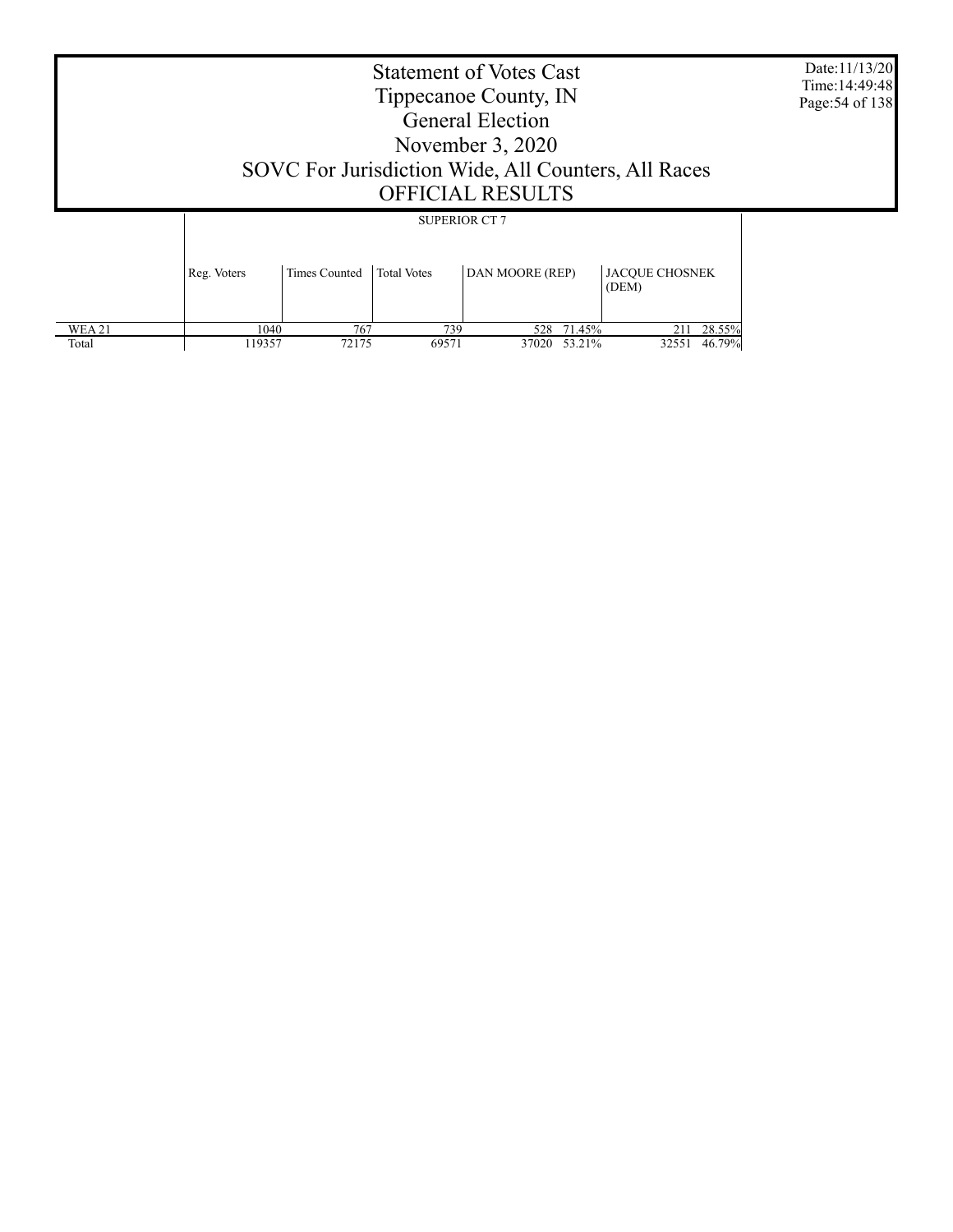# Statement of Votes Cast
## Tippecanoe County, IN
## General Election
## November 3, 2020
## SOVC For Jurisdiction Wide, All Counters, All Races
## OFFICIAL RESULTS

Date:11/13/20
Time:14:49:48

SUPERIOR CT 7

| | Reg. Voters | Times Counted | Total Votes | DAN MOORE (REP) | | JACQUE CHOSNEK (DEM) | |
|---|---|---|---|---|---|---|---|
| WEA 21 | 1040 | 767 | 739 | 528 | 71.45% | 211 | 28.55% |
| Total | 119357 | 72175 | 69571 | 37020 | 53.21% | 32551 | 46.79% |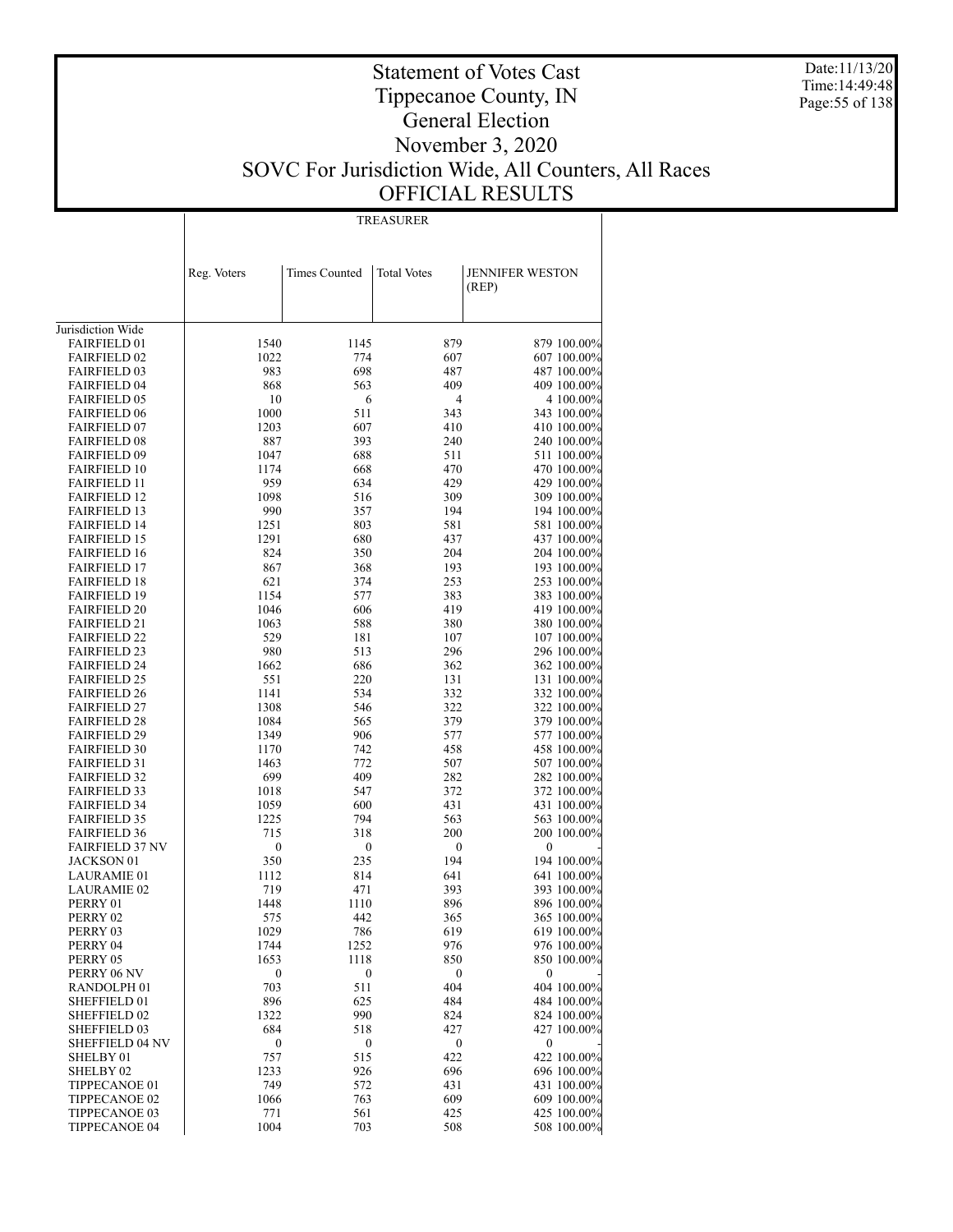# Statement of Votes Cast
## Tippecanoe County, IN
## General Election
## November 3, 2020
## SOVC For Jurisdiction Wide, All Counters, All Races
## OFFICIAL RESULTS

Date:11/13/20
Time:14:49:48

TREASURER

| | Reg. Voters | Times Counted | Total Votes | JENNIFER WESTON (REP) | |
|---|---|---|---|---|---|
| Jurisdiction Wide | | | | | |
| FAIRFIELD 01 | 1540 | 1145 | 879 | 879 | 100.00% |
| FAIRFIELD 02 | 1022 | 774 | 607 | 607 | 100.00% |
| FAIRFIELD 03 | 983 | 698 | 487 | 487 | 100.00% |
| FAIRFIELD 04 | 868 | 563 | 409 | 409 | 100.00% |
| FAIRFIELD 05 | 10 | 6 | 4 | 4 | 100.00% |
| FAIRFIELD 06 | 1000 | 511 | 343 | 343 | 100.00% |
| FAIRFIELD 07 | 1203 | 607 | 410 | 410 | 100.00% |
| FAIRFIELD 08 | 887 | 393 | 240 | 240 | 100.00% |
| FAIRFIELD 09 | 1047 | 688 | 511 | 511 | 100.00% |
| FAIRFIELD 10 | 1174 | 668 | 470 | 470 | 100.00% |
| FAIRFIELD 11 | 959 | 634 | 429 | 429 | 100.00% |
| FAIRFIELD 12 | 1098 | 516 | 309 | 309 | 100.00% |
| FAIRFIELD 13 | 990 | 357 | 194 | 194 | 100.00% |
| FAIRFIELD 14 | 1251 | 803 | 581 | 581 | 100.00% |
| FAIRFIELD 15 | 1291 | 680 | 437 | 437 | 100.00% |
| FAIRFIELD 16 | 824 | 350 | 204 | 204 | 100.00% |
| FAIRFIELD 17 | 867 | 368 | 193 | 193 | 100.00% |
| FAIRFIELD 18 | 621 | 374 | 253 | 253 | 100.00% |
| FAIRFIELD 19 | 1154 | 577 | 383 | 383 | 100.00% |
| FAIRFIELD 20 | 1046 | 606 | 419 | 419 | 100.00% |
| FAIRFIELD 21 | 1063 | 588 | 380 | 380 | 100.00% |
| FAIRFIELD 22 | 529 | 181 | 107 | 107 | 100.00% |
| FAIRFIELD 23 | 980 | 513 | 296 | 296 | 100.00% |
| FAIRFIELD 24 | 1662 | 686 | 362 | 362 | 100.00% |
| FAIRFIELD 25 | 551 | 220 | 131 | 131 | 100.00% |
| FAIRFIELD 26 | 1141 | 534 | 332 | 332 | 100.00% |
| FAIRFIELD 27 | 1308 | 546 | 322 | 322 | 100.00% |
| FAIRFIELD 28 | 1084 | 565 | 379 | 379 | 100.00% |
| FAIRFIELD 29 | 1349 | 906 | 577 | 577 | 100.00% |
| FAIRFIELD 30 | 1170 | 742 | 458 | 458 | 100.00% |
| FAIRFIELD 31 | 1463 | 772 | 507 | 507 | 100.00% |
| FAIRFIELD 32 | 699 | 409 | 282 | 282 | 100.00% |
| FAIRFIELD 33 | 1018 | 547 | 372 | 372 | 100.00% |
| FAIRFIELD 34 | 1059 | 600 | 431 | 431 | 100.00% |
| FAIRFIELD 35 | 1225 | 794 | 563 | 563 | 100.00% |
| FAIRFIELD 36 | 715 | 318 | 200 | 200 | 100.00% |
| FAIRFIELD 37 NV | 0 | 0 | 0 | 0 | - |
| JACKSON 01 | 350 | 235 | 194 | 194 | 100.00% |
| LAURAMIE 01 | 1112 | 814 | 641 | 641 | 100.00% |
| LAURAMIE 02 | 719 | 471 | 393 | 393 | 100.00% |
| PERRY 01 | 1448 | 1110 | 896 | 896 | 100.00% |
| PERRY 02 | 575 | 442 | 365 | 365 | 100.00% |
| PERRY 03 | 1029 | 786 | 619 | 619 | 100.00% |
| PERRY 04 | 1744 | 1252 | 976 | 976 | 100.00% |
| PERRY 05 | 1653 | 1118 | 850 | 850 | 100.00% |
| PERRY 06 NV | 0 | 0 | 0 | 0 | - |
| RANDOLPH 01 | 703 | 511 | 404 | 404 | 100.00% |
| SHEFFIELD 01 | 896 | 625 | 484 | 484 | 100.00% |
| SHEFFIELD 02 | 1322 | 990 | 824 | 824 | 100.00% |
| SHEFFIELD 03 | 684 | 518 | 427 | 427 | 100.00% |
| SHEFFIELD 04 NV | 0 | 0 | 0 | 0 | - |
| SHELBY 01 | 757 | 515 | 422 | 422 | 100.00% |
| SHELBY 02 | 1233 | 926 | 696 | 696 | 100.00% |
| TIPPECANOE 01 | 749 | 572 | 431 | 431 | 100.00% |
| TIPPECANOE 02 | 1066 | 763 | 609 | 609 | 100.00% |
| TIPPECANOE 03 | 771 | 561 | 425 | 425 | 100.00% |
| TIPPECANOE 04 | 1004 | 703 | 508 | 508 | 100.00% |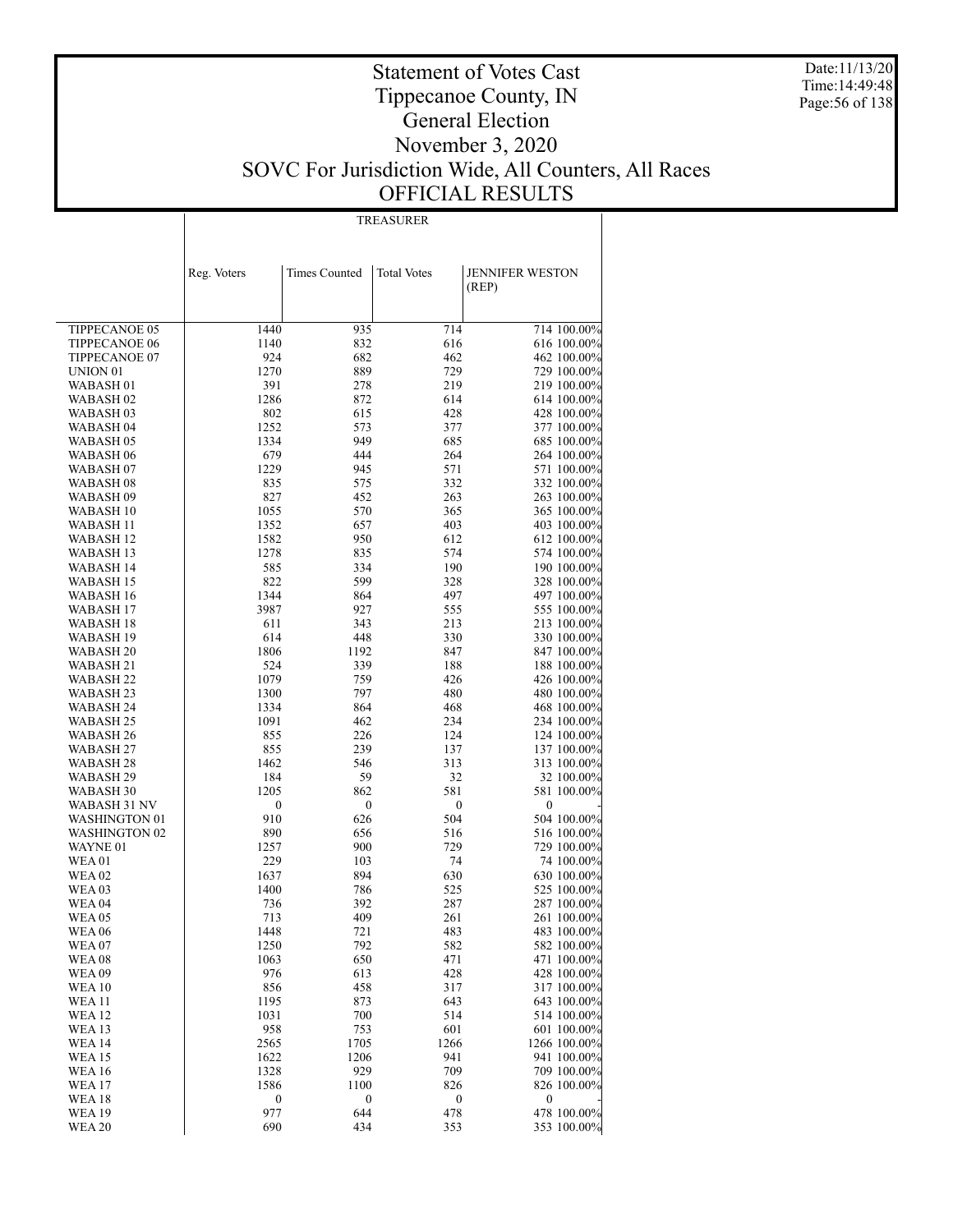# Statement of Votes Cast
# Tippecanoe County, IN
# General Election
# November 3, 2020
# SOVC For Jurisdiction Wide, All Counters, All Races
# OFFICIAL RESULTS

Date:11/13/20
Time:14:49:48

| | TREASURER | | | | |
|---|---|---|---|---|---|
| | Reg. Voters | Times Counted | Total Votes | JENNIFER WESTON (REP) | |
| TIPPECANOE 05 | 1440 | 935 | 714 | 714 | 100.00% |
| TIPPECANOE 06 | 1140 | 832 | 616 | 616 | 100.00% |
| TIPPECANOE 07 | 924 | 682 | 462 | 462 | 100.00% |
| UNION 01 | 1270 | 889 | 729 | 729 | 100.00% |
| WABASH 01 | 391 | 278 | 219 | 219 | 100.00% |
| WABASH 02 | 1286 | 872 | 614 | 614 | 100.00% |
| WABASH 03 | 802 | 615 | 428 | 428 | 100.00% |
| WABASH 04 | 1252 | 573 | 377 | 377 | 100.00% |
| WABASH 05 | 1334 | 949 | 685 | 685 | 100.00% |
| WABASH 06 | 679 | 444 | 264 | 264 | 100.00% |
| WABASH 07 | 1229 | 945 | 571 | 571 | 100.00% |
| WABASH 08 | 835 | 575 | 332 | 332 | 100.00% |
| WABASH 09 | 827 | 452 | 263 | 263 | 100.00% |
| WABASH 10 | 1055 | 570 | 365 | 365 | 100.00% |
| WABASH 11 | 1352 | 657 | 403 | 403 | 100.00% |
| WABASH 12 | 1582 | 950 | 612 | 612 | 100.00% |
| WABASH 13 | 1278 | 835 | 574 | 574 | 100.00% |
| WABASH 14 | 585 | 334 | 190 | 190 | 100.00% |
| WABASH 15 | 822 | 599 | 328 | 328 | 100.00% |
| WABASH 16 | 1344 | 864 | 497 | 497 | 100.00% |
| WABASH 17 | 3987 | 927 | 555 | 555 | 100.00% |
| WABASH 18 | 611 | 343 | 213 | 213 | 100.00% |
| WABASH 19 | 614 | 448 | 330 | 330 | 100.00% |
| WABASH 20 | 1806 | 1192 | 847 | 847 | 100.00% |
| WABASH 21 | 524 | 339 | 188 | 188 | 100.00% |
| WABASH 22 | 1079 | 759 | 426 | 426 | 100.00% |
| WABASH 23 | 1300 | 797 | 480 | 480 | 100.00% |
| WABASH 24 | 1334 | 864 | 468 | 468 | 100.00% |
| WABASH 25 | 1091 | 462 | 234 | 234 | 100.00% |
| WABASH 26 | 855 | 226 | 124 | 124 | 100.00% |
| WABASH 27 | 855 | 239 | 137 | 137 | 100.00% |
| WABASH 28 | 1462 | 546 | 313 | 313 | 100.00% |
| WABASH 29 | 184 | 59 | 32 | 32 | 100.00% |
| WABASH 30 | 1205 | 862 | 581 | 581 | 100.00% |
| WABASH 31 NV | 0 | 0 | 0 | 0 | - |
| WASHINGTON 01 | 910 | 626 | 504 | 504 | 100.00% |
| WASHINGTON 02 | 890 | 656 | 516 | 516 | 100.00% |
| WAYNE 01 | 1257 | 900 | 729 | 729 | 100.00% |
| WEA 01 | 229 | 103 | 74 | 74 | 100.00% |
| WEA 02 | 1637 | 894 | 630 | 630 | 100.00% |
| WEA 03 | 1400 | 786 | 525 | 525 | 100.00% |
| WEA 04 | 736 | 392 | 287 | 287 | 100.00% |
| WEA 05 | 713 | 409 | 261 | 261 | 100.00% |
| WEA 06 | 1448 | 721 | 483 | 483 | 100.00% |
| WEA 07 | 1250 | 792 | 582 | 582 | 100.00% |
| WEA 08 | 1063 | 650 | 471 | 471 | 100.00% |
| WEA 09 | 976 | 613 | 428 | 428 | 100.00% |
| WEA 10 | 856 | 458 | 317 | 317 | 100.00% |
| WEA 11 | 1195 | 873 | 643 | 643 | 100.00% |
| WEA 12 | 1031 | 700 | 514 | 514 | 100.00% |
| WEA 13 | 958 | 753 | 601 | 601 | 100.00% |
| WEA 14 | 2565 | 1705 | 1266 | 1266 | 100.00% |
| WEA 15 | 1622 | 1206 | 941 | 941 | 100.00% |
| WEA 16 | 1328 | 929 | 709 | 709 | 100.00% |
| WEA 17 | 1586 | 1100 | 826 | 826 | 100.00% |
| WEA 18 | 0 | 0 | 0 | 0 | - |
| WEA 19 | 977 | 644 | 478 | 478 | 100.00% |
| WEA 20 | 690 | 434 | 353 | 353 | 100.00% |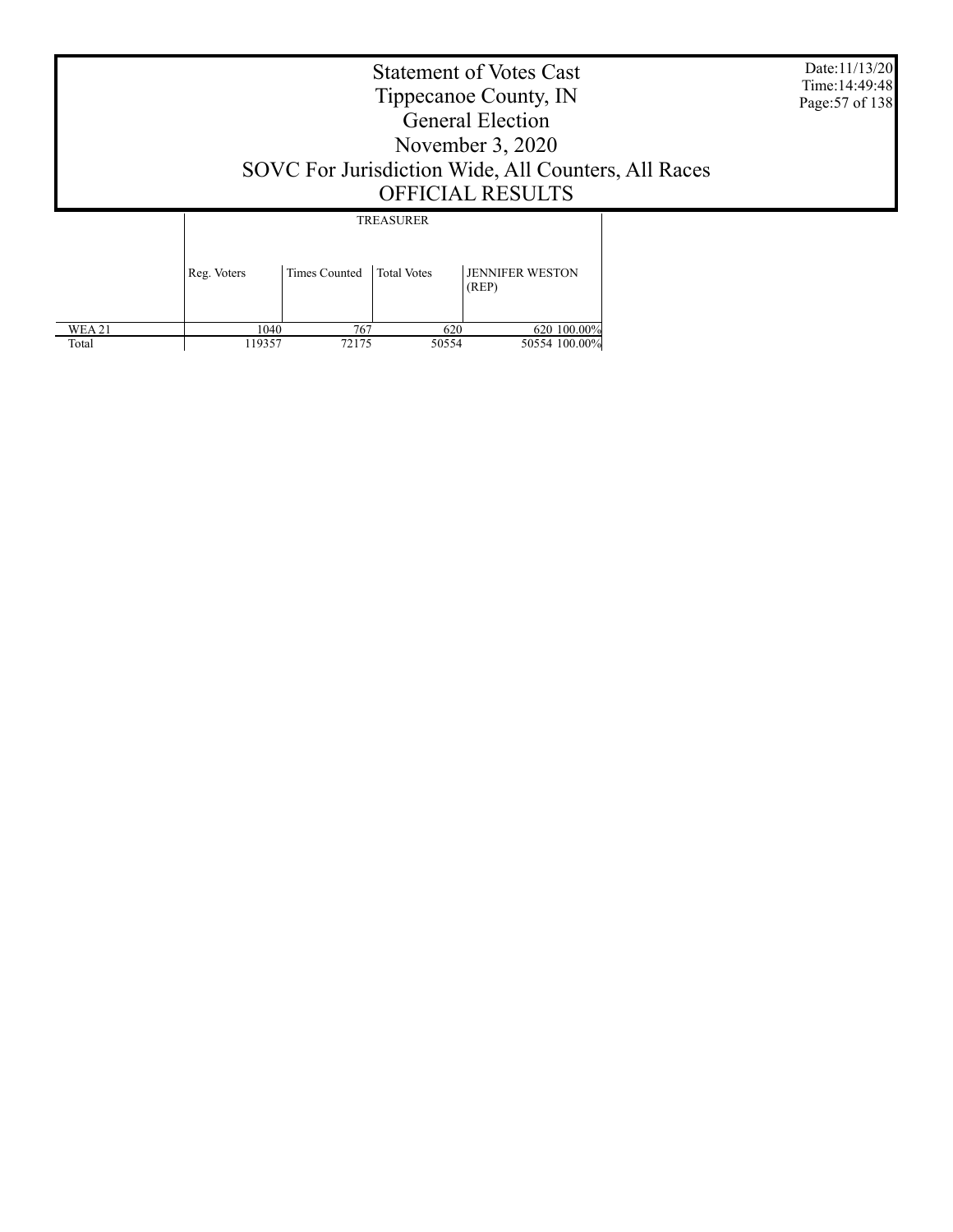# Statement of Votes Cast
## Tippecanoe County, IN
## General Election
## November 3, 2020
## SOVC For Jurisdiction Wide, All Counters, All Races
## OFFICIAL RESULTS

Date:11/13/20
Time:14:49:48

| | TREASURER | | | | |
|---|---|---|---|---|---|
| | Reg. Voters | Times Counted | Total Votes | JENNIFER WESTON (REP) | |
| WEA 21 | 1040 | 767 | 620 | 620 | 100.00% |
| Total | 119357 | 72175 | 50554 | 50554 | 100.00% |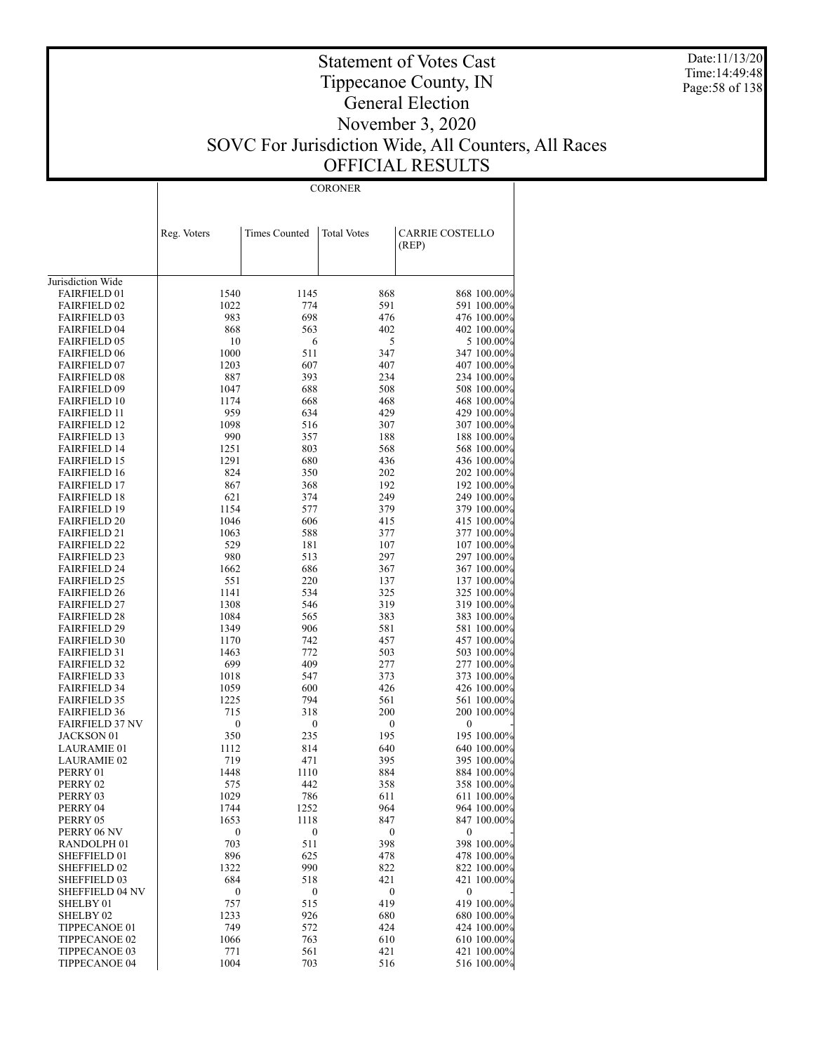# Statement of Votes Cast
## Tippecanoe County, IN
## General Election
## November 3, 2020
## SOVC For Jurisdiction Wide, All Counters, All Races
## OFFICIAL RESULTS

Date:11/13/20
Time:14:49:48

| | CORONER | | | | |
|---|---|---|---|---|---|
| | Reg. Voters | Times Counted | Total Votes | CARRIE COSTELLO (REP) | |
| Jurisdiction Wide | | | | | |
| FAIRFIELD 01 | 1540 | 1145 | 868 | 868 | 100.00% |
| FAIRFIELD 02 | 1022 | 774 | 591 | 591 | 100.00% |
| FAIRFIELD 03 | 983 | 698 | 476 | 476 | 100.00% |
| FAIRFIELD 04 | 868 | 563 | 402 | 402 | 100.00% |
| FAIRFIELD 05 | 10 | 6 | 5 | 5 | 100.00% |
| FAIRFIELD 06 | 1000 | 511 | 347 | 347 | 100.00% |
| FAIRFIELD 07 | 1203 | 607 | 407 | 407 | 100.00% |
| FAIRFIELD 08 | 887 | 393 | 234 | 234 | 100.00% |
| FAIRFIELD 09 | 1047 | 688 | 508 | 508 | 100.00% |
| FAIRFIELD 10 | 1174 | 668 | 468 | 468 | 100.00% |
| FAIRFIELD 11 | 959 | 634 | 429 | 429 | 100.00% |
| FAIRFIELD 12 | 1098 | 516 | 307 | 307 | 100.00% |
| FAIRFIELD 13 | 990 | 357 | 188 | 188 | 100.00% |
| FAIRFIELD 14 | 1251 | 803 | 568 | 568 | 100.00% |
| FAIRFIELD 15 | 1291 | 680 | 436 | 436 | 100.00% |
| FAIRFIELD 16 | 824 | 350 | 202 | 202 | 100.00% |
| FAIRFIELD 17 | 867 | 368 | 192 | 192 | 100.00% |
| FAIRFIELD 18 | 621 | 374 | 249 | 249 | 100.00% |
| FAIRFIELD 19 | 1154 | 577 | 379 | 379 | 100.00% |
| FAIRFIELD 20 | 1046 | 606 | 415 | 415 | 100.00% |
| FAIRFIELD 21 | 1063 | 588 | 377 | 377 | 100.00% |
| FAIRFIELD 22 | 529 | 181 | 107 | 107 | 100.00% |
| FAIRFIELD 23 | 980 | 513 | 297 | 297 | 100.00% |
| FAIRFIELD 24 | 1662 | 686 | 367 | 367 | 100.00% |
| FAIRFIELD 25 | 551 | 220 | 137 | 137 | 100.00% |
| FAIRFIELD 26 | 1141 | 534 | 325 | 325 | 100.00% |
| FAIRFIELD 27 | 1308 | 546 | 319 | 319 | 100.00% |
| FAIRFIELD 28 | 1084 | 565 | 383 | 383 | 100.00% |
| FAIRFIELD 29 | 1349 | 906 | 581 | 581 | 100.00% |
| FAIRFIELD 30 | 1170 | 742 | 457 | 457 | 100.00% |
| FAIRFIELD 31 | 1463 | 772 | 503 | 503 | 100.00% |
| FAIRFIELD 32 | 699 | 409 | 277 | 277 | 100.00% |
| FAIRFIELD 33 | 1018 | 547 | 373 | 373 | 100.00% |
| FAIRFIELD 34 | 1059 | 600 | 426 | 426 | 100.00% |
| FAIRFIELD 35 | 1225 | 794 | 561 | 561 | 100.00% |
| FAIRFIELD 36 | 715 | 318 | 200 | 200 | 100.00% |
| FAIRFIELD 37 NV | 0 | 0 | 0 | 0 | - |
| JACKSON 01 | 350 | 235 | 195 | 195 | 100.00% |
| LAURAMIE 01 | 1112 | 814 | 640 | 640 | 100.00% |
| LAURAMIE 02 | 719 | 471 | 395 | 395 | 100.00% |
| PERRY 01 | 1448 | 1110 | 884 | 884 | 100.00% |
| PERRY 02 | 575 | 442 | 358 | 358 | 100.00% |
| PERRY 03 | 1029 | 786 | 611 | 611 | 100.00% |
| PERRY 04 | 1744 | 1252 | 964 | 964 | 100.00% |
| PERRY 05 | 1653 | 1118 | 847 | 847 | 100.00% |
| PERRY 06 NV | 0 | 0 | 0 | 0 | - |
| RANDOLPH 01 | 703 | 511 | 398 | 398 | 100.00% |
| SHEFFIELD 01 | 896 | 625 | 478 | 478 | 100.00% |
| SHEFFIELD 02 | 1322 | 990 | 822 | 822 | 100.00% |
| SHEFFIELD 03 | 684 | 518 | 421 | 421 | 100.00% |
| SHEFFIELD 04 NV | 0 | 0 | 0 | 0 | - |
| SHELBY 01 | 757 | 515 | 419 | 419 | 100.00% |
| SHELBY 02 | 1233 | 926 | 680 | 680 | 100.00% |
| TIPPECANOE 01 | 749 | 572 | 424 | 424 | 100.00% |
| TIPPECANOE 02 | 1066 | 763 | 610 | 610 | 100.00% |
| TIPPECANOE 03 | 771 | 561 | 421 | 421 | 100.00% |
| TIPPECANOE 04 | 1004 | 703 | 516 | 516 | 100.00% |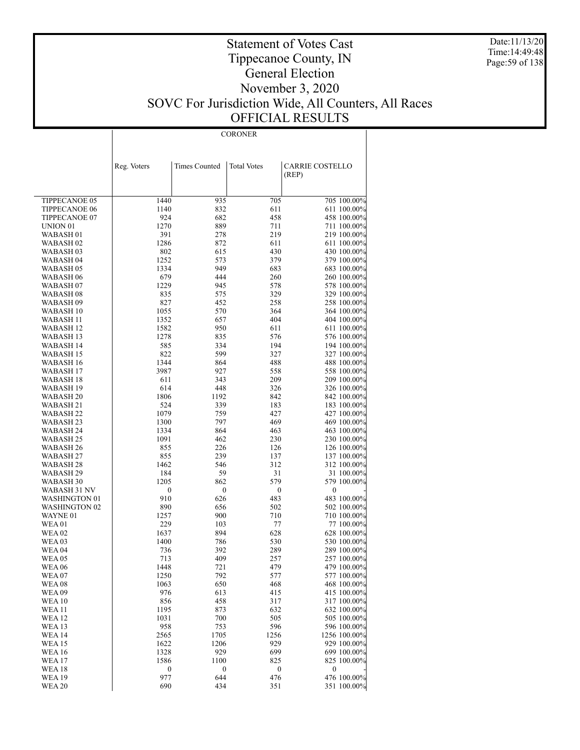# Statement of Votes Cast
## Tippecanoe County, IN
## General Election
## November 3, 2020
## SOVC For Jurisdiction Wide, All Counters, All Races
## OFFICIAL RESULTS

| | CORONER | | | | |
|---|---|---|---|---|---|
| | Reg. Voters | Times Counted | Total Votes | CARRIE COSTELLO (REP) | |
| TIPPECANOE 05 | 1440 | 935 | 705 | 705 | 100.00% |
| TIPPECANOE 06 | 1140 | 832 | 611 | 611 | 100.00% |
| TIPPECANOE 07 | 924 | 682 | 458 | 458 | 100.00% |
| UNION 01 | 1270 | 889 | 711 | 711 | 100.00% |
| WABASH 01 | 391 | 278 | 219 | 219 | 100.00% |
| WABASH 02 | 1286 | 872 | 611 | 611 | 100.00% |
| WABASH 03 | 802 | 615 | 430 | 430 | 100.00% |
| WABASH 04 | 1252 | 573 | 379 | 379 | 100.00% |
| WABASH 05 | 1334 | 949 | 683 | 683 | 100.00% |
| WABASH 06 | 679 | 444 | 260 | 260 | 100.00% |
| WABASH 07 | 1229 | 945 | 578 | 578 | 100.00% |
| WABASH 08 | 835 | 575 | 329 | 329 | 100.00% |
| WABASH 09 | 827 | 452 | 258 | 258 | 100.00% |
| WABASH 10 | 1055 | 570 | 364 | 364 | 100.00% |
| WABASH 11 | 1352 | 657 | 404 | 404 | 100.00% |
| WABASH 12 | 1582 | 950 | 611 | 611 | 100.00% |
| WABASH 13 | 1278 | 835 | 576 | 576 | 100.00% |
| WABASH 14 | 585 | 334 | 194 | 194 | 100.00% |
| WABASH 15 | 822 | 599 | 327 | 327 | 100.00% |
| WABASH 16 | 1344 | 864 | 488 | 488 | 100.00% |
| WABASH 17 | 3987 | 927 | 558 | 558 | 100.00% |
| WABASH 18 | 611 | 343 | 209 | 209 | 100.00% |
| WABASH 19 | 614 | 448 | 326 | 326 | 100.00% |
| WABASH 20 | 1806 | 1192 | 842 | 842 | 100.00% |
| WABASH 21 | 524 | 339 | 183 | 183 | 100.00% |
| WABASH 22 | 1079 | 759 | 427 | 427 | 100.00% |
| WABASH 23 | 1300 | 797 | 469 | 469 | 100.00% |
| WABASH 24 | 1334 | 864 | 463 | 463 | 100.00% |
| WABASH 25 | 1091 | 462 | 230 | 230 | 100.00% |
| WABASH 26 | 855 | 226 | 126 | 126 | 100.00% |
| WABASH 27 | 855 | 239 | 137 | 137 | 100.00% |
| WABASH 28 | 1462 | 546 | 312 | 312 | 100.00% |
| WABASH 29 | 184 | 59 | 31 | 31 | 100.00% |
| WABASH 30 | 1205 | 862 | 579 | 579 | 100.00% |
| WABASH 31 NV | 0 | 0 | 0 | 0 | - |
| WASHINGTON 01 | 910 | 626 | 483 | 483 | 100.00% |
| WASHINGTON 02 | 890 | 656 | 502 | 502 | 100.00% |
| WAYNE 01 | 1257 | 900 | 710 | 710 | 100.00% |
| WEA 01 | 229 | 103 | 77 | 77 | 100.00% |
| WEA 02 | 1637 | 894 | 628 | 628 | 100.00% |
| WEA 03 | 1400 | 786 | 530 | 530 | 100.00% |
| WEA 04 | 736 | 392 | 289 | 289 | 100.00% |
| WEA 05 | 713 | 409 | 257 | 257 | 100.00% |
| WEA 06 | 1448 | 721 | 479 | 479 | 100.00% |
| WEA 07 | 1250 | 792 | 577 | 577 | 100.00% |
| WEA 08 | 1063 | 650 | 468 | 468 | 100.00% |
| WEA 09 | 976 | 613 | 415 | 415 | 100.00% |
| WEA 10 | 856 | 458 | 317 | 317 | 100.00% |
| WEA 11 | 1195 | 873 | 632 | 632 | 100.00% |
| WEA 12 | 1031 | 700 | 505 | 505 | 100.00% |
| WEA 13 | 958 | 753 | 596 | 596 | 100.00% |
| WEA 14 | 2565 | 1705 | 1256 | 1256 | 100.00% |
| WEA 15 | 1622 | 1206 | 929 | 929 | 100.00% |
| WEA 16 | 1328 | 929 | 699 | 699 | 100.00% |
| WEA 17 | 1586 | 1100 | 825 | 825 | 100.00% |
| WEA 18 | 0 | 0 | 0 | 0 | - |
| WEA 19 | 977 | 644 | 476 | 476 | 100.00% |
| WEA 20 | 690 | 434 | 351 | 351 | 100.00% |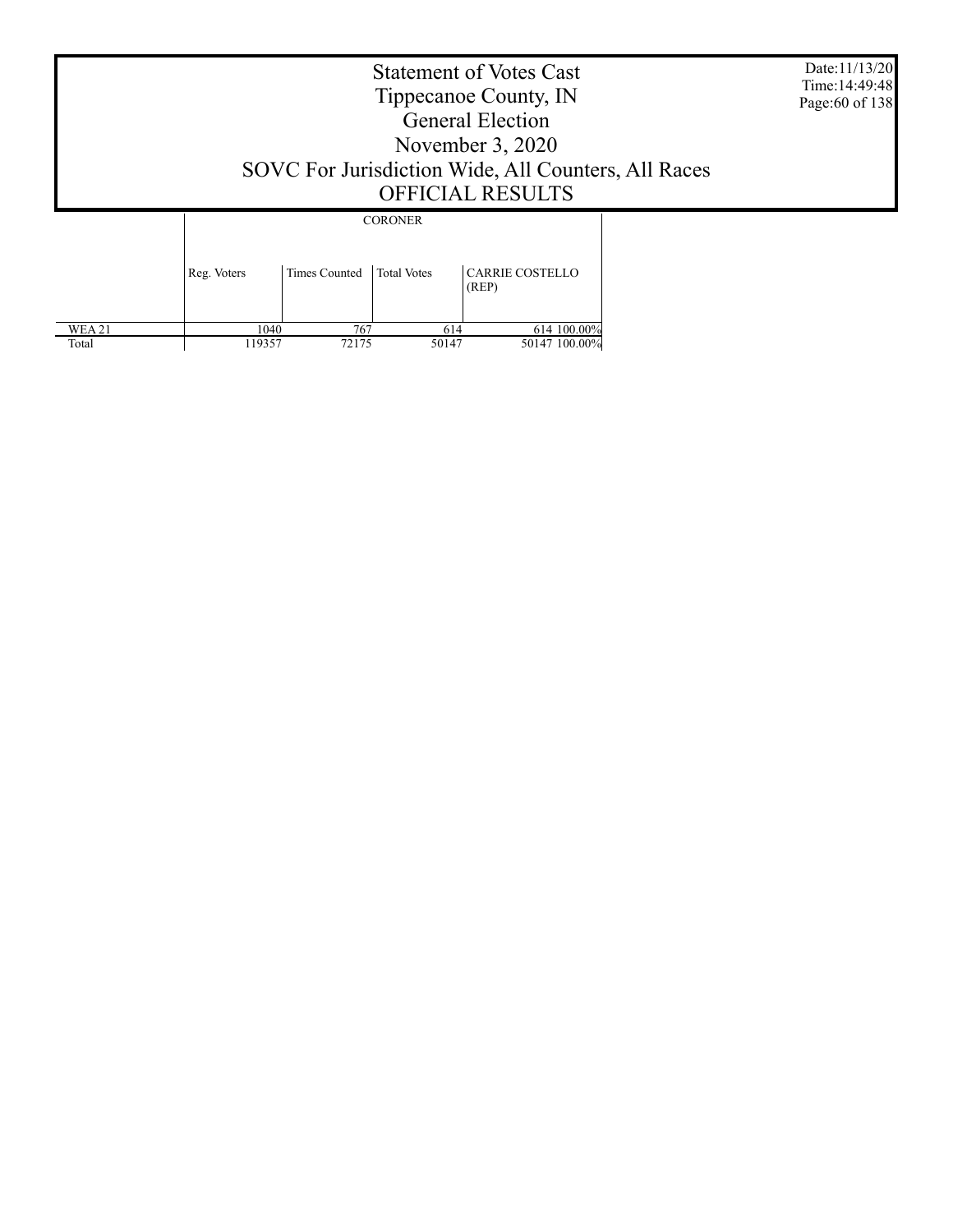# Statement of Votes Cast
# Tippecanoe County, IN
# General Election
# November 3, 2020
# SOVC For Jurisdiction Wide, All Counters, All Races
# OFFICIAL RESULTS

Date:11/13/20
Time:14:49:48

| | CORONER | | | | |
|---|---|---|---|---|---|
| | Reg. Voters | Times Counted | Total Votes | CARRIE COSTELLO (REP) | |
| WEA 21 | 1040 | 767 | 614 | 614 | 100.00% |
| Total | 119357 | 72175 | 50147 | 50147 | 100.00% |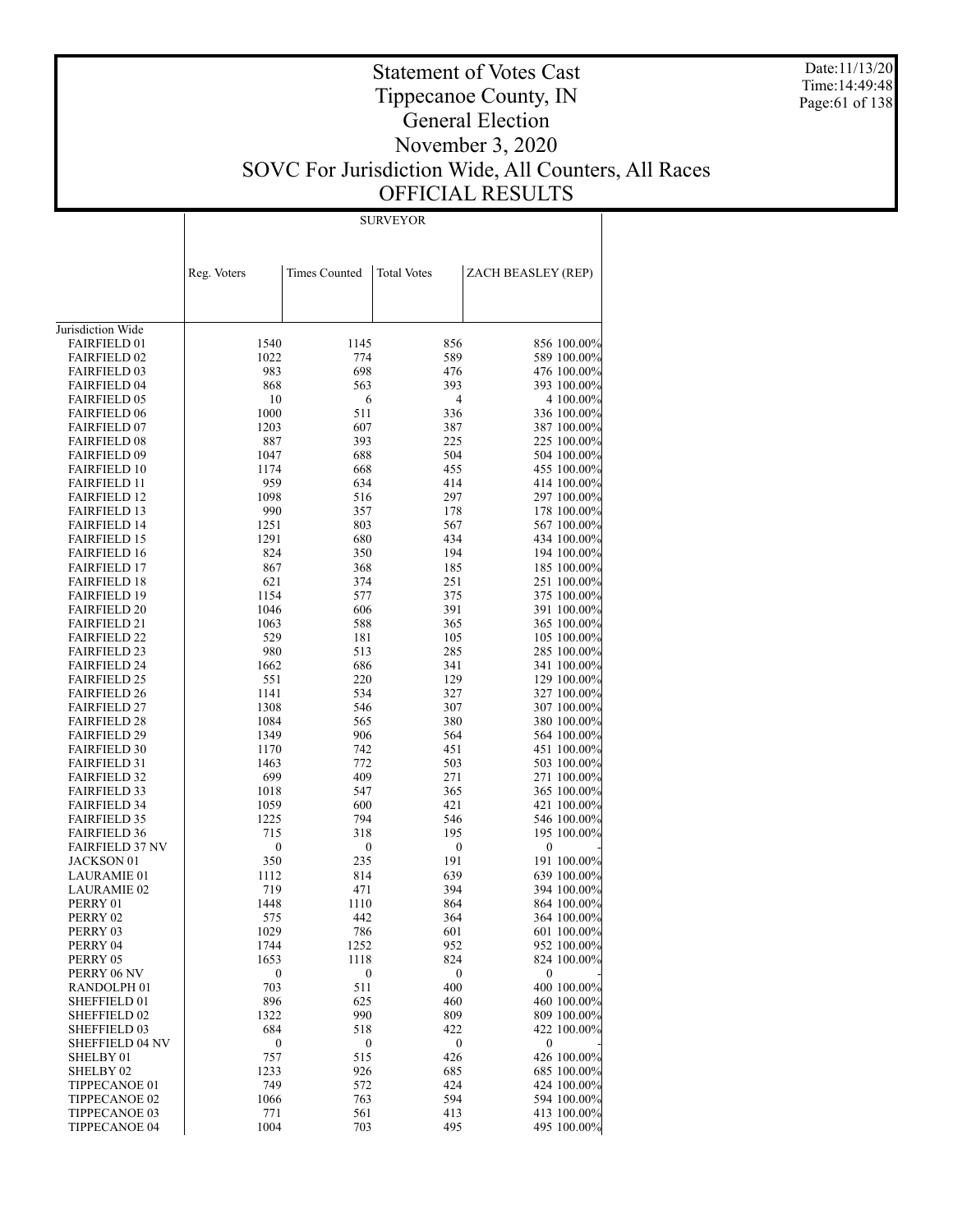# Statement of Votes Cast
# Tippecanoe County, IN
# General Election
# November 3, 2020
# SOVC For Jurisdiction Wide, All Counters, All Races
# OFFICIAL RESULTS

Date:11/13/20
Time:14:49:48

| | SURVEYOR | | | | |
|---|---|---|---|---|---|
| | Reg. Voters | Times Counted | Total Votes | ZACH BEASLEY (REP) | |
| Jurisdiction Wide | | | | | |
| FAIRFIELD 01 | 1540 | 1145 | 856 | 856 | 100.00% |
| FAIRFIELD 02 | 1022 | 774 | 589 | 589 | 100.00% |
| FAIRFIELD 03 | 983 | 698 | 476 | 476 | 100.00% |
| FAIRFIELD 04 | 868 | 563 | 393 | 393 | 100.00% |
| FAIRFIELD 05 | 10 | 6 | 4 | 4 | 100.00% |
| FAIRFIELD 06 | 1000 | 511 | 336 | 336 | 100.00% |
| FAIRFIELD 07 | 1203 | 607 | 387 | 387 | 100.00% |
| FAIRFIELD 08 | 887 | 393 | 225 | 225 | 100.00% |
| FAIRFIELD 09 | 1047 | 688 | 504 | 504 | 100.00% |
| FAIRFIELD 10 | 1174 | 668 | 455 | 455 | 100.00% |
| FAIRFIELD 11 | 959 | 634 | 414 | 414 | 100.00% |
| FAIRFIELD 12 | 1098 | 516 | 297 | 297 | 100.00% |
| FAIRFIELD 13 | 990 | 357 | 178 | 178 | 100.00% |
| FAIRFIELD 14 | 1251 | 803 | 567 | 567 | 100.00% |
| FAIRFIELD 15 | 1291 | 680 | 434 | 434 | 100.00% |
| FAIRFIELD 16 | 824 | 350 | 194 | 194 | 100.00% |
| FAIRFIELD 17 | 867 | 368 | 185 | 185 | 100.00% |
| FAIRFIELD 18 | 621 | 374 | 251 | 251 | 100.00% |
| FAIRFIELD 19 | 1154 | 577 | 375 | 375 | 100.00% |
| FAIRFIELD 20 | 1046 | 606 | 391 | 391 | 100.00% |
| FAIRFIELD 21 | 1063 | 588 | 365 | 365 | 100.00% |
| FAIRFIELD 22 | 529 | 181 | 105 | 105 | 100.00% |
| FAIRFIELD 23 | 980 | 513 | 285 | 285 | 100.00% |
| FAIRFIELD 24 | 1662 | 686 | 341 | 341 | 100.00% |
| FAIRFIELD 25 | 551 | 220 | 129 | 129 | 100.00% |
| FAIRFIELD 26 | 1141 | 534 | 327 | 327 | 100.00% |
| FAIRFIELD 27 | 1308 | 546 | 307 | 307 | 100.00% |
| FAIRFIELD 28 | 1084 | 565 | 380 | 380 | 100.00% |
| FAIRFIELD 29 | 1349 | 906 | 564 | 564 | 100.00% |
| FAIRFIELD 30 | 1170 | 742 | 451 | 451 | 100.00% |
| FAIRFIELD 31 | 1463 | 772 | 503 | 503 | 100.00% |
| FAIRFIELD 32 | 699 | 409 | 271 | 271 | 100.00% |
| FAIRFIELD 33 | 1018 | 547 | 365 | 365 | 100.00% |
| FAIRFIELD 34 | 1059 | 600 | 421 | 421 | 100.00% |
| FAIRFIELD 35 | 1225 | 794 | 546 | 546 | 100.00% |
| FAIRFIELD 36 | 715 | 318 | 195 | 195 | 100.00% |
| FAIRFIELD 37 NV | 0 | 0 | 0 | 0 | - |
| JACKSON 01 | 350 | 235 | 191 | 191 | 100.00% |
| LAURAMIE 01 | 1112 | 814 | 639 | 639 | 100.00% |
| LAURAMIE 02 | 719 | 471 | 394 | 394 | 100.00% |
| PERRY 01 | 1448 | 1110 | 864 | 864 | 100.00% |
| PERRY 02 | 575 | 442 | 364 | 364 | 100.00% |
| PERRY 03 | 1029 | 786 | 601 | 601 | 100.00% |
| PERRY 04 | 1744 | 1252 | 952 | 952 | 100.00% |
| PERRY 05 | 1653 | 1118 | 824 | 824 | 100.00% |
| PERRY 06 NV | 0 | 0 | 0 | 0 | - |
| RANDOLPH 01 | 703 | 511 | 400 | 400 | 100.00% |
| SHEFFIELD 01 | 896 | 625 | 460 | 460 | 100.00% |
| SHEFFIELD 02 | 1322 | 990 | 809 | 809 | 100.00% |
| SHEFFIELD 03 | 684 | 518 | 422 | 422 | 100.00% |
| SHEFFIELD 04 NV | 0 | 0 | 0 | 0 | - |
| SHELBY 01 | 757 | 515 | 426 | 426 | 100.00% |
| SHELBY 02 | 1233 | 926 | 685 | 685 | 100.00% |
| TIPPECANOE 01 | 749 | 572 | 424 | 424 | 100.00% |
| TIPPECANOE 02 | 1066 | 763 | 594 | 594 | 100.00% |
| TIPPECANOE 03 | 771 | 561 | 413 | 413 | 100.00% |
| TIPPECANOE 04 | 1004 | 703 | 495 | 495 | 100.00% |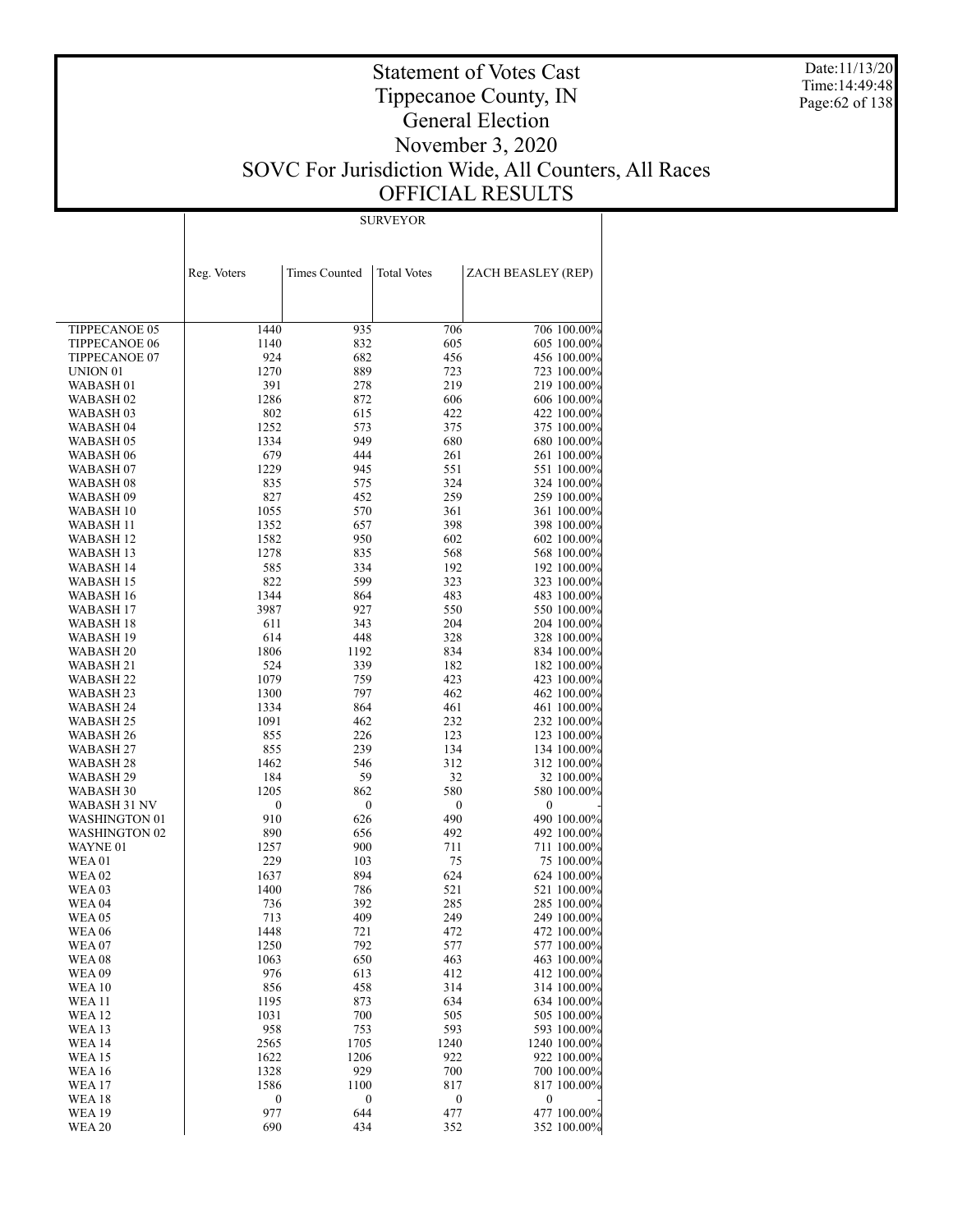# Statement of Votes Cast
# Tippecanoe County, IN
# General Election
# November 3, 2020
# SOVC For Jurisdiction Wide, All Counters, All Races
# OFFICIAL RESULTS

Date:11/13/20
Time:14:49:48

| | SURVEYOR | | | | |
|---|---|---|---|---|---|
| | Reg. Voters | Times Counted | Total Votes | ZACH BEASLEY (REP) | |
| TIPPECANOE 05 | 1440 | 935 | 706 | 706 | 100.00% |
| TIPPECANOE 06 | 1140 | 832 | 605 | 605 | 100.00% |
| TIPPECANOE 07 | 924 | 682 | 456 | 456 | 100.00% |
| UNION 01 | 1270 | 889 | 723 | 723 | 100.00% |
| WABASH 01 | 391 | 278 | 219 | 219 | 100.00% |
| WABASH 02 | 1286 | 872 | 606 | 606 | 100.00% |
| WABASH 03 | 802 | 615 | 422 | 422 | 100.00% |
| WABASH 04 | 1252 | 573 | 375 | 375 | 100.00% |
| WABASH 05 | 1334 | 949 | 680 | 680 | 100.00% |
| WABASH 06 | 679 | 444 | 261 | 261 | 100.00% |
| WABASH 07 | 1229 | 945 | 551 | 551 | 100.00% |
| WABASH 08 | 835 | 575 | 324 | 324 | 100.00% |
| WABASH 09 | 827 | 452 | 259 | 259 | 100.00% |
| WABASH 10 | 1055 | 570 | 361 | 361 | 100.00% |
| WABASH 11 | 1352 | 657 | 398 | 398 | 100.00% |
| WABASH 12 | 1582 | 950 | 602 | 602 | 100.00% |
| WABASH 13 | 1278 | 835 | 568 | 568 | 100.00% |
| WABASH 14 | 585 | 334 | 192 | 192 | 100.00% |
| WABASH 15 | 822 | 599 | 323 | 323 | 100.00% |
| WABASH 16 | 1344 | 864 | 483 | 483 | 100.00% |
| WABASH 17 | 3987 | 927 | 550 | 550 | 100.00% |
| WABASH 18 | 611 | 343 | 204 | 204 | 100.00% |
| WABASH 19 | 614 | 448 | 328 | 328 | 100.00% |
| WABASH 20 | 1806 | 1192 | 834 | 834 | 100.00% |
| WABASH 21 | 524 | 339 | 182 | 182 | 100.00% |
| WABASH 22 | 1079 | 759 | 423 | 423 | 100.00% |
| WABASH 23 | 1300 | 797 | 462 | 462 | 100.00% |
| WABASH 24 | 1334 | 864 | 461 | 461 | 100.00% |
| WABASH 25 | 1091 | 462 | 232 | 232 | 100.00% |
| WABASH 26 | 855 | 226 | 123 | 123 | 100.00% |
| WABASH 27 | 855 | 239 | 134 | 134 | 100.00% |
| WABASH 28 | 1462 | 546 | 312 | 312 | 100.00% |
| WABASH 29 | 184 | 59 | 32 | 32 | 100.00% |
| WABASH 30 | 1205 | 862 | 580 | 580 | 100.00% |
| WABASH 31 NV | 0 | 0 | 0 | 0 | - |
| WASHINGTON 01 | 910 | 626 | 490 | 490 | 100.00% |
| WASHINGTON 02 | 890 | 656 | 492 | 492 | 100.00% |
| WAYNE 01 | 1257 | 900 | 711 | 711 | 100.00% |
| WEA 01 | 229 | 103 | 75 | 75 | 100.00% |
| WEA 02 | 1637 | 894 | 624 | 624 | 100.00% |
| WEA 03 | 1400 | 786 | 521 | 521 | 100.00% |
| WEA 04 | 736 | 392 | 285 | 285 | 100.00% |
| WEA 05 | 713 | 409 | 249 | 249 | 100.00% |
| WEA 06 | 1448 | 721 | 472 | 472 | 100.00% |
| WEA 07 | 1250 | 792 | 577 | 577 | 100.00% |
| WEA 08 | 1063 | 650 | 463 | 463 | 100.00% |
| WEA 09 | 976 | 613 | 412 | 412 | 100.00% |
| WEA 10 | 856 | 458 | 314 | 314 | 100.00% |
| WEA 11 | 1195 | 873 | 634 | 634 | 100.00% |
| WEA 12 | 1031 | 700 | 505 | 505 | 100.00% |
| WEA 13 | 958 | 753 | 593 | 593 | 100.00% |
| WEA 14 | 2565 | 1705 | 1240 | 1240 | 100.00% |
| WEA 15 | 1622 | 1206 | 922 | 922 | 100.00% |
| WEA 16 | 1328 | 929 | 700 | 700 | 100.00% |
| WEA 17 | 1586 | 1100 | 817 | 817 | 100.00% |
| WEA 18 | 0 | 0 | 0 | 0 | - |
| WEA 19 | 977 | 644 | 477 | 477 | 100.00% |
| WEA 20 | 690 | 434 | 352 | 352 | 100.00% |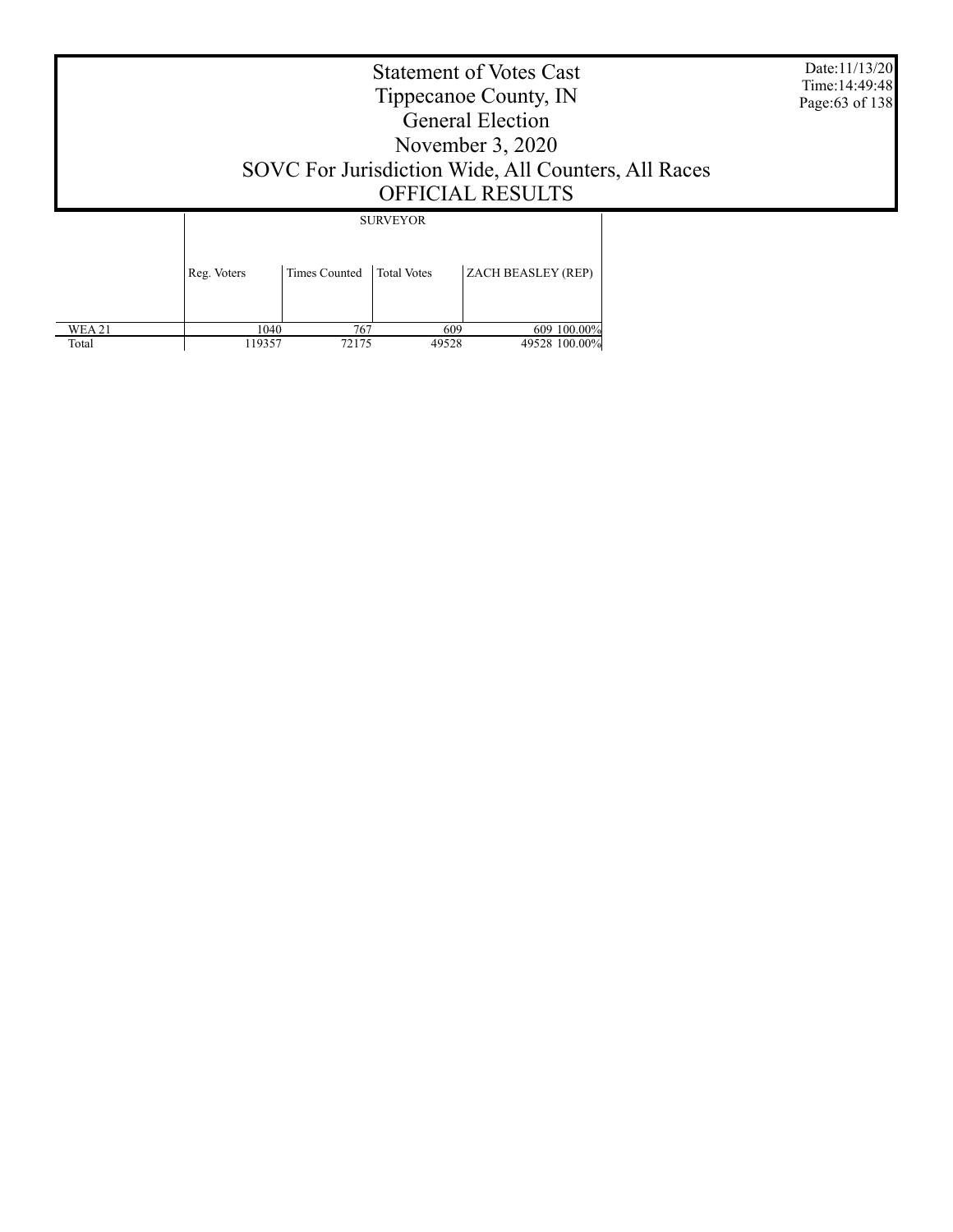# Statement of Votes Cast
## Tippecanoe County, IN
## General Election
## November 3, 2020
## SOVC For Jurisdiction Wide, All Counters, All Races
## OFFICIAL RESULTS

| | SURVEYOR | | | |
|---|---|---|---|---|
| | Reg. Voters | Times Counted | Total Votes | ZACH BEASLEY (REP) |
| WEA 21 | 1040 | 767 | 609 | 609 100.00% |
| Total | 119357 | 72175 | 49528 | 49528 100.00% |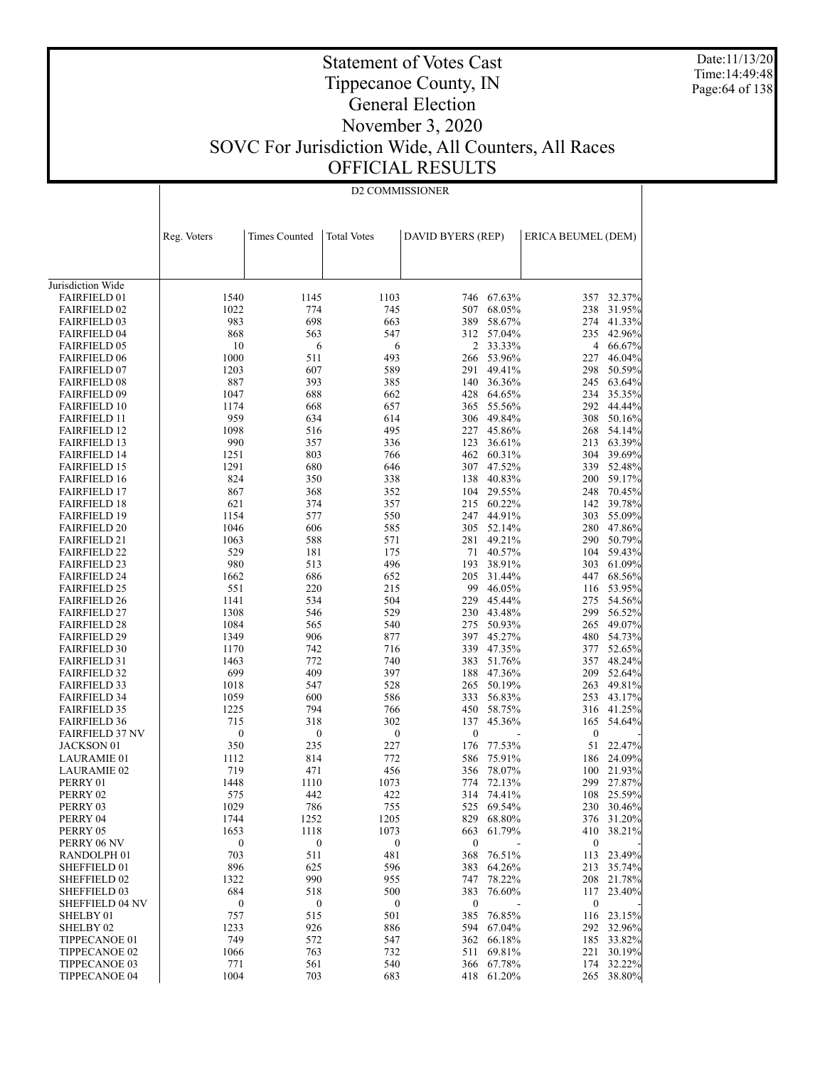# Statement of Votes Cast
# Tippecanoe County, IN
# General Election
# November 3, 2020
# SOVC For Jurisdiction Wide, All Counters, All Races
# OFFICIAL RESULTS

Date:11/13/20
Time:14:49:48

## D2 COMMISSIONER

| | Reg. Voters | Times Counted | Total Votes | DAVID BYERS (REP) | | ERICA BEUMEL (DEM) | |
|---|---|---|---|---|---|---|---|
| Jurisdiction Wide | | | | | | | |
| FAIRFIELD 01 | 1540 | 1145 | 1103 | 746 | 67.63% | 357 | 32.37% |
| FAIRFIELD 02 | 1022 | 774 | 745 | 507 | 68.05% | 238 | 31.95% |
| FAIRFIELD 03 | 983 | 698 | 663 | 389 | 58.67% | 274 | 41.33% |
| FAIRFIELD 04 | 868 | 563 | 547 | 312 | 57.04% | 235 | 42.96% |
| FAIRFIELD 05 | 10 | 6 | 6 | 2 | 33.33% | 4 | 66.67% |
| FAIRFIELD 06 | 1000 | 511 | 493 | 266 | 53.96% | 227 | 46.04% |
| FAIRFIELD 07 | 1203 | 607 | 589 | 291 | 49.41% | 298 | 50.59% |
| FAIRFIELD 08 | 887 | 393 | 385 | 140 | 36.36% | 245 | 63.64% |
| FAIRFIELD 09 | 1047 | 688 | 662 | 428 | 64.65% | 234 | 35.35% |
| FAIRFIELD 10 | 1174 | 668 | 657 | 365 | 55.56% | 292 | 44.44% |
| FAIRFIELD 11 | 959 | 634 | 614 | 306 | 49.84% | 308 | 50.16% |
| FAIRFIELD 12 | 1098 | 516 | 495 | 227 | 45.86% | 268 | 54.14% |
| FAIRFIELD 13 | 990 | 357 | 336 | 123 | 36.61% | 213 | 63.39% |
| FAIRFIELD 14 | 1251 | 803 | 766 | 462 | 60.31% | 304 | 39.69% |
| FAIRFIELD 15 | 1291 | 680 | 646 | 307 | 47.52% | 339 | 52.48% |
| FAIRFIELD 16 | 824 | 350 | 338 | 138 | 40.83% | 200 | 59.17% |
| FAIRFIELD 17 | 867 | 368 | 352 | 104 | 29.55% | 248 | 70.45% |
| FAIRFIELD 18 | 621 | 374 | 357 | 215 | 60.22% | 142 | 39.78% |
| FAIRFIELD 19 | 1154 | 577 | 550 | 247 | 44.91% | 303 | 55.09% |
| FAIRFIELD 20 | 1046 | 606 | 585 | 305 | 52.14% | 280 | 47.86% |
| FAIRFIELD 21 | 1063 | 588 | 571 | 281 | 49.21% | 290 | 50.79% |
| FAIRFIELD 22 | 529 | 181 | 175 | 71 | 40.57% | 104 | 59.43% |
| FAIRFIELD 23 | 980 | 513 | 496 | 193 | 38.91% | 303 | 61.09% |
| FAIRFIELD 24 | 1662 | 686 | 652 | 205 | 31.44% | 447 | 68.56% |
| FAIRFIELD 25 | 551 | 220 | 215 | 99 | 46.05% | 116 | 53.95% |
| FAIRFIELD 26 | 1141 | 534 | 504 | 229 | 45.44% | 275 | 54.56% |
| FAIRFIELD 27 | 1308 | 546 | 529 | 230 | 43.48% | 299 | 56.52% |
| FAIRFIELD 28 | 1084 | 565 | 540 | 275 | 50.93% | 265 | 49.07% |
| FAIRFIELD 29 | 1349 | 906 | 877 | 397 | 45.27% | 480 | 54.73% |
| FAIRFIELD 30 | 1170 | 742 | 716 | 339 | 47.35% | 377 | 52.65% |
| FAIRFIELD 31 | 1463 | 772 | 740 | 383 | 51.76% | 357 | 48.24% |
| FAIRFIELD 32 | 699 | 409 | 397 | 188 | 47.36% | 209 | 52.64% |
| FAIRFIELD 33 | 1018 | 547 | 528 | 265 | 50.19% | 263 | 49.81% |
| FAIRFIELD 34 | 1059 | 600 | 586 | 333 | 56.83% | 253 | 43.17% |
| FAIRFIELD 35 | 1225 | 794 | 766 | 450 | 58.75% | 316 | 41.25% |
| FAIRFIELD 36 | 715 | 318 | 302 | 137 | 45.36% | 165 | 54.64% |
| FAIRFIELD 37 NV | 0 | 0 | 0 | 0 | - | 0 | - |
| JACKSON 01 | 350 | 235 | 227 | 176 | 77.53% | 51 | 22.47% |
| LAURAMIE 01 | 1112 | 814 | 772 | 586 | 75.91% | 186 | 24.09% |
| LAURAMIE 02 | 719 | 471 | 456 | 356 | 78.07% | 100 | 21.93% |
| PERRY 01 | 1448 | 1110 | 1073 | 774 | 72.13% | 299 | 27.87% |
| PERRY 02 | 575 | 442 | 422 | 314 | 74.41% | 108 | 25.59% |
| PERRY 03 | 1029 | 786 | 755 | 525 | 69.54% | 230 | 30.46% |
| PERRY 04 | 1744 | 1252 | 1205 | 829 | 68.80% | 376 | 31.20% |
| PERRY 05 | 1653 | 1118 | 1073 | 663 | 61.79% | 410 | 38.21% |
| PERRY 06 NV | 0 | 0 | 0 | 0 | - | 0 | - |
| RANDOLPH 01 | 703 | 511 | 481 | 368 | 76.51% | 113 | 23.49% |
| SHEFFIELD 01 | 896 | 625 | 596 | 383 | 64.26% | 213 | 35.74% |
| SHEFFIELD 02 | 1322 | 990 | 955 | 747 | 78.22% | 208 | 21.78% |
| SHEFFIELD 03 | 684 | 518 | 500 | 383 | 76.60% | 117 | 23.40% |
| SHEFFIELD 04 NV | 0 | 0 | 0 | 0 | - | 0 | - |
| SHELBY 01 | 757 | 515 | 501 | 385 | 76.85% | 116 | 23.15% |
| SHELBY 02 | 1233 | 926 | 886 | 594 | 67.04% | 292 | 32.96% |
| TIPPECANOE 01 | 749 | 572 | 547 | 362 | 66.18% | 185 | 33.82% |
| TIPPECANOE 02 | 1066 | 763 | 732 | 511 | 69.81% | 221 | 30.19% |
| TIPPECANOE 03 | 771 | 561 | 540 | 366 | 67.78% | 174 | 32.22% |
| TIPPECANOE 04 | 1004 | 703 | 683 | 418 | 61.20% | 265 | 38.80% |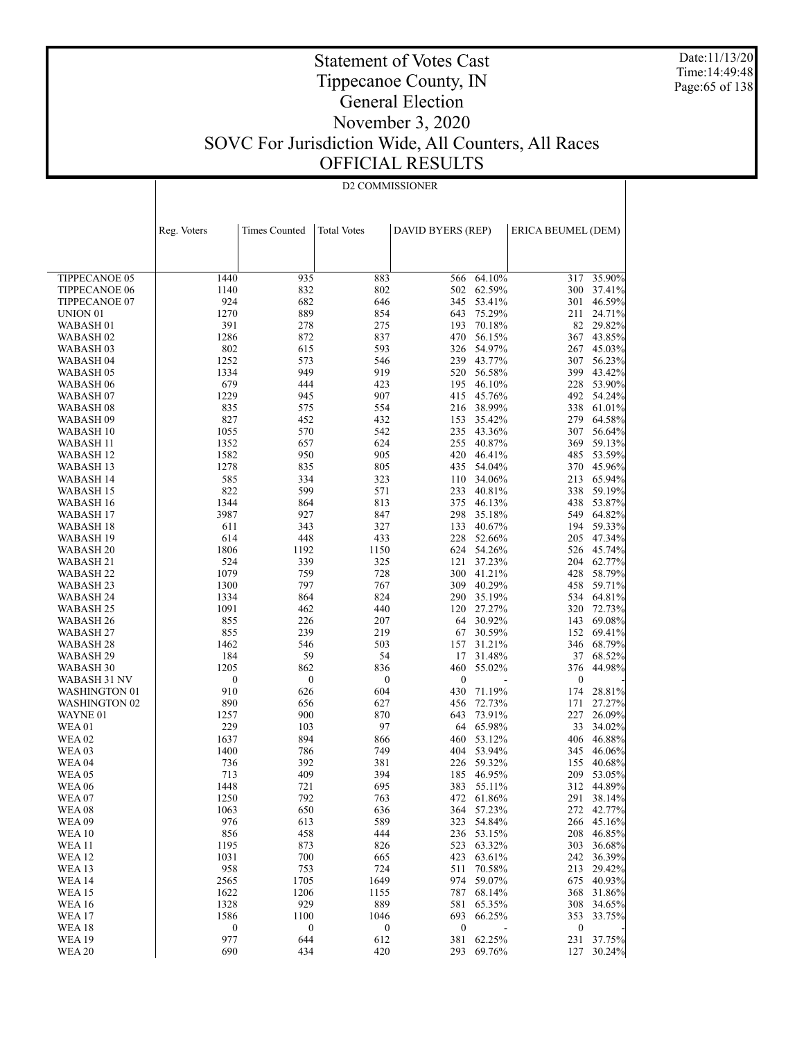# Statement of Votes Cast
## Tippecanoe County, IN
## General Election
## November 3, 2020
## SOVC For Jurisdiction Wide, All Counters, All Races
## OFFICIAL RESULTS

Date:11/13/20
Time:14:49:48

D2 COMMISSIONER

| | Reg. Voters | Times Counted | Total Votes | DAVID BYERS (REP) | | ERICA BEUMEL (DEM) | |
|---|---|---|---|---|---|---|---|
| TIPPECANOE 05 | 1440 | 935 | 883 | 566 | 64.10% | 317 | 35.90% |
| TIPPECANOE 06 | 1140 | 832 | 802 | 502 | 62.59% | 300 | 37.41% |
| TIPPECANOE 07 | 924 | 682 | 646 | 345 | 53.41% | 301 | 46.59% |
| UNION 01 | 1270 | 889 | 854 | 643 | 75.29% | 211 | 24.71% |
| WABASH 01 | 391 | 278 | 275 | 193 | 70.18% | 82 | 29.82% |
| WABASH 02 | 1286 | 872 | 837 | 470 | 56.15% | 367 | 43.85% |
| WABASH 03 | 802 | 615 | 593 | 326 | 54.97% | 267 | 45.03% |
| WABASH 04 | 1252 | 573 | 546 | 239 | 43.77% | 307 | 56.23% |
| WABASH 05 | 1334 | 949 | 919 | 520 | 56.58% | 399 | 43.42% |
| WABASH 06 | 679 | 444 | 423 | 195 | 46.10% | 228 | 53.90% |
| WABASH 07 | 1229 | 945 | 907 | 415 | 45.76% | 492 | 54.24% |
| WABASH 08 | 835 | 575 | 554 | 216 | 38.99% | 338 | 61.01% |
| WABASH 09 | 827 | 452 | 432 | 153 | 35.42% | 279 | 64.58% |
| WABASH 10 | 1055 | 570 | 542 | 235 | 43.36% | 307 | 56.64% |
| WABASH 11 | 1352 | 657 | 624 | 255 | 40.87% | 369 | 59.13% |
| WABASH 12 | 1582 | 950 | 905 | 420 | 46.41% | 485 | 53.59% |
| WABASH 13 | 1278 | 835 | 805 | 435 | 54.04% | 370 | 45.96% |
| WABASH 14 | 585 | 334 | 323 | 110 | 34.06% | 213 | 65.94% |
| WABASH 15 | 822 | 599 | 571 | 233 | 40.81% | 338 | 59.19% |
| WABASH 16 | 1344 | 864 | 813 | 375 | 46.13% | 438 | 53.87% |
| WABASH 17 | 3987 | 927 | 847 | 298 | 35.18% | 549 | 64.82% |
| WABASH 18 | 611 | 343 | 327 | 133 | 40.67% | 194 | 59.33% |
| WABASH 19 | 614 | 448 | 433 | 228 | 52.66% | 205 | 47.34% |
| WABASH 20 | 1806 | 1192 | 1150 | 624 | 54.26% | 526 | 45.74% |
| WABASH 21 | 524 | 339 | 325 | 121 | 37.23% | 204 | 62.77% |
| WABASH 22 | 1079 | 759 | 728 | 300 | 41.21% | 428 | 58.79% |
| WABASH 23 | 1300 | 797 | 767 | 309 | 40.29% | 458 | 59.71% |
| WABASH 24 | 1334 | 864 | 824 | 290 | 35.19% | 534 | 64.81% |
| WABASH 25 | 1091 | 462 | 440 | 120 | 27.27% | 320 | 72.73% |
| WABASH 26 | 855 | 226 | 207 | 64 | 30.92% | 143 | 69.08% |
| WABASH 27 | 855 | 239 | 219 | 67 | 30.59% | 152 | 69.41% |
| WABASH 28 | 1462 | 546 | 503 | 157 | 31.21% | 346 | 68.79% |
| WABASH 29 | 184 | 59 | 54 | 17 | 31.48% | 37 | 68.52% |
| WABASH 30 | 1205 | 862 | 836 | 460 | 55.02% | 376 | 44.98% |
| WABASH 31 NV | 0 | 0 | 0 | 0 | - | 0 | - |
| WASHINGTON 01 | 910 | 626 | 604 | 430 | 71.19% | 174 | 28.81% |
| WASHINGTON 02 | 890 | 656 | 627 | 456 | 72.73% | 171 | 27.27% |
| WAYNE 01 | 1257 | 900 | 870 | 643 | 73.91% | 227 | 26.09% |
| WEA 01 | 229 | 103 | 97 | 64 | 65.98% | 33 | 34.02% |
| WEA 02 | 1637 | 894 | 866 | 460 | 53.12% | 406 | 46.88% |
| WEA 03 | 1400 | 786 | 749 | 404 | 53.94% | 345 | 46.06% |
| WEA 04 | 736 | 392 | 381 | 226 | 59.32% | 155 | 40.68% |
| WEA 05 | 713 | 409 | 394 | 185 | 46.95% | 209 | 53.05% |
| WEA 06 | 1448 | 721 | 695 | 383 | 55.11% | 312 | 44.89% |
| WEA 07 | 1250 | 792 | 763 | 472 | 61.86% | 291 | 38.14% |
| WEA 08 | 1063 | 650 | 636 | 364 | 57.23% | 272 | 42.77% |
| WEA 09 | 976 | 613 | 589 | 323 | 54.84% | 266 | 45.16% |
| WEA 10 | 856 | 458 | 444 | 236 | 53.15% | 208 | 46.85% |
| WEA 11 | 1195 | 873 | 826 | 523 | 63.32% | 303 | 36.68% |
| WEA 12 | 1031 | 700 | 665 | 423 | 63.61% | 242 | 36.39% |
| WEA 13 | 958 | 753 | 724 | 511 | 70.58% | 213 | 29.42% |
| WEA 14 | 2565 | 1705 | 1649 | 974 | 59.07% | 675 | 40.93% |
| WEA 15 | 1622 | 1206 | 1155 | 787 | 68.14% | 368 | 31.86% |
| WEA 16 | 1328 | 929 | 889 | 581 | 65.35% | 308 | 34.65% |
| WEA 17 | 1586 | 1100 | 1046 | 693 | 66.25% | 353 | 33.75% |
| WEA 18 | 0 | 0 | 0 | 0 | - | 0 | - |
| WEA 19 | 977 | 644 | 612 | 381 | 62.25% | 231 | 37.75% |
| WEA 20 | 690 | 434 | 420 | 293 | 69.76% | 127 | 30.24% |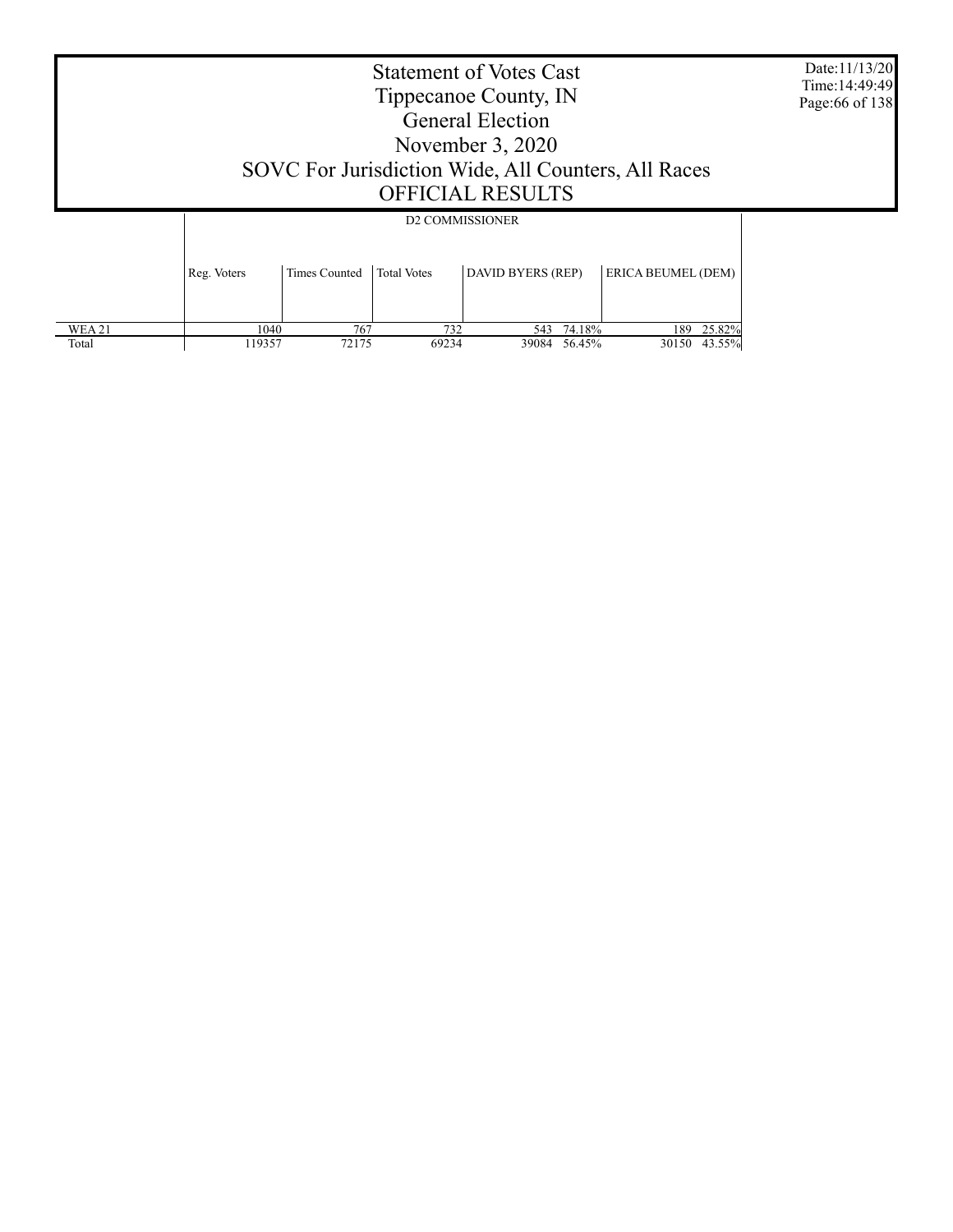# Statement of Votes Cast
## Tippecanoe County, IN
## General Election
## November 3, 2020
## SOVC For Jurisdiction Wide, All Counters, All Races
## OFFICIAL RESULTS

Date:11/13/20
Time:14:49:49

| | D2 COMMISSIONER | | | | | | |
|---|---|---|---|---|---|---|---|
| | Reg. Voters | Times Counted | Total Votes | DAVID BYERS (REP) | | ERICA BEUMEL (DEM) | |
| WEA 21 | 1040 | 767 | 732 | 543 | 74.18% | 189 | 25.82% |
| Total | 119357 | 72175 | 69234 | 39084 | 56.45% | 30150 | 43.55% |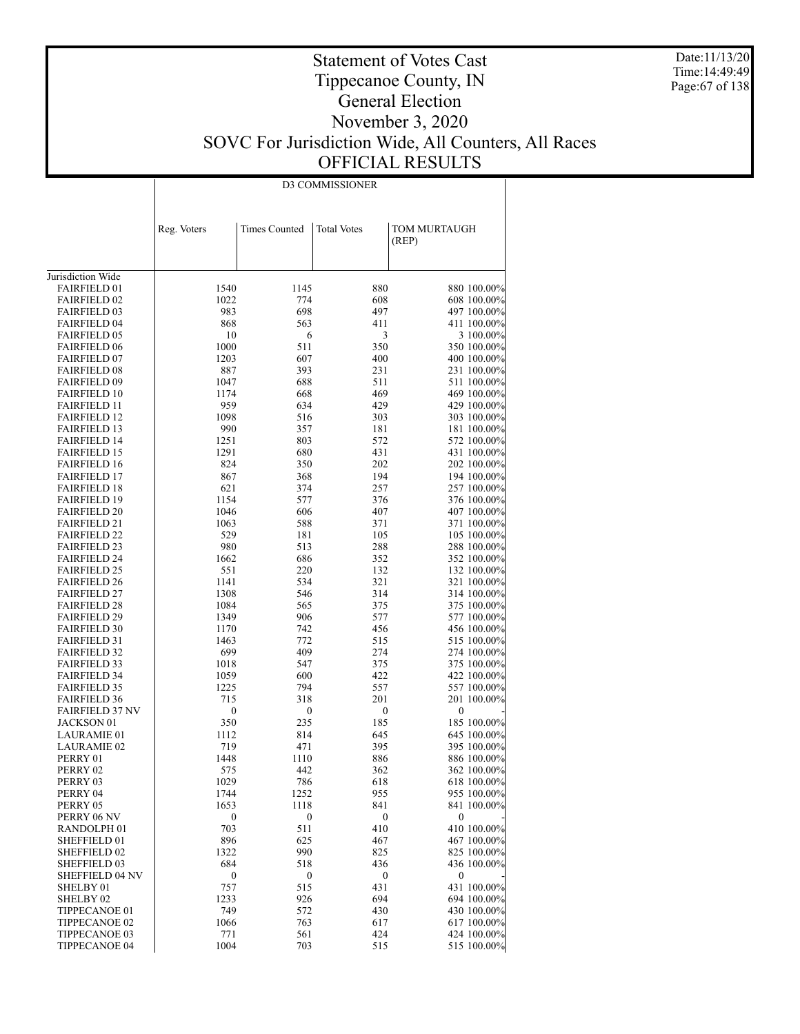# Statement of Votes Cast
# Tippecanoe County, IN
# General Election
# November 3, 2020
# SOVC For Jurisdiction Wide, All Counters, All Races
# OFFICIAL RESULTS

Date:11/13/20
Time:14:49:49

| | D3 COMMISSIONER | | | | |
|---|---|---|---|---|---|
| | Reg. Voters | Times Counted | Total Votes | TOM MURTAUGH (REP) | |
| Jurisdiction Wide | | | | | |
| FAIRFIELD 01 | 1540 | 1145 | 880 | 880 | 100.00% |
| FAIRFIELD 02 | 1022 | 774 | 608 | 608 | 100.00% |
| FAIRFIELD 03 | 983 | 698 | 497 | 497 | 100.00% |
| FAIRFIELD 04 | 868 | 563 | 411 | 411 | 100.00% |
| FAIRFIELD 05 | 10 | 6 | 3 | 3 | 100.00% |
| FAIRFIELD 06 | 1000 | 511 | 350 | 350 | 100.00% |
| FAIRFIELD 07 | 1203 | 607 | 400 | 400 | 100.00% |
| FAIRFIELD 08 | 887 | 393 | 231 | 231 | 100.00% |
| FAIRFIELD 09 | 1047 | 688 | 511 | 511 | 100.00% |
| FAIRFIELD 10 | 1174 | 668 | 469 | 469 | 100.00% |
| FAIRFIELD 11 | 959 | 634 | 429 | 429 | 100.00% |
| FAIRFIELD 12 | 1098 | 516 | 303 | 303 | 100.00% |
| FAIRFIELD 13 | 990 | 357 | 181 | 181 | 100.00% |
| FAIRFIELD 14 | 1251 | 803 | 572 | 572 | 100.00% |
| FAIRFIELD 15 | 1291 | 680 | 431 | 431 | 100.00% |
| FAIRFIELD 16 | 824 | 350 | 202 | 202 | 100.00% |
| FAIRFIELD 17 | 867 | 368 | 194 | 194 | 100.00% |
| FAIRFIELD 18 | 621 | 374 | 257 | 257 | 100.00% |
| FAIRFIELD 19 | 1154 | 577 | 376 | 376 | 100.00% |
| FAIRFIELD 20 | 1046 | 606 | 407 | 407 | 100.00% |
| FAIRFIELD 21 | 1063 | 588 | 371 | 371 | 100.00% |
| FAIRFIELD 22 | 529 | 181 | 105 | 105 | 100.00% |
| FAIRFIELD 23 | 980 | 513 | 288 | 288 | 100.00% |
| FAIRFIELD 24 | 1662 | 686 | 352 | 352 | 100.00% |
| FAIRFIELD 25 | 551 | 220 | 132 | 132 | 100.00% |
| FAIRFIELD 26 | 1141 | 534 | 321 | 321 | 100.00% |
| FAIRFIELD 27 | 1308 | 546 | 314 | 314 | 100.00% |
| FAIRFIELD 28 | 1084 | 565 | 375 | 375 | 100.00% |
| FAIRFIELD 29 | 1349 | 906 | 577 | 577 | 100.00% |
| FAIRFIELD 30 | 1170 | 742 | 456 | 456 | 100.00% |
| FAIRFIELD 31 | 1463 | 772 | 515 | 515 | 100.00% |
| FAIRFIELD 32 | 699 | 409 | 274 | 274 | 100.00% |
| FAIRFIELD 33 | 1018 | 547 | 375 | 375 | 100.00% |
| FAIRFIELD 34 | 1059 | 600 | 422 | 422 | 100.00% |
| FAIRFIELD 35 | 1225 | 794 | 557 | 557 | 100.00% |
| FAIRFIELD 36 | 715 | 318 | 201 | 201 | 100.00% |
| FAIRFIELD 37 NV | 0 | 0 | 0 | 0 | - |
| JACKSON 01 | 350 | 235 | 185 | 185 | 100.00% |
| LAURAMIE 01 | 1112 | 814 | 645 | 645 | 100.00% |
| LAURAMIE 02 | 719 | 471 | 395 | 395 | 100.00% |
| PERRY 01 | 1448 | 1110 | 886 | 886 | 100.00% |
| PERRY 02 | 575 | 442 | 362 | 362 | 100.00% |
| PERRY 03 | 1029 | 786 | 618 | 618 | 100.00% |
| PERRY 04 | 1744 | 1252 | 955 | 955 | 100.00% |
| PERRY 05 | 1653 | 1118 | 841 | 841 | 100.00% |
| PERRY 06 NV | 0 | 0 | 0 | 0 | - |
| RANDOLPH 01 | 703 | 511 | 410 | 410 | 100.00% |
| SHEFFIELD 01 | 896 | 625 | 467 | 467 | 100.00% |
| SHEFFIELD 02 | 1322 | 990 | 825 | 825 | 100.00% |
| SHEFFIELD 03 | 684 | 518 | 436 | 436 | 100.00% |
| SHEFFIELD 04 NV | 0 | 0 | 0 | 0 | - |
| SHELBY 01 | 757 | 515 | 431 | 431 | 100.00% |
| SHELBY 02 | 1233 | 926 | 694 | 694 | 100.00% |
| TIPPECANOE 01 | 749 | 572 | 430 | 430 | 100.00% |
| TIPPECANOE 02 | 1066 | 763 | 617 | 617 | 100.00% |
| TIPPECANOE 03 | 771 | 561 | 424 | 424 | 100.00% |
| TIPPECANOE 04 | 1004 | 703 | 515 | 515 | 100.00% |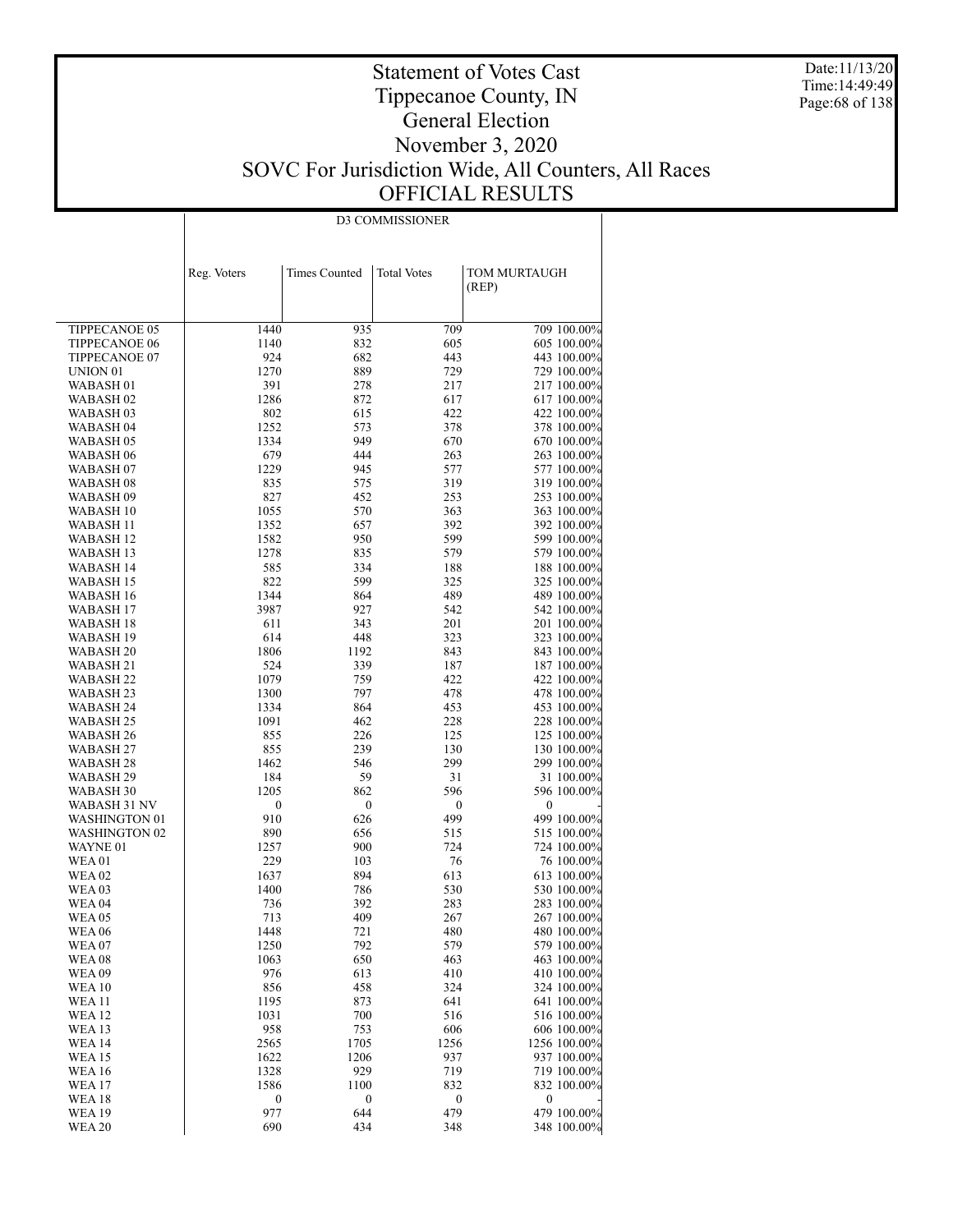# Statement of Votes Cast
# Tippecanoe County, IN
# General Election
# November 3, 2020
# SOVC For Jurisdiction Wide, All Counters, All Races
# OFFICIAL RESULTS

Date:11/13/20
Time:14:49:49

| | D3 COMMISSIONER | | | | |
|---|---|---|---|---|---|
| | Reg. Voters | Times Counted | Total Votes | TOM MURTAUGH (REP) | |
| TIPPECANOE 05 | 1440 | 935 | 709 | 709 | 100.00% |
| TIPPECANOE 06 | 1140 | 832 | 605 | 605 | 100.00% |
| TIPPECANOE 07 | 924 | 682 | 443 | 443 | 100.00% |
| UNION 01 | 1270 | 889 | 729 | 729 | 100.00% |
| WABASH 01 | 391 | 278 | 217 | 217 | 100.00% |
| WABASH 02 | 1286 | 872 | 617 | 617 | 100.00% |
| WABASH 03 | 802 | 615 | 422 | 422 | 100.00% |
| WABASH 04 | 1252 | 573 | 378 | 378 | 100.00% |
| WABASH 05 | 1334 | 949 | 670 | 670 | 100.00% |
| WABASH 06 | 679 | 444 | 263 | 263 | 100.00% |
| WABASH 07 | 1229 | 945 | 577 | 577 | 100.00% |
| WABASH 08 | 835 | 575 | 319 | 319 | 100.00% |
| WABASH 09 | 827 | 452 | 253 | 253 | 100.00% |
| WABASH 10 | 1055 | 570 | 363 | 363 | 100.00% |
| WABASH 11 | 1352 | 657 | 392 | 392 | 100.00% |
| WABASH 12 | 1582 | 950 | 599 | 599 | 100.00% |
| WABASH 13 | 1278 | 835 | 579 | 579 | 100.00% |
| WABASH 14 | 585 | 334 | 188 | 188 | 100.00% |
| WABASH 15 | 822 | 599 | 325 | 325 | 100.00% |
| WABASH 16 | 1344 | 864 | 489 | 489 | 100.00% |
| WABASH 17 | 3987 | 927 | 542 | 542 | 100.00% |
| WABASH 18 | 611 | 343 | 201 | 201 | 100.00% |
| WABASH 19 | 614 | 448 | 323 | 323 | 100.00% |
| WABASH 20 | 1806 | 1192 | 843 | 843 | 100.00% |
| WABASH 21 | 524 | 339 | 187 | 187 | 100.00% |
| WABASH 22 | 1079 | 759 | 422 | 422 | 100.00% |
| WABASH 23 | 1300 | 797 | 478 | 478 | 100.00% |
| WABASH 24 | 1334 | 864 | 453 | 453 | 100.00% |
| WABASH 25 | 1091 | 462 | 228 | 228 | 100.00% |
| WABASH 26 | 855 | 226 | 125 | 125 | 100.00% |
| WABASH 27 | 855 | 239 | 130 | 130 | 100.00% |
| WABASH 28 | 1462 | 546 | 299 | 299 | 100.00% |
| WABASH 29 | 184 | 59 | 31 | 31 | 100.00% |
| WABASH 30 | 1205 | 862 | 596 | 596 | 100.00% |
| WABASH 31 NV | 0 | 0 | 0 | 0 | - |
| WASHINGTON 01 | 910 | 626 | 499 | 499 | 100.00% |
| WASHINGTON 02 | 890 | 656 | 515 | 515 | 100.00% |
| WAYNE 01 | 1257 | 900 | 724 | 724 | 100.00% |
| WEA 01 | 229 | 103 | 76 | 76 | 100.00% |
| WEA 02 | 1637 | 894 | 613 | 613 | 100.00% |
| WEA 03 | 1400 | 786 | 530 | 530 | 100.00% |
| WEA 04 | 736 | 392 | 283 | 283 | 100.00% |
| WEA 05 | 713 | 409 | 267 | 267 | 100.00% |
| WEA 06 | 1448 | 721 | 480 | 480 | 100.00% |
| WEA 07 | 1250 | 792 | 579 | 579 | 100.00% |
| WEA 08 | 1063 | 650 | 463 | 463 | 100.00% |
| WEA 09 | 976 | 613 | 410 | 410 | 100.00% |
| WEA 10 | 856 | 458 | 324 | 324 | 100.00% |
| WEA 11 | 1195 | 873 | 641 | 641 | 100.00% |
| WEA 12 | 1031 | 700 | 516 | 516 | 100.00% |
| WEA 13 | 958 | 753 | 606 | 606 | 100.00% |
| WEA 14 | 2565 | 1705 | 1256 | 1256 | 100.00% |
| WEA 15 | 1622 | 1206 | 937 | 937 | 100.00% |
| WEA 16 | 1328 | 929 | 719 | 719 | 100.00% |
| WEA 17 | 1586 | 1100 | 832 | 832 | 100.00% |
| WEA 18 | 0 | 0 | 0 | 0 | - |
| WEA 19 | 977 | 644 | 479 | 479 | 100.00% |
| WEA 20 | 690 | 434 | 348 | 348 | 100.00% |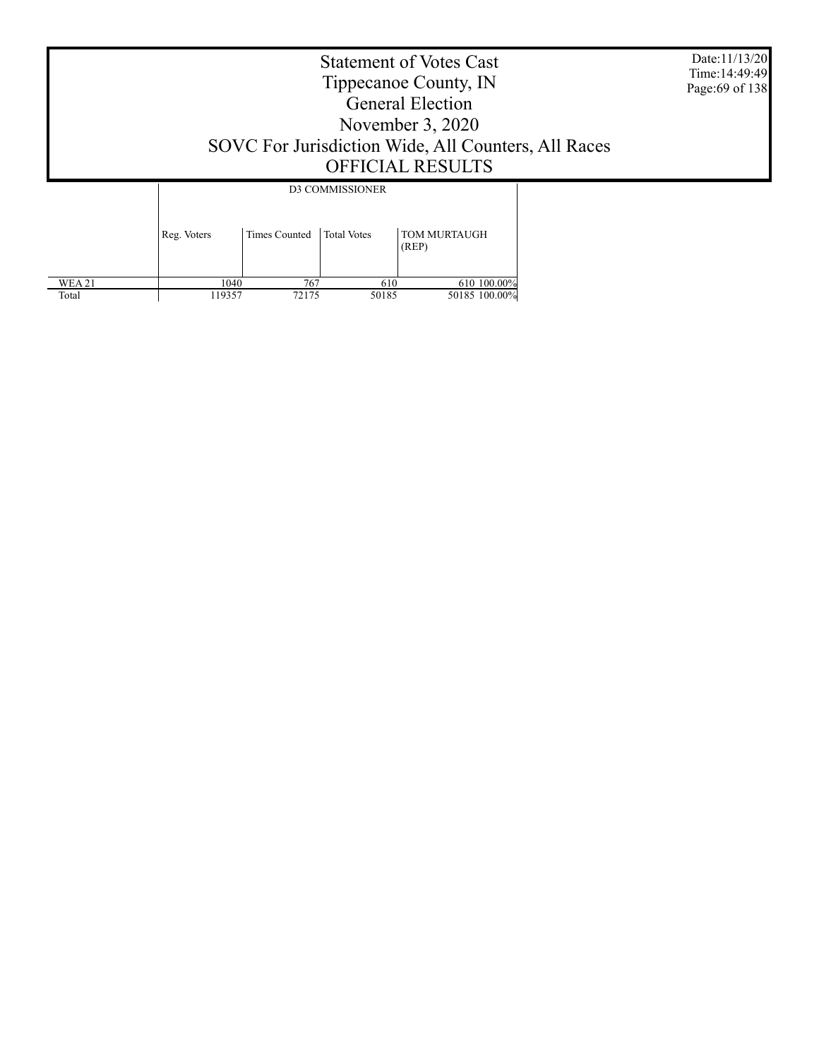# Statement of Votes Cast
# Tippecanoe County, IN
# General Election
# November 3, 2020
# SOVC For Jurisdiction Wide, All Counters, All Races
# OFFICIAL RESULTS

Date:11/13/20
Time:14:49:49

| | D3 COMMISSIONER | | | | |
|---|---|---|---|---|---|
| | Reg. Voters | Times Counted | Total Votes | TOM MURTAUGH (REP) | |
| WEA 21 | 1040 | 767 | 610 | 610 | 100.00% |
| Total | 119357 | 72175 | 50185 | 50185 | 100.00% |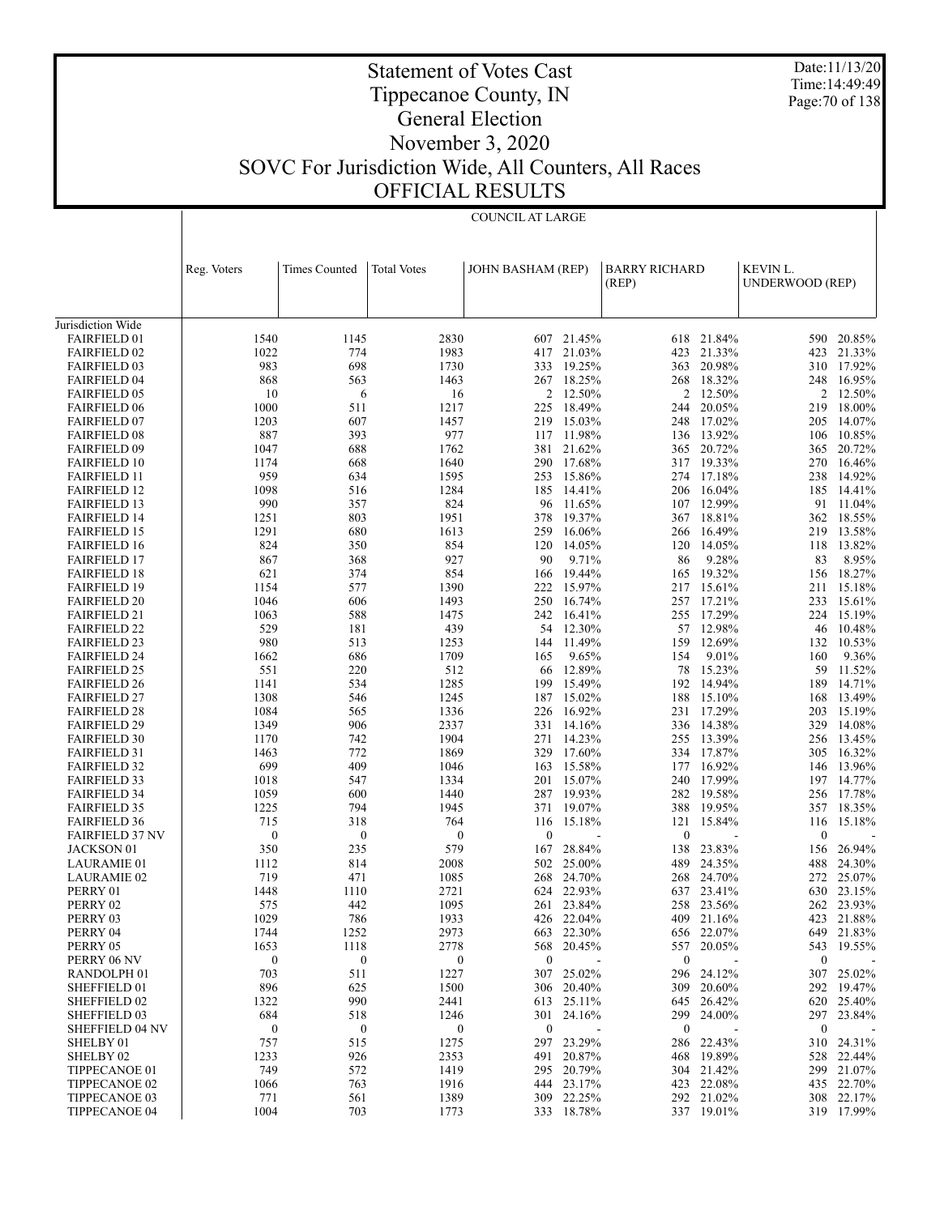# Statement of Votes Cast
## Tippecanoe County, IN
## General Election
## November 3, 2020
## SOVC For Jurisdiction Wide, All Counters, All Races
## OFFICIAL RESULTS

Date:11/13/20
Time:14:49:49

COUNCIL AT LARGE

| | Reg. Voters | Times Counted | Total Votes | JOHN BASHAM (REP) | | BARRY RICHARD (REP) | | KEVIN L. UNDERWOOD (REP) | |
|---|---|---|---|---|---|---|---|---|---|
| Jurisdiction Wide | | | | | | | | | |
| FAIRFIELD 01 | 1540 | 1145 | 2830 | 607 | 21.45% | 618 | 21.84% | 590 | 20.85% |
| FAIRFIELD 02 | 1022 | 774 | 1983 | 417 | 21.03% | 423 | 21.33% | 423 | 21.33% |
| FAIRFIELD 03 | 983 | 698 | 1730 | 333 | 19.25% | 363 | 20.98% | 310 | 17.92% |
| FAIRFIELD 04 | 868 | 563 | 1463 | 267 | 18.25% | 268 | 18.32% | 248 | 16.95% |
| FAIRFIELD 05 | 10 | 6 | 16 | 2 | 12.50% | 2 | 12.50% | 2 | 12.50% |
| FAIRFIELD 06 | 1000 | 511 | 1217 | 225 | 18.49% | 244 | 20.05% | 219 | 18.00% |
| FAIRFIELD 07 | 1203 | 607 | 1457 | 219 | 15.03% | 248 | 17.02% | 205 | 14.07% |
| FAIRFIELD 08 | 887 | 393 | 977 | 117 | 11.98% | 136 | 13.92% | 106 | 10.85% |
| FAIRFIELD 09 | 1047 | 688 | 1762 | 381 | 21.62% | 365 | 20.72% | 365 | 20.72% |
| FAIRFIELD 10 | 1174 | 668 | 1640 | 290 | 17.68% | 317 | 19.33% | 270 | 16.46% |
| FAIRFIELD 11 | 959 | 634 | 1595 | 253 | 15.86% | 274 | 17.18% | 238 | 14.92% |
| FAIRFIELD 12 | 1098 | 516 | 1284 | 185 | 14.41% | 206 | 16.04% | 185 | 14.41% |
| FAIRFIELD 13 | 990 | 357 | 824 | 96 | 11.65% | 107 | 12.99% | 91 | 11.04% |
| FAIRFIELD 14 | 1251 | 803 | 1951 | 378 | 19.37% | 367 | 18.81% | 362 | 18.55% |
| FAIRFIELD 15 | 1291 | 680 | 1613 | 259 | 16.06% | 266 | 16.49% | 219 | 13.58% |
| FAIRFIELD 16 | 824 | 350 | 854 | 120 | 14.05% | 120 | 14.05% | 118 | 13.82% |
| FAIRFIELD 17 | 867 | 368 | 927 | 90 | 9.71% | 86 | 9.28% | 83 | 8.95% |
| FAIRFIELD 18 | 621 | 374 | 854 | 166 | 19.44% | 165 | 19.32% | 156 | 18.27% |
| FAIRFIELD 19 | 1154 | 577 | 1390 | 222 | 15.97% | 217 | 15.61% | 211 | 15.18% |
| FAIRFIELD 20 | 1046 | 606 | 1493 | 250 | 16.74% | 257 | 17.21% | 233 | 15.61% |
| FAIRFIELD 21 | 1063 | 588 | 1475 | 242 | 16.41% | 255 | 17.29% | 224 | 15.19% |
| FAIRFIELD 22 | 529 | 181 | 439 | 54 | 12.30% | 57 | 12.98% | 46 | 10.48% |
| FAIRFIELD 23 | 980 | 513 | 1253 | 144 | 11.49% | 159 | 12.69% | 132 | 10.53% |
| FAIRFIELD 24 | 1662 | 686 | 1709 | 165 | 9.65% | 154 | 9.01% | 160 | 9.36% |
| FAIRFIELD 25 | 551 | 220 | 512 | 66 | 12.89% | 78 | 15.23% | 59 | 11.52% |
| FAIRFIELD 26 | 1141 | 534 | 1285 | 199 | 15.49% | 192 | 14.94% | 189 | 14.71% |
| FAIRFIELD 27 | 1308 | 546 | 1245 | 187 | 15.02% | 188 | 15.10% | 168 | 13.49% |
| FAIRFIELD 28 | 1084 | 565 | 1336 | 226 | 16.92% | 231 | 17.29% | 203 | 15.19% |
| FAIRFIELD 29 | 1349 | 906 | 2337 | 331 | 14.16% | 336 | 14.38% | 329 | 14.08% |
| FAIRFIELD 30 | 1170 | 742 | 1904 | 271 | 14.23% | 255 | 13.39% | 256 | 13.45% |
| FAIRFIELD 31 | 1463 | 772 | 1869 | 329 | 17.60% | 334 | 17.87% | 305 | 16.32% |
| FAIRFIELD 32 | 699 | 409 | 1046 | 163 | 15.58% | 177 | 16.92% | 146 | 13.96% |
| FAIRFIELD 33 | 1018 | 547 | 1334 | 201 | 15.07% | 240 | 17.99% | 197 | 14.77% |
| FAIRFIELD 34 | 1059 | 600 | 1440 | 287 | 19.93% | 282 | 19.58% | 256 | 17.78% |
| FAIRFIELD 35 | 1225 | 794 | 1945 | 371 | 19.07% | 388 | 19.95% | 357 | 18.35% |
| FAIRFIELD 36 | 715 | 318 | 764 | 116 | 15.18% | 121 | 15.84% | 116 | 15.18% |
| FAIRFIELD 37 NV | 0 | 0 | 0 | 0 | - | 0 | - | 0 | - |
| JACKSON 01 | 350 | 235 | 579 | 167 | 28.84% | 138 | 23.83% | 156 | 26.94% |
| LAURAMIE 01 | 1112 | 814 | 2008 | 502 | 25.00% | 489 | 24.35% | 488 | 24.30% |
| LAURAMIE 02 | 719 | 471 | 1085 | 268 | 24.70% | 268 | 24.70% | 272 | 25.07% |
| PERRY 01 | 1448 | 1110 | 2721 | 624 | 22.93% | 637 | 23.41% | 630 | 23.15% |
| PERRY 02 | 575 | 442 | 1095 | 261 | 23.84% | 258 | 23.56% | 262 | 23.93% |
| PERRY 03 | 1029 | 786 | 1933 | 426 | 22.04% | 409 | 21.16% | 423 | 21.88% |
| PERRY 04 | 1744 | 1252 | 2973 | 663 | 22.30% | 656 | 22.07% | 649 | 21.83% |
| PERRY 05 | 1653 | 1118 | 2778 | 568 | 20.45% | 557 | 20.05% | 543 | 19.55% |
| PERRY 06 NV | 0 | 0 | 0 | 0 | - | 0 | - | 0 | - |
| RANDOLPH 01 | 703 | 511 | 1227 | 307 | 25.02% | 296 | 24.12% | 307 | 25.02% |
| SHEFFIELD 01 | 896 | 625 | 1500 | 306 | 20.40% | 309 | 20.60% | 292 | 19.47% |
| SHEFFIELD 02 | 1322 | 990 | 2441 | 613 | 25.11% | 645 | 26.42% | 620 | 25.40% |
| SHEFFIELD 03 | 684 | 518 | 1246 | 301 | 24.16% | 299 | 24.00% | 297 | 23.84% |
| SHEFFIELD 04 NV | 0 | 0 | 0 | 0 | - | 0 | - | 0 | - |
| SHELBY 01 | 757 | 515 | 1275 | 297 | 23.29% | 286 | 22.43% | 310 | 24.31% |
| SHELBY 02 | 1233 | 926 | 2353 | 491 | 20.87% | 468 | 19.89% | 528 | 22.44% |
| TIPPECANOE 01 | 749 | 572 | 1419 | 295 | 20.79% | 304 | 21.42% | 299 | 21.07% |
| TIPPECANOE 02 | 1066 | 763 | 1916 | 444 | 23.17% | 423 | 22.08% | 435 | 22.70% |
| TIPPECANOE 03 | 771 | 561 | 1389 | 309 | 22.25% | 292 | 21.02% | 308 | 22.17% |
| TIPPECANOE 04 | 1004 | 703 | 1773 | 333 | 18.78% | 337 | 19.01% | 319 | 17.99% |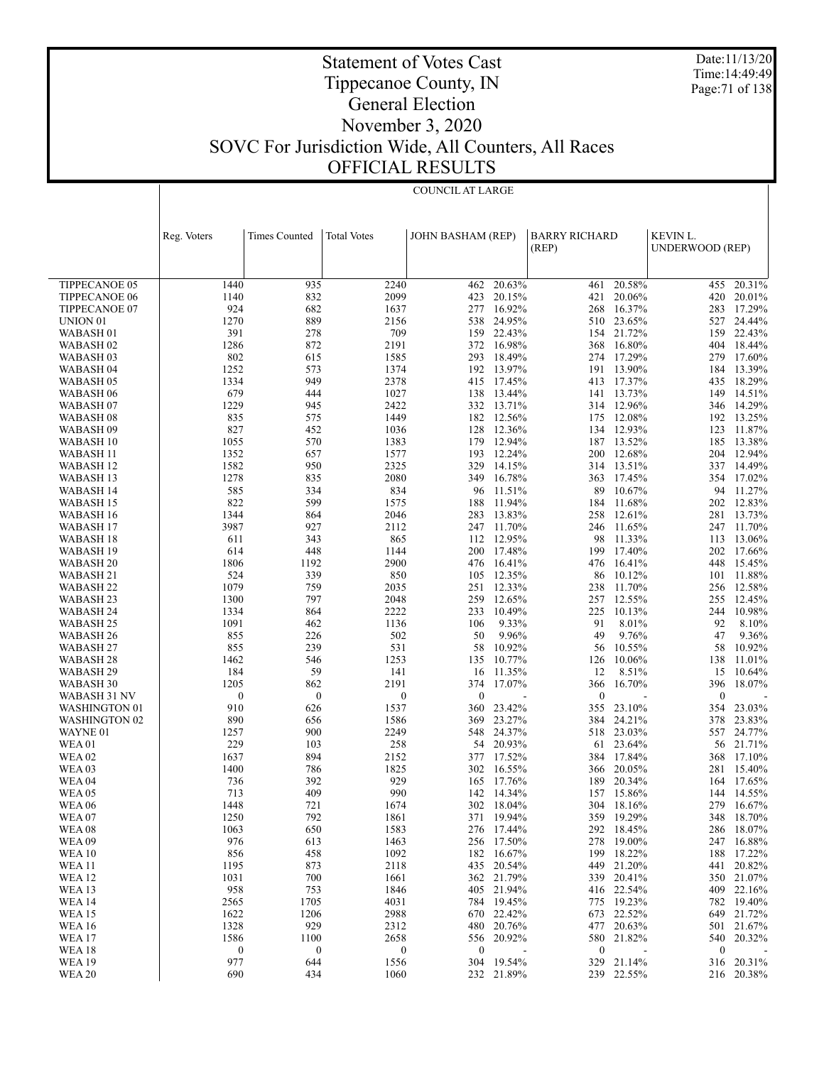# Statement of Votes Cast
## Tippecanoe County, IN
## General Election
## November 3, 2020
## SOVC For Jurisdiction Wide, All Counters, All Races
## OFFICIAL RESULTS

Date:11/13/20
Time:14:49:49

COUNCIL AT LARGE

| | Reg. Voters | Times Counted | Total Votes | JOHN BASHAM (REP) | | BARRY RICHARD (REP) | | KEVIN L. UNDERWOOD (REP) | |
|---|---|---|---|---|---|---|---|---|---|
| TIPPECANOE 05 | 1440 | 935 | 2240 | 462 | 20.63% | 461 | 20.58% | 455 | 20.31% |
| TIPPECANOE 06 | 1140 | 832 | 2099 | 423 | 20.15% | 421 | 20.06% | 420 | 20.01% |
| TIPPECANOE 07 | 924 | 682 | 1637 | 277 | 16.92% | 268 | 16.37% | 283 | 17.29% |
| UNION 01 | 1270 | 889 | 2156 | 538 | 24.95% | 510 | 23.65% | 527 | 24.44% |
| WABASH 01 | 391 | 278 | 709 | 159 | 22.43% | 154 | 21.72% | 159 | 22.43% |
| WABASH 02 | 1286 | 872 | 2191 | 372 | 16.98% | 368 | 16.80% | 404 | 18.44% |
| WABASH 03 | 802 | 615 | 1585 | 293 | 18.49% | 274 | 17.29% | 279 | 17.60% |
| WABASH 04 | 1252 | 573 | 1374 | 192 | 13.97% | 191 | 13.90% | 184 | 13.39% |
| WABASH 05 | 1334 | 949 | 2378 | 415 | 17.45% | 413 | 17.37% | 435 | 18.29% |
| WABASH 06 | 679 | 444 | 1027 | 138 | 13.44% | 141 | 13.73% | 149 | 14.51% |
| WABASH 07 | 1229 | 945 | 2422 | 332 | 13.71% | 314 | 12.96% | 346 | 14.29% |
| WABASH 08 | 835 | 575 | 1449 | 182 | 12.56% | 175 | 12.08% | 192 | 13.25% |
| WABASH 09 | 827 | 452 | 1036 | 128 | 12.36% | 134 | 12.93% | 123 | 11.87% |
| WABASH 10 | 1055 | 570 | 1383 | 179 | 12.94% | 187 | 13.52% | 185 | 13.38% |
| WABASH 11 | 1352 | 657 | 1577 | 193 | 12.24% | 200 | 12.68% | 204 | 12.94% |
| WABASH 12 | 1582 | 950 | 2325 | 329 | 14.15% | 314 | 13.51% | 337 | 14.49% |
| WABASH 13 | 1278 | 835 | 2080 | 349 | 16.78% | 363 | 17.45% | 354 | 17.02% |
| WABASH 14 | 585 | 334 | 834 | 96 | 11.51% | 89 | 10.67% | 94 | 11.27% |
| WABASH 15 | 822 | 599 | 1575 | 188 | 11.94% | 184 | 11.68% | 202 | 12.83% |
| WABASH 16 | 1344 | 864 | 2046 | 283 | 13.83% | 258 | 12.61% | 281 | 13.73% |
| WABASH 17 | 3987 | 927 | 2112 | 247 | 11.70% | 246 | 11.65% | 247 | 11.70% |
| WABASH 18 | 611 | 343 | 865 | 112 | 12.95% | 98 | 11.33% | 113 | 13.06% |
| WABASH 19 | 614 | 448 | 1144 | 200 | 17.48% | 199 | 17.40% | 202 | 17.66% |
| WABASH 20 | 1806 | 1192 | 2900 | 476 | 16.41% | 476 | 16.41% | 448 | 15.45% |
| WABASH 21 | 524 | 339 | 850 | 105 | 12.35% | 86 | 10.12% | 101 | 11.88% |
| WABASH 22 | 1079 | 759 | 2035 | 251 | 12.33% | 238 | 11.70% | 256 | 12.58% |
| WABASH 23 | 1300 | 797 | 2048 | 259 | 12.65% | 257 | 12.55% | 255 | 12.45% |
| WABASH 24 | 1334 | 864 | 2222 | 233 | 10.49% | 225 | 10.13% | 244 | 10.98% |
| WABASH 25 | 1091 | 462 | 1136 | 106 | 9.33% | 91 | 8.01% | 92 | 8.10% |
| WABASH 26 | 855 | 226 | 502 | 50 | 9.96% | 49 | 9.76% | 47 | 9.36% |
| WABASH 27 | 855 | 239 | 531 | 58 | 10.92% | 56 | 10.55% | 58 | 10.92% |
| WABASH 28 | 1462 | 546 | 1253 | 135 | 10.77% | 126 | 10.06% | 138 | 11.01% |
| WABASH 29 | 184 | 59 | 141 | 16 | 11.35% | 12 | 8.51% | 15 | 10.64% |
| WABASH 30 | 1205 | 862 | 2191 | 374 | 17.07% | 366 | 16.70% | 396 | 18.07% |
| WABASH 31 NV | 0 | 0 | 0 | 0 | - | 0 | - | 0 | - |
| WASHINGTON 01 | 910 | 626 | 1537 | 360 | 23.42% | 355 | 23.10% | 354 | 23.03% |
| WASHINGTON 02 | 890 | 656 | 1586 | 369 | 23.27% | 384 | 24.21% | 378 | 23.83% |
| WAYNE 01 | 1257 | 900 | 2249 | 548 | 24.37% | 518 | 23.03% | 557 | 24.77% |
| WEA 01 | 229 | 103 | 258 | 54 | 20.93% | 61 | 23.64% | 56 | 21.71% |
| WEA 02 | 1637 | 894 | 2152 | 377 | 17.52% | 384 | 17.84% | 368 | 17.10% |
| WEA 03 | 1400 | 786 | 1825 | 302 | 16.55% | 366 | 20.05% | 281 | 15.40% |
| WEA 04 | 736 | 392 | 929 | 165 | 17.76% | 189 | 20.34% | 164 | 17.65% |
| WEA 05 | 713 | 409 | 990 | 142 | 14.34% | 157 | 15.86% | 144 | 14.55% |
| WEA 06 | 1448 | 721 | 1674 | 302 | 18.04% | 304 | 18.16% | 279 | 16.67% |
| WEA 07 | 1250 | 792 | 1861 | 371 | 19.94% | 359 | 19.29% | 348 | 18.70% |
| WEA 08 | 1063 | 650 | 1583 | 276 | 17.44% | 292 | 18.45% | 286 | 18.07% |
| WEA 09 | 976 | 613 | 1463 | 256 | 17.50% | 278 | 19.00% | 247 | 16.88% |
| WEA 10 | 856 | 458 | 1092 | 182 | 16.67% | 199 | 18.22% | 188 | 17.22% |
| WEA 11 | 1195 | 873 | 2118 | 435 | 20.54% | 449 | 21.20% | 441 | 20.82% |
| WEA 12 | 1031 | 700 | 1661 | 362 | 21.79% | 339 | 20.41% | 350 | 21.07% |
| WEA 13 | 958 | 753 | 1846 | 405 | 21.94% | 416 | 22.54% | 409 | 22.16% |
| WEA 14 | 2565 | 1705 | 4031 | 784 | 19.45% | 775 | 19.23% | 782 | 19.40% |
| WEA 15 | 1622 | 1206 | 2988 | 670 | 22.42% | 673 | 22.52% | 649 | 21.72% |
| WEA 16 | 1328 | 929 | 2312 | 480 | 20.76% | 477 | 20.63% | 501 | 21.67% |
| WEA 17 | 1586 | 1100 | 2658 | 556 | 20.92% | 580 | 21.82% | 540 | 20.32% |
| WEA 18 | 0 | 0 | 0 | 0 | - | 0 | - | 0 | - |
| WEA 19 | 977 | 644 | 1556 | 304 | 19.54% | 329 | 21.14% | 316 | 20.31% |
| WEA 20 | 690 | 434 | 1060 | 232 | 21.89% | 239 | 22.55% | 216 | 20.38% |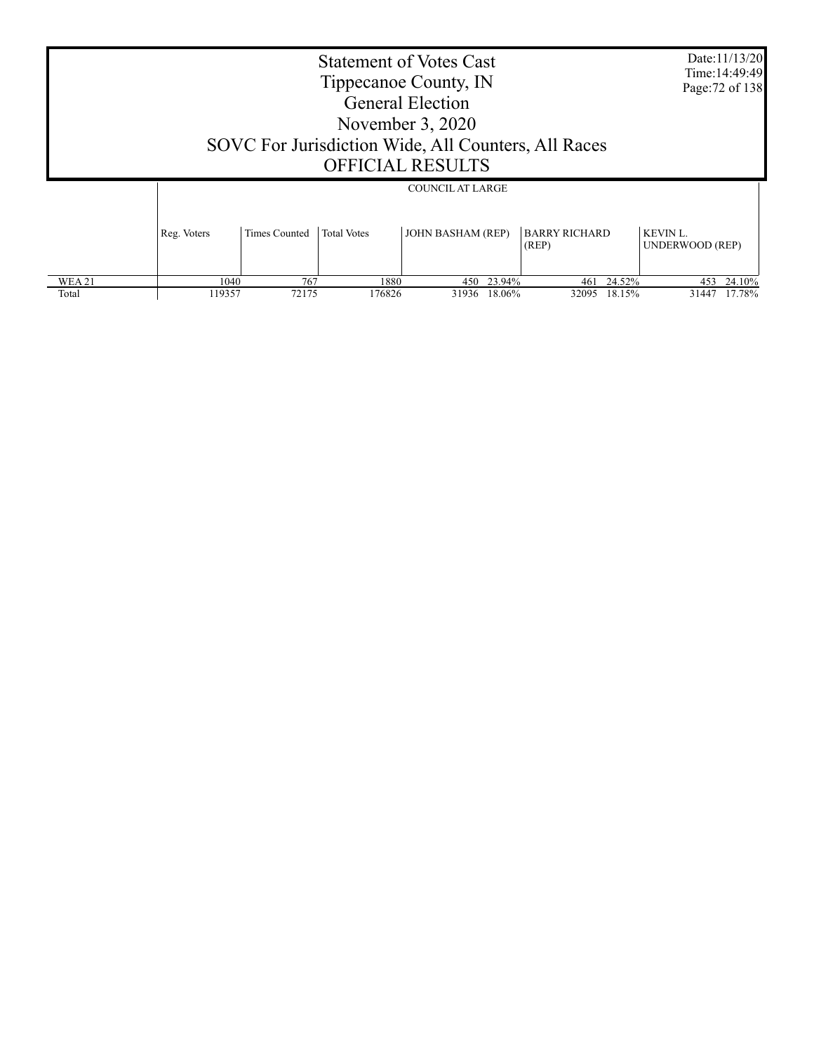# Statement of Votes Cast
# Tippecanoe County, IN
# General Election
# November 3, 2020
# SOVC For Jurisdiction Wide, All Counters, All Races
# OFFICIAL RESULTS

Date:11/13/20
Time:14:49:49

| | COUNCIL AT LARGE | | | | | | | | | |
|---|---|---|---|---|---|---|---|---|---|---|
| | Reg. Voters | Times Counted | Total Votes | JOHN BASHAM (REP) | | BARRY RICHARD (REP) | | KEVIN L. UNDERWOOD (REP) | |
| WEA 21 | 1040 | 767 | 1880 | 450 | 23.94% | 461 | 24.52% | 453 | 24.10% |
| Total | 119357 | 72175 | 176826 | 31936 | 18.06% | 32095 | 18.15% | 31447 | 17.78% |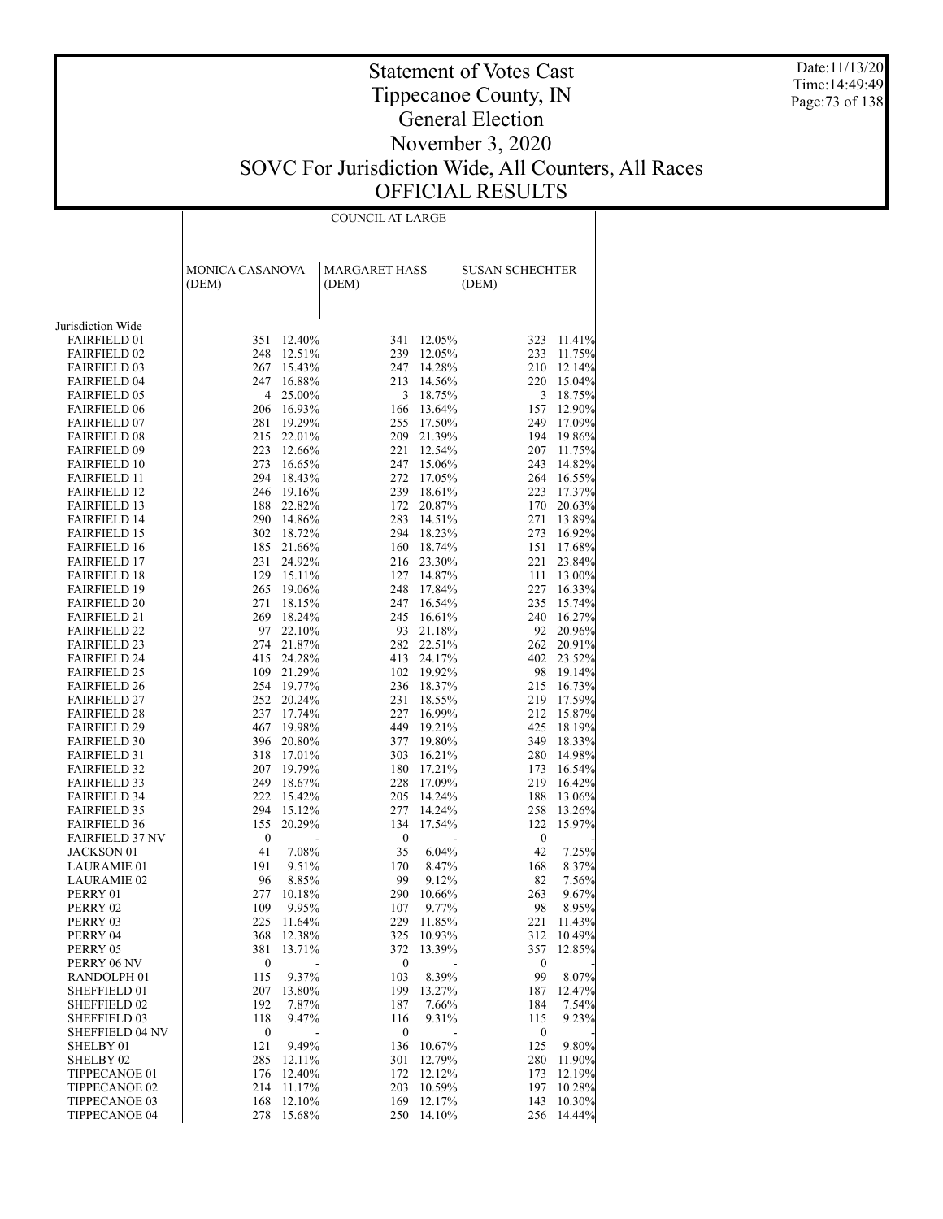# Statement of Votes Cast
# Tippecanoe County, IN
# General Election
# November 3, 2020
# SOVC For Jurisdiction Wide, All Counters, All Races
# OFFICIAL RESULTS

Date:11/13/20
Time:14:49:49

COUNCIL AT LARGE

| | MONICA CASANOVA (DEM) | | MARGARET HASS (DEM) | | SUSAN SCHECHTER (DEM) | |
|---|---|---|---|---|---|---|
| Jurisdiction Wide | | | | | | |
| FAIRFIELD 01 | 351 | 12.40% | 341 | 12.05% | 323 | 11.41% |
| FAIRFIELD 02 | 248 | 12.51% | 239 | 12.05% | 233 | 11.75% |
| FAIRFIELD 03 | 267 | 15.43% | 247 | 14.28% | 210 | 12.14% |
| FAIRFIELD 04 | 247 | 16.88% | 213 | 14.56% | 220 | 15.04% |
| FAIRFIELD 05 | 4 | 25.00% | 3 | 18.75% | 3 | 18.75% |
| FAIRFIELD 06 | 206 | 16.93% | 166 | 13.64% | 157 | 12.90% |
| FAIRFIELD 07 | 281 | 19.29% | 255 | 17.50% | 249 | 17.09% |
| FAIRFIELD 08 | 215 | 22.01% | 209 | 21.39% | 194 | 19.86% |
| FAIRFIELD 09 | 223 | 12.66% | 221 | 12.54% | 207 | 11.75% |
| FAIRFIELD 10 | 273 | 16.65% | 247 | 15.06% | 243 | 14.82% |
| FAIRFIELD 11 | 294 | 18.43% | 272 | 17.05% | 264 | 16.55% |
| FAIRFIELD 12 | 246 | 19.16% | 239 | 18.61% | 223 | 17.37% |
| FAIRFIELD 13 | 188 | 22.82% | 172 | 20.87% | 170 | 20.63% |
| FAIRFIELD 14 | 290 | 14.86% | 283 | 14.51% | 271 | 13.89% |
| FAIRFIELD 15 | 302 | 18.72% | 294 | 18.23% | 273 | 16.92% |
| FAIRFIELD 16 | 185 | 21.66% | 160 | 18.74% | 151 | 17.68% |
| FAIRFIELD 17 | 231 | 24.92% | 216 | 23.30% | 221 | 23.84% |
| FAIRFIELD 18 | 129 | 15.11% | 127 | 14.87% | 111 | 13.00% |
| FAIRFIELD 19 | 265 | 19.06% | 248 | 17.84% | 227 | 16.33% |
| FAIRFIELD 20 | 271 | 18.15% | 247 | 16.54% | 235 | 15.74% |
| FAIRFIELD 21 | 269 | 18.24% | 245 | 16.61% | 240 | 16.27% |
| FAIRFIELD 22 | 97 | 22.10% | 93 | 21.18% | 92 | 20.96% |
| FAIRFIELD 23 | 274 | 21.87% | 282 | 22.51% | 262 | 20.91% |
| FAIRFIELD 24 | 415 | 24.28% | 413 | 24.17% | 402 | 23.52% |
| FAIRFIELD 25 | 109 | 21.29% | 102 | 19.92% | 98 | 19.14% |
| FAIRFIELD 26 | 254 | 19.77% | 236 | 18.37% | 215 | 16.73% |
| FAIRFIELD 27 | 252 | 20.24% | 231 | 18.55% | 219 | 17.59% |
| FAIRFIELD 28 | 237 | 17.74% | 227 | 16.99% | 212 | 15.87% |
| FAIRFIELD 29 | 467 | 19.98% | 449 | 19.21% | 425 | 18.19% |
| FAIRFIELD 30 | 396 | 20.80% | 377 | 19.80% | 349 | 18.33% |
| FAIRFIELD 31 | 318 | 17.01% | 303 | 16.21% | 280 | 14.98% |
| FAIRFIELD 32 | 207 | 19.79% | 180 | 17.21% | 173 | 16.54% |
| FAIRFIELD 33 | 249 | 18.67% | 228 | 17.09% | 219 | 16.42% |
| FAIRFIELD 34 | 222 | 15.42% | 205 | 14.24% | 188 | 13.06% |
| FAIRFIELD 35 | 294 | 15.12% | 277 | 14.24% | 258 | 13.26% |
| FAIRFIELD 36 | 155 | 20.29% | 134 | 17.54% | 122 | 15.97% |
| FAIRFIELD 37 NV | 0 | - | 0 | - | 0 | - |
| JACKSON 01 | 41 | 7.08% | 35 | 6.04% | 42 | 7.25% |
| LAURAMIE 01 | 191 | 9.51% | 170 | 8.47% | 168 | 8.37% |
| LAURAMIE 02 | 96 | 8.85% | 99 | 9.12% | 82 | 7.56% |
| PERRY 01 | 277 | 10.18% | 290 | 10.66% | 263 | 9.67% |
| PERRY 02 | 109 | 9.95% | 107 | 9.77% | 98 | 8.95% |
| PERRY 03 | 225 | 11.64% | 229 | 11.85% | 221 | 11.43% |
| PERRY 04 | 368 | 12.38% | 325 | 10.93% | 312 | 10.49% |
| PERRY 05 | 381 | 13.71% | 372 | 13.39% | 357 | 12.85% |
| PERRY 06 NV | 0 | - | 0 | - | 0 | - |
| RANDOLPH 01 | 115 | 9.37% | 103 | 8.39% | 99 | 8.07% |
| SHEFFIELD 01 | 207 | 13.80% | 199 | 13.27% | 187 | 12.47% |
| SHEFFIELD 02 | 192 | 7.87% | 187 | 7.66% | 184 | 7.54% |
| SHEFFIELD 03 | 118 | 9.47% | 116 | 9.31% | 115 | 9.23% |
| SHEFFIELD 04 NV | 0 | - | 0 | - | 0 | - |
| SHELBY 01 | 121 | 9.49% | 136 | 10.67% | 125 | 9.80% |
| SHELBY 02 | 285 | 12.11% | 301 | 12.79% | 280 | 11.90% |
| TIPPECANOE 01 | 176 | 12.40% | 172 | 12.12% | 173 | 12.19% |
| TIPPECANOE 02 | 214 | 11.17% | 203 | 10.59% | 197 | 10.28% |
| TIPPECANOE 03 | 168 | 12.10% | 169 | 12.17% | 143 | 10.30% |
| TIPPECANOE 04 | 278 | 15.68% | 250 | 14.10% | 256 | 14.44% |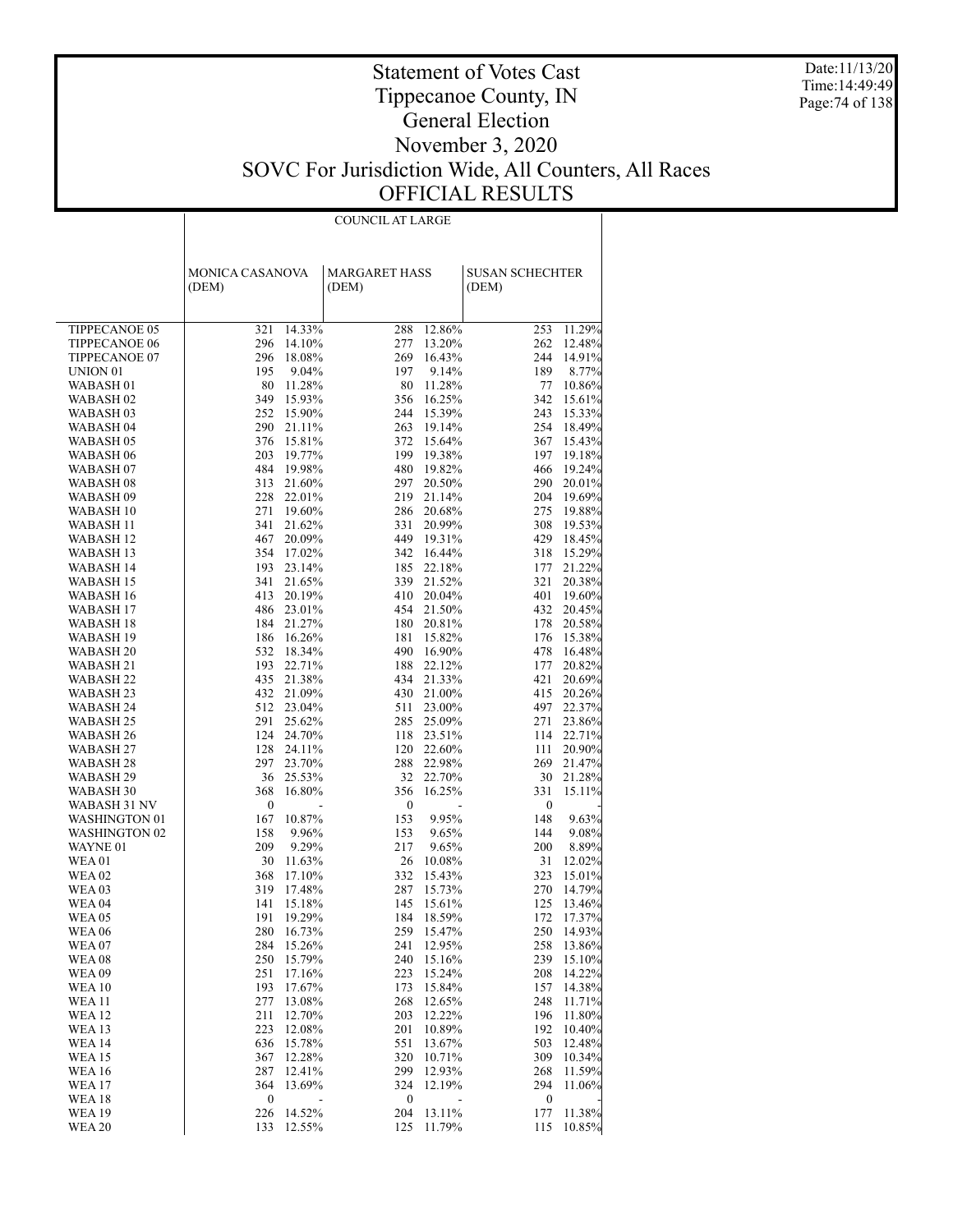# Statement of Votes Cast
## Tippecanoe County, IN
## General Election
## November 3, 2020
## SOVC For Jurisdiction Wide, All Counters, All Races
## OFFICIAL RESULTS

Date:11/13/20
Time:14:49:49

| | COUNCIL AT LARGE | | | | | |
|---|---|---|---|---|---|---|
| | MONICA CASANOVA (DEM) | | MARGARET HASS (DEM) | | SUSAN SCHECHTER (DEM) | |
| TIPPECANOE 05 | 321 | 14.33% | 288 | 12.86% | 253 | 11.29% |
| TIPPECANOE 06 | 296 | 14.10% | 277 | 13.20% | 262 | 12.48% |
| TIPPECANOE 07 | 296 | 18.08% | 269 | 16.43% | 244 | 14.91% |
| UNION 01 | 195 | 9.04% | 197 | 9.14% | 189 | 8.77% |
| WABASH 01 | 80 | 11.28% | 80 | 11.28% | 77 | 10.86% |
| WABASH 02 | 349 | 15.93% | 356 | 16.25% | 342 | 15.61% |
| WABASH 03 | 252 | 15.90% | 244 | 15.39% | 243 | 15.33% |
| WABASH 04 | 290 | 21.11% | 263 | 19.14% | 254 | 18.49% |
| WABASH 05 | 376 | 15.81% | 372 | 15.64% | 367 | 15.43% |
| WABASH 06 | 203 | 19.77% | 199 | 19.38% | 197 | 19.18% |
| WABASH 07 | 484 | 19.98% | 480 | 19.82% | 466 | 19.24% |
| WABASH 08 | 313 | 21.60% | 297 | 20.50% | 290 | 20.01% |
| WABASH 09 | 228 | 22.01% | 219 | 21.14% | 204 | 19.69% |
| WABASH 10 | 271 | 19.60% | 286 | 20.68% | 275 | 19.88% |
| WABASH 11 | 341 | 21.62% | 331 | 20.99% | 308 | 19.53% |
| WABASH 12 | 467 | 20.09% | 449 | 19.31% | 429 | 18.45% |
| WABASH 13 | 354 | 17.02% | 342 | 16.44% | 318 | 15.29% |
| WABASH 14 | 193 | 23.14% | 185 | 22.18% | 177 | 21.22% |
| WABASH 15 | 341 | 21.65% | 339 | 21.52% | 321 | 20.38% |
| WABASH 16 | 413 | 20.19% | 410 | 20.04% | 401 | 19.60% |
| WABASH 17 | 486 | 23.01% | 454 | 21.50% | 432 | 20.45% |
| WABASH 18 | 184 | 21.27% | 180 | 20.81% | 178 | 20.58% |
| WABASH 19 | 186 | 16.26% | 181 | 15.82% | 176 | 15.38% |
| WABASH 20 | 532 | 18.34% | 490 | 16.90% | 478 | 16.48% |
| WABASH 21 | 193 | 22.71% | 188 | 22.12% | 177 | 20.82% |
| WABASH 22 | 435 | 21.38% | 434 | 21.33% | 421 | 20.69% |
| WABASH 23 | 432 | 21.09% | 430 | 21.00% | 415 | 20.26% |
| WABASH 24 | 512 | 23.04% | 511 | 23.00% | 497 | 22.37% |
| WABASH 25 | 291 | 25.62% | 285 | 25.09% | 271 | 23.86% |
| WABASH 26 | 124 | 24.70% | 118 | 23.51% | 114 | 22.71% |
| WABASH 27 | 128 | 24.11% | 120 | 22.60% | 111 | 20.90% |
| WABASH 28 | 297 | 23.70% | 288 | 22.98% | 269 | 21.47% |
| WABASH 29 | 36 | 25.53% | 32 | 22.70% | 30 | 21.28% |
| WABASH 30 | 368 | 16.80% | 356 | 16.25% | 331 | 15.11% |
| WABASH 31 NV | 0 | - | 0 | - | 0 | - |
| WASHINGTON 01 | 167 | 10.87% | 153 | 9.95% | 148 | 9.63% |
| WASHINGTON 02 | 158 | 9.96% | 153 | 9.65% | 144 | 9.08% |
| WAYNE 01 | 209 | 9.29% | 217 | 9.65% | 200 | 8.89% |
| WEA 01 | 30 | 11.63% | 26 | 10.08% | 31 | 12.02% |
| WEA 02 | 368 | 17.10% | 332 | 15.43% | 323 | 15.01% |
| WEA 03 | 319 | 17.48% | 287 | 15.73% | 270 | 14.79% |
| WEA 04 | 141 | 15.18% | 145 | 15.61% | 125 | 13.46% |
| WEA 05 | 191 | 19.29% | 184 | 18.59% | 172 | 17.37% |
| WEA 06 | 280 | 16.73% | 259 | 15.47% | 250 | 14.93% |
| WEA 07 | 284 | 15.26% | 241 | 12.95% | 258 | 13.86% |
| WEA 08 | 250 | 15.79% | 240 | 15.16% | 239 | 15.10% |
| WEA 09 | 251 | 17.16% | 223 | 15.24% | 208 | 14.22% |
| WEA 10 | 193 | 17.67% | 173 | 15.84% | 157 | 14.38% |
| WEA 11 | 277 | 13.08% | 268 | 12.65% | 248 | 11.71% |
| WEA 12 | 211 | 12.70% | 203 | 12.22% | 196 | 11.80% |
| WEA 13 | 223 | 12.08% | 201 | 10.89% | 192 | 10.40% |
| WEA 14 | 636 | 15.78% | 551 | 13.67% | 503 | 12.48% |
| WEA 15 | 367 | 12.28% | 320 | 10.71% | 309 | 10.34% |
| WEA 16 | 287 | 12.41% | 299 | 12.93% | 268 | 11.59% |
| WEA 17 | 364 | 13.69% | 324 | 12.19% | 294 | 11.06% |
| WEA 18 | 0 | - | 0 | - | 0 | - |
| WEA 19 | 226 | 14.52% | 204 | 13.11% | 177 | 11.38% |
| WEA 20 | 133 | 12.55% | 125 | 11.79% | 115 | 10.85% |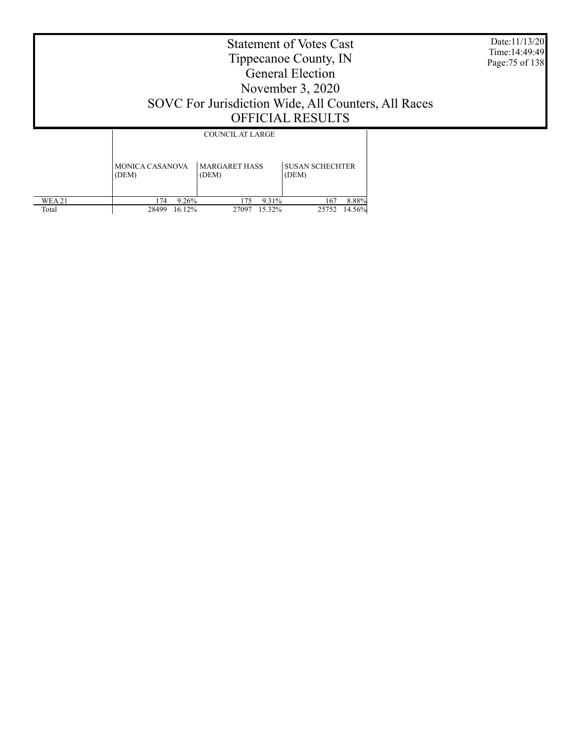# Statement of Votes Cast
# Tippecanoe County, IN
# General Election
# November 3, 2020
# SOVC For Jurisdiction Wide, All Counters, All Races
# OFFICIAL RESULTS

Date:11/13/20
Time:14:49:49

| | COUNCIL AT LARGE | | | | | |
|---|---|---|---|---|---|---|
| | MONICA CASANOVA (DEM) | | MARGARET HASS (DEM) | | SUSAN SCHECHTER (DEM) | |
| WEA 21 | 174 | 9.26% | 175 | 9.31% | 167 | 8.88% |
| Total | 28499 | 16.12% | 27097 | 15.32% | 25752 | 14.56% |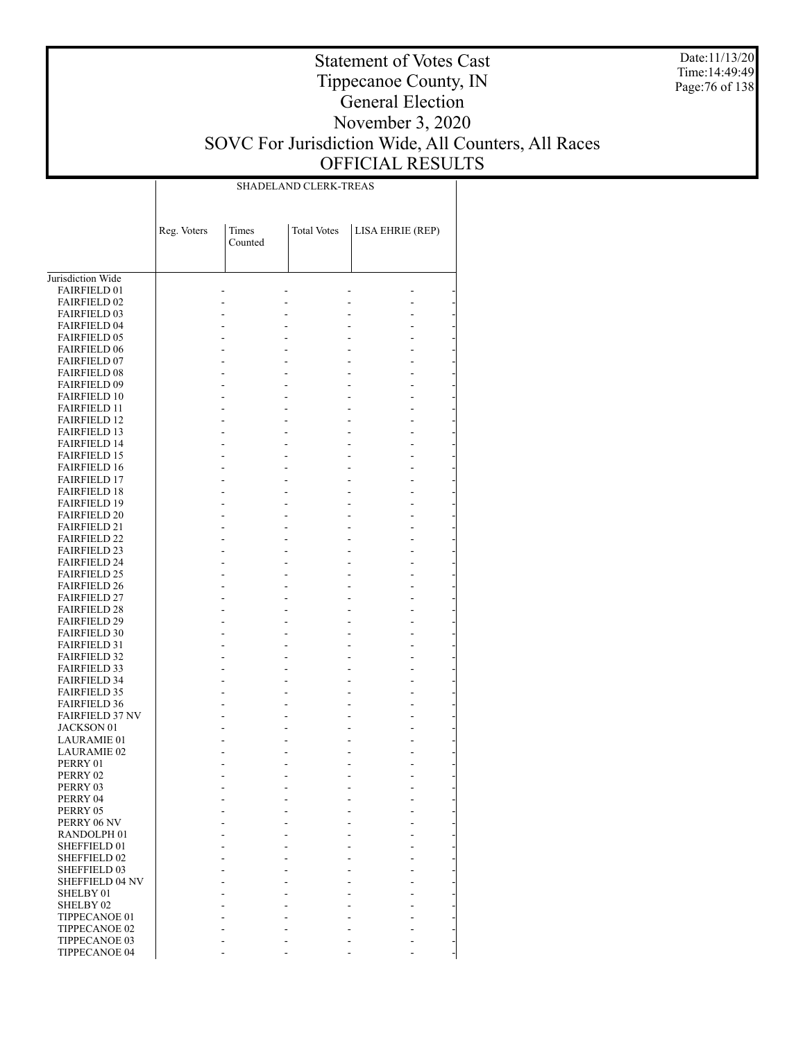# Statement of Votes Cast
# Tippecanoe County, IN
# General Election
# November 3, 2020
# SOVC For Jurisdiction Wide, All Counters, All Races
# OFFICIAL RESULTS

Date:11/13/20
Time:14:49:49

| | SHADELAND CLERK-TREAS | | | |
|---|---|---|---|---|
| | Reg. Voters | Times Counted | Total Votes | LISA EHRIE (REP) |
| Jurisdiction Wide | | | | |
| FAIRFIELD 01 | - | - | - | - |
| FAIRFIELD 02 | - | - | - | - |
| FAIRFIELD 03 | - | - | - | - |
| FAIRFIELD 04 | - | - | - | - |
| FAIRFIELD 05 | - | - | - | - |
| FAIRFIELD 06 | - | - | - | - |
| FAIRFIELD 07 | - | - | - | - |
| FAIRFIELD 08 | - | - | - | - |
| FAIRFIELD 09 | - | - | - | - |
| FAIRFIELD 10 | - | - | - | - |
| FAIRFIELD 11 | - | - | - | - |
| FAIRFIELD 12 | - | - | - | - |
| FAIRFIELD 13 | - | - | - | - |
| FAIRFIELD 14 | - | - | - | - |
| FAIRFIELD 15 | - | - | - | - |
| FAIRFIELD 16 | - | - | - | - |
| FAIRFIELD 17 | - | - | - | - |
| FAIRFIELD 18 | - | - | - | - |
| FAIRFIELD 19 | - | - | - | - |
| FAIRFIELD 20 | - | - | - | - |
| FAIRFIELD 21 | - | - | - | - |
| FAIRFIELD 22 | - | - | - | - |
| FAIRFIELD 23 | - | - | - | - |
| FAIRFIELD 24 | - | - | - | - |
| FAIRFIELD 25 | - | - | - | - |
| FAIRFIELD 26 | - | - | - | - |
| FAIRFIELD 27 | - | - | - | - |
| FAIRFIELD 28 | - | - | - | - |
| FAIRFIELD 29 | - | - | - | - |
| FAIRFIELD 30 | - | - | - | - |
| FAIRFIELD 31 | - | - | - | - |
| FAIRFIELD 32 | - | - | - | - |
| FAIRFIELD 33 | - | - | - | - |
| FAIRFIELD 34 | - | - | - | - |
| FAIRFIELD 35 | - | - | - | - |
| FAIRFIELD 36 | - | - | - | - |
| FAIRFIELD 37 NV | - | - | - | - |
| JACKSON 01 | - | - | - | - |
| LAURAMIE 01 | - | - | - | - |
| LAURAMIE 02 | - | - | - | - |
| PERRY 01 | - | - | - | - |
| PERRY 02 | - | - | - | - |
| PERRY 03 | - | - | - | - |
| PERRY 04 | - | - | - | - |
| PERRY 05 | - | - | - | - |
| PERRY 06 NV | - | - | - | - |
| RANDOLPH 01 | - | - | - | - |
| SHEFFIELD 01 | - | - | - | - |
| SHEFFIELD 02 | - | - | - | - |
| SHEFFIELD 03 | - | - | - | - |
| SHEFFIELD 04 NV | - | - | - | - |
| SHELBY 01 | - | - | - | - |
| SHELBY 02 | - | - | - | - |
| TIPPECANOE 01 | - | - | - | - |
| TIPPECANOE 02 | - | - | - | - |
| TIPPECANOE 03 | - | - | - | - |
| TIPPECANOE 04 | - | - | - | - |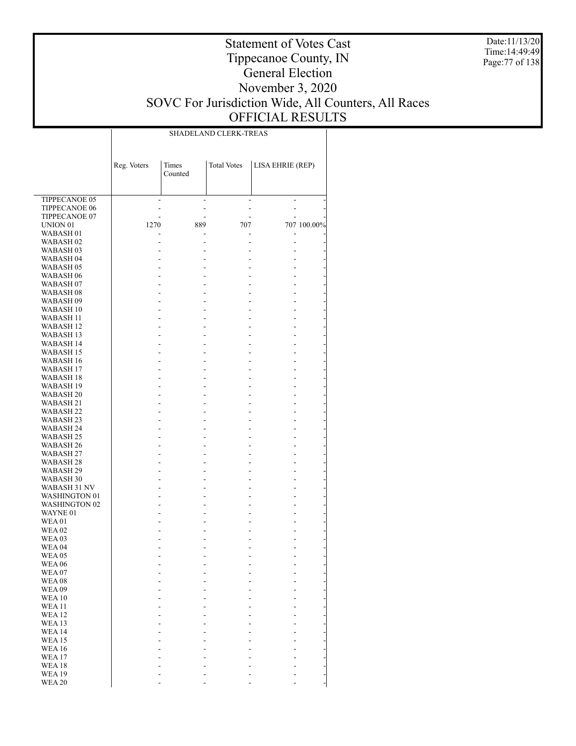# Statement of Votes Cast
## Tippecanoe County, IN
## General Election
## November 3, 2020
## SOVC For Jurisdiction Wide, All Counters, All Races
## OFFICIAL RESULTS

Date:11/13/20
Time:14:49:49

| | SHADELAND CLERK-TREAS | | | | |
|---|---|---|---|---|---|
| | Reg. Voters | Times Counted | Total Votes | LISA EHRIE (REP) | |
| TIPPECANOE 05 | - | - | - | - | - |
| TIPPECANOE 06 | - | - | - | - | - |
| TIPPECANOE 07 | - | - | - | - | - |
| UNION 01 | 1270 | 889 | 707 | 707 | 100.00% |
| WABASH 01 | - | - | - | - | - |
| WABASH 02 | - | - | - | - | - |
| WABASH 03 | - | - | - | - | - |
| WABASH 04 | - | - | - | - | - |
| WABASH 05 | - | - | - | - | - |
| WABASH 06 | - | - | - | - | - |
| WABASH 07 | - | - | - | - | - |
| WABASH 08 | - | - | - | - | - |
| WABASH 09 | - | - | - | - | - |
| WABASH 10 | - | - | - | - | - |
| WABASH 11 | - | - | - | - | - |
| WABASH 12 | - | - | - | - | - |
| WABASH 13 | - | - | - | - | - |
| WABASH 14 | - | - | - | - | - |
| WABASH 15 | - | - | - | - | - |
| WABASH 16 | - | - | - | - | - |
| WABASH 17 | - | - | - | - | - |
| WABASH 18 | - | - | - | - | - |
| WABASH 19 | - | - | - | - | - |
| WABASH 20 | - | - | - | - | - |
| WABASH 21 | - | - | - | - | - |
| WABASH 22 | - | - | - | - | - |
| WABASH 23 | - | - | - | - | - |
| WABASH 24 | - | - | - | - | - |
| WABASH 25 | - | - | - | - | - |
| WABASH 26 | - | - | - | - | - |
| WABASH 27 | - | - | - | - | - |
| WABASH 28 | - | - | - | - | - |
| WABASH 29 | - | - | - | - | - |
| WABASH 30 | - | - | - | - | - |
| WABASH 31 NV | - | - | - | - | - |
| WASHINGTON 01 | - | - | - | - | - |
| WASHINGTON 02 | - | - | - | - | - |
| WAYNE 01 | - | - | - | - | - |
| WEA 01 | - | - | - | - | - |
| WEA 02 | - | - | - | - | - |
| WEA 03 | - | - | - | - | - |
| WEA 04 | - | - | - | - | - |
| WEA 05 | - | - | - | - | - |
| WEA 06 | - | - | - | - | - |
| WEA 07 | - | - | - | - | - |
| WEA 08 | - | - | - | - | - |
| WEA 09 | - | - | - | - | - |
| WEA 10 | - | - | - | - | - |
| WEA 11 | - | - | - | - | - |
| WEA 12 | - | - | - | - | - |
| WEA 13 | - | - | - | - | - |
| WEA 14 | - | - | - | - | - |
| WEA 15 | - | - | - | - | - |
| WEA 16 | - | - | - | - | - |
| WEA 17 | - | - | - | - | - |
| WEA 18 | - | - | - | - | - |
| WEA 19 | - | - | - | - | - |
| WEA 20 | - | - | - | - | - |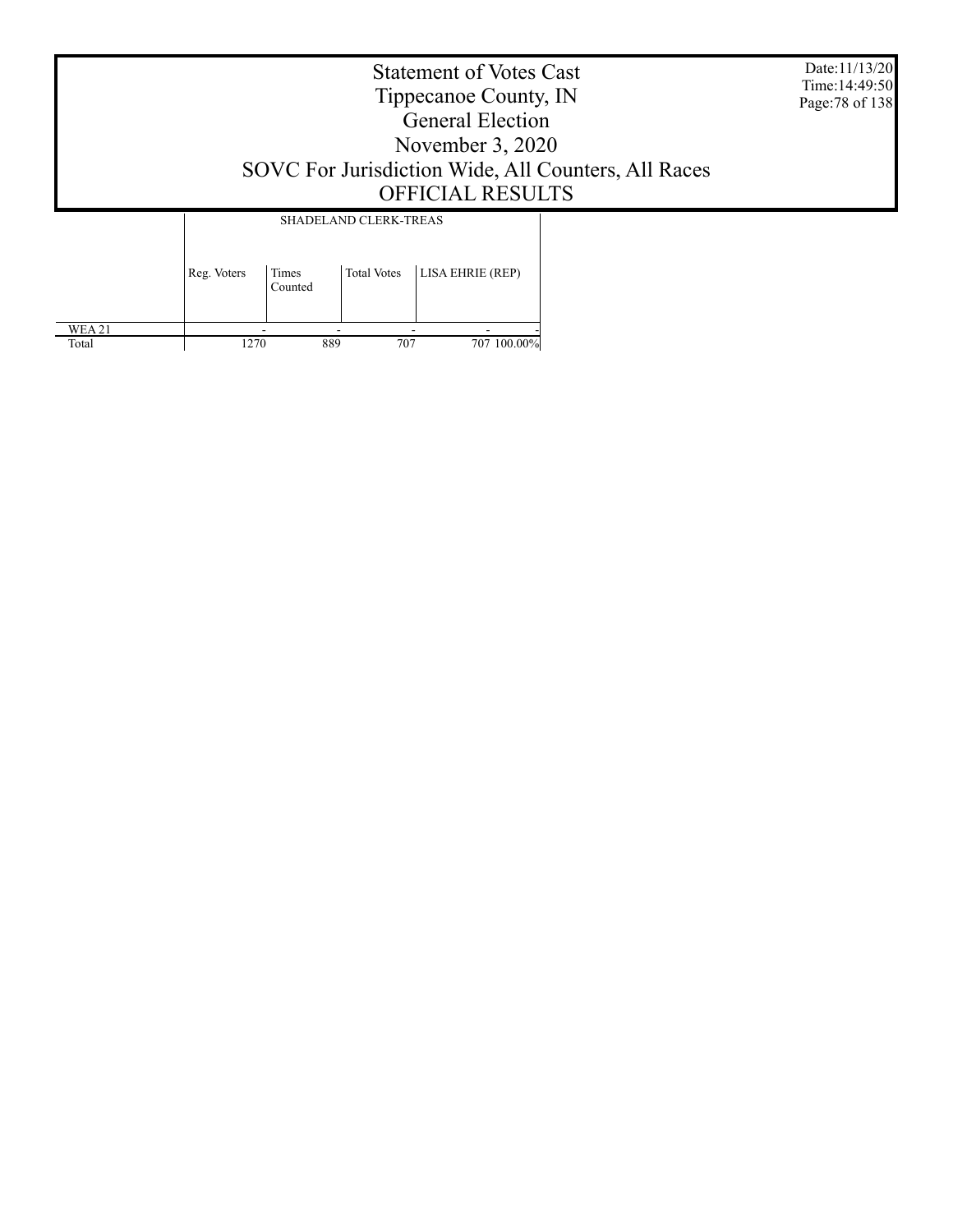# Statement of Votes Cast
## Tippecanoe County, IN
## General Election
## November 3, 2020
## SOVC For Jurisdiction Wide, All Counters, All Races
## OFFICIAL RESULTS

Date:11/13/20
Time:14:49:50

| | SHADELAND CLERK-TREAS | | | | |
|---|---|---|---|---|---|
| | Reg. Voters | Times Counted | Total Votes | LISA EHRIE (REP) | |
| WEA 21 | - | - | - | - | - |
| Total | 1270 | 889 | 707 | 707 | 100.00% |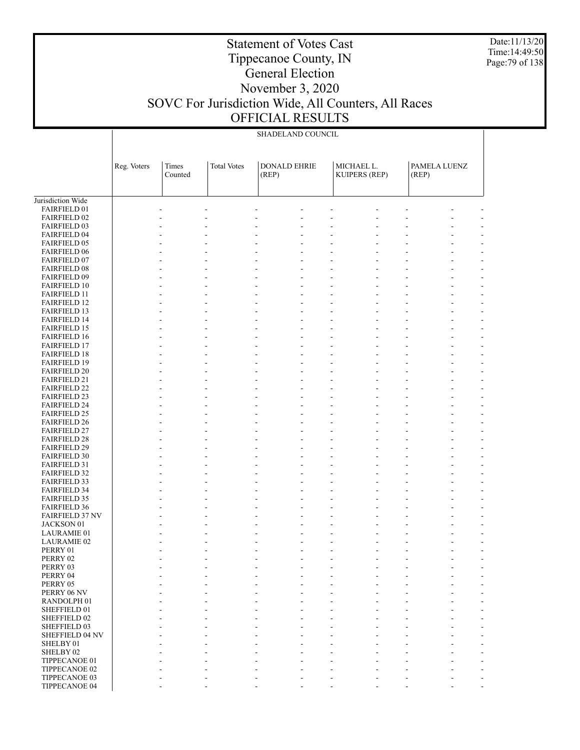SHADELAND COUNCIL

| Jurisdiction Wide | Reg. Voters | Times Counted | Total Votes | DONALD EHRIE (REP) | | MICHAEL L. KUIPERS (REP) | | PAMELA LUENZ (REP) | |
|---|---|---|---|---|---|---|---|---|---|
| FAIRFIELD 01 | - | - | - | - | - | - | - | - | - |
| FAIRFIELD 02 | - | - | - | - | - | - | - | - | - |
| FAIRFIELD 03 | - | - | - | - | - | - | - | - | - |
| FAIRFIELD 04 | - | - | - | - | - | - | - | - | - |
| FAIRFIELD 05 | - | - | - | - | - | - | - | - | - |
| FAIRFIELD 06 | - | - | - | - | - | - | - | - | - |
| FAIRFIELD 07 | - | - | - | - | - | - | - | - | - |
| FAIRFIELD 08 | - | - | - | - | - | - | - | - | - |
| FAIRFIELD 09 | - | - | - | - | - | - | - | - | - |
| FAIRFIELD 10 | - | - | - | - | - | - | - | - | - |
| FAIRFIELD 11 | - | - | - | - | - | - | - | - | - |
| FAIRFIELD 12 | - | - | - | - | - | - | - | - | - |
| FAIRFIELD 13 | - | - | - | - | - | - | - | - | - |
| FAIRFIELD 14 | - | - | - | - | - | - | - | - | - |
| FAIRFIELD 15 | - | - | - | - | - | - | - | - | - |
| FAIRFIELD 16 | - | - | - | - | - | - | - | - | - |
| FAIRFIELD 17 | - | - | - | - | - | - | - | - | - |
| FAIRFIELD 18 | - | - | - | - | - | - | - | - | - |
| FAIRFIELD 19 | - | - | - | - | - | - | - | - | - |
| FAIRFIELD 20 | - | - | - | - | - | - | - | - | - |
| FAIRFIELD 21 | - | - | - | - | - | - | - | - | - |
| FAIRFIELD 22 | - | - | - | - | - | - | - | - | - |
| FAIRFIELD 23 | - | - | - | - | - | - | - | - | - |
| FAIRFIELD 24 | - | - | - | - | - | - | - | - | - |
| FAIRFIELD 25 | - | - | - | - | - | - | - | - | - |
| FAIRFIELD 26 | - | - | - | - | - | - | - | - | - |
| FAIRFIELD 27 | - | - | - | - | - | - | - | - | - |
| FAIRFIELD 28 | - | - | - | - | - | - | - | - | - |
| FAIRFIELD 29 | - | - | - | - | - | - | - | - | - |
| FAIRFIELD 30 | - | - | - | - | - | - | - | - | - |
| FAIRFIELD 31 | - | - | - | - | - | - | - | - | - |
| FAIRFIELD 32 | - | - | - | - | - | - | - | - | - |
| FAIRFIELD 33 | - | - | - | - | - | - | - | - | - |
| FAIRFIELD 34 | - | - | - | - | - | - | - | - | - |
| FAIRFIELD 35 | - | - | - | - | - | - | - | - | - |
| FAIRFIELD 36 | - | - | - | - | - | - | - | - | - |
| FAIRFIELD 37 NV | - | - | - | - | - | - | - | - | - |
| JACKSON 01 | - | - | - | - | - | - | - | - | - |
| LAURAMIE 01 | - | - | - | - | - | - | - | - | - |
| LAURAMIE 02 | - | - | - | - | - | - | - | - | - |
| PERRY 01 | - | - | - | - | - | - | - | - | - |
| PERRY 02 | - | - | - | - | - | - | - | - | - |
| PERRY 03 | - | - | - | - | - | - | - | - | - |
| PERRY 04 | - | - | - | - | - | - | - | - | - |
| PERRY 05 | - | - | - | - | - | - | - | - | - |
| PERRY 06 NV | - | - | - | - | - | - | - | - | - |
| RANDOLPH 01 | - | - | - | - | - | - | - | - | - |
| SHEFFIELD 01 | - | - | - | - | - | - | - | - | - |
| SHEFFIELD 02 | - | - | - | - | - | - | - | - | - |
| SHEFFIELD 03 | - | - | - | - | - | - | - | - | - |
| SHEFFIELD 04 NV | - | - | - | - | - | - | - | - | - |
| SHELBY 01 | - | - | - | - | - | - | - | - | - |
| SHELBY 02 | - | - | - | - | - | - | - | - | - |
| TIPPECANOE 01 | - | - | - | - | - | - | - | - | - |
| TIPPECANOE 02 | - | - | - | - | - | - | - | - | - |
| TIPPECANOE 03 | - | - | - | - | - | - | - | - | - |
| TIPPECANOE 04 | - | - | - | - | - | - | - | - | - |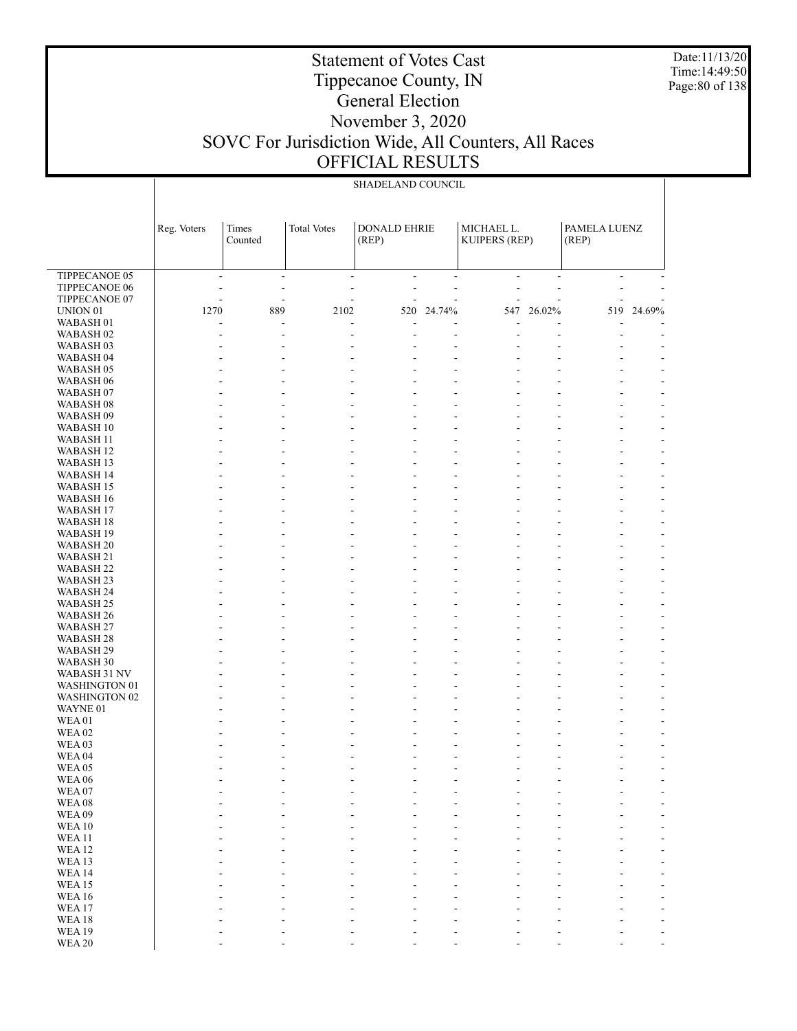# Statement of Votes Cast
# Tippecanoe County, IN
# General Election
# November 3, 2020
# SOVC For Jurisdiction Wide, All Counters, All Races
# OFFICIAL RESULTS

Date:11/13/20
Time:14:49:50

SHADELAND COUNCIL

| | Reg. Voters | Times Counted | Total Votes | DONALD EHRIE (REP) | | MICHAEL L. KUIPERS (REP) | | PAMELA LUENZ (REP) | |
|---|---|---|---|---|---|---|---|---|---|
| TIPPECANOE 05 | - | - | - | - | - | - | - | - | - |
| TIPPECANOE 06 | - | - | - | - | - | - | - | - | - |
| TIPPECANOE 07 | - | - | - | - | - | - | - | - | - |
| UNION 01 | 1270 | 889 | 2102 | 520 | 24.74% | 547 | 26.02% | 519 | 24.69% |
| WABASH 01 | - | - | - | - | - | - | - | - | - |
| WABASH 02 | - | - | - | - | - | - | - | - | - |
| WABASH 03 | - | - | - | - | - | - | - | - | - |
| WABASH 04 | - | - | - | - | - | - | - | - | - |
| WABASH 05 | - | - | - | - | - | - | - | - | - |
| WABASH 06 | - | - | - | - | - | - | - | - | - |
| WABASH 07 | - | - | - | - | - | - | - | - | - |
| WABASH 08 | - | - | - | - | - | - | - | - | - |
| WABASH 09 | - | - | - | - | - | - | - | - | - |
| WABASH 10 | - | - | - | - | - | - | - | - | - |
| WABASH 11 | - | - | - | - | - | - | - | - | - |
| WABASH 12 | - | - | - | - | - | - | - | - | - |
| WABASH 13 | - | - | - | - | - | - | - | - | - |
| WABASH 14 | - | - | - | - | - | - | - | - | - |
| WABASH 15 | - | - | - | - | - | - | - | - | - |
| WABASH 16 | - | - | - | - | - | - | - | - | - |
| WABASH 17 | - | - | - | - | - | - | - | - | - |
| WABASH 18 | - | - | - | - | - | - | - | - | - |
| WABASH 19 | - | - | - | - | - | - | - | - | - |
| WABASH 20 | - | - | - | - | - | - | - | - | - |
| WABASH 21 | - | - | - | - | - | - | - | - | - |
| WABASH 22 | - | - | - | - | - | - | - | - | - |
| WABASH 23 | - | - | - | - | - | - | - | - | - |
| WABASH 24 | - | - | - | - | - | - | - | - | - |
| WABASH 25 | - | - | - | - | - | - | - | - | - |
| WABASH 26 | - | - | - | - | - | - | - | - | - |
| WABASH 27 | - | - | - | - | - | - | - | - | - |
| WABASH 28 | - | - | - | - | - | - | - | - | - |
| WABASH 29 | - | - | - | - | - | - | - | - | - |
| WABASH 30 | - | - | - | - | - | - | - | - | - |
| WABASH 31 NV | - | - | - | - | - | - | - | - | - |
| WASHINGTON 01 | - | - | - | - | - | - | - | - | - |
| WASHINGTON 02 | - | - | - | - | - | - | - | - | - |
| WAYNE 01 | - | - | - | - | - | - | - | - | - |
| WEA 01 | - | - | - | - | - | - | - | - | - |
| WEA 02 | - | - | - | - | - | - | - | - | - |
| WEA 03 | - | - | - | - | - | - | - | - | - |
| WEA 04 | - | - | - | - | - | - | - | - | - |
| WEA 05 | - | - | - | - | - | - | - | - | - |
| WEA 06 | - | - | - | - | - | - | - | - | - |
| WEA 07 | - | - | - | - | - | - | - | - | - |
| WEA 08 | - | - | - | - | - | - | - | - | - |
| WEA 09 | - | - | - | - | - | - | - | - | - |
| WEA 10 | - | - | - | - | - | - | - | - | - |
| WEA 11 | - | - | - | - | - | - | - | - | - |
| WEA 12 | - | - | - | - | - | - | - | - | - |
| WEA 13 | - | - | - | - | - | - | - | - | - |
| WEA 14 | - | - | - | - | - | - | - | - | - |
| WEA 15 | - | - | - | - | - | - | - | - | - |
| WEA 16 | - | - | - | - | - | - | - | - | - |
| WEA 17 | - | - | - | - | - | - | - | - | - |
| WEA 18 | - | - | - | - | - | - | - | - | - |
| WEA 19 | - | - | - | - | - | - | - | - | - |
| WEA 20 | - | - | - | - | - | - | - | - | - |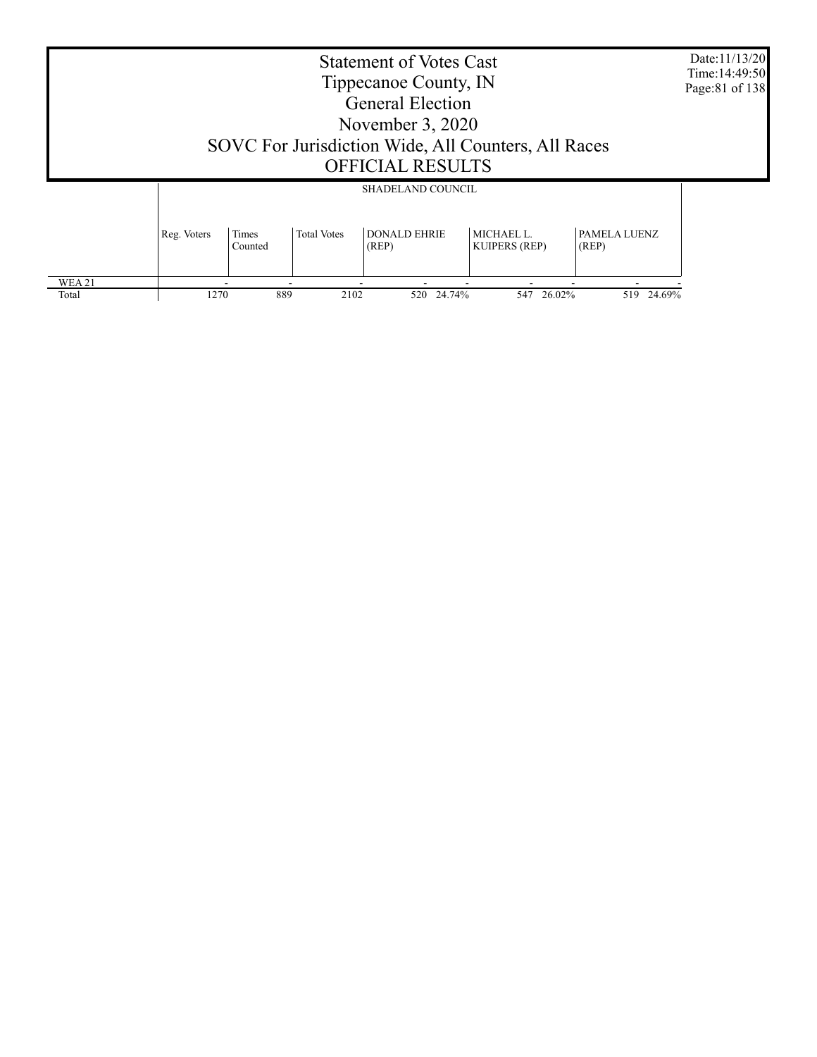# Statement of Votes Cast
## Tippecanoe County, IN
## General Election
## November 3, 2020
## SOVC For Jurisdiction Wide, All Counters, All Races
## OFFICIAL RESULTS

Date:11/13/20
Time:14:49:50

| | SHADELAND COUNCIL | | | | | | | | |
|---|---|---|---|---|---|---|---|---|---|
| | Reg. Voters | Times Counted | Total Votes | DONALD EHRIE (REP) | | MICHAEL L. KUIPERS (REP) | | PAMELA LUENZ (REP) | |
| WEA 21 | - | - | - | - | - | - | - | - | - |
| Total | 1270 | 889 | 2102 | 520 | 24.74% | 547 | 26.02% | 519 | 24.69% |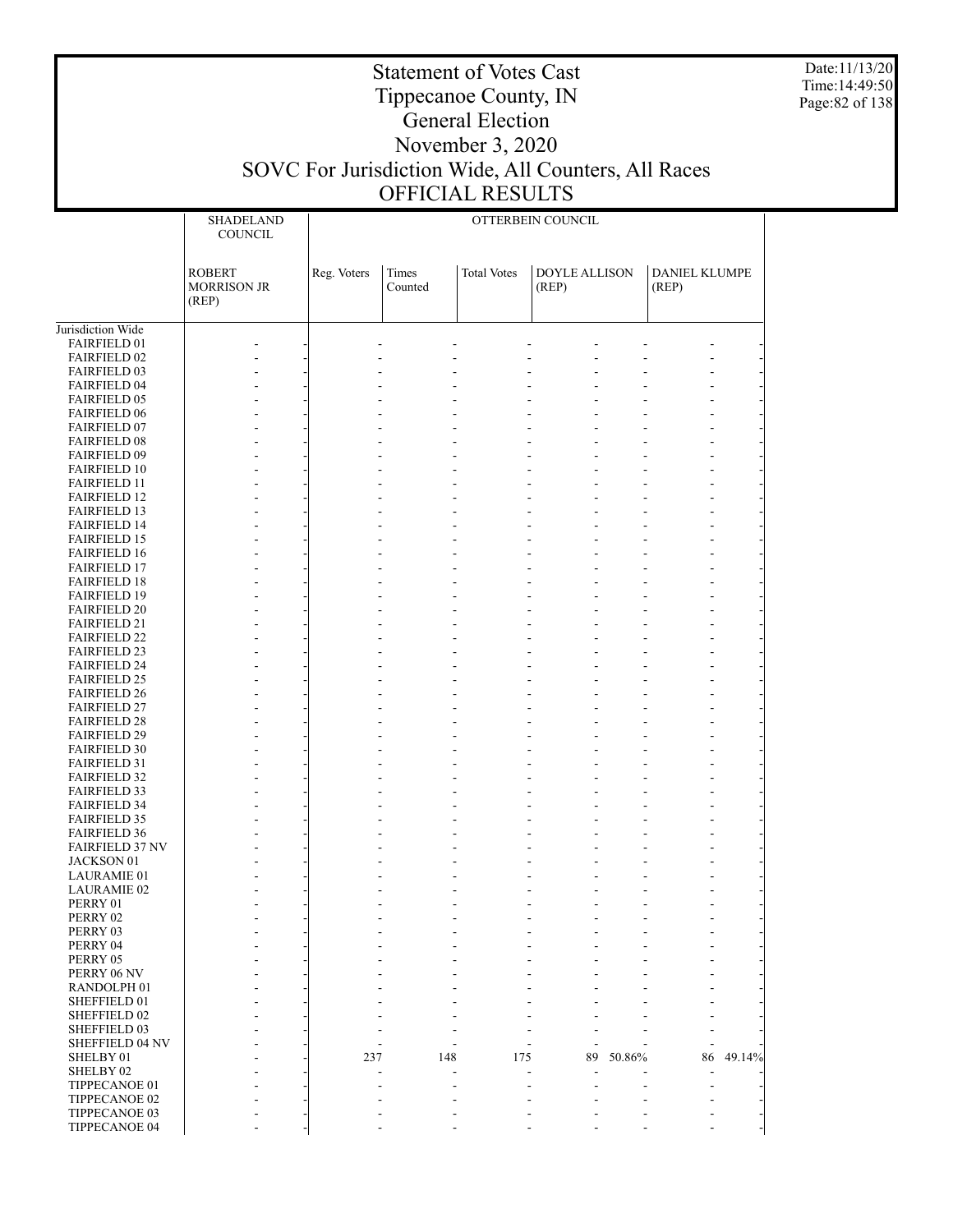# Statement of Votes Cast
# Tippecanoe County, IN
# General Election
# November 3, 2020
# SOVC For Jurisdiction Wide, All Counters, All Races
# OFFICIAL RESULTS

Date:11/13/20
Time:14:49:50

| | SHADELAND COUNCIL | | OTTERBEIN COUNCIL | | | | | | |
|---|---|---|---|---|---|---|---|---|---|
| | ROBERT MORRISON JR (REP) | | Reg. Voters | Times Counted | Total Votes | DOYLE ALLISON (REP) | | DANIEL KLUMPE (REP) | |
| Jurisdiction Wide | | | | | | | | | |
| FAIRFIELD 01 | - | - | - | - | - | - | - | - | - |
| FAIRFIELD 02 | - | - | - | - | - | - | - | - | - |
| FAIRFIELD 03 | - | - | - | - | - | - | - | - | - |
| FAIRFIELD 04 | - | - | - | - | - | - | - | - | - |
| FAIRFIELD 05 | - | - | - | - | - | - | - | - | - |
| FAIRFIELD 06 | - | - | - | - | - | - | - | - | - |
| FAIRFIELD 07 | - | - | - | - | - | - | - | - | - |
| FAIRFIELD 08 | - | - | - | - | - | - | - | - | - |
| FAIRFIELD 09 | - | - | - | - | - | - | - | - | - |
| FAIRFIELD 10 | - | - | - | - | - | - | - | - | - |
| FAIRFIELD 11 | - | - | - | - | - | - | - | - | - |
| FAIRFIELD 12 | - | - | - | - | - | - | - | - | - |
| FAIRFIELD 13 | - | - | - | - | - | - | - | - | - |
| FAIRFIELD 14 | - | - | - | - | - | - | - | - | - |
| FAIRFIELD 15 | - | - | - | - | - | - | - | - | - |
| FAIRFIELD 16 | - | - | - | - | - | - | - | - | - |
| FAIRFIELD 17 | - | - | - | - | - | - | - | - | - |
| FAIRFIELD 18 | - | - | - | - | - | - | - | - | - |
| FAIRFIELD 19 | - | - | - | - | - | - | - | - | - |
| FAIRFIELD 20 | - | - | - | - | - | - | - | - | - |
| FAIRFIELD 21 | - | - | - | - | - | - | - | - | - |
| FAIRFIELD 22 | - | - | - | - | - | - | - | - | - |
| FAIRFIELD 23 | - | - | - | - | - | - | - | - | - |
| FAIRFIELD 24 | - | - | - | - | - | - | - | - | - |
| FAIRFIELD 25 | - | - | - | - | - | - | - | - | - |
| FAIRFIELD 26 | - | - | - | - | - | - | - | - | - |
| FAIRFIELD 27 | - | - | - | - | - | - | - | - | - |
| FAIRFIELD 28 | - | - | - | - | - | - | - | - | - |
| FAIRFIELD 29 | - | - | - | - | - | - | - | - | - |
| FAIRFIELD 30 | - | - | - | - | - | - | - | - | - |
| FAIRFIELD 31 | - | - | - | - | - | - | - | - | - |
| FAIRFIELD 32 | - | - | - | - | - | - | - | - | - |
| FAIRFIELD 33 | - | - | - | - | - | - | - | - | - |
| FAIRFIELD 34 | - | - | - | - | - | - | - | - | - |
| FAIRFIELD 35 | - | - | - | - | - | - | - | - | - |
| FAIRFIELD 36 | - | - | - | - | - | - | - | - | - |
| FAIRFIELD 37 NV | - | - | - | - | - | - | - | - | - |
| JACKSON 01 | - | - | - | - | - | - | - | - | - |
| LAURAMIE 01 | - | - | - | - | - | - | - | - | - |
| LAURAMIE 02 | - | - | - | - | - | - | - | - | - |
| PERRY 01 | - | - | - | - | - | - | - | - | - |
| PERRY 02 | - | - | - | - | - | - | - | - | - |
| PERRY 03 | - | - | - | - | - | - | - | - | - |
| PERRY 04 | - | - | - | - | - | - | - | - | - |
| PERRY 05 | - | - | - | - | - | - | - | - | - |
| PERRY 06 NV | - | - | - | - | - | - | - | - | - |
| RANDOLPH 01 | - | - | - | - | - | - | - | - | - |
| SHEFFIELD 01 | - | - | - | - | - | - | - | - | - |
| SHEFFIELD 02 | - | - | - | - | - | - | - | - | - |
| SHEFFIELD 03 | - | - | - | - | - | - | - | - | - |
| SHEFFIELD 04 NV | - | - | - | - | - | - | - | - | - |
| SHELBY 01 | - | - | 237 | 148 | 175 | 89 | 50.86% | 86 | 49.14% |
| SHELBY 02 | - | - | - | - | - | - | - | - | - |
| TIPPECANOE 01 | - | - | - | - | - | - | - | - | - |
| TIPPECANOE 02 | - | - | - | - | - | - | - | - | - |
| TIPPECANOE 03 | - | - | - | - | - | - | - | - | - |
| TIPPECANOE 04 | - | - | - | - | - | - | - | - | - |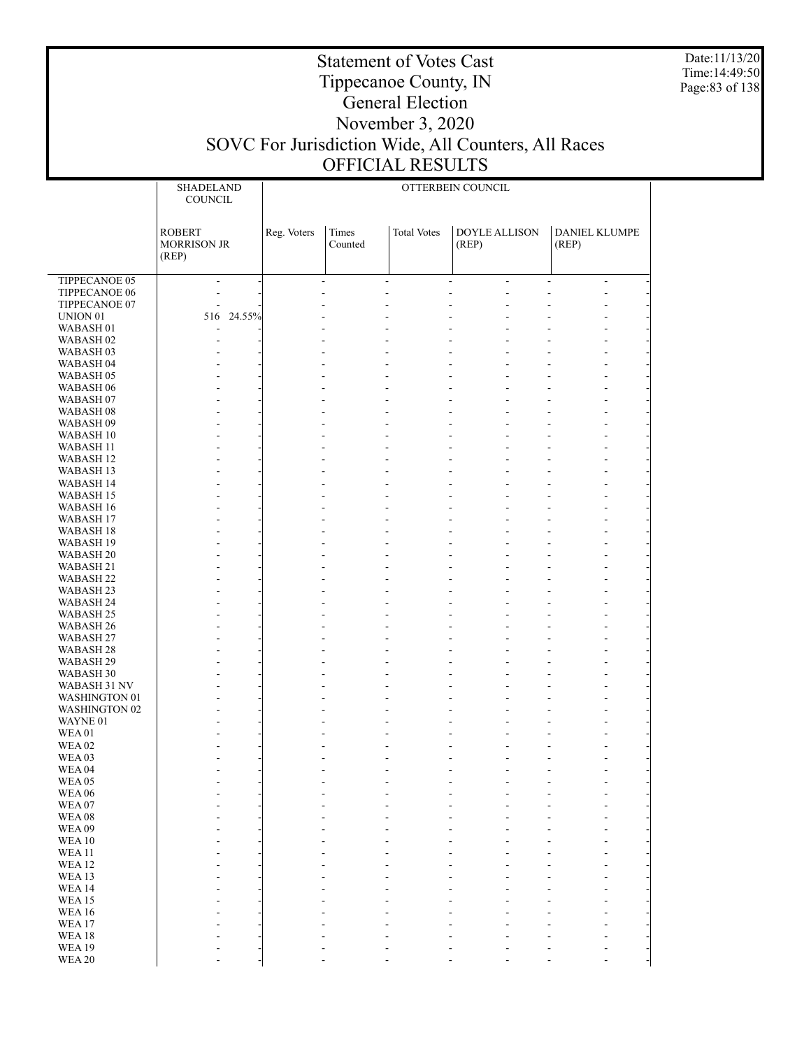# Statement of Votes Cast
# Tippecanoe County, IN
# General Election
# November 3, 2020
# SOVC For Jurisdiction Wide, All Counters, All Races
# OFFICIAL RESULTS

Date:11/13/20
Time:14:49:50

| | SHADELAND COUNCIL | | OTTERBEIN COUNCIL | | | | | | |
|---|---|---|---|---|---|---|---|---|---|
| | ROBERT MORRISON JR (REP) | | Reg. Voters | Times Counted | Total Votes | DOYLE ALLISON (REP) | | DANIEL KLUMPE (REP) | |
| TIPPECANOE 05 | - | - | - | - | - | - | - | - | - |
| TIPPECANOE 06 | - | - | - | - | - | - | - | - | - |
| TIPPECANOE 07 | - | - | - | - | - | - | - | - | - |
| UNION 01 | 516 | 24.55% | - | - | - | - | - | - | - |
| WABASH 01 | - | - | - | - | - | - | - | - | - |
| WABASH 02 | - | - | - | - | - | - | - | - | - |
| WABASH 03 | - | - | - | - | - | - | - | - | - |
| WABASH 04 | - | - | - | - | - | - | - | - | - |
| WABASH 05 | - | - | - | - | - | - | - | - | - |
| WABASH 06 | - | - | - | - | - | - | - | - | - |
| WABASH 07 | - | - | - | - | - | - | - | - | - |
| WABASH 08 | - | - | - | - | - | - | - | - | - |
| WABASH 09 | - | - | - | - | - | - | - | - | - |
| WABASH 10 | - | - | - | - | - | - | - | - | - |
| WABASH 11 | - | - | - | - | - | - | - | - | - |
| WABASH 12 | - | - | - | - | - | - | - | - | - |
| WABASH 13 | - | - | - | - | - | - | - | - | - |
| WABASH 14 | - | - | - | - | - | - | - | - | - |
| WABASH 15 | - | - | - | - | - | - | - | - | - |
| WABASH 16 | - | - | - | - | - | - | - | - | - |
| WABASH 17 | - | - | - | - | - | - | - | - | - |
| WABASH 18 | - | - | - | - | - | - | - | - | - |
| WABASH 19 | - | - | - | - | - | - | - | - | - |
| WABASH 20 | - | - | - | - | - | - | - | - | - |
| WABASH 21 | - | - | - | - | - | - | - | - | - |
| WABASH 22 | - | - | - | - | - | - | - | - | - |
| WABASH 23 | - | - | - | - | - | - | - | - | - |
| WABASH 24 | - | - | - | - | - | - | - | - | - |
| WABASH 25 | - | - | - | - | - | - | - | - | - |
| WABASH 26 | - | - | - | - | - | - | - | - | - |
| WABASH 27 | - | - | - | - | - | - | - | - | - |
| WABASH 28 | - | - | - | - | - | - | - | - | - |
| WABASH 29 | - | - | - | - | - | - | - | - | - |
| WABASH 30 | - | - | - | - | - | - | - | - | - |
| WABASH 31 NV | - | - | - | - | - | - | - | - | - |
| WASHINGTON 01 | - | - | - | - | - | - | - | - | - |
| WASHINGTON 02 | - | - | - | - | - | - | - | - | - |
| WAYNE 01 | - | - | - | - | - | - | - | - | - |
| WEA 01 | - | - | - | - | - | - | - | - | - |
| WEA 02 | - | - | - | - | - | - | - | - | - |
| WEA 03 | - | - | - | - | - | - | - | - | - |
| WEA 04 | - | - | - | - | - | - | - | - | - |
| WEA 05 | - | - | - | - | - | - | - | - | - |
| WEA 06 | - | - | - | - | - | - | - | - | - |
| WEA 07 | - | - | - | - | - | - | - | - | - |
| WEA 08 | - | - | - | - | - | - | - | - | - |
| WEA 09 | - | - | - | - | - | - | - | - | - |
| WEA 10 | - | - | - | - | - | - | - | - | - |
| WEA 11 | - | - | - | - | - | - | - | - | - |
| WEA 12 | - | - | - | - | - | - | - | - | - |
| WEA 13 | - | - | - | - | - | - | - | - | - |
| WEA 14 | - | - | - | - | - | - | - | - | - |
| WEA 15 | - | - | - | - | - | - | - | - | - |
| WEA 16 | - | - | - | - | - | - | - | - | - |
| WEA 17 | - | - | - | - | - | - | - | - | - |
| WEA 18 | - | - | - | - | - | - | - | - | - |
| WEA 19 | - | - | - | - | - | - | - | - | - |
| WEA 20 | - | - | - | - | - | - | - | - | - |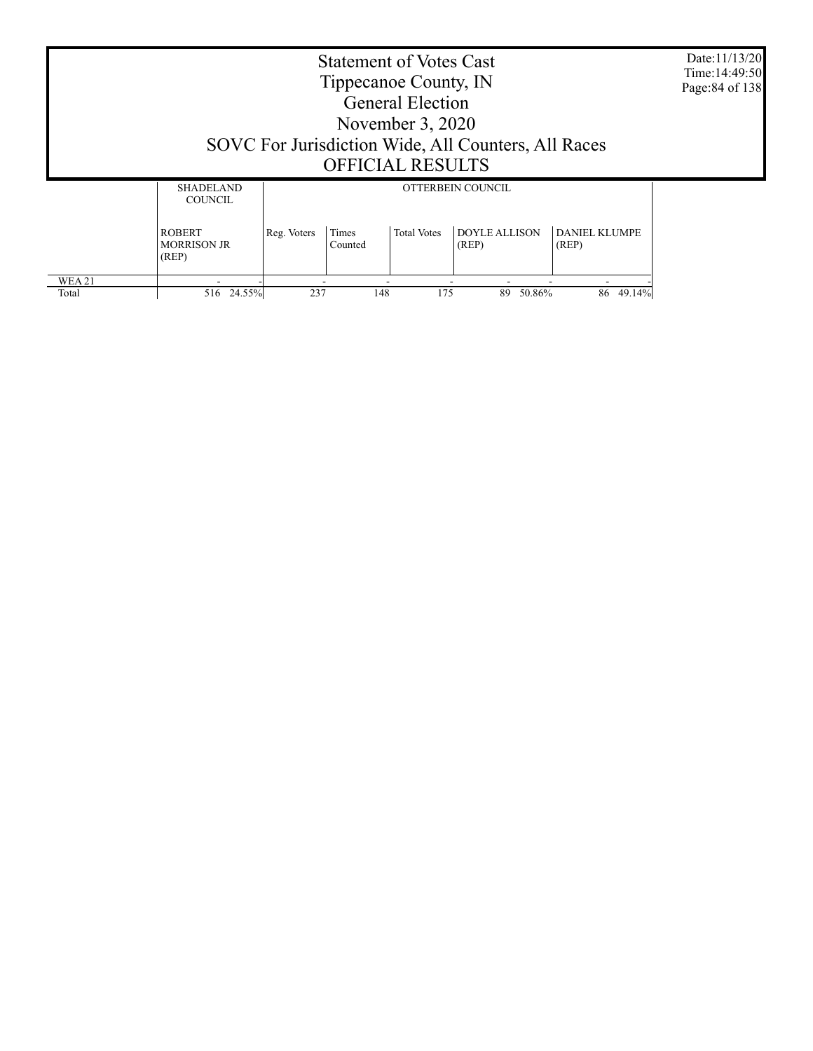# Statement of Votes Cast
## Tippecanoe County, IN
## General Election
## November 3, 2020
## SOVC For Jurisdiction Wide, All Counters, All Races
## OFFICIAL RESULTS

Date:11/13/20
Time:14:49:50

| | SHADELAND COUNCIL | | OTTERBEIN COUNCIL | | | | | | |
|---|---|---|---|---|---|---|---|---|---|
| | ROBERT MORRISON JR (REP) | | Reg. Voters | Times Counted | Total Votes | DOYLE ALLISON (REP) | | DANIEL KLUMPE (REP) | |
| WEA 21 | - | - | - | - | - | - | - | - | - |
| Total | 516 | 24.55% | 237 | 148 | 175 | 89 | 50.86% | 86 | 49.14% |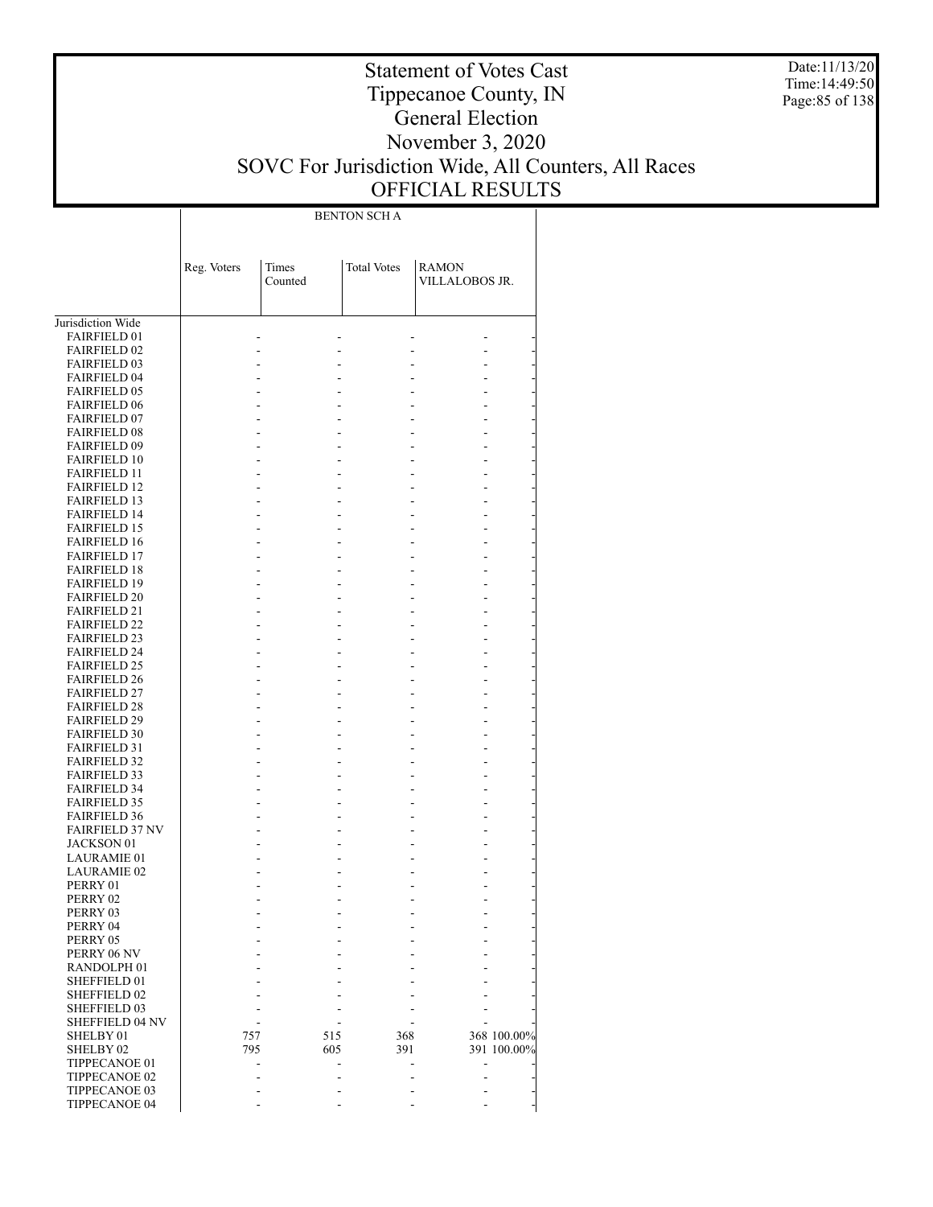# Statement of Votes Cast
# Tippecanoe County, IN
# General Election
# November 3, 2020
# SOVC For Jurisdiction Wide, All Counters, All Races
# OFFICIAL RESULTS

Date:11/13/20
Time:14:49:50

| | BENTON SCH A | | | | |
|---|---|---|---|---|---|
| | Reg. Voters | Times Counted | Total Votes | RAMON VILLALOBOS JR. | |
| Jurisdiction Wide | | | | | |
| FAIRFIELD 01 | - | - | - | - | - |
| FAIRFIELD 02 | - | - | - | - | - |
| FAIRFIELD 03 | - | - | - | - | - |
| FAIRFIELD 04 | - | - | - | - | - |
| FAIRFIELD 05 | - | - | - | - | - |
| FAIRFIELD 06 | - | - | - | - | - |
| FAIRFIELD 07 | - | - | - | - | - |
| FAIRFIELD 08 | - | - | - | - | - |
| FAIRFIELD 09 | - | - | - | - | - |
| FAIRFIELD 10 | - | - | - | - | - |
| FAIRFIELD 11 | - | - | - | - | - |
| FAIRFIELD 12 | - | - | - | - | - |
| FAIRFIELD 13 | - | - | - | - | - |
| FAIRFIELD 14 | - | - | - | - | - |
| FAIRFIELD 15 | - | - | - | - | - |
| FAIRFIELD 16 | - | - | - | - | - |
| FAIRFIELD 17 | - | - | - | - | - |
| FAIRFIELD 18 | - | - | - | - | - |
| FAIRFIELD 19 | - | - | - | - | - |
| FAIRFIELD 20 | - | - | - | - | - |
| FAIRFIELD 21 | - | - | - | - | - |
| FAIRFIELD 22 | - | - | - | - | - |
| FAIRFIELD 23 | - | - | - | - | - |
| FAIRFIELD 24 | - | - | - | - | - |
| FAIRFIELD 25 | - | - | - | - | - |
| FAIRFIELD 26 | - | - | - | - | - |
| FAIRFIELD 27 | - | - | - | - | - |
| FAIRFIELD 28 | - | - | - | - | - |
| FAIRFIELD 29 | - | - | - | - | - |
| FAIRFIELD 30 | - | - | - | - | - |
| FAIRFIELD 31 | - | - | - | - | - |
| FAIRFIELD 32 | - | - | - | - | - |
| FAIRFIELD 33 | - | - | - | - | - |
| FAIRFIELD 34 | - | - | - | - | - |
| FAIRFIELD 35 | - | - | - | - | - |
| FAIRFIELD 36 | - | - | - | - | - |
| FAIRFIELD 37 NV | - | - | - | - | - |
| JACKSON 01 | - | - | - | - | - |
| LAURAMIE 01 | - | - | - | - | - |
| LAURAMIE 02 | - | - | - | - | - |
| PERRY 01 | - | - | - | - | - |
| PERRY 02 | - | - | - | - | - |
| PERRY 03 | - | - | - | - | - |
| PERRY 04 | - | - | - | - | - |
| PERRY 05 | - | - | - | - | - |
| PERRY 06 NV | - | - | - | - | - |
| RANDOLPH 01 | - | - | - | - | - |
| SHEFFIELD 01 | - | - | - | - | - |
| SHEFFIELD 02 | - | - | - | - | - |
| SHEFFIELD 03 | - | - | - | - | - |
| SHEFFIELD 04 NV | - | - | - | - | - |
| SHELBY 01 | 757 | 515 | 368 | 368 | 100.00% |
| SHELBY 02 | 795 | 605 | 391 | 391 | 100.00% |
| TIPPECANOE 01 | - | - | - | - | - |
| TIPPECANOE 02 | - | - | - | - | - |
| TIPPECANOE 03 | - | - | - | - | - |
| TIPPECANOE 04 | - | - | - | - | - |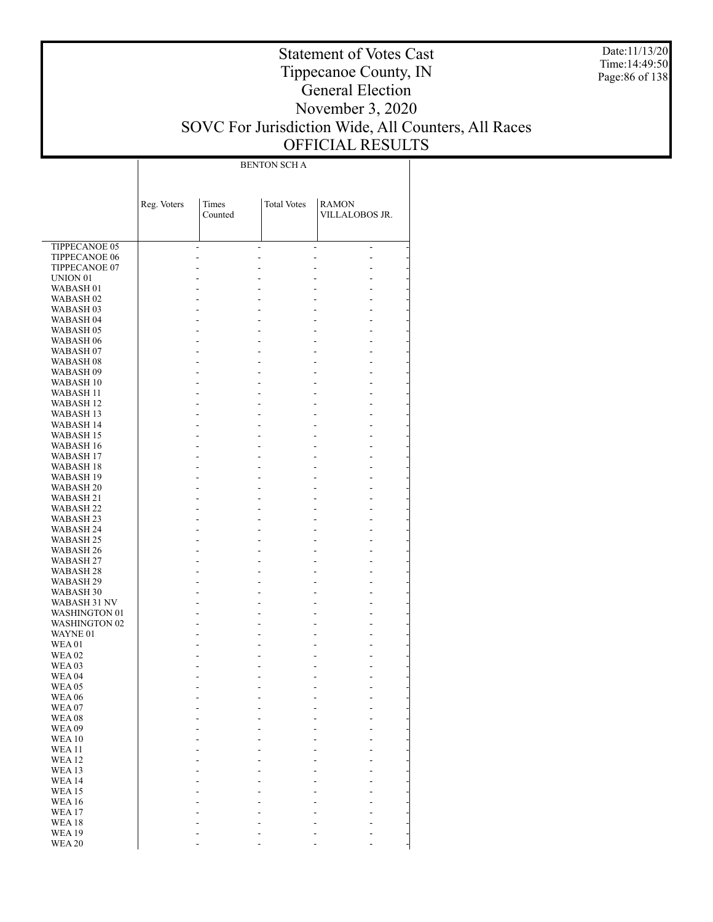# Statement of Votes Cast
# Tippecanoe County, IN
# General Election
# November 3, 2020
# SOVC For Jurisdiction Wide, All Counters, All Races
# OFFICIAL RESULTS

Date:11/13/20
Time:14:49:50

| | BENTON SCH A | | | |
|---|---|---|---|---|
| | Reg. Voters | Times Counted | Total Votes | RAMON VILLALOBOS JR. |
| TIPPECANOE 05 | - | - | - | - |
| TIPPECANOE 06 | - | - | - | - |
| TIPPECANOE 07 | - | - | - | - |
| UNION 01 | - | - | - | - |
| WABASH 01 | - | - | - | - |
| WABASH 02 | - | - | - | - |
| WABASH 03 | - | - | - | - |
| WABASH 04 | - | - | - | - |
| WABASH 05 | - | - | - | - |
| WABASH 06 | - | - | - | - |
| WABASH 07 | - | - | - | - |
| WABASH 08 | - | - | - | - |
| WABASH 09 | - | - | - | - |
| WABASH 10 | - | - | - | - |
| WABASH 11 | - | - | - | - |
| WABASH 12 | - | - | - | - |
| WABASH 13 | - | - | - | - |
| WABASH 14 | - | - | - | - |
| WABASH 15 | - | - | - | - |
| WABASH 16 | - | - | - | - |
| WABASH 17 | - | - | - | - |
| WABASH 18 | - | - | - | - |
| WABASH 19 | - | - | - | - |
| WABASH 20 | - | - | - | - |
| WABASH 21 | - | - | - | - |
| WABASH 22 | - | - | - | - |
| WABASH 23 | - | - | - | - |
| WABASH 24 | - | - | - | - |
| WABASH 25 | - | - | - | - |
| WABASH 26 | - | - | - | - |
| WABASH 27 | - | - | - | - |
| WABASH 28 | - | - | - | - |
| WABASH 29 | - | - | - | - |
| WABASH 30 | - | - | - | - |
| WABASH 31 NV | - | - | - | - |
| WASHINGTON 01 | - | - | - | - |
| WASHINGTON 02 | - | - | - | - |
| WAYNE 01 | - | - | - | - |
| WEA 01 | - | - | - | - |
| WEA 02 | - | - | - | - |
| WEA 03 | - | - | - | - |
| WEA 04 | - | - | - | - |
| WEA 05 | - | - | - | - |
| WEA 06 | - | - | - | - |
| WEA 07 | - | - | - | - |
| WEA 08 | - | - | - | - |
| WEA 09 | - | - | - | - |
| WEA 10 | - | - | - | - |
| WEA 11 | - | - | - | - |
| WEA 12 | - | - | - | - |
| WEA 13 | - | - | - | - |
| WEA 14 | - | - | - | - |
| WEA 15 | - | - | - | - |
| WEA 16 | - | - | - | - |
| WEA 17 | - | - | - | - |
| WEA 18 | - | - | - | - |
| WEA 19 | - | - | - | - |
| WEA 20 | - | - | - | - |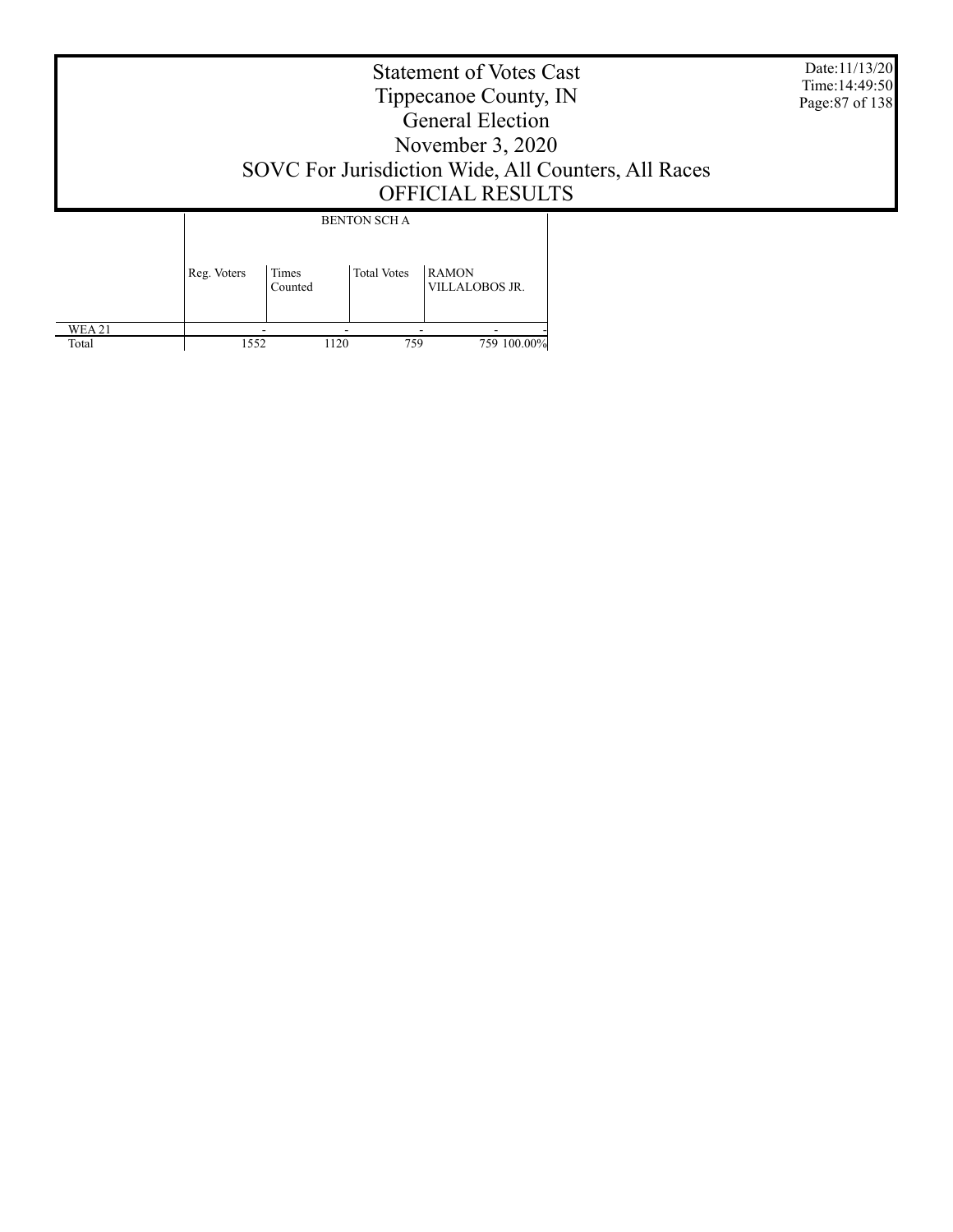# Statement of Votes Cast
# Tippecanoe County, IN
# General Election
# November 3, 2020
# SOVC For Jurisdiction Wide, All Counters, All Races
# OFFICIAL RESULTS

Date:11/13/20
Time:14:49:50

| | BENTON SCH A | | | | |
|---|---|---|---|---|---|
| | Reg. Voters | Times Counted | Total Votes | RAMON VILLALOBOS JR. | |
| WEA 21 | - | - | - | - | - |
| Total | 1552 | 1120 | 759 | 759 | 100.00% |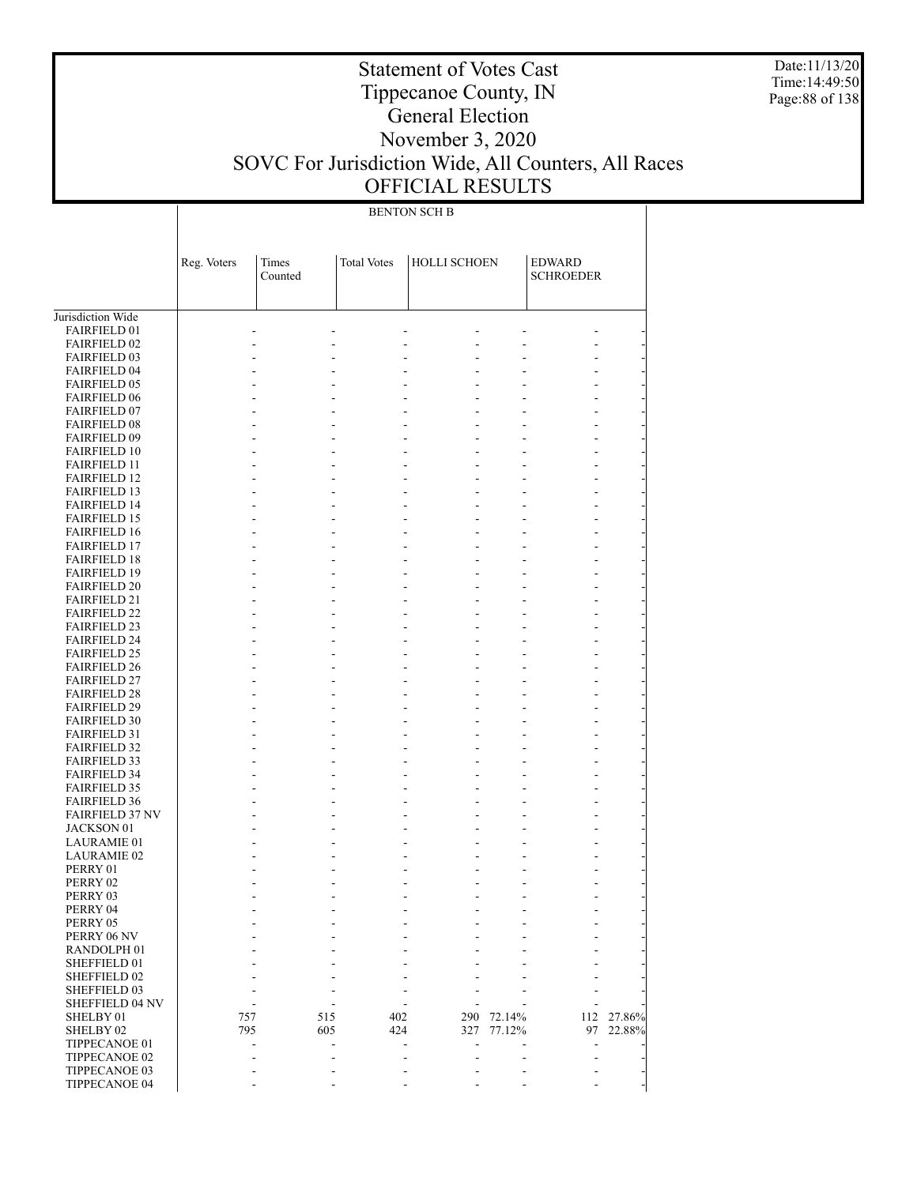# Statement of Votes Cast
# Tippecanoe County, IN
# General Election
# November 3, 2020
# SOVC For Jurisdiction Wide, All Counters, All Races
# OFFICIAL RESULTS

Date:11/13/20
Time:14:49:50

BENTON SCH B

| | Reg. Voters | Times Counted | Total Votes | HOLLI SCHOEN | | EDWARD SCHROEDER | |
|---|---|---|---|---|---|---|---|
| Jurisdiction Wide | | | | | | | |
| FAIRFIELD 01 | - | - | - | - | - | - | - |
| FAIRFIELD 02 | - | - | - | - | - | - | - |
| FAIRFIELD 03 | - | - | - | - | - | - | - |
| FAIRFIELD 04 | - | - | - | - | - | - | - |
| FAIRFIELD 05 | - | - | - | - | - | - | - |
| FAIRFIELD 06 | - | - | - | - | - | - | - |
| FAIRFIELD 07 | - | - | - | - | - | - | - |
| FAIRFIELD 08 | - | - | - | - | - | - | - |
| FAIRFIELD 09 | - | - | - | - | - | - | - |
| FAIRFIELD 10 | - | - | - | - | - | - | - |
| FAIRFIELD 11 | - | - | - | - | - | - | - |
| FAIRFIELD 12 | - | - | - | - | - | - | - |
| FAIRFIELD 13 | - | - | - | - | - | - | - |
| FAIRFIELD 14 | - | - | - | - | - | - | - |
| FAIRFIELD 15 | - | - | - | - | - | - | - |
| FAIRFIELD 16 | - | - | - | - | - | - | - |
| FAIRFIELD 17 | - | - | - | - | - | - | - |
| FAIRFIELD 18 | - | - | - | - | - | - | - |
| FAIRFIELD 19 | - | - | - | - | - | - | - |
| FAIRFIELD 20 | - | - | - | - | - | - | - |
| FAIRFIELD 21 | - | - | - | - | - | - | - |
| FAIRFIELD 22 | - | - | - | - | - | - | - |
| FAIRFIELD 23 | - | - | - | - | - | - | - |
| FAIRFIELD 24 | - | - | - | - | - | - | - |
| FAIRFIELD 25 | - | - | - | - | - | - | - |
| FAIRFIELD 26 | - | - | - | - | - | - | - |
| FAIRFIELD 27 | - | - | - | - | - | - | - |
| FAIRFIELD 28 | - | - | - | - | - | - | - |
| FAIRFIELD 29 | - | - | - | - | - | - | - |
| FAIRFIELD 30 | - | - | - | - | - | - | - |
| FAIRFIELD 31 | - | - | - | - | - | - | - |
| FAIRFIELD 32 | - | - | - | - | - | - | - |
| FAIRFIELD 33 | - | - | - | - | - | - | - |
| FAIRFIELD 34 | - | - | - | - | - | - | - |
| FAIRFIELD 35 | - | - | - | - | - | - | - |
| FAIRFIELD 36 | - | - | - | - | - | - | - |
| FAIRFIELD 37 NV | - | - | - | - | - | - | - |
| JACKSON 01 | - | - | - | - | - | - | - |
| LAURAMIE 01 | - | - | - | - | - | - | - |
| LAURAMIE 02 | - | - | - | - | - | - | - |
| PERRY 01 | - | - | - | - | - | - | - |
| PERRY 02 | - | - | - | - | - | - | - |
| PERRY 03 | - | - | - | - | - | - | - |
| PERRY 04 | - | - | - | - | - | - | - |
| PERRY 05 | - | - | - | - | - | - | - |
| PERRY 06 NV | - | - | - | - | - | - | - |
| RANDOLPH 01 | - | - | - | - | - | - | - |
| SHEFFIELD 01 | - | - | - | - | - | - | - |
| SHEFFIELD 02 | - | - | - | - | - | - | - |
| SHEFFIELD 03 | - | - | - | - | - | - | - |
| SHEFFIELD 04 NV | - | - | - | - | - | - | - |
| SHELBY 01 | 757 | 515 | 402 | 290 | 72.14% | 112 | 27.86% |
| SHELBY 02 | 795 | 605 | 424 | 327 | 77.12% | 97 | 22.88% |
| TIPPECANOE 01 | - | - | - | - | - | - | - |
| TIPPECANOE 02 | - | - | - | - | - | - | - |
| TIPPECANOE 03 | - | - | - | - | - | - | - |
| TIPPECANOE 04 | - | - | - | - | - | - | - |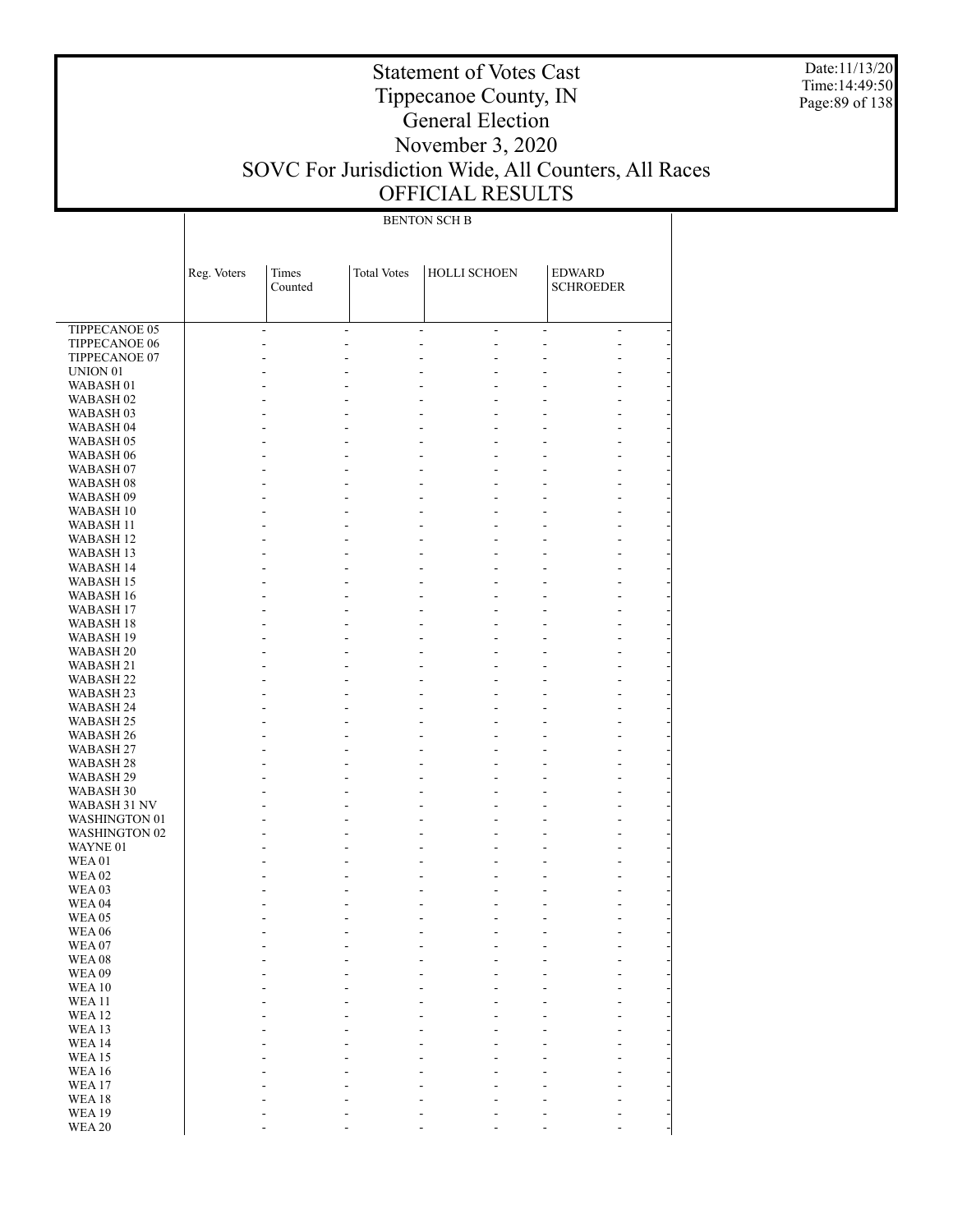# Statement of Votes Cast
## Tippecanoe County, IN
## General Election
## November 3, 2020
## SOVC For Jurisdiction Wide, All Counters, All Races
## OFFICIAL RESULTS

| | BENTON SCH B | | | | | | |
|---|---|---|---|---|---|---|---|
| | Reg. Voters | Times Counted | Total Votes | HOLLI SCHOEN | | EDWARD SCHROEDER | |
| TIPPECANOE 05 | - | - | - | - | - | - | - |
| TIPPECANOE 06 | - | - | - | - | - | - | - |
| TIPPECANOE 07 | - | - | - | - | - | - | - |
| UNION 01 | - | - | - | - | - | - | - |
| WABASH 01 | - | - | - | - | - | - | - |
| WABASH 02 | - | - | - | - | - | - | - |
| WABASH 03 | - | - | - | - | - | - | - |
| WABASH 04 | - | - | - | - | - | - | - |
| WABASH 05 | - | - | - | - | - | - | - |
| WABASH 06 | - | - | - | - | - | - | - |
| WABASH 07 | - | - | - | - | - | - | - |
| WABASH 08 | - | - | - | - | - | - | - |
| WABASH 09 | - | - | - | - | - | - | - |
| WABASH 10 | - | - | - | - | - | - | - |
| WABASH 11 | - | - | - | - | - | - | - |
| WABASH 12 | - | - | - | - | - | - | - |
| WABASH 13 | - | - | - | - | - | - | - |
| WABASH 14 | - | - | - | - | - | - | - |
| WABASH 15 | - | - | - | - | - | - | - |
| WABASH 16 | - | - | - | - | - | - | - |
| WABASH 17 | - | - | - | - | - | - | - |
| WABASH 18 | - | - | - | - | - | - | - |
| WABASH 19 | - | - | - | - | - | - | - |
| WABASH 20 | - | - | - | - | - | - | - |
| WABASH 21 | - | - | - | - | - | - | - |
| WABASH 22 | - | - | - | - | - | - | - |
| WABASH 23 | - | - | - | - | - | - | - |
| WABASH 24 | - | - | - | - | - | - | - |
| WABASH 25 | - | - | - | - | - | - | - |
| WABASH 26 | - | - | - | - | - | - | - |
| WABASH 27 | - | - | - | - | - | - | - |
| WABASH 28 | - | - | - | - | - | - | - |
| WABASH 29 | - | - | - | - | - | - | - |
| WABASH 30 | - | - | - | - | - | - | - |
| WABASH 31 NV | - | - | - | - | - | - | - |
| WASHINGTON 01 | - | - | - | - | - | - | - |
| WASHINGTON 02 | - | - | - | - | - | - | - |
| WAYNE 01 | - | - | - | - | - | - | - |
| WEA 01 | - | - | - | - | - | - | - |
| WEA 02 | - | - | - | - | - | - | - |
| WEA 03 | - | - | - | - | - | - | - |
| WEA 04 | - | - | - | - | - | - | - |
| WEA 05 | - | - | - | - | - | - | - |
| WEA 06 | - | - | - | - | - | - | - |
| WEA 07 | - | - | - | - | - | - | - |
| WEA 08 | - | - | - | - | - | - | - |
| WEA 09 | - | - | - | - | - | - | - |
| WEA 10 | - | - | - | - | - | - | - |
| WEA 11 | - | - | - | - | - | - | - |
| WEA 12 | - | - | - | - | - | - | - |
| WEA 13 | - | - | - | - | - | - | - |
| WEA 14 | - | - | - | - | - | - | - |
| WEA 15 | - | - | - | - | - | - | - |
| WEA 16 | - | - | - | - | - | - | - |
| WEA 17 | - | - | - | - | - | - | - |
| WEA 18 | - | - | - | - | - | - | - |
| WEA 19 | - | - | - | - | - | - | - |
| WEA 20 | - | - | - | - | - | - | - |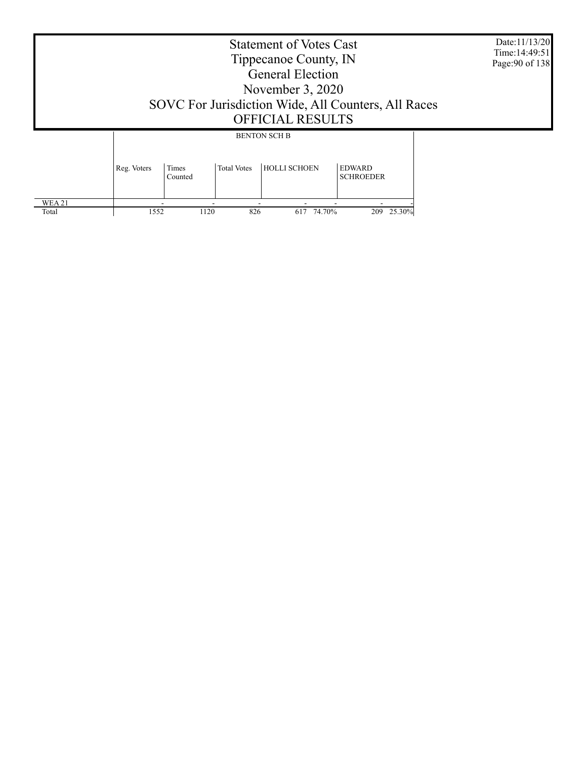# Statement of Votes Cast
## Tippecanoe County, IN
## General Election
## November 3, 2020
## SOVC For Jurisdiction Wide, All Counters, All Races
## OFFICIAL RESULTS

Date:11/13/20
Time:14:49:51

| | BENTON SCH B | | | | | | |
|---|---|---|---|---|---|---|---|
| | Reg. Voters | Times Counted | Total Votes | HOLLI SCHOEN | | EDWARD SCHROEDER | |
| WEA 21 | - | - | - | - | - | - | - |
| Total | 1552 | 1120 | 826 | 617 | 74.70% | 209 | 25.30% |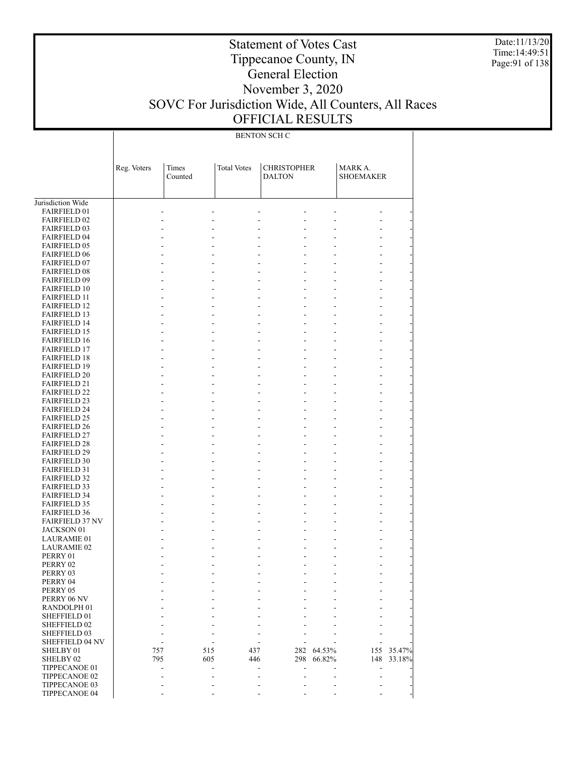# Statement of Votes Cast
## Tippecanoe County, IN
## General Election
## November 3, 2020
## SOVC For Jurisdiction Wide, All Counters, All Races
## OFFICIAL RESULTS

Date:11/13/20
Time:14:49:51

BENTON SCH C

| | Reg. Voters | Times Counted | Total Votes | CHRISTOPHER DALTON | | MARK A. SHOEMAKER | |
|---|---|---|---|---|---|---|---|
| Jurisdiction Wide | | | | | | | |
| FAIRFIELD 01 | - | - | - | - | - | - | - |
| FAIRFIELD 02 | - | - | - | - | - | - | - |
| FAIRFIELD 03 | - | - | - | - | - | - | - |
| FAIRFIELD 04 | - | - | - | - | - | - | - |
| FAIRFIELD 05 | - | - | - | - | - | - | - |
| FAIRFIELD 06 | - | - | - | - | - | - | - |
| FAIRFIELD 07 | - | - | - | - | - | - | - |
| FAIRFIELD 08 | - | - | - | - | - | - | - |
| FAIRFIELD 09 | - | - | - | - | - | - | - |
| FAIRFIELD 10 | - | - | - | - | - | - | - |
| FAIRFIELD 11 | - | - | - | - | - | - | - |
| FAIRFIELD 12 | - | - | - | - | - | - | - |
| FAIRFIELD 13 | - | - | - | - | - | - | - |
| FAIRFIELD 14 | - | - | - | - | - | - | - |
| FAIRFIELD 15 | - | - | - | - | - | - | - |
| FAIRFIELD 16 | - | - | - | - | - | - | - |
| FAIRFIELD 17 | - | - | - | - | - | - | - |
| FAIRFIELD 18 | - | - | - | - | - | - | - |
| FAIRFIELD 19 | - | - | - | - | - | - | - |
| FAIRFIELD 20 | - | - | - | - | - | - | - |
| FAIRFIELD 21 | - | - | - | - | - | - | - |
| FAIRFIELD 22 | - | - | - | - | - | - | - |
| FAIRFIELD 23 | - | - | - | - | - | - | - |
| FAIRFIELD 24 | - | - | - | - | - | - | - |
| FAIRFIELD 25 | - | - | - | - | - | - | - |
| FAIRFIELD 26 | - | - | - | - | - | - | - |
| FAIRFIELD 27 | - | - | - | - | - | - | - |
| FAIRFIELD 28 | - | - | - | - | - | - | - |
| FAIRFIELD 29 | - | - | - | - | - | - | - |
| FAIRFIELD 30 | - | - | - | - | - | - | - |
| FAIRFIELD 31 | - | - | - | - | - | - | - |
| FAIRFIELD 32 | - | - | - | - | - | - | - |
| FAIRFIELD 33 | - | - | - | - | - | - | - |
| FAIRFIELD 34 | - | - | - | - | - | - | - |
| FAIRFIELD 35 | - | - | - | - | - | - | - |
| FAIRFIELD 36 | - | - | - | - | - | - | - |
| FAIRFIELD 37 NV | - | - | - | - | - | - | - |
| JACKSON 01 | - | - | - | - | - | - | - |
| LAURAMIE 01 | - | - | - | - | - | - | - |
| LAURAMIE 02 | - | - | - | - | - | - | - |
| PERRY 01 | - | - | - | - | - | - | - |
| PERRY 02 | - | - | - | - | - | - | - |
| PERRY 03 | - | - | - | - | - | - | - |
| PERRY 04 | - | - | - | - | - | - | - |
| PERRY 05 | - | - | - | - | - | - | - |
| PERRY 06 NV | - | - | - | - | - | - | - |
| RANDOLPH 01 | - | - | - | - | - | - | - |
| SHEFFIELD 01 | - | - | - | - | - | - | - |
| SHEFFIELD 02 | - | - | - | - | - | - | - |
| SHEFFIELD 03 | - | - | - | - | - | - | - |
| SHEFFIELD 04 NV | - | - | - | - | - | - | - |
| SHELBY 01 | 757 | 515 | 437 | 282 | 64.53% | 155 | 35.47% |
| SHELBY 02 | 795 | 605 | 446 | 298 | 66.82% | 148 | 33.18% |
| TIPPECANOE 01 | - | - | - | - | - | - | - |
| TIPPECANOE 02 | - | - | - | - | - | - | - |
| TIPPECANOE 03 | - | - | - | - | - | - | - |
| TIPPECANOE 04 | - | - | - | - | - | - | - |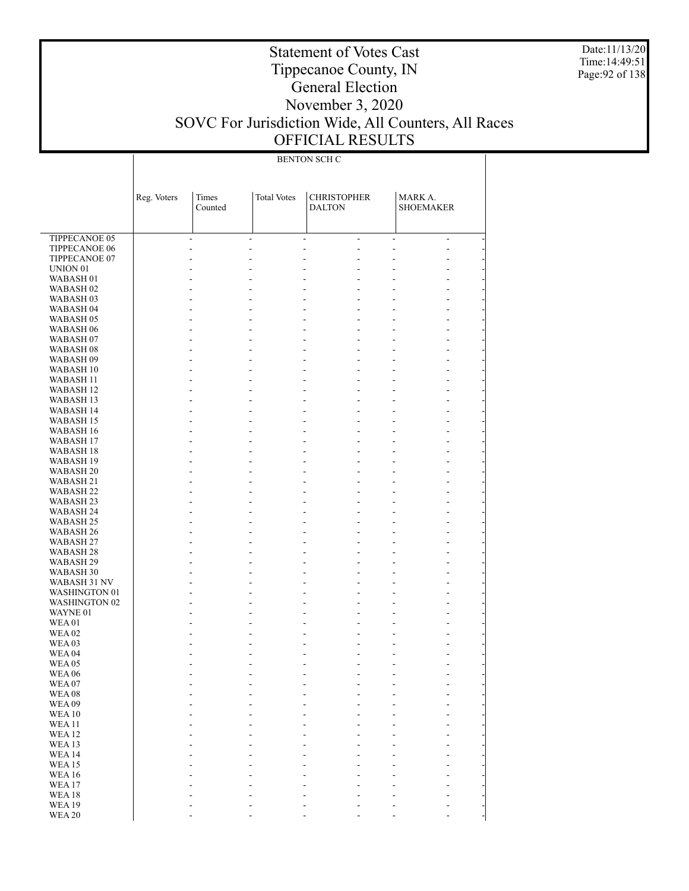# Statement of Votes Cast
# Tippecanoe County, IN
# General Election
# November 3, 2020
# SOVC For Jurisdiction Wide, All Counters, All Races
# OFFICIAL RESULTS

Date:11/13/20
Time:14:49:51

| | BENTON SCH C | | | | | | |
|---|---|---|---|---|---|---|---|
| | Reg. Voters | Times Counted | Total Votes | CHRISTOPHER DALTON | | MARK A. SHOEMAKER | |
| TIPPECANOE 05 | - | - | - | - | - | - | - |
| TIPPECANOE 06 | - | - | - | - | - | - | - |
| TIPPECANOE 07 | - | - | - | - | - | - | - |
| UNION 01 | - | - | - | - | - | - | - |
| WABASH 01 | - | - | - | - | - | - | - |
| WABASH 02 | - | - | - | - | - | - | - |
| WABASH 03 | - | - | - | - | - | - | - |
| WABASH 04 | - | - | - | - | - | - | - |
| WABASH 05 | - | - | - | - | - | - | - |
| WABASH 06 | - | - | - | - | - | - | - |
| WABASH 07 | - | - | - | - | - | - | - |
| WABASH 08 | - | - | - | - | - | - | - |
| WABASH 09 | - | - | - | - | - | - | - |
| WABASH 10 | - | - | - | - | - | - | - |
| WABASH 11 | - | - | - | - | - | - | - |
| WABASH 12 | - | - | - | - | - | - | - |
| WABASH 13 | - | - | - | - | - | - | - |
| WABASH 14 | - | - | - | - | - | - | - |
| WABASH 15 | - | - | - | - | - | - | - |
| WABASH 16 | - | - | - | - | - | - | - |
| WABASH 17 | - | - | - | - | - | - | - |
| WABASH 18 | - | - | - | - | - | - | - |
| WABASH 19 | - | - | - | - | - | - | - |
| WABASH 20 | - | - | - | - | - | - | - |
| WABASH 21 | - | - | - | - | - | - | - |
| WABASH 22 | - | - | - | - | - | - | - |
| WABASH 23 | - | - | - | - | - | - | - |
| WABASH 24 | - | - | - | - | - | - | - |
| WABASH 25 | - | - | - | - | - | - | - |
| WABASH 26 | - | - | - | - | - | - | - |
| WABASH 27 | - | - | - | - | - | - | - |
| WABASH 28 | - | - | - | - | - | - | - |
| WABASH 29 | - | - | - | - | - | - | - |
| WABASH 30 | - | - | - | - | - | - | - |
| WABASH 31 NV | - | - | - | - | - | - | - |
| WASHINGTON 01 | - | - | - | - | - | - | - |
| WASHINGTON 02 | - | - | - | - | - | - | - |
| WAYNE 01 | - | - | - | - | - | - | - |
| WEA 01 | - | - | - | - | - | - | - |
| WEA 02 | - | - | - | - | - | - | - |
| WEA 03 | - | - | - | - | - | - | - |
| WEA 04 | - | - | - | - | - | - | - |
| WEA 05 | - | - | - | - | - | - | - |
| WEA 06 | - | - | - | - | - | - | - |
| WEA 07 | - | - | - | - | - | - | - |
| WEA 08 | - | - | - | - | - | - | - |
| WEA 09 | - | - | - | - | - | - | - |
| WEA 10 | - | - | - | - | - | - | - |
| WEA 11 | - | - | - | - | - | - | - |
| WEA 12 | - | - | - | - | - | - | - |
| WEA 13 | - | - | - | - | - | - | - |
| WEA 14 | - | - | - | - | - | - | - |
| WEA 15 | - | - | - | - | - | - | - |
| WEA 16 | - | - | - | - | - | - | - |
| WEA 17 | - | - | - | - | - | - | - |
| WEA 18 | - | - | - | - | - | - | - |
| WEA 19 | - | - | - | - | - | - | - |
| WEA 20 | - | - | - | - | - | - | - |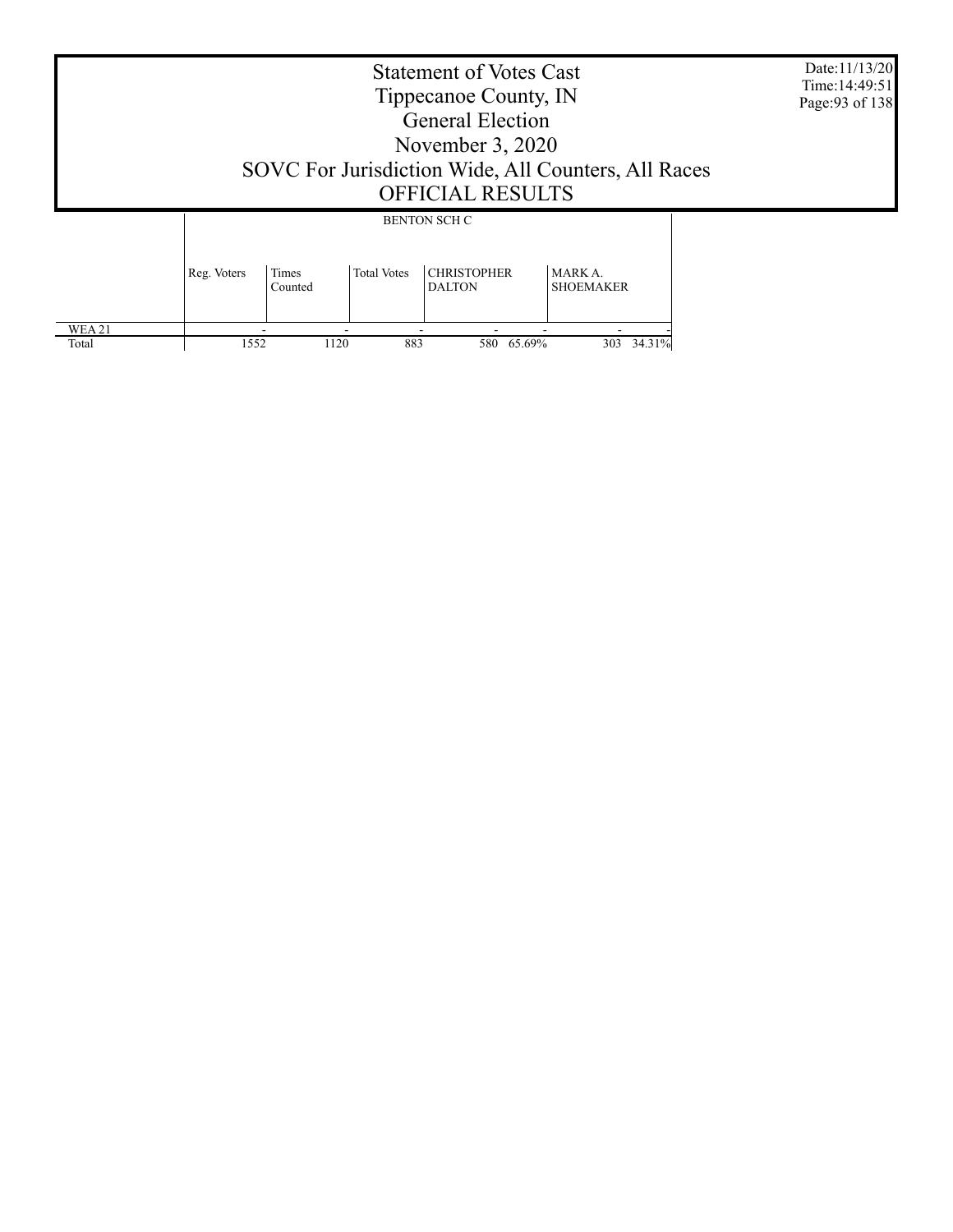# Statement of Votes Cast
# Tippecanoe County, IN
# General Election
# November 3, 2020
# SOVC For Jurisdiction Wide, All Counters, All Races
# OFFICIAL RESULTS

Date:11/13/20
Time:14:49:51

| | BENTON SCH C | | | | | | |
|---|---|---|---|---|---|---|---|
| | Reg. Voters | Times Counted | Total Votes | CHRISTOPHER DALTON | | MARK A. SHOEMAKER | |
| WEA 21 | - | - | - | - | - | - | - |
| Total | 1552 | 1120 | 883 | 580 | 65.69% | 303 | 34.31% |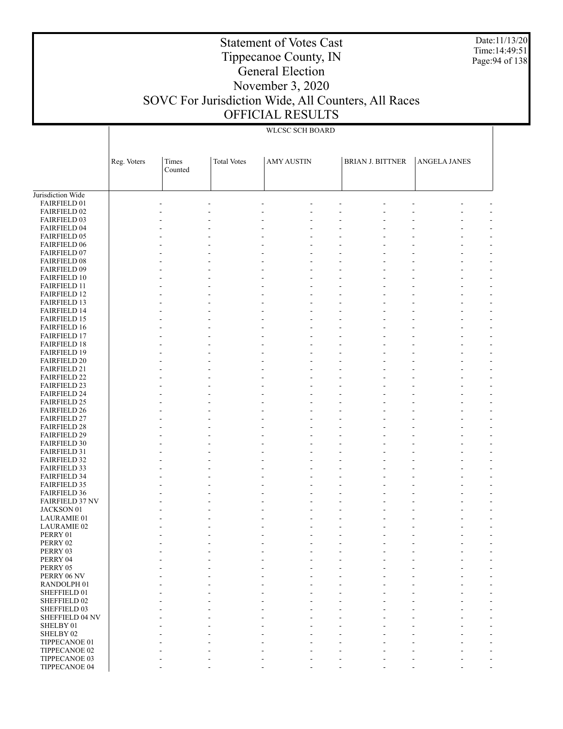# Statement of Votes Cast
# Tippecanoe County, IN
# General Election
# November 3, 2020
# SOVC For Jurisdiction Wide, All Counters, All Races
# OFFICIAL RESULTS

WLCSC SCH BOARD

| | Reg. Voters | Times Counted | Total Votes | AMY AUSTIN | | BRIAN J. BITTNER | | ANGELA JANES | |
|---|---|---|---|---|---|---|---|---|---|
| Jurisdiction Wide | | | | | | | | | |
| FAIRFIELD 01 | - | - | - | - | - | - | - | - | - |
| FAIRFIELD 02 | - | - | - | - | - | - | - | - | - |
| FAIRFIELD 03 | - | - | - | - | - | - | - | - | - |
| FAIRFIELD 04 | - | - | - | - | - | - | - | - | - |
| FAIRFIELD 05 | - | - | - | - | - | - | - | - | - |
| FAIRFIELD 06 | - | - | - | - | - | - | - | - | - |
| FAIRFIELD 07 | - | - | - | - | - | - | - | - | - |
| FAIRFIELD 08 | - | - | - | - | - | - | - | - | - |
| FAIRFIELD 09 | - | - | - | - | - | - | - | - | - |
| FAIRFIELD 10 | - | - | - | - | - | - | - | - | - |
| FAIRFIELD 11 | - | - | - | - | - | - | - | - | - |
| FAIRFIELD 12 | - | - | - | - | - | - | - | - | - |
| FAIRFIELD 13 | - | - | - | - | - | - | - | - | - |
| FAIRFIELD 14 | - | - | - | - | - | - | - | - | - |
| FAIRFIELD 15 | - | - | - | - | - | - | - | - | - |
| FAIRFIELD 16 | - | - | - | - | - | - | - | - | - |
| FAIRFIELD 17 | - | - | - | - | - | - | - | - | - |
| FAIRFIELD 18 | - | - | - | - | - | - | - | - | - |
| FAIRFIELD 19 | - | - | - | - | - | - | - | - | - |
| FAIRFIELD 20 | - | - | - | - | - | - | - | - | - |
| FAIRFIELD 21 | - | - | - | - | - | - | - | - | - |
| FAIRFIELD 22 | - | - | - | - | - | - | - | - | - |
| FAIRFIELD 23 | - | - | - | - | - | - | - | - | - |
| FAIRFIELD 24 | - | - | - | - | - | - | - | - | - |
| FAIRFIELD 25 | - | - | - | - | - | - | - | - | - |
| FAIRFIELD 26 | - | - | - | - | - | - | - | - | - |
| FAIRFIELD 27 | - | - | - | - | - | - | - | - | - |
| FAIRFIELD 28 | - | - | - | - | - | - | - | - | - |
| FAIRFIELD 29 | - | - | - | - | - | - | - | - | - |
| FAIRFIELD 30 | - | - | - | - | - | - | - | - | - |
| FAIRFIELD 31 | - | - | - | - | - | - | - | - | - |
| FAIRFIELD 32 | - | - | - | - | - | - | - | - | - |
| FAIRFIELD 33 | - | - | - | - | - | - | - | - | - |
| FAIRFIELD 34 | - | - | - | - | - | - | - | - | - |
| FAIRFIELD 35 | - | - | - | - | - | - | - | - | - |
| FAIRFIELD 36 | - | - | - | - | - | - | - | - | - |
| FAIRFIELD 37 NV | - | - | - | - | - | - | - | - | - |
| JACKSON 01 | - | - | - | - | - | - | - | - | - |
| LAURAMIE 01 | - | - | - | - | - | - | - | - | - |
| LAURAMIE 02 | - | - | - | - | - | - | - | - | - |
| PERRY 01 | - | - | - | - | - | - | - | - | - |
| PERRY 02 | - | - | - | - | - | - | - | - | - |
| PERRY 03 | - | - | - | - | - | - | - | - | - |
| PERRY 04 | - | - | - | - | - | - | - | - | - |
| PERRY 05 | - | - | - | - | - | - | - | - | - |
| PERRY 06 NV | - | - | - | - | - | - | - | - | - |
| RANDOLPH 01 | - | - | - | - | - | - | - | - | - |
| SHEFFIELD 01 | - | - | - | - | - | - | - | - | - |
| SHEFFIELD 02 | - | - | - | - | - | - | - | - | - |
| SHEFFIELD 03 | - | - | - | - | - | - | - | - | - |
| SHEFFIELD 04 NV | - | - | - | - | - | - | - | - | - |
| SHELBY 01 | - | - | - | - | - | - | - | - | - |
| SHELBY 02 | - | - | - | - | - | - | - | - | - |
| TIPPECANOE 01 | - | - | - | - | - | - | - | - | - |
| TIPPECANOE 02 | - | - | - | - | - | - | - | - | - |
| TIPPECANOE 03 | - | - | - | - | - | - | - | - | - |
| TIPPECANOE 04 | - | - | - | - | - | - | - | - | - |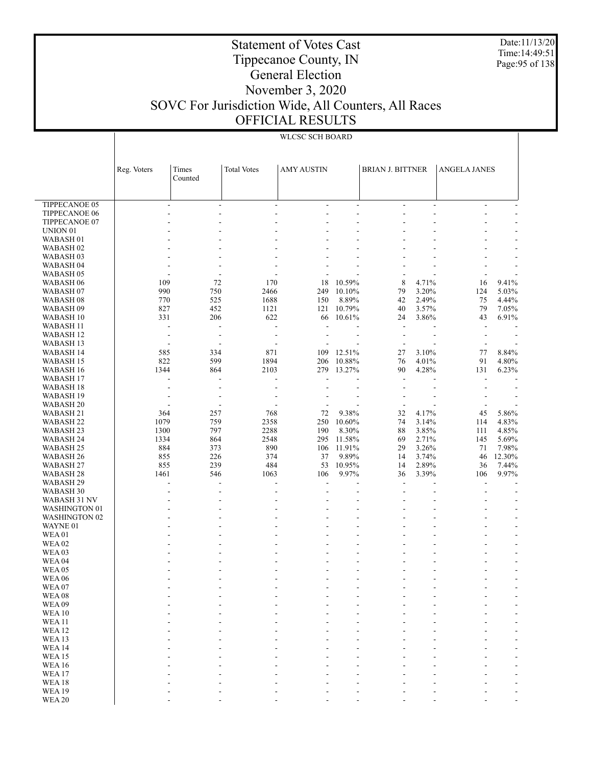# Statement of Votes Cast
# Tippecanoe County, IN
# General Election
# November 3, 2020
# SOVC For Jurisdiction Wide, All Counters, All Races
# OFFICIAL RESULTS

Date:11/13/20
Time:14:49:51

WLCSC SCH BOARD

| | Reg. Voters | Times Counted | Total Votes | AMY AUSTIN | | BRIAN J. BITTNER | | ANGELA JANES | |
|---|---|---|---|---|---|---|---|---|---|
| TIPPECANOE 05 | - | - | - | - | - | - | - | - | - |
| TIPPECANOE 06 | - | - | - | - | - | - | - | - | - |
| TIPPECANOE 07 | - | - | - | - | - | - | - | - | - |
| UNION 01 | - | - | - | - | - | - | - | - | - |
| WABASH 01 | - | - | - | - | - | - | - | - | - |
| WABASH 02 | - | - | - | - | - | - | - | - | - |
| WABASH 03 | - | - | - | - | - | - | - | - | - |
| WABASH 04 | - | - | - | - | - | - | - | - | - |
| WABASH 05 | - | - | - | - | - | - | - | - | - |
| WABASH 06 | 109 | 72 | 170 | 18 | 10.59% | 8 | 4.71% | 16 | 9.41% |
| WABASH 07 | 990 | 750 | 2466 | 249 | 10.10% | 79 | 3.20% | 124 | 5.03% |
| WABASH 08 | 770 | 525 | 1688 | 150 | 8.89% | 42 | 2.49% | 75 | 4.44% |
| WABASH 09 | 827 | 452 | 1121 | 121 | 10.79% | 40 | 3.57% | 79 | 7.05% |
| WABASH 10 | 331 | 206 | 622 | 66 | 10.61% | 24 | 3.86% | 43 | 6.91% |
| WABASH 11 | - | - | - | - | - | - | - | - | - |
| WABASH 12 | - | - | - | - | - | - | - | - | - |
| WABASH 13 | - | - | - | - | - | - | - | - | - |
| WABASH 14 | 585 | 334 | 871 | 109 | 12.51% | 27 | 3.10% | 77 | 8.84% |
| WABASH 15 | 822 | 599 | 1894 | 206 | 10.88% | 76 | 4.01% | 91 | 4.80% |
| WABASH 16 | 1344 | 864 | 2103 | 279 | 13.27% | 90 | 4.28% | 131 | 6.23% |
| WABASH 17 | - | - | - | - | - | - | - | - | - |
| WABASH 18 | - | - | - | - | - | - | - | - | - |
| WABASH 19 | - | - | - | - | - | - | - | - | - |
| WABASH 20 | - | - | - | - | - | - | - | - | - |
| WABASH 21 | 364 | 257 | 768 | 72 | 9.38% | 32 | 4.17% | 45 | 5.86% |
| WABASH 22 | 1079 | 759 | 2358 | 250 | 10.60% | 74 | 3.14% | 114 | 4.83% |
| WABASH 23 | 1300 | 797 | 2288 | 190 | 8.30% | 88 | 3.85% | 111 | 4.85% |
| WABASH 24 | 1334 | 864 | 2548 | 295 | 11.58% | 69 | 2.71% | 145 | 5.69% |
| WABASH 25 | 884 | 373 | 890 | 106 | 11.91% | 29 | 3.26% | 71 | 7.98% |
| WABASH 26 | 855 | 226 | 374 | 37 | 9.89% | 14 | 3.74% | 46 | 12.30% |
| WABASH 27 | 855 | 239 | 484 | 53 | 10.95% | 14 | 2.89% | 36 | 7.44% |
| WABASH 28 | 1461 | 546 | 1063 | 106 | 9.97% | 36 | 3.39% | 106 | 9.97% |
| WABASH 29 | - | - | - | - | - | - | - | - | - |
| WABASH 30 | - | - | - | - | - | - | - | - | - |
| WABASH 31 NV | - | - | - | - | - | - | - | - | - |
| WASHINGTON 01 | - | - | - | - | - | - | - | - | - |
| WASHINGTON 02 | - | - | - | - | - | - | - | - | - |
| WAYNE 01 | - | - | - | - | - | - | - | - | - |
| WEA 01 | - | - | - | - | - | - | - | - | - |
| WEA 02 | - | - | - | - | - | - | - | - | - |
| WEA 03 | - | - | - | - | - | - | - | - | - |
| WEA 04 | - | - | - | - | - | - | - | - | - |
| WEA 05 | - | - | - | - | - | - | - | - | - |
| WEA 06 | - | - | - | - | - | - | - | - | - |
| WEA 07 | - | - | - | - | - | - | - | - | - |
| WEA 08 | - | - | - | - | - | - | - | - | - |
| WEA 09 | - | - | - | - | - | - | - | - | - |
| WEA 10 | - | - | - | - | - | - | - | - | - |
| WEA 11 | - | - | - | - | - | - | - | - | - |
| WEA 12 | - | - | - | - | - | - | - | - | - |
| WEA 13 | - | - | - | - | - | - | - | - | - |
| WEA 14 | - | - | - | - | - | - | - | - | - |
| WEA 15 | - | - | - | - | - | - | - | - | - |
| WEA 16 | - | - | - | - | - | - | - | - | - |
| WEA 17 | - | - | - | - | - | - | - | - | - |
| WEA 18 | - | - | - | - | - | - | - | - | - |
| WEA 19 | - | - | - | - | - | - | - | - | - |
| WEA 20 | - | - | - | - | - | - | - | - | - |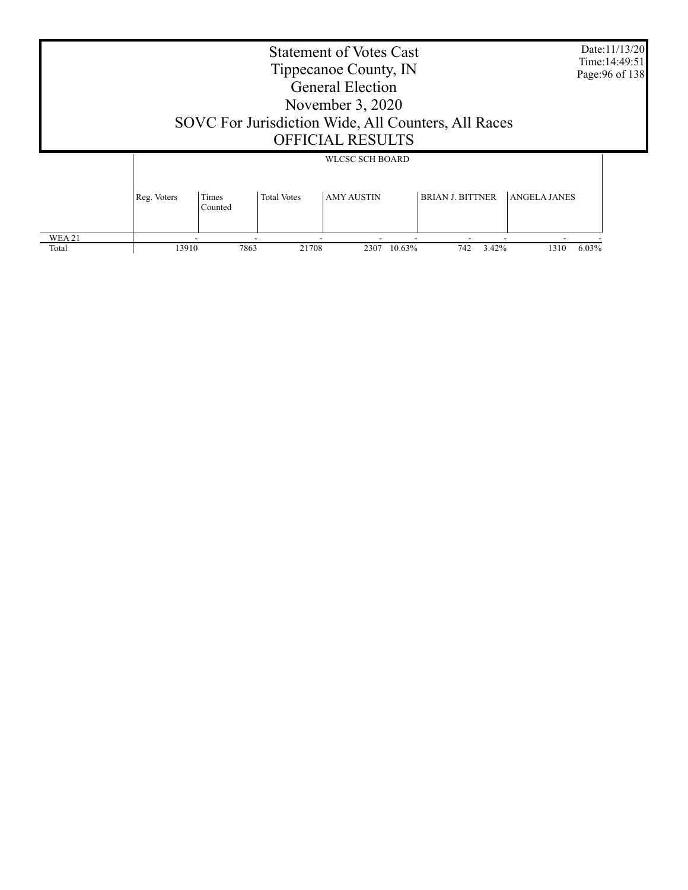# Statement of Votes Cast
# Tippecanoe County, IN
# General Election
# November 3, 2020
# SOVC For Jurisdiction Wide, All Counters, All Races
# OFFICIAL RESULTS

Date:11/13/20
Time:14:49:51

| | WLCSC SCH BOARD | | | | | | | | |
|---|---|---|---|---|---|---|---|---|---|
| | Reg. Voters | Times Counted | Total Votes | AMY AUSTIN | | BRIAN J. BITTNER | | ANGELA JANES | |
| WEA 21 | - | - | - | - | - | - | - | - | - |
| Total | 13910 | 7863 | 21708 | 2307 | 10.63% | 742 | 3.42% | 1310 | 6.03% |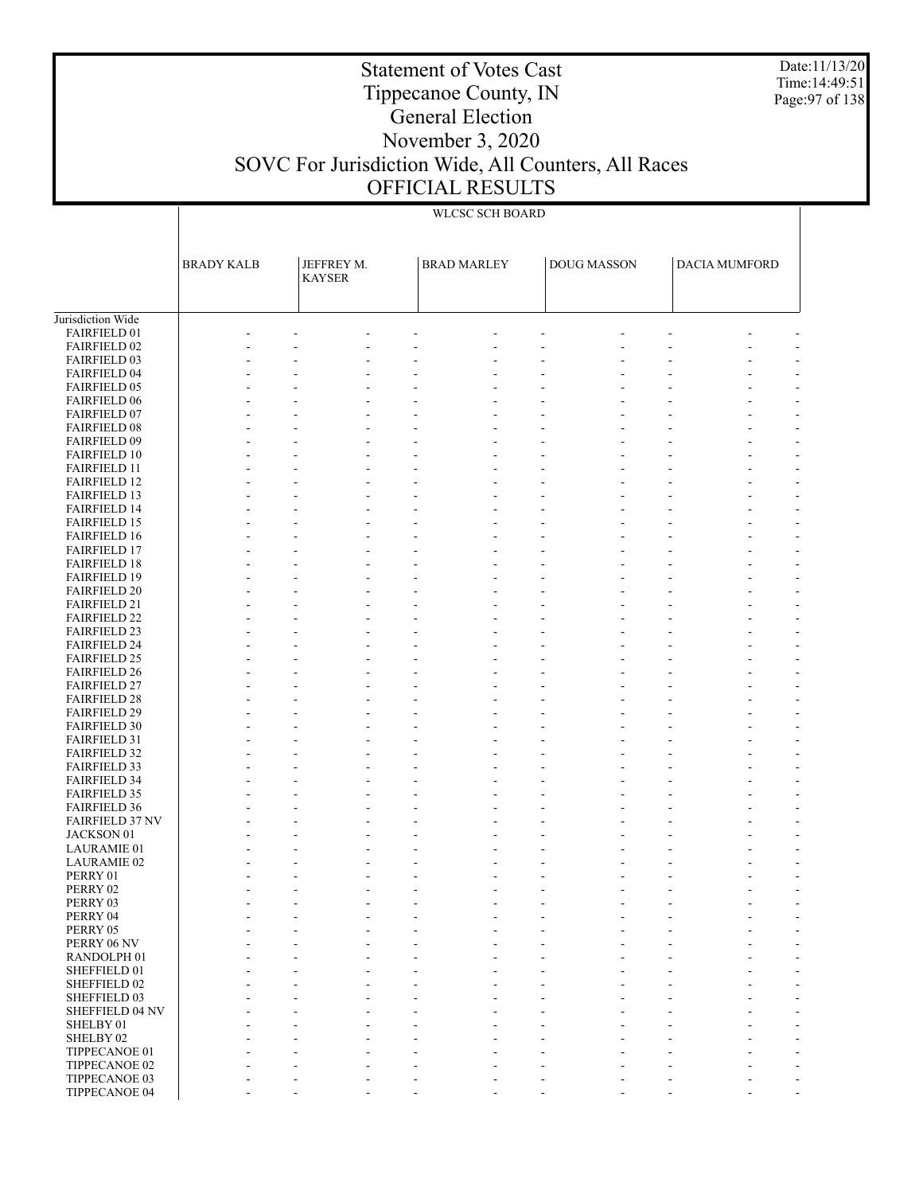# Statement of Votes Cast
# Tippecanoe County, IN
# General Election
# November 3, 2020
# SOVC For Jurisdiction Wide, All Counters, All Races
# OFFICIAL RESULTS

Date:11/13/20
Time:14:49:51

WLCSC SCH BOARD

| | BRADY KALB | | JEFFREY M. KAYSER | | BRAD MARLEY | | DOUG MASSON | | DACIA MUMFORD | |
|---|---|---|---|---|---|---|---|---|---|---|
| Jurisdiction Wide | | | | | | | | | | |
| FAIRFIELD 01 | - | - | - | - | - | - | - | - | - | - |
| FAIRFIELD 02 | - | - | - | - | - | - | - | - | - | - |
| FAIRFIELD 03 | - | - | - | - | - | - | - | - | - | - |
| FAIRFIELD 04 | - | - | - | - | - | - | - | - | - | - |
| FAIRFIELD 05 | - | - | - | - | - | - | - | - | - | - |
| FAIRFIELD 06 | - | - | - | - | - | - | - | - | - | - |
| FAIRFIELD 07 | - | - | - | - | - | - | - | - | - | - |
| FAIRFIELD 08 | - | - | - | - | - | - | - | - | - | - |
| FAIRFIELD 09 | - | - | - | - | - | - | - | - | - | - |
| FAIRFIELD 10 | - | - | - | - | - | - | - | - | - | - |
| FAIRFIELD 11 | - | - | - | - | - | - | - | - | - | - |
| FAIRFIELD 12 | - | - | - | - | - | - | - | - | - | - |
| FAIRFIELD 13 | - | - | - | - | - | - | - | - | - | - |
| FAIRFIELD 14 | - | - | - | - | - | - | - | - | - | - |
| FAIRFIELD 15 | - | - | - | - | - | - | - | - | - | - |
| FAIRFIELD 16 | - | - | - | - | - | - | - | - | - | - |
| FAIRFIELD 17 | - | - | - | - | - | - | - | - | - | - |
| FAIRFIELD 18 | - | - | - | - | - | - | - | - | - | - |
| FAIRFIELD 19 | - | - | - | - | - | - | - | - | - | - |
| FAIRFIELD 20 | - | - | - | - | - | - | - | - | - | - |
| FAIRFIELD 21 | - | - | - | - | - | - | - | - | - | - |
| FAIRFIELD 22 | - | - | - | - | - | - | - | - | - | - |
| FAIRFIELD 23 | - | - | - | - | - | - | - | - | - | - |
| FAIRFIELD 24 | - | - | - | - | - | - | - | - | - | - |
| FAIRFIELD 25 | - | - | - | - | - | - | - | - | - | - |
| FAIRFIELD 26 | - | - | - | - | - | - | - | - | - | - |
| FAIRFIELD 27 | - | - | - | - | - | - | - | - | - | - |
| FAIRFIELD 28 | - | - | - | - | - | - | - | - | - | - |
| FAIRFIELD 29 | - | - | - | - | - | - | - | - | - | - |
| FAIRFIELD 30 | - | - | - | - | - | - | - | - | - | - |
| FAIRFIELD 31 | - | - | - | - | - | - | - | - | - | - |
| FAIRFIELD 32 | - | - | - | - | - | - | - | - | - | - |
| FAIRFIELD 33 | - | - | - | - | - | - | - | - | - | - |
| FAIRFIELD 34 | - | - | - | - | - | - | - | - | - | - |
| FAIRFIELD 35 | - | - | - | - | - | - | - | - | - | - |
| FAIRFIELD 36 | - | - | - | - | - | - | - | - | - | - |
| FAIRFIELD 37 NV | - | - | - | - | - | - | - | - | - | - |
| JACKSON 01 | - | - | - | - | - | - | - | - | - | - |
| LAURAMIE 01 | - | - | - | - | - | - | - | - | - | - |
| LAURAMIE 02 | - | - | - | - | - | - | - | - | - | - |
| PERRY 01 | - | - | - | - | - | - | - | - | - | - |
| PERRY 02 | - | - | - | - | - | - | - | - | - | - |
| PERRY 03 | - | - | - | - | - | - | - | - | - | - |
| PERRY 04 | - | - | - | - | - | - | - | - | - | - |
| PERRY 05 | - | - | - | - | - | - | - | - | - | - |
| PERRY 06 NV | - | - | - | - | - | - | - | - | - | - |
| RANDOLPH 01 | - | - | - | - | - | - | - | - | - | - |
| SHEFFIELD 01 | - | - | - | - | - | - | - | - | - | - |
| SHEFFIELD 02 | - | - | - | - | - | - | - | - | - | - |
| SHEFFIELD 03 | - | - | - | - | - | - | - | - | - | - |
| SHEFFIELD 04 NV | - | - | - | - | - | - | - | - | - | - |
| SHELBY 01 | - | - | - | - | - | - | - | - | - | - |
| SHELBY 02 | - | - | - | - | - | - | - | - | - | - |
| TIPPECANOE 01 | - | - | - | - | - | - | - | - | - | - |
| TIPPECANOE 02 | - | - | - | - | - | - | - | - | - | - |
| TIPPECANOE 03 | - | - | - | - | - | - | - | - | - | - |
| TIPPECANOE 04 | - | - | - | - | - | - | - | - | - | - |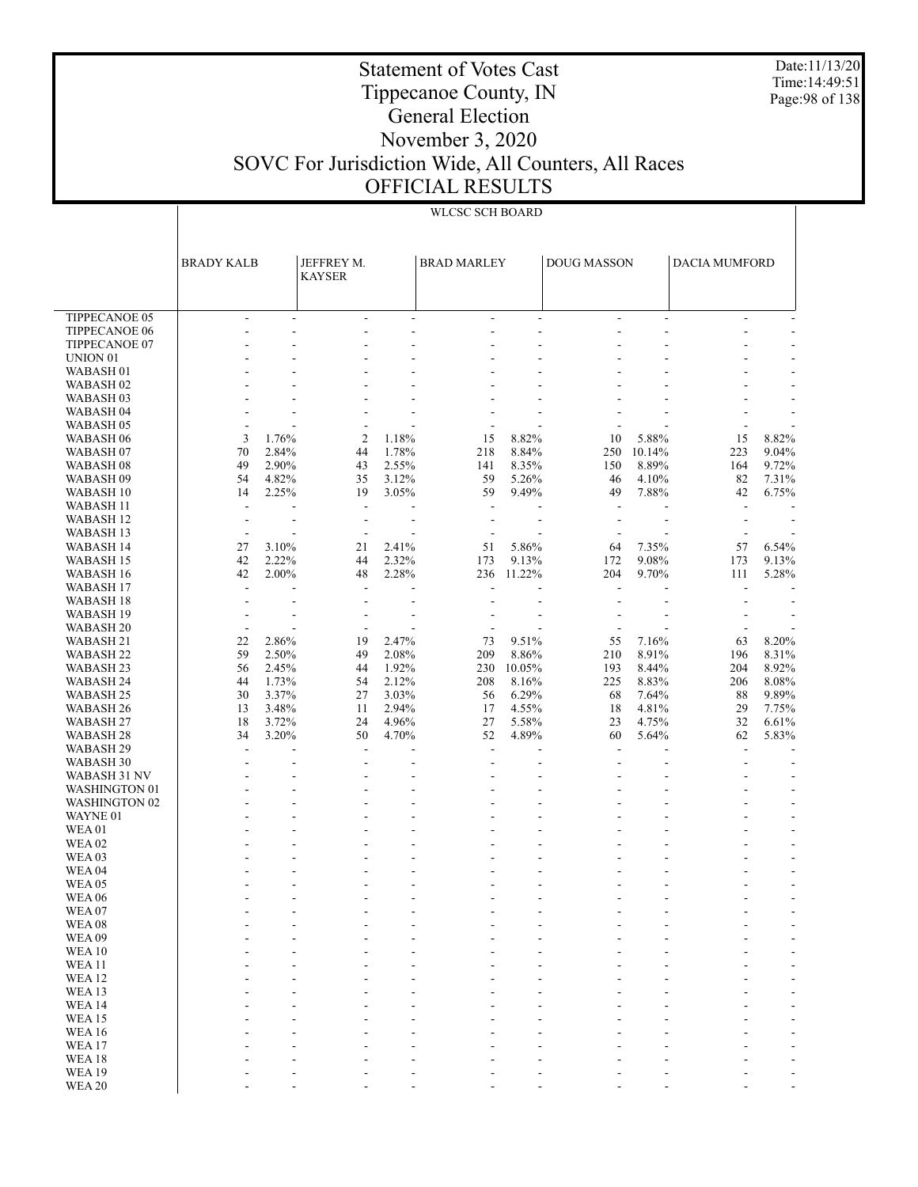# Statement of Votes Cast
# Tippecanoe County, IN
# General Election
# November 3, 2020
# SOVC For Jurisdiction Wide, All Counters, All Races
# OFFICIAL RESULTS

Date:11/13/20
Time:14:49:51

| | WLCSC SCH BOARD | | | | | | | | | |
|---|---|---|---|---|---|---|---|---|---|---|
| | BRADY KALB | | JEFFREY M. KAYSER | | BRAD MARLEY | | DOUG MASSON | | DACIA MUMFORD | |
| TIPPECANOE 05 | - | - | - | - | - | - | - | - | - | - |
| TIPPECANOE 06 | - | - | - | - | - | - | - | - | - | - |
| TIPPECANOE 07 | - | - | - | - | - | - | - | - | - | - |
| UNION 01 | - | - | - | - | - | - | - | - | - | - |
| WABASH 01 | - | - | - | - | - | - | - | - | - | - |
| WABASH 02 | - | - | - | - | - | - | - | - | - | - |
| WABASH 03 | - | - | - | - | - | - | - | - | - | - |
| WABASH 04 | - | - | - | - | - | - | - | - | - | - |
| WABASH 05 | - | - | - | - | - | - | - | - | - | - |
| WABASH 06 | 3 | 1.76% | 2 | 1.18% | 15 | 8.82% | 10 | 5.88% | 15 | 8.82% |
| WABASH 07 | 70 | 2.84% | 44 | 1.78% | 218 | 8.84% | 250 | 10.14% | 223 | 9.04% |
| WABASH 08 | 49 | 2.90% | 43 | 2.55% | 141 | 8.35% | 150 | 8.89% | 164 | 9.72% |
| WABASH 09 | 54 | 4.82% | 35 | 3.12% | 59 | 5.26% | 46 | 4.10% | 82 | 7.31% |
| WABASH 10 | 14 | 2.25% | 19 | 3.05% | 59 | 9.49% | 49 | 7.88% | 42 | 6.75% |
| WABASH 11 | - | - | - | - | - | - | - | - | - | - |
| WABASH 12 | - | - | - | - | - | - | - | - | - | - |
| WABASH 13 | - | - | - | - | - | - | - | - | - | - |
| WABASH 14 | 27 | 3.10% | 21 | 2.41% | 51 | 5.86% | 64 | 7.35% | 57 | 6.54% |
| WABASH 15 | 42 | 2.22% | 44 | 2.32% | 173 | 9.13% | 172 | 9.08% | 173 | 9.13% |
| WABASH 16 | 42 | 2.00% | 48 | 2.28% | 236 | 11.22% | 204 | 9.70% | 111 | 5.28% |
| WABASH 17 | - | - | - | - | - | - | - | - | - | - |
| WABASH 18 | - | - | - | - | - | - | - | - | - | - |
| WABASH 19 | - | - | - | - | - | - | - | - | - | - |
| WABASH 20 | - | - | - | - | - | - | - | - | - | - |
| WABASH 21 | 22 | 2.86% | 19 | 2.47% | 73 | 9.51% | 55 | 7.16% | 63 | 8.20% |
| WABASH 22 | 59 | 2.50% | 49 | 2.08% | 209 | 8.86% | 210 | 8.91% | 196 | 8.31% |
| WABASH 23 | 56 | 2.45% | 44 | 1.92% | 230 | 10.05% | 193 | 8.44% | 204 | 8.92% |
| WABASH 24 | 44 | 1.73% | 54 | 2.12% | 208 | 8.16% | 225 | 8.83% | 206 | 8.08% |
| WABASH 25 | 30 | 3.37% | 27 | 3.03% | 56 | 6.29% | 68 | 7.64% | 88 | 9.89% |
| WABASH 26 | 13 | 3.48% | 11 | 2.94% | 17 | 4.55% | 18 | 4.81% | 29 | 7.75% |
| WABASH 27 | 18 | 3.72% | 24 | 4.96% | 27 | 5.58% | 23 | 4.75% | 32 | 6.61% |
| WABASH 28 | 34 | 3.20% | 50 | 4.70% | 52 | 4.89% | 60 | 5.64% | 62 | 5.83% |
| WABASH 29 | - | - | - | - | - | - | - | - | - | - |
| WABASH 30 | - | - | - | - | - | - | - | - | - | - |
| WABASH 31 NV | - | - | - | - | - | - | - | - | - | - |
| WASHINGTON 01 | - | - | - | - | - | - | - | - | - | - |
| WASHINGTON 02 | - | - | - | - | - | - | - | - | - | - |
| WAYNE 01 | - | - | - | - | - | - | - | - | - | - |
| WEA 01 | - | - | - | - | - | - | - | - | - | - |
| WEA 02 | - | - | - | - | - | - | - | - | - | - |
| WEA 03 | - | - | - | - | - | - | - | - | - | - |
| WEA 04 | - | - | - | - | - | - | - | - | - | - |
| WEA 05 | - | - | - | - | - | - | - | - | - | - |
| WEA 06 | - | - | - | - | - | - | - | - | - | - |
| WEA 07 | - | - | - | - | - | - | - | - | - | - |
| WEA 08 | - | - | - | - | - | - | - | - | - | - |
| WEA 09 | - | - | - | - | - | - | - | - | - | - |
| WEA 10 | - | - | - | - | - | - | - | - | - | - |
| WEA 11 | - | - | - | - | - | - | - | - | - | - |
| WEA 12 | - | - | - | - | - | - | - | - | - | - |
| WEA 13 | - | - | - | - | - | - | - | - | - | - |
| WEA 14 | - | - | - | - | - | - | - | - | - | - |
| WEA 15 | - | - | - | - | - | - | - | - | - | - |
| WEA 16 | - | - | - | - | - | - | - | - | - | - |
| WEA 17 | - | - | - | - | - | - | - | - | - | - |
| WEA 18 | - | - | - | - | - | - | - | - | - | - |
| WEA 19 | - | - | - | - | - | - | - | - | - | - |
| WEA 20 | - | - | - | - | - | - | - | - | - | - |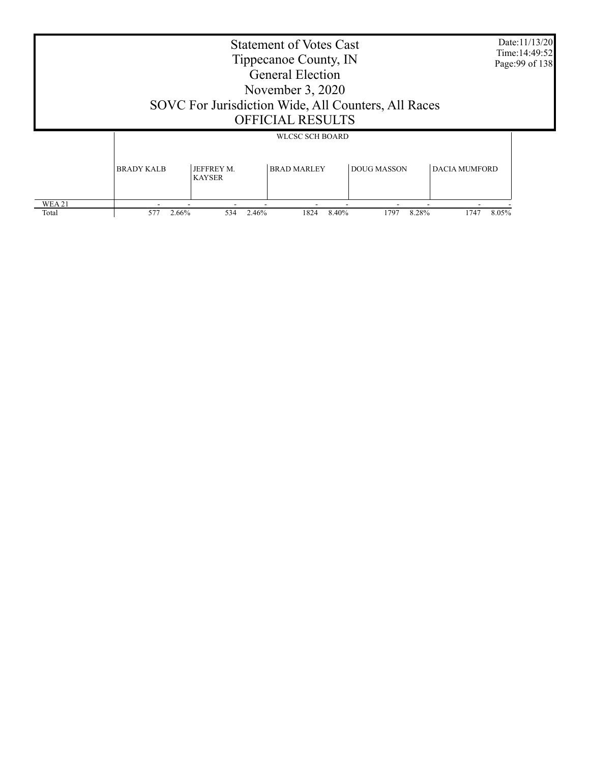# Statement of Votes Cast
Tippecanoe County, IN
General Election
November 3, 2020
SOVC For Jurisdiction Wide, All Counters, All Races
OFFICIAL RESULTS

Date:11/13/20
Time:14:49:52

| | WLCSC SCH BOARD | | | | | | | | | |
|---|---|---|---|---|---|---|---|---|---|---|
| | BRADY KALB | | JEFFREY M. KAYSER | | BRAD MARLEY | | DOUG MASSON | | DACIA MUMFORD | |
| WEA 21 | - | - | - | - | - | - | - | - | - | - |
| Total | 577 | 2.66% | 534 | 2.46% | 1824 | 8.40% | 1797 | 8.28% | 1747 | 8.05% |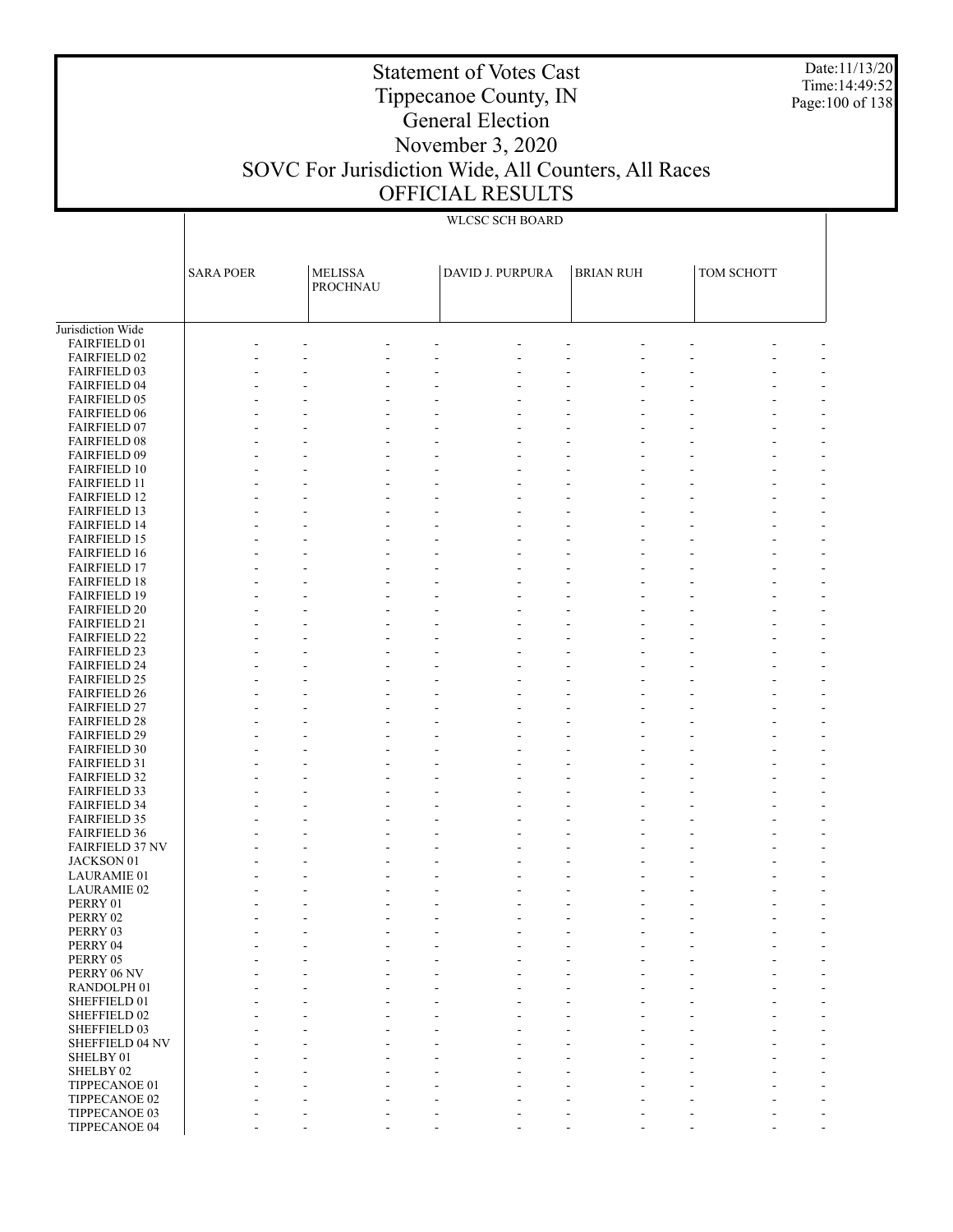# Statement of Votes Cast
# Tippecanoe County, IN
# General Election
# November 3, 2020
# SOVC For Jurisdiction Wide, All Counters, All Races
# OFFICIAL RESULTS

Date:11/13/20
Time:14:49:52

| | WLCSC SCH BOARD | | | | | | | | | |
|---|---|---|---|---|---|---|---|---|---|---|
| | SARA POER | | MELISSA PROCHNAU | | DAVID J. PURPURA | | BRIAN RUH | | TOM SCHOTT | |
| Jurisdiction Wide | | | | | | | | | | |
| FAIRFIELD 01 | - | - | - | - | - | - | - | - | - | - |
| FAIRFIELD 02 | - | - | - | - | - | - | - | - | - | - |
| FAIRFIELD 03 | - | - | - | - | - | - | - | - | - | - |
| FAIRFIELD 04 | - | - | - | - | - | - | - | - | - | - |
| FAIRFIELD 05 | - | - | - | - | - | - | - | - | - | - |
| FAIRFIELD 06 | - | - | - | - | - | - | - | - | - | - |
| FAIRFIELD 07 | - | - | - | - | - | - | - | - | - | - |
| FAIRFIELD 08 | - | - | - | - | - | - | - | - | - | - |
| FAIRFIELD 09 | - | - | - | - | - | - | - | - | - | - |
| FAIRFIELD 10 | - | - | - | - | - | - | - | - | - | - |
| FAIRFIELD 11 | - | - | - | - | - | - | - | - | - | - |
| FAIRFIELD 12 | - | - | - | - | - | - | - | - | - | - |
| FAIRFIELD 13 | - | - | - | - | - | - | - | - | - | - |
| FAIRFIELD 14 | - | - | - | - | - | - | - | - | - | - |
| FAIRFIELD 15 | - | - | - | - | - | - | - | - | - | - |
| FAIRFIELD 16 | - | - | - | - | - | - | - | - | - | - |
| FAIRFIELD 17 | - | - | - | - | - | - | - | - | - | - |
| FAIRFIELD 18 | - | - | - | - | - | - | - | - | - | - |
| FAIRFIELD 19 | - | - | - | - | - | - | - | - | - | - |
| FAIRFIELD 20 | - | - | - | - | - | - | - | - | - | - |
| FAIRFIELD 21 | - | - | - | - | - | - | - | - | - | - |
| FAIRFIELD 22 | - | - | - | - | - | - | - | - | - | - |
| FAIRFIELD 23 | - | - | - | - | - | - | - | - | - | - |
| FAIRFIELD 24 | - | - | - | - | - | - | - | - | - | - |
| FAIRFIELD 25 | - | - | - | - | - | - | - | - | - | - |
| FAIRFIELD 26 | - | - | - | - | - | - | - | - | - | - |
| FAIRFIELD 27 | - | - | - | - | - | - | - | - | - | - |
| FAIRFIELD 28 | - | - | - | - | - | - | - | - | - | - |
| FAIRFIELD 29 | - | - | - | - | - | - | - | - | - | - |
| FAIRFIELD 30 | - | - | - | - | - | - | - | - | - | - |
| FAIRFIELD 31 | - | - | - | - | - | - | - | - | - | - |
| FAIRFIELD 32 | - | - | - | - | - | - | - | - | - | - |
| FAIRFIELD 33 | - | - | - | - | - | - | - | - | - | - |
| FAIRFIELD 34 | - | - | - | - | - | - | - | - | - | - |
| FAIRFIELD 35 | - | - | - | - | - | - | - | - | - | - |
| FAIRFIELD 36 | - | - | - | - | - | - | - | - | - | - |
| FAIRFIELD 37 NV | - | - | - | - | - | - | - | - | - | - |
| JACKSON 01 | - | - | - | - | - | - | - | - | - | - |
| LAURAMIE 01 | - | - | - | - | - | - | - | - | - | - |
| LAURAMIE 02 | - | - | - | - | - | - | - | - | - | - |
| PERRY 01 | - | - | - | - | - | - | - | - | - | - |
| PERRY 02 | - | - | - | - | - | - | - | - | - | - |
| PERRY 03 | - | - | - | - | - | - | - | - | - | - |
| PERRY 04 | - | - | - | - | - | - | - | - | - | - |
| PERRY 05 | - | - | - | - | - | - | - | - | - | - |
| PERRY 06 NV | - | - | - | - | - | - | - | - | - | - |
| RANDOLPH 01 | - | - | - | - | - | - | - | - | - | - |
| SHEFFIELD 01 | - | - | - | - | - | - | - | - | - | - |
| SHEFFIELD 02 | - | - | - | - | - | - | - | - | - | - |
| SHEFFIELD 03 | - | - | - | - | - | - | - | - | - | - |
| SHEFFIELD 04 NV | - | - | - | - | - | - | - | - | - | - |
| SHELBY 01 | - | - | - | - | - | - | - | - | - | - |
| SHELBY 02 | - | - | - | - | - | - | - | - | - | - |
| TIPPECANOE 01 | - | - | - | - | - | - | - | - | - | - |
| TIPPECANOE 02 | - | - | - | - | - | - | - | - | - | - |
| TIPPECANOE 03 | - | - | - | - | - | - | - | - | - | - |
| TIPPECANOE 04 | - | - | - | - | - | - | - | - | - | - |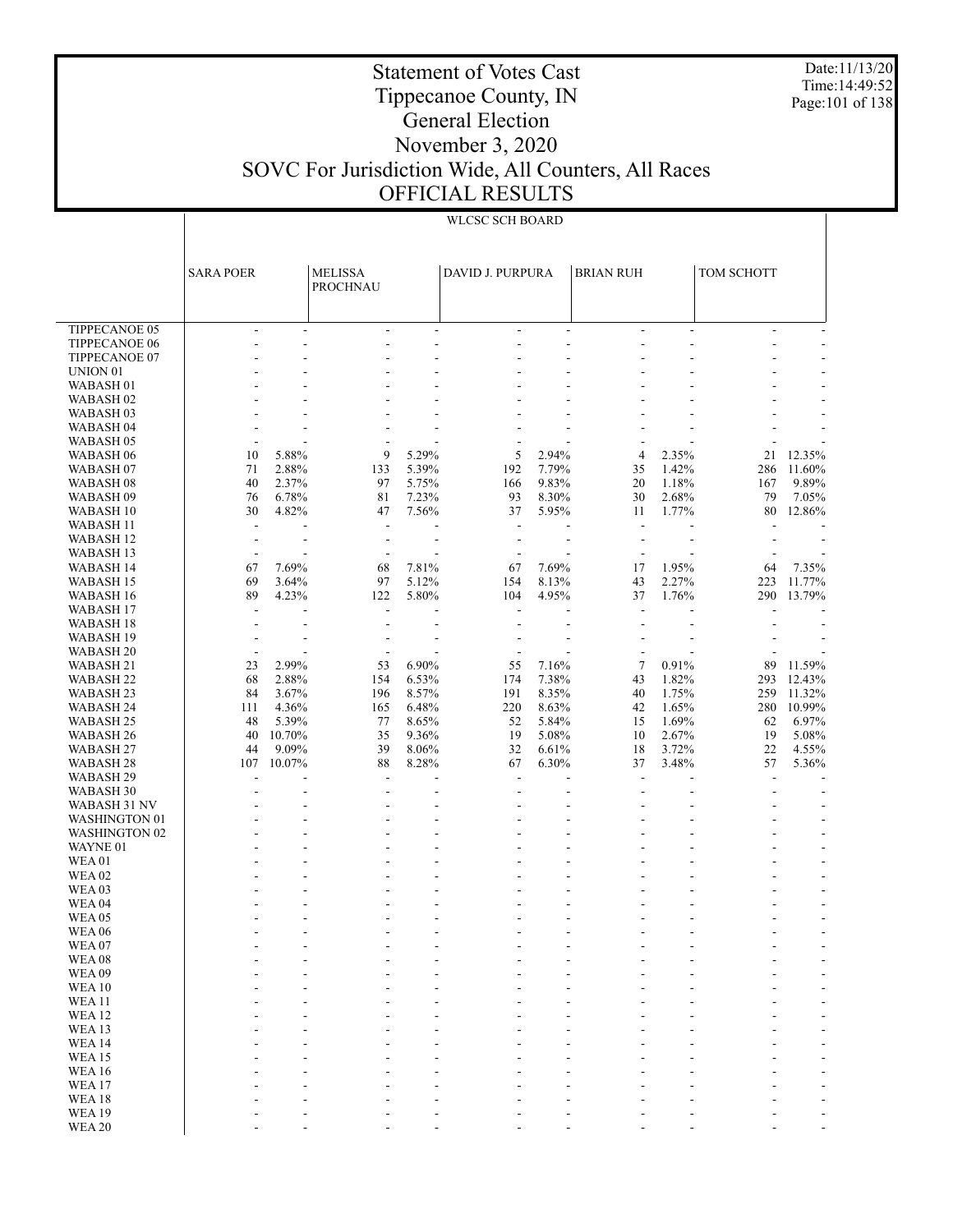# Statement of Votes Cast
## Tippecanoe County, IN
## General Election
## November 3, 2020
## SOVC For Jurisdiction Wide, All Counters, All Races
## OFFICIAL RESULTS

Date:11/13/20
Time:14:49:52

WLCSC SCH BOARD

| | SARA POER | | MELISSA PROCHNAU | | DAVID J. PURPURA | | BRIAN RUH | | TOM SCHOTT | |
|---|---|---|---|---|---|---|---|---|---|---|
| TIPPECANOE 05 | - | - | - | - | - | - | - | - | - | - |
| TIPPECANOE 06 | - | - | - | - | - | - | - | - | - | - |
| TIPPECANOE 07 | - | - | - | - | - | - | - | - | - | - |
| UNION 01 | - | - | - | - | - | - | - | - | - | - |
| WABASH 01 | - | - | - | - | - | - | - | - | - | - |
| WABASH 02 | - | - | - | - | - | - | - | - | - | - |
| WABASH 03 | - | - | - | - | - | - | - | - | - | - |
| WABASH 04 | - | - | - | - | - | - | - | - | - | - |
| WABASH 05 | - | - | - | - | - | - | - | - | - | - |
| WABASH 06 | 10 | 5.88% | 9 | 5.29% | 5 | 2.94% | 4 | 2.35% | 21 | 12.35% |
| WABASH 07 | 71 | 2.88% | 133 | 5.39% | 192 | 7.79% | 35 | 1.42% | 286 | 11.60% |
| WABASH 08 | 40 | 2.37% | 97 | 5.75% | 166 | 9.83% | 20 | 1.18% | 167 | 9.89% |
| WABASH 09 | 76 | 6.78% | 81 | 7.23% | 93 | 8.30% | 30 | 2.68% | 79 | 7.05% |
| WABASH 10 | 30 | 4.82% | 47 | 7.56% | 37 | 5.95% | 11 | 1.77% | 80 | 12.86% |
| WABASH 11 | - | - | - | - | - | - | - | - | - | - |
| WABASH 12 | - | - | - | - | - | - | - | - | - | - |
| WABASH 13 | - | - | - | - | - | - | - | - | - | - |
| WABASH 14 | 67 | 7.69% | 68 | 7.81% | 67 | 7.69% | 17 | 1.95% | 64 | 7.35% |
| WABASH 15 | 69 | 3.64% | 97 | 5.12% | 154 | 8.13% | 43 | 2.27% | 223 | 11.77% |
| WABASH 16 | 89 | 4.23% | 122 | 5.80% | 104 | 4.95% | 37 | 1.76% | 290 | 13.79% |
| WABASH 17 | - | - | - | - | - | - | - | - | - | - |
| WABASH 18 | - | - | - | - | - | - | - | - | - | - |
| WABASH 19 | - | - | - | - | - | - | - | - | - | - |
| WABASH 20 | - | - | - | - | - | - | - | - | - | - |
| WABASH 21 | 23 | 2.99% | 53 | 6.90% | 55 | 7.16% | 7 | 0.91% | 89 | 11.59% |
| WABASH 22 | 68 | 2.88% | 154 | 6.53% | 174 | 7.38% | 43 | 1.82% | 293 | 12.43% |
| WABASH 23 | 84 | 3.67% | 196 | 8.57% | 191 | 8.35% | 40 | 1.75% | 259 | 11.32% |
| WABASH 24 | 111 | 4.36% | 165 | 6.48% | 220 | 8.63% | 42 | 1.65% | 280 | 10.99% |
| WABASH 25 | 48 | 5.39% | 77 | 8.65% | 52 | 5.84% | 15 | 1.69% | 62 | 6.97% |
| WABASH 26 | 40 | 10.70% | 35 | 9.36% | 19 | 5.08% | 10 | 2.67% | 19 | 5.08% |
| WABASH 27 | 44 | 9.09% | 39 | 8.06% | 32 | 6.61% | 18 | 3.72% | 22 | 4.55% |
| WABASH 28 | 107 | 10.07% | 88 | 8.28% | 67 | 6.30% | 37 | 3.48% | 57 | 5.36% |
| WABASH 29 | - | - | - | - | - | - | - | - | - | - |
| WABASH 30 | - | - | - | - | - | - | - | - | - | - |
| WABASH 31 NV | - | - | - | - | - | - | - | - | - | - |
| WASHINGTON 01 | - | - | - | - | - | - | - | - | - | - |
| WASHINGTON 02 | - | - | - | - | - | - | - | - | - | - |
| WAYNE 01 | - | - | - | - | - | - | - | - | - | - |
| WEA 01 | - | - | - | - | - | - | - | - | - | - |
| WEA 02 | - | - | - | - | - | - | - | - | - | - |
| WEA 03 | - | - | - | - | - | - | - | - | - | - |
| WEA 04 | - | - | - | - | - | - | - | - | - | - |
| WEA 05 | - | - | - | - | - | - | - | - | - | - |
| WEA 06 | - | - | - | - | - | - | - | - | - | - |
| WEA 07 | - | - | - | - | - | - | - | - | - | - |
| WEA 08 | - | - | - | - | - | - | - | - | - | - |
| WEA 09 | - | - | - | - | - | - | - | - | - | - |
| WEA 10 | - | - | - | - | - | - | - | - | - | - |
| WEA 11 | - | - | - | - | - | - | - | - | - | - |
| WEA 12 | - | - | - | - | - | - | - | - | - | - |
| WEA 13 | - | - | - | - | - | - | - | - | - | - |
| WEA 14 | - | - | - | - | - | - | - | - | - | - |
| WEA 15 | - | - | - | - | - | - | - | - | - | - |
| WEA 16 | - | - | - | - | - | - | - | - | - | - |
| WEA 17 | - | - | - | - | - | - | - | - | - | - |
| WEA 18 | - | - | - | - | - | - | - | - | - | - |
| WEA 19 | - | - | - | - | - | - | - | - | - | - |
| WEA 20 | - | - | - | - | - | - | - | - | - | - |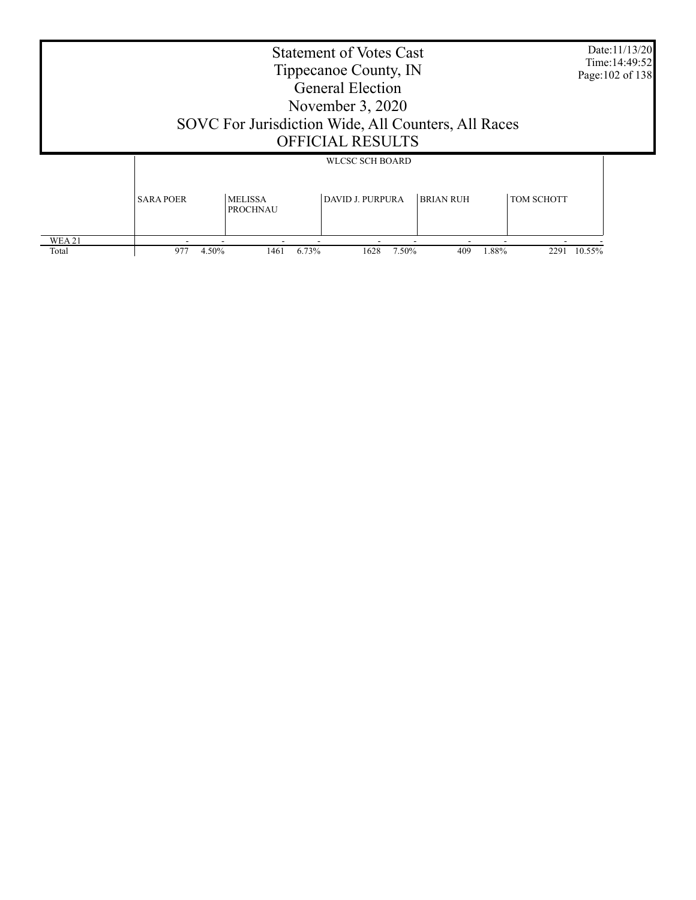# Statement of Votes Cast
# Tippecanoe County, IN
# General Election
# November 3, 2020
# SOVC For Jurisdiction Wide, All Counters, All Races
# OFFICIAL RESULTS

Date:11/13/20
Time:14:49:52

| | WLCSC SCH BOARD | | | | | | | | | |
|---|---|---|---|---|---|---|---|---|---|---|
| | SARA POER | | MELISSA PROCHNAU | | DAVID J. PURPURA | | BRIAN RUH | | TOM SCHOTT | |
| WEA 21 | - | - | - | - | - | - | - | - | - | - |
| Total | 977 | 4.50% | 1461 | 6.73% | 1628 | 7.50% | 409 | 1.88% | 2291 | 10.55% |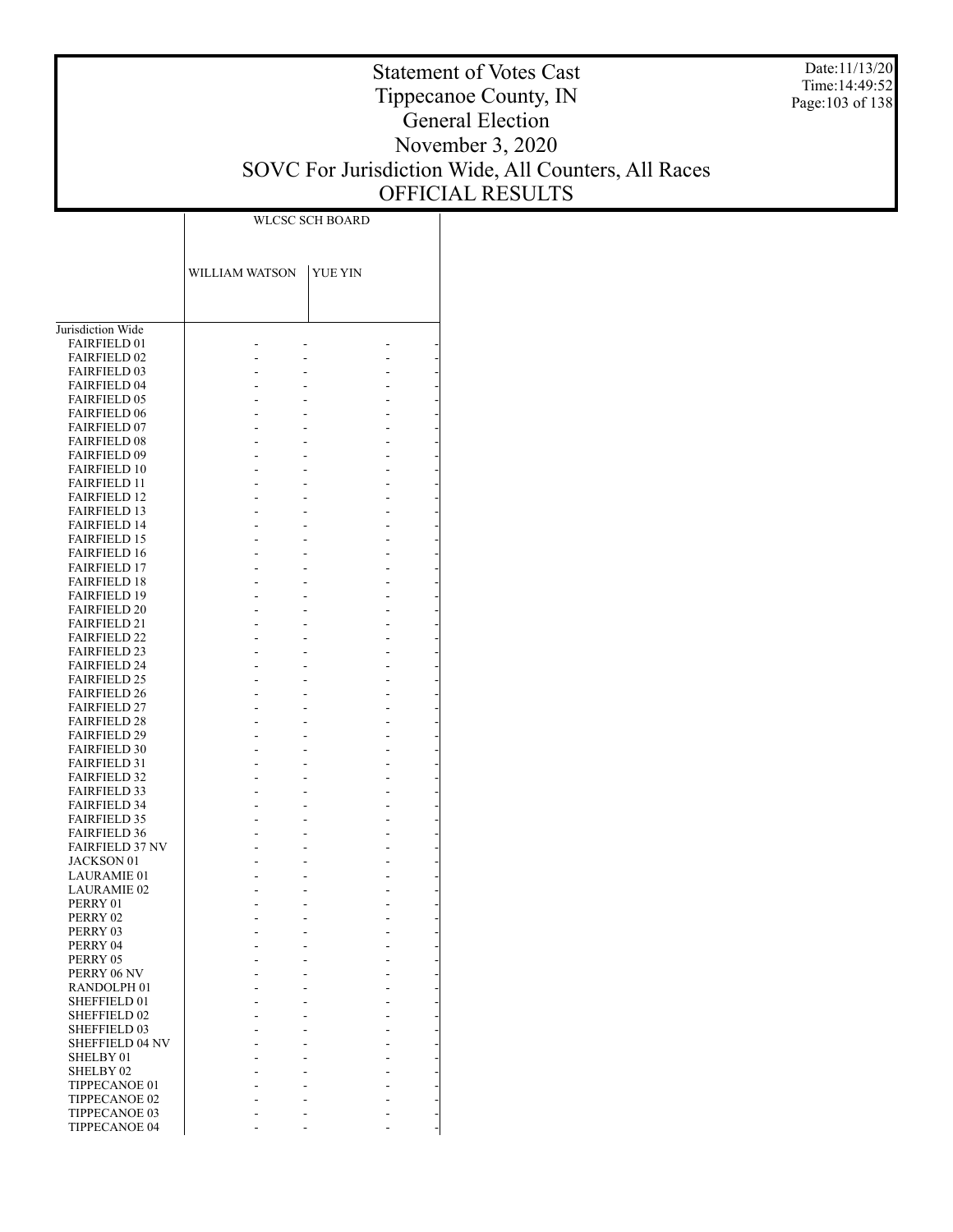# Statement of Votes Cast
# Tippecanoe County, IN
# General Election
# November 3, 2020
# SOVC For Jurisdiction Wide, All Counters, All Races
# OFFICIAL RESULTS

Date:11/13/20
Time:14:49:52

| | WLCSC SCH BOARD | | | |
|---|---|---|---|---|
| | WILLIAM WATSON | | YUE YIN | |
| Jurisdiction Wide | | | | |
| FAIRFIELD 01 | - | - | - | - |
| FAIRFIELD 02 | - | - | - | - |
| FAIRFIELD 03 | - | - | - | - |
| FAIRFIELD 04 | - | - | - | - |
| FAIRFIELD 05 | - | - | - | - |
| FAIRFIELD 06 | - | - | - | - |
| FAIRFIELD 07 | - | - | - | - |
| FAIRFIELD 08 | - | - | - | - |
| FAIRFIELD 09 | - | - | - | - |
| FAIRFIELD 10 | - | - | - | - |
| FAIRFIELD 11 | - | - | - | - |
| FAIRFIELD 12 | - | - | - | - |
| FAIRFIELD 13 | - | - | - | - |
| FAIRFIELD 14 | - | - | - | - |
| FAIRFIELD 15 | - | - | - | - |
| FAIRFIELD 16 | - | - | - | - |
| FAIRFIELD 17 | - | - | - | - |
| FAIRFIELD 18 | - | - | - | - |
| FAIRFIELD 19 | - | - | - | - |
| FAIRFIELD 20 | - | - | - | - |
| FAIRFIELD 21 | - | - | - | - |
| FAIRFIELD 22 | - | - | - | - |
| FAIRFIELD 23 | - | - | - | - |
| FAIRFIELD 24 | - | - | - | - |
| FAIRFIELD 25 | - | - | - | - |
| FAIRFIELD 26 | - | - | - | - |
| FAIRFIELD 27 | - | - | - | - |
| FAIRFIELD 28 | - | - | - | - |
| FAIRFIELD 29 | - | - | - | - |
| FAIRFIELD 30 | - | - | - | - |
| FAIRFIELD 31 | - | - | - | - |
| FAIRFIELD 32 | - | - | - | - |
| FAIRFIELD 33 | - | - | - | - |
| FAIRFIELD 34 | - | - | - | - |
| FAIRFIELD 35 | - | - | - | - |
| FAIRFIELD 36 | - | - | - | - |
| FAIRFIELD 37 NV | - | - | - | - |
| JACKSON 01 | - | - | - | - |
| LAURAMIE 01 | - | - | - | - |
| LAURAMIE 02 | - | - | - | - |
| PERRY 01 | - | - | - | - |
| PERRY 02 | - | - | - | - |
| PERRY 03 | - | - | - | - |
| PERRY 04 | - | - | - | - |
| PERRY 05 | - | - | - | - |
| PERRY 06 NV | - | - | - | - |
| RANDOLPH 01 | - | - | - | - |
| SHEFFIELD 01 | - | - | - | - |
| SHEFFIELD 02 | - | - | - | - |
| SHEFFIELD 03 | - | - | - | - |
| SHEFFIELD 04 NV | - | - | - | - |
| SHELBY 01 | - | - | - | - |
| SHELBY 02 | - | - | - | - |
| TIPPECANOE 01 | - | - | - | - |
| TIPPECANOE 02 | - | - | - | - |
| TIPPECANOE 03 | - | - | - | - |
| TIPPECANOE 04 | - | - | - | - |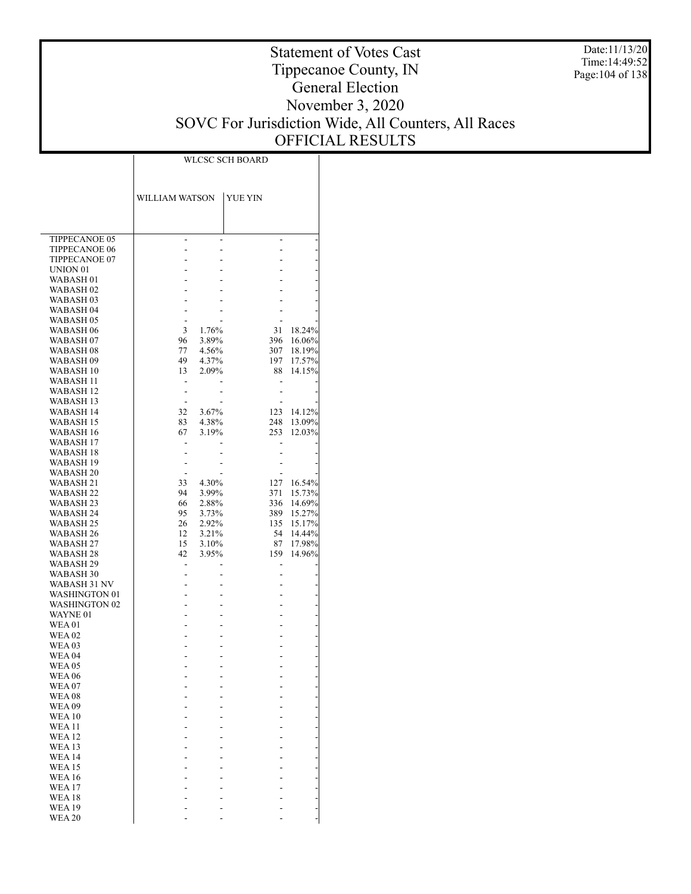# Statement of Votes Cast
# Tippecanoe County, IN
# General Election
# November 3, 2020
# SOVC For Jurisdiction Wide, All Counters, All Races
# OFFICIAL RESULTS

Date:11/13/20
Time:14:49:52

| | WLCSC SCH BOARD | | | |
|---|---|---|---|---|
| | WILLIAM WATSON | | YUE YIN | |
| TIPPECANOE 05 | - | - | - | - |
| TIPPECANOE 06 | - | - | - | - |
| TIPPECANOE 07 | - | - | - | - |
| UNION 01 | - | - | - | - |
| WABASH 01 | - | - | - | - |
| WABASH 02 | - | - | - | - |
| WABASH 03 | - | - | - | - |
| WABASH 04 | - | - | - | - |
| WABASH 05 | - | - | - | - |
| WABASH 06 | 3 | 1.76% | 31 | 18.24% |
| WABASH 07 | 96 | 3.89% | 396 | 16.06% |
| WABASH 08 | 77 | 4.56% | 307 | 18.19% |
| WABASH 09 | 49 | 4.37% | 197 | 17.57% |
| WABASH 10 | 13 | 2.09% | 88 | 14.15% |
| WABASH 11 | - | - | - | - |
| WABASH 12 | - | - | - | - |
| WABASH 13 | - | - | - | - |
| WABASH 14 | 32 | 3.67% | 123 | 14.12% |
| WABASH 15 | 83 | 4.38% | 248 | 13.09% |
| WABASH 16 | 67 | 3.19% | 253 | 12.03% |
| WABASH 17 | - | - | - | - |
| WABASH 18 | - | - | - | - |
| WABASH 19 | - | - | - | - |
| WABASH 20 | - | - | - | - |
| WABASH 21 | 33 | 4.30% | 127 | 16.54% |
| WABASH 22 | 94 | 3.99% | 371 | 15.73% |
| WABASH 23 | 66 | 2.88% | 336 | 14.69% |
| WABASH 24 | 95 | 3.73% | 389 | 15.27% |
| WABASH 25 | 26 | 2.92% | 135 | 15.17% |
| WABASH 26 | 12 | 3.21% | 54 | 14.44% |
| WABASH 27 | 15 | 3.10% | 87 | 17.98% |
| WABASH 28 | 42 | 3.95% | 159 | 14.96% |
| WABASH 29 | - | - | - | - |
| WABASH 30 | - | - | - | - |
| WABASH 31 NV | - | - | - | - |
| WASHINGTON 01 | - | - | - | - |
| WASHINGTON 02 | - | - | - | - |
| WAYNE 01 | - | - | - | - |
| WEA 01 | - | - | - | - |
| WEA 02 | - | - | - | - |
| WEA 03 | - | - | - | - |
| WEA 04 | - | - | - | - |
| WEA 05 | - | - | - | - |
| WEA 06 | - | - | - | - |
| WEA 07 | - | - | - | - |
| WEA 08 | - | - | - | - |
| WEA 09 | - | - | - | - |
| WEA 10 | - | - | - | - |
| WEA 11 | - | - | - | - |
| WEA 12 | - | - | - | - |
| WEA 13 | - | - | - | - |
| WEA 14 | - | - | - | - |
| WEA 15 | - | - | - | - |
| WEA 16 | - | - | - | - |
| WEA 17 | - | - | - | - |
| WEA 18 | - | - | - | - |
| WEA 19 | - | - | - | - |
| WEA 20 | - | - | - | - |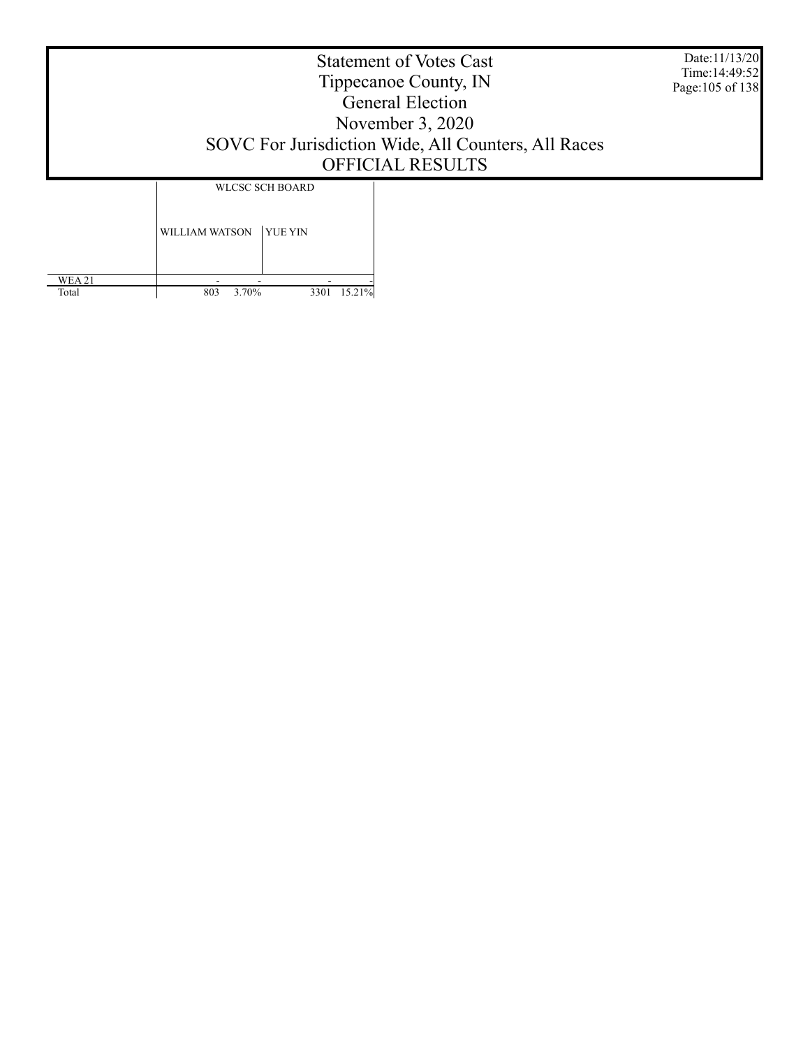# Statement of Votes Cast
# Tippecanoe County, IN
# General Election
# November 3, 2020
# SOVC For Jurisdiction Wide, All Counters, All Races
# OFFICIAL RESULTS

| | WLCSC SCH BOARD | | | |
|---|---|---|---|---|
| | WILLIAM WATSON | | YUE YIN | |
| WEA 21 | - | - | - | - |
| Total | 803 | 3.70% | 3301 | 15.21% |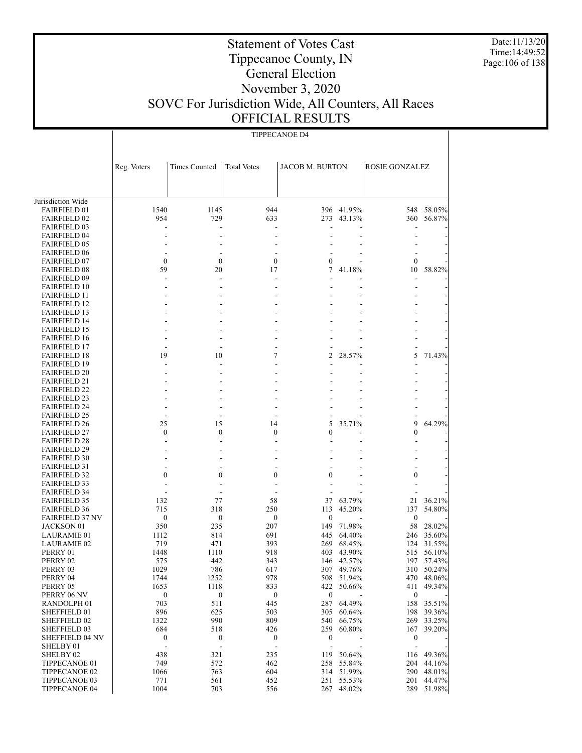# Statement of Votes Cast
# Tippecanoe County, IN
# General Election
# November 3, 2020
# SOVC For Jurisdiction Wide, All Counters, All Races
# OFFICIAL RESULTS

Date:11/13/20
Time:14:49:52

TIPPECANOE D4

| | Reg. Voters | Times Counted | Total Votes | JACOB M. BURTON | | ROSIE GONZALEZ | |
|---|---|---|---|---|---|---|---|
| Jurisdiction Wide | | | | | | | |
| FAIRFIELD 01 | 1540 | 1145 | 944 | 396 | 41.95% | 548 | 58.05% |
| FAIRFIELD 02 | 954 | 729 | 633 | 273 | 43.13% | 360 | 56.87% |
| FAIRFIELD 03 | - | - | - | - | - | - | - |
| FAIRFIELD 04 | - | - | - | - | - | - | - |
| FAIRFIELD 05 | - | - | - | - | - | - | - |
| FAIRFIELD 06 | - | - | - | - | - | - | - |
| FAIRFIELD 07 | 0 | 0 | 0 | 0 | - | 0 | - |
| FAIRFIELD 08 | 59 | 20 | 17 | 7 | 41.18% | 10 | 58.82% |
| FAIRFIELD 09 | - | - | - | - | - | - | - |
| FAIRFIELD 10 | - | - | - | - | - | - | - |
| FAIRFIELD 11 | - | - | - | - | - | - | - |
| FAIRFIELD 12 | - | - | - | - | - | - | - |
| FAIRFIELD 13 | - | - | - | - | - | - | - |
| FAIRFIELD 14 | - | - | - | - | - | - | - |
| FAIRFIELD 15 | - | - | - | - | - | - | - |
| FAIRFIELD 16 | - | - | - | - | - | - | - |
| FAIRFIELD 17 | - | - | - | - | - | - | - |
| FAIRFIELD 18 | 19 | 10 | 7 | 2 | 28.57% | 5 | 71.43% |
| FAIRFIELD 19 | - | - | - | - | - | - | - |
| FAIRFIELD 20 | - | - | - | - | - | - | - |
| FAIRFIELD 21 | - | - | - | - | - | - | - |
| FAIRFIELD 22 | - | - | - | - | - | - | - |
| FAIRFIELD 23 | - | - | - | - | - | - | - |
| FAIRFIELD 24 | - | - | - | - | - | - | - |
| FAIRFIELD 25 | - | - | - | - | - | - | - |
| FAIRFIELD 26 | 25 | 15 | 14 | 5 | 35.71% | 9 | 64.29% |
| FAIRFIELD 27 | 0 | 0 | 0 | 0 | - | 0 | - |
| FAIRFIELD 28 | - | - | - | - | - | - | - |
| FAIRFIELD 29 | - | - | - | - | - | - | - |
| FAIRFIELD 30 | - | - | - | - | - | - | - |
| FAIRFIELD 31 | - | - | - | - | - | - | - |
| FAIRFIELD 32 | 0 | 0 | 0 | 0 | - | 0 | - |
| FAIRFIELD 33 | - | - | - | - | - | - | - |
| FAIRFIELD 34 | - | - | - | - | - | - | - |
| FAIRFIELD 35 | 132 | 77 | 58 | 37 | 63.79% | 21 | 36.21% |
| FAIRFIELD 36 | 715 | 318 | 250 | 113 | 45.20% | 137 | 54.80% |
| FAIRFIELD 37 NV | 0 | 0 | 0 | 0 | - | 0 | - |
| JACKSON 01 | 350 | 235 | 207 | 149 | 71.98% | 58 | 28.02% |
| LAURAMIE 01 | 1112 | 814 | 691 | 445 | 64.40% | 246 | 35.60% |
| LAURAMIE 02 | 719 | 471 | 393 | 269 | 68.45% | 124 | 31.55% |
| PERRY 01 | 1448 | 1110 | 918 | 403 | 43.90% | 515 | 56.10% |
| PERRY 02 | 575 | 442 | 343 | 146 | 42.57% | 197 | 57.43% |
| PERRY 03 | 1029 | 786 | 617 | 307 | 49.76% | 310 | 50.24% |
| PERRY 04 | 1744 | 1252 | 978 | 508 | 51.94% | 470 | 48.06% |
| PERRY 05 | 1653 | 1118 | 833 | 422 | 50.66% | 411 | 49.34% |
| PERRY 06 NV | 0 | 0 | 0 | 0 | - | 0 | - |
| RANDOLPH 01 | 703 | 511 | 445 | 287 | 64.49% | 158 | 35.51% |
| SHEFFIELD 01 | 896 | 625 | 503 | 305 | 60.64% | 198 | 39.36% |
| SHEFFIELD 02 | 1322 | 990 | 809 | 540 | 66.75% | 269 | 33.25% |
| SHEFFIELD 03 | 684 | 518 | 426 | 259 | 60.80% | 167 | 39.20% |
| SHEFFIELD 04 NV | 0 | 0 | 0 | 0 | - | 0 | - |
| SHELBY 01 | - | - | - | - | - | - | - |
| SHELBY 02 | 438 | 321 | 235 | 119 | 50.64% | 116 | 49.36% |
| TIPPECANOE 01 | 749 | 572 | 462 | 258 | 55.84% | 204 | 44.16% |
| TIPPECANOE 02 | 1066 | 763 | 604 | 314 | 51.99% | 290 | 48.01% |
| TIPPECANOE 03 | 771 | 561 | 452 | 251 | 55.53% | 201 | 44.47% |
| TIPPECANOE 04 | 1004 | 703 | 556 | 267 | 48.02% | 289 | 51.98% |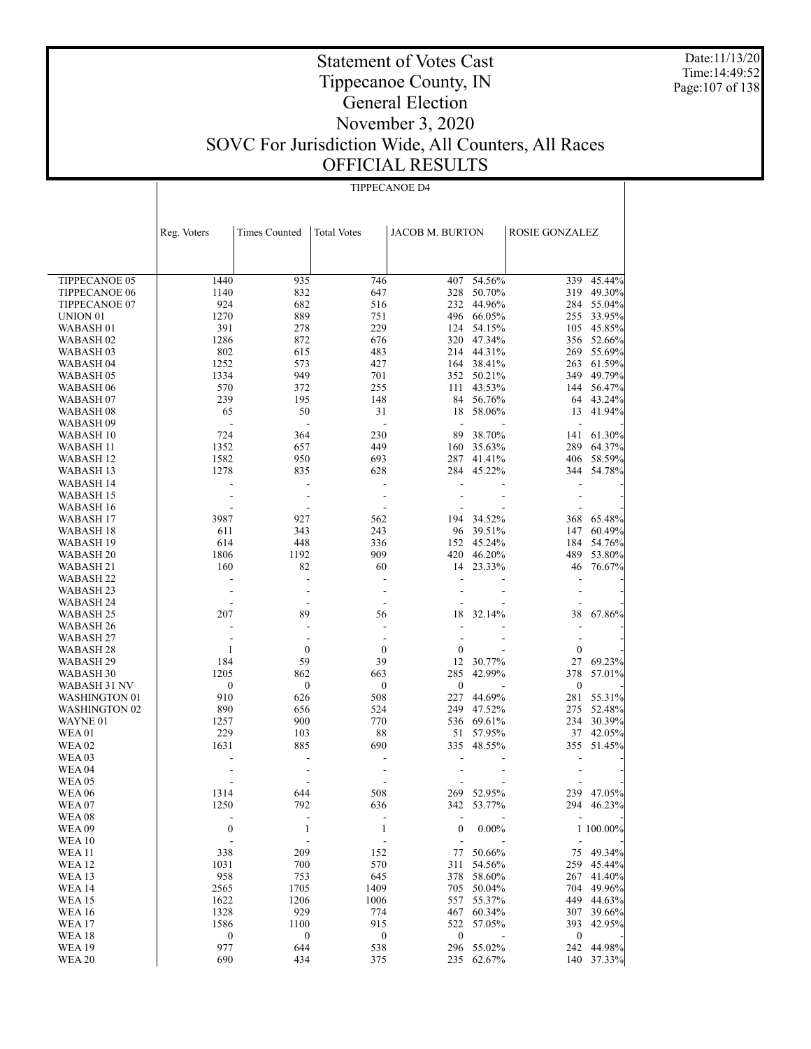# Statement of Votes Cast
# Tippecanoe County, IN
# General Election
# November 3, 2020
# SOVC For Jurisdiction Wide, All Counters, All Races
# OFFICIAL RESULTS

Date:11/13/20
Time:14:49:52

TIPPECANOE D4

| | Reg. Voters | Times Counted | Total Votes | JACOB M. BURTON | | ROSIE GONZALEZ | |
|---|---|---|---|---|---|---|---|
| TIPPECANOE 05 | 1440 | 935 | 746 | 407 | 54.56% | 339 | 45.44% |
| TIPPECANOE 06 | 1140 | 832 | 647 | 328 | 50.70% | 319 | 49.30% |
| TIPPECANOE 07 | 924 | 682 | 516 | 232 | 44.96% | 284 | 55.04% |
| UNION 01 | 1270 | 889 | 751 | 496 | 66.05% | 255 | 33.95% |
| WABASH 01 | 391 | 278 | 229 | 124 | 54.15% | 105 | 45.85% |
| WABASH 02 | 1286 | 872 | 676 | 320 | 47.34% | 356 | 52.66% |
| WABASH 03 | 802 | 615 | 483 | 214 | 44.31% | 269 | 55.69% |
| WABASH 04 | 1252 | 573 | 427 | 164 | 38.41% | 263 | 61.59% |
| WABASH 05 | 1334 | 949 | 701 | 352 | 50.21% | 349 | 49.79% |
| WABASH 06 | 570 | 372 | 255 | 111 | 43.53% | 144 | 56.47% |
| WABASH 07 | 239 | 195 | 148 | 84 | 56.76% | 64 | 43.24% |
| WABASH 08 | 65 | 50 | 31 | 18 | 58.06% | 13 | 41.94% |
| WABASH 09 | - | - | - | - | - | - | - |
| WABASH 10 | 724 | 364 | 230 | 89 | 38.70% | 141 | 61.30% |
| WABASH 11 | 1352 | 657 | 449 | 160 | 35.63% | 289 | 64.37% |
| WABASH 12 | 1582 | 950 | 693 | 287 | 41.41% | 406 | 58.59% |
| WABASH 13 | 1278 | 835 | 628 | 284 | 45.22% | 344 | 54.78% |
| WABASH 14 | - | - | - | - | - | - | - |
| WABASH 15 | - | - | - | - | - | - | - |
| WABASH 16 | - | - | - | - | - | - | - |
| WABASH 17 | 3987 | 927 | 562 | 194 | 34.52% | 368 | 65.48% |
| WABASH 18 | 611 | 343 | 243 | 96 | 39.51% | 147 | 60.49% |
| WABASH 19 | 614 | 448 | 336 | 152 | 45.24% | 184 | 54.76% |
| WABASH 20 | 1806 | 1192 | 909 | 420 | 46.20% | 489 | 53.80% |
| WABASH 21 | 160 | 82 | 60 | 14 | 23.33% | 46 | 76.67% |
| WABASH 22 | - | - | - | - | - | - | - |
| WABASH 23 | - | - | - | - | - | - | - |
| WABASH 24 | - | - | - | - | - | - | - |
| WABASH 25 | 207 | 89 | 56 | 18 | 32.14% | 38 | 67.86% |
| WABASH 26 | - | - | - | - | - | - | - |
| WABASH 27 | - | - | - | - | - | - | - |
| WABASH 28 | 1 | 0 | 0 | 0 | - | 0 | - |
| WABASH 29 | 184 | 59 | 39 | 12 | 30.77% | 27 | 69.23% |
| WABASH 30 | 1205 | 862 | 663 | 285 | 42.99% | 378 | 57.01% |
| WABASH 31 NV | 0 | 0 | 0 | 0 | - | 0 | - |
| WASHINGTON 01 | 910 | 626 | 508 | 227 | 44.69% | 281 | 55.31% |
| WASHINGTON 02 | 890 | 656 | 524 | 249 | 47.52% | 275 | 52.48% |
| WAYNE 01 | 1257 | 900 | 770 | 536 | 69.61% | 234 | 30.39% |
| WEA 01 | 229 | 103 | 88 | 51 | 57.95% | 37 | 42.05% |
| WEA 02 | 1631 | 885 | 690 | 335 | 48.55% | 355 | 51.45% |
| WEA 03 | - | - | - | - | - | - | - |
| WEA 04 | - | - | - | - | - | - | - |
| WEA 05 | - | - | - | - | - | - | - |
| WEA 06 | 1314 | 644 | 508 | 269 | 52.95% | 239 | 47.05% |
| WEA 07 | 1250 | 792 | 636 | 342 | 53.77% | 294 | 46.23% |
| WEA 08 | - | - | - | - | - | - | - |
| WEA 09 | 0 | 1 | 1 | 0 | 0.00% | 1 | 100.00% |
| WEA 10 | - | - | - | - | - | - | - |
| WEA 11 | 338 | 209 | 152 | 77 | 50.66% | 75 | 49.34% |
| WEA 12 | 1031 | 700 | 570 | 311 | 54.56% | 259 | 45.44% |
| WEA 13 | 958 | 753 | 645 | 378 | 58.60% | 267 | 41.40% |
| WEA 14 | 2565 | 1705 | 1409 | 705 | 50.04% | 704 | 49.96% |
| WEA 15 | 1622 | 1206 | 1006 | 557 | 55.37% | 449 | 44.63% |
| WEA 16 | 1328 | 929 | 774 | 467 | 60.34% | 307 | 39.66% |
| WEA 17 | 1586 | 1100 | 915 | 522 | 57.05% | 393 | 42.95% |
| WEA 18 | 0 | 0 | 0 | 0 | - | 0 | - |
| WEA 19 | 977 | 644 | 538 | 296 | 55.02% | 242 | 44.98% |
| WEA 20 | 690 | 434 | 375 | 235 | 62.67% | 140 | 37.33% |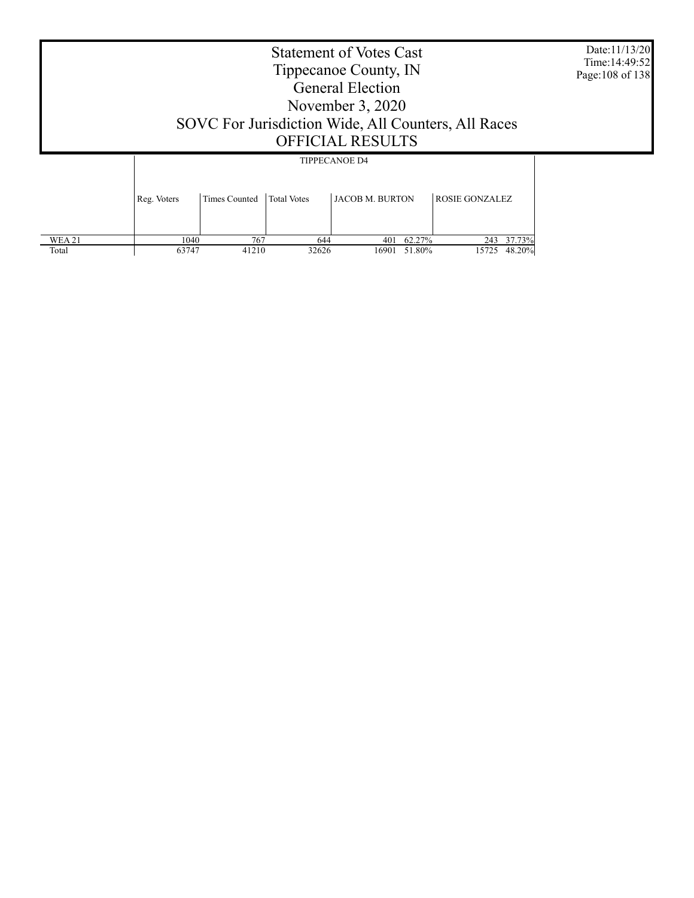# Statement of Votes Cast
## Tippecanoe County, IN
## General Election
## November 3, 2020
## SOVC For Jurisdiction Wide, All Counters, All Races
## OFFICIAL RESULTS

Date:11/13/20
Time:14:49:52

| | TIPPECANOE D4 | | | | | | |
|---|---|---|---|---|---|---|---|
| | Reg. Voters | Times Counted | Total Votes | JACOB M. BURTON | | ROSIE GONZALEZ | |
| WEA 21 | 1040 | 767 | 644 | 401 | 62.27% | 243 | 37.73% |
| Total | 63747 | 41210 | 32626 | 16901 | 51.80% | 15725 | 48.20% |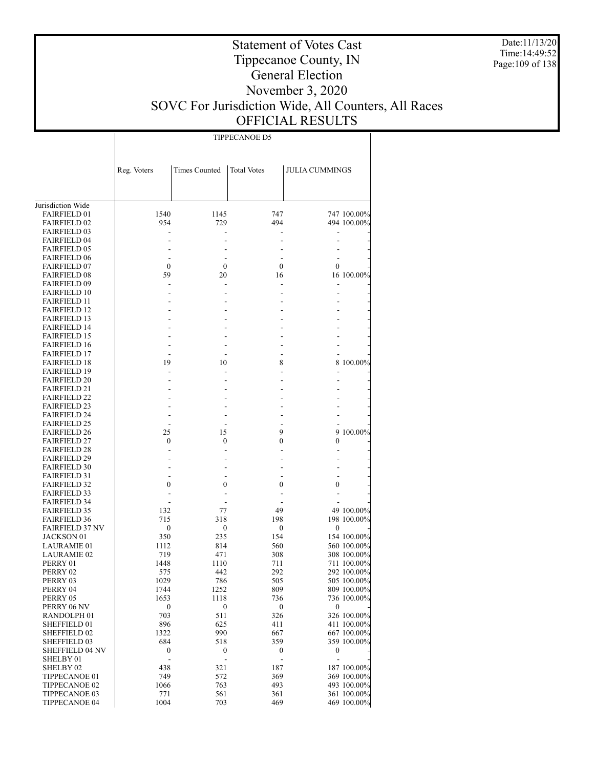# Statement of Votes Cast
# Tippecanoe County, IN
# General Election
# November 3, 2020
# SOVC For Jurisdiction Wide, All Counters, All Races
# OFFICIAL RESULTS

Date:11/13/20
Time:14:49:52

| | TIPPECANOE D5 | | | | |
|---|---|---|---|---|---|
| | Reg. Voters | Times Counted | Total Votes | JULIA CUMMINGS | |
| Jurisdiction Wide | | | | | |
| FAIRFIELD 01 | 1540 | 1145 | 747 | 747 | 100.00% |
| FAIRFIELD 02 | 954 | 729 | 494 | 494 | 100.00% |
| FAIRFIELD 03 | - | - | - | - | - |
| FAIRFIELD 04 | - | - | - | - | - |
| FAIRFIELD 05 | - | - | - | - | - |
| FAIRFIELD 06 | - | - | - | - | - |
| FAIRFIELD 07 | 0 | 0 | 0 | 0 | - |
| FAIRFIELD 08 | 59 | 20 | 16 | 16 | 100.00% |
| FAIRFIELD 09 | - | - | - | - | - |
| FAIRFIELD 10 | - | - | - | - | - |
| FAIRFIELD 11 | - | - | - | - | - |
| FAIRFIELD 12 | - | - | - | - | - |
| FAIRFIELD 13 | - | - | - | - | - |
| FAIRFIELD 14 | - | - | - | - | - |
| FAIRFIELD 15 | - | - | - | - | - |
| FAIRFIELD 16 | - | - | - | - | - |
| FAIRFIELD 17 | - | - | - | - | - |
| FAIRFIELD 18 | 19 | 10 | 8 | 8 | 100.00% |
| FAIRFIELD 19 | - | - | - | - | - |
| FAIRFIELD 20 | - | - | - | - | - |
| FAIRFIELD 21 | - | - | - | - | - |
| FAIRFIELD 22 | - | - | - | - | - |
| FAIRFIELD 23 | - | - | - | - | - |
| FAIRFIELD 24 | - | - | - | - | - |
| FAIRFIELD 25 | - | - | - | - | - |
| FAIRFIELD 26 | 25 | 15 | 9 | 9 | 100.00% |
| FAIRFIELD 27 | 0 | 0 | 0 | 0 | - |
| FAIRFIELD 28 | - | - | - | - | - |
| FAIRFIELD 29 | - | - | - | - | - |
| FAIRFIELD 30 | - | - | - | - | - |
| FAIRFIELD 31 | - | - | - | - | - |
| FAIRFIELD 32 | 0 | 0 | 0 | 0 | - |
| FAIRFIELD 33 | - | - | - | - | - |
| FAIRFIELD 34 | - | - | - | - | - |
| FAIRFIELD 35 | 132 | 77 | 49 | 49 | 100.00% |
| FAIRFIELD 36 | 715 | 318 | 198 | 198 | 100.00% |
| FAIRFIELD 37 NV | 0 | 0 | 0 | 0 | - |
| JACKSON 01 | 350 | 235 | 154 | 154 | 100.00% |
| LAURAMIE 01 | 1112 | 814 | 560 | 560 | 100.00% |
| LAURAMIE 02 | 719 | 471 | 308 | 308 | 100.00% |
| PERRY 01 | 1448 | 1110 | 711 | 711 | 100.00% |
| PERRY 02 | 575 | 442 | 292 | 292 | 100.00% |
| PERRY 03 | 1029 | 786 | 505 | 505 | 100.00% |
| PERRY 04 | 1744 | 1252 | 809 | 809 | 100.00% |
| PERRY 05 | 1653 | 1118 | 736 | 736 | 100.00% |
| PERRY 06 NV | 0 | 0 | 0 | 0 | - |
| RANDOLPH 01 | 703 | 511 | 326 | 326 | 100.00% |
| SHEFFIELD 01 | 896 | 625 | 411 | 411 | 100.00% |
| SHEFFIELD 02 | 1322 | 990 | 667 | 667 | 100.00% |
| SHEFFIELD 03 | 684 | 518 | 359 | 359 | 100.00% |
| SHEFFIELD 04 NV | 0 | 0 | 0 | 0 | - |
| SHELBY 01 | - | - | - | - | - |
| SHELBY 02 | 438 | 321 | 187 | 187 | 100.00% |
| TIPPECANOE 01 | 749 | 572 | 369 | 369 | 100.00% |
| TIPPECANOE 02 | 1066 | 763 | 493 | 493 | 100.00% |
| TIPPECANOE 03 | 771 | 561 | 361 | 361 | 100.00% |
| TIPPECANOE 04 | 1004 | 703 | 469 | 469 | 100.00% |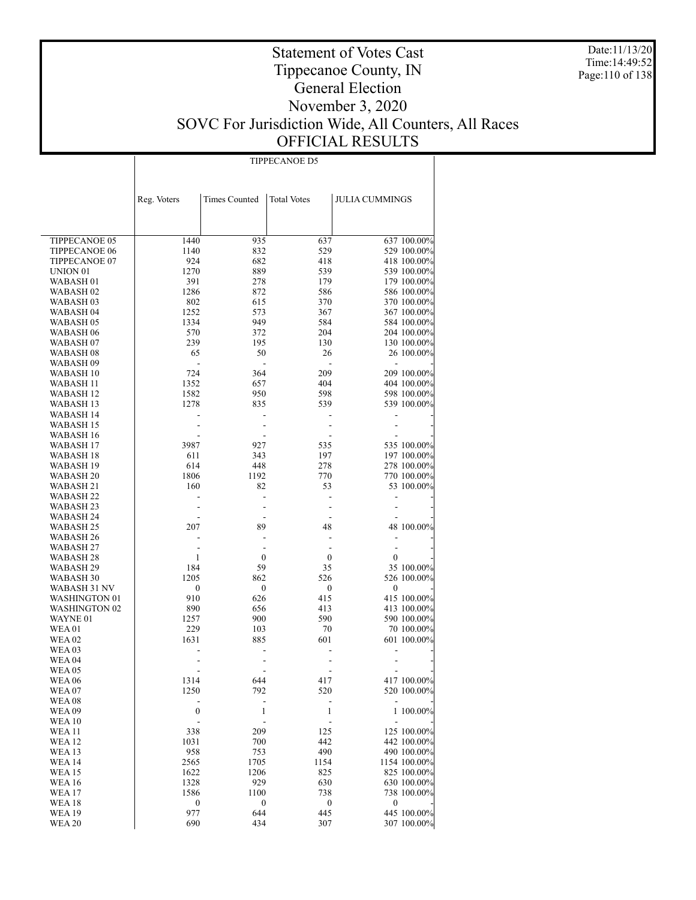# Statement of Votes Cast
# Tippecanoe County, IN
# General Election
# November 3, 2020
# SOVC For Jurisdiction Wide, All Counters, All Races
# OFFICIAL RESULTS

Date:11/13/20
Time:14:49:52

| | TIPPECANOE D5 | | | | |
|---|---|---|---|---|---|
| | Reg. Voters | Times Counted | Total Votes | JULIA CUMMINGS | |
| TIPPECANOE 05 | 1440 | 935 | 637 | 637 | 100.00% |
| TIPPECANOE 06 | 1140 | 832 | 529 | 529 | 100.00% |
| TIPPECANOE 07 | 924 | 682 | 418 | 418 | 100.00% |
| UNION 01 | 1270 | 889 | 539 | 539 | 100.00% |
| WABASH 01 | 391 | 278 | 179 | 179 | 100.00% |
| WABASH 02 | 1286 | 872 | 586 | 586 | 100.00% |
| WABASH 03 | 802 | 615 | 370 | 370 | 100.00% |
| WABASH 04 | 1252 | 573 | 367 | 367 | 100.00% |
| WABASH 05 | 1334 | 949 | 584 | 584 | 100.00% |
| WABASH 06 | 570 | 372 | 204 | 204 | 100.00% |
| WABASH 07 | 239 | 195 | 130 | 130 | 100.00% |
| WABASH 08 | 65 | 50 | 26 | 26 | 100.00% |
| WABASH 09 | - | - | - | - | - |
| WABASH 10 | 724 | 364 | 209 | 209 | 100.00% |
| WABASH 11 | 1352 | 657 | 404 | 404 | 100.00% |
| WABASH 12 | 1582 | 950 | 598 | 598 | 100.00% |
| WABASH 13 | 1278 | 835 | 539 | 539 | 100.00% |
| WABASH 14 | - | - | - | - | - |
| WABASH 15 | - | - | - | - | - |
| WABASH 16 | - | - | - | - | - |
| WABASH 17 | 3987 | 927 | 535 | 535 | 100.00% |
| WABASH 18 | 611 | 343 | 197 | 197 | 100.00% |
| WABASH 19 | 614 | 448 | 278 | 278 | 100.00% |
| WABASH 20 | 1806 | 1192 | 770 | 770 | 100.00% |
| WABASH 21 | 160 | 82 | 53 | 53 | 100.00% |
| WABASH 22 | - | - | - | - | - |
| WABASH 23 | - | - | - | - | - |
| WABASH 24 | - | - | - | - | - |
| WABASH 25 | 207 | 89 | 48 | 48 | 100.00% |
| WABASH 26 | - | - | - | - | - |
| WABASH 27 | - | - | - | - | - |
| WABASH 28 | 1 | 0 | 0 | 0 | - |
| WABASH 29 | 184 | 59 | 35 | 35 | 100.00% |
| WABASH 30 | 1205 | 862 | 526 | 526 | 100.00% |
| WABASH 31 NV | 0 | 0 | 0 | 0 | - |
| WASHINGTON 01 | 910 | 626 | 415 | 415 | 100.00% |
| WASHINGTON 02 | 890 | 656 | 413 | 413 | 100.00% |
| WAYNE 01 | 1257 | 900 | 590 | 590 | 100.00% |
| WEA 01 | 229 | 103 | 70 | 70 | 100.00% |
| WEA 02 | 1631 | 885 | 601 | 601 | 100.00% |
| WEA 03 | - | - | - | - | - |
| WEA 04 | - | - | - | - | - |
| WEA 05 | - | - | - | - | - |
| WEA 06 | 1314 | 644 | 417 | 417 | 100.00% |
| WEA 07 | 1250 | 792 | 520 | 520 | 100.00% |
| WEA 08 | - | - | - | - | - |
| WEA 09 | 0 | 1 | 1 | 1 | 100.00% |
| WEA 10 | - | - | - | - | - |
| WEA 11 | 338 | 209 | 125 | 125 | 100.00% |
| WEA 12 | 1031 | 700 | 442 | 442 | 100.00% |
| WEA 13 | 958 | 753 | 490 | 490 | 100.00% |
| WEA 14 | 2565 | 1705 | 1154 | 1154 | 100.00% |
| WEA 15 | 1622 | 1206 | 825 | 825 | 100.00% |
| WEA 16 | 1328 | 929 | 630 | 630 | 100.00% |
| WEA 17 | 1586 | 1100 | 738 | 738 | 100.00% |
| WEA 18 | 0 | 0 | 0 | 0 | - |
| WEA 19 | 977 | 644 | 445 | 445 | 100.00% |
| WEA 20 | 690 | 434 | 307 | 307 | 100.00% |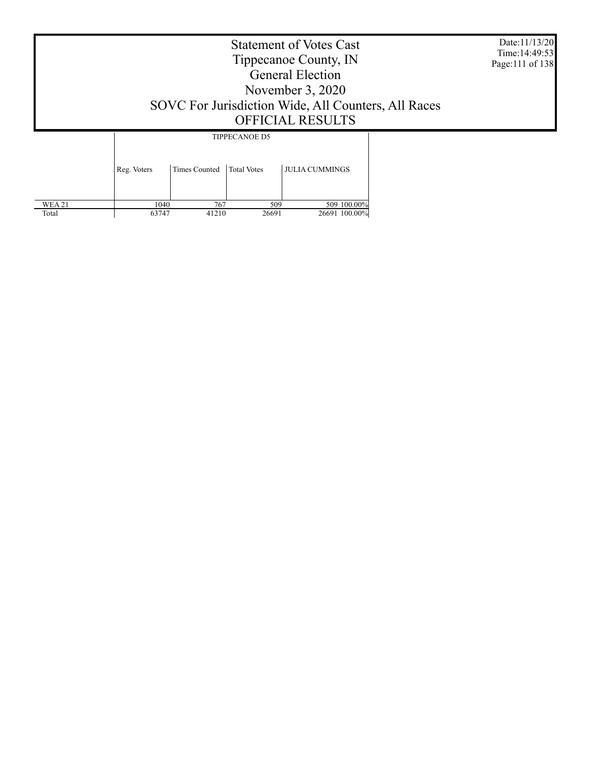# Statement of Votes Cast
# Tippecanoe County, IN
# General Election
# November 3, 2020
# SOVC For Jurisdiction Wide, All Counters, All Races
# OFFICIAL RESULTS

Date:11/13/20
Time:14:49:53

| | TIPPECANOE D5 | | | | |
|---|---|---|---|---|---|
| | Reg. Voters | Times Counted | Total Votes | JULIA CUMMINGS | |
| WEA 21 | 1040 | 767 | 509 | 509 | 100.00% |
| Total | 63747 | 41210 | 26691 | 26691 | 100.00% |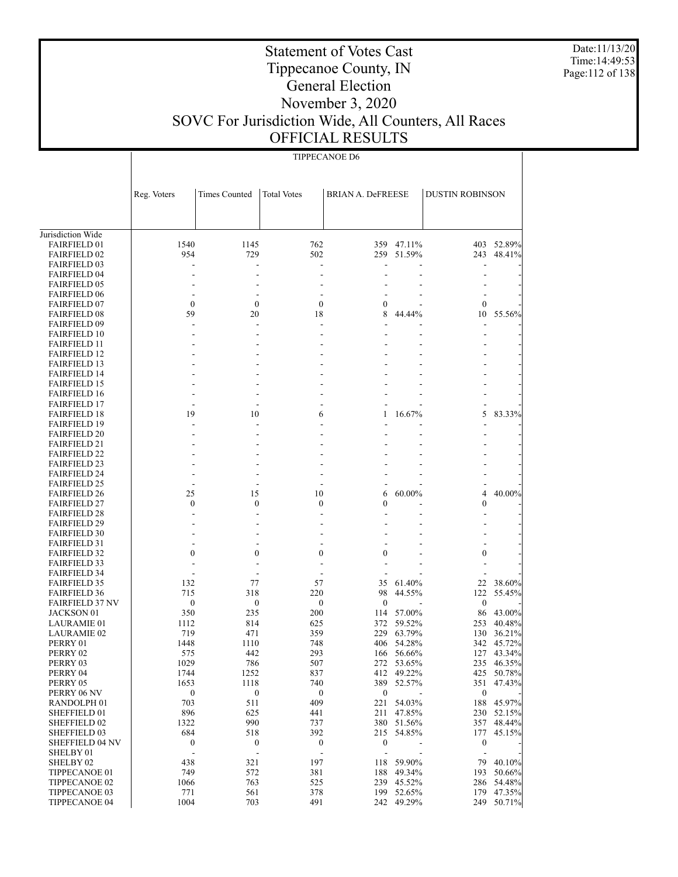# Statement of Votes Cast
# Tippecanoe County, IN
# General Election
# November 3, 2020
# SOVC For Jurisdiction Wide, All Counters, All Races
# OFFICIAL RESULTS

Date:11/13/20
Time:14:49:53

TIPPECANOE D6

| | Reg. Voters | Times Counted | Total Votes | BRIAN A. DeFREESE | | DUSTIN ROBINSON | |
|---|---|---|---|---|---|---|---|
| Jurisdiction Wide | | | | | | | |
| FAIRFIELD 01 | 1540 | 1145 | 762 | 359 | 47.11% | 403 | 52.89% |
| FAIRFIELD 02 | 954 | 729 | 502 | 259 | 51.59% | 243 | 48.41% |
| FAIRFIELD 03 | - | - | - | - | - | - | - |
| FAIRFIELD 04 | - | - | - | - | - | - | - |
| FAIRFIELD 05 | - | - | - | - | - | - | - |
| FAIRFIELD 06 | - | - | - | - | - | - | - |
| FAIRFIELD 07 | 0 | 0 | 0 | 0 | - | 0 | - |
| FAIRFIELD 08 | 59 | 20 | 18 | 8 | 44.44% | 10 | 55.56% |
| FAIRFIELD 09 | - | - | - | - | - | - | - |
| FAIRFIELD 10 | - | - | - | - | - | - | - |
| FAIRFIELD 11 | - | - | - | - | - | - | - |
| FAIRFIELD 12 | - | - | - | - | - | - | - |
| FAIRFIELD 13 | - | - | - | - | - | - | - |
| FAIRFIELD 14 | - | - | - | - | - | - | - |
| FAIRFIELD 15 | - | - | - | - | - | - | - |
| FAIRFIELD 16 | - | - | - | - | - | - | - |
| FAIRFIELD 17 | - | - | - | - | - | - | - |
| FAIRFIELD 18 | 19 | 10 | 6 | 1 | 16.67% | 5 | 83.33% |
| FAIRFIELD 19 | - | - | - | - | - | - | - |
| FAIRFIELD 20 | - | - | - | - | - | - | - |
| FAIRFIELD 21 | - | - | - | - | - | - | - |
| FAIRFIELD 22 | - | - | - | - | - | - | - |
| FAIRFIELD 23 | - | - | - | - | - | - | - |
| FAIRFIELD 24 | - | - | - | - | - | - | - |
| FAIRFIELD 25 | - | - | - | - | - | - | - |
| FAIRFIELD 26 | 25 | 15 | 10 | 6 | 60.00% | 4 | 40.00% |
| FAIRFIELD 27 | 0 | 0 | 0 | 0 | - | 0 | - |
| FAIRFIELD 28 | - | - | - | - | - | - | - |
| FAIRFIELD 29 | - | - | - | - | - | - | - |
| FAIRFIELD 30 | - | - | - | - | - | - | - |
| FAIRFIELD 31 | - | - | - | - | - | - | - |
| FAIRFIELD 32 | 0 | 0 | 0 | 0 | - | 0 | - |
| FAIRFIELD 33 | - | - | - | - | - | - | - |
| FAIRFIELD 34 | - | - | - | - | - | - | - |
| FAIRFIELD 35 | 132 | 77 | 57 | 35 | 61.40% | 22 | 38.60% |
| FAIRFIELD 36 | 715 | 318 | 220 | 98 | 44.55% | 122 | 55.45% |
| FAIRFIELD 37 NV | 0 | 0 | 0 | 0 | - | 0 | - |
| JACKSON 01 | 350 | 235 | 200 | 114 | 57.00% | 86 | 43.00% |
| LAURAMIE 01 | 1112 | 814 | 625 | 372 | 59.52% | 253 | 40.48% |
| LAURAMIE 02 | 719 | 471 | 359 | 229 | 63.79% | 130 | 36.21% |
| PERRY 01 | 1448 | 1110 | 748 | 406 | 54.28% | 342 | 45.72% |
| PERRY 02 | 575 | 442 | 293 | 166 | 56.66% | 127 | 43.34% |
| PERRY 03 | 1029 | 786 | 507 | 272 | 53.65% | 235 | 46.35% |
| PERRY 04 | 1744 | 1252 | 837 | 412 | 49.22% | 425 | 50.78% |
| PERRY 05 | 1653 | 1118 | 740 | 389 | 52.57% | 351 | 47.43% |
| PERRY 06 NV | 0 | 0 | 0 | 0 | - | 0 | - |
| RANDOLPH 01 | 703 | 511 | 409 | 221 | 54.03% | 188 | 45.97% |
| SHEFFIELD 01 | 896 | 625 | 441 | 211 | 47.85% | 230 | 52.15% |
| SHEFFIELD 02 | 1322 | 990 | 737 | 380 | 51.56% | 357 | 48.44% |
| SHEFFIELD 03 | 684 | 518 | 392 | 215 | 54.85% | 177 | 45.15% |
| SHEFFIELD 04 NV | 0 | 0 | 0 | 0 | - | 0 | - |
| SHELBY 01 | - | - | - | - | - | - | - |
| SHELBY 02 | 438 | 321 | 197 | 118 | 59.90% | 79 | 40.10% |
| TIPPECANOE 01 | 749 | 572 | 381 | 188 | 49.34% | 193 | 50.66% |
| TIPPECANOE 02 | 1066 | 763 | 525 | 239 | 45.52% | 286 | 54.48% |
| TIPPECANOE 03 | 771 | 561 | 378 | 199 | 52.65% | 179 | 47.35% |
| TIPPECANOE 04 | 1004 | 703 | 491 | 242 | 49.29% | 249 | 50.71% |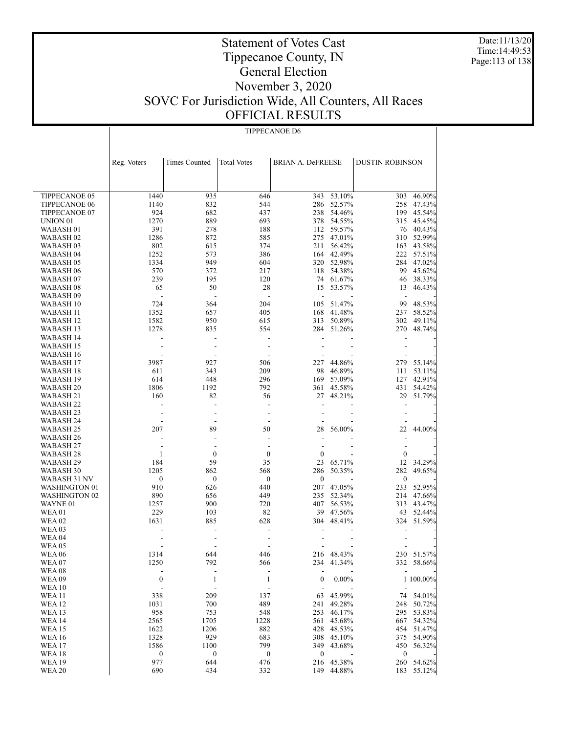# Statement of Votes Cast
# Tippecanoe County, IN
# General Election
# November 3, 2020
# SOVC For Jurisdiction Wide, All Counters, All Races
# OFFICIAL RESULTS

Date:11/13/20
Time:14:49:53

TIPPECANOE D6

| | Reg. Voters | Times Counted | Total Votes | BRIAN A. DeFREESE | | DUSTIN ROBINSON | |
|---|---|---|---|---|---|---|---|
| TIPPECANOE 05 | 1440 | 935 | 646 | 343 | 53.10% | 303 | 46.90% |
| TIPPECANOE 06 | 1140 | 832 | 544 | 286 | 52.57% | 258 | 47.43% |
| TIPPECANOE 07 | 924 | 682 | 437 | 238 | 54.46% | 199 | 45.54% |
| UNION 01 | 1270 | 889 | 693 | 378 | 54.55% | 315 | 45.45% |
| WABASH 01 | 391 | 278 | 188 | 112 | 59.57% | 76 | 40.43% |
| WABASH 02 | 1286 | 872 | 585 | 275 | 47.01% | 310 | 52.99% |
| WABASH 03 | 802 | 615 | 374 | 211 | 56.42% | 163 | 43.58% |
| WABASH 04 | 1252 | 573 | 386 | 164 | 42.49% | 222 | 57.51% |
| WABASH 05 | 1334 | 949 | 604 | 320 | 52.98% | 284 | 47.02% |
| WABASH 06 | 570 | 372 | 217 | 118 | 54.38% | 99 | 45.62% |
| WABASH 07 | 239 | 195 | 120 | 74 | 61.67% | 46 | 38.33% |
| WABASH 08 | 65 | 50 | 28 | 15 | 53.57% | 13 | 46.43% |
| WABASH 09 | - | - | - | - | - | - | - |
| WABASH 10 | 724 | 364 | 204 | 105 | 51.47% | 99 | 48.53% |
| WABASH 11 | 1352 | 657 | 405 | 168 | 41.48% | 237 | 58.52% |
| WABASH 12 | 1582 | 950 | 615 | 313 | 50.89% | 302 | 49.11% |
| WABASH 13 | 1278 | 835 | 554 | 284 | 51.26% | 270 | 48.74% |
| WABASH 14 | - | - | - | - | - | - | - |
| WABASH 15 | - | - | - | - | - | - | - |
| WABASH 16 | - | - | - | - | - | - | - |
| WABASH 17 | 3987 | 927 | 506 | 227 | 44.86% | 279 | 55.14% |
| WABASH 18 | 611 | 343 | 209 | 98 | 46.89% | 111 | 53.11% |
| WABASH 19 | 614 | 448 | 296 | 169 | 57.09% | 127 | 42.91% |
| WABASH 20 | 1806 | 1192 | 792 | 361 | 45.58% | 431 | 54.42% |
| WABASH 21 | 160 | 82 | 56 | 27 | 48.21% | 29 | 51.79% |
| WABASH 22 | - | - | - | - | - | - | - |
| WABASH 23 | - | - | - | - | - | - | - |
| WABASH 24 | - | - | - | - | - | - | - |
| WABASH 25 | 207 | 89 | 50 | 28 | 56.00% | 22 | 44.00% |
| WABASH 26 | - | - | - | - | - | - | - |
| WABASH 27 | - | - | - | - | - | - | - |
| WABASH 28 | 1 | 0 | 0 | 0 | - | 0 | - |
| WABASH 29 | 184 | 59 | 35 | 23 | 65.71% | 12 | 34.29% |
| WABASH 30 | 1205 | 862 | 568 | 286 | 50.35% | 282 | 49.65% |
| WABASH 31 NV | 0 | 0 | 0 | 0 | - | 0 | - |
| WASHINGTON 01 | 910 | 626 | 440 | 207 | 47.05% | 233 | 52.95% |
| WASHINGTON 02 | 890 | 656 | 449 | 235 | 52.34% | 214 | 47.66% |
| WAYNE 01 | 1257 | 900 | 720 | 407 | 56.53% | 313 | 43.47% |
| WEA 01 | 229 | 103 | 82 | 39 | 47.56% | 43 | 52.44% |
| WEA 02 | 1631 | 885 | 628 | 304 | 48.41% | 324 | 51.59% |
| WEA 03 | - | - | - | - | - | - | - |
| WEA 04 | - | - | - | - | - | - | - |
| WEA 05 | - | - | - | - | - | - | - |
| WEA 06 | 1314 | 644 | 446 | 216 | 48.43% | 230 | 51.57% |
| WEA 07 | 1250 | 792 | 566 | 234 | 41.34% | 332 | 58.66% |
| WEA 08 | - | - | - | - | - | - | - |
| WEA 09 | 0 | 1 | 1 | 0 | 0.00% | 1 | 100.00% |
| WEA 10 | - | - | - | - | - | - | - |
| WEA 11 | 338 | 209 | 137 | 63 | 45.99% | 74 | 54.01% |
| WEA 12 | 1031 | 700 | 489 | 241 | 49.28% | 248 | 50.72% |
| WEA 13 | 958 | 753 | 548 | 253 | 46.17% | 295 | 53.83% |
| WEA 14 | 2565 | 1705 | 1228 | 561 | 45.68% | 667 | 54.32% |
| WEA 15 | 1622 | 1206 | 882 | 428 | 48.53% | 454 | 51.47% |
| WEA 16 | 1328 | 929 | 683 | 308 | 45.10% | 375 | 54.90% |
| WEA 17 | 1586 | 1100 | 799 | 349 | 43.68% | 450 | 56.32% |
| WEA 18 | 0 | 0 | 0 | 0 | - | 0 | - |
| WEA 19 | 977 | 644 | 476 | 216 | 45.38% | 260 | 54.62% |
| WEA 20 | 690 | 434 | 332 | 149 | 44.88% | 183 | 55.12% |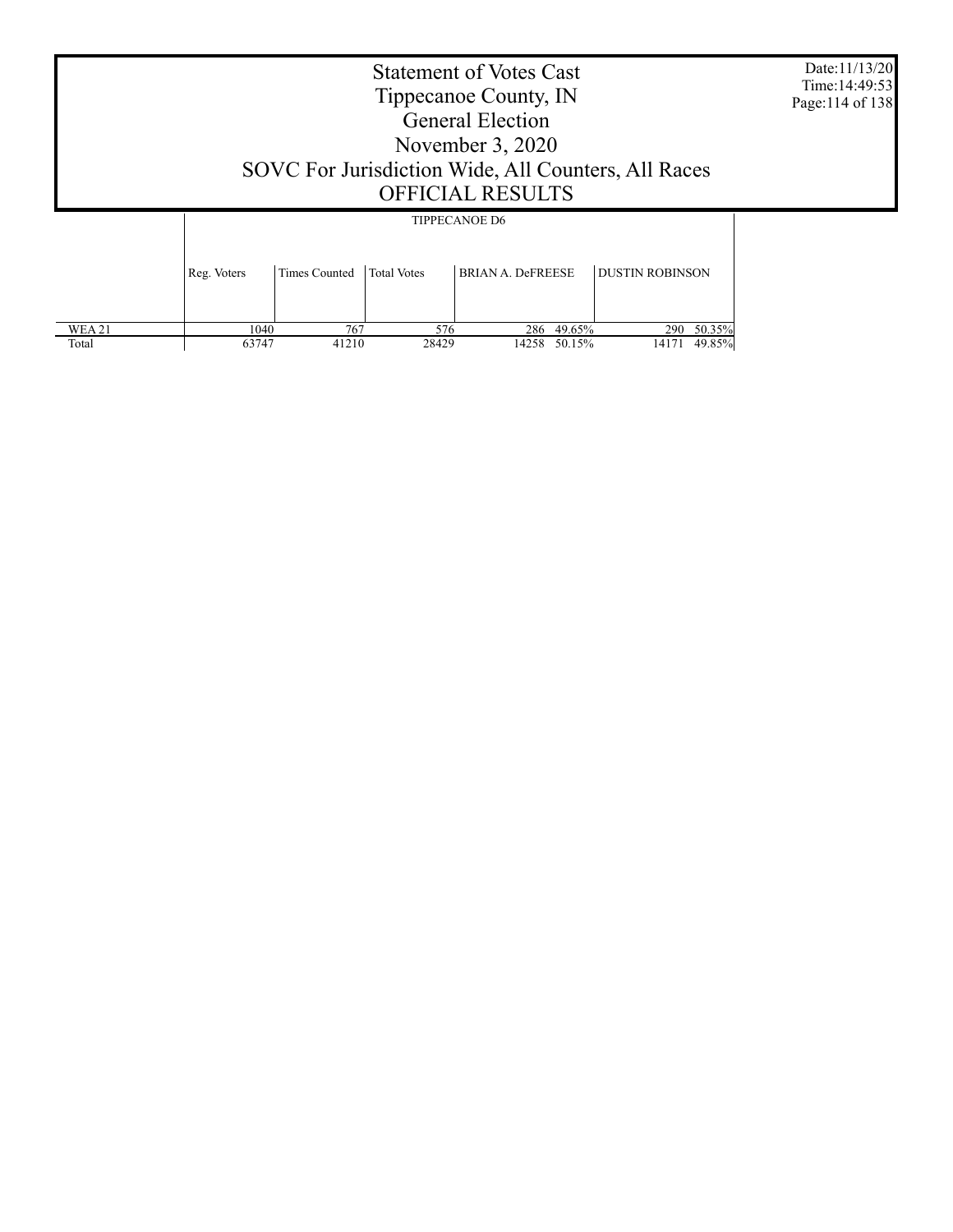# Statement of Votes Cast
# Tippecanoe County, IN
# General Election
# November 3, 2020
# SOVC For Jurisdiction Wide, All Counters, All Races
# OFFICIAL RESULTS

Date:11/13/20
Time:14:49:53

| | TIPPECANOE D6 | | | | | | |
|---|---|---|---|---|---|---|---|
| | Reg. Voters | Times Counted | Total Votes | BRIAN A. DeFREESE | | DUSTIN ROBINSON | |
| WEA 21 | 1040 | 767 | 576 | 286 | 49.65% | 290 | 50.35% |
| Total | 63747 | 41210 | 28429 | 14258 | 50.15% | 14171 | 49.85% |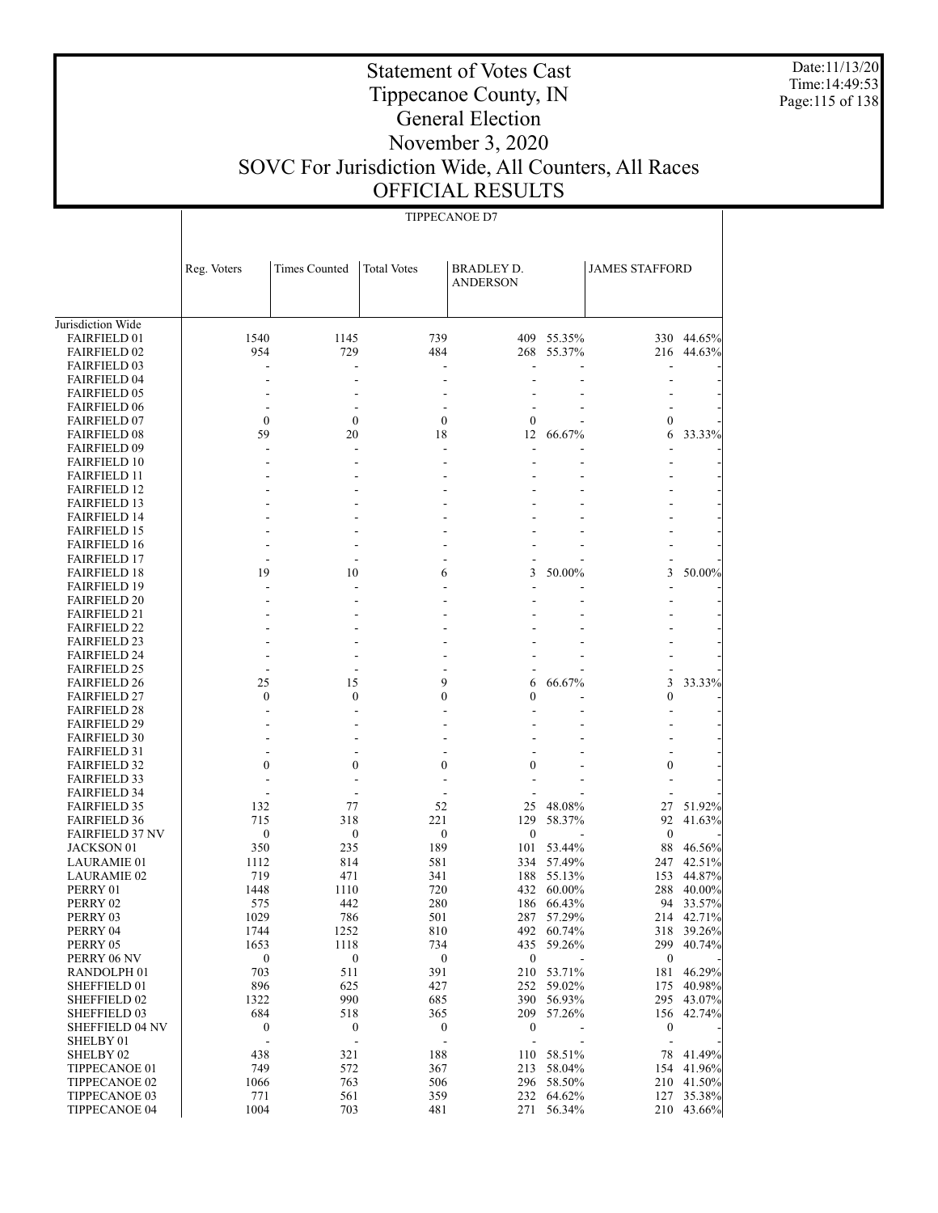# Statement of Votes Cast
# Tippecanoe County, IN
# General Election
# November 3, 2020
# SOVC For Jurisdiction Wide, All Counters, All Races
# OFFICIAL RESULTS

Date:11/13/20
Time:14:49:53

TIPPECANOE D7

| | Reg. Voters | Times Counted | Total Votes | BRADLEY D. ANDERSON | | JAMES STAFFORD | |
|---|---|---|---|---|---|---|---|
| Jurisdiction Wide | | | | | | | |
| FAIRFIELD 01 | 1540 | 1145 | 739 | 409 | 55.35% | 330 | 44.65% |
| FAIRFIELD 02 | 954 | 729 | 484 | 268 | 55.37% | 216 | 44.63% |
| FAIRFIELD 03 | - | - | - | - | - | - | - |
| FAIRFIELD 04 | - | - | - | - | - | - | - |
| FAIRFIELD 05 | - | - | - | - | - | - | - |
| FAIRFIELD 06 | - | - | - | - | - | - | - |
| FAIRFIELD 07 | 0 | 0 | 0 | 0 | - | 0 | - |
| FAIRFIELD 08 | 59 | 20 | 18 | 12 | 66.67% | 6 | 33.33% |
| FAIRFIELD 09 | - | - | - | - | - | - | - |
| FAIRFIELD 10 | - | - | - | - | - | - | - |
| FAIRFIELD 11 | - | - | - | - | - | - | - |
| FAIRFIELD 12 | - | - | - | - | - | - | - |
| FAIRFIELD 13 | - | - | - | - | - | - | - |
| FAIRFIELD 14 | - | - | - | - | - | - | - |
| FAIRFIELD 15 | - | - | - | - | - | - | - |
| FAIRFIELD 16 | - | - | - | - | - | - | - |
| FAIRFIELD 17 | - | - | - | - | - | - | - |
| FAIRFIELD 18 | 19 | 10 | 6 | 3 | 50.00% | 3 | 50.00% |
| FAIRFIELD 19 | - | - | - | - | - | - | - |
| FAIRFIELD 20 | - | - | - | - | - | - | - |
| FAIRFIELD 21 | - | - | - | - | - | - | - |
| FAIRFIELD 22 | - | - | - | - | - | - | - |
| FAIRFIELD 23 | - | - | - | - | - | - | - |
| FAIRFIELD 24 | - | - | - | - | - | - | - |
| FAIRFIELD 25 | - | - | - | - | - | - | - |
| FAIRFIELD 26 | 25 | 15 | 9 | 6 | 66.67% | 3 | 33.33% |
| FAIRFIELD 27 | 0 | 0 | 0 | 0 | - | 0 | - |
| FAIRFIELD 28 | - | - | - | - | - | - | - |
| FAIRFIELD 29 | - | - | - | - | - | - | - |
| FAIRFIELD 30 | - | - | - | - | - | - | - |
| FAIRFIELD 31 | - | - | - | - | - | - | - |
| FAIRFIELD 32 | 0 | 0 | 0 | 0 | - | 0 | - |
| FAIRFIELD 33 | - | - | - | - | - | - | - |
| FAIRFIELD 34 | - | - | - | - | - | - | - |
| FAIRFIELD 35 | 132 | 77 | 52 | 25 | 48.08% | 27 | 51.92% |
| FAIRFIELD 36 | 715 | 318 | 221 | 129 | 58.37% | 92 | 41.63% |
| FAIRFIELD 37 NV | 0 | 0 | 0 | 0 | - | 0 | - |
| JACKSON 01 | 350 | 235 | 189 | 101 | 53.44% | 88 | 46.56% |
| LAURAMIE 01 | 1112 | 814 | 581 | 334 | 57.49% | 247 | 42.51% |
| LAURAMIE 02 | 719 | 471 | 341 | 188 | 55.13% | 153 | 44.87% |
| PERRY 01 | 1448 | 1110 | 720 | 432 | 60.00% | 288 | 40.00% |
| PERRY 02 | 575 | 442 | 280 | 186 | 66.43% | 94 | 33.57% |
| PERRY 03 | 1029 | 786 | 501 | 287 | 57.29% | 214 | 42.71% |
| PERRY 04 | 1744 | 1252 | 810 | 492 | 60.74% | 318 | 39.26% |
| PERRY 05 | 1653 | 1118 | 734 | 435 | 59.26% | 299 | 40.74% |
| PERRY 06 NV | 0 | 0 | 0 | 0 | - | 0 | - |
| RANDOLPH 01 | 703 | 511 | 391 | 210 | 53.71% | 181 | 46.29% |
| SHEFFIELD 01 | 896 | 625 | 427 | 252 | 59.02% | 175 | 40.98% |
| SHEFFIELD 02 | 1322 | 990 | 685 | 390 | 56.93% | 295 | 43.07% |
| SHEFFIELD 03 | 684 | 518 | 365 | 209 | 57.26% | 156 | 42.74% |
| SHEFFIELD 04 NV | 0 | 0 | 0 | 0 | - | 0 | - |
| SHELBY 01 | - | - | - | - | - | - | - |
| SHELBY 02 | 438 | 321 | 188 | 110 | 58.51% | 78 | 41.49% |
| TIPPECANOE 01 | 749 | 572 | 367 | 213 | 58.04% | 154 | 41.96% |
| TIPPECANOE 02 | 1066 | 763 | 506 | 296 | 58.50% | 210 | 41.50% |
| TIPPECANOE 03 | 771 | 561 | 359 | 232 | 64.62% | 127 | 35.38% |
| TIPPECANOE 04 | 1004 | 703 | 481 | 271 | 56.34% | 210 | 43.66% |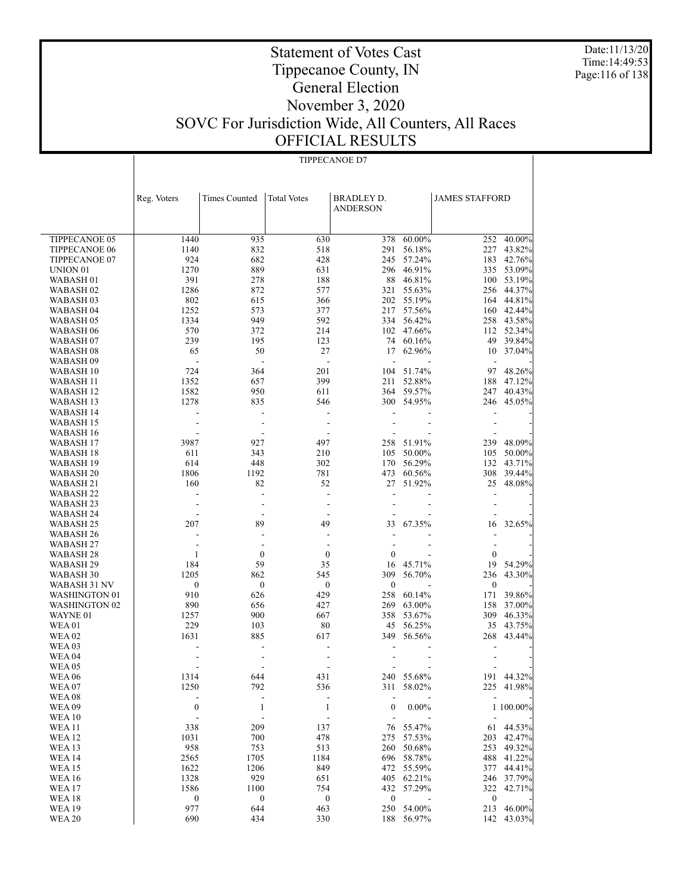# Statement of Votes Cast
# Tippecanoe County, IN
# General Election
# November 3, 2020
# SOVC For Jurisdiction Wide, All Counters, All Races
# OFFICIAL RESULTS

Date:11/13/20
Time:14:49:53

TIPPECANOE D7

| | Reg. Voters | Times Counted | Total Votes | BRADLEY D. ANDERSON | | JAMES STAFFORD | |
|---|---|---|---|---|---|---|---|
| TIPPECANOE 05 | 1440 | 935 | 630 | 378 | 60.00% | 252 | 40.00% |
| TIPPECANOE 06 | 1140 | 832 | 518 | 291 | 56.18% | 227 | 43.82% |
| TIPPECANOE 07 | 924 | 682 | 428 | 245 | 57.24% | 183 | 42.76% |
| UNION 01 | 1270 | 889 | 631 | 296 | 46.91% | 335 | 53.09% |
| WABASH 01 | 391 | 278 | 188 | 88 | 46.81% | 100 | 53.19% |
| WABASH 02 | 1286 | 872 | 577 | 321 | 55.63% | 256 | 44.37% |
| WABASH 03 | 802 | 615 | 366 | 202 | 55.19% | 164 | 44.81% |
| WABASH 04 | 1252 | 573 | 377 | 217 | 57.56% | 160 | 42.44% |
| WABASH 05 | 1334 | 949 | 592 | 334 | 56.42% | 258 | 43.58% |
| WABASH 06 | 570 | 372 | 214 | 102 | 47.66% | 112 | 52.34% |
| WABASH 07 | 239 | 195 | 123 | 74 | 60.16% | 49 | 39.84% |
| WABASH 08 | 65 | 50 | 27 | 17 | 62.96% | 10 | 37.04% |
| WABASH 09 | - | - | - | - | - | - | - |
| WABASH 10 | 724 | 364 | 201 | 104 | 51.74% | 97 | 48.26% |
| WABASH 11 | 1352 | 657 | 399 | 211 | 52.88% | 188 | 47.12% |
| WABASH 12 | 1582 | 950 | 611 | 364 | 59.57% | 247 | 40.43% |
| WABASH 13 | 1278 | 835 | 546 | 300 | 54.95% | 246 | 45.05% |
| WABASH 14 | - | - | - | - | - | - | - |
| WABASH 15 | - | - | - | - | - | - | - |
| WABASH 16 | - | - | - | - | - | - | - |
| WABASH 17 | 3987 | 927 | 497 | 258 | 51.91% | 239 | 48.09% |
| WABASH 18 | 611 | 343 | 210 | 105 | 50.00% | 105 | 50.00% |
| WABASH 19 | 614 | 448 | 302 | 170 | 56.29% | 132 | 43.71% |
| WABASH 20 | 1806 | 1192 | 781 | 473 | 60.56% | 308 | 39.44% |
| WABASH 21 | 160 | 82 | 52 | 27 | 51.92% | 25 | 48.08% |
| WABASH 22 | - | - | - | - | - | - | - |
| WABASH 23 | - | - | - | - | - | - | - |
| WABASH 24 | - | - | - | - | - | - | - |
| WABASH 25 | 207 | 89 | 49 | 33 | 67.35% | 16 | 32.65% |
| WABASH 26 | - | - | - | - | - | - | - |
| WABASH 27 | - | - | - | - | - | - | - |
| WABASH 28 | 1 | 0 | 0 | 0 | - | 0 | - |
| WABASH 29 | 184 | 59 | 35 | 16 | 45.71% | 19 | 54.29% |
| WABASH 30 | 1205 | 862 | 545 | 309 | 56.70% | 236 | 43.30% |
| WABASH 31 NV | 0 | 0 | 0 | 0 | - | 0 | - |
| WASHINGTON 01 | 910 | 626 | 429 | 258 | 60.14% | 171 | 39.86% |
| WASHINGTON 02 | 890 | 656 | 427 | 269 | 63.00% | 158 | 37.00% |
| WAYNE 01 | 1257 | 900 | 667 | 358 | 53.67% | 309 | 46.33% |
| WEA 01 | 229 | 103 | 80 | 45 | 56.25% | 35 | 43.75% |
| WEA 02 | 1631 | 885 | 617 | 349 | 56.56% | 268 | 43.44% |
| WEA 03 | - | - | - | - | - | - | - |
| WEA 04 | - | - | - | - | - | - | - |
| WEA 05 | - | - | - | - | - | - | - |
| WEA 06 | 1314 | 644 | 431 | 240 | 55.68% | 191 | 44.32% |
| WEA 07 | 1250 | 792 | 536 | 311 | 58.02% | 225 | 41.98% |
| WEA 08 | - | - | - | - | - | - | - |
| WEA 09 | 0 | 1 | 1 | 0 | 0.00% | 1 | 100.00% |
| WEA 10 | - | - | - | - | - | - | - |
| WEA 11 | 338 | 209 | 137 | 76 | 55.47% | 61 | 44.53% |
| WEA 12 | 1031 | 700 | 478 | 275 | 57.53% | 203 | 42.47% |
| WEA 13 | 958 | 753 | 513 | 260 | 50.68% | 253 | 49.32% |
| WEA 14 | 2565 | 1705 | 1184 | 696 | 58.78% | 488 | 41.22% |
| WEA 15 | 1622 | 1206 | 849 | 472 | 55.59% | 377 | 44.41% |
| WEA 16 | 1328 | 929 | 651 | 405 | 62.21% | 246 | 37.79% |
| WEA 17 | 1586 | 1100 | 754 | 432 | 57.29% | 322 | 42.71% |
| WEA 18 | 0 | 0 | 0 | 0 | - | 0 | - |
| WEA 19 | 977 | 644 | 463 | 250 | 54.00% | 213 | 46.00% |
| WEA 20 | 690 | 434 | 330 | 188 | 56.97% | 142 | 43.03% |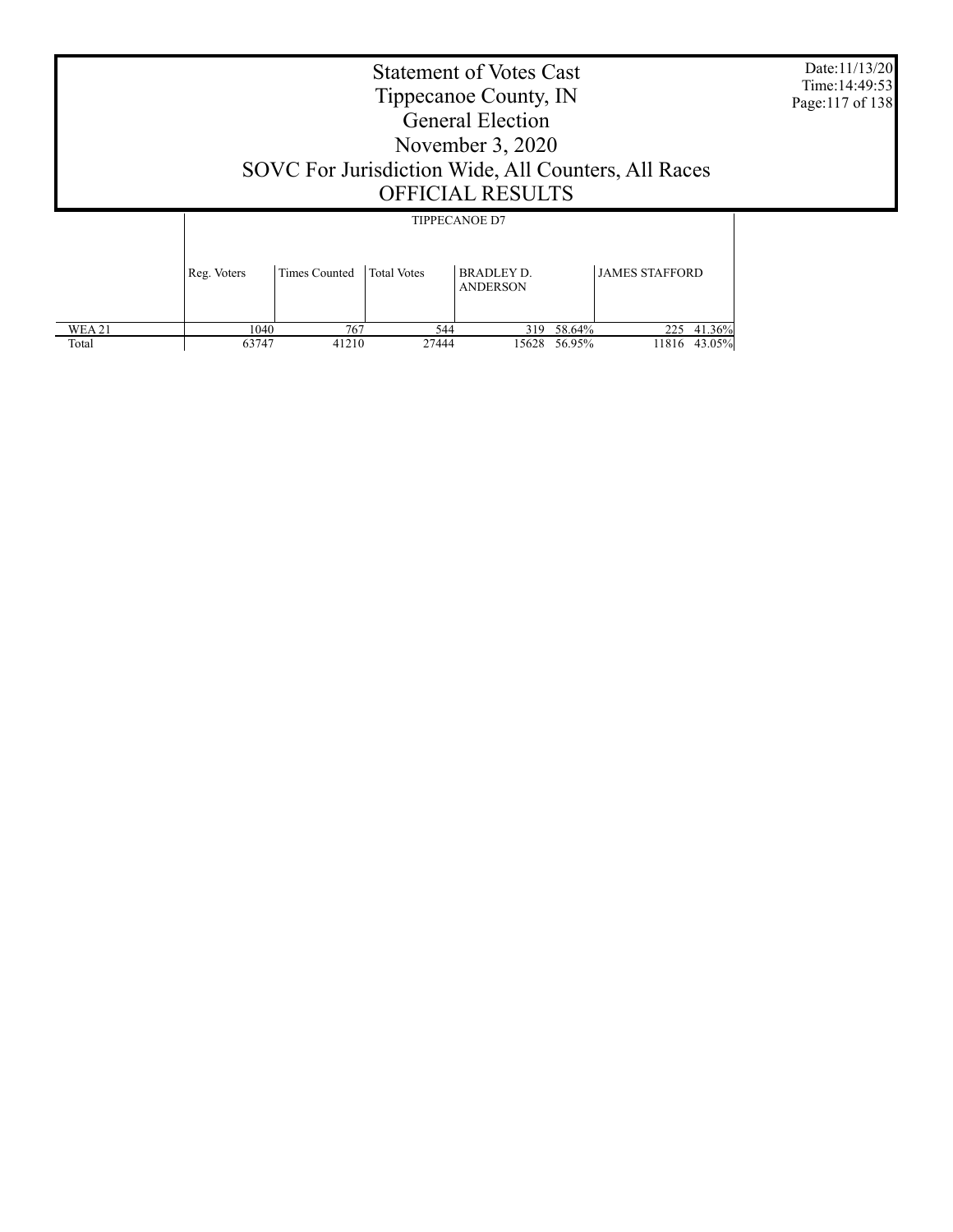# Statement of Votes Cast
## Tippecanoe County, IN
## General Election
## November 3, 2020
## SOVC For Jurisdiction Wide, All Counters, All Races
## OFFICIAL RESULTS

| | TIPPECANOE D7 | | | | | | |
|---|---|---|---|---|---|---|---|
| | Reg. Voters | Times Counted | Total Votes | BRADLEY D. ANDERSON | | JAMES STAFFORD | |
| WEA 21 | 1040 | 767 | 544 | 319 | 58.64% | 225 | 41.36% |
| Total | 63747 | 41210 | 27444 | 15628 | 56.95% | 11816 | 43.05% |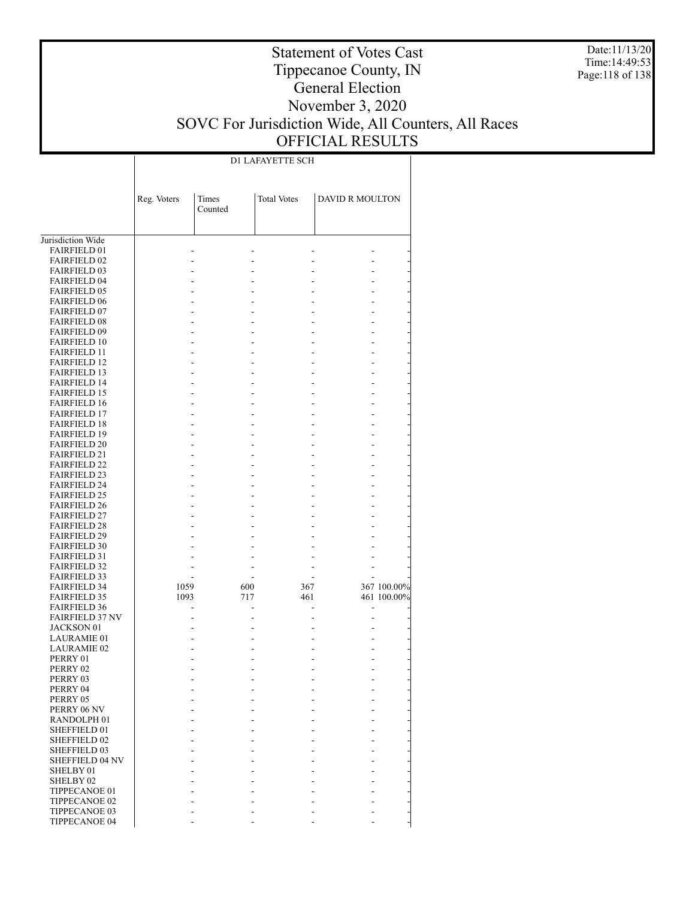# Statement of Votes Cast
# Tippecanoe County, IN
# General Election
# November 3, 2020
# SOVC For Jurisdiction Wide, All Counters, All Races
# OFFICIAL RESULTS

Date:11/13/20
Time:14:49:53

| | D1 LAFAYETTE SCH | | | | |
|---|---|---|---|---|---|
| | Reg. Voters | Times Counted | Total Votes | DAVID R MOULTON | |
| Jurisdiction Wide | | | | | |
| FAIRFIELD 01 | - | - | - | - | - |
| FAIRFIELD 02 | - | - | - | - | - |
| FAIRFIELD 03 | - | - | - | - | - |
| FAIRFIELD 04 | - | - | - | - | - |
| FAIRFIELD 05 | - | - | - | - | - |
| FAIRFIELD 06 | - | - | - | - | - |
| FAIRFIELD 07 | - | - | - | - | - |
| FAIRFIELD 08 | - | - | - | - | - |
| FAIRFIELD 09 | - | - | - | - | - |
| FAIRFIELD 10 | - | - | - | - | - |
| FAIRFIELD 11 | - | - | - | - | - |
| FAIRFIELD 12 | - | - | - | - | - |
| FAIRFIELD 13 | - | - | - | - | - |
| FAIRFIELD 14 | - | - | - | - | - |
| FAIRFIELD 15 | - | - | - | - | - |
| FAIRFIELD 16 | - | - | - | - | - |
| FAIRFIELD 17 | - | - | - | - | - |
| FAIRFIELD 18 | - | - | - | - | - |
| FAIRFIELD 19 | - | - | - | - | - |
| FAIRFIELD 20 | - | - | - | - | - |
| FAIRFIELD 21 | - | - | - | - | - |
| FAIRFIELD 22 | - | - | - | - | - |
| FAIRFIELD 23 | - | - | - | - | - |
| FAIRFIELD 24 | - | - | - | - | - |
| FAIRFIELD 25 | - | - | - | - | - |
| FAIRFIELD 26 | - | - | - | - | - |
| FAIRFIELD 27 | - | - | - | - | - |
| FAIRFIELD 28 | - | - | - | - | - |
| FAIRFIELD 29 | - | - | - | - | - |
| FAIRFIELD 30 | - | - | - | - | - |
| FAIRFIELD 31 | - | - | - | - | - |
| FAIRFIELD 32 | - | - | - | - | - |
| FAIRFIELD 33 | - | - | - | - | - |
| FAIRFIELD 34 | 1059 | 600 | 367 | 367 | 100.00% |
| FAIRFIELD 35 | 1093 | 717 | 461 | 461 | 100.00% |
| FAIRFIELD 36 | - | - | - | - | - |
| FAIRFIELD 37 NV | - | - | - | - | - |
| JACKSON 01 | - | - | - | - | - |
| LAURAMIE 01 | - | - | - | - | - |
| LAURAMIE 02 | - | - | - | - | - |
| PERRY 01 | - | - | - | - | - |
| PERRY 02 | - | - | - | - | - |
| PERRY 03 | - | - | - | - | - |
| PERRY 04 | - | - | - | - | - |
| PERRY 05 | - | - | - | - | - |
| PERRY 06 NV | - | - | - | - | - |
| RANDOLPH 01 | - | - | - | - | - |
| SHEFFIELD 01 | - | - | - | - | - |
| SHEFFIELD 02 | - | - | - | - | - |
| SHEFFIELD 03 | - | - | - | - | - |
| SHEFFIELD 04 NV | - | - | - | - | - |
| SHELBY 01 | - | - | - | - | - |
| SHELBY 02 | - | - | - | - | - |
| TIPPECANOE 01 | - | - | - | - | - |
| TIPPECANOE 02 | - | - | - | - | - |
| TIPPECANOE 03 | - | - | - | - | - |
| TIPPECANOE 04 | - | - | - | - | - |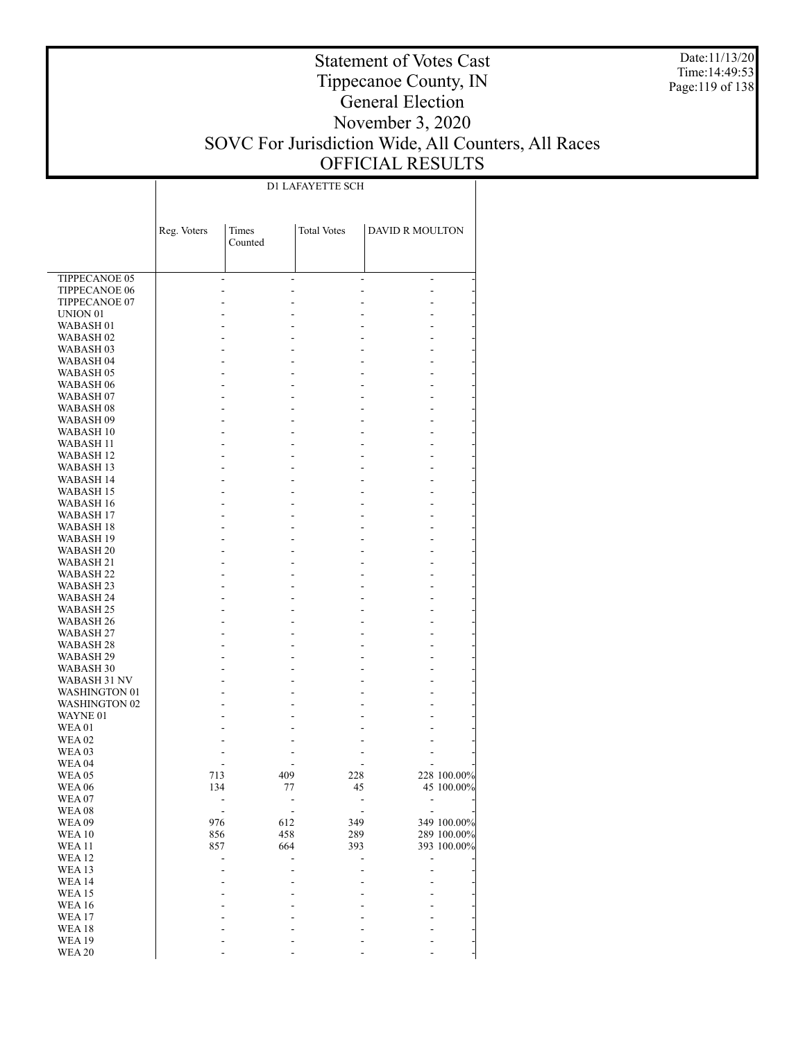# Statement of Votes Cast
# Tippecanoe County, IN
# General Election
# November 3, 2020
# SOVC For Jurisdiction Wide, All Counters, All Races
# OFFICIAL RESULTS

Date:11/13/20
Time:14:49:53

| | D1 LAFAYETTE SCH | | | | |
|---|---|---|---|---|---|
| | Reg. Voters | Times Counted | Total Votes | DAVID R MOULTON | |
| TIPPECANOE 05 | - | - | - | - | - |
| TIPPECANOE 06 | - | - | - | - | - |
| TIPPECANOE 07 | - | - | - | - | - |
| UNION 01 | - | - | - | - | - |
| WABASH 01 | - | - | - | - | - |
| WABASH 02 | - | - | - | - | - |
| WABASH 03 | - | - | - | - | - |
| WABASH 04 | - | - | - | - | - |
| WABASH 05 | - | - | - | - | - |
| WABASH 06 | - | - | - | - | - |
| WABASH 07 | - | - | - | - | - |
| WABASH 08 | - | - | - | - | - |
| WABASH 09 | - | - | - | - | - |
| WABASH 10 | - | - | - | - | - |
| WABASH 11 | - | - | - | - | - |
| WABASH 12 | - | - | - | - | - |
| WABASH 13 | - | - | - | - | - |
| WABASH 14 | - | - | - | - | - |
| WABASH 15 | - | - | - | - | - |
| WABASH 16 | - | - | - | - | - |
| WABASH 17 | - | - | - | - | - |
| WABASH 18 | - | - | - | - | - |
| WABASH 19 | - | - | - | - | - |
| WABASH 20 | - | - | - | - | - |
| WABASH 21 | - | - | - | - | - |
| WABASH 22 | - | - | - | - | - |
| WABASH 23 | - | - | - | - | - |
| WABASH 24 | - | - | - | - | - |
| WABASH 25 | - | - | - | - | - |
| WABASH 26 | - | - | - | - | - |
| WABASH 27 | - | - | - | - | - |
| WABASH 28 | - | - | - | - | - |
| WABASH 29 | - | - | - | - | - |
| WABASH 30 | - | - | - | - | - |
| WABASH 31 NV | - | - | - | - | - |
| WASHINGTON 01 | - | - | - | - | - |
| WASHINGTON 02 | - | - | - | - | - |
| WAYNE 01 | - | - | - | - | - |
| WEA 01 | - | - | - | - | - |
| WEA 02 | - | - | - | - | - |
| WEA 03 | - | - | - | - | - |
| WEA 04 | - | - | - | - | - |
| WEA 05 | 713 | 409 | 228 | 228 | 100.00% |
| WEA 06 | 134 | 77 | 45 | 45 | 100.00% |
| WEA 07 | - | - | - | - | - |
| WEA 08 | - | - | - | - | - |
| WEA 09 | 976 | 612 | 349 | 349 | 100.00% |
| WEA 10 | 856 | 458 | 289 | 289 | 100.00% |
| WEA 11 | 857 | 664 | 393 | 393 | 100.00% |
| WEA 12 | - | - | - | - | - |
| WEA 13 | - | - | - | - | - |
| WEA 14 | - | - | - | - | - |
| WEA 15 | - | - | - | - | - |
| WEA 16 | - | - | - | - | - |
| WEA 17 | - | - | - | - | - |
| WEA 18 | - | - | - | - | - |
| WEA 19 | - | - | - | - | - |
| WEA 20 | - | - | - | - | - |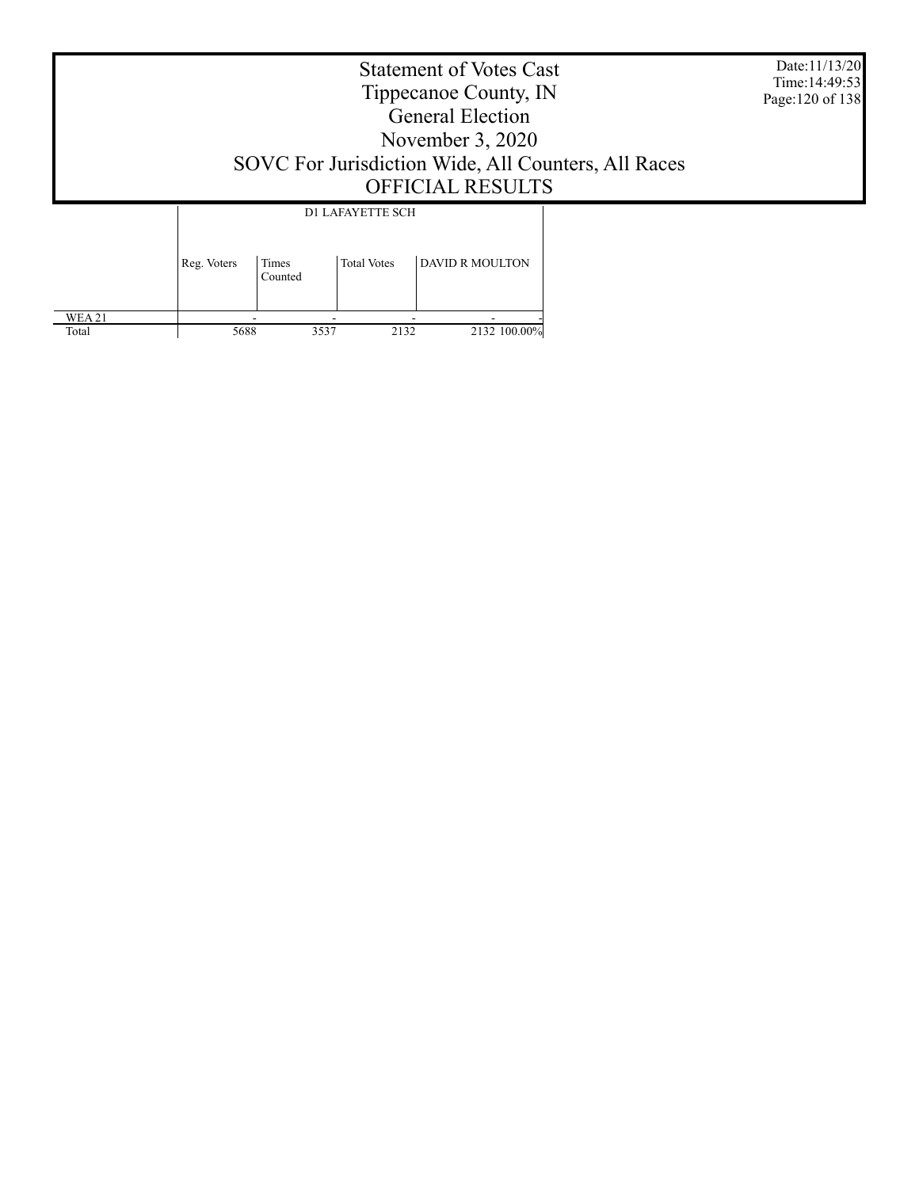# Statement of Votes Cast
# Tippecanoe County, IN
# General Election
# November 3, 2020
# SOVC For Jurisdiction Wide, All Counters, All Races
# OFFICIAL RESULTS

Date:11/13/20
Time:14:49:53

| | D1 LAFAYETTE SCH | | | | |
|---|---|---|---|---|---|
| | Reg. Voters | Times Counted | Total Votes | DAVID R MOULTON | |
| WEA 21 | - | - | - | - | - |
| Total | 5688 | 3537 | 2132 | 2132 | 100.00% |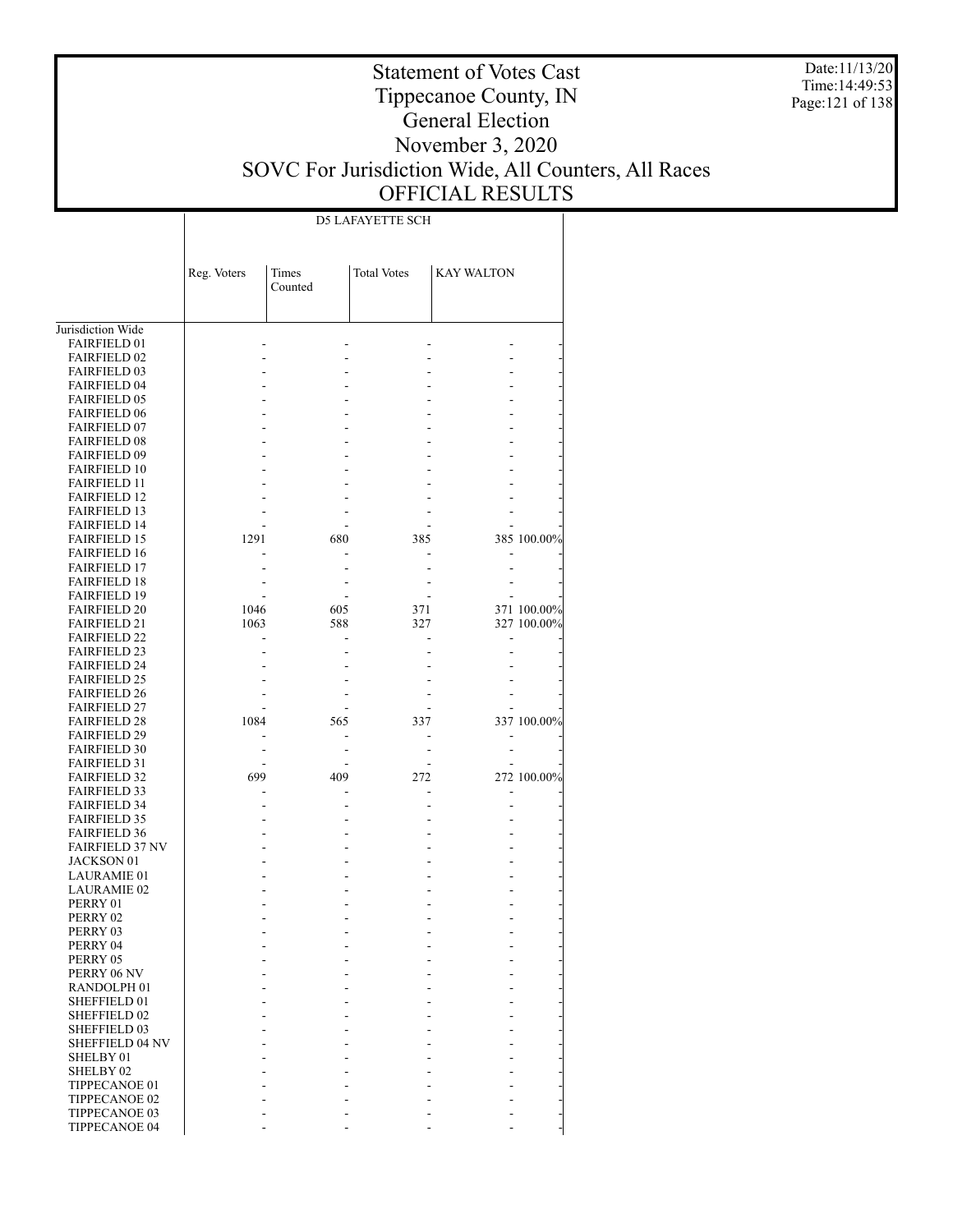# Statement of Votes Cast
# Tippecanoe County, IN
# General Election
# November 3, 2020
# SOVC For Jurisdiction Wide, All Counters, All Races
# OFFICIAL RESULTS

Date:11/13/20
Time:14:49:53

| | D5 LAFAYETTE SCH | | | | |
|---|---|---|---|---|---|
| | Reg. Voters | Times Counted | Total Votes | KAY WALTON | |
| Jurisdiction Wide | | | | | |
| FAIRFIELD 01 | - | - | - | - | - |
| FAIRFIELD 02 | - | - | - | - | - |
| FAIRFIELD 03 | - | - | - | - | - |
| FAIRFIELD 04 | - | - | - | - | - |
| FAIRFIELD 05 | - | - | - | - | - |
| FAIRFIELD 06 | - | - | - | - | - |
| FAIRFIELD 07 | - | - | - | - | - |
| FAIRFIELD 08 | - | - | - | - | - |
| FAIRFIELD 09 | - | - | - | - | - |
| FAIRFIELD 10 | - | - | - | - | - |
| FAIRFIELD 11 | - | - | - | - | - |
| FAIRFIELD 12 | - | - | - | - | - |
| FAIRFIELD 13 | - | - | - | - | - |
| FAIRFIELD 14 | - | - | - | - | - |
| FAIRFIELD 15 | 1291 | 680 | 385 | 385 | 100.00% |
| FAIRFIELD 16 | - | - | - | - | - |
| FAIRFIELD 17 | - | - | - | - | - |
| FAIRFIELD 18 | - | - | - | - | - |
| FAIRFIELD 19 | - | - | - | - | - |
| FAIRFIELD 20 | 1046 | 605 | 371 | 371 | 100.00% |
| FAIRFIELD 21 | 1063 | 588 | 327 | 327 | 100.00% |
| FAIRFIELD 22 | - | - | - | - | - |
| FAIRFIELD 23 | - | - | - | - | - |
| FAIRFIELD 24 | - | - | - | - | - |
| FAIRFIELD 25 | - | - | - | - | - |
| FAIRFIELD 26 | - | - | - | - | - |
| FAIRFIELD 27 | - | - | - | - | - |
| FAIRFIELD 28 | 1084 | 565 | 337 | 337 | 100.00% |
| FAIRFIELD 29 | - | - | - | - | - |
| FAIRFIELD 30 | - | - | - | - | - |
| FAIRFIELD 31 | - | - | - | - | - |
| FAIRFIELD 32 | 699 | 409 | 272 | 272 | 100.00% |
| FAIRFIELD 33 | - | - | - | - | - |
| FAIRFIELD 34 | - | - | - | - | - |
| FAIRFIELD 35 | - | - | - | - | - |
| FAIRFIELD 36 | - | - | - | - | - |
| FAIRFIELD 37 NV | - | - | - | - | - |
| JACKSON 01 | - | - | - | - | - |
| LAURAMIE 01 | - | - | - | - | - |
| LAURAMIE 02 | - | - | - | - | - |
| PERRY 01 | - | - | - | - | - |
| PERRY 02 | - | - | - | - | - |
| PERRY 03 | - | - | - | - | - |
| PERRY 04 | - | - | - | - | - |
| PERRY 05 | - | - | - | - | - |
| PERRY 06 NV | - | - | - | - | - |
| RANDOLPH 01 | - | - | - | - | - |
| SHEFFIELD 01 | - | - | - | - | - |
| SHEFFIELD 02 | - | - | - | - | - |
| SHEFFIELD 03 | - | - | - | - | - |
| SHEFFIELD 04 NV | - | - | - | - | - |
| SHELBY 01 | - | - | - | - | - |
| SHELBY 02 | - | - | - | - | - |
| TIPPECANOE 01 | - | - | - | - | - |
| TIPPECANOE 02 | - | - | - | - | - |
| TIPPECANOE 03 | - | - | - | - | - |
| TIPPECANOE 04 | - | - | - | - | - |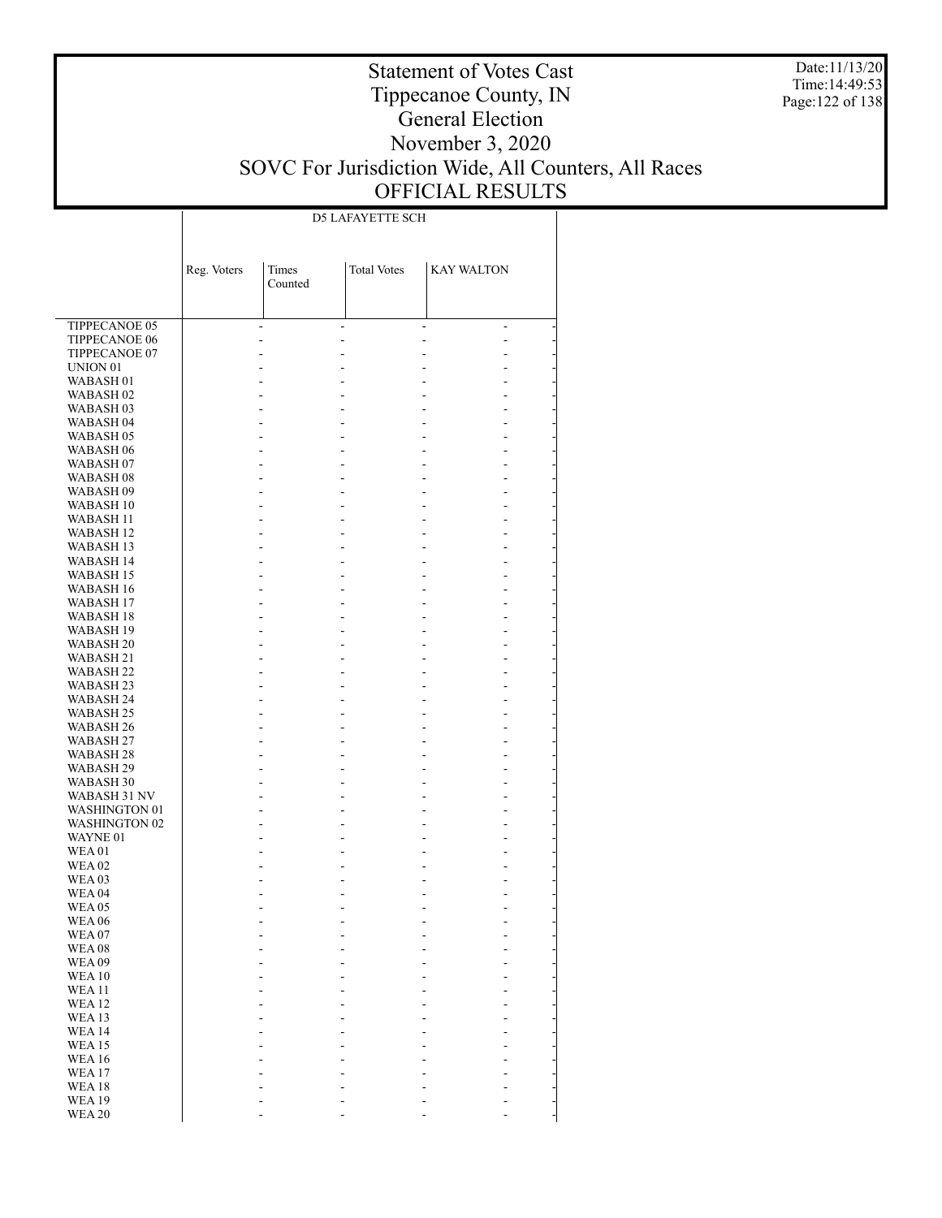# Statement of Votes Cast
# Tippecanoe County, IN
# General Election
# November 3, 2020
# SOVC For Jurisdiction Wide, All Counters, All Races
# OFFICIAL RESULTS

Date:11/13/20
Time:14:49:53

| | D5 LAFAYETTE SCH | | | |
|---|---|---|---|---|
| | Reg. Voters | Times Counted | Total Votes | KAY WALTON |
| TIPPECANOE 05 | - | - | - | - |
| TIPPECANOE 06 | - | - | - | - |
| TIPPECANOE 07 | - | - | - | - |
| UNION 01 | - | - | - | - |
| WABASH 01 | - | - | - | - |
| WABASH 02 | - | - | - | - |
| WABASH 03 | - | - | - | - |
| WABASH 04 | - | - | - | - |
| WABASH 05 | - | - | - | - |
| WABASH 06 | - | - | - | - |
| WABASH 07 | - | - | - | - |
| WABASH 08 | - | - | - | - |
| WABASH 09 | - | - | - | - |
| WABASH 10 | - | - | - | - |
| WABASH 11 | - | - | - | - |
| WABASH 12 | - | - | - | - |
| WABASH 13 | - | - | - | - |
| WABASH 14 | - | - | - | - |
| WABASH 15 | - | - | - | - |
| WABASH 16 | - | - | - | - |
| WABASH 17 | - | - | - | - |
| WABASH 18 | - | - | - | - |
| WABASH 19 | - | - | - | - |
| WABASH 20 | - | - | - | - |
| WABASH 21 | - | - | - | - |
| WABASH 22 | - | - | - | - |
| WABASH 23 | - | - | - | - |
| WABASH 24 | - | - | - | - |
| WABASH 25 | - | - | - | - |
| WABASH 26 | - | - | - | - |
| WABASH 27 | - | - | - | - |
| WABASH 28 | - | - | - | - |
| WABASH 29 | - | - | - | - |
| WABASH 30 | - | - | - | - |
| WABASH 31 NV | - | - | - | - |
| WASHINGTON 01 | - | - | - | - |
| WASHINGTON 02 | - | - | - | - |
| WAYNE 01 | - | - | - | - |
| WEA 01 | - | - | - | - |
| WEA 02 | - | - | - | - |
| WEA 03 | - | - | - | - |
| WEA 04 | - | - | - | - |
| WEA 05 | - | - | - | - |
| WEA 06 | - | - | - | - |
| WEA 07 | - | - | - | - |
| WEA 08 | - | - | - | - |
| WEA 09 | - | - | - | - |
| WEA 10 | - | - | - | - |
| WEA 11 | - | - | - | - |
| WEA 12 | - | - | - | - |
| WEA 13 | - | - | - | - |
| WEA 14 | - | - | - | - |
| WEA 15 | - | - | - | - |
| WEA 16 | - | - | - | - |
| WEA 17 | - | - | - | - |
| WEA 18 | - | - | - | - |
| WEA 19 | - | - | - | - |
| WEA 20 | - | - | - | - |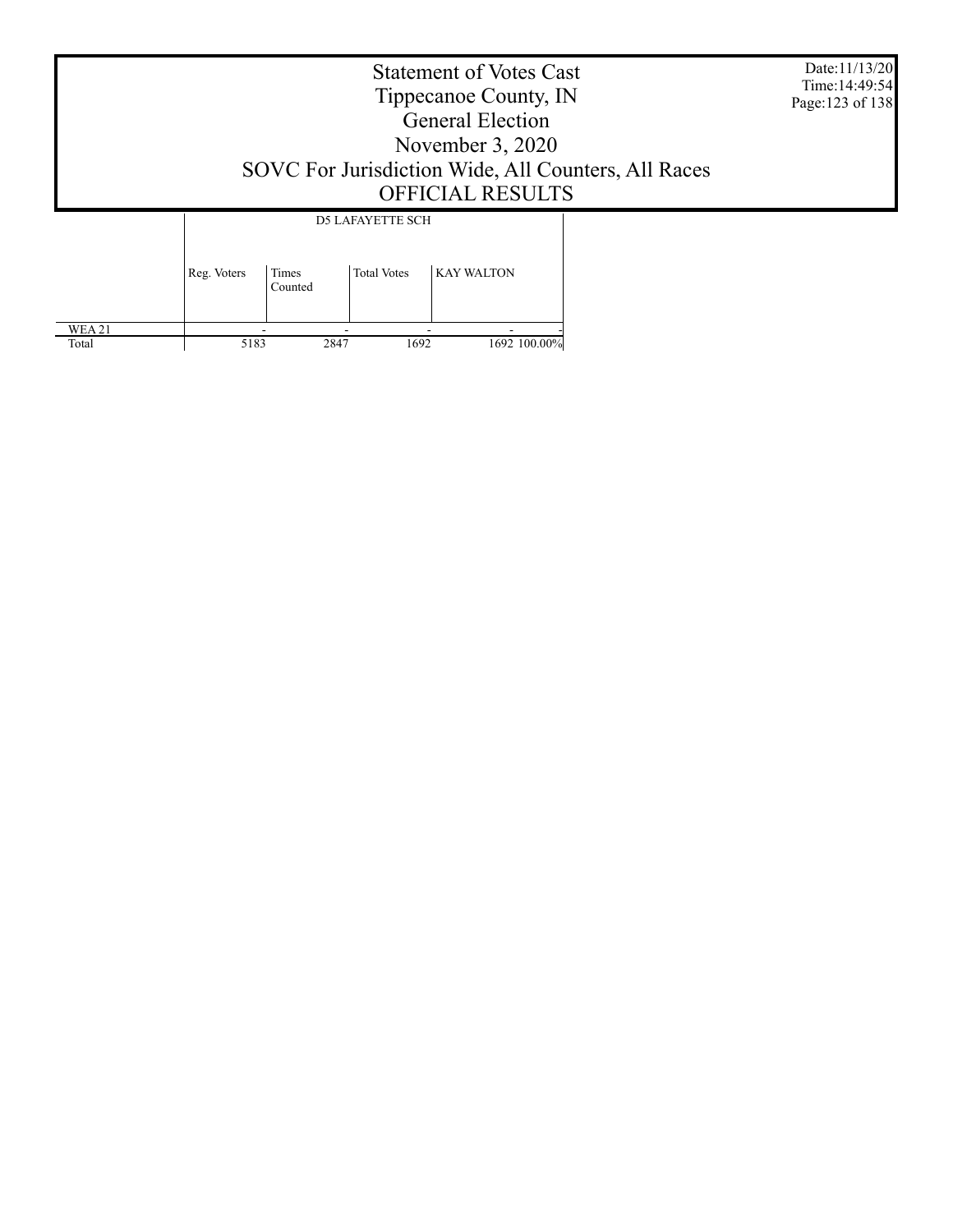# Statement of Votes Cast
## Tippecanoe County, IN
## General Election
## November 3, 2020
## SOVC For Jurisdiction Wide, All Counters, All Races
## OFFICIAL RESULTS

| | D5 LAFAYETTE SCH | | | | |
|---|---|---|---|---|---|
| | Reg. Voters | Times Counted | Total Votes | KAY WALTON | |
| WEA 21 | - | - | - | - | - |
| Total | 5183 | 2847 | 1692 | 1692 | 100.00% |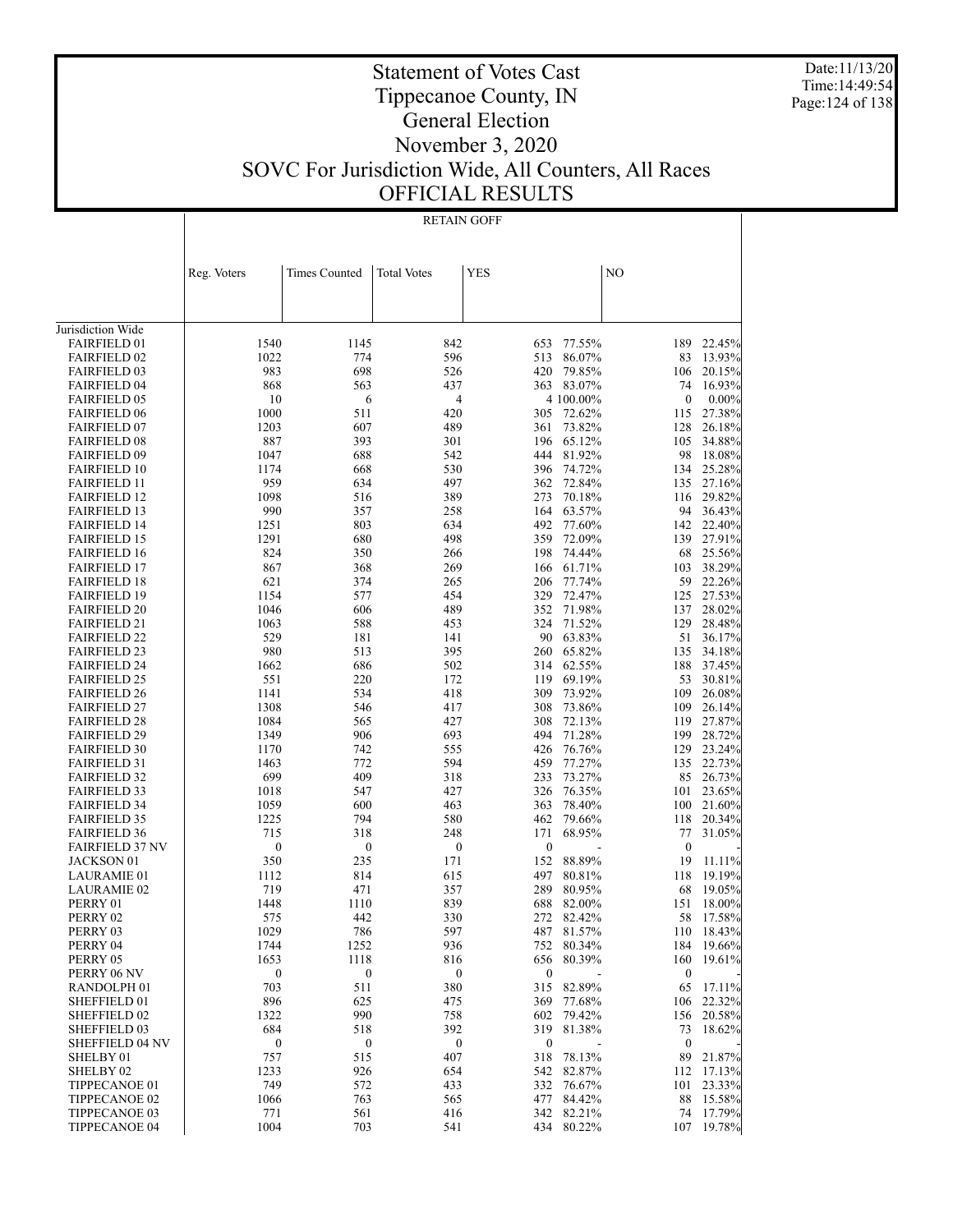# Statement of Votes Cast
# Tippecanoe County, IN
# General Election
# November 3, 2020
# SOVC For Jurisdiction Wide, All Counters, All Races
# OFFICIAL RESULTS

Date:11/13/20
Time:14:49:54

RETAIN GOFF

| | Reg. Voters | Times Counted | Total Votes | YES | | NO | |
|---|---|---|---|---|---|---|---|
| Jurisdiction Wide | | | | | | | |
| FAIRFIELD 01 | 1540 | 1145 | 842 | 653 | 77.55% | 189 | 22.45% |
| FAIRFIELD 02 | 1022 | 774 | 596 | 513 | 86.07% | 83 | 13.93% |
| FAIRFIELD 03 | 983 | 698 | 526 | 420 | 79.85% | 106 | 20.15% |
| FAIRFIELD 04 | 868 | 563 | 437 | 363 | 83.07% | 74 | 16.93% |
| FAIRFIELD 05 | 10 | 6 | 4 | 4 | 100.00% | 0 | 0.00% |
| FAIRFIELD 06 | 1000 | 511 | 420 | 305 | 72.62% | 115 | 27.38% |
| FAIRFIELD 07 | 1203 | 607 | 489 | 361 | 73.82% | 128 | 26.18% |
| FAIRFIELD 08 | 887 | 393 | 301 | 196 | 65.12% | 105 | 34.88% |
| FAIRFIELD 09 | 1047 | 688 | 542 | 444 | 81.92% | 98 | 18.08% |
| FAIRFIELD 10 | 1174 | 668 | 530 | 396 | 74.72% | 134 | 25.28% |
| FAIRFIELD 11 | 959 | 634 | 497 | 362 | 72.84% | 135 | 27.16% |
| FAIRFIELD 12 | 1098 | 516 | 389 | 273 | 70.18% | 116 | 29.82% |
| FAIRFIELD 13 | 990 | 357 | 258 | 164 | 63.57% | 94 | 36.43% |
| FAIRFIELD 14 | 1251 | 803 | 634 | 492 | 77.60% | 142 | 22.40% |
| FAIRFIELD 15 | 1291 | 680 | 498 | 359 | 72.09% | 139 | 27.91% |
| FAIRFIELD 16 | 824 | 350 | 266 | 198 | 74.44% | 68 | 25.56% |
| FAIRFIELD 17 | 867 | 368 | 269 | 166 | 61.71% | 103 | 38.29% |
| FAIRFIELD 18 | 621 | 374 | 265 | 206 | 77.74% | 59 | 22.26% |
| FAIRFIELD 19 | 1154 | 577 | 454 | 329 | 72.47% | 125 | 27.53% |
| FAIRFIELD 20 | 1046 | 606 | 489 | 352 | 71.98% | 137 | 28.02% |
| FAIRFIELD 21 | 1063 | 588 | 453 | 324 | 71.52% | 129 | 28.48% |
| FAIRFIELD 22 | 529 | 181 | 141 | 90 | 63.83% | 51 | 36.17% |
| FAIRFIELD 23 | 980 | 513 | 395 | 260 | 65.82% | 135 | 34.18% |
| FAIRFIELD 24 | 1662 | 686 | 502 | 314 | 62.55% | 188 | 37.45% |
| FAIRFIELD 25 | 551 | 220 | 172 | 119 | 69.19% | 53 | 30.81% |
| FAIRFIELD 26 | 1141 | 534 | 418 | 309 | 73.92% | 109 | 26.08% |
| FAIRFIELD 27 | 1308 | 546 | 417 | 308 | 73.86% | 109 | 26.14% |
| FAIRFIELD 28 | 1084 | 565 | 427 | 308 | 72.13% | 119 | 27.87% |
| FAIRFIELD 29 | 1349 | 906 | 693 | 494 | 71.28% | 199 | 28.72% |
| FAIRFIELD 30 | 1170 | 742 | 555 | 426 | 76.76% | 129 | 23.24% |
| FAIRFIELD 31 | 1463 | 772 | 594 | 459 | 77.27% | 135 | 22.73% |
| FAIRFIELD 32 | 699 | 409 | 318 | 233 | 73.27% | 85 | 26.73% |
| FAIRFIELD 33 | 1018 | 547 | 427 | 326 | 76.35% | 101 | 23.65% |
| FAIRFIELD 34 | 1059 | 600 | 463 | 363 | 78.40% | 100 | 21.60% |
| FAIRFIELD 35 | 1225 | 794 | 580 | 462 | 79.66% | 118 | 20.34% |
| FAIRFIELD 36 | 715 | 318 | 248 | 171 | 68.95% | 77 | 31.05% |
| FAIRFIELD 37 NV | 0 | 0 | 0 | 0 | - | 0 | - |
| JACKSON 01 | 350 | 235 | 171 | 152 | 88.89% | 19 | 11.11% |
| LAURAMIE 01 | 1112 | 814 | 615 | 497 | 80.81% | 118 | 19.19% |
| LAURAMIE 02 | 719 | 471 | 357 | 289 | 80.95% | 68 | 19.05% |
| PERRY 01 | 1448 | 1110 | 839 | 688 | 82.00% | 151 | 18.00% |
| PERRY 02 | 575 | 442 | 330 | 272 | 82.42% | 58 | 17.58% |
| PERRY 03 | 1029 | 786 | 597 | 487 | 81.57% | 110 | 18.43% |
| PERRY 04 | 1744 | 1252 | 936 | 752 | 80.34% | 184 | 19.66% |
| PERRY 05 | 1653 | 1118 | 816 | 656 | 80.39% | 160 | 19.61% |
| PERRY 06 NV | 0 | 0 | 0 | 0 | - | 0 | - |
| RANDOLPH 01 | 703 | 511 | 380 | 315 | 82.89% | 65 | 17.11% |
| SHEFFIELD 01 | 896 | 625 | 475 | 369 | 77.68% | 106 | 22.32% |
| SHEFFIELD 02 | 1322 | 990 | 758 | 602 | 79.42% | 156 | 20.58% |
| SHEFFIELD 03 | 684 | 518 | 392 | 319 | 81.38% | 73 | 18.62% |
| SHEFFIELD 04 NV | 0 | 0 | 0 | 0 | - | 0 | - |
| SHELBY 01 | 757 | 515 | 407 | 318 | 78.13% | 89 | 21.87% |
| SHELBY 02 | 1233 | 926 | 654 | 542 | 82.87% | 112 | 17.13% |
| TIPPECANOE 01 | 749 | 572 | 433 | 332 | 76.67% | 101 | 23.33% |
| TIPPECANOE 02 | 1066 | 763 | 565 | 477 | 84.42% | 88 | 15.58% |
| TIPPECANOE 03 | 771 | 561 | 416 | 342 | 82.21% | 74 | 17.79% |
| TIPPECANOE 04 | 1004 | 703 | 541 | 434 | 80.22% | 107 | 19.78% |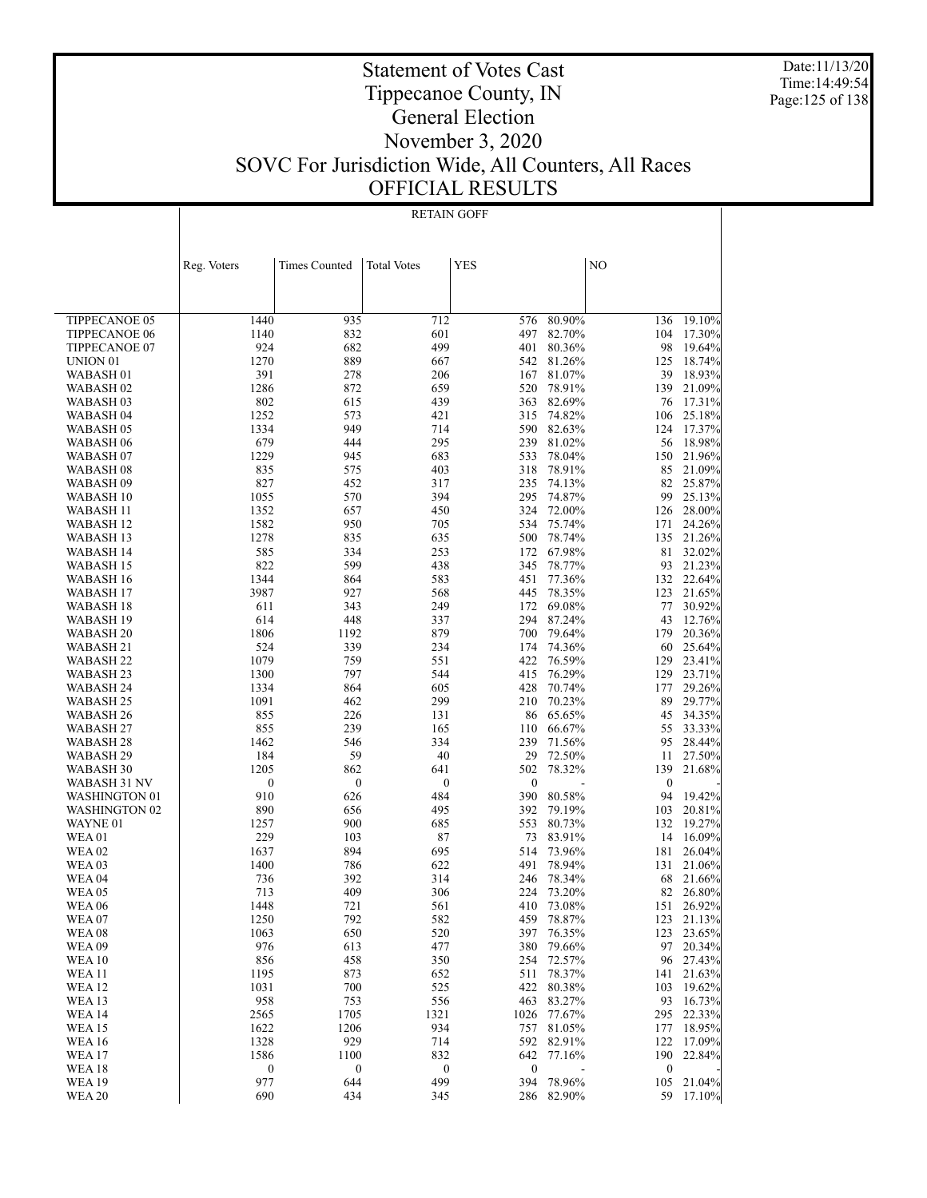# Statement of Votes Cast
# Tippecanoe County, IN
# General Election
# November 3, 2020
# SOVC For Jurisdiction Wide, All Counters, All Races
# OFFICIAL RESULTS

Date:11/13/20
Time:14:49:54

## RETAIN GOFF

| | Reg. Voters | Times Counted | Total Votes | YES | | NO | |
|---|---|---|---|---|---|---|---|
| TIPPECANOE 05 | 1440 | 935 | 712 | 576 | 80.90% | 136 | 19.10% |
| TIPPECANOE 06 | 1140 | 832 | 601 | 497 | 82.70% | 104 | 17.30% |
| TIPPECANOE 07 | 924 | 682 | 499 | 401 | 80.36% | 98 | 19.64% |
| UNION 01 | 1270 | 889 | 667 | 542 | 81.26% | 125 | 18.74% |
| WABASH 01 | 391 | 278 | 206 | 167 | 81.07% | 39 | 18.93% |
| WABASH 02 | 1286 | 872 | 659 | 520 | 78.91% | 139 | 21.09% |
| WABASH 03 | 802 | 615 | 439 | 363 | 82.69% | 76 | 17.31% |
| WABASH 04 | 1252 | 573 | 421 | 315 | 74.82% | 106 | 25.18% |
| WABASH 05 | 1334 | 949 | 714 | 590 | 82.63% | 124 | 17.37% |
| WABASH 06 | 679 | 444 | 295 | 239 | 81.02% | 56 | 18.98% |
| WABASH 07 | 1229 | 945 | 683 | 533 | 78.04% | 150 | 21.96% |
| WABASH 08 | 835 | 575 | 403 | 318 | 78.91% | 85 | 21.09% |
| WABASH 09 | 827 | 452 | 317 | 235 | 74.13% | 82 | 25.87% |
| WABASH 10 | 1055 | 570 | 394 | 295 | 74.87% | 99 | 25.13% |
| WABASH 11 | 1352 | 657 | 450 | 324 | 72.00% | 126 | 28.00% |
| WABASH 12 | 1582 | 950 | 705 | 534 | 75.74% | 171 | 24.26% |
| WABASH 13 | 1278 | 835 | 635 | 500 | 78.74% | 135 | 21.26% |
| WABASH 14 | 585 | 334 | 253 | 172 | 67.98% | 81 | 32.02% |
| WABASH 15 | 822 | 599 | 438 | 345 | 78.77% | 93 | 21.23% |
| WABASH 16 | 1344 | 864 | 583 | 451 | 77.36% | 132 | 22.64% |
| WABASH 17 | 3987 | 927 | 568 | 445 | 78.35% | 123 | 21.65% |
| WABASH 18 | 611 | 343 | 249 | 172 | 69.08% | 77 | 30.92% |
| WABASH 19 | 614 | 448 | 337 | 294 | 87.24% | 43 | 12.76% |
| WABASH 20 | 1806 | 1192 | 879 | 700 | 79.64% | 179 | 20.36% |
| WABASH 21 | 524 | 339 | 234 | 174 | 74.36% | 60 | 25.64% |
| WABASH 22 | 1079 | 759 | 551 | 422 | 76.59% | 129 | 23.41% |
| WABASH 23 | 1300 | 797 | 544 | 415 | 76.29% | 129 | 23.71% |
| WABASH 24 | 1334 | 864 | 605 | 428 | 70.74% | 177 | 29.26% |
| WABASH 25 | 1091 | 462 | 299 | 210 | 70.23% | 89 | 29.77% |
| WABASH 26 | 855 | 226 | 131 | 86 | 65.65% | 45 | 34.35% |
| WABASH 27 | 855 | 239 | 165 | 110 | 66.67% | 55 | 33.33% |
| WABASH 28 | 1462 | 546 | 334 | 239 | 71.56% | 95 | 28.44% |
| WABASH 29 | 184 | 59 | 40 | 29 | 72.50% | 11 | 27.50% |
| WABASH 30 | 1205 | 862 | 641 | 502 | 78.32% | 139 | 21.68% |
| WABASH 31 NV | 0 | 0 | 0 | 0 | - | 0 | - |
| WASHINGTON 01 | 910 | 626 | 484 | 390 | 80.58% | 94 | 19.42% |
| WASHINGTON 02 | 890 | 656 | 495 | 392 | 79.19% | 103 | 20.81% |
| WAYNE 01 | 1257 | 900 | 685 | 553 | 80.73% | 132 | 19.27% |
| WEA 01 | 229 | 103 | 87 | 73 | 83.91% | 14 | 16.09% |
| WEA 02 | 1637 | 894 | 695 | 514 | 73.96% | 181 | 26.04% |
| WEA 03 | 1400 | 786 | 622 | 491 | 78.94% | 131 | 21.06% |
| WEA 04 | 736 | 392 | 314 | 246 | 78.34% | 68 | 21.66% |
| WEA 05 | 713 | 409 | 306 | 224 | 73.20% | 82 | 26.80% |
| WEA 06 | 1448 | 721 | 561 | 410 | 73.08% | 151 | 26.92% |
| WEA 07 | 1250 | 792 | 582 | 459 | 78.87% | 123 | 21.13% |
| WEA 08 | 1063 | 650 | 520 | 397 | 76.35% | 123 | 23.65% |
| WEA 09 | 976 | 613 | 477 | 380 | 79.66% | 97 | 20.34% |
| WEA 10 | 856 | 458 | 350 | 254 | 72.57% | 96 | 27.43% |
| WEA 11 | 1195 | 873 | 652 | 511 | 78.37% | 141 | 21.63% |
| WEA 12 | 1031 | 700 | 525 | 422 | 80.38% | 103 | 19.62% |
| WEA 13 | 958 | 753 | 556 | 463 | 83.27% | 93 | 16.73% |
| WEA 14 | 2565 | 1705 | 1321 | 1026 | 77.67% | 295 | 22.33% |
| WEA 15 | 1622 | 1206 | 934 | 757 | 81.05% | 177 | 18.95% |
| WEA 16 | 1328 | 929 | 714 | 592 | 82.91% | 122 | 17.09% |
| WEA 17 | 1586 | 1100 | 832 | 642 | 77.16% | 190 | 22.84% |
| WEA 18 | 0 | 0 | 0 | 0 | - | 0 | - |
| WEA 19 | 977 | 644 | 499 | 394 | 78.96% | 105 | 21.04% |
| WEA 20 | 690 | 434 | 345 | 286 | 82.90% | 59 | 17.10% |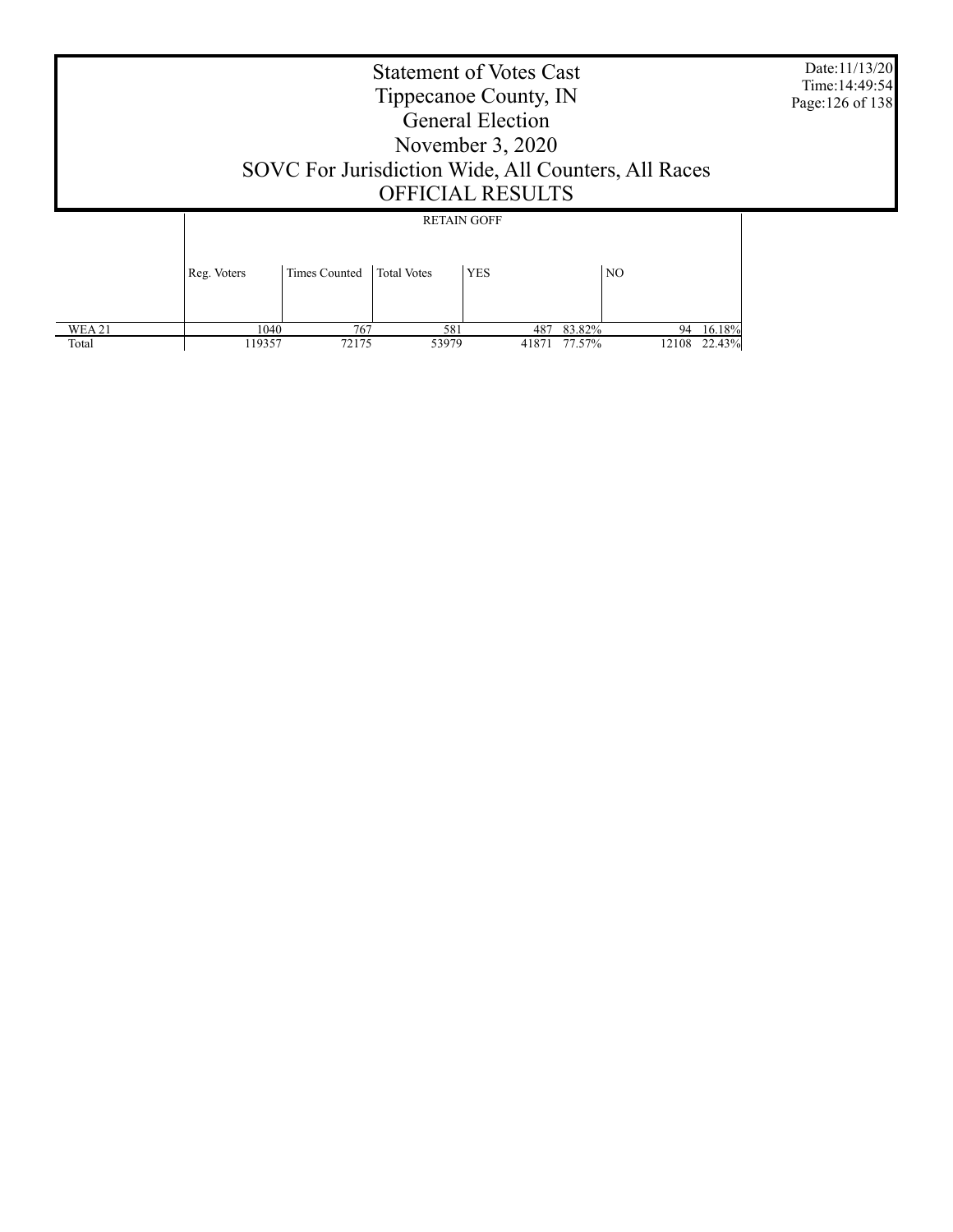# Statement of Votes Cast
## Tippecanoe County, IN
## General Election
## November 3, 2020
## SOVC For Jurisdiction Wide, All Counters, All Races
## OFFICIAL RESULTS

Date:11/13/20
Time:14:49:54

| | RETAIN GOFF | | | | | | |
|---|---|---|---|---|---|---|---|
| | Reg. Voters | Times Counted | Total Votes | YES | | NO | |
| WEA 21 | 1040 | 767 | 581 | 487 | 83.82% | 94 | 16.18% |
| Total | 119357 | 72175 | 53979 | 41871 | 77.57% | 12108 | 22.43% |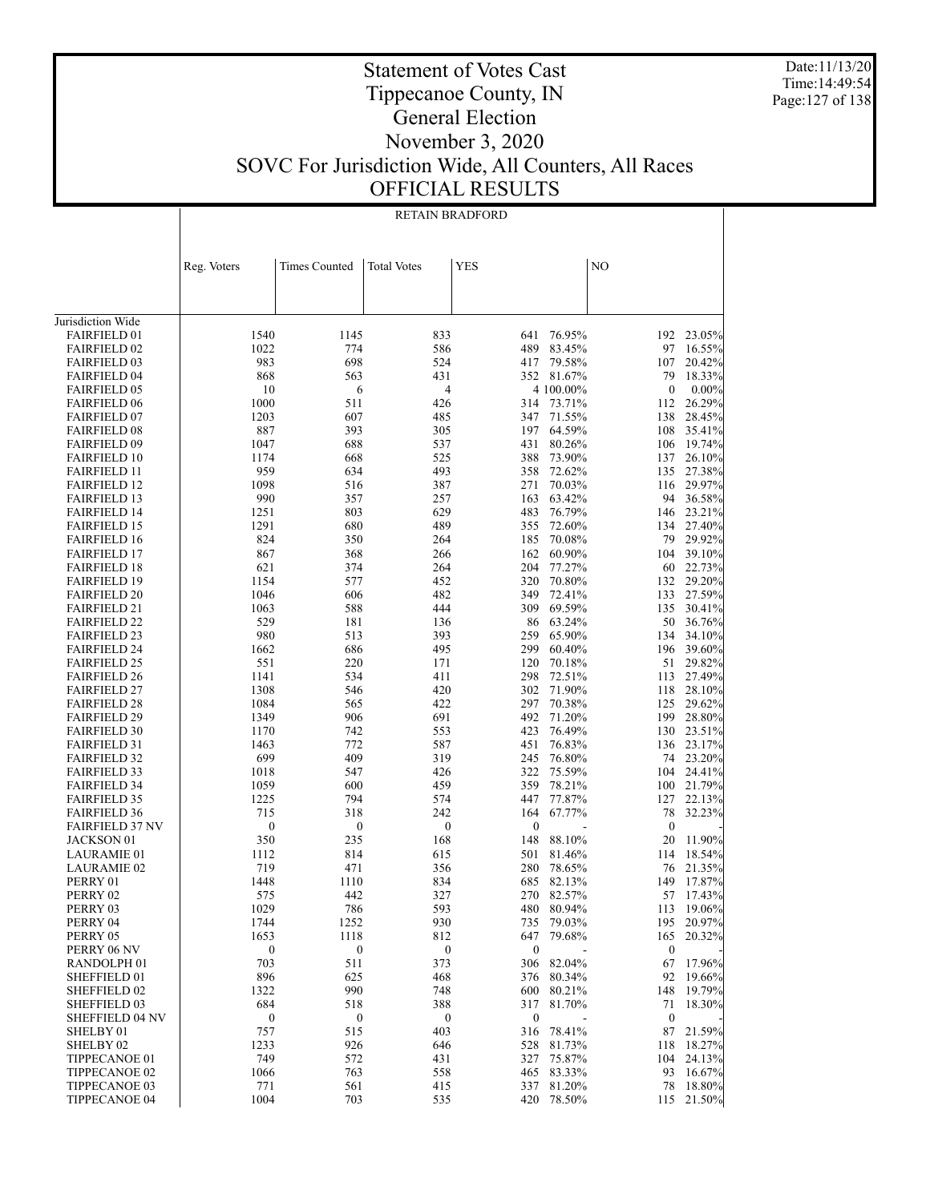# Statement of Votes Cast
# Tippecanoe County, IN
# General Election
# November 3, 2020
# SOVC For Jurisdiction Wide, All Counters, All Races
# OFFICIAL RESULTS

Date:11/13/20
Time:14:49:54

## RETAIN BRADFORD

| | Reg. Voters | Times Counted | Total Votes | YES | | NO | |
|---|---|---|---|---|---|---|---|
| Jurisdiction Wide | | | | | | | |
| FAIRFIELD 01 | 1540 | 1145 | 833 | 641 | 76.95% | 192 | 23.05% |
| FAIRFIELD 02 | 1022 | 774 | 586 | 489 | 83.45% | 97 | 16.55% |
| FAIRFIELD 03 | 983 | 698 | 524 | 417 | 79.58% | 107 | 20.42% |
| FAIRFIELD 04 | 868 | 563 | 431 | 352 | 81.67% | 79 | 18.33% |
| FAIRFIELD 05 | 10 | 6 | 4 | 4 | 100.00% | 0 | 0.00% |
| FAIRFIELD 06 | 1000 | 511 | 426 | 314 | 73.71% | 112 | 26.29% |
| FAIRFIELD 07 | 1203 | 607 | 485 | 347 | 71.55% | 138 | 28.45% |
| FAIRFIELD 08 | 887 | 393 | 305 | 197 | 64.59% | 108 | 35.41% |
| FAIRFIELD 09 | 1047 | 688 | 537 | 431 | 80.26% | 106 | 19.74% |
| FAIRFIELD 10 | 1174 | 668 | 525 | 388 | 73.90% | 137 | 26.10% |
| FAIRFIELD 11 | 959 | 634 | 493 | 358 | 72.62% | 135 | 27.38% |
| FAIRFIELD 12 | 1098 | 516 | 387 | 271 | 70.03% | 116 | 29.97% |
| FAIRFIELD 13 | 990 | 357 | 257 | 163 | 63.42% | 94 | 36.58% |
| FAIRFIELD 14 | 1251 | 803 | 629 | 483 | 76.79% | 146 | 23.21% |
| FAIRFIELD 15 | 1291 | 680 | 489 | 355 | 72.60% | 134 | 27.40% |
| FAIRFIELD 16 | 824 | 350 | 264 | 185 | 70.08% | 79 | 29.92% |
| FAIRFIELD 17 | 867 | 368 | 266 | 162 | 60.90% | 104 | 39.10% |
| FAIRFIELD 18 | 621 | 374 | 264 | 204 | 77.27% | 60 | 22.73% |
| FAIRFIELD 19 | 1154 | 577 | 452 | 320 | 70.80% | 132 | 29.20% |
| FAIRFIELD 20 | 1046 | 606 | 482 | 349 | 72.41% | 133 | 27.59% |
| FAIRFIELD 21 | 1063 | 588 | 444 | 309 | 69.59% | 135 | 30.41% |
| FAIRFIELD 22 | 529 | 181 | 136 | 86 | 63.24% | 50 | 36.76% |
| FAIRFIELD 23 | 980 | 513 | 393 | 259 | 65.90% | 134 | 34.10% |
| FAIRFIELD 24 | 1662 | 686 | 495 | 299 | 60.40% | 196 | 39.60% |
| FAIRFIELD 25 | 551 | 220 | 171 | 120 | 70.18% | 51 | 29.82% |
| FAIRFIELD 26 | 1141 | 534 | 411 | 298 | 72.51% | 113 | 27.49% |
| FAIRFIELD 27 | 1308 | 546 | 420 | 302 | 71.90% | 118 | 28.10% |
| FAIRFIELD 28 | 1084 | 565 | 422 | 297 | 70.38% | 125 | 29.62% |
| FAIRFIELD 29 | 1349 | 906 | 691 | 492 | 71.20% | 199 | 28.80% |
| FAIRFIELD 30 | 1170 | 742 | 553 | 423 | 76.49% | 130 | 23.51% |
| FAIRFIELD 31 | 1463 | 772 | 587 | 451 | 76.83% | 136 | 23.17% |
| FAIRFIELD 32 | 699 | 409 | 319 | 245 | 76.80% | 74 | 23.20% |
| FAIRFIELD 33 | 1018 | 547 | 426 | 322 | 75.59% | 104 | 24.41% |
| FAIRFIELD 34 | 1059 | 600 | 459 | 359 | 78.21% | 100 | 21.79% |
| FAIRFIELD 35 | 1225 | 794 | 574 | 447 | 77.87% | 127 | 22.13% |
| FAIRFIELD 36 | 715 | 318 | 242 | 164 | 67.77% | 78 | 32.23% |
| FAIRFIELD 37 NV | 0 | 0 | 0 | 0 | - | 0 | - |
| JACKSON 01 | 350 | 235 | 168 | 148 | 88.10% | 20 | 11.90% |
| LAURAMIE 01 | 1112 | 814 | 615 | 501 | 81.46% | 114 | 18.54% |
| LAURAMIE 02 | 719 | 471 | 356 | 280 | 78.65% | 76 | 21.35% |
| PERRY 01 | 1448 | 1110 | 834 | 685 | 82.13% | 149 | 17.87% |
| PERRY 02 | 575 | 442 | 327 | 270 | 82.57% | 57 | 17.43% |
| PERRY 03 | 1029 | 786 | 593 | 480 | 80.94% | 113 | 19.06% |
| PERRY 04 | 1744 | 1252 | 930 | 735 | 79.03% | 195 | 20.97% |
| PERRY 05 | 1653 | 1118 | 812 | 647 | 79.68% | 165 | 20.32% |
| PERRY 06 NV | 0 | 0 | 0 | 0 | - | 0 | - |
| RANDOLPH 01 | 703 | 511 | 373 | 306 | 82.04% | 67 | 17.96% |
| SHEFFIELD 01 | 896 | 625 | 468 | 376 | 80.34% | 92 | 19.66% |
| SHEFFIELD 02 | 1322 | 990 | 748 | 600 | 80.21% | 148 | 19.79% |
| SHEFFIELD 03 | 684 | 518 | 388 | 317 | 81.70% | 71 | 18.30% |
| SHEFFIELD 04 NV | 0 | 0 | 0 | 0 | - | 0 | - |
| SHELBY 01 | 757 | 515 | 403 | 316 | 78.41% | 87 | 21.59% |
| SHELBY 02 | 1233 | 926 | 646 | 528 | 81.73% | 118 | 18.27% |
| TIPPECANOE 01 | 749 | 572 | 431 | 327 | 75.87% | 104 | 24.13% |
| TIPPECANOE 02 | 1066 | 763 | 558 | 465 | 83.33% | 93 | 16.67% |
| TIPPECANOE 03 | 771 | 561 | 415 | 337 | 81.20% | 78 | 18.80% |
| TIPPECANOE 04 | 1004 | 703 | 535 | 420 | 78.50% | 115 | 21.50% |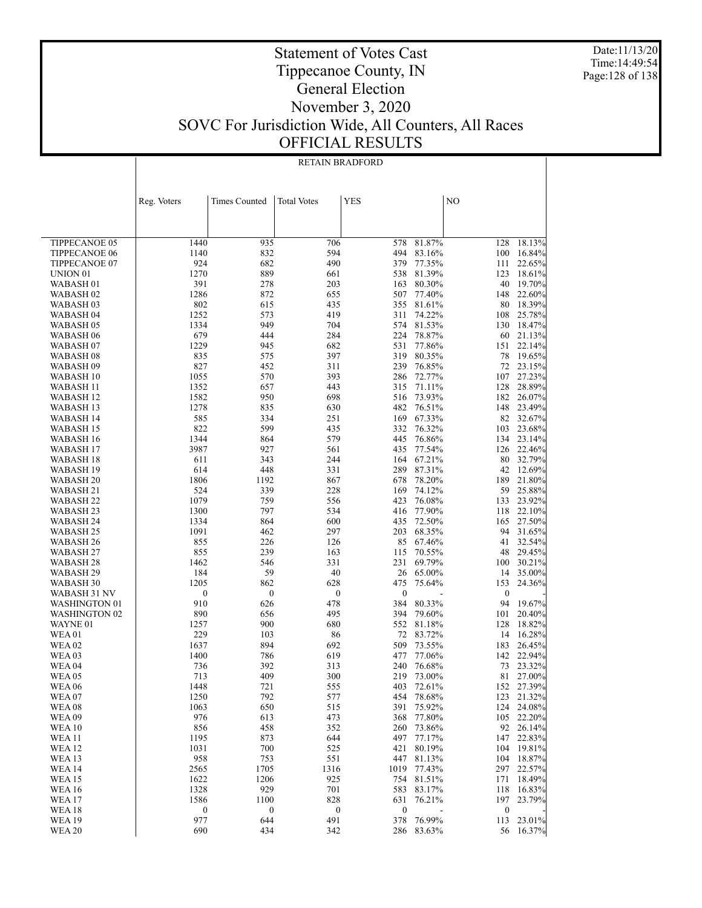# Statement of Votes Cast
# Tippecanoe County, IN
# General Election
# November 3, 2020
# SOVC For Jurisdiction Wide, All Counters, All Races
# OFFICIAL RESULTS

Date:11/13/20
Time:14:49:54

RETAIN BRADFORD

| | Reg. Voters | Times Counted | Total Votes | YES | | NO | |
|---|---|---|---|---|---|---|---|
| TIPPECANOE 05 | 1440 | 935 | 706 | 578 | 81.87% | 128 | 18.13% |
| TIPPECANOE 06 | 1140 | 832 | 594 | 494 | 83.16% | 100 | 16.84% |
| TIPPECANOE 07 | 924 | 682 | 490 | 379 | 77.35% | 111 | 22.65% |
| UNION 01 | 1270 | 889 | 661 | 538 | 81.39% | 123 | 18.61% |
| WABASH 01 | 391 | 278 | 203 | 163 | 80.30% | 40 | 19.70% |
| WABASH 02 | 1286 | 872 | 655 | 507 | 77.40% | 148 | 22.60% |
| WABASH 03 | 802 | 615 | 435 | 355 | 81.61% | 80 | 18.39% |
| WABASH 04 | 1252 | 573 | 419 | 311 | 74.22% | 108 | 25.78% |
| WABASH 05 | 1334 | 949 | 704 | 574 | 81.53% | 130 | 18.47% |
| WABASH 06 | 679 | 444 | 284 | 224 | 78.87% | 60 | 21.13% |
| WABASH 07 | 1229 | 945 | 682 | 531 | 77.86% | 151 | 22.14% |
| WABASH 08 | 835 | 575 | 397 | 319 | 80.35% | 78 | 19.65% |
| WABASH 09 | 827 | 452 | 311 | 239 | 76.85% | 72 | 23.15% |
| WABASH 10 | 1055 | 570 | 393 | 286 | 72.77% | 107 | 27.23% |
| WABASH 11 | 1352 | 657 | 443 | 315 | 71.11% | 128 | 28.89% |
| WABASH 12 | 1582 | 950 | 698 | 516 | 73.93% | 182 | 26.07% |
| WABASH 13 | 1278 | 835 | 630 | 482 | 76.51% | 148 | 23.49% |
| WABASH 14 | 585 | 334 | 251 | 169 | 67.33% | 82 | 32.67% |
| WABASH 15 | 822 | 599 | 435 | 332 | 76.32% | 103 | 23.68% |
| WABASH 16 | 1344 | 864 | 579 | 445 | 76.86% | 134 | 23.14% |
| WABASH 17 | 3987 | 927 | 561 | 435 | 77.54% | 126 | 22.46% |
| WABASH 18 | 611 | 343 | 244 | 164 | 67.21% | 80 | 32.79% |
| WABASH 19 | 614 | 448 | 331 | 289 | 87.31% | 42 | 12.69% |
| WABASH 20 | 1806 | 1192 | 867 | 678 | 78.20% | 189 | 21.80% |
| WABASH 21 | 524 | 339 | 228 | 169 | 74.12% | 59 | 25.88% |
| WABASH 22 | 1079 | 759 | 556 | 423 | 76.08% | 133 | 23.92% |
| WABASH 23 | 1300 | 797 | 534 | 416 | 77.90% | 118 | 22.10% |
| WABASH 24 | 1334 | 864 | 600 | 435 | 72.50% | 165 | 27.50% |
| WABASH 25 | 1091 | 462 | 297 | 203 | 68.35% | 94 | 31.65% |
| WABASH 26 | 855 | 226 | 126 | 85 | 67.46% | 41 | 32.54% |
| WABASH 27 | 855 | 239 | 163 | 115 | 70.55% | 48 | 29.45% |
| WABASH 28 | 1462 | 546 | 331 | 231 | 69.79% | 100 | 30.21% |
| WABASH 29 | 184 | 59 | 40 | 26 | 65.00% | 14 | 35.00% |
| WABASH 30 | 1205 | 862 | 628 | 475 | 75.64% | 153 | 24.36% |
| WABASH 31 NV | 0 | 0 | 0 | 0 | - | 0 | - |
| WASHINGTON 01 | 910 | 626 | 478 | 384 | 80.33% | 94 | 19.67% |
| WASHINGTON 02 | 890 | 656 | 495 | 394 | 79.60% | 101 | 20.40% |
| WAYNE 01 | 1257 | 900 | 680 | 552 | 81.18% | 128 | 18.82% |
| WEA 01 | 229 | 103 | 86 | 72 | 83.72% | 14 | 16.28% |
| WEA 02 | 1637 | 894 | 692 | 509 | 73.55% | 183 | 26.45% |
| WEA 03 | 1400 | 786 | 619 | 477 | 77.06% | 142 | 22.94% |
| WEA 04 | 736 | 392 | 313 | 240 | 76.68% | 73 | 23.32% |
| WEA 05 | 713 | 409 | 300 | 219 | 73.00% | 81 | 27.00% |
| WEA 06 | 1448 | 721 | 555 | 403 | 72.61% | 152 | 27.39% |
| WEA 07 | 1250 | 792 | 577 | 454 | 78.68% | 123 | 21.32% |
| WEA 08 | 1063 | 650 | 515 | 391 | 75.92% | 124 | 24.08% |
| WEA 09 | 976 | 613 | 473 | 368 | 77.80% | 105 | 22.20% |
| WEA 10 | 856 | 458 | 352 | 260 | 73.86% | 92 | 26.14% |
| WEA 11 | 1195 | 873 | 644 | 497 | 77.17% | 147 | 22.83% |
| WEA 12 | 1031 | 700 | 525 | 421 | 80.19% | 104 | 19.81% |
| WEA 13 | 958 | 753 | 551 | 447 | 81.13% | 104 | 18.87% |
| WEA 14 | 2565 | 1705 | 1316 | 1019 | 77.43% | 297 | 22.57% |
| WEA 15 | 1622 | 1206 | 925 | 754 | 81.51% | 171 | 18.49% |
| WEA 16 | 1328 | 929 | 701 | 583 | 83.17% | 118 | 16.83% |
| WEA 17 | 1586 | 1100 | 828 | 631 | 76.21% | 197 | 23.79% |
| WEA 18 | 0 | 0 | 0 | 0 | - | 0 | - |
| WEA 19 | 977 | 644 | 491 | 378 | 76.99% | 113 | 23.01% |
| WEA 20 | 690 | 434 | 342 | 286 | 83.63% | 56 | 16.37% |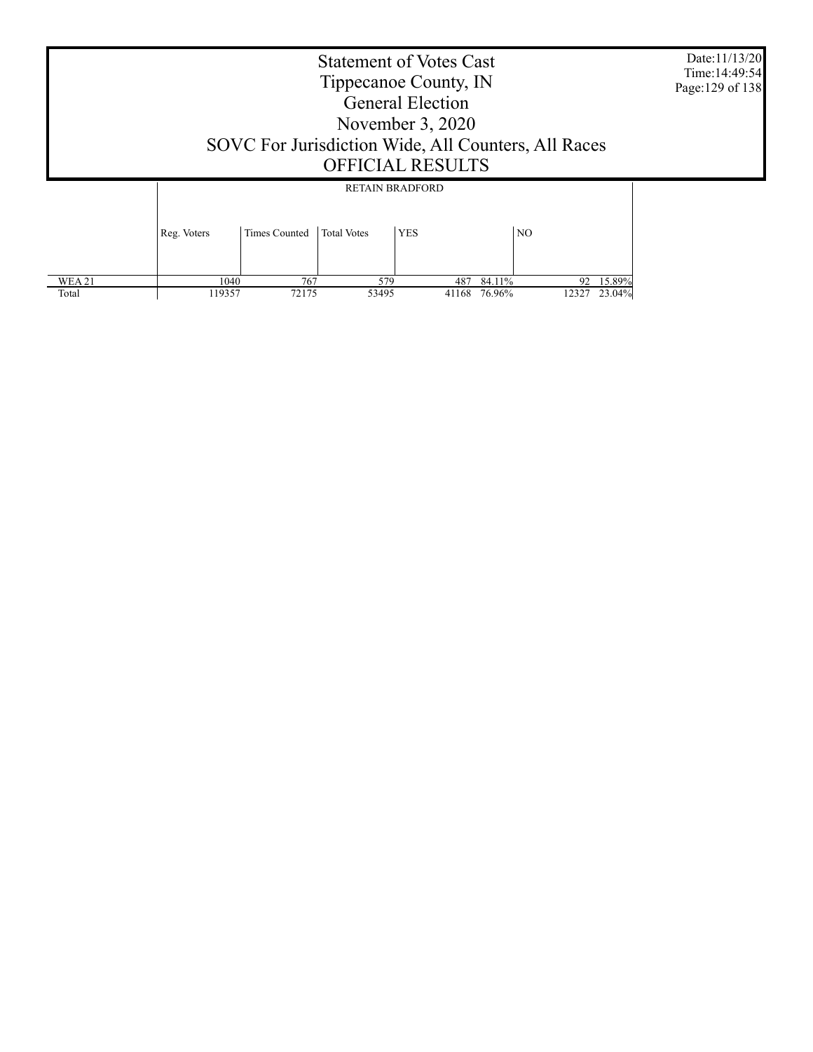# Statement of Votes Cast
# Tippecanoe County, IN
# General Election
# November 3, 2020
# SOVC For Jurisdiction Wide, All Counters, All Races
# OFFICIAL RESULTS

Date:11/13/20
Time:14:49:54

| | RETAIN BRADFORD | | | | | | |
|---|---|---|---|---|---|---|---|
| | Reg. Voters | Times Counted | Total Votes | YES | | NO | |
| WEA 21 | 1040 | 767 | 579 | 487 | 84.11% | 92 | 15.89% |
| Total | 119357 | 72175 | 53495 | 41168 | 76.96% | 12327 | 23.04% |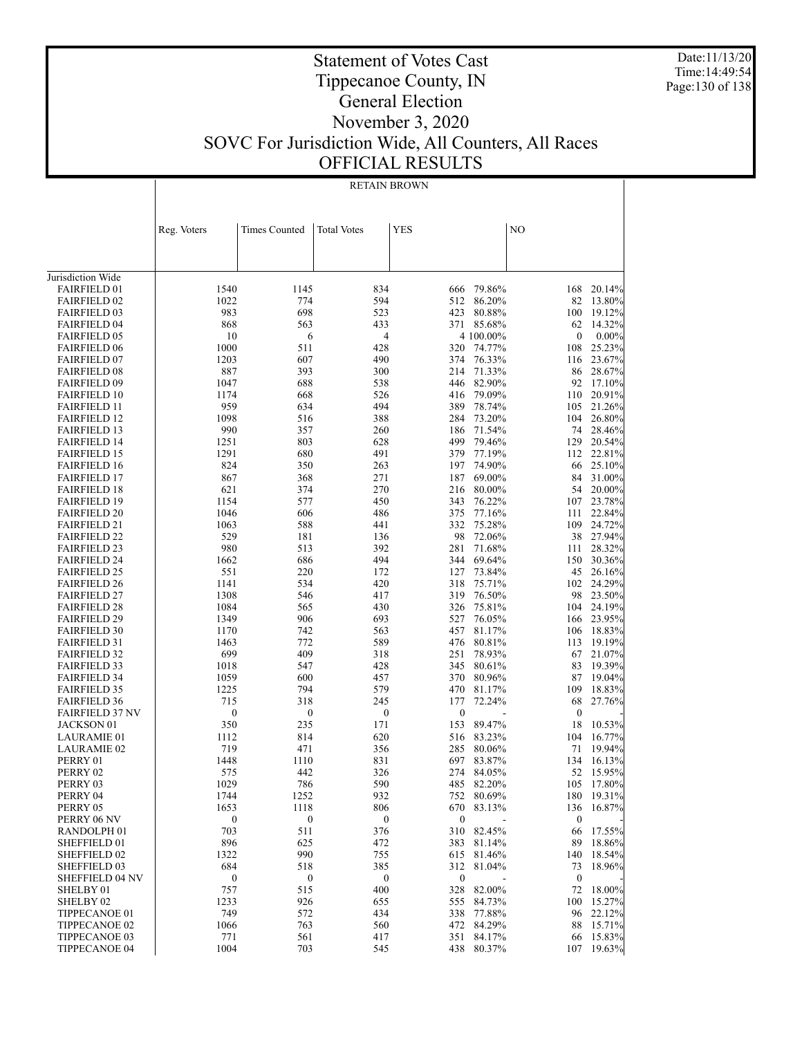# Statement of Votes Cast
# Tippecanoe County, IN
# General Election
# November 3, 2020
# SOVC For Jurisdiction Wide, All Counters, All Races
# OFFICIAL RESULTS

Date:11/13/20
Time:14:49:54

## RETAIN BROWN

| | Reg. Voters | Times Counted | Total Votes | YES | | NO | |
|---|---|---|---|---|---|---|---|
| Jurisdiction Wide | | | | | | | |
| FAIRFIELD 01 | 1540 | 1145 | 834 | 666 | 79.86% | 168 | 20.14% |
| FAIRFIELD 02 | 1022 | 774 | 594 | 512 | 86.20% | 82 | 13.80% |
| FAIRFIELD 03 | 983 | 698 | 523 | 423 | 80.88% | 100 | 19.12% |
| FAIRFIELD 04 | 868 | 563 | 433 | 371 | 85.68% | 62 | 14.32% |
| FAIRFIELD 05 | 10 | 6 | 4 | 4 | 100.00% | 0 | 0.00% |
| FAIRFIELD 06 | 1000 | 511 | 428 | 320 | 74.77% | 108 | 25.23% |
| FAIRFIELD 07 | 1203 | 607 | 490 | 374 | 76.33% | 116 | 23.67% |
| FAIRFIELD 08 | 887 | 393 | 300 | 214 | 71.33% | 86 | 28.67% |
| FAIRFIELD 09 | 1047 | 688 | 538 | 446 | 82.90% | 92 | 17.10% |
| FAIRFIELD 10 | 1174 | 668 | 526 | 416 | 79.09% | 110 | 20.91% |
| FAIRFIELD 11 | 959 | 634 | 494 | 389 | 78.74% | 105 | 21.26% |
| FAIRFIELD 12 | 1098 | 516 | 388 | 284 | 73.20% | 104 | 26.80% |
| FAIRFIELD 13 | 990 | 357 | 260 | 186 | 71.54% | 74 | 28.46% |
| FAIRFIELD 14 | 1251 | 803 | 628 | 499 | 79.46% | 129 | 20.54% |
| FAIRFIELD 15 | 1291 | 680 | 491 | 379 | 77.19% | 112 | 22.81% |
| FAIRFIELD 16 | 824 | 350 | 263 | 197 | 74.90% | 66 | 25.10% |
| FAIRFIELD 17 | 867 | 368 | 271 | 187 | 69.00% | 84 | 31.00% |
| FAIRFIELD 18 | 621 | 374 | 270 | 216 | 80.00% | 54 | 20.00% |
| FAIRFIELD 19 | 1154 | 577 | 450 | 343 | 76.22% | 107 | 23.78% |
| FAIRFIELD 20 | 1046 | 606 | 486 | 375 | 77.16% | 111 | 22.84% |
| FAIRFIELD 21 | 1063 | 588 | 441 | 332 | 75.28% | 109 | 24.72% |
| FAIRFIELD 22 | 529 | 181 | 136 | 98 | 72.06% | 38 | 27.94% |
| FAIRFIELD 23 | 980 | 513 | 392 | 281 | 71.68% | 111 | 28.32% |
| FAIRFIELD 24 | 1662 | 686 | 494 | 344 | 69.64% | 150 | 30.36% |
| FAIRFIELD 25 | 551 | 220 | 172 | 127 | 73.84% | 45 | 26.16% |
| FAIRFIELD 26 | 1141 | 534 | 420 | 318 | 75.71% | 102 | 24.29% |
| FAIRFIELD 27 | 1308 | 546 | 417 | 319 | 76.50% | 98 | 23.50% |
| FAIRFIELD 28 | 1084 | 565 | 430 | 326 | 75.81% | 104 | 24.19% |
| FAIRFIELD 29 | 1349 | 906 | 693 | 527 | 76.05% | 166 | 23.95% |
| FAIRFIELD 30 | 1170 | 742 | 563 | 457 | 81.17% | 106 | 18.83% |
| FAIRFIELD 31 | 1463 | 772 | 589 | 476 | 80.81% | 113 | 19.19% |
| FAIRFIELD 32 | 699 | 409 | 318 | 251 | 78.93% | 67 | 21.07% |
| FAIRFIELD 33 | 1018 | 547 | 428 | 345 | 80.61% | 83 | 19.39% |
| FAIRFIELD 34 | 1059 | 600 | 457 | 370 | 80.96% | 87 | 19.04% |
| FAIRFIELD 35 | 1225 | 794 | 579 | 470 | 81.17% | 109 | 18.83% |
| FAIRFIELD 36 | 715 | 318 | 245 | 177 | 72.24% | 68 | 27.76% |
| FAIRFIELD 37 NV | 0 | 0 | 0 | 0 | - | 0 | - |
| JACKSON 01 | 350 | 235 | 171 | 153 | 89.47% | 18 | 10.53% |
| LAURAMIE 01 | 1112 | 814 | 620 | 516 | 83.23% | 104 | 16.77% |
| LAURAMIE 02 | 719 | 471 | 356 | 285 | 80.06% | 71 | 19.94% |
| PERRY 01 | 1448 | 1110 | 831 | 697 | 83.87% | 134 | 16.13% |
| PERRY 02 | 575 | 442 | 326 | 274 | 84.05% | 52 | 15.95% |
| PERRY 03 | 1029 | 786 | 590 | 485 | 82.20% | 105 | 17.80% |
| PERRY 04 | 1744 | 1252 | 932 | 752 | 80.69% | 180 | 19.31% |
| PERRY 05 | 1653 | 1118 | 806 | 670 | 83.13% | 136 | 16.87% |
| PERRY 06 NV | 0 | 0 | 0 | 0 | - | 0 | - |
| RANDOLPH 01 | 703 | 511 | 376 | 310 | 82.45% | 66 | 17.55% |
| SHEFFIELD 01 | 896 | 625 | 472 | 383 | 81.14% | 89 | 18.86% |
| SHEFFIELD 02 | 1322 | 990 | 755 | 615 | 81.46% | 140 | 18.54% |
| SHEFFIELD 03 | 684 | 518 | 385 | 312 | 81.04% | 73 | 18.96% |
| SHEFFIELD 04 NV | 0 | 0 | 0 | 0 | - | 0 | - |
| SHELBY 01 | 757 | 515 | 400 | 328 | 82.00% | 72 | 18.00% |
| SHELBY 02 | 1233 | 926 | 655 | 555 | 84.73% | 100 | 15.27% |
| TIPPECANOE 01 | 749 | 572 | 434 | 338 | 77.88% | 96 | 22.12% |
| TIPPECANOE 02 | 1066 | 763 | 560 | 472 | 84.29% | 88 | 15.71% |
| TIPPECANOE 03 | 771 | 561 | 417 | 351 | 84.17% | 66 | 15.83% |
| TIPPECANOE 04 | 1004 | 703 | 545 | 438 | 80.37% | 107 | 19.63% |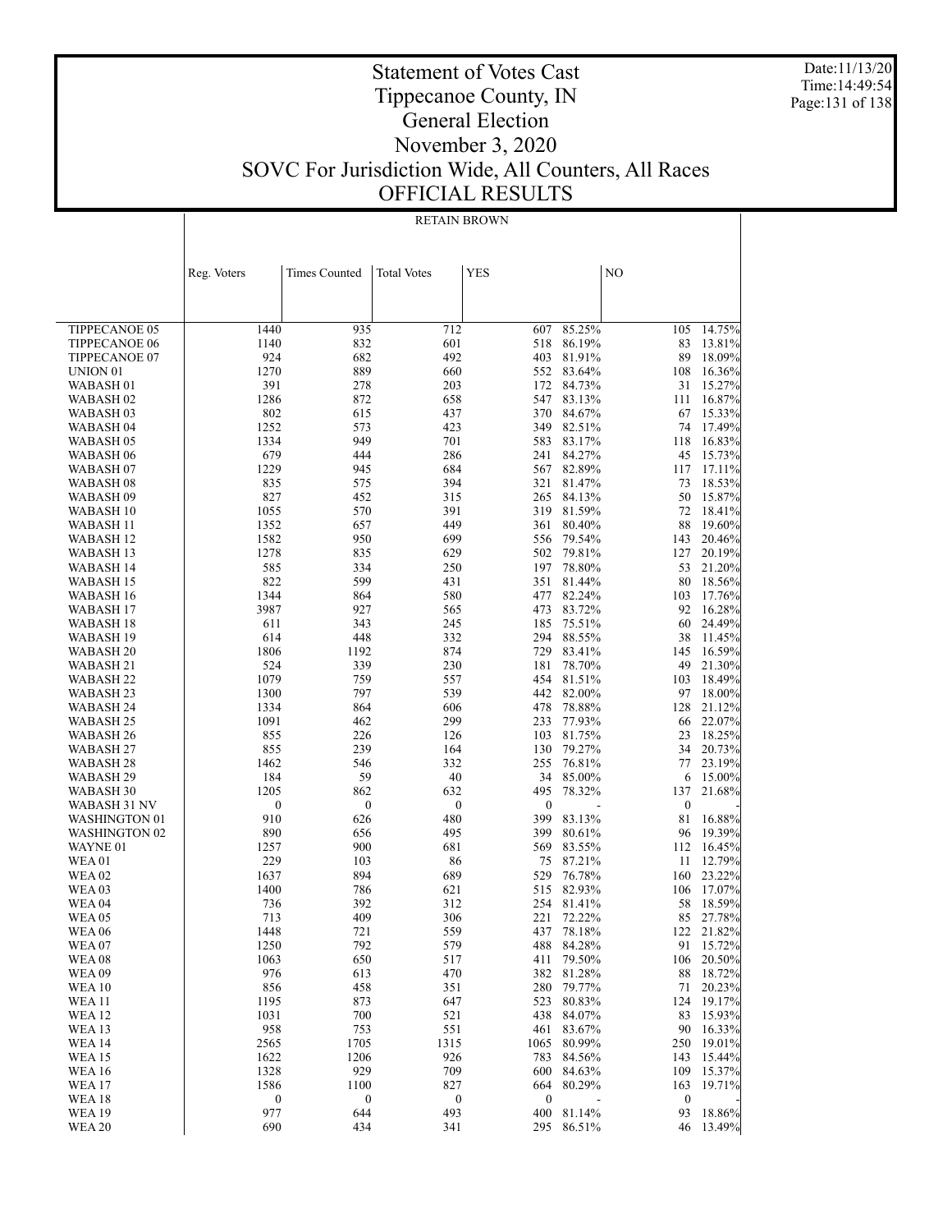# Statement of Votes Cast
# Tippecanoe County, IN
# General Election
# November 3, 2020
# SOVC For Jurisdiction Wide, All Counters, All Races
# OFFICIAL RESULTS

Date:11/13/20
Time:14:49:54

RETAIN BROWN

| | Reg. Voters | Times Counted | Total Votes | YES | | NO | |
|---|---|---|---|---|---|---|---|
| TIPPECANOE 05 | 1440 | 935 | 712 | 607 | 85.25% | 105 | 14.75% |
| TIPPECANOE 06 | 1140 | 832 | 601 | 518 | 86.19% | 83 | 13.81% |
| TIPPECANOE 07 | 924 | 682 | 492 | 403 | 81.91% | 89 | 18.09% |
| UNION 01 | 1270 | 889 | 660 | 552 | 83.64% | 108 | 16.36% |
| WABASH 01 | 391 | 278 | 203 | 172 | 84.73% | 31 | 15.27% |
| WABASH 02 | 1286 | 872 | 658 | 547 | 83.13% | 111 | 16.87% |
| WABASH 03 | 802 | 615 | 437 | 370 | 84.67% | 67 | 15.33% |
| WABASH 04 | 1252 | 573 | 423 | 349 | 82.51% | 74 | 17.49% |
| WABASH 05 | 1334 | 949 | 701 | 583 | 83.17% | 118 | 16.83% |
| WABASH 06 | 679 | 444 | 286 | 241 | 84.27% | 45 | 15.73% |
| WABASH 07 | 1229 | 945 | 684 | 567 | 82.89% | 117 | 17.11% |
| WABASH 08 | 835 | 575 | 394 | 321 | 81.47% | 73 | 18.53% |
| WABASH 09 | 827 | 452 | 315 | 265 | 84.13% | 50 | 15.87% |
| WABASH 10 | 1055 | 570 | 391 | 319 | 81.59% | 72 | 18.41% |
| WABASH 11 | 1352 | 657 | 449 | 361 | 80.40% | 88 | 19.60% |
| WABASH 12 | 1582 | 950 | 699 | 556 | 79.54% | 143 | 20.46% |
| WABASH 13 | 1278 | 835 | 629 | 502 | 79.81% | 127 | 20.19% |
| WABASH 14 | 585 | 334 | 250 | 197 | 78.80% | 53 | 21.20% |
| WABASH 15 | 822 | 599 | 431 | 351 | 81.44% | 80 | 18.56% |
| WABASH 16 | 1344 | 864 | 580 | 477 | 82.24% | 103 | 17.76% |
| WABASH 17 | 3987 | 927 | 565 | 473 | 83.72% | 92 | 16.28% |
| WABASH 18 | 611 | 343 | 245 | 185 | 75.51% | 60 | 24.49% |
| WABASH 19 | 614 | 448 | 332 | 294 | 88.55% | 38 | 11.45% |
| WABASH 20 | 1806 | 1192 | 874 | 729 | 83.41% | 145 | 16.59% |
| WABASH 21 | 524 | 339 | 230 | 181 | 78.70% | 49 | 21.30% |
| WABASH 22 | 1079 | 759 | 557 | 454 | 81.51% | 103 | 18.49% |
| WABASH 23 | 1300 | 797 | 539 | 442 | 82.00% | 97 | 18.00% |
| WABASH 24 | 1334 | 864 | 606 | 478 | 78.88% | 128 | 21.12% |
| WABASH 25 | 1091 | 462 | 299 | 233 | 77.93% | 66 | 22.07% |
| WABASH 26 | 855 | 226 | 126 | 103 | 81.75% | 23 | 18.25% |
| WABASH 27 | 855 | 239 | 164 | 130 | 79.27% | 34 | 20.73% |
| WABASH 28 | 1462 | 546 | 332 | 255 | 76.81% | 77 | 23.19% |
| WABASH 29 | 184 | 59 | 40 | 34 | 85.00% | 6 | 15.00% |
| WABASH 30 | 1205 | 862 | 632 | 495 | 78.32% | 137 | 21.68% |
| WABASH 31 NV | 0 | 0 | 0 | 0 | - | 0 | - |
| WASHINGTON 01 | 910 | 626 | 480 | 399 | 83.13% | 81 | 16.88% |
| WASHINGTON 02 | 890 | 656 | 495 | 399 | 80.61% | 96 | 19.39% |
| WAYNE 01 | 1257 | 900 | 681 | 569 | 83.55% | 112 | 16.45% |
| WEA 01 | 229 | 103 | 86 | 75 | 87.21% | 11 | 12.79% |
| WEA 02 | 1637 | 894 | 689 | 529 | 76.78% | 160 | 23.22% |
| WEA 03 | 1400 | 786 | 621 | 515 | 82.93% | 106 | 17.07% |
| WEA 04 | 736 | 392 | 312 | 254 | 81.41% | 58 | 18.59% |
| WEA 05 | 713 | 409 | 306 | 221 | 72.22% | 85 | 27.78% |
| WEA 06 | 1448 | 721 | 559 | 437 | 78.18% | 122 | 21.82% |
| WEA 07 | 1250 | 792 | 579 | 488 | 84.28% | 91 | 15.72% |
| WEA 08 | 1063 | 650 | 517 | 411 | 79.50% | 106 | 20.50% |
| WEA 09 | 976 | 613 | 470 | 382 | 81.28% | 88 | 18.72% |
| WEA 10 | 856 | 458 | 351 | 280 | 79.77% | 71 | 20.23% |
| WEA 11 | 1195 | 873 | 647 | 523 | 80.83% | 124 | 19.17% |
| WEA 12 | 1031 | 700 | 521 | 438 | 84.07% | 83 | 15.93% |
| WEA 13 | 958 | 753 | 551 | 461 | 83.67% | 90 | 16.33% |
| WEA 14 | 2565 | 1705 | 1315 | 1065 | 80.99% | 250 | 19.01% |
| WEA 15 | 1622 | 1206 | 926 | 783 | 84.56% | 143 | 15.44% |
| WEA 16 | 1328 | 929 | 709 | 600 | 84.63% | 109 | 15.37% |
| WEA 17 | 1586 | 1100 | 827 | 664 | 80.29% | 163 | 19.71% |
| WEA 18 | 0 | 0 | 0 | 0 | - | 0 | - |
| WEA 19 | 977 | 644 | 493 | 400 | 81.14% | 93 | 18.86% |
| WEA 20 | 690 | 434 | 341 | 295 | 86.51% | 46 | 13.49% |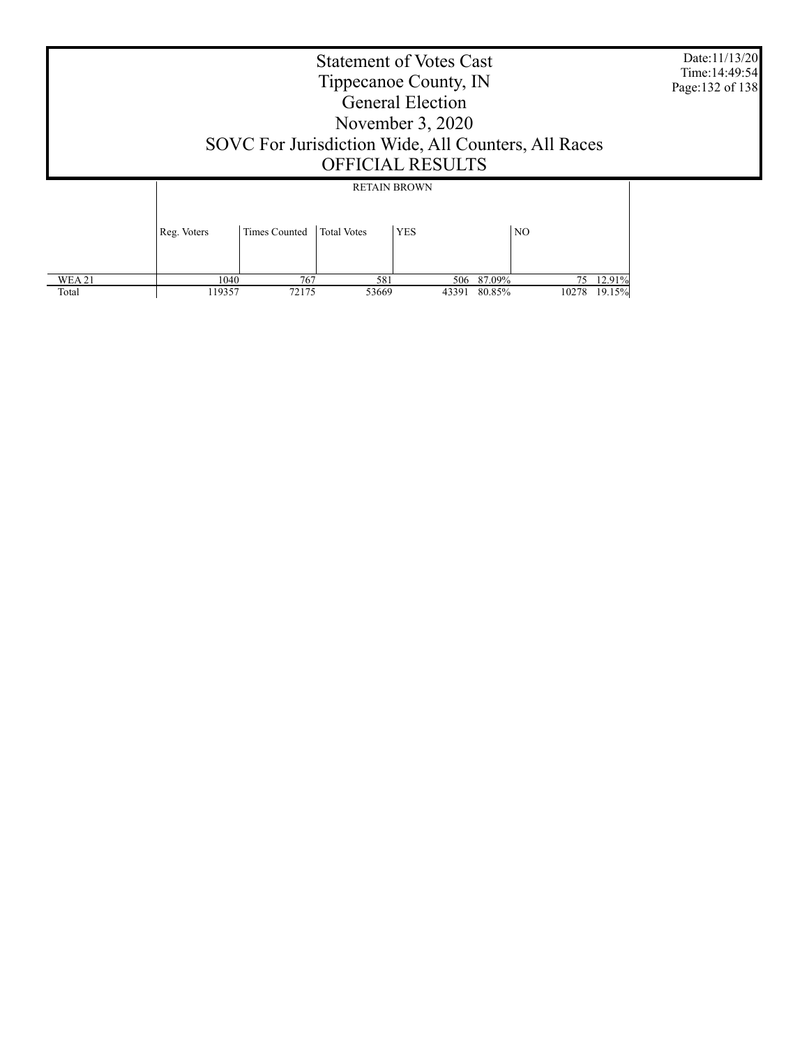# Statement of Votes Cast
# Tippecanoe County, IN
# General Election
# November 3, 2020
# SOVC For Jurisdiction Wide, All Counters, All Races
# OFFICIAL RESULTS

Date:11/13/20
Time:14:49:54

| | RETAIN BROWN | | | | | | |
|---|---|---|---|---|---|---|---|
| | Reg. Voters | Times Counted | Total Votes | YES | | NO | |
| WEA 21 | 1040 | 767 | 581 | 506 | 87.09% | 75 | 12.91% |
| Total | 119357 | 72175 | 53669 | 43391 | 80.85% | 10278 | 19.15% |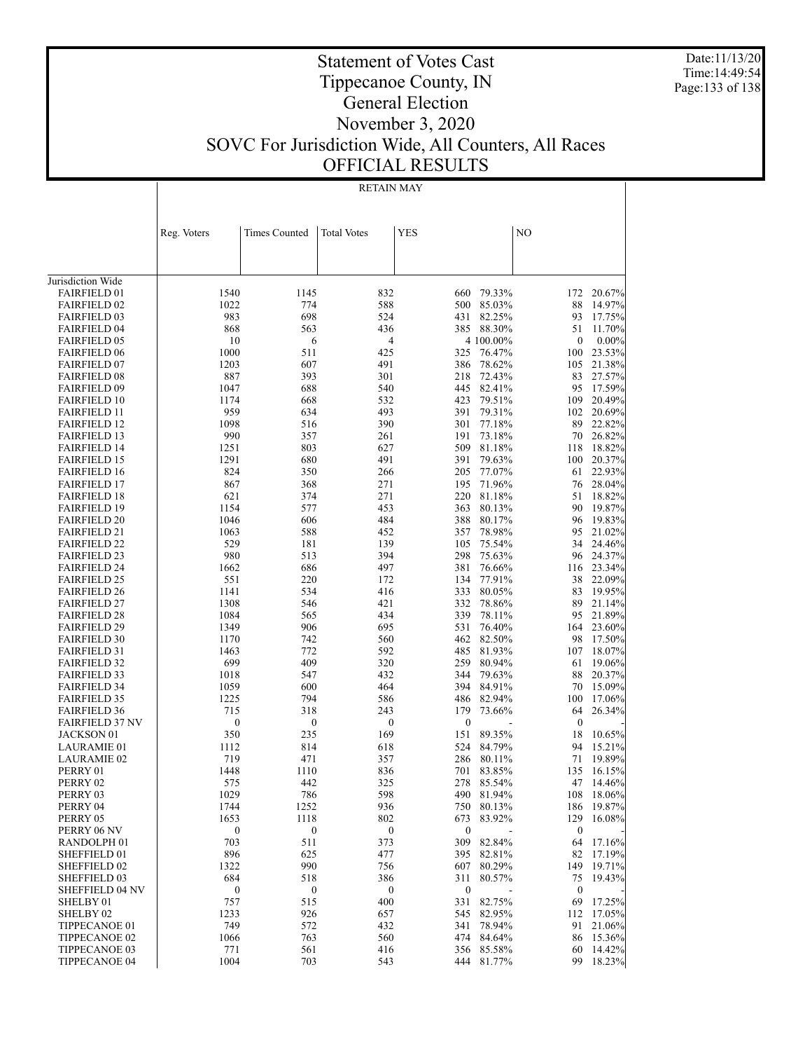# Statement of Votes Cast
# Tippecanoe County, IN
# General Election
# November 3, 2020
# SOVC For Jurisdiction Wide, All Counters, All Races
# OFFICIAL RESULTS

Date:11/13/20
Time:14:49:54

RETAIN MAY

| | Reg. Voters | Times Counted | Total Votes | YES | | NO | |
|---|---|---|---|---|---|---|---|
| Jurisdiction Wide | | | | | | | |
| FAIRFIELD 01 | 1540 | 1145 | 832 | 660 | 79.33% | 172 | 20.67% |
| FAIRFIELD 02 | 1022 | 774 | 588 | 500 | 85.03% | 88 | 14.97% |
| FAIRFIELD 03 | 983 | 698 | 524 | 431 | 82.25% | 93 | 17.75% |
| FAIRFIELD 04 | 868 | 563 | 436 | 385 | 88.30% | 51 | 11.70% |
| FAIRFIELD 05 | 10 | 6 | 4 | 4 | 100.00% | 0 | 0.00% |
| FAIRFIELD 06 | 1000 | 511 | 425 | 325 | 76.47% | 100 | 23.53% |
| FAIRFIELD 07 | 1203 | 607 | 491 | 386 | 78.62% | 105 | 21.38% |
| FAIRFIELD 08 | 887 | 393 | 301 | 218 | 72.43% | 83 | 27.57% |
| FAIRFIELD 09 | 1047 | 688 | 540 | 445 | 82.41% | 95 | 17.59% |
| FAIRFIELD 10 | 1174 | 668 | 532 | 423 | 79.51% | 109 | 20.49% |
| FAIRFIELD 11 | 959 | 634 | 493 | 391 | 79.31% | 102 | 20.69% |
| FAIRFIELD 12 | 1098 | 516 | 390 | 301 | 77.18% | 89 | 22.82% |
| FAIRFIELD 13 | 990 | 357 | 261 | 191 | 73.18% | 70 | 26.82% |
| FAIRFIELD 14 | 1251 | 803 | 627 | 509 | 81.18% | 118 | 18.82% |
| FAIRFIELD 15 | 1291 | 680 | 491 | 391 | 79.63% | 100 | 20.37% |
| FAIRFIELD 16 | 824 | 350 | 266 | 205 | 77.07% | 61 | 22.93% |
| FAIRFIELD 17 | 867 | 368 | 271 | 195 | 71.96% | 76 | 28.04% |
| FAIRFIELD 18 | 621 | 374 | 271 | 220 | 81.18% | 51 | 18.82% |
| FAIRFIELD 19 | 1154 | 577 | 453 | 363 | 80.13% | 90 | 19.87% |
| FAIRFIELD 20 | 1046 | 606 | 484 | 388 | 80.17% | 96 | 19.83% |
| FAIRFIELD 21 | 1063 | 588 | 452 | 357 | 78.98% | 95 | 21.02% |
| FAIRFIELD 22 | 529 | 181 | 139 | 105 | 75.54% | 34 | 24.46% |
| FAIRFIELD 23 | 980 | 513 | 394 | 298 | 75.63% | 96 | 24.37% |
| FAIRFIELD 24 | 1662 | 686 | 497 | 381 | 76.66% | 116 | 23.34% |
| FAIRFIELD 25 | 551 | 220 | 172 | 134 | 77.91% | 38 | 22.09% |
| FAIRFIELD 26 | 1141 | 534 | 416 | 333 | 80.05% | 83 | 19.95% |
| FAIRFIELD 27 | 1308 | 546 | 421 | 332 | 78.86% | 89 | 21.14% |
| FAIRFIELD 28 | 1084 | 565 | 434 | 339 | 78.11% | 95 | 21.89% |
| FAIRFIELD 29 | 1349 | 906 | 695 | 531 | 76.40% | 164 | 23.60% |
| FAIRFIELD 30 | 1170 | 742 | 560 | 462 | 82.50% | 98 | 17.50% |
| FAIRFIELD 31 | 1463 | 772 | 592 | 485 | 81.93% | 107 | 18.07% |
| FAIRFIELD 32 | 699 | 409 | 320 | 259 | 80.94% | 61 | 19.06% |
| FAIRFIELD 33 | 1018 | 547 | 432 | 344 | 79.63% | 88 | 20.37% |
| FAIRFIELD 34 | 1059 | 600 | 464 | 394 | 84.91% | 70 | 15.09% |
| FAIRFIELD 35 | 1225 | 794 | 586 | 486 | 82.94% | 100 | 17.06% |
| FAIRFIELD 36 | 715 | 318 | 243 | 179 | 73.66% | 64 | 26.34% |
| FAIRFIELD 37 NV | 0 | 0 | 0 | 0 | - | 0 | - |
| JACKSON 01 | 350 | 235 | 169 | 151 | 89.35% | 18 | 10.65% |
| LAURAMIE 01 | 1112 | 814 | 618 | 524 | 84.79% | 94 | 15.21% |
| LAURAMIE 02 | 719 | 471 | 357 | 286 | 80.11% | 71 | 19.89% |
| PERRY 01 | 1448 | 1110 | 836 | 701 | 83.85% | 135 | 16.15% |
| PERRY 02 | 575 | 442 | 325 | 278 | 85.54% | 47 | 14.46% |
| PERRY 03 | 1029 | 786 | 598 | 490 | 81.94% | 108 | 18.06% |
| PERRY 04 | 1744 | 1252 | 936 | 750 | 80.13% | 186 | 19.87% |
| PERRY 05 | 1653 | 1118 | 802 | 673 | 83.92% | 129 | 16.08% |
| PERRY 06 NV | 0 | 0 | 0 | 0 | - | 0 | - |
| RANDOLPH 01 | 703 | 511 | 373 | 309 | 82.84% | 64 | 17.16% |
| SHEFFIELD 01 | 896 | 625 | 477 | 395 | 82.81% | 82 | 17.19% |
| SHEFFIELD 02 | 1322 | 990 | 756 | 607 | 80.29% | 149 | 19.71% |
| SHEFFIELD 03 | 684 | 518 | 386 | 311 | 80.57% | 75 | 19.43% |
| SHEFFIELD 04 NV | 0 | 0 | 0 | 0 | - | 0 | - |
| SHELBY 01 | 757 | 515 | 400 | 331 | 82.75% | 69 | 17.25% |
| SHELBY 02 | 1233 | 926 | 657 | 545 | 82.95% | 112 | 17.05% |
| TIPPECANOE 01 | 749 | 572 | 432 | 341 | 78.94% | 91 | 21.06% |
| TIPPECANOE 02 | 1066 | 763 | 560 | 474 | 84.64% | 86 | 15.36% |
| TIPPECANOE 03 | 771 | 561 | 416 | 356 | 85.58% | 60 | 14.42% |
| TIPPECANOE 04 | 1004 | 703 | 543 | 444 | 81.77% | 99 | 18.23% |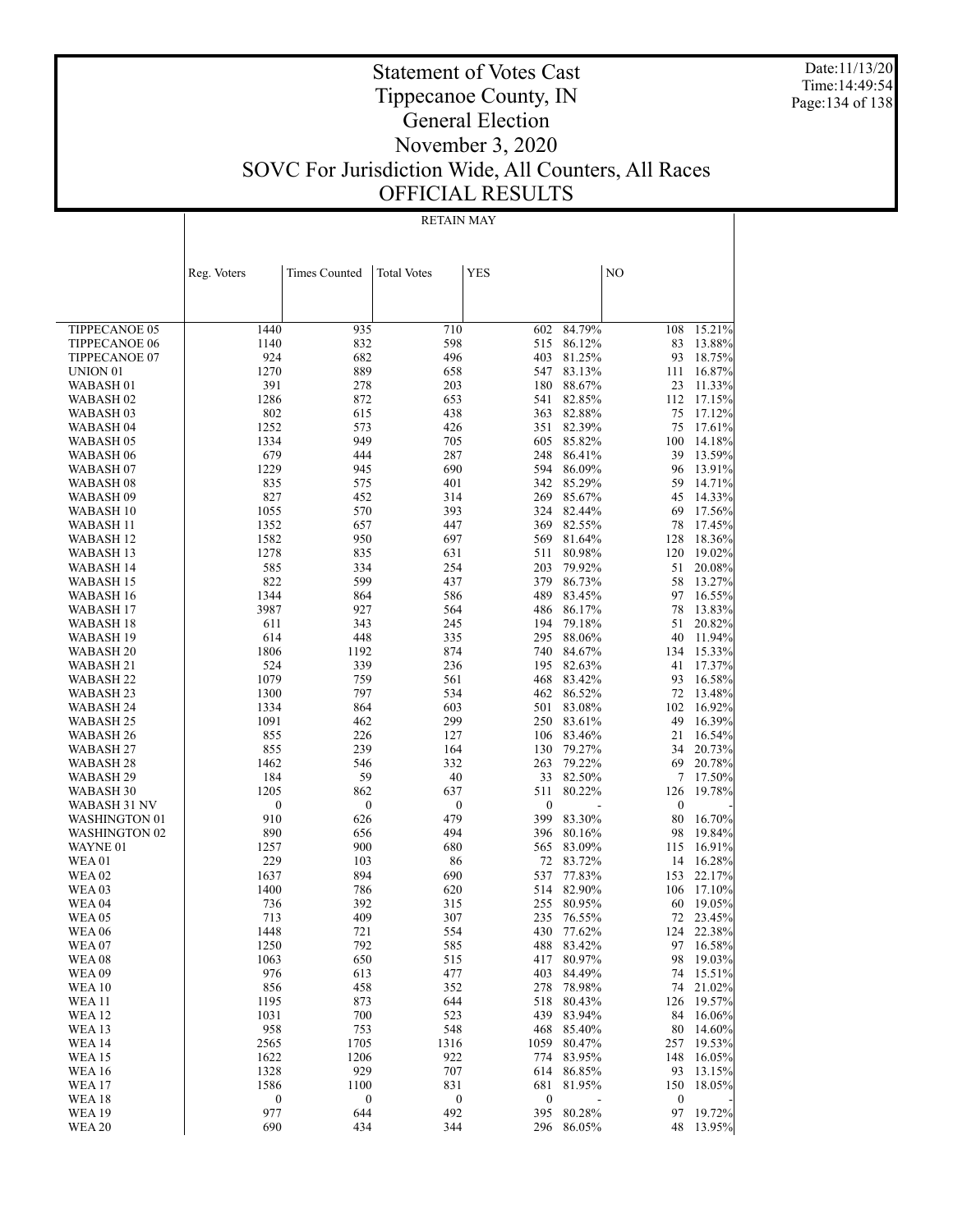# Statement of Votes Cast
# Tippecanoe County, IN
# General Election
# November 3, 2020
# SOVC For Jurisdiction Wide, All Counters, All Races
# OFFICIAL RESULTS

Date:11/13/20
Time:14:49:54

RETAIN MAY

| | Reg. Voters | Times Counted | Total Votes | YES | | NO | |
|---|---|---|---|---|---|---|---|
| TIPPECANOE 05 | 1440 | 935 | 710 | 602 | 84.79% | 108 | 15.21% |
| TIPPECANOE 06 | 1140 | 832 | 598 | 515 | 86.12% | 83 | 13.88% |
| TIPPECANOE 07 | 924 | 682 | 496 | 403 | 81.25% | 93 | 18.75% |
| UNION 01 | 1270 | 889 | 658 | 547 | 83.13% | 111 | 16.87% |
| WABASH 01 | 391 | 278 | 203 | 180 | 88.67% | 23 | 11.33% |
| WABASH 02 | 1286 | 872 | 653 | 541 | 82.85% | 112 | 17.15% |
| WABASH 03 | 802 | 615 | 438 | 363 | 82.88% | 75 | 17.12% |
| WABASH 04 | 1252 | 573 | 426 | 351 | 82.39% | 75 | 17.61% |
| WABASH 05 | 1334 | 949 | 705 | 605 | 85.82% | 100 | 14.18% |
| WABASH 06 | 679 | 444 | 287 | 248 | 86.41% | 39 | 13.59% |
| WABASH 07 | 1229 | 945 | 690 | 594 | 86.09% | 96 | 13.91% |
| WABASH 08 | 835 | 575 | 401 | 342 | 85.29% | 59 | 14.71% |
| WABASH 09 | 827 | 452 | 314 | 269 | 85.67% | 45 | 14.33% |
| WABASH 10 | 1055 | 570 | 393 | 324 | 82.44% | 69 | 17.56% |
| WABASH 11 | 1352 | 657 | 447 | 369 | 82.55% | 78 | 17.45% |
| WABASH 12 | 1582 | 950 | 697 | 569 | 81.64% | 128 | 18.36% |
| WABASH 13 | 1278 | 835 | 631 | 511 | 80.98% | 120 | 19.02% |
| WABASH 14 | 585 | 334 | 254 | 203 | 79.92% | 51 | 20.08% |
| WABASH 15 | 822 | 599 | 437 | 379 | 86.73% | 58 | 13.27% |
| WABASH 16 | 1344 | 864 | 586 | 489 | 83.45% | 97 | 16.55% |
| WABASH 17 | 3987 | 927 | 564 | 486 | 86.17% | 78 | 13.83% |
| WABASH 18 | 611 | 343 | 245 | 194 | 79.18% | 51 | 20.82% |
| WABASH 19 | 614 | 448 | 335 | 295 | 88.06% | 40 | 11.94% |
| WABASH 20 | 1806 | 1192 | 874 | 740 | 84.67% | 134 | 15.33% |
| WABASH 21 | 524 | 339 | 236 | 195 | 82.63% | 41 | 17.37% |
| WABASH 22 | 1079 | 759 | 561 | 468 | 83.42% | 93 | 16.58% |
| WABASH 23 | 1300 | 797 | 534 | 462 | 86.52% | 72 | 13.48% |
| WABASH 24 | 1334 | 864 | 603 | 501 | 83.08% | 102 | 16.92% |
| WABASH 25 | 1091 | 462 | 299 | 250 | 83.61% | 49 | 16.39% |
| WABASH 26 | 855 | 226 | 127 | 106 | 83.46% | 21 | 16.54% |
| WABASH 27 | 855 | 239 | 164 | 130 | 79.27% | 34 | 20.73% |
| WABASH 28 | 1462 | 546 | 332 | 263 | 79.22% | 69 | 20.78% |
| WABASH 29 | 184 | 59 | 40 | 33 | 82.50% | 7 | 17.50% |
| WABASH 30 | 1205 | 862 | 637 | 511 | 80.22% | 126 | 19.78% |
| WABASH 31 NV | 0 | 0 | 0 | 0 | - | 0 | - |
| WASHINGTON 01 | 910 | 626 | 479 | 399 | 83.30% | 80 | 16.70% |
| WASHINGTON 02 | 890 | 656 | 494 | 396 | 80.16% | 98 | 19.84% |
| WAYNE 01 | 1257 | 900 | 680 | 565 | 83.09% | 115 | 16.91% |
| WEA 01 | 229 | 103 | 86 | 72 | 83.72% | 14 | 16.28% |
| WEA 02 | 1637 | 894 | 690 | 537 | 77.83% | 153 | 22.17% |
| WEA 03 | 1400 | 786 | 620 | 514 | 82.90% | 106 | 17.10% |
| WEA 04 | 736 | 392 | 315 | 255 | 80.95% | 60 | 19.05% |
| WEA 05 | 713 | 409 | 307 | 235 | 76.55% | 72 | 23.45% |
| WEA 06 | 1448 | 721 | 554 | 430 | 77.62% | 124 | 22.38% |
| WEA 07 | 1250 | 792 | 585 | 488 | 83.42% | 97 | 16.58% |
| WEA 08 | 1063 | 650 | 515 | 417 | 80.97% | 98 | 19.03% |
| WEA 09 | 976 | 613 | 477 | 403 | 84.49% | 74 | 15.51% |
| WEA 10 | 856 | 458 | 352 | 278 | 78.98% | 74 | 21.02% |
| WEA 11 | 1195 | 873 | 644 | 518 | 80.43% | 126 | 19.57% |
| WEA 12 | 1031 | 700 | 523 | 439 | 83.94% | 84 | 16.06% |
| WEA 13 | 958 | 753 | 548 | 468 | 85.40% | 80 | 14.60% |
| WEA 14 | 2565 | 1705 | 1316 | 1059 | 80.47% | 257 | 19.53% |
| WEA 15 | 1622 | 1206 | 922 | 774 | 83.95% | 148 | 16.05% |
| WEA 16 | 1328 | 929 | 707 | 614 | 86.85% | 93 | 13.15% |
| WEA 17 | 1586 | 1100 | 831 | 681 | 81.95% | 150 | 18.05% |
| WEA 18 | 0 | 0 | 0 | 0 | - | 0 | - |
| WEA 19 | 977 | 644 | 492 | 395 | 80.28% | 97 | 19.72% |
| WEA 20 | 690 | 434 | 344 | 296 | 86.05% | 48 | 13.95% |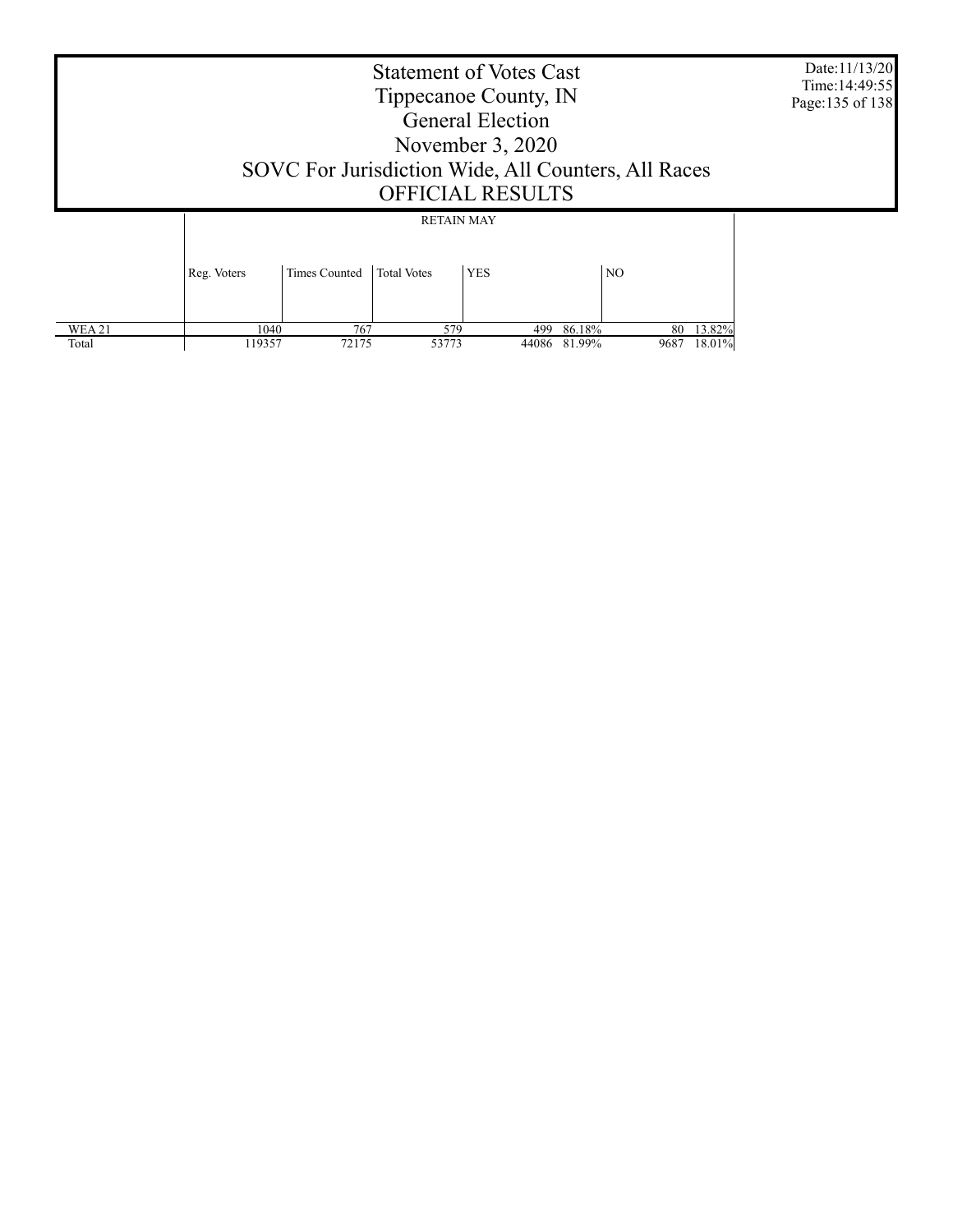# Statement of Votes Cast
# Tippecanoe County, IN
# General Election
# November 3, 2020
# SOVC For Jurisdiction Wide, All Counters, All Races
# OFFICIAL RESULTS

Date:11/13/20
Time:14:49:55

| | RETAIN MAY | | | | | | |
|---|---|---|---|---|---|---|---|
| | Reg. Voters | Times Counted | Total Votes | YES | | NO | |
| WEA 21 | 1040 | 767 | 579 | 499 | 86.18% | 80 | 13.82% |
| Total | 119357 | 72175 | 53773 | 44086 | 81.99% | 9687 | 18.01% |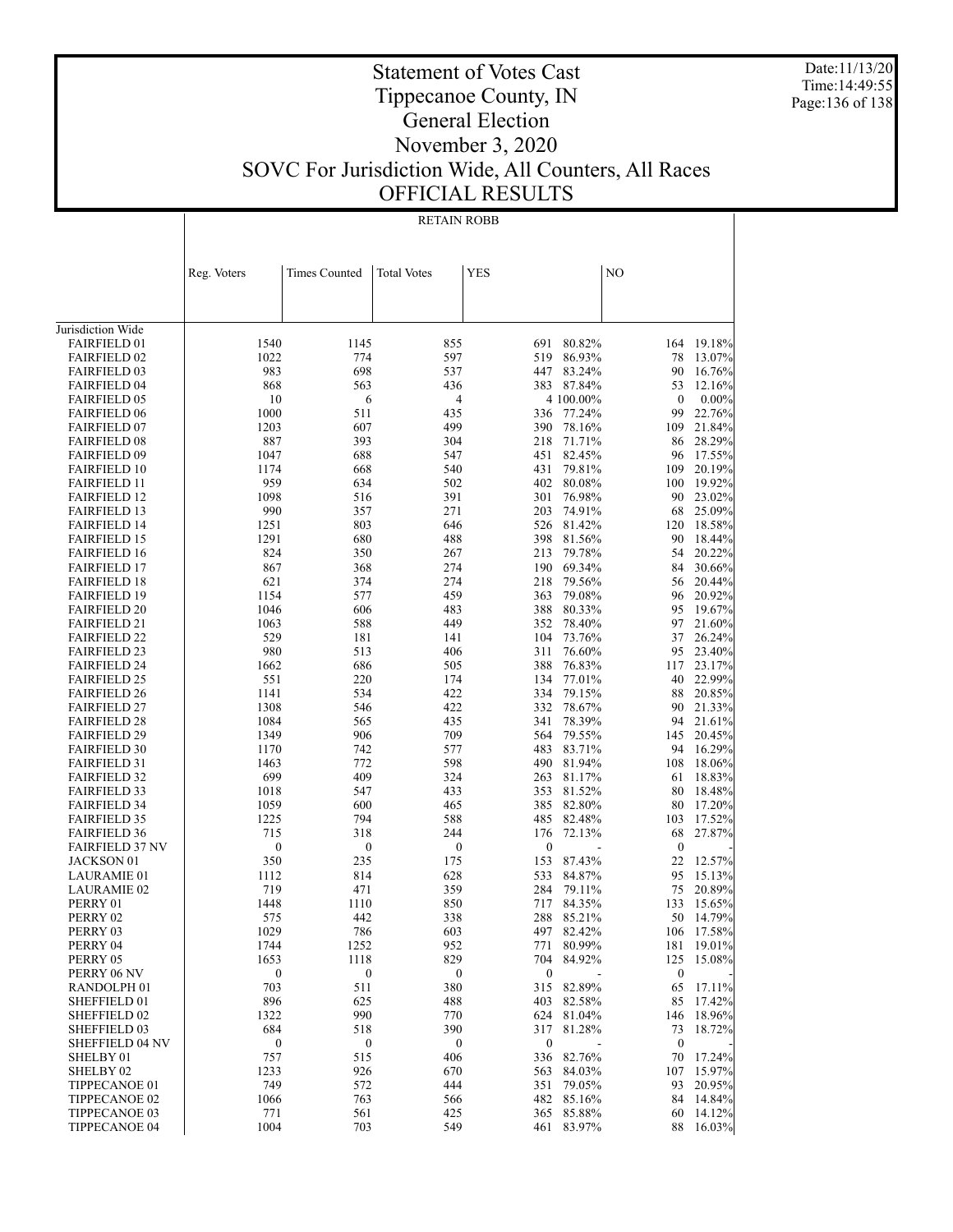# Statement of Votes Cast
# Tippecanoe County, IN
# General Election
# November 3, 2020
# SOVC For Jurisdiction Wide, All Counters, All Races
# OFFICIAL RESULTS

Date:11/13/20
Time:14:49:55

RETAIN ROBB

| | Reg. Voters | Times Counted | Total Votes | YES | | NO | |
|---|---|---|---|---|---|---|---|
| Jurisdiction Wide | | | | | | | |
| FAIRFIELD 01 | 1540 | 1145 | 855 | 691 | 80.82% | 164 | 19.18% |
| FAIRFIELD 02 | 1022 | 774 | 597 | 519 | 86.93% | 78 | 13.07% |
| FAIRFIELD 03 | 983 | 698 | 537 | 447 | 83.24% | 90 | 16.76% |
| FAIRFIELD 04 | 868 | 563 | 436 | 383 | 87.84% | 53 | 12.16% |
| FAIRFIELD 05 | 10 | 6 | 4 | 4 | 100.00% | 0 | 0.00% |
| FAIRFIELD 06 | 1000 | 511 | 435 | 336 | 77.24% | 99 | 22.76% |
| FAIRFIELD 07 | 1203 | 607 | 499 | 390 | 78.16% | 109 | 21.84% |
| FAIRFIELD 08 | 887 | 393 | 304 | 218 | 71.71% | 86 | 28.29% |
| FAIRFIELD 09 | 1047 | 688 | 547 | 451 | 82.45% | 96 | 17.55% |
| FAIRFIELD 10 | 1174 | 668 | 540 | 431 | 79.81% | 109 | 20.19% |
| FAIRFIELD 11 | 959 | 634 | 502 | 402 | 80.08% | 100 | 19.92% |
| FAIRFIELD 12 | 1098 | 516 | 391 | 301 | 76.98% | 90 | 23.02% |
| FAIRFIELD 13 | 990 | 357 | 271 | 203 | 74.91% | 68 | 25.09% |
| FAIRFIELD 14 | 1251 | 803 | 646 | 526 | 81.42% | 120 | 18.58% |
| FAIRFIELD 15 | 1291 | 680 | 488 | 398 | 81.56% | 90 | 18.44% |
| FAIRFIELD 16 | 824 | 350 | 267 | 213 | 79.78% | 54 | 20.22% |
| FAIRFIELD 17 | 867 | 368 | 274 | 190 | 69.34% | 84 | 30.66% |
| FAIRFIELD 18 | 621 | 374 | 274 | 218 | 79.56% | 56 | 20.44% |
| FAIRFIELD 19 | 1154 | 577 | 459 | 363 | 79.08% | 96 | 20.92% |
| FAIRFIELD 20 | 1046 | 606 | 483 | 388 | 80.33% | 95 | 19.67% |
| FAIRFIELD 21 | 1063 | 588 | 449 | 352 | 78.40% | 97 | 21.60% |
| FAIRFIELD 22 | 529 | 181 | 141 | 104 | 73.76% | 37 | 26.24% |
| FAIRFIELD 23 | 980 | 513 | 406 | 311 | 76.60% | 95 | 23.40% |
| FAIRFIELD 24 | 1662 | 686 | 505 | 388 | 76.83% | 117 | 23.17% |
| FAIRFIELD 25 | 551 | 220 | 174 | 134 | 77.01% | 40 | 22.99% |
| FAIRFIELD 26 | 1141 | 534 | 422 | 334 | 79.15% | 88 | 20.85% |
| FAIRFIELD 27 | 1308 | 546 | 422 | 332 | 78.67% | 90 | 21.33% |
| FAIRFIELD 28 | 1084 | 565 | 435 | 341 | 78.39% | 94 | 21.61% |
| FAIRFIELD 29 | 1349 | 906 | 709 | 564 | 79.55% | 145 | 20.45% |
| FAIRFIELD 30 | 1170 | 742 | 577 | 483 | 83.71% | 94 | 16.29% |
| FAIRFIELD 31 | 1463 | 772 | 598 | 490 | 81.94% | 108 | 18.06% |
| FAIRFIELD 32 | 699 | 409 | 324 | 263 | 81.17% | 61 | 18.83% |
| FAIRFIELD 33 | 1018 | 547 | 433 | 353 | 81.52% | 80 | 18.48% |
| FAIRFIELD 34 | 1059 | 600 | 465 | 385 | 82.80% | 80 | 17.20% |
| FAIRFIELD 35 | 1225 | 794 | 588 | 485 | 82.48% | 103 | 17.52% |
| FAIRFIELD 36 | 715 | 318 | 244 | 176 | 72.13% | 68 | 27.87% |
| FAIRFIELD 37 NV | 0 | 0 | 0 | 0 | - | 0 | - |
| JACKSON 01 | 350 | 235 | 175 | 153 | 87.43% | 22 | 12.57% |
| LAURAMIE 01 | 1112 | 814 | 628 | 533 | 84.87% | 95 | 15.13% |
| LAURAMIE 02 | 719 | 471 | 359 | 284 | 79.11% | 75 | 20.89% |
| PERRY 01 | 1448 | 1110 | 850 | 717 | 84.35% | 133 | 15.65% |
| PERRY 02 | 575 | 442 | 338 | 288 | 85.21% | 50 | 14.79% |
| PERRY 03 | 1029 | 786 | 603 | 497 | 82.42% | 106 | 17.58% |
| PERRY 04 | 1744 | 1252 | 952 | 771 | 80.99% | 181 | 19.01% |
| PERRY 05 | 1653 | 1118 | 829 | 704 | 84.92% | 125 | 15.08% |
| PERRY 06 NV | 0 | 0 | 0 | 0 | - | 0 | - |
| RANDOLPH 01 | 703 | 511 | 380 | 315 | 82.89% | 65 | 17.11% |
| SHEFFIELD 01 | 896 | 625 | 488 | 403 | 82.58% | 85 | 17.42% |
| SHEFFIELD 02 | 1322 | 990 | 770 | 624 | 81.04% | 146 | 18.96% |
| SHEFFIELD 03 | 684 | 518 | 390 | 317 | 81.28% | 73 | 18.72% |
| SHEFFIELD 04 NV | 0 | 0 | 0 | 0 | - | 0 | - |
| SHELBY 01 | 757 | 515 | 406 | 336 | 82.76% | 70 | 17.24% |
| SHELBY 02 | 1233 | 926 | 670 | 563 | 84.03% | 107 | 15.97% |
| TIPPECANOE 01 | 749 | 572 | 444 | 351 | 79.05% | 93 | 20.95% |
| TIPPECANOE 02 | 1066 | 763 | 566 | 482 | 85.16% | 84 | 14.84% |
| TIPPECANOE 03 | 771 | 561 | 425 | 365 | 85.88% | 60 | 14.12% |
| TIPPECANOE 04 | 1004 | 703 | 549 | 461 | 83.97% | 88 | 16.03% |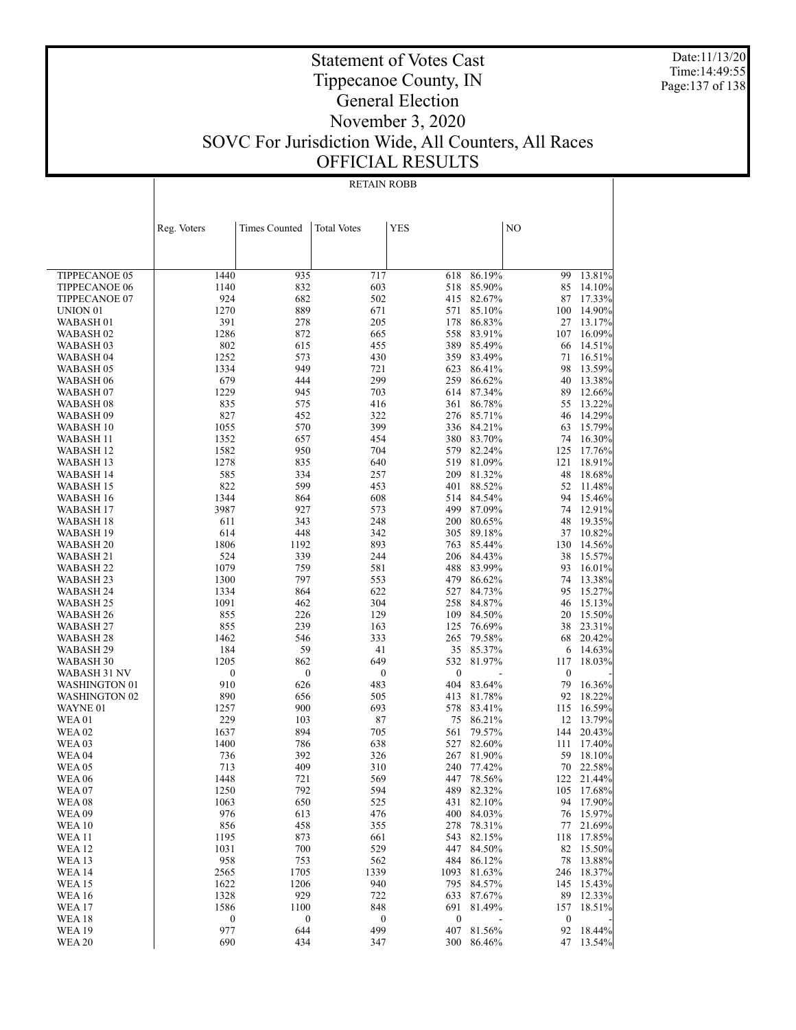# Statement of Votes Cast
# Tippecanoe County, IN
# General Election
# November 3, 2020
# SOVC For Jurisdiction Wide, All Counters, All Races
# OFFICIAL RESULTS

Date:11/13/20
Time:14:49:55

RETAIN ROBB

| | Reg. Voters | Times Counted | Total Votes | YES | | NO | |
|---|---|---|---|---|---|---|---|
| TIPPECANOE 05 | 1440 | 935 | 717 | 618 | 86.19% | 99 | 13.81% |
| TIPPECANOE 06 | 1140 | 832 | 603 | 518 | 85.90% | 85 | 14.10% |
| TIPPECANOE 07 | 924 | 682 | 502 | 415 | 82.67% | 87 | 17.33% |
| UNION 01 | 1270 | 889 | 671 | 571 | 85.10% | 100 | 14.90% |
| WABASH 01 | 391 | 278 | 205 | 178 | 86.83% | 27 | 13.17% |
| WABASH 02 | 1286 | 872 | 665 | 558 | 83.91% | 107 | 16.09% |
| WABASH 03 | 802 | 615 | 455 | 389 | 85.49% | 66 | 14.51% |
| WABASH 04 | 1252 | 573 | 430 | 359 | 83.49% | 71 | 16.51% |
| WABASH 05 | 1334 | 949 | 721 | 623 | 86.41% | 98 | 13.59% |
| WABASH 06 | 679 | 444 | 299 | 259 | 86.62% | 40 | 13.38% |
| WABASH 07 | 1229 | 945 | 703 | 614 | 87.34% | 89 | 12.66% |
| WABASH 08 | 835 | 575 | 416 | 361 | 86.78% | 55 | 13.22% |
| WABASH 09 | 827 | 452 | 322 | 276 | 85.71% | 46 | 14.29% |
| WABASH 10 | 1055 | 570 | 399 | 336 | 84.21% | 63 | 15.79% |
| WABASH 11 | 1352 | 657 | 454 | 380 | 83.70% | 74 | 16.30% |
| WABASH 12 | 1582 | 950 | 704 | 579 | 82.24% | 125 | 17.76% |
| WABASH 13 | 1278 | 835 | 640 | 519 | 81.09% | 121 | 18.91% |
| WABASH 14 | 585 | 334 | 257 | 209 | 81.32% | 48 | 18.68% |
| WABASH 15 | 822 | 599 | 453 | 401 | 88.52% | 52 | 11.48% |
| WABASH 16 | 1344 | 864 | 608 | 514 | 84.54% | 94 | 15.46% |
| WABASH 17 | 3987 | 927 | 573 | 499 | 87.09% | 74 | 12.91% |
| WABASH 18 | 611 | 343 | 248 | 200 | 80.65% | 48 | 19.35% |
| WABASH 19 | 614 | 448 | 342 | 305 | 89.18% | 37 | 10.82% |
| WABASH 20 | 1806 | 1192 | 893 | 763 | 85.44% | 130 | 14.56% |
| WABASH 21 | 524 | 339 | 244 | 206 | 84.43% | 38 | 15.57% |
| WABASH 22 | 1079 | 759 | 581 | 488 | 83.99% | 93 | 16.01% |
| WABASH 23 | 1300 | 797 | 553 | 479 | 86.62% | 74 | 13.38% |
| WABASH 24 | 1334 | 864 | 622 | 527 | 84.73% | 95 | 15.27% |
| WABASH 25 | 1091 | 462 | 304 | 258 | 84.87% | 46 | 15.13% |
| WABASH 26 | 855 | 226 | 129 | 109 | 84.50% | 20 | 15.50% |
| WABASH 27 | 855 | 239 | 163 | 125 | 76.69% | 38 | 23.31% |
| WABASH 28 | 1462 | 546 | 333 | 265 | 79.58% | 68 | 20.42% |
| WABASH 29 | 184 | 59 | 41 | 35 | 85.37% | 6 | 14.63% |
| WABASH 30 | 1205 | 862 | 649 | 532 | 81.97% | 117 | 18.03% |
| WABASH 31 NV | 0 | 0 | 0 | 0 | - | 0 | - |
| WASHINGTON 01 | 910 | 626 | 483 | 404 | 83.64% | 79 | 16.36% |
| WASHINGTON 02 | 890 | 656 | 505 | 413 | 81.78% | 92 | 18.22% |
| WAYNE 01 | 1257 | 900 | 693 | 578 | 83.41% | 115 | 16.59% |
| WEA 01 | 229 | 103 | 87 | 75 | 86.21% | 12 | 13.79% |
| WEA 02 | 1637 | 894 | 705 | 561 | 79.57% | 144 | 20.43% |
| WEA 03 | 1400 | 786 | 638 | 527 | 82.60% | 111 | 17.40% |
| WEA 04 | 736 | 392 | 326 | 267 | 81.90% | 59 | 18.10% |
| WEA 05 | 713 | 409 | 310 | 240 | 77.42% | 70 | 22.58% |
| WEA 06 | 1448 | 721 | 569 | 447 | 78.56% | 122 | 21.44% |
| WEA 07 | 1250 | 792 | 594 | 489 | 82.32% | 105 | 17.68% |
| WEA 08 | 1063 | 650 | 525 | 431 | 82.10% | 94 | 17.90% |
| WEA 09 | 976 | 613 | 476 | 400 | 84.03% | 76 | 15.97% |
| WEA 10 | 856 | 458 | 355 | 278 | 78.31% | 77 | 21.69% |
| WEA 11 | 1195 | 873 | 661 | 543 | 82.15% | 118 | 17.85% |
| WEA 12 | 1031 | 700 | 529 | 447 | 84.50% | 82 | 15.50% |
| WEA 13 | 958 | 753 | 562 | 484 | 86.12% | 78 | 13.88% |
| WEA 14 | 2565 | 1705 | 1339 | 1093 | 81.63% | 246 | 18.37% |
| WEA 15 | 1622 | 1206 | 940 | 795 | 84.57% | 145 | 15.43% |
| WEA 16 | 1328 | 929 | 722 | 633 | 87.67% | 89 | 12.33% |
| WEA 17 | 1586 | 1100 | 848 | 691 | 81.49% | 157 | 18.51% |
| WEA 18 | 0 | 0 | 0 | 0 | - | 0 | - |
| WEA 19 | 977 | 644 | 499 | 407 | 81.56% | 92 | 18.44% |
| WEA 20 | 690 | 434 | 347 | 300 | 86.46% | 47 | 13.54% |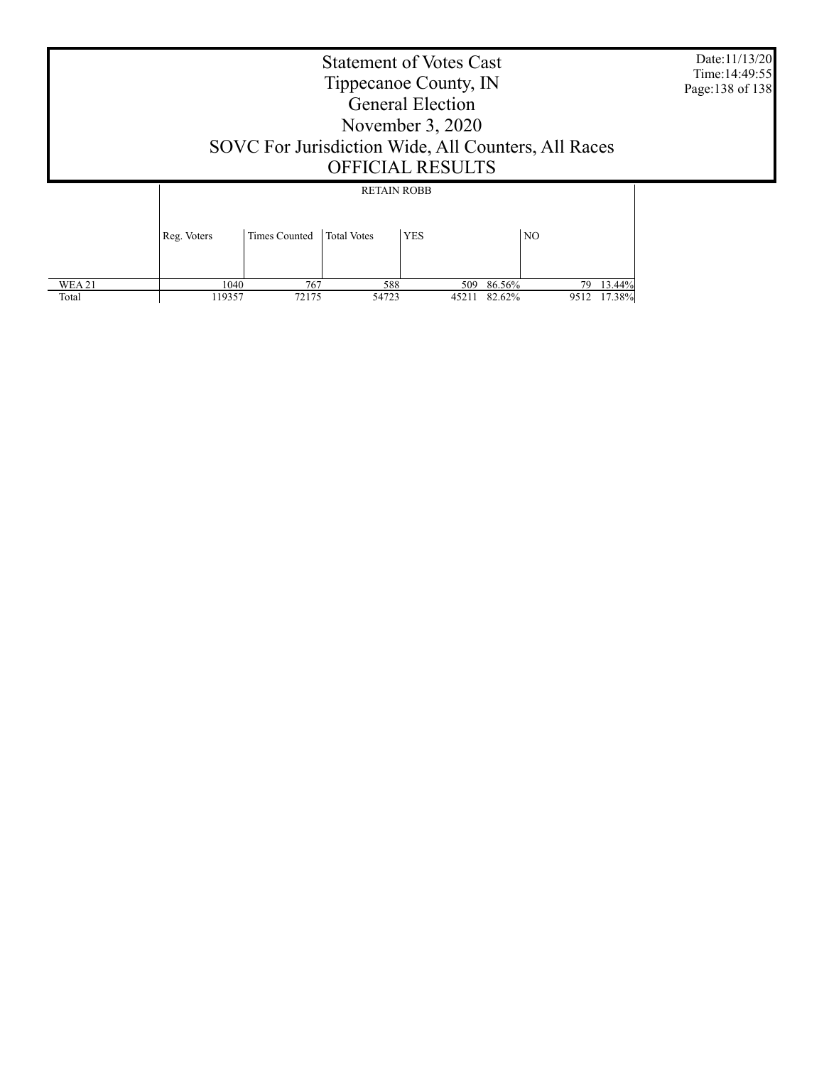# Statement of Votes Cast
# Tippecanoe County, IN
# General Election
# November 3, 2020
# SOVC For Jurisdiction Wide, All Counters, All Races
# OFFICIAL RESULTS

Date:11/13/20
Time:14:49:55

| | RETAIN ROBB | | | | | | |
|---|---|---|---|---|---|---|---|
| | Reg. Voters | Times Counted | Total Votes | YES | | NO | |
| WEA 21 | 1040 | 767 | 588 | 509 | 86.56% | 79 | 13.44% |
| Total | 119357 | 72175 | 54723 | 45211 | 82.62% | 9512 | 17.38% |